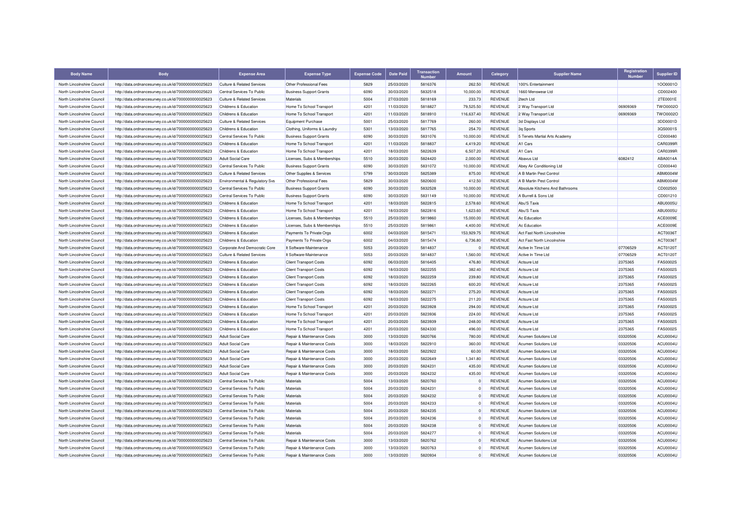| Body Name | Body | Expense Area | Expense Type | Expense Code | Date Paid | Transaction Number | Amount | Category | Supplier Name | Registration Number | Supplier ID |
|---|---|---|---|---|---|---|---|---|---|---|---|
| North Lincolnshire Council | http://data.ordnancesurvey.co.uk/id/7000000000025623 | Culture & Related Services | Other Professional Fees | 5829 | 25/03/2020 | 5816376 | 262.50 | REVENUE | 100% Entertainment | | 1OO0001O |
| North Lincolnshire Council | http://data.ordnancesurvey.co.uk/id/7000000000025623 | Central Services To Public | Business Support Grants | 6090 | 30/03/2020 | 5832518 | 10,000.00 | REVENUE | 1660 Menswear Ltd | | CD002400 |
| North Lincolnshire Council | http://data.ordnancesurvey.co.uk/id/7000000000025623 | Culture & Related Services | Materials | 5004 | 27/03/2020 | 5818169 | 233.73 | REVENUE | 2tech Ltd | | 2TE0001E |
| North Lincolnshire Council | http://data.ordnancesurvey.co.uk/id/7000000000025623 | Childrens & Education | Home To School Transport | 4201 | 11/03/2020 | 5818827 | 79,525.50 | REVENUE | 2 Way Transport Ltd | 06909369 | TWO0002O |
| North Lincolnshire Council | http://data.ordnancesurvey.co.uk/id/7000000000025623 | Childrens & Education | Home To School Transport | 4201 | 11/03/2020 | 5818910 | 116,637.40 | REVENUE | 2 Way Transport Ltd | 06909369 | TWO0002O |
| North Lincolnshire Council | http://data.ordnancesurvey.co.uk/id/7000000000025623 | Culture & Related Services | Equipment Purchase | 5001 | 25/03/2020 | 5817769 | 260.00 | REVENUE | 3d Displays Ltd | | 3DD0001D |
| North Lincolnshire Council | http://data.ordnancesurvey.co.uk/id/7000000000025623 | Childrens & Education | Clothing, Uniforms & Laundry | 5301 | 13/03/2020 | 5817765 | 254.70 | REVENUE | 3q Sports | | 3QS0001S |
| North Lincolnshire Council | http://data.ordnancesurvey.co.uk/id/7000000000025623 | Central Services To Public | Business Support Grants | 6090 | 30/03/2020 | 5831076 | 10,000.00 | REVENUE | 5 Tenets Martial Arts Academy | | CD000480 |
| North Lincolnshire Council | http://data.ordnancesurvey.co.uk/id/7000000000025623 | Childrens & Education | Home To School Transport | 4201 | 11/03/2020 | 5818837 | 4,419.20 | REVENUE | A1 Cars | | CAR0399R |
| North Lincolnshire Council | http://data.ordnancesurvey.co.uk/id/7000000000025623 | Childrens & Education | Home To School Transport | 4201 | 18/03/2020 | 5822639 | 6,507.20 | REVENUE | A1 Cars | | CAR0399R |
| North Lincolnshire Council | http://data.ordnancesurvey.co.uk/id/7000000000025623 | Adult Social Care | Licenses, Subs & Memberships | 5510 | 30/03/2020 | 5824420 | 2,000.00 | REVENUE | Abavus Ltd | 6082412 | ABA0014A |
| North Lincolnshire Council | http://data.ordnancesurvey.co.uk/id/7000000000025623 | Central Services To Public | Business Support Grants | 6090 | 30/03/2020 | 5831072 | 10,000.00 | REVENUE | Abey Air Conditioning Ltd | | CD000440 |
| North Lincolnshire Council | http://data.ordnancesurvey.co.uk/id/7000000000025623 | Culture & Related Services | Other Supplies & Services | 5799 | 30/03/2020 | 5825389 | 875.00 | REVENUE | A B Martin Pest Control | | ABM0004M |
| North Lincolnshire Council | http://data.ordnancesurvey.co.uk/id/7000000000025623 | Environmental & Regulatory Svs | Other Professional Fees | 5829 | 30/03/2020 | 5820600 | 412.50 | REVENUE | A B Martin Pest Control | | ABM0004M |
| North Lincolnshire Council | http://data.ordnancesurvey.co.uk/id/7000000000025623 | Central Services To Public | Business Support Grants | 6090 | 30/03/2020 | 5832528 | 10,000.00 | REVENUE | Absolute Kitchens And Bathrooms | | CD002500 |
| North Lincolnshire Council | http://data.ordnancesurvey.co.uk/id/7000000000025623 | Central Services To Public | Business Support Grants | 6090 | 30/03/2020 | 5831149 | 10,000.00 | REVENUE | A Burrell & Sons Ltd | | CD001210 |
| North Lincolnshire Council | http://data.ordnancesurvey.co.uk/id/7000000000025623 | Childrens & Education | Home To School Transport | 4201 | 18/03/2020 | 5822815 | 2,578.60 | REVENUE | Abu'S Taxis | | ABU0005U |
| North Lincolnshire Council | http://data.ordnancesurvey.co.uk/id/7000000000025623 | Childrens & Education | Home To School Transport | 4201 | 18/03/2020 | 5822816 | 1,623.60 | REVENUE | Abu'S Taxis | | ABU0005U |
| North Lincolnshire Council | http://data.ordnancesurvey.co.uk/id/7000000000025623 | Childrens & Education | Licenses, Subs & Memberships | 5510 | 25/03/2020 | 5819860 | 15,000.00 | REVENUE | Ac Education | | ACE0009E |
| North Lincolnshire Council | http://data.ordnancesurvey.co.uk/id/7000000000025623 | Childrens & Education | Licenses, Subs & Memberships | 5510 | 25/03/2020 | 5819861 | 4,400.00 | REVENUE | Ac Education | | ACE0009E |
| North Lincolnshire Council | http://data.ordnancesurvey.co.uk/id/7000000000025623 | Childrens & Education | Payments To Private Orgs | 6002 | 04/03/2020 | 5815471 | 153,929.75 | REVENUE | Act Fast North Lincolnshire | | ACT0036T |
| North Lincolnshire Council | http://data.ordnancesurvey.co.uk/id/7000000000025623 | Childrens & Education | Payments To Private Orgs | 6002 | 04/03/2020 | 5815474 | 6,736.80 | REVENUE | Act Fast North Lincolnshire | | ACT0036T |
| North Lincolnshire Council | http://data.ordnancesurvey.co.uk/id/7000000000025623 | Corporate And Democratic Core | It Software-Maintenance | 5053 | 20/03/2020 | 5814837 | 0 | REVENUE | Active In Time Ltd | 07706529 | ACT0120T |
| North Lincolnshire Council | http://data.ordnancesurvey.co.uk/id/7000000000025623 | Culture & Related Services | It Software-Maintenance | 5053 | 20/03/2020 | 5814837 | 1,560.00 | REVENUE | Active In Time Ltd | 07706529 | ACT0120T |
| North Lincolnshire Council | http://data.ordnancesurvey.co.uk/id/7000000000025623 | Childrens & Education | Client Transport Costs | 6092 | 06/03/2020 | 5816405 | 476.80 | REVENUE | Actsure Ltd | 2375365 | FAS0002S |
| North Lincolnshire Council | http://data.ordnancesurvey.co.uk/id/7000000000025623 | Childrens & Education | Client Transport Costs | 6092 | 18/03/2020 | 5822255 | 382.40 | REVENUE | Actsure Ltd | 2375365 | FAS0002S |
| North Lincolnshire Council | http://data.ordnancesurvey.co.uk/id/7000000000025623 | Childrens & Education | Client Transport Costs | 6092 | 18/03/2020 | 5822259 | 239.80 | REVENUE | Actsure Ltd | 2375365 | FAS0002S |
| North Lincolnshire Council | http://data.ordnancesurvey.co.uk/id/7000000000025623 | Childrens & Education | Client Transport Costs | 6092 | 18/03/2020 | 5822265 | 600.20 | REVENUE | Actsure Ltd | 2375365 | FAS0002S |
| North Lincolnshire Council | http://data.ordnancesurvey.co.uk/id/7000000000025623 | Childrens & Education | Client Transport Costs | 6092 | 18/03/2020 | 5822271 | 275.20 | REVENUE | Actsure Ltd | 2375365 | FAS0002S |
| North Lincolnshire Council | http://data.ordnancesurvey.co.uk/id/7000000000025623 | Childrens & Education | Client Transport Costs | 6092 | 18/03/2020 | 5822275 | 211.20 | REVENUE | Actsure Ltd | 2375365 | FAS0002S |
| North Lincolnshire Council | http://data.ordnancesurvey.co.uk/id/7000000000025623 | Childrens & Education | Home To School Transport | 4201 | 20/03/2020 | 5823928 | 294.00 | REVENUE | Actsure Ltd | 2375365 | FAS0002S |
| North Lincolnshire Council | http://data.ordnancesurvey.co.uk/id/7000000000025623 | Childrens & Education | Home To School Transport | 4201 | 20/03/2020 | 5823936 | 224.00 | REVENUE | Actsure Ltd | 2375365 | FAS0002S |
| North Lincolnshire Council | http://data.ordnancesurvey.co.uk/id/7000000000025623 | Childrens & Education | Home To School Transport | 4201 | 20/03/2020 | 5823939 | 248.00 | REVENUE | Actsure Ltd | 2375365 | FAS0002S |
| North Lincolnshire Council | http://data.ordnancesurvey.co.uk/id/7000000000025623 | Childrens & Education | Home To School Transport | 4201 | 20/03/2020 | 5824330 | 496.00 | REVENUE | Actsure Ltd | 2375365 | FAS0002S |
| North Lincolnshire Council | http://data.ordnancesurvey.co.uk/id/7000000000025623 | Adult Social Care | Repair & Maintenance Costs | 3000 | 13/03/2020 | 5820766 | 780.00 | REVENUE | Acumen Solutions Ltd | 03320506 | ACU0004U |
| North Lincolnshire Council | http://data.ordnancesurvey.co.uk/id/7000000000025623 | Adult Social Care | Repair & Maintenance Costs | 3000 | 18/03/2020 | 5822910 | 360.00 | REVENUE | Acumen Solutions Ltd | 03320506 | ACU0004U |
| North Lincolnshire Council | http://data.ordnancesurvey.co.uk/id/7000000000025623 | Adult Social Care | Repair & Maintenance Costs | 3000 | 18/03/2020 | 5822922 | 60.00 | REVENUE | Acumen Solutions Ltd | 03320506 | ACU0004U |
| North Lincolnshire Council | http://data.ordnancesurvey.co.uk/id/7000000000025623 | Adult Social Care | Repair & Maintenance Costs | 3000 | 20/03/2020 | 5822649 | 1,341.80 | REVENUE | Acumen Solutions Ltd | 03320506 | ACU0004U |
| North Lincolnshire Council | http://data.ordnancesurvey.co.uk/id/7000000000025623 | Adult Social Care | Repair & Maintenance Costs | 3000 | 20/03/2020 | 5824231 | 435.00 | REVENUE | Acumen Solutions Ltd | 03320506 | ACU0004U |
| North Lincolnshire Council | http://data.ordnancesurvey.co.uk/id/7000000000025623 | Adult Social Care | Repair & Maintenance Costs | 3000 | 20/03/2020 | 5824232 | 435.00 | REVENUE | Acumen Solutions Ltd | 03320506 | ACU0004U |
| North Lincolnshire Council | http://data.ordnancesurvey.co.uk/id/7000000000025623 | Central Services To Public | Materials | 5004 | 13/03/2020 | 5820760 | 0 | REVENUE | Acumen Solutions Ltd | 03320506 | ACU0004U |
| North Lincolnshire Council | http://data.ordnancesurvey.co.uk/id/7000000000025623 | Central Services To Public | Materials | 5004 | 20/03/2020 | 5824231 | 0 | REVENUE | Acumen Solutions Ltd | 03320506 | ACU0004U |
| North Lincolnshire Council | http://data.ordnancesurvey.co.uk/id/7000000000025623 | Central Services To Public | Materials | 5004 | 20/03/2020 | 5824232 | 0 | REVENUE | Acumen Solutions Ltd | 03320506 | ACU0004U |
| North Lincolnshire Council | http://data.ordnancesurvey.co.uk/id/7000000000025623 | Central Services To Public | Materials | 5004 | 20/03/2020 | 5824233 | 0 | REVENUE | Acumen Solutions Ltd | 03320506 | ACU0004U |
| North Lincolnshire Council | http://data.ordnancesurvey.co.uk/id/7000000000025623 | Central Services To Public | Materials | 5004 | 20/03/2020 | 5824235 | 0 | REVENUE | Acumen Solutions Ltd | 03320506 | ACU0004U |
| North Lincolnshire Council | http://data.ordnancesurvey.co.uk/id/7000000000025623 | Central Services To Public | Materials | 5004 | 20/03/2020 | 5824236 | 0 | REVENUE | Acumen Solutions Ltd | 03320506 | ACU0004U |
| North Lincolnshire Council | http://data.ordnancesurvey.co.uk/id/7000000000025623 | Central Services To Public | Materials | 5004 | 20/03/2020 | 5824238 | 0 | REVENUE | Acumen Solutions Ltd | 03320506 | ACU0004U |
| North Lincolnshire Council | http://data.ordnancesurvey.co.uk/id/7000000000025623 | Central Services To Public | Materials | 5004 | 20/03/2020 | 5824277 | 0 | REVENUE | Acumen Solutions Ltd | 03320506 | ACU0004U |
| North Lincolnshire Council | http://data.ordnancesurvey.co.uk/id/7000000000025623 | Central Services To Public | Repair & Maintenance Costs | 3000 | 13/03/2020 | 5820762 | 0 | REVENUE | Acumen Solutions Ltd | 03320506 | ACU0004U |
| North Lincolnshire Council | http://data.ordnancesurvey.co.uk/id/7000000000025623 | Central Services To Public | Repair & Maintenance Costs | 3000 | 13/03/2020 | 5820763 | 0 | REVENUE | Acumen Solutions Ltd | 03320506 | ACU0004U |
| North Lincolnshire Council | http://data.ordnancesurvey.co.uk/id/7000000000025623 | Central Services To Public | Repair & Maintenance Costs | 3000 | 13/03/2020 | 5820934 | 0 | REVENUE | Acumen Solutions Ltd | 03320506 | ACU0004U |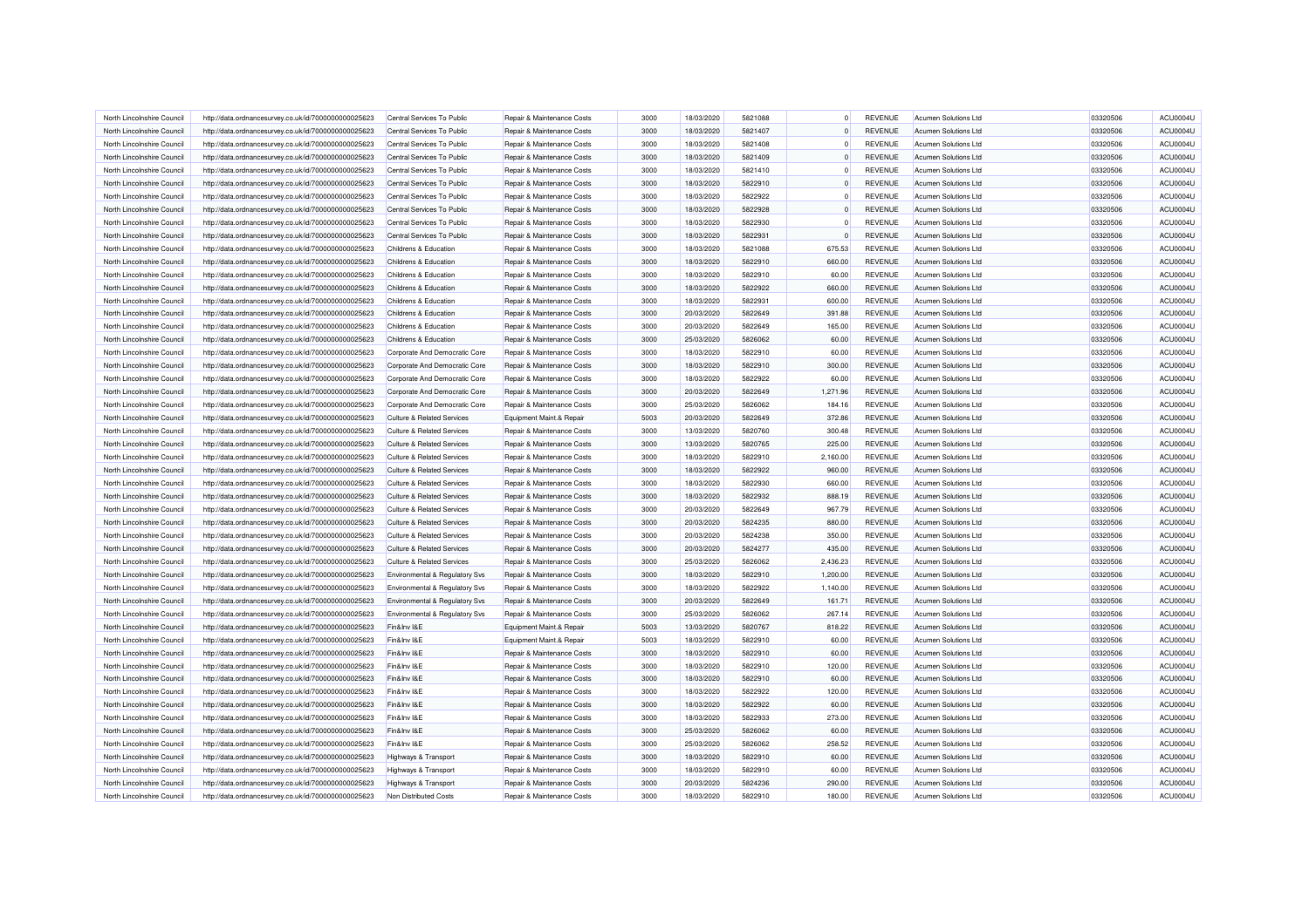| | | | | | | | | | | | | |
|---|---|---|---|---|---|---|---|---|---|---|---|---|
| North Lincolnshire Council | http://data.ordnancesurvey.co.uk/id/7000000000025623 | Central Services To Public | Repair & Maintenance Costs | 3000 | 18/03/2020 | 5821088 | 0 | REVENUE | Acumen Solutions Ltd | 03320506 | ACU0004U |
| North Lincolnshire Council | http://data.ordnancesurvey.co.uk/id/7000000000025623 | Central Services To Public | Repair & Maintenance Costs | 3000 | 18/03/2020 | 5821407 | 0 | REVENUE | Acumen Solutions Ltd | 03320506 | ACU0004U |
| North Lincolnshire Council | http://data.ordnancesurvey.co.uk/id/7000000000025623 | Central Services To Public | Repair & Maintenance Costs | 3000 | 18/03/2020 | 5821408 | 0 | REVENUE | Acumen Solutions Ltd | 03320506 | ACU0004U |
| North Lincolnshire Council | http://data.ordnancesurvey.co.uk/id/7000000000025623 | Central Services To Public | Repair & Maintenance Costs | 3000 | 18/03/2020 | 5821409 | 0 | REVENUE | Acumen Solutions Ltd | 03320506 | ACU0004U |
| North Lincolnshire Council | http://data.ordnancesurvey.co.uk/id/7000000000025623 | Central Services To Public | Repair & Maintenance Costs | 3000 | 18/03/2020 | 5821410 | 0 | REVENUE | Acumen Solutions Ltd | 03320506 | ACU0004U |
| North Lincolnshire Council | http://data.ordnancesurvey.co.uk/id/7000000000025623 | Central Services To Public | Repair & Maintenance Costs | 3000 | 18/03/2020 | 5822910 | 0 | REVENUE | Acumen Solutions Ltd | 03320506 | ACU0004U |
| North Lincolnshire Council | http://data.ordnancesurvey.co.uk/id/7000000000025623 | Central Services To Public | Repair & Maintenance Costs | 3000 | 18/03/2020 | 5822922 | 0 | REVENUE | Acumen Solutions Ltd | 03320506 | ACU0004U |
| North Lincolnshire Council | http://data.ordnancesurvey.co.uk/id/7000000000025623 | Central Services To Public | Repair & Maintenance Costs | 3000 | 18/03/2020 | 5822928 | 0 | REVENUE | Acumen Solutions Ltd | 03320506 | ACU0004U |
| North Lincolnshire Council | http://data.ordnancesurvey.co.uk/id/7000000000025623 | Central Services To Public | Repair & Maintenance Costs | 3000 | 18/03/2020 | 5822930 | 0 | REVENUE | Acumen Solutions Ltd | 03320506 | ACU0004U |
| North Lincolnshire Council | http://data.ordnancesurvey.co.uk/id/7000000000025623 | Central Services To Public | Repair & Maintenance Costs | 3000 | 18/03/2020 | 5822931 | 0 | REVENUE | Acumen Solutions Ltd | 03320506 | ACU0004U |
| North Lincolnshire Council | http://data.ordnancesurvey.co.uk/id/7000000000025623 | Childrens & Education | Repair & Maintenance Costs | 3000 | 18/03/2020 | 5821088 | 675.53 | REVENUE | Acumen Solutions Ltd | 03320506 | ACU0004U |
| North Lincolnshire Council | http://data.ordnancesurvey.co.uk/id/7000000000025623 | Childrens & Education | Repair & Maintenance Costs | 3000 | 18/03/2020 | 5822910 | 660.00 | REVENUE | Acumen Solutions Ltd | 03320506 | ACU0004U |
| North Lincolnshire Council | http://data.ordnancesurvey.co.uk/id/7000000000025623 | Childrens & Education | Repair & Maintenance Costs | 3000 | 18/03/2020 | 5822910 | 60.00 | REVENUE | Acumen Solutions Ltd | 03320506 | ACU0004U |
| North Lincolnshire Council | http://data.ordnancesurvey.co.uk/id/7000000000025623 | Childrens & Education | Repair & Maintenance Costs | 3000 | 18/03/2020 | 5822922 | 660.00 | REVENUE | Acumen Solutions Ltd | 03320506 | ACU0004U |
| North Lincolnshire Council | http://data.ordnancesurvey.co.uk/id/7000000000025623 | Childrens & Education | Repair & Maintenance Costs | 3000 | 18/03/2020 | 5822931 | 600.00 | REVENUE | Acumen Solutions Ltd | 03320506 | ACU0004U |
| North Lincolnshire Council | http://data.ordnancesurvey.co.uk/id/7000000000025623 | Childrens & Education | Repair & Maintenance Costs | 3000 | 20/03/2020 | 5822649 | 391.88 | REVENUE | Acumen Solutions Ltd | 03320506 | ACU0004U |
| North Lincolnshire Council | http://data.ordnancesurvey.co.uk/id/7000000000025623 | Childrens & Education | Repair & Maintenance Costs | 3000 | 20/03/2020 | 5822649 | 165.00 | REVENUE | Acumen Solutions Ltd | 03320506 | ACU0004U |
| North Lincolnshire Council | http://data.ordnancesurvey.co.uk/id/7000000000025623 | Childrens & Education | Repair & Maintenance Costs | 3000 | 25/03/2020 | 5826062 | 60.00 | REVENUE | Acumen Solutions Ltd | 03320506 | ACU0004U |
| North Lincolnshire Council | http://data.ordnancesurvey.co.uk/id/7000000000025623 | Corporate And Democratic Core | Repair & Maintenance Costs | 3000 | 18/03/2020 | 5822910 | 60.00 | REVENUE | Acumen Solutions Ltd | 03320506 | ACU0004U |
| North Lincolnshire Council | http://data.ordnancesurvey.co.uk/id/7000000000025623 | Corporate And Democratic Core | Repair & Maintenance Costs | 3000 | 18/03/2020 | 5822910 | 300.00 | REVENUE | Acumen Solutions Ltd | 03320506 | ACU0004U |
| North Lincolnshire Council | http://data.ordnancesurvey.co.uk/id/7000000000025623 | Corporate And Democratic Core | Repair & Maintenance Costs | 3000 | 18/03/2020 | 5822922 | 60.00 | REVENUE | Acumen Solutions Ltd | 03320506 | ACU0004U |
| North Lincolnshire Council | http://data.ordnancesurvey.co.uk/id/7000000000025623 | Corporate And Democratic Core | Repair & Maintenance Costs | 3000 | 20/03/2020 | 5822649 | 1,271.96 | REVENUE | Acumen Solutions Ltd | 03320506 | ACU0004U |
| North Lincolnshire Council | http://data.ordnancesurvey.co.uk/id/7000000000025623 | Corporate And Democratic Core | Repair & Maintenance Costs | 3000 | 25/03/2020 | 5826062 | 184.16 | REVENUE | Acumen Solutions Ltd | 03320506 | ACU0004U |
| North Lincolnshire Council | http://data.ordnancesurvey.co.uk/id/7000000000025623 | Culture & Related Services | Equipment Maint.& Repair | 5003 | 20/03/2020 | 5822649 | 372.86 | REVENUE | Acumen Solutions Ltd | 03320506 | ACU0004U |
| North Lincolnshire Council | http://data.ordnancesurvey.co.uk/id/7000000000025623 | Culture & Related Services | Repair & Maintenance Costs | 3000 | 13/03/2020 | 5820760 | 300.48 | REVENUE | Acumen Solutions Ltd | 03320506 | ACU0004U |
| North Lincolnshire Council | http://data.ordnancesurvey.co.uk/id/7000000000025623 | Culture & Related Services | Repair & Maintenance Costs | 3000 | 13/03/2020 | 5820765 | 225.00 | REVENUE | Acumen Solutions Ltd | 03320506 | ACU0004U |
| North Lincolnshire Council | http://data.ordnancesurvey.co.uk/id/7000000000025623 | Culture & Related Services | Repair & Maintenance Costs | 3000 | 18/03/2020 | 5822910 | 2,160.00 | REVENUE | Acumen Solutions Ltd | 03320506 | ACU0004U |
| North Lincolnshire Council | http://data.ordnancesurvey.co.uk/id/7000000000025623 | Culture & Related Services | Repair & Maintenance Costs | 3000 | 18/03/2020 | 5822922 | 960.00 | REVENUE | Acumen Solutions Ltd | 03320506 | ACU0004U |
| North Lincolnshire Council | http://data.ordnancesurvey.co.uk/id/7000000000025623 | Culture & Related Services | Repair & Maintenance Costs | 3000 | 18/03/2020 | 5822930 | 660.00 | REVENUE | Acumen Solutions Ltd | 03320506 | ACU0004U |
| North Lincolnshire Council | http://data.ordnancesurvey.co.uk/id/7000000000025623 | Culture & Related Services | Repair & Maintenance Costs | 3000 | 18/03/2020 | 5822932 | 888.19 | REVENUE | Acumen Solutions Ltd | 03320506 | ACU0004U |
| North Lincolnshire Council | http://data.ordnancesurvey.co.uk/id/7000000000025623 | Culture & Related Services | Repair & Maintenance Costs | 3000 | 20/03/2020 | 5822649 | 967.79 | REVENUE | Acumen Solutions Ltd | 03320506 | ACU0004U |
| North Lincolnshire Council | http://data.ordnancesurvey.co.uk/id/7000000000025623 | Culture & Related Services | Repair & Maintenance Costs | 3000 | 20/03/2020 | 5824235 | 880.00 | REVENUE | Acumen Solutions Ltd | 03320506 | ACU0004U |
| North Lincolnshire Council | http://data.ordnancesurvey.co.uk/id/7000000000025623 | Culture & Related Services | Repair & Maintenance Costs | 3000 | 20/03/2020 | 5824238 | 350.00 | REVENUE | Acumen Solutions Ltd | 03320506 | ACU0004U |
| North Lincolnshire Council | http://data.ordnancesurvey.co.uk/id/7000000000025623 | Culture & Related Services | Repair & Maintenance Costs | 3000 | 20/03/2020 | 5824277 | 435.00 | REVENUE | Acumen Solutions Ltd | 03320506 | ACU0004U |
| North Lincolnshire Council | http://data.ordnancesurvey.co.uk/id/7000000000025623 | Culture & Related Services | Repair & Maintenance Costs | 3000 | 25/03/2020 | 5826062 | 2,436.23 | REVENUE | Acumen Solutions Ltd | 03320506 | ACU0004U |
| North Lincolnshire Council | http://data.ordnancesurvey.co.uk/id/7000000000025623 | Environmental & Regulatory Svs | Repair & Maintenance Costs | 3000 | 18/03/2020 | 5822910 | 1,200.00 | REVENUE | Acumen Solutions Ltd | 03320506 | ACU0004U |
| North Lincolnshire Council | http://data.ordnancesurvey.co.uk/id/7000000000025623 | Environmental & Regulatory Svs | Repair & Maintenance Costs | 3000 | 18/03/2020 | 5822922 | 1,140.00 | REVENUE | Acumen Solutions Ltd | 03320506 | ACU0004U |
| North Lincolnshire Council | http://data.ordnancesurvey.co.uk/id/7000000000025623 | Environmental & Regulatory Svs | Repair & Maintenance Costs | 3000 | 20/03/2020 | 5822649 | 161.71 | REVENUE | Acumen Solutions Ltd | 03320506 | ACU0004U |
| North Lincolnshire Council | http://data.ordnancesurvey.co.uk/id/7000000000025623 | Environmental & Regulatory Svs | Repair & Maintenance Costs | 3000 | 25/03/2020 | 5826062 | 267.14 | REVENUE | Acumen Solutions Ltd | 03320506 | ACU0004U |
| North Lincolnshire Council | http://data.ordnancesurvey.co.uk/id/7000000000025623 | Fin&Inv I&E | Equipment Maint.& Repair | 5003 | 13/03/2020 | 5820767 | 818.22 | REVENUE | Acumen Solutions Ltd | 03320506 | ACU0004U |
| North Lincolnshire Council | http://data.ordnancesurvey.co.uk/id/7000000000025623 | Fin&Inv I&E | Equipment Maint.& Repair | 5003 | 18/03/2020 | 5822910 | 60.00 | REVENUE | Acumen Solutions Ltd | 03320506 | ACU0004U |
| North Lincolnshire Council | http://data.ordnancesurvey.co.uk/id/7000000000025623 | Fin&Inv I&E | Repair & Maintenance Costs | 3000 | 18/03/2020 | 5822910 | 60.00 | REVENUE | Acumen Solutions Ltd | 03320506 | ACU0004U |
| North Lincolnshire Council | http://data.ordnancesurvey.co.uk/id/7000000000025623 | Fin&Inv I&E | Repair & Maintenance Costs | 3000 | 18/03/2020 | 5822910 | 120.00 | REVENUE | Acumen Solutions Ltd | 03320506 | ACU0004U |
| North Lincolnshire Council | http://data.ordnancesurvey.co.uk/id/7000000000025623 | Fin&Inv I&E | Repair & Maintenance Costs | 3000 | 18/03/2020 | 5822910 | 60.00 | REVENUE | Acumen Solutions Ltd | 03320506 | ACU0004U |
| North Lincolnshire Council | http://data.ordnancesurvey.co.uk/id/7000000000025623 | Fin&Inv I&E | Repair & Maintenance Costs | 3000 | 18/03/2020 | 5822922 | 120.00 | REVENUE | Acumen Solutions Ltd | 03320506 | ACU0004U |
| North Lincolnshire Council | http://data.ordnancesurvey.co.uk/id/7000000000025623 | Fin&Inv I&E | Repair & Maintenance Costs | 3000 | 18/03/2020 | 5822922 | 60.00 | REVENUE | Acumen Solutions Ltd | 03320506 | ACU0004U |
| North Lincolnshire Council | http://data.ordnancesurvey.co.uk/id/7000000000025623 | Fin&Inv I&E | Repair & Maintenance Costs | 3000 | 18/03/2020 | 5822933 | 273.00 | REVENUE | Acumen Solutions Ltd | 03320506 | ACU0004U |
| North Lincolnshire Council | http://data.ordnancesurvey.co.uk/id/7000000000025623 | Fin&Inv I&E | Repair & Maintenance Costs | 3000 | 25/03/2020 | 5826062 | 60.00 | REVENUE | Acumen Solutions Ltd | 03320506 | ACU0004U |
| North Lincolnshire Council | http://data.ordnancesurvey.co.uk/id/7000000000025623 | Fin&Inv I&E | Repair & Maintenance Costs | 3000 | 25/03/2020 | 5826062 | 258.52 | REVENUE | Acumen Solutions Ltd | 03320506 | ACU0004U |
| North Lincolnshire Council | http://data.ordnancesurvey.co.uk/id/7000000000025623 | Highways & Transport | Repair & Maintenance Costs | 3000 | 18/03/2020 | 5822910 | 60.00 | REVENUE | Acumen Solutions Ltd | 03320506 | ACU0004U |
| North Lincolnshire Council | http://data.ordnancesurvey.co.uk/id/7000000000025623 | Highways & Transport | Repair & Maintenance Costs | 3000 | 18/03/2020 | 5822910 | 60.00 | REVENUE | Acumen Solutions Ltd | 03320506 | ACU0004U |
| North Lincolnshire Council | http://data.ordnancesurvey.co.uk/id/7000000000025623 | Highways & Transport | Repair & Maintenance Costs | 3000 | 20/03/2020 | 5824236 | 290.00 | REVENUE | Acumen Solutions Ltd | 03320506 | ACU0004U |
| North Lincolnshire Council | http://data.ordnancesurvey.co.uk/id/7000000000025623 | Non Distributed Costs | Repair & Maintenance Costs | 3000 | 18/03/2020 | 5822910 | 180.00 | REVENUE | Acumen Solutions Ltd | 03320506 | ACU0004U |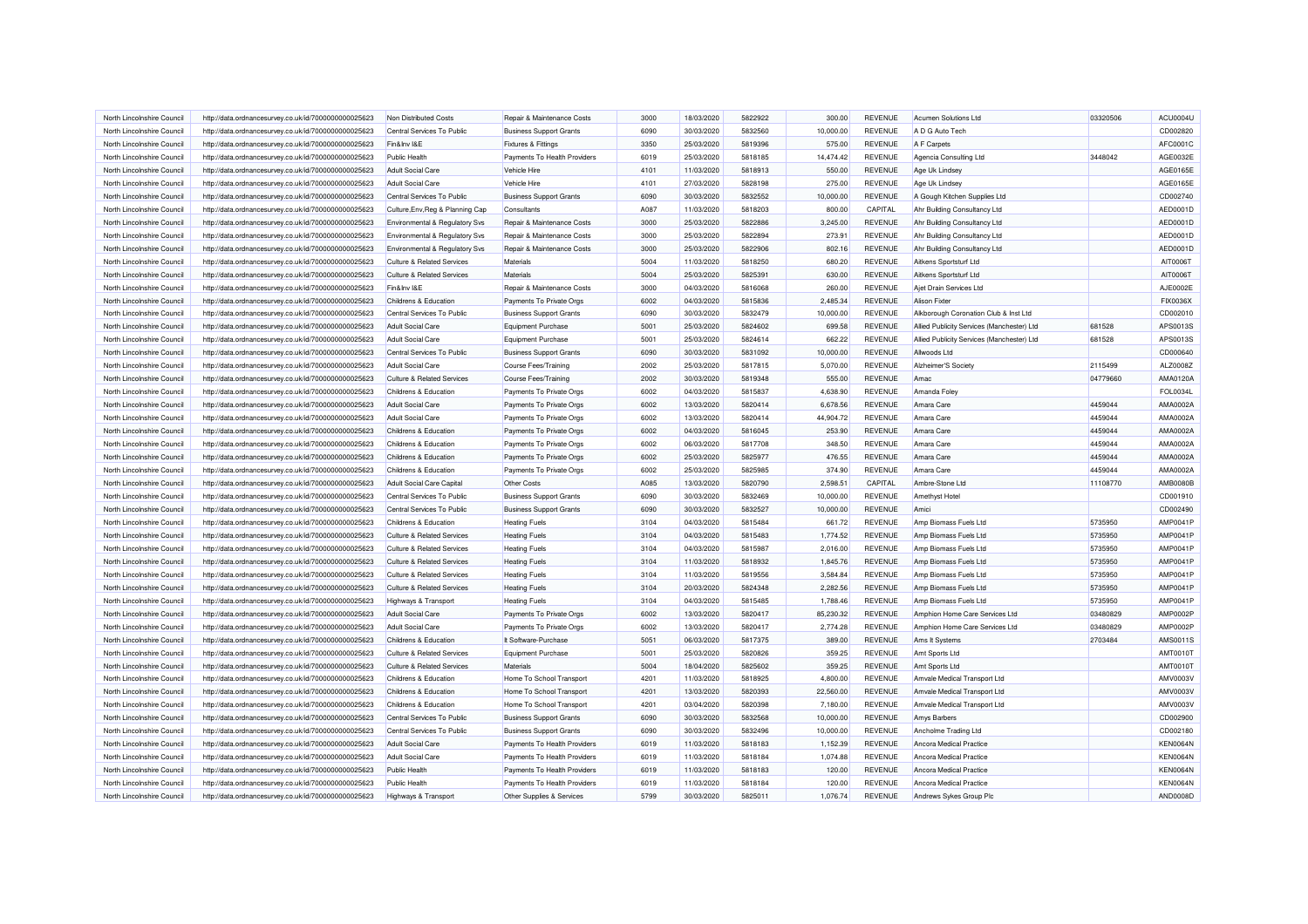| | | | | | | | | | | | |
|---|---|---|---|---|---|---|---|---|---|---|---|
| North Lincolnshire Council | http://data.ordnancesurvey.co.uk/id/7000000000025623 | Non Distributed Costs | Repair & Maintenance Costs | 3000 | 18/03/2020 | 5822922 | 300.00 | REVENUE | Acumen Solutions Ltd | 03320506 | ACU0004U |
| North Lincolnshire Council | http://data.ordnancesurvey.co.uk/id/7000000000025623 | Central Services To Public | Business Support Grants | 6090 | 30/03/2020 | 5832560 | 10,000.00 | REVENUE | A D G Auto Tech | | CD002820 |
| North Lincolnshire Council | http://data.ordnancesurvey.co.uk/id/7000000000025623 | Fin&Inv I&E | Fixtures & Fittings | 3350 | 25/03/2020 | 5819396 | 575.00 | REVENUE | A F Carpets | | AFC0001C |
| North Lincolnshire Council | http://data.ordnancesurvey.co.uk/id/7000000000025623 | Public Health | Payments To Health Providers | 6019 | 25/03/2020 | 5818185 | 14,474.42 | REVENUE | Agencia Consulting Ltd | 3448042 | AGE0032E |
| North Lincolnshire Council | http://data.ordnancesurvey.co.uk/id/7000000000025623 | Adult Social Care | Vehicle Hire | 4101 | 11/03/2020 | 5818913 | 550.00 | REVENUE | Age Uk Lindsey | | AGE0165E |
| North Lincolnshire Council | http://data.ordnancesurvey.co.uk/id/7000000000025623 | Adult Social Care | Vehicle Hire | 4101 | 27/03/2020 | 5828198 | 275.00 | REVENUE | Age Uk Lindsey | | AGE0165E |
| North Lincolnshire Council | http://data.ordnancesurvey.co.uk/id/7000000000025623 | Central Services To Public | Business Support Grants | 6090 | 30/03/2020 | 5832552 | 10,000.00 | REVENUE | A Gough Kitchen Supplies Ltd | | CD002740 |
| North Lincolnshire Council | http://data.ordnancesurvey.co.uk/id/7000000000025623 | Culture,Env,Reg & Planning Cap | Consultants | A087 | 11/03/2020 | 5818203 | 800.00 | CAPITAL | Ahr Building Consultancy Ltd | | AED0001D |
| North Lincolnshire Council | http://data.ordnancesurvey.co.uk/id/7000000000025623 | Environmental & Regulatory Svs | Repair & Maintenance Costs | 3000 | 25/03/2020 | 5822886 | 3,245.00 | REVENUE | Ahr Building Consultancy Ltd | | AED0001D |
| North Lincolnshire Council | http://data.ordnancesurvey.co.uk/id/7000000000025623 | Environmental & Regulatory Svs | Repair & Maintenance Costs | 3000 | 25/03/2020 | 5822894 | 273.91 | REVENUE | Ahr Building Consultancy Ltd | | AED0001D |
| North Lincolnshire Council | http://data.ordnancesurvey.co.uk/id/7000000000025623 | Environmental & Regulatory Svs | Repair & Maintenance Costs | 3000 | 25/03/2020 | 5822906 | 802.16 | REVENUE | Ahr Building Consultancy Ltd | | AED0001D |
| North Lincolnshire Council | http://data.ordnancesurvey.co.uk/id/7000000000025623 | Culture & Related Services | Materials | 5004 | 11/03/2020 | 5818250 | 680.20 | REVENUE | Aitkens Sportsturf Ltd | | AIT0006T |
| North Lincolnshire Council | http://data.ordnancesurvey.co.uk/id/7000000000025623 | Culture & Related Services | Materials | 5004 | 25/03/2020 | 5825391 | 630.00 | REVENUE | Aitkens Sportsturf Ltd | | AIT0006T |
| North Lincolnshire Council | http://data.ordnancesurvey.co.uk/id/7000000000025623 | Fin&Inv I&E | Repair & Maintenance Costs | 3000 | 04/03/2020 | 5816068 | 260.00 | REVENUE | Ajet Drain Services Ltd | | AJE0002E |
| North Lincolnshire Council | http://data.ordnancesurvey.co.uk/id/7000000000025623 | Childrens & Education | Payments To Private Orgs | 6002 | 04/03/2020 | 5815836 | 2,485.34 | REVENUE | Alison Fixter | | FIX0036X |
| North Lincolnshire Council | http://data.ordnancesurvey.co.uk/id/7000000000025623 | Central Services To Public | Business Support Grants | 6090 | 30/03/2020 | 5832479 | 10,000.00 | REVENUE | Alkborough Coronation Club & Inst Ltd | | CD002010 |
| North Lincolnshire Council | http://data.ordnancesurvey.co.uk/id/7000000000025623 | Adult Social Care | Equipment Purchase | 5001 | 25/03/2020 | 5824602 | 699.58 | REVENUE | Allied Publicity Services (Manchester) Ltd | 681528 | APS0013S |
| North Lincolnshire Council | http://data.ordnancesurvey.co.uk/id/7000000000025623 | Adult Social Care | Equipment Purchase | 5001 | 25/03/2020 | 5824614 | 662.22 | REVENUE | Allied Publicity Services (Manchester) Ltd | 681528 | APS0013S |
| North Lincolnshire Council | http://data.ordnancesurvey.co.uk/id/7000000000025623 | Central Services To Public | Business Support Grants | 6090 | 30/03/2020 | 5831092 | 10,000.00 | REVENUE | Allwoods Ltd | | CD000640 |
| North Lincolnshire Council | http://data.ordnancesurvey.co.uk/id/7000000000025623 | Adult Social Care | Course Fees/Training | 2002 | 25/03/2020 | 5817815 | 5,070.00 | REVENUE | Alzheimer'S Society | 2115499 | ALZ0008Z |
| North Lincolnshire Council | http://data.ordnancesurvey.co.uk/id/7000000000025623 | Culture & Related Services | Course Fees/Training | 2002 | 30/03/2020 | 5819348 | 555.00 | REVENUE | Amac | 04779660 | AMA0120A |
| North Lincolnshire Council | http://data.ordnancesurvey.co.uk/id/7000000000025623 | Childrens & Education | Payments To Private Orgs | 6002 | 04/03/2020 | 5815837 | 4,638.90 | REVENUE | Amanda Foley | | FOL0034L |
| North Lincolnshire Council | http://data.ordnancesurvey.co.uk/id/7000000000025623 | Adult Social Care | Payments To Private Orgs | 6002 | 13/03/2020 | 5820414 | 6,678.56 | REVENUE | Amara Care | 4459044 | AMA0002A |
| North Lincolnshire Council | http://data.ordnancesurvey.co.uk/id/7000000000025623 | Adult Social Care | Payments To Private Orgs | 6002 | 13/03/2020 | 5820414 | 44,904.72 | REVENUE | Amara Care | 4459044 | AMA0002A |
| North Lincolnshire Council | http://data.ordnancesurvey.co.uk/id/7000000000025623 | Childrens & Education | Payments To Private Orgs | 6002 | 04/03/2020 | 5816045 | 253.90 | REVENUE | Amara Care | 4459044 | AMA0002A |
| North Lincolnshire Council | http://data.ordnancesurvey.co.uk/id/7000000000025623 | Childrens & Education | Payments To Private Orgs | 6002 | 06/03/2020 | 5817708 | 348.50 | REVENUE | Amara Care | 4459044 | AMA0002A |
| North Lincolnshire Council | http://data.ordnancesurvey.co.uk/id/7000000000025623 | Childrens & Education | Payments To Private Orgs | 6002 | 25/03/2020 | 5825977 | 476.55 | REVENUE | Amara Care | 4459044 | AMA0002A |
| North Lincolnshire Council | http://data.ordnancesurvey.co.uk/id/7000000000025623 | Childrens & Education | Payments To Private Orgs | 6002 | 25/03/2020 | 5825985 | 374.90 | REVENUE | Amara Care | 4459044 | AMA0002A |
| North Lincolnshire Council | http://data.ordnancesurvey.co.uk/id/7000000000025623 | Adult Social Care Capital | Other Costs | A085 | 13/03/2020 | 5820790 | 2,598.51 | CAPITAL | Ambre-Stone Ltd | 11108770 | AMB0080B |
| North Lincolnshire Council | http://data.ordnancesurvey.co.uk/id/7000000000025623 | Central Services To Public | Business Support Grants | 6090 | 30/03/2020 | 5832469 | 10,000.00 | REVENUE | Amethyst Hotel | | CD001910 |
| North Lincolnshire Council | http://data.ordnancesurvey.co.uk/id/7000000000025623 | Central Services To Public | Business Support Grants | 6090 | 30/03/2020 | 5832527 | 10,000.00 | REVENUE | Amici | | CD002490 |
| North Lincolnshire Council | http://data.ordnancesurvey.co.uk/id/7000000000025623 | Childrens & Education | Heating Fuels | 3104 | 04/03/2020 | 5815484 | 661.72 | REVENUE | Amp Biomass Fuels Ltd | 5735950 | AMP0041P |
| North Lincolnshire Council | http://data.ordnancesurvey.co.uk/id/7000000000025623 | Culture & Related Services | Heating Fuels | 3104 | 04/03/2020 | 5815483 | 1,774.52 | REVENUE | Amp Biomass Fuels Ltd | 5735950 | AMP0041P |
| North Lincolnshire Council | http://data.ordnancesurvey.co.uk/id/7000000000025623 | Culture & Related Services | Heating Fuels | 3104 | 04/03/2020 | 5815987 | 2,016.00 | REVENUE | Amp Biomass Fuels Ltd | 5735950 | AMP0041P |
| North Lincolnshire Council | http://data.ordnancesurvey.co.uk/id/7000000000025623 | Culture & Related Services | Heating Fuels | 3104 | 11/03/2020 | 5818932 | 1,845.76 | REVENUE | Amp Biomass Fuels Ltd | 5735950 | AMP0041P |
| North Lincolnshire Council | http://data.ordnancesurvey.co.uk/id/7000000000025623 | Culture & Related Services | Heating Fuels | 3104 | 11/03/2020 | 5819556 | 3,584.84 | REVENUE | Amp Biomass Fuels Ltd | 5735950 | AMP0041P |
| North Lincolnshire Council | http://data.ordnancesurvey.co.uk/id/7000000000025623 | Culture & Related Services | Heating Fuels | 3104 | 20/03/2020 | 5824348 | 2,282.56 | REVENUE | Amp Biomass Fuels Ltd | 5735950 | AMP0041P |
| North Lincolnshire Council | http://data.ordnancesurvey.co.uk/id/7000000000025623 | Highways & Transport | Heating Fuels | 3104 | 04/03/2020 | 5815485 | 1,788.46 | REVENUE | Amp Biomass Fuels Ltd | 5735950 | AMP0041P |
| North Lincolnshire Council | http://data.ordnancesurvey.co.uk/id/7000000000025623 | Adult Social Care | Payments To Private Orgs | 6002 | 13/03/2020 | 5820417 | 85,230.32 | REVENUE | Amphion Home Care Services Ltd | 03480829 | AMP0002P |
| North Lincolnshire Council | http://data.ordnancesurvey.co.uk/id/7000000000025623 | Adult Social Care | Payments To Private Orgs | 6002 | 13/03/2020 | 5820417 | 2,774.28 | REVENUE | Amphion Home Care Services Ltd | 03480829 | AMP0002P |
| North Lincolnshire Council | http://data.ordnancesurvey.co.uk/id/7000000000025623 | Childrens & Education | It Software-Purchase | 5051 | 06/03/2020 | 5817375 | 389.00 | REVENUE | Ams It Systems | 2703484 | AMS0011S |
| North Lincolnshire Council | http://data.ordnancesurvey.co.uk/id/7000000000025623 | Culture & Related Services | Equipment Purchase | 5001 | 25/03/2020 | 5820826 | 359.25 | REVENUE | Amt Sports Ltd | | AMT0010T |
| North Lincolnshire Council | http://data.ordnancesurvey.co.uk/id/7000000000025623 | Culture & Related Services | Materials | 5004 | 18/04/2020 | 5825602 | 359.25 | REVENUE | Amt Sports Ltd | | AMT0010T |
| North Lincolnshire Council | http://data.ordnancesurvey.co.uk/id/7000000000025623 | Childrens & Education | Home To School Transport | 4201 | 11/03/2020 | 5818925 | 4,800.00 | REVENUE | Amvale Medical Transport Ltd | | AMV0003V |
| North Lincolnshire Council | http://data.ordnancesurvey.co.uk/id/7000000000025623 | Childrens & Education | Home To School Transport | 4201 | 13/03/2020 | 5820393 | 22,560.00 | REVENUE | Amvale Medical Transport Ltd | | AMV0003V |
| North Lincolnshire Council | http://data.ordnancesurvey.co.uk/id/7000000000025623 | Childrens & Education | Home To School Transport | 4201 | 03/04/2020 | 5820398 | 7,180.00 | REVENUE | Amvale Medical Transport Ltd | | AMV0003V |
| North Lincolnshire Council | http://data.ordnancesurvey.co.uk/id/7000000000025623 | Central Services To Public | Business Support Grants | 6090 | 30/03/2020 | 5832568 | 10,000.00 | REVENUE | Amys Barbers | | CD002900 |
| North Lincolnshire Council | http://data.ordnancesurvey.co.uk/id/7000000000025623 | Central Services To Public | Business Support Grants | 6090 | 30/03/2020 | 5832496 | 10,000.00 | REVENUE | Ancholme Trading Ltd | | CD002180 |
| North Lincolnshire Council | http://data.ordnancesurvey.co.uk/id/7000000000025623 | Adult Social Care | Payments To Health Providers | 6019 | 11/03/2020 | 5818183 | 1,152.39 | REVENUE | Ancora Medical Practice | | KEN0064N |
| North Lincolnshire Council | http://data.ordnancesurvey.co.uk/id/7000000000025623 | Adult Social Care | Payments To Health Providers | 6019 | 11/03/2020 | 5818184 | 1,074.88 | REVENUE | Ancora Medical Practice | | KEN0064N |
| North Lincolnshire Council | http://data.ordnancesurvey.co.uk/id/7000000000025623 | Public Health | Payments To Health Providers | 6019 | 11/03/2020 | 5818183 | 120.00 | REVENUE | Ancora Medical Practice | | KEN0064N |
| North Lincolnshire Council | http://data.ordnancesurvey.co.uk/id/7000000000025623 | Public Health | Payments To Health Providers | 6019 | 11/03/2020 | 5818184 | 120.00 | REVENUE | Ancora Medical Practice | | KEN0064N |
| North Lincolnshire Council | http://data.ordnancesurvey.co.uk/id/7000000000025623 | Highways & Transport | Other Supplies & Services | 5799 | 30/03/2020 | 5825011 | 1,076.74 | REVENUE | Andrews Sykes Group Plc | | AND0008D |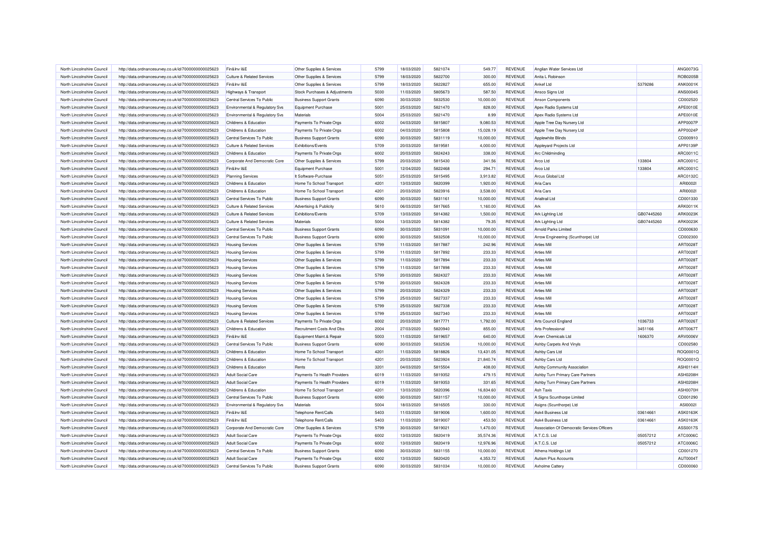| | | | | | | | | | | | |
|---|---|---|---|---|---|---|---|---|---|---|---|
| North Lincolnshire Council | http://data.ordnancesurvey.co.uk/id/7000000000025623 | Fin&Inv I&E | Other Supplies & Services | 5799 | 18/03/2020 | 5821074 | 549.77 | REVENUE | Anglian Water Services Ltd | | ANG0073G |
| North Lincolnshire Council | http://data.ordnancesurvey.co.uk/id/7000000000025623 | Culture & Related Services | Other Supplies & Services | 5799 | 18/03/2020 | 5822700 | 300.00 | REVENUE | Anita L Robinson | | ROB0205B |
| North Lincolnshire Council | http://data.ordnancesurvey.co.uk/id/7000000000025623 | Fin&Inv I&E | Other Supplies & Services | 5799 | 18/03/2020 | 5822827 | 655.00 | REVENUE | Ankef Ltd | 5379286 | ANK0001K |
| North Lincolnshire Council | http://data.ordnancesurvey.co.uk/id/7000000000025623 | Highways & Transport | Stock Purchases & Adjustments | 5030 | 11/03/2020 | 5805673 | 587.50 | REVENUE | Ansco Signs Ltd | | ANS0004S |
| North Lincolnshire Council | http://data.ordnancesurvey.co.uk/id/7000000000025623 | Central Services To Public | Business Support Grants | 6090 | 30/03/2020 | 5832530 | 10,000.00 | REVENUE | Anson Components | | CD002520 |
| North Lincolnshire Council | http://data.ordnancesurvey.co.uk/id/7000000000025623 | Environmental & Regulatory Svs | Equipment Purchase | 5001 | 25/03/2020 | 5821470 | 828.00 | REVENUE | Apex Radio Systems Ltd | | APE0010E |
| North Lincolnshire Council | http://data.ordnancesurvey.co.uk/id/7000000000025623 | Environmental & Regulatory Svs | Materials | 5004 | 25/03/2020 | 5821470 | 8.99 | REVENUE | Apex Radio Systems Ltd | | APE0010E |
| North Lincolnshire Council | http://data.ordnancesurvey.co.uk/id/7000000000025623 | Childrens & Education | Payments To Private Orgs | 6002 | 04/03/2020 | 5815807 | 9,080.53 | REVENUE | Apple Tree Day Nursery Ltd | | APP0007P |
| North Lincolnshire Council | http://data.ordnancesurvey.co.uk/id/7000000000025623 | Childrens & Education | Payments To Private Orgs | 6002 | 04/03/2020 | 5815808 | 15,028.19 | REVENUE | Apple Tree Day Nursery Ltd | | APP0024P |
| North Lincolnshire Council | http://data.ordnancesurvey.co.uk/id/7000000000025623 | Central Services To Public | Business Support Grants | 6090 | 30/03/2020 | 5831119 | 10,000.00 | REVENUE | Applewhite Blinds | | CD000910 |
| North Lincolnshire Council | http://data.ordnancesurvey.co.uk/id/7000000000025623 | Culture & Related Services | Exhibitions/Events | 5709 | 20/03/2020 | 5819581 | 4,000.00 | REVENUE | Appleyard Projects Ltd | | APP0139P |
| North Lincolnshire Council | http://data.ordnancesurvey.co.uk/id/7000000000025623 | Childrens & Education | Payments To Private Orgs | 6002 | 20/03/2020 | 5824243 | 338.00 | REVENUE | Arc Childminding | | ARC0011C |
| North Lincolnshire Council | http://data.ordnancesurvey.co.uk/id/7000000000025623 | Corporate And Democratic Core | Other Supplies & Services | 5799 | 20/03/2020 | 5815430 | 341.56 | REVENUE | Arco Ltd | 133804 | ARC0001C |
| North Lincolnshire Council | http://data.ordnancesurvey.co.uk/id/7000000000025623 | Fin&Inv I&E | Equipment Purchase | 5001 | 12/04/2020 | 5822468 | 294.71 | REVENUE | Arco Ltd | 133804 | ARC0001C |
| North Lincolnshire Council | http://data.ordnancesurvey.co.uk/id/7000000000025623 | Planning Services | It Software-Purchase | 5051 | 25/03/2020 | 5815495 | 3,913.82 | REVENUE | Arcus Global Ltd | | ARC0132C |
| North Lincolnshire Council | http://data.ordnancesurvey.co.uk/id/7000000000025623 | Childrens & Education | Home To School Transport | 4201 | 13/03/2020 | 5820399 | 1,920.00 | REVENUE | Aria Cars | | ARI0002I |
| North Lincolnshire Council | http://data.ordnancesurvey.co.uk/id/7000000000025623 | Childrens & Education | Home To School Transport | 4201 | 20/03/2020 | 5823916 | 3,538.00 | REVENUE | Aria Cars | | ARI0002I |
| North Lincolnshire Council | http://data.ordnancesurvey.co.uk/id/7000000000025623 | Central Services To Public | Business Support Grants | 6090 | 30/03/2020 | 5831161 | 10,000.00 | REVENUE | Arialtrail Ltd | | CD001330 |
| North Lincolnshire Council | http://data.ordnancesurvey.co.uk/id/7000000000025623 | Culture & Related Services | Advertising & Publicity | 5610 | 06/03/2020 | 5817665 | 1,160.00 | REVENUE | Ark | | ARK0011K |
| North Lincolnshire Council | http://data.ordnancesurvey.co.uk/id/7000000000025623 | Culture & Related Services | Exhibitions/Events | 5709 | 13/03/2020 | 5814382 | 1,500.00 | REVENUE | Ark Lighting Ltd | GB07445260 | ARK0023K |
| North Lincolnshire Council | http://data.ordnancesurvey.co.uk/id/7000000000025623 | Culture & Related Services | Materials | 5004 | 13/03/2020 | 5814382 | 79.35 | REVENUE | Ark Lighting Ltd | GB07445260 | ARK0023K |
| North Lincolnshire Council | http://data.ordnancesurvey.co.uk/id/7000000000025623 | Central Services To Public | Business Support Grants | 6090 | 30/03/2020 | 5831091 | 10,000.00 | REVENUE | Arnold Parks Limited | | CD000630 |
| North Lincolnshire Council | http://data.ordnancesurvey.co.uk/id/7000000000025623 | Central Services To Public | Business Support Grants | 6090 | 30/03/2020 | 5832508 | 10,000.00 | REVENUE | Arrow Engineering (Scunthorpe) Ltd | | CD002300 |
| North Lincolnshire Council | http://data.ordnancesurvey.co.uk/id/7000000000025623 | Housing Services | Other Supplies & Services | 5799 | 11/03/2020 | 5817887 | 242.96 | REVENUE | Arties Mill | | ART0028T |
| North Lincolnshire Council | http://data.ordnancesurvey.co.uk/id/7000000000025623 | Housing Services | Other Supplies & Services | 5799 | 11/03/2020 | 5817892 | 233.33 | REVENUE | Arties Mill | | ART0028T |
| North Lincolnshire Council | http://data.ordnancesurvey.co.uk/id/7000000000025623 | Housing Services | Other Supplies & Services | 5799 | 11/03/2020 | 5817894 | 233.33 | REVENUE | Arties Mill | | ART0028T |
| North Lincolnshire Council | http://data.ordnancesurvey.co.uk/id/7000000000025623 | Housing Services | Other Supplies & Services | 5799 | 11/03/2020 | 5817898 | 233.33 | REVENUE | Arties Mill | | ART0028T |
| North Lincolnshire Council | http://data.ordnancesurvey.co.uk/id/7000000000025623 | Housing Services | Other Supplies & Services | 5799 | 20/03/2020 | 5824327 | 233.33 | REVENUE | Arties Mill | | ART0028T |
| North Lincolnshire Council | http://data.ordnancesurvey.co.uk/id/7000000000025623 | Housing Services | Other Supplies & Services | 5799 | 20/03/2020 | 5824328 | 233.33 | REVENUE | Arties Mill | | ART0028T |
| North Lincolnshire Council | http://data.ordnancesurvey.co.uk/id/7000000000025623 | Housing Services | Other Supplies & Services | 5799 | 20/03/2020 | 5824329 | 233.33 | REVENUE | Arties Mill | | ART0028T |
| North Lincolnshire Council | http://data.ordnancesurvey.co.uk/id/7000000000025623 | Housing Services | Other Supplies & Services | 5799 | 25/03/2020 | 5827337 | 233.33 | REVENUE | Arties Mill | | ART0028T |
| North Lincolnshire Council | http://data.ordnancesurvey.co.uk/id/7000000000025623 | Housing Services | Other Supplies & Services | 5799 | 25/03/2020 | 5827338 | 233.33 | REVENUE | Arties Mill | | ART0028T |
| North Lincolnshire Council | http://data.ordnancesurvey.co.uk/id/7000000000025623 | Housing Services | Other Supplies & Services | 5799 | 25/03/2020 | 5827340 | 233.33 | REVENUE | Arties Mill | | ART0028T |
| North Lincolnshire Council | http://data.ordnancesurvey.co.uk/id/7000000000025623 | Culture & Related Services | Payments To Private Orgs | 6002 | 20/03/2020 | 5817771 | 1,792.00 | REVENUE | Arts Council England | 1036733 | ART0026T |
| North Lincolnshire Council | http://data.ordnancesurvey.co.uk/id/7000000000025623 | Childrens & Education | Recruitment Costs And Dbs | 2004 | 27/03/2020 | 5820940 | 855.00 | REVENUE | Arts Professional | 3451166 | ART0067T |
| North Lincolnshire Council | http://data.ordnancesurvey.co.uk/id/7000000000025623 | Fin&Inv I&E | Equipment Maint.& Repair | 5003 | 11/03/2020 | 5819657 | 640.00 | REVENUE | Arven Chemicals Ltd | 1606370 | ARV0006V |
| North Lincolnshire Council | http://data.ordnancesurvey.co.uk/id/7000000000025623 | Central Services To Public | Business Support Grants | 6090 | 30/03/2020 | 5832536 | 10,000.00 | REVENUE | Ashby Carpets And Vinyls | | CD002580 |
| North Lincolnshire Council | http://data.ordnancesurvey.co.uk/id/7000000000025623 | Childrens & Education | Home To School Transport | 4201 | 11/03/2020 | 5818826 | 13,431.05 | REVENUE | Ashby Cars Ltd | | ROQ0001Q |
| North Lincolnshire Council | http://data.ordnancesurvey.co.uk/id/7000000000025623 | Childrens & Education | Home To School Transport | 4201 | 20/03/2020 | 5823924 | 21,840.74 | REVENUE | Ashby Cars Ltd | | ROQ0001Q |
| North Lincolnshire Council | http://data.ordnancesurvey.co.uk/id/7000000000025623 | Childrens & Education | Rents | 3201 | 04/03/2020 | 5815504 | 408.00 | REVENUE | Ashby Community Association | | ASH0114H |
| North Lincolnshire Council | http://data.ordnancesurvey.co.uk/id/7000000000025623 | Adult Social Care | Payments To Health Providers | 6019 | 11/03/2020 | 5819352 | 479.15 | REVENUE | Ashby Turn Primary Care Partners | | ASH0208H |
| North Lincolnshire Council | http://data.ordnancesurvey.co.uk/id/7000000000025623 | Adult Social Care | Payments To Health Providers | 6019 | 11/03/2020 | 5819353 | 331.65 | REVENUE | Ashby Turn Primary Care Partners | | ASH0208H |
| North Lincolnshire Council | http://data.ordnancesurvey.co.uk/id/7000000000025623 | Childrens & Education | Home To School Transport | 4201 | 13/03/2020 | 5820396 | 16,834.60 | REVENUE | Ash Taxis | | ASH0070H |
| North Lincolnshire Council | http://data.ordnancesurvey.co.uk/id/7000000000025623 | Central Services To Public | Business Support Grants | 6090 | 30/03/2020 | 5831157 | 10,000.00 | REVENUE | A Signs Scunthorpe Limited | | CD001290 |
| North Lincolnshire Council | http://data.ordnancesurvey.co.uk/id/7000000000025623 | Environmental & Regulatory Svs | Materials | 5004 | 18/03/2020 | 5816505 | 330.00 | REVENUE | Asigns (Scunthorpe) Ltd | | ASI0002I |
| North Lincolnshire Council | http://data.ordnancesurvey.co.uk/id/7000000000025623 | Fin&Inv I&E | Telephone Rent/Calls | 5403 | 11/03/2020 | 5819006 | 1,600.00 | REVENUE | Ask4 Business Ltd | 03614661 | ASK0163K |
| North Lincolnshire Council | http://data.ordnancesurvey.co.uk/id/7000000000025623 | Fin&Inv I&E | Telephone Rent/Calls | 5403 | 11/03/2020 | 5819007 | 453.50 | REVENUE | Ask4 Business Ltd | 03614661 | ASK0163K |
| North Lincolnshire Council | http://data.ordnancesurvey.co.uk/id/7000000000025623 | Corporate And Democratic Core | Other Supplies & Services | 5799 | 30/03/2020 | 5819021 | 1,470.00 | REVENUE | Association Of Democratic Services Officers | | ASS0017S |
| North Lincolnshire Council | http://data.ordnancesurvey.co.uk/id/7000000000025623 | Adult Social Care | Payments To Private Orgs | 6002 | 13/03/2020 | 5820419 | 35,574.36 | REVENUE | A.T.C.S. Ltd | 05057212 | ATC0006C |
| North Lincolnshire Council | http://data.ordnancesurvey.co.uk/id/7000000000025623 | Adult Social Care | Payments To Private Orgs | 6002 | 13/03/2020 | 5820419 | 12,976.96 | REVENUE | A.T.C.S. Ltd | 05057212 | ATC0006C |
| North Lincolnshire Council | http://data.ordnancesurvey.co.uk/id/7000000000025623 | Central Services To Public | Business Support Grants | 6090 | 30/03/2020 | 5831155 | 10,000.00 | REVENUE | Athena Holdings Ltd | | CD001270 |
| North Lincolnshire Council | http://data.ordnancesurvey.co.uk/id/7000000000025623 | Adult Social Care | Payments To Private Orgs | 6002 | 13/03/2020 | 5820420 | 4,353.72 | REVENUE | Autism Plus Accounts | | AUT0004T |
| North Lincolnshire Council | http://data.ordnancesurvey.co.uk/id/7000000000025623 | Central Services To Public | Business Support Grants | 6090 | 30/03/2020 | 5831034 | 10,000.00 | REVENUE | Axholme Cattery | | CD000060 |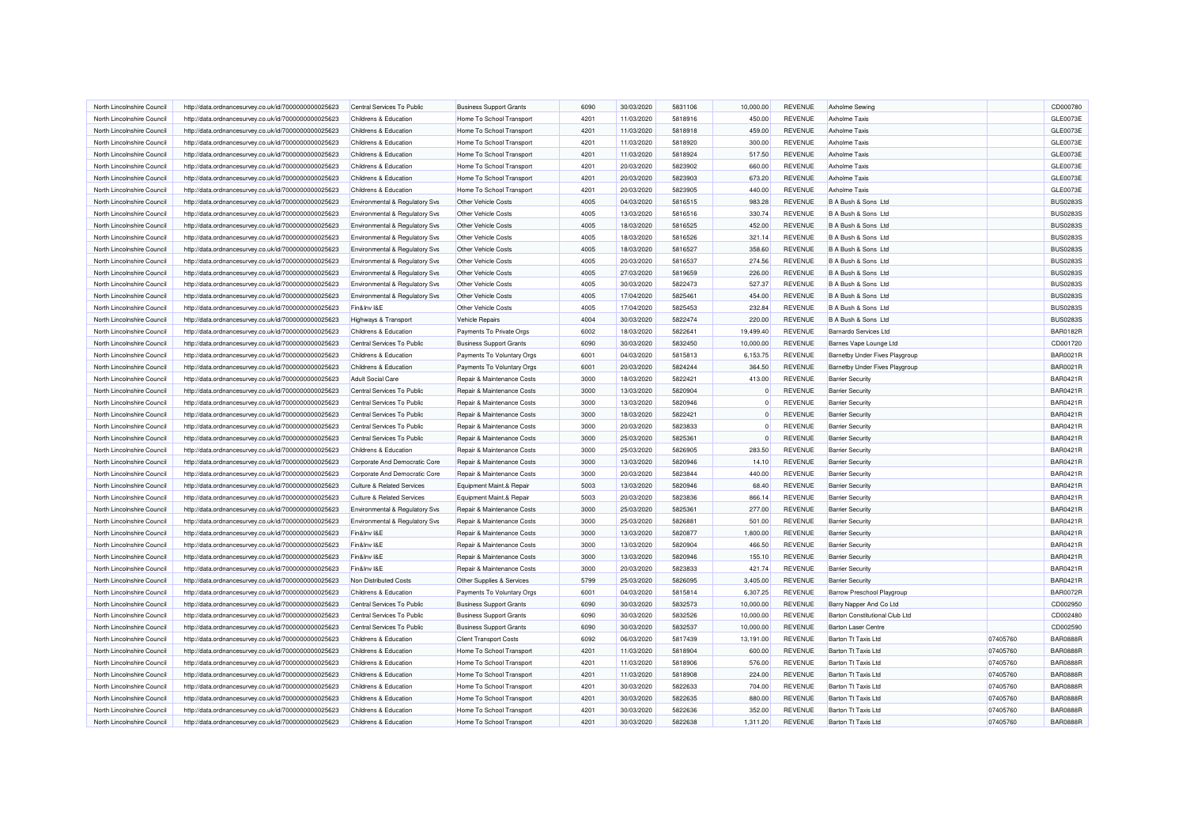| | | | | | | | | | | | | |
|---|---|---|---|---|---|---|---|---|---|---|---|---|
| North Lincolnshire Council | http://data.ordnancesurvey.co.uk/id/7000000000025623 | Central Services To Public | Business Support Grants | 6090 | 30/03/2020 | 5831106 | 10,000.00 | REVENUE | Axholme Sewing | | CD000780 |
| North Lincolnshire Council | http://data.ordnancesurvey.co.uk/id/7000000000025623 | Childrens & Education | Home To School Transport | 4201 | 11/03/2020 | 5818916 | 450.00 | REVENUE | Axholme Taxis | | GLE0073E |
| North Lincolnshire Council | http://data.ordnancesurvey.co.uk/id/7000000000025623 | Childrens & Education | Home To School Transport | 4201 | 11/03/2020 | 5818918 | 459.00 | REVENUE | Axholme Taxis | | GLE0073E |
| North Lincolnshire Council | http://data.ordnancesurvey.co.uk/id/7000000000025623 | Childrens & Education | Home To School Transport | 4201 | 11/03/2020 | 5818920 | 300.00 | REVENUE | Axholme Taxis | | GLE0073E |
| North Lincolnshire Council | http://data.ordnancesurvey.co.uk/id/7000000000025623 | Childrens & Education | Home To School Transport | 4201 | 11/03/2020 | 5818924 | 517.50 | REVENUE | Axholme Taxis | | GLE0073E |
| North Lincolnshire Council | http://data.ordnancesurvey.co.uk/id/7000000000025623 | Childrens & Education | Home To School Transport | 4201 | 20/03/2020 | 5823902 | 660.00 | REVENUE | Axholme Taxis | | GLE0073E |
| North Lincolnshire Council | http://data.ordnancesurvey.co.uk/id/7000000000025623 | Childrens & Education | Home To School Transport | 4201 | 20/03/2020 | 5823903 | 673.20 | REVENUE | Axholme Taxis | | GLE0073E |
| North Lincolnshire Council | http://data.ordnancesurvey.co.uk/id/7000000000025623 | Childrens & Education | Home To School Transport | 4201 | 20/03/2020 | 5823905 | 440.00 | REVENUE | Axholme Taxis | | GLE0073E |
| North Lincolnshire Council | http://data.ordnancesurvey.co.uk/id/7000000000025623 | Environmental & Regulatory Svs | Other Vehicle Costs | 4005 | 04/03/2020 | 5816515 | 983.28 | REVENUE | B A Bush & Sons Ltd | | BUS0283S |
| North Lincolnshire Council | http://data.ordnancesurvey.co.uk/id/7000000000025623 | Environmental & Regulatory Svs | Other Vehicle Costs | 4005 | 13/03/2020 | 5816516 | 330.74 | REVENUE | B A Bush & Sons Ltd | | BUS0283S |
| North Lincolnshire Council | http://data.ordnancesurvey.co.uk/id/7000000000025623 | Environmental & Regulatory Svs | Other Vehicle Costs | 4005 | 18/03/2020 | 5816525 | 452.00 | REVENUE | B A Bush & Sons Ltd | | BUS0283S |
| North Lincolnshire Council | http://data.ordnancesurvey.co.uk/id/7000000000025623 | Environmental & Regulatory Svs | Other Vehicle Costs | 4005 | 18/03/2020 | 5816526 | 321.14 | REVENUE | B A Bush & Sons Ltd | | BUS0283S |
| North Lincolnshire Council | http://data.ordnancesurvey.co.uk/id/7000000000025623 | Environmental & Regulatory Svs | Other Vehicle Costs | 4005 | 18/03/2020 | 5816527 | 358.60 | REVENUE | B A Bush & Sons Ltd | | BUS0283S |
| North Lincolnshire Council | http://data.ordnancesurvey.co.uk/id/7000000000025623 | Environmental & Regulatory Svs | Other Vehicle Costs | 4005 | 20/03/2020 | 5816537 | 274.56 | REVENUE | B A Bush & Sons Ltd | | BUS0283S |
| North Lincolnshire Council | http://data.ordnancesurvey.co.uk/id/7000000000025623 | Environmental & Regulatory Svs | Other Vehicle Costs | 4005 | 27/03/2020 | 5819659 | 226.00 | REVENUE | B A Bush & Sons Ltd | | BUS0283S |
| North Lincolnshire Council | http://data.ordnancesurvey.co.uk/id/7000000000025623 | Environmental & Regulatory Svs | Other Vehicle Costs | 4005 | 30/03/2020 | 5822473 | 527.37 | REVENUE | B A Bush & Sons Ltd | | BUS0283S |
| North Lincolnshire Council | http://data.ordnancesurvey.co.uk/id/7000000000025623 | Environmental & Regulatory Svs | Other Vehicle Costs | 4005 | 17/04/2020 | 5825461 | 454.00 | REVENUE | B A Bush & Sons Ltd | | BUS0283S |
| North Lincolnshire Council | http://data.ordnancesurvey.co.uk/id/7000000000025623 | Fin&Inv I&E | Other Vehicle Costs | 4005 | 17/04/2020 | 5825453 | 232.84 | REVENUE | B A Bush & Sons Ltd | | BUS0283S |
| North Lincolnshire Council | http://data.ordnancesurvey.co.uk/id/7000000000025623 | Highways & Transport | Vehicle Repairs | 4004 | 30/03/2020 | 5822474 | 220.00 | REVENUE | B A Bush & Sons Ltd | | BUS0283S |
| North Lincolnshire Council | http://data.ordnancesurvey.co.uk/id/7000000000025623 | Childrens & Education | Payments To Private Orgs | 6002 | 18/03/2020 | 5822641 | 19,499.40 | REVENUE | Barnardo Services Ltd | | BAR0182R |
| North Lincolnshire Council | http://data.ordnancesurvey.co.uk/id/7000000000025623 | Central Services To Public | Business Support Grants | 6090 | 30/03/2020 | 5832450 | 10,000.00 | REVENUE | Barnes Vape Lounge Ltd | | CD001720 |
| North Lincolnshire Council | http://data.ordnancesurvey.co.uk/id/7000000000025623 | Childrens & Education | Payments To Voluntary Orgs | 6001 | 04/03/2020 | 5815813 | 6,153.75 | REVENUE | Barnetby Under Fives Playgroup | | BAR0021R |
| North Lincolnshire Council | http://data.ordnancesurvey.co.uk/id/7000000000025623 | Childrens & Education | Payments To Voluntary Orgs | 6001 | 20/03/2020 | 5824244 | 364.50 | REVENUE | Barnetby Under Fives Playgroup | | BAR0021R |
| North Lincolnshire Council | http://data.ordnancesurvey.co.uk/id/7000000000025623 | Adult Social Care | Repair & Maintenance Costs | 3000 | 18/03/2020 | 5822421 | 413.00 | REVENUE | Barrier Security | | BAR0421R |
| North Lincolnshire Council | http://data.ordnancesurvey.co.uk/id/7000000000025623 | Central Services To Public | Repair & Maintenance Costs | 3000 | 13/03/2020 | 5820904 | 0 | REVENUE | Barrier Security | | BAR0421R |
| North Lincolnshire Council | http://data.ordnancesurvey.co.uk/id/7000000000025623 | Central Services To Public | Repair & Maintenance Costs | 3000 | 13/03/2020 | 5820946 | 0 | REVENUE | Barrier Security | | BAR0421R |
| North Lincolnshire Council | http://data.ordnancesurvey.co.uk/id/7000000000025623 | Central Services To Public | Repair & Maintenance Costs | 3000 | 18/03/2020 | 5822421 | 0 | REVENUE | Barrier Security | | BAR0421R |
| North Lincolnshire Council | http://data.ordnancesurvey.co.uk/id/7000000000025623 | Central Services To Public | Repair & Maintenance Costs | 3000 | 20/03/2020 | 5823833 | 0 | REVENUE | Barrier Security | | BAR0421R |
| North Lincolnshire Council | http://data.ordnancesurvey.co.uk/id/7000000000025623 | Central Services To Public | Repair & Maintenance Costs | 3000 | 25/03/2020 | 5825361 | 0 | REVENUE | Barrier Security | | BAR0421R |
| North Lincolnshire Council | http://data.ordnancesurvey.co.uk/id/7000000000025623 | Childrens & Education | Repair & Maintenance Costs | 3000 | 25/03/2020 | 5826905 | 283.50 | REVENUE | Barrier Security | | BAR0421R |
| North Lincolnshire Council | http://data.ordnancesurvey.co.uk/id/7000000000025623 | Corporate And Democratic Core | Repair & Maintenance Costs | 3000 | 13/03/2020 | 5820946 | 14.10 | REVENUE | Barrier Security | | BAR0421R |
| North Lincolnshire Council | http://data.ordnancesurvey.co.uk/id/7000000000025623 | Corporate And Democratic Core | Repair & Maintenance Costs | 3000 | 20/03/2020 | 5823844 | 440.00 | REVENUE | Barrier Security | | BAR0421R |
| North Lincolnshire Council | http://data.ordnancesurvey.co.uk/id/7000000000025623 | Culture & Related Services | Equipment Maint.& Repair | 5003 | 13/03/2020 | 5820946 | 68.40 | REVENUE | Barrier Security | | BAR0421R |
| North Lincolnshire Council | http://data.ordnancesurvey.co.uk/id/7000000000025623 | Culture & Related Services | Equipment Maint.& Repair | 5003 | 20/03/2020 | 5823836 | 866.14 | REVENUE | Barrier Security | | BAR0421R |
| North Lincolnshire Council | http://data.ordnancesurvey.co.uk/id/7000000000025623 | Environmental & Regulatory Svs | Repair & Maintenance Costs | 3000 | 25/03/2020 | 5825361 | 277.00 | REVENUE | Barrier Security | | BAR0421R |
| North Lincolnshire Council | http://data.ordnancesurvey.co.uk/id/7000000000025623 | Environmental & Regulatory Svs | Repair & Maintenance Costs | 3000 | 25/03/2020 | 5826881 | 501.00 | REVENUE | Barrier Security | | BAR0421R |
| North Lincolnshire Council | http://data.ordnancesurvey.co.uk/id/7000000000025623 | Fin&Inv I&E | Repair & Maintenance Costs | 3000 | 13/03/2020 | 5820877 | 1,800.00 | REVENUE | Barrier Security | | BAR0421R |
| North Lincolnshire Council | http://data.ordnancesurvey.co.uk/id/7000000000025623 | Fin&Inv I&E | Repair & Maintenance Costs | 3000 | 13/03/2020 | 5820904 | 466.50 | REVENUE | Barrier Security | | BAR0421R |
| North Lincolnshire Council | http://data.ordnancesurvey.co.uk/id/7000000000025623 | Fin&Inv I&E | Repair & Maintenance Costs | 3000 | 13/03/2020 | 5820946 | 155.10 | REVENUE | Barrier Security | | BAR0421R |
| North Lincolnshire Council | http://data.ordnancesurvey.co.uk/id/7000000000025623 | Fin&Inv I&E | Repair & Maintenance Costs | 3000 | 20/03/2020 | 5823833 | 421.74 | REVENUE | Barrier Security | | BAR0421R |
| North Lincolnshire Council | http://data.ordnancesurvey.co.uk/id/7000000000025623 | Non Distributed Costs | Other Supplies & Services | 5799 | 25/03/2020 | 5826095 | 3,405.00 | REVENUE | Barrier Security | | BAR0421R |
| North Lincolnshire Council | http://data.ordnancesurvey.co.uk/id/7000000000025623 | Childrens & Education | Payments To Voluntary Orgs | 6001 | 04/03/2020 | 5815814 | 6,307.25 | REVENUE | Barrow Preschool Playgroup | | BAR0072R |
| North Lincolnshire Council | http://data.ordnancesurvey.co.uk/id/7000000000025623 | Central Services To Public | Business Support Grants | 6090 | 30/03/2020 | 5832573 | 10,000.00 | REVENUE | Barry Napper And Co Ltd | | CD002950 |
| North Lincolnshire Council | http://data.ordnancesurvey.co.uk/id/7000000000025623 | Central Services To Public | Business Support Grants | 6090 | 30/03/2020 | 5832526 | 10,000.00 | REVENUE | Barton Constitutional Club Ltd | | CD002480 |
| North Lincolnshire Council | http://data.ordnancesurvey.co.uk/id/7000000000025623 | Central Services To Public | Business Support Grants | 6090 | 30/03/2020 | 5832537 | 10,000.00 | REVENUE | Barton Laser Centre | | CD002590 |
| North Lincolnshire Council | http://data.ordnancesurvey.co.uk/id/7000000000025623 | Childrens & Education | Client Transport Costs | 6092 | 06/03/2020 | 5817439 | 13,191.00 | REVENUE | Barton Tt Taxis Ltd | 07405760 | BAR0888R |
| North Lincolnshire Council | http://data.ordnancesurvey.co.uk/id/7000000000025623 | Childrens & Education | Home To School Transport | 4201 | 11/03/2020 | 5818904 | 600.00 | REVENUE | Barton Tt Taxis Ltd | 07405760 | BAR0888R |
| North Lincolnshire Council | http://data.ordnancesurvey.co.uk/id/7000000000025623 | Childrens & Education | Home To School Transport | 4201 | 11/03/2020 | 5818906 | 576.00 | REVENUE | Barton Tt Taxis Ltd | 07405760 | BAR0888R |
| North Lincolnshire Council | http://data.ordnancesurvey.co.uk/id/7000000000025623 | Childrens & Education | Home To School Transport | 4201 | 11/03/2020 | 5818908 | 224.00 | REVENUE | Barton Tt Taxis Ltd | 07405760 | BAR0888R |
| North Lincolnshire Council | http://data.ordnancesurvey.co.uk/id/7000000000025623 | Childrens & Education | Home To School Transport | 4201 | 30/03/2020 | 5822633 | 704.00 | REVENUE | Barton Tt Taxis Ltd | 07405760 | BAR0888R |
| North Lincolnshire Council | http://data.ordnancesurvey.co.uk/id/7000000000025623 | Childrens & Education | Home To School Transport | 4201 | 30/03/2020 | 5822635 | 880.00 | REVENUE | Barton Tt Taxis Ltd | 07405760 | BAR0888R |
| North Lincolnshire Council | http://data.ordnancesurvey.co.uk/id/7000000000025623 | Childrens & Education | Home To School Transport | 4201 | 30/03/2020 | 5822636 | 352.00 | REVENUE | Barton Tt Taxis Ltd | 07405760 | BAR0888R |
| North Lincolnshire Council | http://data.ordnancesurvey.co.uk/id/7000000000025623 | Childrens & Education | Home To School Transport | 4201 | 30/03/2020 | 5822638 | 1,311.20 | REVENUE | Barton Tt Taxis Ltd | 07405760 | BAR0888R |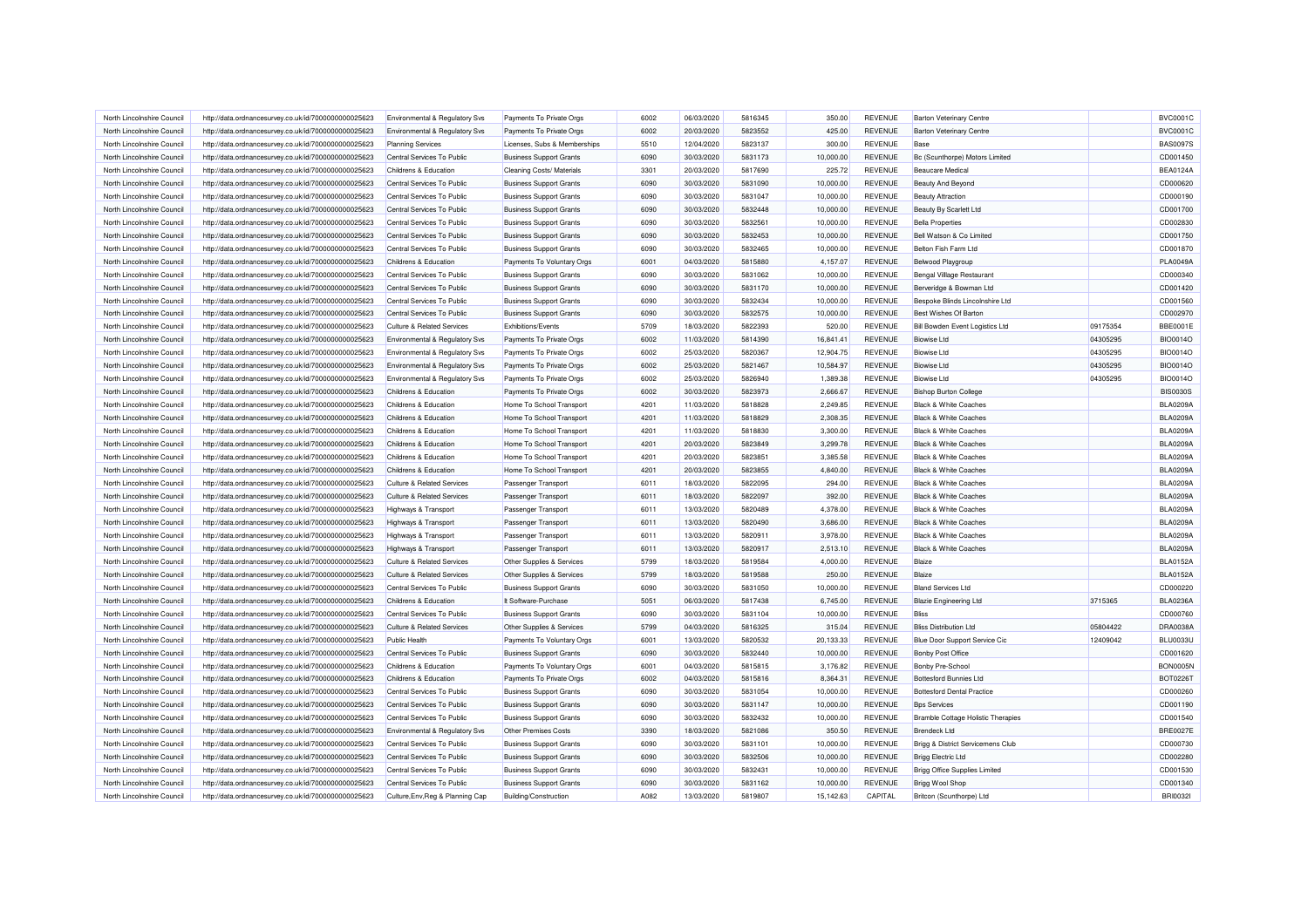| | | | | | | | | | | | | |
|---|---|---|---|---|---|---|---|---|---|---|---|---|
| North Lincolnshire Council | http://data.ordnancesurvey.co.uk/id/7000000000025623 | Environmental & Regulatory Svs | Payments To Private Orgs | 6002 | 06/03/2020 | 5816345 | 350.00 | REVENUE | Barton Veterinary Centre | | BVC0001C |
| North Lincolnshire Council | http://data.ordnancesurvey.co.uk/id/7000000000025623 | Environmental & Regulatory Svs | Payments To Private Orgs | 6002 | 20/03/2020 | 5823552 | 425.00 | REVENUE | Barton Veterinary Centre | | BVC0001C |
| North Lincolnshire Council | http://data.ordnancesurvey.co.uk/id/7000000000025623 | Planning Services | Licenses, Subs & Memberships | 5510 | 12/04/2020 | 5823137 | 300.00 | REVENUE | Base | | BAS0097S |
| North Lincolnshire Council | http://data.ordnancesurvey.co.uk/id/7000000000025623 | Central Services To Public | Business Support Grants | 6090 | 30/03/2020 | 5831173 | 10,000.00 | REVENUE | Bc (Scunthorpe) Motors Limited | | CD001450 |
| North Lincolnshire Council | http://data.ordnancesurvey.co.uk/id/7000000000025623 | Childrens & Education | Cleaning Costs/ Materials | 3301 | 20/03/2020 | 5817690 | 225.72 | REVENUE | Beaucare Medical | | BEA0124A |
| North Lincolnshire Council | http://data.ordnancesurvey.co.uk/id/7000000000025623 | Central Services To Public | Business Support Grants | 6090 | 30/03/2020 | 5831090 | 10,000.00 | REVENUE | Beauty And Beyond | | CD000620 |
| North Lincolnshire Council | http://data.ordnancesurvey.co.uk/id/7000000000025623 | Central Services To Public | Business Support Grants | 6090 | 30/03/2020 | 5831047 | 10,000.00 | REVENUE | Beauty Attraction | | CD000190 |
| North Lincolnshire Council | http://data.ordnancesurvey.co.uk/id/7000000000025623 | Central Services To Public | Business Support Grants | 6090 | 30/03/2020 | 5832448 | 10,000.00 | REVENUE | Beauty By Scarlett Ltd | | CD001700 |
| North Lincolnshire Council | http://data.ordnancesurvey.co.uk/id/7000000000025623 | Central Services To Public | Business Support Grants | 6090 | 30/03/2020 | 5832561 | 10,000.00 | REVENUE | Bella Properties | | CD002830 |
| North Lincolnshire Council | http://data.ordnancesurvey.co.uk/id/7000000000025623 | Central Services To Public | Business Support Grants | 6090 | 30/03/2020 | 5832453 | 10,000.00 | REVENUE | Bell Watson & Co Limited | | CD001750 |
| North Lincolnshire Council | http://data.ordnancesurvey.co.uk/id/7000000000025623 | Central Services To Public | Business Support Grants | 6090 | 30/03/2020 | 5832465 | 10,000.00 | REVENUE | Belton Fish Farm Ltd | | CD001870 |
| North Lincolnshire Council | http://data.ordnancesurvey.co.uk/id/7000000000025623 | Childrens & Education | Payments To Voluntary Orgs | 6001 | 04/03/2020 | 5815880 | 4,157.07 | REVENUE | Belwood Playgroup | | PLA0049A |
| North Lincolnshire Council | http://data.ordnancesurvey.co.uk/id/7000000000025623 | Central Services To Public | Business Support Grants | 6090 | 30/03/2020 | 5831062 | 10,000.00 | REVENUE | Bengal Village Restaurant | | CD000340 |
| North Lincolnshire Council | http://data.ordnancesurvey.co.uk/id/7000000000025623 | Central Services To Public | Business Support Grants | 6090 | 30/03/2020 | 5831170 | 10,000.00 | REVENUE | Berveridge & Bowman Ltd | | CD001420 |
| North Lincolnshire Council | http://data.ordnancesurvey.co.uk/id/7000000000025623 | Central Services To Public | Business Support Grants | 6090 | 30/03/2020 | 5832434 | 10,000.00 | REVENUE | Bespoke Blinds Lincolnshire Ltd | | CD001560 |
| North Lincolnshire Council | http://data.ordnancesurvey.co.uk/id/7000000000025623 | Central Services To Public | Business Support Grants | 6090 | 30/03/2020 | 5832575 | 10,000.00 | REVENUE | Best Wishes Of Barton | | CD002970 |
| North Lincolnshire Council | http://data.ordnancesurvey.co.uk/id/7000000000025623 | Culture & Related Services | Exhibitions/Events | 5709 | 18/03/2020 | 5822393 | 520.00 | REVENUE | Bill Bowden Event Logistics Ltd | 09175354 | BBE0001E |
| North Lincolnshire Council | http://data.ordnancesurvey.co.uk/id/7000000000025623 | Environmental & Regulatory Svs | Payments To Private Orgs | 6002 | 11/03/2020 | 5814390 | 16,841.41 | REVENUE | Biowise Ltd | 04305295 | BIO0014O |
| North Lincolnshire Council | http://data.ordnancesurvey.co.uk/id/7000000000025623 | Environmental & Regulatory Svs | Payments To Private Orgs | 6002 | 25/03/2020 | 5820367 | 12,904.75 | REVENUE | Biowise Ltd | 04305295 | BIO0014O |
| North Lincolnshire Council | http://data.ordnancesurvey.co.uk/id/7000000000025623 | Environmental & Regulatory Svs | Payments To Private Orgs | 6002 | 25/03/2020 | 5821467 | 10,584.97 | REVENUE | Biowise Ltd | 04305295 | BIO0014O |
| North Lincolnshire Council | http://data.ordnancesurvey.co.uk/id/7000000000025623 | Environmental & Regulatory Svs | Payments To Private Orgs | 6002 | 25/03/2020 | 5826940 | 1,389.38 | REVENUE | Biowise Ltd | 04305295 | BIO0014O |
| North Lincolnshire Council | http://data.ordnancesurvey.co.uk/id/7000000000025623 | Childrens & Education | Payments To Private Orgs | 6002 | 30/03/2020 | 5823973 | 2,666.67 | REVENUE | Bishop Burton College | | BIS0030S |
| North Lincolnshire Council | http://data.ordnancesurvey.co.uk/id/7000000000025623 | Childrens & Education | Home To School Transport | 4201 | 11/03/2020 | 5818828 | 2,249.85 | REVENUE | Black & White Coaches | | BLA0209A |
| North Lincolnshire Council | http://data.ordnancesurvey.co.uk/id/7000000000025623 | Childrens & Education | Home To School Transport | 4201 | 11/03/2020 | 5818829 | 2,308.35 | REVENUE | Black & White Coaches | | BLA0209A |
| North Lincolnshire Council | http://data.ordnancesurvey.co.uk/id/7000000000025623 | Childrens & Education | Home To School Transport | 4201 | 11/03/2020 | 5818830 | 3,300.00 | REVENUE | Black & White Coaches | | BLA0209A |
| North Lincolnshire Council | http://data.ordnancesurvey.co.uk/id/7000000000025623 | Childrens & Education | Home To School Transport | 4201 | 20/03/2020 | 5823849 | 3,299.78 | REVENUE | Black & White Coaches | | BLA0209A |
| North Lincolnshire Council | http://data.ordnancesurvey.co.uk/id/7000000000025623 | Childrens & Education | Home To School Transport | 4201 | 20/03/2020 | 5823851 | 3,385.58 | REVENUE | Black & White Coaches | | BLA0209A |
| North Lincolnshire Council | http://data.ordnancesurvey.co.uk/id/7000000000025623 | Childrens & Education | Home To School Transport | 4201 | 20/03/2020 | 5823855 | 4,840.00 | REVENUE | Black & White Coaches | | BLA0209A |
| North Lincolnshire Council | http://data.ordnancesurvey.co.uk/id/7000000000025623 | Culture & Related Services | Passenger Transport | 6011 | 18/03/2020 | 5822095 | 294.00 | REVENUE | Black & White Coaches | | BLA0209A |
| North Lincolnshire Council | http://data.ordnancesurvey.co.uk/id/7000000000025623 | Culture & Related Services | Passenger Transport | 6011 | 18/03/2020 | 5822097 | 392.00 | REVENUE | Black & White Coaches | | BLA0209A |
| North Lincolnshire Council | http://data.ordnancesurvey.co.uk/id/7000000000025623 | Highways & Transport | Passenger Transport | 6011 | 13/03/2020 | 5820489 | 4,378.00 | REVENUE | Black & White Coaches | | BLA0209A |
| North Lincolnshire Council | http://data.ordnancesurvey.co.uk/id/7000000000025623 | Highways & Transport | Passenger Transport | 6011 | 13/03/2020 | 5820490 | 3,686.00 | REVENUE | Black & White Coaches | | BLA0209A |
| North Lincolnshire Council | http://data.ordnancesurvey.co.uk/id/7000000000025623 | Highways & Transport | Passenger Transport | 6011 | 13/03/2020 | 5820911 | 3,978.00 | REVENUE | Black & White Coaches | | BLA0209A |
| North Lincolnshire Council | http://data.ordnancesurvey.co.uk/id/7000000000025623 | Highways & Transport | Passenger Transport | 6011 | 13/03/2020 | 5820917 | 2,513.10 | REVENUE | Black & White Coaches | | BLA0209A |
| North Lincolnshire Council | http://data.ordnancesurvey.co.uk/id/7000000000025623 | Culture & Related Services | Other Supplies & Services | 5799 | 18/03/2020 | 5819584 | 4,000.00 | REVENUE | Blaize | | BLA0152A |
| North Lincolnshire Council | http://data.ordnancesurvey.co.uk/id/7000000000025623 | Culture & Related Services | Other Supplies & Services | 5799 | 18/03/2020 | 5819588 | 250.00 | REVENUE | Blaize | | BLA0152A |
| North Lincolnshire Council | http://data.ordnancesurvey.co.uk/id/7000000000025623 | Central Services To Public | Business Support Grants | 6090 | 30/03/2020 | 5831050 | 10,000.00 | REVENUE | Bland Services Ltd | | CD000220 |
| North Lincolnshire Council | http://data.ordnancesurvey.co.uk/id/7000000000025623 | Childrens & Education | It Software-Purchase | 5051 | 06/03/2020 | 5817438 | 6,745.00 | REVENUE | Blazie Engineering Ltd | 3715365 | BLA0236A |
| North Lincolnshire Council | http://data.ordnancesurvey.co.uk/id/7000000000025623 | Central Services To Public | Business Support Grants | 6090 | 30/03/2020 | 5831104 | 10,000.00 | REVENUE | Bliss | | CD000760 |
| North Lincolnshire Council | http://data.ordnancesurvey.co.uk/id/7000000000025623 | Culture & Related Services | Other Supplies & Services | 5799 | 04/03/2020 | 5816325 | 315.04 | REVENUE | Bliss Distribution Ltd | 05804422 | DRA0038A |
| North Lincolnshire Council | http://data.ordnancesurvey.co.uk/id/7000000000025623 | Public Health | Payments To Voluntary Orgs | 6001 | 13/03/2020 | 5820532 | 20,133.33 | REVENUE | Blue Door Support Service Cic | 12409042 | BLU0033U |
| North Lincolnshire Council | http://data.ordnancesurvey.co.uk/id/7000000000025623 | Central Services To Public | Business Support Grants | 6090 | 30/03/2020 | 5832440 | 10,000.00 | REVENUE | Bonby Post Office | | CD001620 |
| North Lincolnshire Council | http://data.ordnancesurvey.co.uk/id/7000000000025623 | Childrens & Education | Payments To Voluntary Orgs | 6001 | 04/03/2020 | 5815815 | 3,176.82 | REVENUE | Bonby Pre-School | | BON0005N |
| North Lincolnshire Council | http://data.ordnancesurvey.co.uk/id/7000000000025623 | Childrens & Education | Payments To Private Orgs | 6002 | 04/03/2020 | 5815816 | 8,364.31 | REVENUE | Bottesford Bunnies Ltd | | BOT0226T |
| North Lincolnshire Council | http://data.ordnancesurvey.co.uk/id/7000000000025623 | Central Services To Public | Business Support Grants | 6090 | 30/03/2020 | 5831054 | 10,000.00 | REVENUE | Bottesford Dental Practice | | CD000260 |
| North Lincolnshire Council | http://data.ordnancesurvey.co.uk/id/7000000000025623 | Central Services To Public | Business Support Grants | 6090 | 30/03/2020 | 5831147 | 10,000.00 | REVENUE | Bps Services | | CD001190 |
| North Lincolnshire Council | http://data.ordnancesurvey.co.uk/id/7000000000025623 | Central Services To Public | Business Support Grants | 6090 | 30/03/2020 | 5832432 | 10,000.00 | REVENUE | Bramble Cottage Holistic Therapies | | CD001540 |
| North Lincolnshire Council | http://data.ordnancesurvey.co.uk/id/7000000000025623 | Environmental & Regulatory Svs | Other Premises Costs | 3390 | 18/03/2020 | 5821086 | 350.50 | REVENUE | Brendeck Ltd | | BRE0027E |
| North Lincolnshire Council | http://data.ordnancesurvey.co.uk/id/7000000000025623 | Central Services To Public | Business Support Grants | 6090 | 30/03/2020 | 5831101 | 10,000.00 | REVENUE | Brigg & District Servicemens Club | | CD000730 |
| North Lincolnshire Council | http://data.ordnancesurvey.co.uk/id/7000000000025623 | Central Services To Public | Business Support Grants | 6090 | 30/03/2020 | 5832506 | 10,000.00 | REVENUE | Brigg Electric Ltd | | CD002280 |
| North Lincolnshire Council | http://data.ordnancesurvey.co.uk/id/7000000000025623 | Central Services To Public | Business Support Grants | 6090 | 30/03/2020 | 5832431 | 10,000.00 | REVENUE | Brigg Office Supplies Limited | | CD001530 |
| North Lincolnshire Council | http://data.ordnancesurvey.co.uk/id/7000000000025623 | Central Services To Public | Business Support Grants | 6090 | 30/03/2020 | 5831162 | 10,000.00 | REVENUE | Brigg Wool Shop | | CD001340 |
| North Lincolnshire Council | http://data.ordnancesurvey.co.uk/id/7000000000025623 | Culture,Env,Reg & Planning Cap | Building/Construction | A082 | 13/03/2020 | 5819807 | 15,142.63 | CAPITAL | Britcon (Scunthorpe) Ltd | | BRI0032I |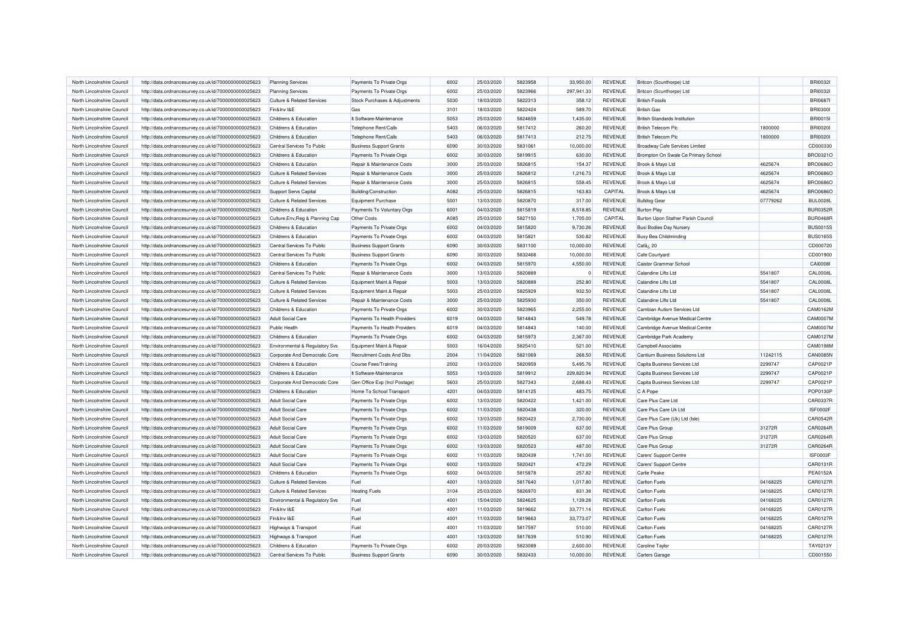| | | | | | | | | | | | |
|---|---|---|---|---|---|---|---|---|---|---|---|
| North Lincolnshire Council | http://data.ordnancesurvey.co.uk/id/7000000000025623 | Planning Services | Payments To Private Orgs | 6002 | 25/03/2020 | 5823958 | 33,950.00 | REVENUE | Britcon (Scunthorpe) Ltd | | BRI0032I |
| North Lincolnshire Council | http://data.ordnancesurvey.co.uk/id/7000000000025623 | Planning Services | Payments To Private Orgs | 6002 | 25/03/2020 | 5823966 | 297,941.33 | REVENUE | Britcon (Scunthorpe) Ltd | | BRI0032I |
| North Lincolnshire Council | http://data.ordnancesurvey.co.uk/id/7000000000025623 | Culture & Related Services | Stock Purchases & Adjustments | 5030 | 18/03/2020 | 5822313 | 358.12 | REVENUE | British Fossils | | BRI0687I |
| North Lincolnshire Council | http://data.ordnancesurvey.co.uk/id/7000000000025623 | Fin&Inv I&E | Gas | 3101 | 18/03/2020 | 5822424 | 589.70 | REVENUE | British Gas | | BRI0300I |
| North Lincolnshire Council | http://data.ordnancesurvey.co.uk/id/7000000000025623 | Childrens & Education | It Software-Maintenance | 5053 | 25/03/2020 | 5824659 | 1,435.00 | REVENUE | British Standards Institution | | BRI0015I |
| North Lincolnshire Council | http://data.ordnancesurvey.co.uk/id/7000000000025623 | Childrens & Education | Telephone Rent/Calls | 5403 | 06/03/2020 | 5817412 | 260.20 | REVENUE | British Telecom Plc | 1800000 | BRI0020I |
| North Lincolnshire Council | http://data.ordnancesurvey.co.uk/id/7000000000025623 | Childrens & Education | Telephone Rent/Calls | 5403 | 06/03/2020 | 5817413 | 212.75 | REVENUE | British Telecom Plc | 1800000 | BRI0020I |
| North Lincolnshire Council | http://data.ordnancesurvey.co.uk/id/7000000000025623 | Central Services To Public | Business Support Grants | 6090 | 30/03/2020 | 5831061 | 10,000.00 | REVENUE | Broadway Cafe Services Limited | | CD000330 |
| North Lincolnshire Council | http://data.ordnancesurvey.co.uk/id/7000000000025623 | Childrens & Education | Payments To Private Orgs | 6002 | 30/03/2020 | 5819915 | 630.00 | REVENUE | Brompton On Swale Ce Primary School | | BRO0321O |
| North Lincolnshire Council | http://data.ordnancesurvey.co.uk/id/7000000000025623 | Childrens & Education | Repair & Maintenance Costs | 3000 | 25/03/2020 | 5826815 | 154.37 | REVENUE | Brook & Mayo Ltd | 4625674 | BRO0686O |
| North Lincolnshire Council | http://data.ordnancesurvey.co.uk/id/7000000000025623 | Culture & Related Services | Repair & Maintenance Costs | 3000 | 25/03/2020 | 5826812 | 1,216.73 | REVENUE | Brook & Mayo Ltd | 4625674 | BRO0686O |
| North Lincolnshire Council | http://data.ordnancesurvey.co.uk/id/7000000000025623 | Culture & Related Services | Repair & Maintenance Costs | 3000 | 25/03/2020 | 5826815 | 558.45 | REVENUE | Brook & Mayo Ltd | 4625674 | BRO0686O |
| North Lincolnshire Council | http://data.ordnancesurvey.co.uk/id/7000000000025623 | Support Servs Capital | Building/Construction | A082 | 25/03/2020 | 5826815 | 163.83 | CAPITAL | Brook & Mayo Ltd | 4625674 | BRO0686O |
| North Lincolnshire Council | http://data.ordnancesurvey.co.uk/id/7000000000025623 | Culture & Related Services | Equipment Purchase | 5001 | 13/03/2020 | 5820870 | 317.00 | REVENUE | Bulldog Gear | 07779262 | BUL0028L |
| North Lincolnshire Council | http://data.ordnancesurvey.co.uk/id/7000000000025623 | Childrens & Education | Payments To Voluntary Orgs | 6001 | 04/03/2020 | 5815819 | 8,518.85 | REVENUE | Burton Play | | BUR0352R |
| North Lincolnshire Council | http://data.ordnancesurvey.co.uk/id/7000000000025623 | Culture,Env,Reg & Planning Cap | Other Costs | A085 | 25/03/2020 | 5827150 | 1,705.00 | CAPITAL | Burton Upon Stather Parish Council | | BUR0468R |
| North Lincolnshire Council | http://data.ordnancesurvey.co.uk/id/7000000000025623 | Childrens & Education | Payments To Private Orgs | 6002 | 04/03/2020 | 5815820 | 9,730.26 | REVENUE | Busi Bodies Day Nursery | | BUS0015S |
| North Lincolnshire Council | http://data.ordnancesurvey.co.uk/id/7000000000025623 | Childrens & Education | Payments To Private Orgs | 6002 | 04/03/2020 | 5815821 | 530.82 | REVENUE | Busy Bea Childminding | | BUS0165S |
| North Lincolnshire Council | http://data.ordnancesurvey.co.uk/id/7000000000025623 | Central Services To Public | Business Support Grants | 6090 | 30/03/2020 | 5831100 | 10,000.00 | REVENUE | Caf� 20 | | CD000720 |
| North Lincolnshire Council | http://data.ordnancesurvey.co.uk/id/7000000000025623 | Central Services To Public | Business Support Grants | 6090 | 30/03/2020 | 5832468 | 10,000.00 | REVENUE | Cafe Courtyard | | CD001900 |
| North Lincolnshire Council | http://data.ordnancesurvey.co.uk/id/7000000000025623 | Childrens & Education | Payments To Private Orgs | 6002 | 04/03/2020 | 5815970 | 4,550.00 | REVENUE | Caistor Grammar School | | CAI0008I |
| North Lincolnshire Council | http://data.ordnancesurvey.co.uk/id/7000000000025623 | Central Services To Public | Repair & Maintenance Costs | 3000 | 13/03/2020 | 5820889 | 0 | REVENUE | Calandine Lifts Ltd | 5541807 | CAL0008L |
| North Lincolnshire Council | http://data.ordnancesurvey.co.uk/id/7000000000025623 | Culture & Related Services | Equipment Maint.& Repair | 5003 | 13/03/2020 | 5820889 | 252.80 | REVENUE | Calandine Lifts Ltd | 5541807 | CAL0008L |
| North Lincolnshire Council | http://data.ordnancesurvey.co.uk/id/7000000000025623 | Culture & Related Services | Equipment Maint.& Repair | 5003 | 25/03/2020 | 5825929 | 932.50 | REVENUE | Calandine Lifts Ltd | 5541807 | CAL0008L |
| North Lincolnshire Council | http://data.ordnancesurvey.co.uk/id/7000000000025623 | Culture & Related Services | Repair & Maintenance Costs | 3000 | 25/03/2020 | 5825930 | 350.00 | REVENUE | Calandine Lifts Ltd | 5541807 | CAL0008L |
| North Lincolnshire Council | http://data.ordnancesurvey.co.uk/id/7000000000025623 | Childrens & Education | Payments To Private Orgs | 6002 | 30/03/2020 | 5823965 | 2,255.00 | REVENUE | Cambian Autism Services Ltd | | CAM0162M |
| North Lincolnshire Council | http://data.ordnancesurvey.co.uk/id/7000000000025623 | Adult Social Care | Payments To Health Providers | 6019 | 04/03/2020 | 5814843 | 549.78 | REVENUE | Cambridge Avenue Medical Centre | | CAM0007M |
| North Lincolnshire Council | http://data.ordnancesurvey.co.uk/id/7000000000025623 | Public Health | Payments To Health Providers | 6019 | 04/03/2020 | 5814843 | 140.00 | REVENUE | Cambridge Avenue Medical Centre | | CAM0007M |
| North Lincolnshire Council | http://data.ordnancesurvey.co.uk/id/7000000000025623 | Childrens & Education | Payments To Private Orgs | 6002 | 04/03/2020 | 5815973 | 2,367.00 | REVENUE | Cambridge Park Academy | | CAM0127M |
| North Lincolnshire Council | http://data.ordnancesurvey.co.uk/id/7000000000025623 | Environmental & Regulatory Svs | Equipment Maint.& Repair | 5003 | 16/04/2020 | 5825410 | 521.00 | REVENUE | Campbell Associates | | CAM0198M |
| North Lincolnshire Council | http://data.ordnancesurvey.co.uk/id/7000000000025623 | Corporate And Democratic Core | Recruitment Costs And Dbs | 2004 | 11/04/2020 | 5821069 | 268.50 | REVENUE | Cantium Business Solutions Ltd | 11242115 | CAN0085N |
| North Lincolnshire Council | http://data.ordnancesurvey.co.uk/id/7000000000025623 | Childrens & Education | Course Fees/Training | 2002 | 13/03/2020 | 5820959 | 5,495.76 | REVENUE | Capita Business Services Ltd | 2299747 | CAP0021P |
| North Lincolnshire Council | http://data.ordnancesurvey.co.uk/id/7000000000025623 | Childrens & Education | It Software-Maintenance | 5053 | 13/03/2020 | 5819912 | 229,820.94 | REVENUE | Capita Business Services Ltd | 2299747 | CAP0021P |
| North Lincolnshire Council | http://data.ordnancesurvey.co.uk/id/7000000000025623 | Corporate And Democratic Core | Gen Office Exp (Incl Postage) | 5603 | 25/03/2020 | 5827343 | 2,688.43 | REVENUE | Capita Business Services Ltd | 2299747 | CAP0021P |
| North Lincolnshire Council | http://data.ordnancesurvey.co.uk/id/7000000000025623 | Childrens & Education | Home To School Transport | 4201 | 04/03/2020 | 5814125 | 483.75 | REVENUE | C A Pope | | POP0130P |
| North Lincolnshire Council | http://data.ordnancesurvey.co.uk/id/7000000000025623 | Adult Social Care | Payments To Private Orgs | 6002 | 13/03/2020 | 5820422 | 1,421.00 | REVENUE | Care Plus Care Ltd | | CAR0337R |
| North Lincolnshire Council | http://data.ordnancesurvey.co.uk/id/7000000000025623 | Adult Social Care | Payments To Private Orgs | 6002 | 11/03/2020 | 5820438 | 320.00 | REVENUE | Care Plus Care Uk Ltd | | ISF0002F |
| North Lincolnshire Council | http://data.ordnancesurvey.co.uk/id/7000000000025623 | Adult Social Care | Payments To Private Orgs | 6002 | 13/03/2020 | 5820423 | 2,730.00 | REVENUE | Care Plus Care (Uk) Ltd (Isle) | | CAR0542R |
| North Lincolnshire Council | http://data.ordnancesurvey.co.uk/id/7000000000025623 | Adult Social Care | Payments To Private Orgs | 6002 | 11/03/2020 | 5819009 | 637.00 | REVENUE | Care Plus Group | 31272R | CAR0264R |
| North Lincolnshire Council | http://data.ordnancesurvey.co.uk/id/7000000000025623 | Adult Social Care | Payments To Private Orgs | 6002 | 13/03/2020 | 5820520 | 637.00 | REVENUE | Care Plus Group | 31272R | CAR0264R |
| North Lincolnshire Council | http://data.ordnancesurvey.co.uk/id/7000000000025623 | Adult Social Care | Payments To Private Orgs | 6002 | 13/03/2020 | 5820523 | 487.00 | REVENUE | Care Plus Group | 31272R | CAR0264R |
| North Lincolnshire Council | http://data.ordnancesurvey.co.uk/id/7000000000025623 | Adult Social Care | Payments To Private Orgs | 6002 | 11/03/2020 | 5820439 | 1,741.00 | REVENUE | Carers' Support Centre | | ISF0003F |
| North Lincolnshire Council | http://data.ordnancesurvey.co.uk/id/7000000000025623 | Adult Social Care | Payments To Private Orgs | 6002 | 13/03/2020 | 5820421 | 472.29 | REVENUE | Carers' Support Centre | | CAR0131R |
| North Lincolnshire Council | http://data.ordnancesurvey.co.uk/id/7000000000025623 | Childrens & Education | Payments To Private Orgs | 6002 | 04/03/2020 | 5815878 | 257.82 | REVENUE | Carlie Peake | | PEA0152A |
| North Lincolnshire Council | http://data.ordnancesurvey.co.uk/id/7000000000025623 | Culture & Related Services | Fuel | 4001 | 13/03/2020 | 5817640 | 1,017.80 | REVENUE | Carlton Fuels | 04168225 | CAR0127R |
| North Lincolnshire Council | http://data.ordnancesurvey.co.uk/id/7000000000025623 | Culture & Related Services | Heating Fuels | 3104 | 25/03/2020 | 5826970 | 831.38 | REVENUE | Carlton Fuels | 04168225 | CAR0127R |
| North Lincolnshire Council | http://data.ordnancesurvey.co.uk/id/7000000000025623 | Environmental & Regulatory Svs | Fuel | 4001 | 15/04/2020 | 5824625 | 1,139.28 | REVENUE | Carlton Fuels | 04168225 | CAR0127R |
| North Lincolnshire Council | http://data.ordnancesurvey.co.uk/id/7000000000025623 | Fin&Inv I&E | Fuel | 4001 | 11/03/2020 | 5819662 | 33,771.14 | REVENUE | Carlton Fuels | 04168225 | CAR0127R |
| North Lincolnshire Council | http://data.ordnancesurvey.co.uk/id/7000000000025623 | Fin&Inv I&E | Fuel | 4001 | 11/03/2020 | 5819663 | 33,773.07 | REVENUE | Carlton Fuels | 04168225 | CAR0127R |
| North Lincolnshire Council | http://data.ordnancesurvey.co.uk/id/7000000000025623 | Highways & Transport | Fuel | 4001 | 11/03/2020 | 5817597 | 510.00 | REVENUE | Carlton Fuels | 04168225 | CAR0127R |
| North Lincolnshire Council | http://data.ordnancesurvey.co.uk/id/7000000000025623 | Highways & Transport | Fuel | 4001 | 13/03/2020 | 5817639 | 510.90 | REVENUE | Carlton Fuels | 04168225 | CAR0127R |
| North Lincolnshire Council | http://data.ordnancesurvey.co.uk/id/7000000000025623 | Childrens & Education | Payments To Private Orgs | 6002 | 20/03/2020 | 5823089 | 2,600.00 | REVENUE | Caroline Taylor | | TAY0213Y |
| North Lincolnshire Council | http://data.ordnancesurvey.co.uk/id/7000000000025623 | Central Services To Public | Business Support Grants | 6090 | 30/03/2020 | 5832433 | 10,000.00 | REVENUE | Carters Garage | | CD001550 |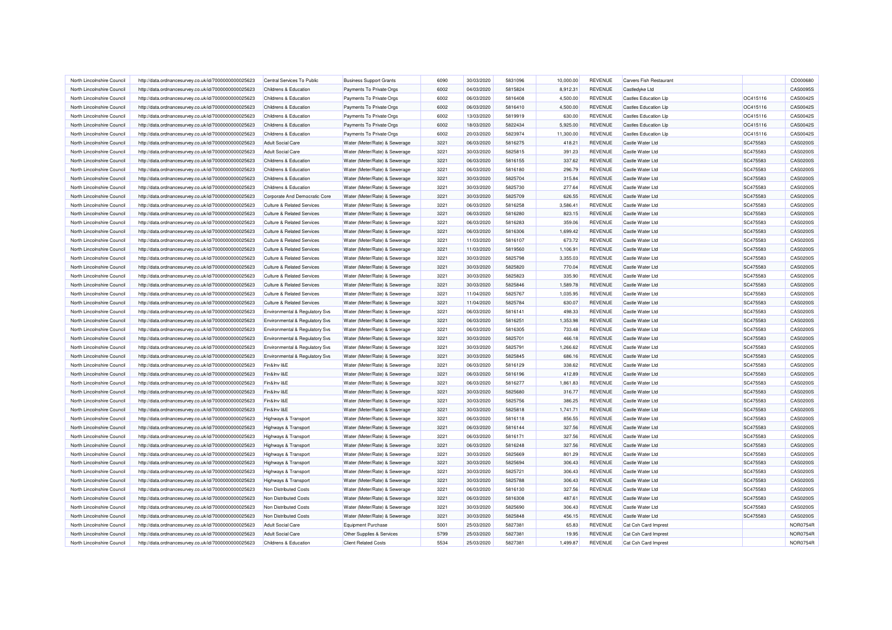| | | | | | | | | | | | | |
|---|---|---|---|---|---|---|---|---|---|---|---|---|
| North Lincolnshire Council | http://data.ordnancesurvey.co.uk/id/7000000000025623 | Central Services To Public | Business Support Grants | 6090 | 30/03/2020 | 5831096 | 10,000.00 | REVENUE | Carvers Fish Restaurant | | CD000680 |
| North Lincolnshire Council | http://data.ordnancesurvey.co.uk/id/7000000000025623 | Childrens & Education | Payments To Private Orgs | 6002 | 04/03/2020 | 5815824 | 8,912.31 | REVENUE | Castledyke Ltd | | CAS0095S |
| North Lincolnshire Council | http://data.ordnancesurvey.co.uk/id/7000000000025623 | Childrens & Education | Payments To Private Orgs | 6002 | 06/03/2020 | 5816408 | 4,500.00 | REVENUE | Castles Education Llp | OC415116 | CAS0042S |
| North Lincolnshire Council | http://data.ordnancesurvey.co.uk/id/7000000000025623 | Childrens & Education | Payments To Private Orgs | 6002 | 06/03/2020 | 5816410 | 4,500.00 | REVENUE | Castles Education Llp | OC415116 | CAS0042S |
| North Lincolnshire Council | http://data.ordnancesurvey.co.uk/id/7000000000025623 | Childrens & Education | Payments To Private Orgs | 6002 | 13/03/2020 | 5819919 | 630.00 | REVENUE | Castles Education Llp | OC415116 | CAS0042S |
| North Lincolnshire Council | http://data.ordnancesurvey.co.uk/id/7000000000025623 | Childrens & Education | Payments To Private Orgs | 6002 | 18/03/2020 | 5822434 | 5,925.00 | REVENUE | Castles Education Llp | OC415116 | CAS0042S |
| North Lincolnshire Council | http://data.ordnancesurvey.co.uk/id/7000000000025623 | Childrens & Education | Payments To Private Orgs | 6002 | 20/03/2020 | 5823974 | 11,300.00 | REVENUE | Castles Education Llp | OC415116 | CAS0042S |
| North Lincolnshire Council | http://data.ordnancesurvey.co.uk/id/7000000000025623 | Adult Social Care | Water (Meter/Rate) & Sewerage | 3221 | 06/03/2020 | 5816275 | 418.21 | REVENUE | Castle Water Ltd | SC475583 | CAS0200S |
| North Lincolnshire Council | http://data.ordnancesurvey.co.uk/id/7000000000025623 | Adult Social Care | Water (Meter/Rate) & Sewerage | 3221 | 30/03/2020 | 5825815 | 391.23 | REVENUE | Castle Water Ltd | SC475583 | CAS0200S |
| North Lincolnshire Council | http://data.ordnancesurvey.co.uk/id/7000000000025623 | Childrens & Education | Water (Meter/Rate) & Sewerage | 3221 | 06/03/2020 | 5816155 | 337.62 | REVENUE | Castle Water Ltd | SC475583 | CAS0200S |
| North Lincolnshire Council | http://data.ordnancesurvey.co.uk/id/7000000000025623 | Childrens & Education | Water (Meter/Rate) & Sewerage | 3221 | 06/03/2020 | 5816180 | 296.79 | REVENUE | Castle Water Ltd | SC475583 | CAS0200S |
| North Lincolnshire Council | http://data.ordnancesurvey.co.uk/id/7000000000025623 | Childrens & Education | Water (Meter/Rate) & Sewerage | 3221 | 30/03/2020 | 5825704 | 315.84 | REVENUE | Castle Water Ltd | SC475583 | CAS0200S |
| North Lincolnshire Council | http://data.ordnancesurvey.co.uk/id/7000000000025623 | Childrens & Education | Water (Meter/Rate) & Sewerage | 3221 | 30/03/2020 | 5825730 | 277.64 | REVENUE | Castle Water Ltd | SC475583 | CAS0200S |
| North Lincolnshire Council | http://data.ordnancesurvey.co.uk/id/7000000000025623 | Corporate And Democratic Core | Water (Meter/Rate) & Sewerage | 3221 | 30/03/2020 | 5825709 | 626.55 | REVENUE | Castle Water Ltd | SC475583 | CAS0200S |
| North Lincolnshire Council | http://data.ordnancesurvey.co.uk/id/7000000000025623 | Culture & Related Services | Water (Meter/Rate) & Sewerage | 3221 | 06/03/2020 | 5816258 | 3,586.41 | REVENUE | Castle Water Ltd | SC475583 | CAS0200S |
| North Lincolnshire Council | http://data.ordnancesurvey.co.uk/id/7000000000025623 | Culture & Related Services | Water (Meter/Rate) & Sewerage | 3221 | 06/03/2020 | 5816280 | 823.15 | REVENUE | Castle Water Ltd | SC475583 | CAS0200S |
| North Lincolnshire Council | http://data.ordnancesurvey.co.uk/id/7000000000025623 | Culture & Related Services | Water (Meter/Rate) & Sewerage | 3221 | 06/03/2020 | 5816283 | 359.06 | REVENUE | Castle Water Ltd | SC475583 | CAS0200S |
| North Lincolnshire Council | http://data.ordnancesurvey.co.uk/id/7000000000025623 | Culture & Related Services | Water (Meter/Rate) & Sewerage | 3221 | 06/03/2020 | 5816306 | 1,699.42 | REVENUE | Castle Water Ltd | SC475583 | CAS0200S |
| North Lincolnshire Council | http://data.ordnancesurvey.co.uk/id/7000000000025623 | Culture & Related Services | Water (Meter/Rate) & Sewerage | 3221 | 11/03/2020 | 5816107 | 673.72 | REVENUE | Castle Water Ltd | SC475583 | CAS0200S |
| North Lincolnshire Council | http://data.ordnancesurvey.co.uk/id/7000000000025623 | Culture & Related Services | Water (Meter/Rate) & Sewerage | 3221 | 11/03/2020 | 5819560 | 1,106.91 | REVENUE | Castle Water Ltd | SC475583 | CAS0200S |
| North Lincolnshire Council | http://data.ordnancesurvey.co.uk/id/7000000000025623 | Culture & Related Services | Water (Meter/Rate) & Sewerage | 3221 | 30/03/2020 | 5825798 | 3,355.03 | REVENUE | Castle Water Ltd | SC475583 | CAS0200S |
| North Lincolnshire Council | http://data.ordnancesurvey.co.uk/id/7000000000025623 | Culture & Related Services | Water (Meter/Rate) & Sewerage | 3221 | 30/03/2020 | 5825820 | 770.04 | REVENUE | Castle Water Ltd | SC475583 | CAS0200S |
| North Lincolnshire Council | http://data.ordnancesurvey.co.uk/id/7000000000025623 | Culture & Related Services | Water (Meter/Rate) & Sewerage | 3221 | 30/03/2020 | 5825823 | 335.90 | REVENUE | Castle Water Ltd | SC475583 | CAS0200S |
| North Lincolnshire Council | http://data.ordnancesurvey.co.uk/id/7000000000025623 | Culture & Related Services | Water (Meter/Rate) & Sewerage | 3221 | 30/03/2020 | 5825846 | 1,589.78 | REVENUE | Castle Water Ltd | SC475583 | CAS0200S |
| North Lincolnshire Council | http://data.ordnancesurvey.co.uk/id/7000000000025623 | Culture & Related Services | Water (Meter/Rate) & Sewerage | 3221 | 11/04/2020 | 5825767 | 1,035.95 | REVENUE | Castle Water Ltd | SC475583 | CAS0200S |
| North Lincolnshire Council | http://data.ordnancesurvey.co.uk/id/7000000000025623 | Culture & Related Services | Water (Meter/Rate) & Sewerage | 3221 | 11/04/2020 | 5825784 | 630.07 | REVENUE | Castle Water Ltd | SC475583 | CAS0200S |
| North Lincolnshire Council | http://data.ordnancesurvey.co.uk/id/7000000000025623 | Environmental & Regulatory Svs | Water (Meter/Rate) & Sewerage | 3221 | 06/03/2020 | 5816141 | 498.33 | REVENUE | Castle Water Ltd | SC475583 | CAS0200S |
| North Lincolnshire Council | http://data.ordnancesurvey.co.uk/id/7000000000025623 | Environmental & Regulatory Svs | Water (Meter/Rate) & Sewerage | 3221 | 06/03/2020 | 5816251 | 1,353.98 | REVENUE | Castle Water Ltd | SC475583 | CAS0200S |
| North Lincolnshire Council | http://data.ordnancesurvey.co.uk/id/7000000000025623 | Environmental & Regulatory Svs | Water (Meter/Rate) & Sewerage | 3221 | 06/03/2020 | 5816305 | 733.48 | REVENUE | Castle Water Ltd | SC475583 | CAS0200S |
| North Lincolnshire Council | http://data.ordnancesurvey.co.uk/id/7000000000025623 | Environmental & Regulatory Svs | Water (Meter/Rate) & Sewerage | 3221 | 30/03/2020 | 5825701 | 466.18 | REVENUE | Castle Water Ltd | SC475583 | CAS0200S |
| North Lincolnshire Council | http://data.ordnancesurvey.co.uk/id/7000000000025623 | Environmental & Regulatory Svs | Water (Meter/Rate) & Sewerage | 3221 | 30/03/2020 | 5825791 | 1,266.62 | REVENUE | Castle Water Ltd | SC475583 | CAS0200S |
| North Lincolnshire Council | http://data.ordnancesurvey.co.uk/id/7000000000025623 | Environmental & Regulatory Svs | Water (Meter/Rate) & Sewerage | 3221 | 30/03/2020 | 5825845 | 686.16 | REVENUE | Castle Water Ltd | SC475583 | CAS0200S |
| North Lincolnshire Council | http://data.ordnancesurvey.co.uk/id/7000000000025623 | Fin&Inv I&E | Water (Meter/Rate) & Sewerage | 3221 | 06/03/2020 | 5816129 | 338.62 | REVENUE | Castle Water Ltd | SC475583 | CAS0200S |
| North Lincolnshire Council | http://data.ordnancesurvey.co.uk/id/7000000000025623 | Fin&Inv I&E | Water (Meter/Rate) & Sewerage | 3221 | 06/03/2020 | 5816196 | 412.89 | REVENUE | Castle Water Ltd | SC475583 | CAS0200S |
| North Lincolnshire Council | http://data.ordnancesurvey.co.uk/id/7000000000025623 | Fin&Inv I&E | Water (Meter/Rate) & Sewerage | 3221 | 06/03/2020 | 5816277 | 1,861.83 | REVENUE | Castle Water Ltd | SC475583 | CAS0200S |
| North Lincolnshire Council | http://data.ordnancesurvey.co.uk/id/7000000000025623 | Fin&Inv I&E | Water (Meter/Rate) & Sewerage | 3221 | 30/03/2020 | 5825680 | 316.77 | REVENUE | Castle Water Ltd | SC475583 | CAS0200S |
| North Lincolnshire Council | http://data.ordnancesurvey.co.uk/id/7000000000025623 | Fin&Inv I&E | Water (Meter/Rate) & Sewerage | 3221 | 30/03/2020 | 5825756 | 386.25 | REVENUE | Castle Water Ltd | SC475583 | CAS0200S |
| North Lincolnshire Council | http://data.ordnancesurvey.co.uk/id/7000000000025623 | Fin&Inv I&E | Water (Meter/Rate) & Sewerage | 3221 | 30/03/2020 | 5825818 | 1,741.71 | REVENUE | Castle Water Ltd | SC475583 | CAS0200S |
| North Lincolnshire Council | http://data.ordnancesurvey.co.uk/id/7000000000025623 | Highways & Transport | Water (Meter/Rate) & Sewerage | 3221 | 06/03/2020 | 5816118 | 856.55 | REVENUE | Castle Water Ltd | SC475583 | CAS0200S |
| North Lincolnshire Council | http://data.ordnancesurvey.co.uk/id/7000000000025623 | Highways & Transport | Water (Meter/Rate) & Sewerage | 3221 | 06/03/2020 | 5816144 | 327.56 | REVENUE | Castle Water Ltd | SC475583 | CAS0200S |
| North Lincolnshire Council | http://data.ordnancesurvey.co.uk/id/7000000000025623 | Highways & Transport | Water (Meter/Rate) & Sewerage | 3221 | 06/03/2020 | 5816171 | 327.56 | REVENUE | Castle Water Ltd | SC475583 | CAS0200S |
| North Lincolnshire Council | http://data.ordnancesurvey.co.uk/id/7000000000025623 | Highways & Transport | Water (Meter/Rate) & Sewerage | 3221 | 06/03/2020 | 5816248 | 327.56 | REVENUE | Castle Water Ltd | SC475583 | CAS0200S |
| North Lincolnshire Council | http://data.ordnancesurvey.co.uk/id/7000000000025623 | Highways & Transport | Water (Meter/Rate) & Sewerage | 3221 | 30/03/2020 | 5825669 | 801.29 | REVENUE | Castle Water Ltd | SC475583 | CAS0200S |
| North Lincolnshire Council | http://data.ordnancesurvey.co.uk/id/7000000000025623 | Highways & Transport | Water (Meter/Rate) & Sewerage | 3221 | 30/03/2020 | 5825694 | 306.43 | REVENUE | Castle Water Ltd | SC475583 | CAS0200S |
| North Lincolnshire Council | http://data.ordnancesurvey.co.uk/id/7000000000025623 | Highways & Transport | Water (Meter/Rate) & Sewerage | 3221 | 30/03/2020 | 5825721 | 306.43 | REVENUE | Castle Water Ltd | SC475583 | CAS0200S |
| North Lincolnshire Council | http://data.ordnancesurvey.co.uk/id/7000000000025623 | Highways & Transport | Water (Meter/Rate) & Sewerage | 3221 | 30/03/2020 | 5825788 | 306.43 | REVENUE | Castle Water Ltd | SC475583 | CAS0200S |
| North Lincolnshire Council | http://data.ordnancesurvey.co.uk/id/7000000000025623 | Non Distributed Costs | Water (Meter/Rate) & Sewerage | 3221 | 06/03/2020 | 5816130 | 327.56 | REVENUE | Castle Water Ltd | SC475583 | CAS0200S |
| North Lincolnshire Council | http://data.ordnancesurvey.co.uk/id/7000000000025623 | Non Distributed Costs | Water (Meter/Rate) & Sewerage | 3221 | 06/03/2020 | 5816308 | 487.61 | REVENUE | Castle Water Ltd | SC475583 | CAS0200S |
| North Lincolnshire Council | http://data.ordnancesurvey.co.uk/id/7000000000025623 | Non Distributed Costs | Water (Meter/Rate) & Sewerage | 3221 | 30/03/2020 | 5825690 | 306.43 | REVENUE | Castle Water Ltd | SC475583 | CAS0200S |
| North Lincolnshire Council | http://data.ordnancesurvey.co.uk/id/7000000000025623 | Non Distributed Costs | Water (Meter/Rate) & Sewerage | 3221 | 30/03/2020 | 5825848 | 456.15 | REVENUE | Castle Water Ltd | SC475583 | CAS0200S |
| North Lincolnshire Council | http://data.ordnancesurvey.co.uk/id/7000000000025623 | Adult Social Care | Equipment Purchase | 5001 | 25/03/2020 | 5827381 | 65.83 | REVENUE | Cat Csh Card Imprest | | NOR0754R |
| North Lincolnshire Council | http://data.ordnancesurvey.co.uk/id/7000000000025623 | Adult Social Care | Other Supplies & Services | 5799 | 25/03/2020 | 5827381 | 19.95 | REVENUE | Cat Csh Card Imprest | | NOR0754R |
| North Lincolnshire Council | http://data.ordnancesurvey.co.uk/id/7000000000025623 | Childrens & Education | Client Related Costs | 5534 | 25/03/2020 | 5827381 | 1,499.87 | REVENUE | Cat Csh Card Imprest | | NOR0754R |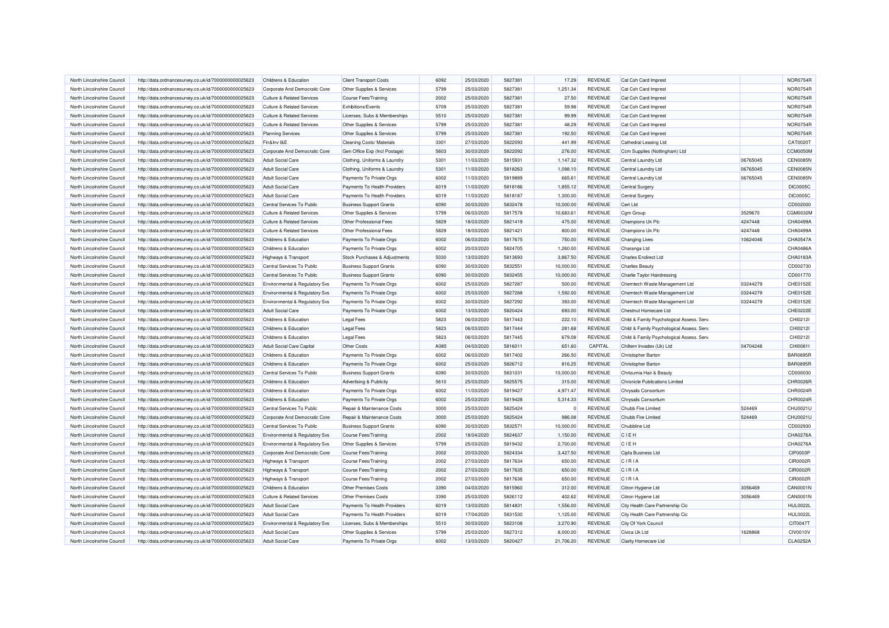| | | | | | | | | | | | | |
|---|---|---|---|---|---|---|---|---|---|---|---|---|
| North Lincolnshire Council | http://data.ordnancesurvey.co.uk/id/7000000000025623 | Childrens & Education | Client Transport Costs | 6092 | 25/03/2020 | 5827381 | 17.29 | REVENUE | Cat Csh Card Imprest | | NOR0754R |
| North Lincolnshire Council | http://data.ordnancesurvey.co.uk/id/7000000000025623 | Corporate And Democratic Core | Other Supplies & Services | 5799 | 25/03/2020 | 5827381 | 1,251.34 | REVENUE | Cat Csh Card Imprest | | NOR0754R |
| North Lincolnshire Council | http://data.ordnancesurvey.co.uk/id/7000000000025623 | Culture & Related Services | Course Fees/Training | 2002 | 25/03/2020 | 5827381 | 27.50 | REVENUE | Cat Csh Card Imprest | | NOR0754R |
| North Lincolnshire Council | http://data.ordnancesurvey.co.uk/id/7000000000025623 | Culture & Related Services | Exhibitions/Events | 5709 | 25/03/2020 | 5827381 | 59.98 | REVENUE | Cat Csh Card Imprest | | NOR0754R |
| North Lincolnshire Council | http://data.ordnancesurvey.co.uk/id/7000000000025623 | Culture & Related Services | Licenses, Subs & Memberships | 5510 | 25/03/2020 | 5827381 | 99.99 | REVENUE | Cat Csh Card Imprest | | NOR0754R |
| North Lincolnshire Council | http://data.ordnancesurvey.co.uk/id/7000000000025623 | Culture & Related Services | Other Supplies & Services | 5799 | 25/03/2020 | 5827381 | 48.29 | REVENUE | Cat Csh Card Imprest | | NOR0754R |
| North Lincolnshire Council | http://data.ordnancesurvey.co.uk/id/7000000000025623 | Planning Services | Other Supplies & Services | 5799 | 25/03/2020 | 5827381 | 192.50 | REVENUE | Cat Csh Card Imprest | | NOR0754R |
| North Lincolnshire Council | http://data.ordnancesurvey.co.uk/id/7000000000025623 | Fin&Inv I&E | Cleaning Costs/ Materials | 3301 | 27/03/2020 | 5822093 | 441.99 | REVENUE | Cathedral Leasing Ltd | | CAT0020T |
| North Lincolnshire Council | http://data.ordnancesurvey.co.uk/id/7000000000025623 | Corporate And Democratic Core | Gen Office Exp (Incl Postage) | 5603 | 30/03/2020 | 5822092 | 276.00 | REVENUE | Ccm Supplies (Nottingham) Ltd | | CCM0050M |
| North Lincolnshire Council | http://data.ordnancesurvey.co.uk/id/7000000000025623 | Adult Social Care | Clothing, Uniforms & Laundry | 5301 | 11/03/2020 | 5815931 | 1,147.32 | REVENUE | Central Laundry Ltd | 06765045 | CEN0085N |
| North Lincolnshire Council | http://data.ordnancesurvey.co.uk/id/7000000000025623 | Adult Social Care | Clothing, Uniforms & Laundry | 5301 | 11/03/2020 | 5818263 | 1,098.10 | REVENUE | Central Laundry Ltd | 06765045 | CEN0085N |
| North Lincolnshire Council | http://data.ordnancesurvey.co.uk/id/7000000000025623 | Adult Social Care | Payments To Private Orgs | 6002 | 11/03/2020 | 5819889 | 665.61 | REVENUE | Central Laundry Ltd | 06765045 | CEN0085N |
| North Lincolnshire Council | http://data.ordnancesurvey.co.uk/id/7000000000025623 | Adult Social Care | Payments To Health Providers | 6019 | 11/03/2020 | 5818186 | 1,855.12 | REVENUE | Central Surgery | | DIC0005C |
| North Lincolnshire Council | http://data.ordnancesurvey.co.uk/id/7000000000025623 | Adult Social Care | Payments To Health Providers | 6019 | 11/03/2020 | 5818187 | 1,300.00 | REVENUE | Central Surgery | | DIC0005C |
| North Lincolnshire Council | http://data.ordnancesurvey.co.uk/id/7000000000025623 | Central Services To Public | Business Support Grants | 6090 | 30/03/2020 | 5832478 | 10,000.00 | REVENUE | Cert Ltd | | CD002000 |
| North Lincolnshire Council | http://data.ordnancesurvey.co.uk/id/7000000000025623 | Culture & Related Services | Other Supplies & Services | 5799 | 06/03/2020 | 5817578 | 10,683.61 | REVENUE | Cgm Group | 3529670 | CGM0032M |
| North Lincolnshire Council | http://data.ordnancesurvey.co.uk/id/7000000000025623 | Culture & Related Services | Other Professional Fees | 5829 | 18/03/2020 | 5821419 | 475.00 | REVENUE | Champions Uk Plc | 4247448 | CHA0499A |
| North Lincolnshire Council | http://data.ordnancesurvey.co.uk/id/7000000000025623 | Culture & Related Services | Other Professional Fees | 5829 | 18/03/2020 | 5821421 | 800.00 | REVENUE | Champions Uk Plc | 4247448 | CHA0499A |
| North Lincolnshire Council | http://data.ordnancesurvey.co.uk/id/7000000000025623 | Childrens & Education | Payments To Private Orgs | 6002 | 06/03/2020 | 5817675 | 750.00 | REVENUE | Changing Lives | 10624046 | CHA0547A |
| North Lincolnshire Council | http://data.ordnancesurvey.co.uk/id/7000000000025623 | Childrens & Education | Payments To Private Orgs | 6002 | 20/03/2020 | 5824705 | 1,260.00 | REVENUE | Charanga Ltd | | CHA0486A |
| North Lincolnshire Council | http://data.ordnancesurvey.co.uk/id/7000000000025623 | Highways & Transport | Stock Purchases & Adjustments | 5030 | 13/03/2020 | 5813693 | 3,867.50 | REVENUE | Charles Endirect Ltd | | CHA0183A |
| North Lincolnshire Council | http://data.ordnancesurvey.co.uk/id/7000000000025623 | Central Services To Public | Business Support Grants | 6090 | 30/03/2020 | 5832551 | 10,000.00 | REVENUE | Charlies Beauty | | CD002730 |
| North Lincolnshire Council | http://data.ordnancesurvey.co.uk/id/7000000000025623 | Central Services To Public | Business Support Grants | 6090 | 30/03/2020 | 5832455 | 10,000.00 | REVENUE | Charlie Taylor Hairdressing | | CD001770 |
| North Lincolnshire Council | http://data.ordnancesurvey.co.uk/id/7000000000025623 | Environmental & Regulatory Svs | Payments To Private Orgs | 6002 | 25/03/2020 | 5827287 | 500.00 | REVENUE | Chemtech Waste Management Ltd | 03244279 | CHE0152E |
| North Lincolnshire Council | http://data.ordnancesurvey.co.uk/id/7000000000025623 | Environmental & Regulatory Svs | Payments To Private Orgs | 6002 | 25/03/2020 | 5827288 | 1,592.00 | REVENUE | Chemtech Waste Management Ltd | 03244279 | CHE0152E |
| North Lincolnshire Council | http://data.ordnancesurvey.co.uk/id/7000000000025623 | Environmental & Regulatory Svs | Payments To Private Orgs | 6002 | 30/03/2020 | 5827292 | 393.00 | REVENUE | Chemtech Waste Management Ltd | 03244279 | CHE0152E |
| North Lincolnshire Council | http://data.ordnancesurvey.co.uk/id/7000000000025623 | Adult Social Care | Payments To Private Orgs | 6002 | 13/03/2020 | 5820424 | 693.00 | REVENUE | Chestnut Homecare Ltd | | CHE0222E |
| North Lincolnshire Council | http://data.ordnancesurvey.co.uk/id/7000000000025623 | Childrens & Education | Legal Fees | 5823 | 06/03/2020 | 5817443 | 222.10 | REVENUE | Child & Family Psychological Assess. Serv. | | CHI0212I |
| North Lincolnshire Council | http://data.ordnancesurvey.co.uk/id/7000000000025623 | Childrens & Education | Legal Fees | 5823 | 06/03/2020 | 5817444 | 281.68 | REVENUE | Child & Family Psychological Assess. Serv. | | CHI0212I |
| North Lincolnshire Council | http://data.ordnancesurvey.co.uk/id/7000000000025623 | Childrens & Education | Legal Fees | 5823 | 06/03/2020 | 5817445 | 679.08 | REVENUE | Child & Family Psychological Assess. Serv. | | CHI0212I |
| North Lincolnshire Council | http://data.ordnancesurvey.co.uk/id/7000000000025623 | Adult Social Care Capital | Other Costs | A085 | 04/03/2020 | 5816011 | 651.60 | CAPITAL | Chiltern Invadex (Uk) Ltd | 04704248 | CHI0081I |
| North Lincolnshire Council | http://data.ordnancesurvey.co.uk/id/7000000000025623 | Childrens & Education | Payments To Private Orgs | 6002 | 06/03/2020 | 5817402 | 266.50 | REVENUE | Christopher Barton | | BAR0895R |
| North Lincolnshire Council | http://data.ordnancesurvey.co.uk/id/7000000000025623 | Childrens & Education | Payments To Private Orgs | 6002 | 25/03/2020 | 5826712 | 816.25 | REVENUE | Christopher Barton | | BAR0895R |
| North Lincolnshire Council | http://data.ordnancesurvey.co.uk/id/7000000000025623 | Central Services To Public | Business Support Grants | 6090 | 30/03/2020 | 5831031 | 10,000.00 | REVENUE | Chrloumia Hair & Beauty | | CD000030 |
| North Lincolnshire Council | http://data.ordnancesurvey.co.uk/id/7000000000025623 | Childrens & Education | Advertising & Publicity | 5610 | 25/03/2020 | 5825575 | 315.00 | REVENUE | Chronicle Publications Limited | | CHR0026R |
| North Lincolnshire Council | http://data.ordnancesurvey.co.uk/id/7000000000025623 | Childrens & Education | Payments To Private Orgs | 6002 | 11/03/2020 | 5819427 | 4,971.47 | REVENUE | Chrysalis Consortium | | CHR0024R |
| North Lincolnshire Council | http://data.ordnancesurvey.co.uk/id/7000000000025623 | Childrens & Education | Payments To Private Orgs | 6002 | 25/03/2020 | 5819428 | 5,314.33 | REVENUE | Chrysalis Consortium | | CHR0024R |
| North Lincolnshire Council | http://data.ordnancesurvey.co.uk/id/7000000000025623 | Central Services To Public | Repair & Maintenance Costs | 3000 | 25/03/2020 | 5825424 | 0 | REVENUE | Chubb Fire Limited | 524469 | CHU0021U |
| North Lincolnshire Council | http://data.ordnancesurvey.co.uk/id/7000000000025623 | Corporate And Democratic Core | Repair & Maintenance Costs | 3000 | 25/03/2020 | 5825424 | 986.08 | REVENUE | Chubb Fire Limited | 524469 | CHU0021U |
| North Lincolnshire Council | http://data.ordnancesurvey.co.uk/id/7000000000025623 | Central Services To Public | Business Support Grants | 6090 | 30/03/2020 | 5832571 | 10,000.00 | REVENUE | Chubbline Ltd | | CD002930 |
| North Lincolnshire Council | http://data.ordnancesurvey.co.uk/id/7000000000025623 | Environmental & Regulatory Svs | Course Fees/Training | 2002 | 18/04/2020 | 5824637 | 1,150.00 | REVENUE | C I E H | | CHA0276A |
| North Lincolnshire Council | http://data.ordnancesurvey.co.uk/id/7000000000025623 | Environmental & Regulatory Svs | Other Supplies & Services | 5799 | 25/03/2020 | 5819432 | 2,700.00 | REVENUE | C I E H | | CHA0276A |
| North Lincolnshire Council | http://data.ordnancesurvey.co.uk/id/7000000000025623 | Corporate And Democratic Core | Course Fees/Training | 2002 | 20/03/2020 | 5824334 | 3,427.50 | REVENUE | Cipfa Business Ltd | | CIP0003P |
| North Lincolnshire Council | http://data.ordnancesurvey.co.uk/id/7000000000025623 | Highways & Transport | Course Fees/Training | 2002 | 27/03/2020 | 5817634 | 650.00 | REVENUE | C I R I A | | CIR0002R |
| North Lincolnshire Council | http://data.ordnancesurvey.co.uk/id/7000000000025623 | Highways & Transport | Course Fees/Training | 2002 | 27/03/2020 | 5817635 | 650.00 | REVENUE | C I R I A | | CIR0002R |
| North Lincolnshire Council | http://data.ordnancesurvey.co.uk/id/7000000000025623 | Highways & Transport | Course Fees/Training | 2002 | 27/03/2020 | 5817636 | 650.00 | REVENUE | C I R I A | | CIR0002R |
| North Lincolnshire Council | http://data.ordnancesurvey.co.uk/id/7000000000025623 | Childrens & Education | Other Premises Costs | 3390 | 04/03/2020 | 5815960 | 312.00 | REVENUE | Citron Hygiene Ltd | 3056469 | CAN0001N |
| North Lincolnshire Council | http://data.ordnancesurvey.co.uk/id/7000000000025623 | Culture & Related Services | Other Premises Costs | 3390 | 25/03/2020 | 5826112 | 402.62 | REVENUE | Citron Hygiene Ltd | 3056469 | CAN0001N |
| North Lincolnshire Council | http://data.ordnancesurvey.co.uk/id/7000000000025623 | Adult Social Care | Payments To Health Providers | 6019 | 13/03/2020 | 5814831 | 1,556.00 | REVENUE | City Health Care Partnership Cic | | HUL0022L |
| North Lincolnshire Council | http://data.ordnancesurvey.co.uk/id/7000000000025623 | Adult Social Care | Payments To Health Providers | 6019 | 17/04/2020 | 5831530 | 1,125.00 | REVENUE | City Health Care Partnership Cic | | HUL0022L |
| North Lincolnshire Council | http://data.ordnancesurvey.co.uk/id/7000000000025623 | Environmental & Regulatory Svs | Licenses, Subs & Memberships | 5510 | 30/03/2020 | 5823108 | 3,270.90 | REVENUE | City Of York Council | | CIT0047T |
| North Lincolnshire Council | http://data.ordnancesurvey.co.uk/id/7000000000025623 | Adult Social Care | Other Supplies & Services | 5799 | 25/03/2020 | 5827312 | 8,000.00 | REVENUE | Civica Uk Ltd | 1628868 | CIV0010V |
| North Lincolnshire Council | http://data.ordnancesurvey.co.uk/id/7000000000025623 | Adult Social Care | Payments To Private Orgs | 6002 | 13/03/2020 | 5820427 | 21,706.20 | REVENUE | Clarity Homecare Ltd | | CLA0252A |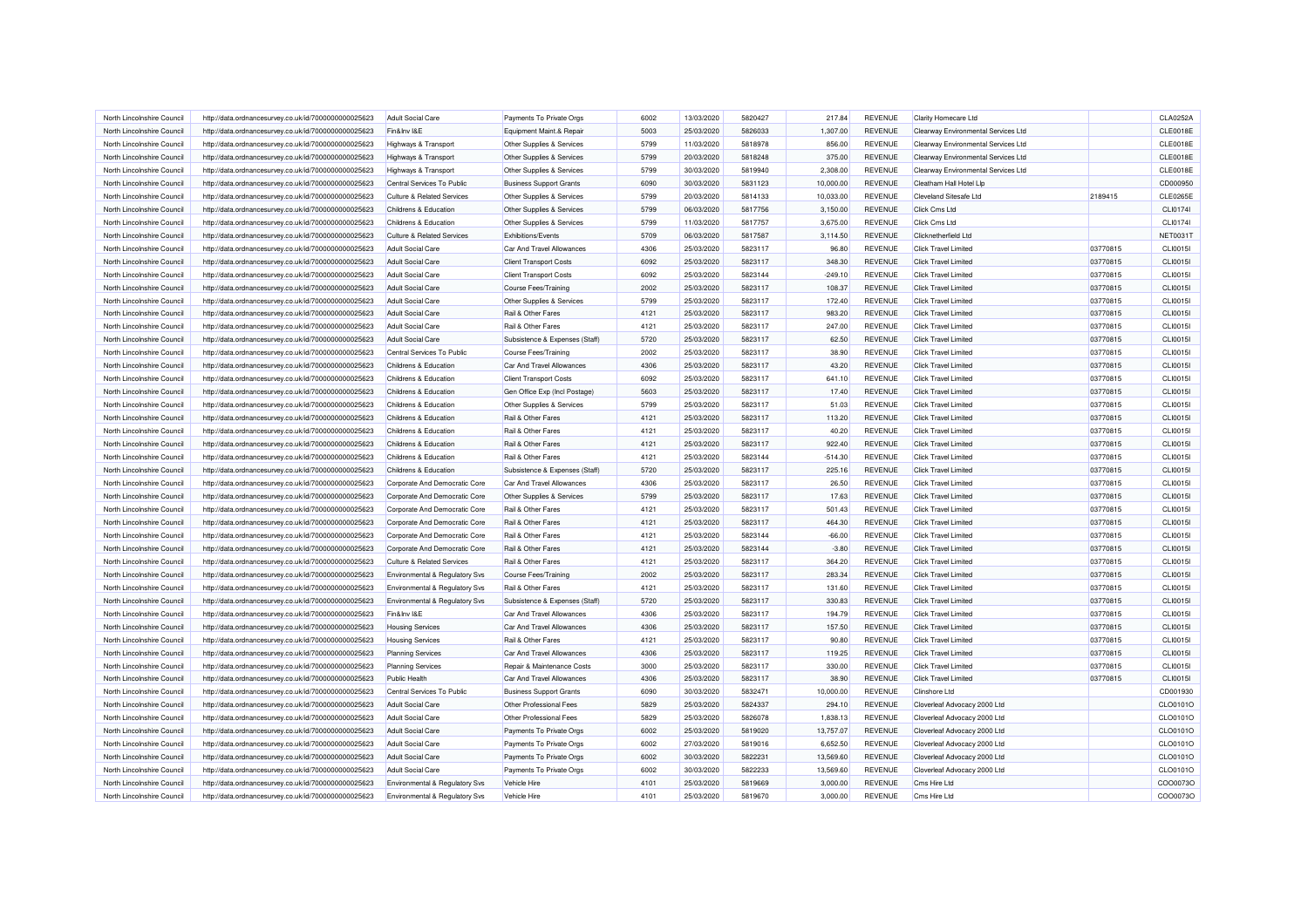| | | | | | | | | | | | | |
|---|---|---|---|---|---|---|---|---|---|---|---|---|
| North Lincolnshire Council | http://data.ordnancesurvey.co.uk/id/7000000000025623 | Adult Social Care | Payments To Private Orgs | 6002 | 13/03/2020 | 5820427 | 217.84 | REVENUE | Clarity Homecare Ltd | | CLA0252A |
| North Lincolnshire Council | http://data.ordnancesurvey.co.uk/id/7000000000025623 | Fin&Inv I&E | Equipment Maint.& Repair | 5003 | 25/03/2020 | 5826033 | 1,307.00 | REVENUE | Clearway Environmental Services Ltd | | CLE0018E |
| North Lincolnshire Council | http://data.ordnancesurvey.co.uk/id/7000000000025623 | Highways & Transport | Other Supplies & Services | 5799 | 11/03/2020 | 5818978 | 856.00 | REVENUE | Clearway Environmental Services Ltd | | CLE0018E |
| North Lincolnshire Council | http://data.ordnancesurvey.co.uk/id/7000000000025623 | Highways & Transport | Other Supplies & Services | 5799 | 20/03/2020 | 5818248 | 375.00 | REVENUE | Clearway Environmental Services Ltd | | CLE0018E |
| North Lincolnshire Council | http://data.ordnancesurvey.co.uk/id/7000000000025623 | Highways & Transport | Other Supplies & Services | 5799 | 30/03/2020 | 5819940 | 2,308.00 | REVENUE | Clearway Environmental Services Ltd | | CLE0018E |
| North Lincolnshire Council | http://data.ordnancesurvey.co.uk/id/7000000000025623 | Central Services To Public | Business Support Grants | 6090 | 30/03/2020 | 5831123 | 10,000.00 | REVENUE | Cleatham Hall Hotel Llp | | CD000950 |
| North Lincolnshire Council | http://data.ordnancesurvey.co.uk/id/7000000000025623 | Culture & Related Services | Other Supplies & Services | 5799 | 20/03/2020 | 5814133 | 10,033.00 | REVENUE | Cleveland Sitesafe Ltd | 2189415 | CLE0265E |
| North Lincolnshire Council | http://data.ordnancesurvey.co.uk/id/7000000000025623 | Childrens & Education | Other Supplies & Services | 5799 | 06/03/2020 | 5817756 | 3,150.00 | REVENUE | Click Cms Ltd | | CLI0174I |
| North Lincolnshire Council | http://data.ordnancesurvey.co.uk/id/7000000000025623 | Childrens & Education | Other Supplies & Services | 5799 | 11/03/2020 | 5817757 | 3,675.00 | REVENUE | Click Cms Ltd | | CLI0174I |
| North Lincolnshire Council | http://data.ordnancesurvey.co.uk/id/7000000000025623 | Culture & Related Services | Exhibitions/Events | 5709 | 06/03/2020 | 5817587 | 3,114.50 | REVENUE | Clicknetherfield Ltd | | NET0031T |
| North Lincolnshire Council | http://data.ordnancesurvey.co.uk/id/7000000000025623 | Adult Social Care | Car And Travel Allowances | 4306 | 25/03/2020 | 5823117 | 96.80 | REVENUE | Click Travel Limited | 03770815 | CLI0015I |
| North Lincolnshire Council | http://data.ordnancesurvey.co.uk/id/7000000000025623 | Adult Social Care | Client Transport Costs | 6092 | 25/03/2020 | 5823117 | 348.30 | REVENUE | Click Travel Limited | 03770815 | CLI0015I |
| North Lincolnshire Council | http://data.ordnancesurvey.co.uk/id/7000000000025623 | Adult Social Care | Client Transport Costs | 6092 | 25/03/2020 | 5823144 | -249.10 | REVENUE | Click Travel Limited | 03770815 | CLI0015I |
| North Lincolnshire Council | http://data.ordnancesurvey.co.uk/id/7000000000025623 | Adult Social Care | Course Fees/Training | 2002 | 25/03/2020 | 5823117 | 108.37 | REVENUE | Click Travel Limited | 03770815 | CLI0015I |
| North Lincolnshire Council | http://data.ordnancesurvey.co.uk/id/7000000000025623 | Adult Social Care | Other Supplies & Services | 5799 | 25/03/2020 | 5823117 | 172.40 | REVENUE | Click Travel Limited | 03770815 | CLI0015I |
| North Lincolnshire Council | http://data.ordnancesurvey.co.uk/id/7000000000025623 | Adult Social Care | Rail & Other Fares | 4121 | 25/03/2020 | 5823117 | 983.20 | REVENUE | Click Travel Limited | 03770815 | CLI0015I |
| North Lincolnshire Council | http://data.ordnancesurvey.co.uk/id/7000000000025623 | Adult Social Care | Rail & Other Fares | 4121 | 25/03/2020 | 5823117 | 247.00 | REVENUE | Click Travel Limited | 03770815 | CLI0015I |
| North Lincolnshire Council | http://data.ordnancesurvey.co.uk/id/7000000000025623 | Adult Social Care | Subsistence & Expenses (Staff) | 5720 | 25/03/2020 | 5823117 | 62.50 | REVENUE | Click Travel Limited | 03770815 | CLI0015I |
| North Lincolnshire Council | http://data.ordnancesurvey.co.uk/id/7000000000025623 | Central Services To Public | Course Fees/Training | 2002 | 25/03/2020 | 5823117 | 38.90 | REVENUE | Click Travel Limited | 03770815 | CLI0015I |
| North Lincolnshire Council | http://data.ordnancesurvey.co.uk/id/7000000000025623 | Childrens & Education | Car And Travel Allowances | 4306 | 25/03/2020 | 5823117 | 43.20 | REVENUE | Click Travel Limited | 03770815 | CLI0015I |
| North Lincolnshire Council | http://data.ordnancesurvey.co.uk/id/7000000000025623 | Childrens & Education | Client Transport Costs | 6092 | 25/03/2020 | 5823117 | 641.10 | REVENUE | Click Travel Limited | 03770815 | CLI0015I |
| North Lincolnshire Council | http://data.ordnancesurvey.co.uk/id/7000000000025623 | Childrens & Education | Gen Office Exp (Incl Postage) | 5603 | 25/03/2020 | 5823117 | 17.40 | REVENUE | Click Travel Limited | 03770815 | CLI0015I |
| North Lincolnshire Council | http://data.ordnancesurvey.co.uk/id/7000000000025623 | Childrens & Education | Other Supplies & Services | 5799 | 25/03/2020 | 5823117 | 51.03 | REVENUE | Click Travel Limited | 03770815 | CLI0015I |
| North Lincolnshire Council | http://data.ordnancesurvey.co.uk/id/7000000000025623 | Childrens & Education | Rail & Other Fares | 4121 | 25/03/2020 | 5823117 | 113.20 | REVENUE | Click Travel Limited | 03770815 | CLI0015I |
| North Lincolnshire Council | http://data.ordnancesurvey.co.uk/id/7000000000025623 | Childrens & Education | Rail & Other Fares | 4121 | 25/03/2020 | 5823117 | 40.20 | REVENUE | Click Travel Limited | 03770815 | CLI0015I |
| North Lincolnshire Council | http://data.ordnancesurvey.co.uk/id/7000000000025623 | Childrens & Education | Rail & Other Fares | 4121 | 25/03/2020 | 5823117 | 922.40 | REVENUE | Click Travel Limited | 03770815 | CLI0015I |
| North Lincolnshire Council | http://data.ordnancesurvey.co.uk/id/7000000000025623 | Childrens & Education | Rail & Other Fares | 4121 | 25/03/2020 | 5823144 | -514.30 | REVENUE | Click Travel Limited | 03770815 | CLI0015I |
| North Lincolnshire Council | http://data.ordnancesurvey.co.uk/id/7000000000025623 | Childrens & Education | Subsistence & Expenses (Staff) | 5720 | 25/03/2020 | 5823117 | 225.16 | REVENUE | Click Travel Limited | 03770815 | CLI0015I |
| North Lincolnshire Council | http://data.ordnancesurvey.co.uk/id/7000000000025623 | Corporate And Democratic Core | Car And Travel Allowances | 4306 | 25/03/2020 | 5823117 | 26.50 | REVENUE | Click Travel Limited | 03770815 | CLI0015I |
| North Lincolnshire Council | http://data.ordnancesurvey.co.uk/id/7000000000025623 | Corporate And Democratic Core | Other Supplies & Services | 5799 | 25/03/2020 | 5823117 | 17.63 | REVENUE | Click Travel Limited | 03770815 | CLI0015I |
| North Lincolnshire Council | http://data.ordnancesurvey.co.uk/id/7000000000025623 | Corporate And Democratic Core | Rail & Other Fares | 4121 | 25/03/2020 | 5823117 | 501.43 | REVENUE | Click Travel Limited | 03770815 | CLI0015I |
| North Lincolnshire Council | http://data.ordnancesurvey.co.uk/id/7000000000025623 | Corporate And Democratic Core | Rail & Other Fares | 4121 | 25/03/2020 | 5823117 | 464.30 | REVENUE | Click Travel Limited | 03770815 | CLI0015I |
| North Lincolnshire Council | http://data.ordnancesurvey.co.uk/id/7000000000025623 | Corporate And Democratic Core | Rail & Other Fares | 4121 | 25/03/2020 | 5823144 | -66.00 | REVENUE | Click Travel Limited | 03770815 | CLI0015I |
| North Lincolnshire Council | http://data.ordnancesurvey.co.uk/id/7000000000025623 | Corporate And Democratic Core | Rail & Other Fares | 4121 | 25/03/2020 | 5823144 | -3.80 | REVENUE | Click Travel Limited | 03770815 | CLI0015I |
| North Lincolnshire Council | http://data.ordnancesurvey.co.uk/id/7000000000025623 | Culture & Related Services | Rail & Other Fares | 4121 | 25/03/2020 | 5823117 | 364.20 | REVENUE | Click Travel Limited | 03770815 | CLI0015I |
| North Lincolnshire Council | http://data.ordnancesurvey.co.uk/id/7000000000025623 | Environmental & Regulatory Svs | Course Fees/Training | 2002 | 25/03/2020 | 5823117 | 283.34 | REVENUE | Click Travel Limited | 03770815 | CLI0015I |
| North Lincolnshire Council | http://data.ordnancesurvey.co.uk/id/7000000000025623 | Environmental & Regulatory Svs | Rail & Other Fares | 4121 | 25/03/2020 | 5823117 | 131.60 | REVENUE | Click Travel Limited | 03770815 | CLI0015I |
| North Lincolnshire Council | http://data.ordnancesurvey.co.uk/id/7000000000025623 | Environmental & Regulatory Svs | Subsistence & Expenses (Staff) | 5720 | 25/03/2020 | 5823117 | 330.83 | REVENUE | Click Travel Limited | 03770815 | CLI0015I |
| North Lincolnshire Council | http://data.ordnancesurvey.co.uk/id/7000000000025623 | Fin&Inv I&E | Car And Travel Allowances | 4306 | 25/03/2020 | 5823117 | 194.79 | REVENUE | Click Travel Limited | 03770815 | CLI0015I |
| North Lincolnshire Council | http://data.ordnancesurvey.co.uk/id/7000000000025623 | Housing Services | Car And Travel Allowances | 4306 | 25/03/2020 | 5823117 | 157.50 | REVENUE | Click Travel Limited | 03770815 | CLI0015I |
| North Lincolnshire Council | http://data.ordnancesurvey.co.uk/id/7000000000025623 | Housing Services | Rail & Other Fares | 4121 | 25/03/2020 | 5823117 | 90.80 | REVENUE | Click Travel Limited | 03770815 | CLI0015I |
| North Lincolnshire Council | http://data.ordnancesurvey.co.uk/id/7000000000025623 | Planning Services | Car And Travel Allowances | 4306 | 25/03/2020 | 5823117 | 119.25 | REVENUE | Click Travel Limited | 03770815 | CLI0015I |
| North Lincolnshire Council | http://data.ordnancesurvey.co.uk/id/7000000000025623 | Planning Services | Repair & Maintenance Costs | 3000 | 25/03/2020 | 5823117 | 330.00 | REVENUE | Click Travel Limited | 03770815 | CLI0015I |
| North Lincolnshire Council | http://data.ordnancesurvey.co.uk/id/7000000000025623 | Public Health | Car And Travel Allowances | 4306 | 25/03/2020 | 5823117 | 38.90 | REVENUE | Click Travel Limited | 03770815 | CLI0015I |
| North Lincolnshire Council | http://data.ordnancesurvey.co.uk/id/7000000000025623 | Central Services To Public | Business Support Grants | 6090 | 30/03/2020 | 5832471 | 10,000.00 | REVENUE | Clinshore Ltd | | CD001930 |
| North Lincolnshire Council | http://data.ordnancesurvey.co.uk/id/7000000000025623 | Adult Social Care | Other Professional Fees | 5829 | 25/03/2020 | 5824337 | 294.10 | REVENUE | Cloverleaf Advocacy 2000 Ltd | | CLO0101O |
| North Lincolnshire Council | http://data.ordnancesurvey.co.uk/id/7000000000025623 | Adult Social Care | Other Professional Fees | 5829 | 25/03/2020 | 5826078 | 1,838.13 | REVENUE | Cloverleaf Advocacy 2000 Ltd | | CLO0101O |
| North Lincolnshire Council | http://data.ordnancesurvey.co.uk/id/7000000000025623 | Adult Social Care | Payments To Private Orgs | 6002 | 25/03/2020 | 5819020 | 13,757.07 | REVENUE | Cloverleaf Advocacy 2000 Ltd | | CLO0101O |
| North Lincolnshire Council | http://data.ordnancesurvey.co.uk/id/7000000000025623 | Adult Social Care | Payments To Private Orgs | 6002 | 27/03/2020 | 5819016 | 6,652.50 | REVENUE | Cloverleaf Advocacy 2000 Ltd | | CLO0101O |
| North Lincolnshire Council | http://data.ordnancesurvey.co.uk/id/7000000000025623 | Adult Social Care | Payments To Private Orgs | 6002 | 30/03/2020 | 5822231 | 13,569.60 | REVENUE | Cloverleaf Advocacy 2000 Ltd | | CLO0101O |
| North Lincolnshire Council | http://data.ordnancesurvey.co.uk/id/7000000000025623 | Adult Social Care | Payments To Private Orgs | 6002 | 30/03/2020 | 5822233 | 13,569.60 | REVENUE | Cloverleaf Advocacy 2000 Ltd | | CLO0101O |
| North Lincolnshire Council | http://data.ordnancesurvey.co.uk/id/7000000000025623 | Environmental & Regulatory Svs | Vehicle Hire | 4101 | 25/03/2020 | 5819669 | 3,000.00 | REVENUE | Cms Hire Ltd | | COO0073O |
| North Lincolnshire Council | http://data.ordnancesurvey.co.uk/id/7000000000025623 | Environmental & Regulatory Svs | Vehicle Hire | 4101 | 25/03/2020 | 5819670 | 3,000.00 | REVENUE | Cms Hire Ltd | | COO0073O |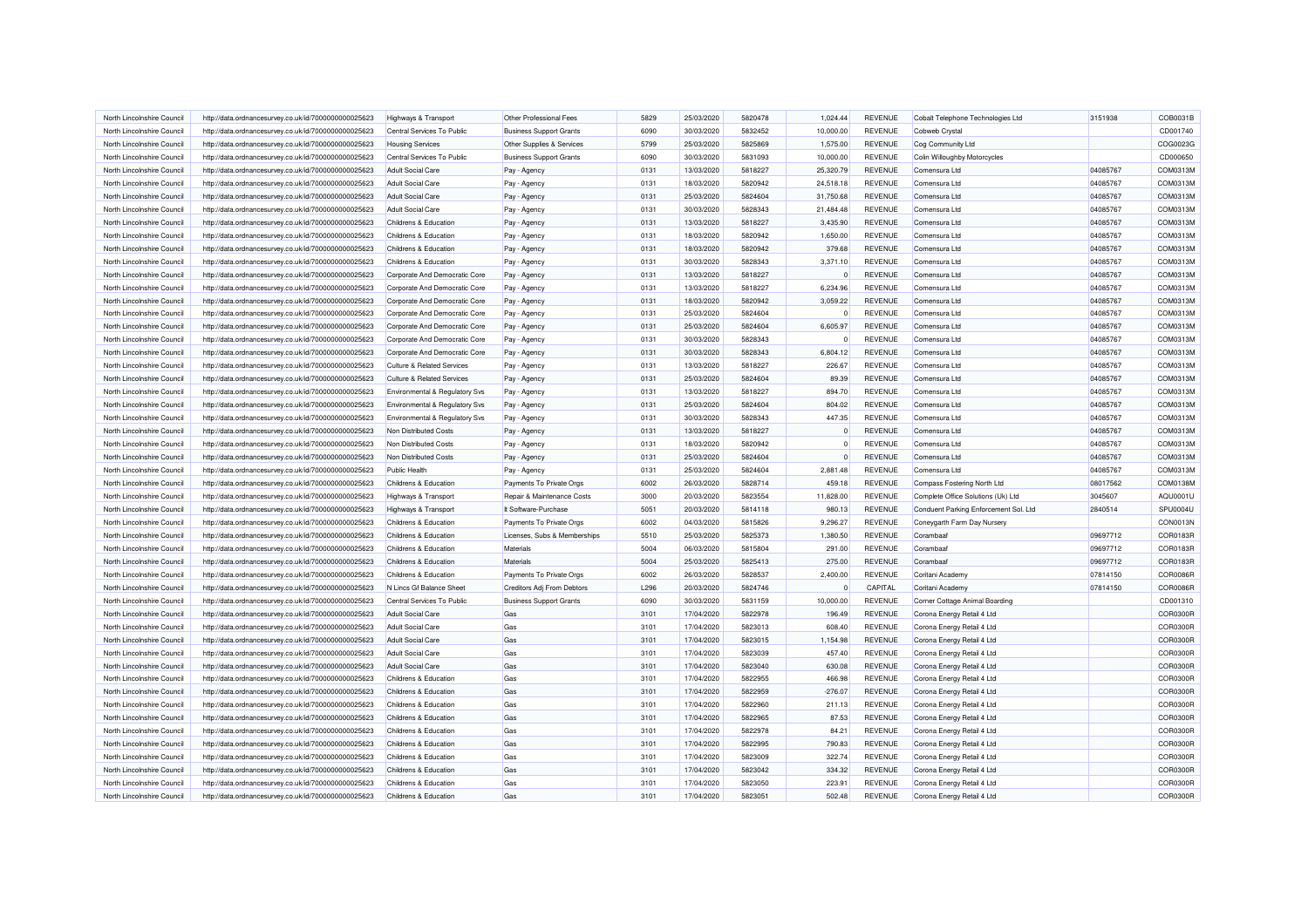| | | | | | | | | | | | | |
|---|---|---|---|---|---|---|---|---|---|---|---|---|
| North Lincolnshire Council | http://data.ordnancesurvey.co.uk/id/7000000000025623 | Highways & Transport | Other Professional Fees | 5829 | 25/03/2020 | 5820478 | 1,024.44 | REVENUE | Cobalt Telephone Technologies Ltd | 3151938 | COB0031B |
| North Lincolnshire Council | http://data.ordnancesurvey.co.uk/id/7000000000025623 | Central Services To Public | Business Support Grants | 6090 | 30/03/2020 | 5832452 | 10,000.00 | REVENUE | Cobweb Crystal | | CD001740 |
| North Lincolnshire Council | http://data.ordnancesurvey.co.uk/id/7000000000025623 | Housing Services | Other Supplies & Services | 5799 | 25/03/2020 | 5825869 | 1,575.00 | REVENUE | Cog Community Ltd | | COG0023G |
| North Lincolnshire Council | http://data.ordnancesurvey.co.uk/id/7000000000025623 | Central Services To Public | Business Support Grants | 6090 | 30/03/2020 | 5831093 | 10,000.00 | REVENUE | Colin Willoughby Motorcycles | | CD000650 |
| North Lincolnshire Council | http://data.ordnancesurvey.co.uk/id/7000000000025623 | Adult Social Care | Pay - Agency | 0131 | 13/03/2020 | 5818227 | 25,320.79 | REVENUE | Comensura Ltd | 04085767 | COM0313M |
| North Lincolnshire Council | http://data.ordnancesurvey.co.uk/id/7000000000025623 | Adult Social Care | Pay - Agency | 0131 | 18/03/2020 | 5820942 | 24,518.18 | REVENUE | Comensura Ltd | 04085767 | COM0313M |
| North Lincolnshire Council | http://data.ordnancesurvey.co.uk/id/7000000000025623 | Adult Social Care | Pay - Agency | 0131 | 25/03/2020 | 5824604 | 31,750.68 | REVENUE | Comensura Ltd | 04085767 | COM0313M |
| North Lincolnshire Council | http://data.ordnancesurvey.co.uk/id/7000000000025623 | Adult Social Care | Pay - Agency | 0131 | 30/03/2020 | 5828343 | 21,484.48 | REVENUE | Comensura Ltd | 04085767 | COM0313M |
| North Lincolnshire Council | http://data.ordnancesurvey.co.uk/id/7000000000025623 | Childrens & Education | Pay - Agency | 0131 | 13/03/2020 | 5818227 | 3,435.90 | REVENUE | Comensura Ltd | 04085767 | COM0313M |
| North Lincolnshire Council | http://data.ordnancesurvey.co.uk/id/7000000000025623 | Childrens & Education | Pay - Agency | 0131 | 18/03/2020 | 5820942 | 1,650.00 | REVENUE | Comensura Ltd | 04085767 | COM0313M |
| North Lincolnshire Council | http://data.ordnancesurvey.co.uk/id/7000000000025623 | Childrens & Education | Pay - Agency | 0131 | 18/03/2020 | 5820942 | 379.68 | REVENUE | Comensura Ltd | 04085767 | COM0313M |
| North Lincolnshire Council | http://data.ordnancesurvey.co.uk/id/7000000000025623 | Childrens & Education | Pay - Agency | 0131 | 30/03/2020 | 5828343 | 3,371.10 | REVENUE | Comensura Ltd | 04085767 | COM0313M |
| North Lincolnshire Council | http://data.ordnancesurvey.co.uk/id/7000000000025623 | Corporate And Democratic Core | Pay - Agency | 0131 | 13/03/2020 | 5818227 | 0 | REVENUE | Comensura Ltd | 04085767 | COM0313M |
| North Lincolnshire Council | http://data.ordnancesurvey.co.uk/id/7000000000025623 | Corporate And Democratic Core | Pay - Agency | 0131 | 13/03/2020 | 5818227 | 6,234.96 | REVENUE | Comensura Ltd | 04085767 | COM0313M |
| North Lincolnshire Council | http://data.ordnancesurvey.co.uk/id/7000000000025623 | Corporate And Democratic Core | Pay - Agency | 0131 | 18/03/2020 | 5820942 | 3,059.22 | REVENUE | Comensura Ltd | 04085767 | COM0313M |
| North Lincolnshire Council | http://data.ordnancesurvey.co.uk/id/7000000000025623 | Corporate And Democratic Core | Pay - Agency | 0131 | 25/03/2020 | 5824604 | 0 | REVENUE | Comensura Ltd | 04085767 | COM0313M |
| North Lincolnshire Council | http://data.ordnancesurvey.co.uk/id/7000000000025623 | Corporate And Democratic Core | Pay - Agency | 0131 | 25/03/2020 | 5824604 | 6,605.97 | REVENUE | Comensura Ltd | 04085767 | COM0313M |
| North Lincolnshire Council | http://data.ordnancesurvey.co.uk/id/7000000000025623 | Corporate And Democratic Core | Pay - Agency | 0131 | 30/03/2020 | 5828343 | 0 | REVENUE | Comensura Ltd | 04085767 | COM0313M |
| North Lincolnshire Council | http://data.ordnancesurvey.co.uk/id/7000000000025623 | Corporate And Democratic Core | Pay - Agency | 0131 | 30/03/2020 | 5828343 | 6,804.12 | REVENUE | Comensura Ltd | 04085767 | COM0313M |
| North Lincolnshire Council | http://data.ordnancesurvey.co.uk/id/7000000000025623 | Culture & Related Services | Pay - Agency | 0131 | 13/03/2020 | 5818227 | 226.67 | REVENUE | Comensura Ltd | 04085767 | COM0313M |
| North Lincolnshire Council | http://data.ordnancesurvey.co.uk/id/7000000000025623 | Culture & Related Services | Pay - Agency | 0131 | 25/03/2020 | 5824604 | 89.39 | REVENUE | Comensura Ltd | 04085767 | COM0313M |
| North Lincolnshire Council | http://data.ordnancesurvey.co.uk/id/7000000000025623 | Environmental & Regulatory Svs | Pay - Agency | 0131 | 13/03/2020 | 5818227 | 894.70 | REVENUE | Comensura Ltd | 04085767 | COM0313M |
| North Lincolnshire Council | http://data.ordnancesurvey.co.uk/id/7000000000025623 | Environmental & Regulatory Svs | Pay - Agency | 0131 | 25/03/2020 | 5824604 | 804.02 | REVENUE | Comensura Ltd | 04085767 | COM0313M |
| North Lincolnshire Council | http://data.ordnancesurvey.co.uk/id/7000000000025623 | Environmental & Regulatory Svs | Pay - Agency | 0131 | 30/03/2020 | 5828343 | 447.35 | REVENUE | Comensura Ltd | 04085767 | COM0313M |
| North Lincolnshire Council | http://data.ordnancesurvey.co.uk/id/7000000000025623 | Non Distributed Costs | Pay - Agency | 0131 | 13/03/2020 | 5818227 | 0 | REVENUE | Comensura Ltd | 04085767 | COM0313M |
| North Lincolnshire Council | http://data.ordnancesurvey.co.uk/id/7000000000025623 | Non Distributed Costs | Pay - Agency | 0131 | 18/03/2020 | 5820942 | 0 | REVENUE | Comensura Ltd | 04085767 | COM0313M |
| North Lincolnshire Council | http://data.ordnancesurvey.co.uk/id/7000000000025623 | Non Distributed Costs | Pay - Agency | 0131 | 25/03/2020 | 5824604 | 0 | REVENUE | Comensura Ltd | 04085767 | COM0313M |
| North Lincolnshire Council | http://data.ordnancesurvey.co.uk/id/7000000000025623 | Public Health | Pay - Agency | 0131 | 25/03/2020 | 5824604 | 2,881.48 | REVENUE | Comensura Ltd | 04085767 | COM0313M |
| North Lincolnshire Council | http://data.ordnancesurvey.co.uk/id/7000000000025623 | Childrens & Education | Payments To Private Orgs | 6002 | 26/03/2020 | 5828714 | 459.18 | REVENUE | Compass Fostering North Ltd | 08017562 | COM0138M |
| North Lincolnshire Council | http://data.ordnancesurvey.co.uk/id/7000000000025623 | Highways & Transport | Repair & Maintenance Costs | 3000 | 20/03/2020 | 5823554 | 11,828.00 | REVENUE | Complete Office Solutions (Uk) Ltd | 3045607 | AQU0001U |
| North Lincolnshire Council | http://data.ordnancesurvey.co.uk/id/7000000000025623 | Highways & Transport | It Software-Purchase | 5051 | 20/03/2020 | 5814118 | 980.13 | REVENUE | Conduent Parking Enforcement Sol. Ltd | 2840514 | SPU0004U |
| North Lincolnshire Council | http://data.ordnancesurvey.co.uk/id/7000000000025623 | Childrens & Education | Payments To Private Orgs | 6002 | 04/03/2020 | 5815826 | 9,296.27 | REVENUE | Coneygarth Farm Day Nursery | | CON0013N |
| North Lincolnshire Council | http://data.ordnancesurvey.co.uk/id/7000000000025623 | Childrens & Education | Licenses, Subs & Memberships | 5510 | 25/03/2020 | 5825373 | 1,380.50 | REVENUE | Corambaaf | 09697712 | COR0183R |
| North Lincolnshire Council | http://data.ordnancesurvey.co.uk/id/7000000000025623 | Childrens & Education | Materials | 5004 | 06/03/2020 | 5815804 | 291.00 | REVENUE | Corambaaf | 09697712 | COR0183R |
| North Lincolnshire Council | http://data.ordnancesurvey.co.uk/id/7000000000025623 | Childrens & Education | Materials | 5004 | 25/03/2020 | 5825413 | 275.00 | REVENUE | Corambaaf | 09697712 | COR0183R |
| North Lincolnshire Council | http://data.ordnancesurvey.co.uk/id/7000000000025623 | Childrens & Education | Payments To Private Orgs | 6002 | 26/03/2020 | 5828537 | 2,400.00 | REVENUE | Coritani Academy | 07814150 | COR0086R |
| North Lincolnshire Council | http://data.ordnancesurvey.co.uk/id/7000000000025623 | N Lincs Gf Balance Sheet | Creditors Adj From Debtors | L296 | 20/03/2020 | 5824746 | 0 | CAPITAL | Coritani Academy | 07814150 | COR0086R |
| North Lincolnshire Council | http://data.ordnancesurvey.co.uk/id/7000000000025623 | Central Services To Public | Business Support Grants | 6090 | 30/03/2020 | 5831159 | 10,000.00 | REVENUE | Corner Cottage Animal Boarding | | CD001310 |
| North Lincolnshire Council | http://data.ordnancesurvey.co.uk/id/7000000000025623 | Adult Social Care | Gas | 3101 | 17/04/2020 | 5822978 | 196.49 | REVENUE | Corona Energy Retail 4 Ltd | | COR0300R |
| North Lincolnshire Council | http://data.ordnancesurvey.co.uk/id/7000000000025623 | Adult Social Care | Gas | 3101 | 17/04/2020 | 5823013 | 608.40 | REVENUE | Corona Energy Retail 4 Ltd | | COR0300R |
| North Lincolnshire Council | http://data.ordnancesurvey.co.uk/id/7000000000025623 | Adult Social Care | Gas | 3101 | 17/04/2020 | 5823015 | 1,154.98 | REVENUE | Corona Energy Retail 4 Ltd | | COR0300R |
| North Lincolnshire Council | http://data.ordnancesurvey.co.uk/id/7000000000025623 | Adult Social Care | Gas | 3101 | 17/04/2020 | 5823039 | 457.40 | REVENUE | Corona Energy Retail 4 Ltd | | COR0300R |
| North Lincolnshire Council | http://data.ordnancesurvey.co.uk/id/7000000000025623 | Adult Social Care | Gas | 3101 | 17/04/2020 | 5823040 | 630.08 | REVENUE | Corona Energy Retail 4 Ltd | | COR0300R |
| North Lincolnshire Council | http://data.ordnancesurvey.co.uk/id/7000000000025623 | Childrens & Education | Gas | 3101 | 17/04/2020 | 5822955 | 466.98 | REVENUE | Corona Energy Retail 4 Ltd | | COR0300R |
| North Lincolnshire Council | http://data.ordnancesurvey.co.uk/id/7000000000025623 | Childrens & Education | Gas | 3101 | 17/04/2020 | 5822959 | -276.07 | REVENUE | Corona Energy Retail 4 Ltd | | COR0300R |
| North Lincolnshire Council | http://data.ordnancesurvey.co.uk/id/7000000000025623 | Childrens & Education | Gas | 3101 | 17/04/2020 | 5822960 | 211.13 | REVENUE | Corona Energy Retail 4 Ltd | | COR0300R |
| North Lincolnshire Council | http://data.ordnancesurvey.co.uk/id/7000000000025623 | Childrens & Education | Gas | 3101 | 17/04/2020 | 5822965 | 87.53 | REVENUE | Corona Energy Retail 4 Ltd | | COR0300R |
| North Lincolnshire Council | http://data.ordnancesurvey.co.uk/id/7000000000025623 | Childrens & Education | Gas | 3101 | 17/04/2020 | 5822978 | 84.21 | REVENUE | Corona Energy Retail 4 Ltd | | COR0300R |
| North Lincolnshire Council | http://data.ordnancesurvey.co.uk/id/7000000000025623 | Childrens & Education | Gas | 3101 | 17/04/2020 | 5822995 | 790.83 | REVENUE | Corona Energy Retail 4 Ltd | | COR0300R |
| North Lincolnshire Council | http://data.ordnancesurvey.co.uk/id/7000000000025623 | Childrens & Education | Gas | 3101 | 17/04/2020 | 5823009 | 322.74 | REVENUE | Corona Energy Retail 4 Ltd | | COR0300R |
| North Lincolnshire Council | http://data.ordnancesurvey.co.uk/id/7000000000025623 | Childrens & Education | Gas | 3101 | 17/04/2020 | 5823042 | 334.32 | REVENUE | Corona Energy Retail 4 Ltd | | COR0300R |
| North Lincolnshire Council | http://data.ordnancesurvey.co.uk/id/7000000000025623 | Childrens & Education | Gas | 3101 | 17/04/2020 | 5823050 | 223.91 | REVENUE | Corona Energy Retail 4 Ltd | | COR0300R |
| North Lincolnshire Council | http://data.ordnancesurvey.co.uk/id/7000000000025623 | Childrens & Education | Gas | 3101 | 17/04/2020 | 5823051 | 502.48 | REVENUE | Corona Energy Retail 4 Ltd | | COR0300R |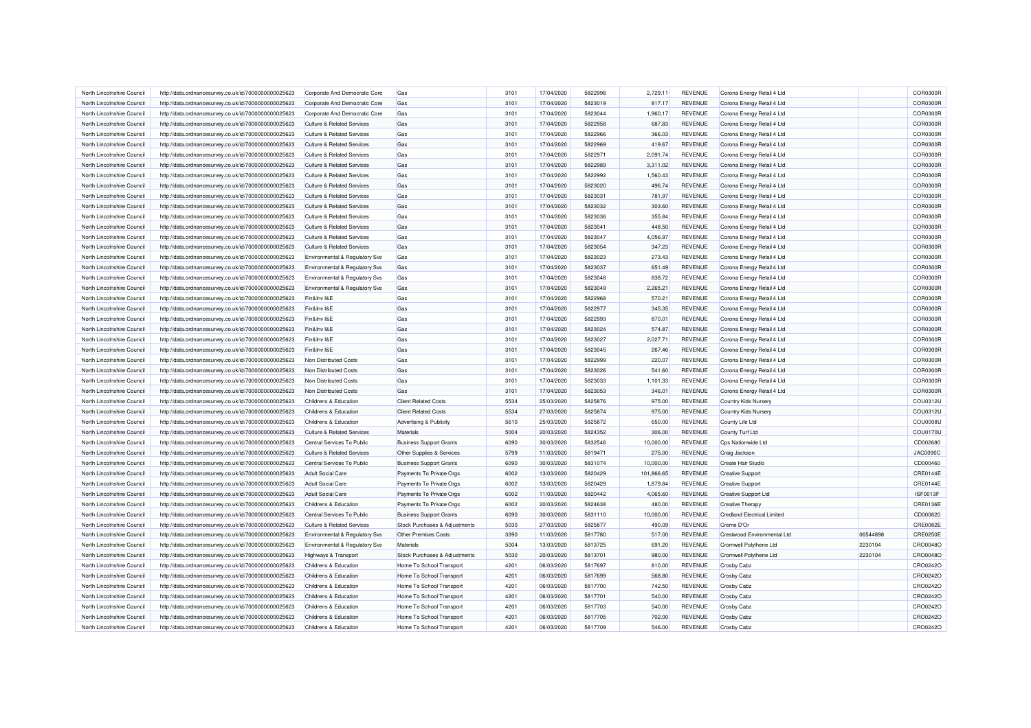| | | | | | | | | | | | | |
|---|---|---|---|---|---|---|---|---|---|---|---|---|
| North Lincolnshire Council | http://data.ordnancesurvey.co.uk/id/7000000000025623 | Corporate And Democratic Core | Gas | 3101 | 17/04/2020 | 5822998 | 2,729.11 | REVENUE | Corona Energy Retail 4 Ltd | | COR0300R |
| North Lincolnshire Council | http://data.ordnancesurvey.co.uk/id/7000000000025623 | Corporate And Democratic Core | Gas | 3101 | 17/04/2020 | 5823019 | 817.17 | REVENUE | Corona Energy Retail 4 Ltd | | COR0300R |
| North Lincolnshire Council | http://data.ordnancesurvey.co.uk/id/7000000000025623 | Corporate And Democratic Core | Gas | 3101 | 17/04/2020 | 5823044 | 1,960.17 | REVENUE | Corona Energy Retail 4 Ltd | | COR0300R |
| North Lincolnshire Council | http://data.ordnancesurvey.co.uk/id/7000000000025623 | Culture & Related Services | Gas | 3101 | 17/04/2020 | 5822958 | 687.83 | REVENUE | Corona Energy Retail 4 Ltd | | COR0300R |
| North Lincolnshire Council | http://data.ordnancesurvey.co.uk/id/7000000000025623 | Culture & Related Services | Gas | 3101 | 17/04/2020 | 5822966 | 366.03 | REVENUE | Corona Energy Retail 4 Ltd | | COR0300R |
| North Lincolnshire Council | http://data.ordnancesurvey.co.uk/id/7000000000025623 | Culture & Related Services | Gas | 3101 | 17/04/2020 | 5822969 | 419.67 | REVENUE | Corona Energy Retail 4 Ltd | | COR0300R |
| North Lincolnshire Council | http://data.ordnancesurvey.co.uk/id/7000000000025623 | Culture & Related Services | Gas | 3101 | 17/04/2020 | 5822971 | 2,091.74 | REVENUE | Corona Energy Retail 4 Ltd | | COR0300R |
| North Lincolnshire Council | http://data.ordnancesurvey.co.uk/id/7000000000025623 | Culture & Related Services | Gas | 3101 | 17/04/2020 | 5822989 | 3,311.02 | REVENUE | Corona Energy Retail 4 Ltd | | COR0300R |
| North Lincolnshire Council | http://data.ordnancesurvey.co.uk/id/7000000000025623 | Culture & Related Services | Gas | 3101 | 17/04/2020 | 5822992 | 1,560.43 | REVENUE | Corona Energy Retail 4 Ltd | | COR0300R |
| North Lincolnshire Council | http://data.ordnancesurvey.co.uk/id/7000000000025623 | Culture & Related Services | Gas | 3101 | 17/04/2020 | 5823020 | 496.74 | REVENUE | Corona Energy Retail 4 Ltd | | COR0300R |
| North Lincolnshire Council | http://data.ordnancesurvey.co.uk/id/7000000000025623 | Culture & Related Services | Gas | 3101 | 17/04/2020 | 5823031 | 781.97 | REVENUE | Corona Energy Retail 4 Ltd | | COR0300R |
| North Lincolnshire Council | http://data.ordnancesurvey.co.uk/id/7000000000025623 | Culture & Related Services | Gas | 3101 | 17/04/2020 | 5823032 | 303.60 | REVENUE | Corona Energy Retail 4 Ltd | | COR0300R |
| North Lincolnshire Council | http://data.ordnancesurvey.co.uk/id/7000000000025623 | Culture & Related Services | Gas | 3101 | 17/04/2020 | 5823036 | 355.84 | REVENUE | Corona Energy Retail 4 Ltd | | COR0300R |
| North Lincolnshire Council | http://data.ordnancesurvey.co.uk/id/7000000000025623 | Culture & Related Services | Gas | 3101 | 17/04/2020 | 5823041 | 448.50 | REVENUE | Corona Energy Retail 4 Ltd | | COR0300R |
| North Lincolnshire Council | http://data.ordnancesurvey.co.uk/id/7000000000025623 | Culture & Related Services | Gas | 3101 | 17/04/2020 | 5823047 | 4,056.97 | REVENUE | Corona Energy Retail 4 Ltd | | COR0300R |
| North Lincolnshire Council | http://data.ordnancesurvey.co.uk/id/7000000000025623 | Culture & Related Services | Gas | 3101 | 17/04/2020 | 5823054 | 347.23 | REVENUE | Corona Energy Retail 4 Ltd | | COR0300R |
| North Lincolnshire Council | http://data.ordnancesurvey.co.uk/id/7000000000025623 | Environmental & Regulatory Svs | Gas | 3101 | 17/04/2020 | 5823023 | 273.43 | REVENUE | Corona Energy Retail 4 Ltd | | COR0300R |
| North Lincolnshire Council | http://data.ordnancesurvey.co.uk/id/7000000000025623 | Environmental & Regulatory Svs | Gas | 3101 | 17/04/2020 | 5823037 | 651.49 | REVENUE | Corona Energy Retail 4 Ltd | | COR0300R |
| North Lincolnshire Council | http://data.ordnancesurvey.co.uk/id/7000000000025623 | Environmental & Regulatory Svs | Gas | 3101 | 17/04/2020 | 5823048 | 838.72 | REVENUE | Corona Energy Retail 4 Ltd | | COR0300R |
| North Lincolnshire Council | http://data.ordnancesurvey.co.uk/id/7000000000025623 | Environmental & Regulatory Svs | Gas | 3101 | 17/04/2020 | 5823049 | 2,265.21 | REVENUE | Corona Energy Retail 4 Ltd | | COR0300R |
| North Lincolnshire Council | http://data.ordnancesurvey.co.uk/id/7000000000025623 | Fin&Inv I&E | Gas | 3101 | 17/04/2020 | 5822968 | 570.21 | REVENUE | Corona Energy Retail 4 Ltd | | COR0300R |
| North Lincolnshire Council | http://data.ordnancesurvey.co.uk/id/7000000000025623 | Fin&Inv I&E | Gas | 3101 | 17/04/2020 | 5822977 | 345.35 | REVENUE | Corona Energy Retail 4 Ltd | | COR0300R |
| North Lincolnshire Council | http://data.ordnancesurvey.co.uk/id/7000000000025623 | Fin&Inv I&E | Gas | 3101 | 17/04/2020 | 5822993 | 870.01 | REVENUE | Corona Energy Retail 4 Ltd | | COR0300R |
| North Lincolnshire Council | http://data.ordnancesurvey.co.uk/id/7000000000025623 | Fin&Inv I&E | Gas | 3101 | 17/04/2020 | 5823024 | 574.87 | REVENUE | Corona Energy Retail 4 Ltd | | COR0300R |
| North Lincolnshire Council | http://data.ordnancesurvey.co.uk/id/7000000000025623 | Fin&Inv I&E | Gas | 3101 | 17/04/2020 | 5823027 | 2,027.71 | REVENUE | Corona Energy Retail 4 Ltd | | COR0300R |
| North Lincolnshire Council | http://data.ordnancesurvey.co.uk/id/7000000000025623 | Fin&Inv I&E | Gas | 3101 | 17/04/2020 | 5823045 | 267.46 | REVENUE | Corona Energy Retail 4 Ltd | | COR0300R |
| North Lincolnshire Council | http://data.ordnancesurvey.co.uk/id/7000000000025623 | Non Distributed Costs | Gas | 3101 | 17/04/2020 | 5822999 | 220.07 | REVENUE | Corona Energy Retail 4 Ltd | | COR0300R |
| North Lincolnshire Council | http://data.ordnancesurvey.co.uk/id/7000000000025623 | Non Distributed Costs | Gas | 3101 | 17/04/2020 | 5823026 | 541.60 | REVENUE | Corona Energy Retail 4 Ltd | | COR0300R |
| North Lincolnshire Council | http://data.ordnancesurvey.co.uk/id/7000000000025623 | Non Distributed Costs | Gas | 3101 | 17/04/2020 | 5823033 | 1,101.33 | REVENUE | Corona Energy Retail 4 Ltd | | COR0300R |
| North Lincolnshire Council | http://data.ordnancesurvey.co.uk/id/7000000000025623 | Non Distributed Costs | Gas | 3101 | 17/04/2020 | 5823053 | 346.01 | REVENUE | Corona Energy Retail 4 Ltd | | COR0300R |
| North Lincolnshire Council | http://data.ordnancesurvey.co.uk/id/7000000000025623 | Childrens & Education | Client Related Costs | 5534 | 25/03/2020 | 5825876 | 975.00 | REVENUE | Country Kids Nursery | | COU0312U |
| North Lincolnshire Council | http://data.ordnancesurvey.co.uk/id/7000000000025623 | Childrens & Education | Client Related Costs | 5534 | 27/03/2020 | 5825874 | 975.00 | REVENUE | Country Kids Nursery | | COU0312U |
| North Lincolnshire Council | http://data.ordnancesurvey.co.uk/id/7000000000025623 | Childrens & Education | Advertising & Publicity | 5610 | 25/03/2020 | 5825872 | 650.00 | REVENUE | County Life Ltd | | COU0008U |
| North Lincolnshire Council | http://data.ordnancesurvey.co.uk/id/7000000000025623 | Culture & Related Services | Materials | 5004 | 20/03/2020 | 5824352 | 306.00 | REVENUE | County Turf Ltd | | COU0170U |
| North Lincolnshire Council | http://data.ordnancesurvey.co.uk/id/7000000000025623 | Central Services To Public | Business Support Grants | 6090 | 30/03/2020 | 5832546 | 10,000.00 | REVENUE | Cps Nationwide Ltd | | CD002680 |
| North Lincolnshire Council | http://data.ordnancesurvey.co.uk/id/7000000000025623 | Culture & Related Services | Other Supplies & Services | 5799 | 11/03/2020 | 5819471 | 275.00 | REVENUE | Craig Jackson | | JAC0090C |
| North Lincolnshire Council | http://data.ordnancesurvey.co.uk/id/7000000000025623 | Central Services To Public | Business Support Grants | 6090 | 30/03/2020 | 5831074 | 10,000.00 | REVENUE | Create Hair Studio | | CD000460 |
| North Lincolnshire Council | http://data.ordnancesurvey.co.uk/id/7000000000025623 | Adult Social Care | Payments To Private Orgs | 6002 | 13/03/2020 | 5820429 | 101,866.65 | REVENUE | Creative Support | | CRE0144E |
| North Lincolnshire Council | http://data.ordnancesurvey.co.uk/id/7000000000025623 | Adult Social Care | Payments To Private Orgs | 6002 | 13/03/2020 | 5820429 | 1,879.84 | REVENUE | Creative Support | | CRE0144E |
| North Lincolnshire Council | http://data.ordnancesurvey.co.uk/id/7000000000025623 | Adult Social Care | Payments To Private Orgs | 6002 | 11/03/2020 | 5820442 | 4,065.60 | REVENUE | Creative Support Ltd | | ISF0013F |
| North Lincolnshire Council | http://data.ordnancesurvey.co.uk/id/7000000000025623 | Childrens & Education | Payments To Private Orgs | 6002 | 20/03/2020 | 5824638 | 480.00 | REVENUE | Creative Therapy | | CRE0136E |
| North Lincolnshire Council | http://data.ordnancesurvey.co.uk/id/7000000000025623 | Central Services To Public | Business Support Grants | 6090 | 30/03/2020 | 5831110 | 10,000.00 | REVENUE | Credland Electrical Limited | | CD000820 |
| North Lincolnshire Council | http://data.ordnancesurvey.co.uk/id/7000000000025623 | Culture & Related Services | Stock Purchases & Adjustments | 5030 | 27/03/2020 | 5825877 | 490.09 | REVENUE | Creme D'Or | | CRE0082E |
| North Lincolnshire Council | http://data.ordnancesurvey.co.uk/id/7000000000025623 | Environmental & Regulatory Svs | Other Premises Costs | 3390 | 11/03/2020 | 5817780 | 517.00 | REVENUE | Crestwood Environmental Ltd | 06544898 | CRE0250E |
| North Lincolnshire Council | http://data.ordnancesurvey.co.uk/id/7000000000025623 | Environmental & Regulatory Svs | Materials | 5004 | 13/03/2020 | 5813725 | 691.20 | REVENUE | Cromwell Polythene Ltd | 2230104 | CRO0048O |
| North Lincolnshire Council | http://data.ordnancesurvey.co.uk/id/7000000000025623 | Highways & Transport | Stock Purchases & Adjustments | 5030 | 20/03/2020 | 5813701 | 980.00 | REVENUE | Cromwell Polythene Ltd | 2230104 | CRO0048O |
| North Lincolnshire Council | http://data.ordnancesurvey.co.uk/id/7000000000025623 | Childrens & Education | Home To School Transport | 4201 | 06/03/2020 | 5817697 | 810.00 | REVENUE | Crosby Cabz | | CRO0242O |
| North Lincolnshire Council | http://data.ordnancesurvey.co.uk/id/7000000000025623 | Childrens & Education | Home To School Transport | 4201 | 06/03/2020 | 5817699 | 568.80 | REVENUE | Crosby Cabz | | CRO0242O |
| North Lincolnshire Council | http://data.ordnancesurvey.co.uk/id/7000000000025623 | Childrens & Education | Home To School Transport | 4201 | 06/03/2020 | 5817700 | 742.50 | REVENUE | Crosby Cabz | | CRO0242O |
| North Lincolnshire Council | http://data.ordnancesurvey.co.uk/id/7000000000025623 | Childrens & Education | Home To School Transport | 4201 | 06/03/2020 | 5817701 | 540.00 | REVENUE | Crosby Cabz | | CRO0242O |
| North Lincolnshire Council | http://data.ordnancesurvey.co.uk/id/7000000000025623 | Childrens & Education | Home To School Transport | 4201 | 06/03/2020 | 5817703 | 540.00 | REVENUE | Crosby Cabz | | CRO0242O |
| North Lincolnshire Council | http://data.ordnancesurvey.co.uk/id/7000000000025623 | Childrens & Education | Home To School Transport | 4201 | 06/03/2020 | 5817705 | 702.00 | REVENUE | Crosby Cabz | | CRO0242O |
| North Lincolnshire Council | http://data.ordnancesurvey.co.uk/id/7000000000025623 | Childrens & Education | Home To School Transport | 4201 | 06/03/2020 | 5817709 | 546.00 | REVENUE | Crosby Cabz | | CRO0242O |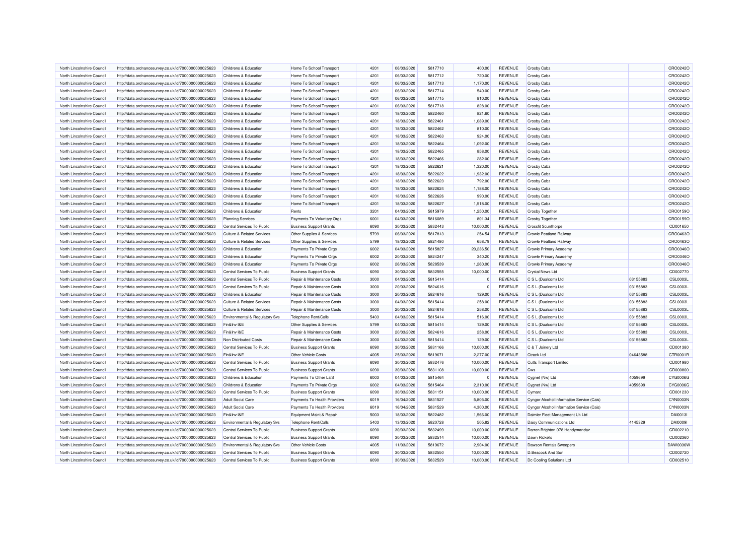| | | | | | | | | | | | |
|---|---|---|---|---|---|---|---|---|---|---|---|
| North Lincolnshire Council | http://data.ordnancesurvey.co.uk/id/7000000000025623 | Childrens & Education | Home To School Transport | 4201 | 06/03/2020 | 5817710 | 400.00 | REVENUE | Crosby Cabz | | CRO0242O |
| North Lincolnshire Council | http://data.ordnancesurvey.co.uk/id/7000000000025623 | Childrens & Education | Home To School Transport | 4201 | 06/03/2020 | 5817712 | 720.00 | REVENUE | Crosby Cabz | | CRO0242O |
| North Lincolnshire Council | http://data.ordnancesurvey.co.uk/id/7000000000025623 | Childrens & Education | Home To School Transport | 4201 | 06/03/2020 | 5817713 | 1,170.00 | REVENUE | Crosby Cabz | | CRO0242O |
| North Lincolnshire Council | http://data.ordnancesurvey.co.uk/id/7000000000025623 | Childrens & Education | Home To School Transport | 4201 | 06/03/2020 | 5817714 | 540.00 | REVENUE | Crosby Cabz | | CRO0242O |
| North Lincolnshire Council | http://data.ordnancesurvey.co.uk/id/7000000000025623 | Childrens & Education | Home To School Transport | 4201 | 06/03/2020 | 5817715 | 810.00 | REVENUE | Crosby Cabz | | CRO0242O |
| North Lincolnshire Council | http://data.ordnancesurvey.co.uk/id/7000000000025623 | Childrens & Education | Home To School Transport | 4201 | 06/03/2020 | 5817718 | 828.00 | REVENUE | Crosby Cabz | | CRO0242O |
| North Lincolnshire Council | http://data.ordnancesurvey.co.uk/id/7000000000025623 | Childrens & Education | Home To School Transport | 4201 | 18/03/2020 | 5822460 | 821.60 | REVENUE | Crosby Cabz | | CRO0242O |
| North Lincolnshire Council | http://data.ordnancesurvey.co.uk/id/7000000000025623 | Childrens & Education | Home To School Transport | 4201 | 18/03/2020 | 5822461 | 1,089.00 | REVENUE | Crosby Cabz | | CRO0242O |
| North Lincolnshire Council | http://data.ordnancesurvey.co.uk/id/7000000000025623 | Childrens & Education | Home To School Transport | 4201 | 18/03/2020 | 5822462 | 810.00 | REVENUE | Crosby Cabz | | CRO0242O |
| North Lincolnshire Council | http://data.ordnancesurvey.co.uk/id/7000000000025623 | Childrens & Education | Home To School Transport | 4201 | 18/03/2020 | 5822463 | 924.00 | REVENUE | Crosby Cabz | | CRO0242O |
| North Lincolnshire Council | http://data.ordnancesurvey.co.uk/id/7000000000025623 | Childrens & Education | Home To School Transport | 4201 | 18/03/2020 | 5822464 | 1,092.00 | REVENUE | Crosby Cabz | | CRO0242O |
| North Lincolnshire Council | http://data.ordnancesurvey.co.uk/id/7000000000025623 | Childrens & Education | Home To School Transport | 4201 | 18/03/2020 | 5822465 | 858.00 | REVENUE | Crosby Cabz | | CRO0242O |
| North Lincolnshire Council | http://data.ordnancesurvey.co.uk/id/7000000000025623 | Childrens & Education | Home To School Transport | 4201 | 18/03/2020 | 5822466 | 282.00 | REVENUE | Crosby Cabz | | CRO0242O |
| North Lincolnshire Council | http://data.ordnancesurvey.co.uk/id/7000000000025623 | Childrens & Education | Home To School Transport | 4201 | 18/03/2020 | 5822621 | 1,320.00 | REVENUE | Crosby Cabz | | CRO0242O |
| North Lincolnshire Council | http://data.ordnancesurvey.co.uk/id/7000000000025623 | Childrens & Education | Home To School Transport | 4201 | 18/03/2020 | 5822622 | 1,932.00 | REVENUE | Crosby Cabz | | CRO0242O |
| North Lincolnshire Council | http://data.ordnancesurvey.co.uk/id/7000000000025623 | Childrens & Education | Home To School Transport | 4201 | 18/03/2020 | 5822623 | 792.00 | REVENUE | Crosby Cabz | | CRO0242O |
| North Lincolnshire Council | http://data.ordnancesurvey.co.uk/id/7000000000025623 | Childrens & Education | Home To School Transport | 4201 | 18/03/2020 | 5822624 | 1,188.00 | REVENUE | Crosby Cabz | | CRO0242O |
| North Lincolnshire Council | http://data.ordnancesurvey.co.uk/id/7000000000025623 | Childrens & Education | Home To School Transport | 4201 | 18/03/2020 | 5822626 | 990.00 | REVENUE | Crosby Cabz | | CRO0242O |
| North Lincolnshire Council | http://data.ordnancesurvey.co.uk/id/7000000000025623 | Childrens & Education | Home To School Transport | 4201 | 18/03/2020 | 5822627 | 1,518.00 | REVENUE | Crosby Cabz | | CRO0242O |
| North Lincolnshire Council | http://data.ordnancesurvey.co.uk/id/7000000000025623 | Childrens & Education | Rents | 3201 | 04/03/2020 | 5815979 | 1,250.00 | REVENUE | Crosby Together | | CRO0159O |
| North Lincolnshire Council | http://data.ordnancesurvey.co.uk/id/7000000000025623 | Planning Services | Payments To Voluntary Orgs | 6001 | 04/03/2020 | 5816089 | 801.34 | REVENUE | Crosby Together | | CRO0159O |
| North Lincolnshire Council | http://data.ordnancesurvey.co.uk/id/7000000000025623 | Central Services To Public | Business Support Grants | 6090 | 30/03/2020 | 5832443 | 10,000.00 | REVENUE | Crossfit Scunthorpe | | CD001650 |
| North Lincolnshire Council | http://data.ordnancesurvey.co.uk/id/7000000000025623 | Culture & Related Services | Other Supplies & Services | 5799 | 06/03/2020 | 5817813 | 254.54 | REVENUE | Crowle Peatland Railway | | CRO0463O |
| North Lincolnshire Council | http://data.ordnancesurvey.co.uk/id/7000000000025623 | Culture & Related Services | Other Supplies & Services | 5799 | 18/03/2020 | 5821480 | 658.79 | REVENUE | Crowle Peatland Railway | | CRO0463O |
| North Lincolnshire Council | http://data.ordnancesurvey.co.uk/id/7000000000025623 | Childrens & Education | Payments To Private Orgs | 6002 | 04/03/2020 | 5815827 | 20,236.50 | REVENUE | Crowle Primary Academy | | CRO0346O |
| North Lincolnshire Council | http://data.ordnancesurvey.co.uk/id/7000000000025623 | Childrens & Education | Payments To Private Orgs | 6002 | 20/03/2020 | 5824247 | 340.20 | REVENUE | Crowle Primary Academy | | CRO0346O |
| North Lincolnshire Council | http://data.ordnancesurvey.co.uk/id/7000000000025623 | Childrens & Education | Payments To Private Orgs | 6002 | 26/03/2020 | 5828539 | 1,260.00 | REVENUE | Crowle Primary Academy | | CRO0346O |
| North Lincolnshire Council | http://data.ordnancesurvey.co.uk/id/7000000000025623 | Central Services To Public | Business Support Grants | 6090 | 30/03/2020 | 5832555 | 10,000.00 | REVENUE | Crystal News Ltd | | CD002770 |
| North Lincolnshire Council | http://data.ordnancesurvey.co.uk/id/7000000000025623 | Central Services To Public | Repair & Maintenance Costs | 3000 | 04/03/2020 | 5815414 | 0 | REVENUE | C S L (Dualcom) Ltd | 03155883 | CSL0003L |
| North Lincolnshire Council | http://data.ordnancesurvey.co.uk/id/7000000000025623 | Central Services To Public | Repair & Maintenance Costs | 3000 | 20/03/2020 | 5824616 | 0 | REVENUE | C S L (Dualcom) Ltd | 03155883 | CSL0003L |
| North Lincolnshire Council | http://data.ordnancesurvey.co.uk/id/7000000000025623 | Childrens & Education | Repair & Maintenance Costs | 3000 | 20/03/2020 | 5824616 | 129.00 | REVENUE | C S L (Dualcom) Ltd | 03155883 | CSL0003L |
| North Lincolnshire Council | http://data.ordnancesurvey.co.uk/id/7000000000025623 | Culture & Related Services | Repair & Maintenance Costs | 3000 | 04/03/2020 | 5815414 | 258.00 | REVENUE | C S L (Dualcom) Ltd | 03155883 | CSL0003L |
| North Lincolnshire Council | http://data.ordnancesurvey.co.uk/id/7000000000025623 | Culture & Related Services | Repair & Maintenance Costs | 3000 | 20/03/2020 | 5824616 | 258.00 | REVENUE | C S L (Dualcom) Ltd | 03155883 | CSL0003L |
| North Lincolnshire Council | http://data.ordnancesurvey.co.uk/id/7000000000025623 | Environmental & Regulatory Svs | Telephone Rent/Calls | 5403 | 04/03/2020 | 5815414 | 516.00 | REVENUE | C S L (Dualcom) Ltd | 03155883 | CSL0003L |
| North Lincolnshire Council | http://data.ordnancesurvey.co.uk/id/7000000000025623 | Fin&Inv I&E | Other Supplies & Services | 5799 | 04/03/2020 | 5815414 | 129.00 | REVENUE | C S L (Dualcom) Ltd | 03155883 | CSL0003L |
| North Lincolnshire Council | http://data.ordnancesurvey.co.uk/id/7000000000025623 | Fin&Inv I&E | Repair & Maintenance Costs | 3000 | 20/03/2020 | 5824616 | 258.00 | REVENUE | C S L (Dualcom) Ltd | 03155883 | CSL0003L |
| North Lincolnshire Council | http://data.ordnancesurvey.co.uk/id/7000000000025623 | Non Distributed Costs | Repair & Maintenance Costs | 3000 | 04/03/2020 | 5815414 | 129.00 | REVENUE | C S L (Dualcom) Ltd | 03155883 | CSL0003L |
| North Lincolnshire Council | http://data.ordnancesurvey.co.uk/id/7000000000025623 | Central Services To Public | Business Support Grants | 6090 | 30/03/2020 | 5831166 | 10,000.00 | REVENUE | C & T Joinery Ltd | | CD001380 |
| North Lincolnshire Council | http://data.ordnancesurvey.co.uk/id/7000000000025623 | Fin&Inv I&E | Other Vehicle Costs | 4005 | 25/03/2020 | 5819671 | 2,277.00 | REVENUE | Ctrack Ltd | 04643588 | CTR0001R |
| North Lincolnshire Council | http://data.ordnancesurvey.co.uk/id/7000000000025623 | Central Services To Public | Business Support Grants | 6090 | 30/03/2020 | 5832476 | 10,000.00 | REVENUE | Cutts Transport Limited | | CD001980 |
| North Lincolnshire Council | http://data.ordnancesurvey.co.uk/id/7000000000025623 | Central Services To Public | Business Support Grants | 6090 | 30/03/2020 | 5831108 | 10,000.00 | REVENUE | Cws | | CD000800 |
| North Lincolnshire Council | http://data.ordnancesurvey.co.uk/id/7000000000025623 | Childrens & Education | Payments To Other La'S | 6003 | 04/03/2020 | 5815464 | 0 | REVENUE | Cygnet (Nw) Ltd | 4059699 | CYG0006G |
| North Lincolnshire Council | http://data.ordnancesurvey.co.uk/id/7000000000025623 | Childrens & Education | Payments To Private Orgs | 6002 | 04/03/2020 | 5815464 | 2,310.00 | REVENUE | Cygnet (Nw) Ltd | 4059699 | CYG0006G |
| North Lincolnshire Council | http://data.ordnancesurvey.co.uk/id/7000000000025623 | Central Services To Public | Business Support Grants | 6090 | 30/03/2020 | 5831151 | 10,000.00 | REVENUE | Cymarc | | CD001230 |
| North Lincolnshire Council | http://data.ordnancesurvey.co.uk/id/7000000000025623 | Adult Social Care | Payments To Health Providers | 6019 | 16/04/2020 | 5831527 | 5,805.00 | REVENUE | Cyngor Alcohol Information Service (Cais) | | CYN0003N |
| North Lincolnshire Council | http://data.ordnancesurvey.co.uk/id/7000000000025623 | Adult Social Care | Payments To Health Providers | 6019 | 16/04/2020 | 5831529 | 4,300.00 | REVENUE | Cyngor Alcohol Information Service (Cais) | | CYN0003N |
| North Lincolnshire Council | http://data.ordnancesurvey.co.uk/id/7000000000025623 | Fin&Inv I&E | Equipment Maint.& Repair | 5003 | 18/03/2020 | 5822482 | 1,566.00 | REVENUE | Daimler Fleet Management Uk Ltd | | DAI0013I |
| North Lincolnshire Council | http://data.ordnancesurvey.co.uk/id/7000000000025623 | Environmental & Regulatory Svs | Telephone Rent/Calls | 5403 | 13/03/2020 | 5820728 | 505.82 | REVENUE | Daisy Communications Ltd | 4145329 | DAI0009I |
| North Lincolnshire Council | http://data.ordnancesurvey.co.uk/id/7000000000025623 | Central Services To Public | Business Support Grants | 6090 | 30/03/2020 | 5832499 | 10,000.00 | REVENUE | Darren Brighton 078 Handymandaz | | CD002210 |
| North Lincolnshire Council | http://data.ordnancesurvey.co.uk/id/7000000000025623 | Central Services To Public | Business Support Grants | 6090 | 30/03/2020 | 5832514 | 10,000.00 | REVENUE | Dawn Rickells | | CD002360 |
| North Lincolnshire Council | http://data.ordnancesurvey.co.uk/id/7000000000025623 | Environmental & Regulatory Svs | Other Vehicle Costs | 4005 | 11/03/2020 | 5819672 | 2,904.00 | REVENUE | Dawson Rentals Sweepers | | DAW0036W |
| North Lincolnshire Council | http://data.ordnancesurvey.co.uk/id/7000000000025623 | Central Services To Public | Business Support Grants | 6090 | 30/03/2020 | 5832550 | 10,000.00 | REVENUE | D.Beacock And Son | | CD002720 |
| North Lincolnshire Council | http://data.ordnancesurvey.co.uk/id/7000000000025623 | Central Services To Public | Business Support Grants | 6090 | 30/03/2020 | 5832529 | 10,000.00 | REVENUE | Dc Cooling Solutions Ltd | | CD002510 |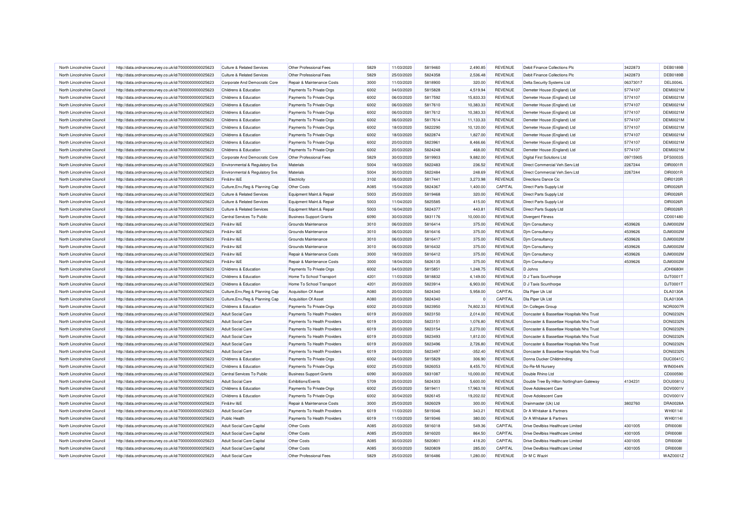| North Lincolnshire Council | http://data.ordnancesurvey.co.uk/id/7000000000025623 | Culture & Related Services | Other Professional Fees | 5829 | 11/03/2020 | 5819460 | 2,490.85 | REVENUE | Debit Finance Collections Plc | 3422873 | DEB0189B |
|---|---|---|---|---|---|---|---|---|---|---|---|
| North Lincolnshire Council | http://data.ordnancesurvey.co.uk/id/7000000000025623 | Culture & Related Services | Other Professional Fees | 5829 | 25/03/2020 | 5824358 | 2,536.48 | REVENUE | Debit Finance Collections Plc | 3422873 | DEB0189B |
| North Lincolnshire Council | http://data.ordnancesurvey.co.uk/id/7000000000025623 | Corporate And Democratic Core | Repair & Maintenance Costs | 3000 | 11/03/2020 | 5818900 | 320.00 | REVENUE | Delta Security Systems Ltd | 06373017 | DEL0004L |
| North Lincolnshire Council | http://data.ordnancesurvey.co.uk/id/7000000000025623 | Childrens & Education | Payments To Private Orgs | 6002 | 04/03/2020 | 5815828 | 4,519.94 | REVENUE | Demeter House (England) Ltd | 5774107 | DEM0021M |
| North Lincolnshire Council | http://data.ordnancesurvey.co.uk/id/7000000000025623 | Childrens & Education | Payments To Private Orgs | 6002 | 06/03/2020 | 5817592 | 15,833.33 | REVENUE | Demeter House (England) Ltd | 5774107 | DEM0021M |
| North Lincolnshire Council | http://data.ordnancesurvey.co.uk/id/7000000000025623 | Childrens & Education | Payments To Private Orgs | 6002 | 06/03/2020 | 5817610 | 10,383.33 | REVENUE | Demeter House (England) Ltd | 5774107 | DEM0021M |
| North Lincolnshire Council | http://data.ordnancesurvey.co.uk/id/7000000000025623 | Childrens & Education | Payments To Private Orgs | 6002 | 06/03/2020 | 5817612 | 10,383.33 | REVENUE | Demeter House (England) Ltd | 5774107 | DEM0021M |
| North Lincolnshire Council | http://data.ordnancesurvey.co.uk/id/7000000000025623 | Childrens & Education | Payments To Private Orgs | 6002 | 06/03/2020 | 5817614 | 11,133.33 | REVENUE | Demeter House (England) Ltd | 5774107 | DEM0021M |
| North Lincolnshire Council | http://data.ordnancesurvey.co.uk/id/7000000000025623 | Childrens & Education | Payments To Private Orgs | 6002 | 18/03/2020 | 5822290 | 10,120.00 | REVENUE | Demeter House (England) Ltd | 5774107 | DEM0021M |
| North Lincolnshire Council | http://data.ordnancesurvey.co.uk/id/7000000000025623 | Childrens & Education | Payments To Private Orgs | 6002 | 18/03/2020 | 5822874 | 1,827.00 | REVENUE | Demeter House (England) Ltd | 5774107 | DEM0021M |
| North Lincolnshire Council | http://data.ordnancesurvey.co.uk/id/7000000000025623 | Childrens & Education | Payments To Private Orgs | 6002 | 20/03/2020 | 5823961 | 8,466.66 | REVENUE | Demeter House (England) Ltd | 5774107 | DEM0021M |
| North Lincolnshire Council | http://data.ordnancesurvey.co.uk/id/7000000000025623 | Childrens & Education | Payments To Private Orgs | 6002 | 20/03/2020 | 5824248 | 468.00 | REVENUE | Demeter House (England) Ltd | 5774107 | DEM0021M |
| North Lincolnshire Council | http://data.ordnancesurvey.co.uk/id/7000000000025623 | Corporate And Democratic Core | Other Professional Fees | 5829 | 30/03/2020 | 5819903 | 9,882.00 | REVENUE | Digital First Solutions Ltd | 09715905 | DFS0003S |
| North Lincolnshire Council | http://data.ordnancesurvey.co.uk/id/7000000000025623 | Environmental & Regulatory Svs | Materials | 5004 | 18/03/2020 | 5822483 | 236.52 | REVENUE | Direct Commercial Veh.Serv.Ltd | 2267244 | DIR0001R |
| North Lincolnshire Council | http://data.ordnancesurvey.co.uk/id/7000000000025623 | Environmental & Regulatory Svs | Materials | 5004 | 30/03/2020 | 5822484 | 248.69 | REVENUE | Direct Commercial Veh.Serv.Ltd | 2267244 | DIR0001R |
| North Lincolnshire Council | http://data.ordnancesurvey.co.uk/id/7000000000025623 | Fin&Inv I&E | Electricity | 3102 | 06/03/2020 | 5817441 | 3,273.98 | REVENUE | Directions Dance Cic | | DIR0120R |
| North Lincolnshire Council | http://data.ordnancesurvey.co.uk/id/7000000000025623 | Culture,Env,Reg & Planning Cap | Other Costs | A085 | 15/04/2020 | 5824367 | 1,400.00 | CAPITAL | Direct Parts Supply Ltd | | DIR0026R |
| North Lincolnshire Council | http://data.ordnancesurvey.co.uk/id/7000000000025623 | Culture & Related Services | Equipment Maint.& Repair | 5003 | 25/03/2020 | 5819468 | 320.00 | REVENUE | Direct Parts Supply Ltd | | DIR0026R |
| North Lincolnshire Council | http://data.ordnancesurvey.co.uk/id/7000000000025623 | Culture & Related Services | Equipment Maint.& Repair | 5003 | 11/04/2020 | 5825585 | 415.00 | REVENUE | Direct Parts Supply Ltd | | DIR0026R |
| North Lincolnshire Council | http://data.ordnancesurvey.co.uk/id/7000000000025623 | Culture & Related Services | Equipment Maint.& Repair | 5003 | 16/04/2020 | 5824377 | 443.81 | REVENUE | Direct Parts Supply Ltd | | DIR0026R |
| North Lincolnshire Council | http://data.ordnancesurvey.co.uk/id/7000000000025623 | Central Services To Public | Business Support Grants | 6090 | 30/03/2020 | 5831176 | 10,000.00 | REVENUE | Divergent Fitness | | CD001480 |
| North Lincolnshire Council | http://data.ordnancesurvey.co.uk/id/7000000000025623 | Fin&Inv I&E | Grounds Maintenance | 3010 | 06/03/2020 | 5816414 | 375.00 | REVENUE | Djm Consultancy | 4539626 | DJM0002M |
| North Lincolnshire Council | http://data.ordnancesurvey.co.uk/id/7000000000025623 | Fin&Inv I&E | Grounds Maintenance | 3010 | 06/03/2020 | 5816416 | 375.00 | REVENUE | Djm Consultancy | 4539626 | DJM0002M |
| North Lincolnshire Council | http://data.ordnancesurvey.co.uk/id/7000000000025623 | Fin&Inv I&E | Grounds Maintenance | 3010 | 06/03/2020 | 5816417 | 375.00 | REVENUE | Djm Consultancy | 4539626 | DJM0002M |
| North Lincolnshire Council | http://data.ordnancesurvey.co.uk/id/7000000000025623 | Fin&Inv I&E | Grounds Maintenance | 3010 | 06/03/2020 | 5816432 | 375.00 | REVENUE | Djm Consultancy | 4539626 | DJM0002M |
| North Lincolnshire Council | http://data.ordnancesurvey.co.uk/id/7000000000025623 | Fin&Inv I&E | Repair & Maintenance Costs | 3000 | 18/03/2020 | 5816412 | 375.00 | REVENUE | Djm Consultancy | 4539626 | DJM0002M |
| North Lincolnshire Council | http://data.ordnancesurvey.co.uk/id/7000000000025623 | Fin&Inv I&E | Repair & Maintenance Costs | 3000 | 18/04/2020 | 5826135 | 375.00 | REVENUE | Djm Consultancy | 4539626 | DJM0002M |
| North Lincolnshire Council | http://data.ordnancesurvey.co.uk/id/7000000000025623 | Childrens & Education | Payments To Private Orgs | 6002 | 04/03/2020 | 5815851 | 1,248.75 | REVENUE | D Johns | | JOH0680H |
| North Lincolnshire Council | http://data.ordnancesurvey.co.uk/id/7000000000025623 | Childrens & Education | Home To School Transport | 4201 | 11/03/2020 | 5818832 | 4,149.00 | REVENUE | D J Taxis Scunthorpe | | DJT0001T |
| North Lincolnshire Council | http://data.ordnancesurvey.co.uk/id/7000000000025623 | Childrens & Education | Home To School Transport | 4201 | 20/03/2020 | 5823914 | 6,903.00 | REVENUE | D J Taxis Scunthorpe | | DJT0001T |
| North Lincolnshire Council | http://data.ordnancesurvey.co.uk/id/7000000000025623 | Culture,Env,Reg & Planning Cap | Acquisition Of Asset | A080 | 20/03/2020 | 5824340 | 5,958.00 | CAPITAL | Dla Piper Uk Ltd | | DLA0130A |
| North Lincolnshire Council | http://data.ordnancesurvey.co.uk/id/7000000000025623 | Culture,Env,Reg & Planning Cap | Acquisition Of Asset | A080 | 20/03/2020 | 5824340 | 0 | CAPITAL | Dla Piper Uk Ltd | | DLA0130A |
| North Lincolnshire Council | http://data.ordnancesurvey.co.uk/id/7000000000025623 | Childrens & Education | Payments To Private Orgs | 6002 | 20/03/2020 | 5823950 | 74,802.33 | REVENUE | Dn Colleges Group | | NOR0007R |
| North Lincolnshire Council | http://data.ordnancesurvey.co.uk/id/7000000000025623 | Adult Social Care | Payments To Health Providers | 6019 | 20/03/2020 | 5823150 | 2,014.00 | REVENUE | Doncaster & Bassetlaw Hospitals Nhs Trust | | DON0232N |
| North Lincolnshire Council | http://data.ordnancesurvey.co.uk/id/7000000000025623 | Adult Social Care | Payments To Health Providers | 6019 | 20/03/2020 | 5823151 | 1,076.80 | REVENUE | Doncaster & Bassetlaw Hospitals Nhs Trust | | DON0232N |
| North Lincolnshire Council | http://data.ordnancesurvey.co.uk/id/7000000000025623 | Adult Social Care | Payments To Health Providers | 6019 | 20/03/2020 | 5823154 | 2,270.00 | REVENUE | Doncaster & Bassetlaw Hospitals Nhs Trust | | DON0232N |
| North Lincolnshire Council | http://data.ordnancesurvey.co.uk/id/7000000000025623 | Adult Social Care | Payments To Health Providers | 6019 | 20/03/2020 | 5823493 | 1,812.00 | REVENUE | Doncaster & Bassetlaw Hospitals Nhs Trust | | DON0232N |
| North Lincolnshire Council | http://data.ordnancesurvey.co.uk/id/7000000000025623 | Adult Social Care | Payments To Health Providers | 6019 | 20/03/2020 | 5823496 | 2,726.80 | REVENUE | Doncaster & Bassetlaw Hospitals Nhs Trust | | DON0232N |
| North Lincolnshire Council | http://data.ordnancesurvey.co.uk/id/7000000000025623 | Adult Social Care | Payments To Health Providers | 6019 | 20/03/2020 | 5823497 | -352.40 | REVENUE | Doncaster & Bassetlaw Hospitals Nhs Trust | | DON0232N |
| North Lincolnshire Council | http://data.ordnancesurvey.co.uk/id/7000000000025623 | Childrens & Education | Payments To Private Orgs | 6002 | 04/03/2020 | 5815829 | 306.90 | REVENUE | Donna Ducker Childminding | | DUC0041C |
| North Lincolnshire Council | http://data.ordnancesurvey.co.uk/id/7000000000025623 | Childrens & Education | Payments To Private Orgs | 6002 | 25/03/2020 | 5826053 | 8,455.70 | REVENUE | Do-Re-Mi Nursery | | WIN0044N |
| North Lincolnshire Council | http://data.ordnancesurvey.co.uk/id/7000000000025623 | Central Services To Public | Business Support Grants | 6090 | 30/03/2020 | 5831087 | 10,000.00 | REVENUE | Double Rhino Ltd | | CD000590 |
| North Lincolnshire Council | http://data.ordnancesurvey.co.uk/id/7000000000025623 | Adult Social Care | Exhibitions/Events | 5709 | 20/03/2020 | 5824303 | 5,600.00 | REVENUE | Double Tree By Hilton Nottingham-Gateway | 4134231 | DOU0081U |
| North Lincolnshire Council | http://data.ordnancesurvey.co.uk/id/7000000000025623 | Childrens & Education | Payments To Private Orgs | 6002 | 25/03/2020 | 5819411 | 17,963.18 | REVENUE | Dove Adolescent Care | | DOV0001V |
| North Lincolnshire Council | http://data.ordnancesurvey.co.uk/id/7000000000025623 | Childrens & Education | Payments To Private Orgs | 6002 | 30/04/2020 | 5826145 | 19,202.02 | REVENUE | Dove Adolescent Care | | DOV0001V |
| North Lincolnshire Council | http://data.ordnancesurvey.co.uk/id/7000000000025623 | Fin&Inv I&E | Repair & Maintenance Costs | 3000 | 25/03/2020 | 5826029 | 300.00 | REVENUE | Drainmaster (Uk) Ltd | 3802760 | DRA0028A |
| North Lincolnshire Council | http://data.ordnancesurvey.co.uk/id/7000000000025623 | Adult Social Care | Payments To Health Providers | 6019 | 11/03/2020 | 5819346 | 343.21 | REVENUE | Dr A Whitaker & Partners | | WHI0114I |
| North Lincolnshire Council | http://data.ordnancesurvey.co.uk/id/7000000000025623 | Public Health | Payments To Health Providers | 6019 | 11/03/2020 | 5819346 | 380.00 | REVENUE | Dr A Whitaker & Partners | | WHI0114I |
| North Lincolnshire Council | http://data.ordnancesurvey.co.uk/id/7000000000025623 | Adult Social Care Capital | Other Costs | A085 | 20/03/2020 | 5816018 | 549.36 | CAPITAL | Drive Devilbiss Healthcare Limited | 4301005 | DRI0008I |
| North Lincolnshire Council | http://data.ordnancesurvey.co.uk/id/7000000000025623 | Adult Social Care Capital | Other Costs | A085 | 25/03/2020 | 5816020 | 864.50 | CAPITAL | Drive Devilbiss Healthcare Limited | 4301005 | DRI0008I |
| North Lincolnshire Council | http://data.ordnancesurvey.co.uk/id/7000000000025623 | Adult Social Care Capital | Other Costs | A085 | 30/03/2020 | 5820801 | 418.20 | CAPITAL | Drive Devilbiss Healthcare Limited | 4301005 | DRI0008I |
| North Lincolnshire Council | http://data.ordnancesurvey.co.uk/id/7000000000025623 | Adult Social Care Capital | Other Costs | A085 | 30/03/2020 | 5820809 | 285.00 | CAPITAL | Drive Devilbiss Healthcare Limited | 4301005 | DRI0008I |
| North Lincolnshire Council | http://data.ordnancesurvey.co.uk/id/7000000000025623 | Adult Social Care | Other Professional Fees | 5829 | 25/03/2020 | 5816486 | 1,280.00 | REVENUE | Dr M C Waziri | | WAZ0001Z |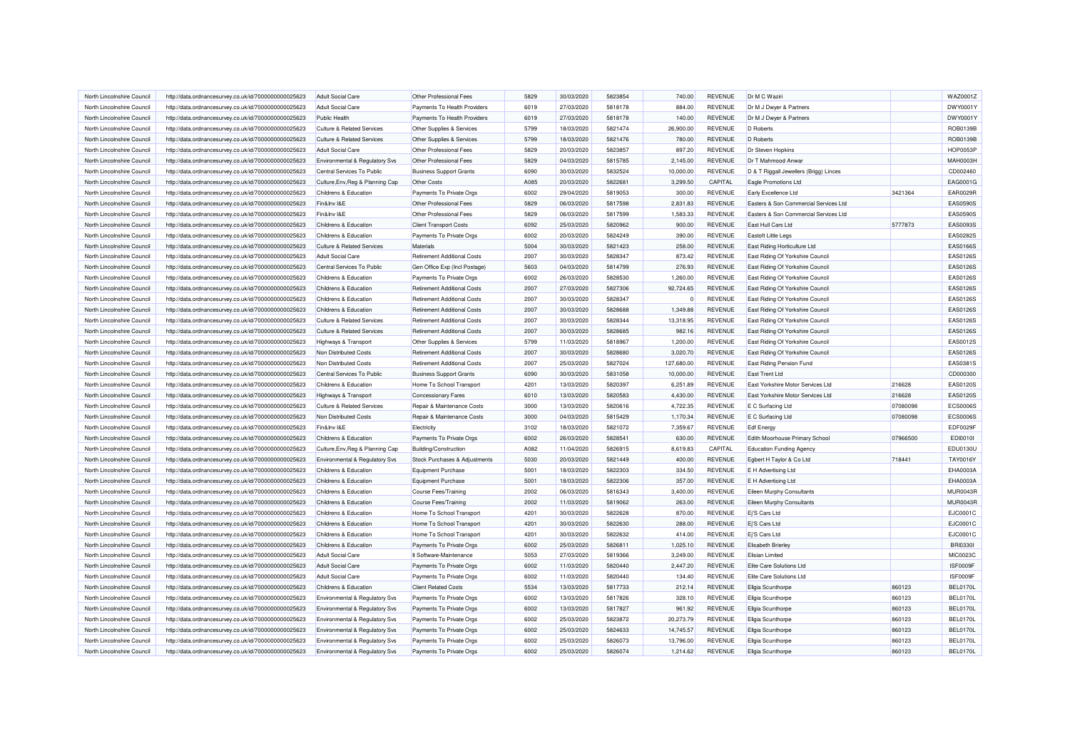| | | | | | | | | | | | | |
|---|---|---|---|---|---|---|---|---|---|---|---|---|
| North Lincolnshire Council | http://data.ordnancesurvey.co.uk/id/7000000000025623 | Adult Social Care | Other Professional Fees | 5829 | 30/03/2020 | 5823854 | 740.00 | REVENUE | Dr M C Waziri | | WAZ0001Z |
| North Lincolnshire Council | http://data.ordnancesurvey.co.uk/id/7000000000025623 | Adult Social Care | Payments To Health Providers | 6019 | 27/03/2020 | 5818178 | 884.00 | REVENUE | Dr M J Dwyer & Partners | | DWY0001Y |
| North Lincolnshire Council | http://data.ordnancesurvey.co.uk/id/7000000000025623 | Public Health | Payments To Health Providers | 6019 | 27/03/2020 | 5818178 | 140.00 | REVENUE | Dr M J Dwyer & Partners | | DWY0001Y |
| North Lincolnshire Council | http://data.ordnancesurvey.co.uk/id/7000000000025623 | Culture & Related Services | Other Supplies & Services | 5799 | 18/03/2020 | 5821474 | 26,900.00 | REVENUE | D Roberts | | ROB0139B |
| North Lincolnshire Council | http://data.ordnancesurvey.co.uk/id/7000000000025623 | Culture & Related Services | Other Supplies & Services | 5799 | 18/03/2020 | 5821476 | 780.00 | REVENUE | D Roberts | | ROB0139B |
| North Lincolnshire Council | http://data.ordnancesurvey.co.uk/id/7000000000025623 | Adult Social Care | Other Professional Fees | 5829 | 20/03/2020 | 5823857 | 897.20 | REVENUE | Dr Steven Hopkins | | HOP0053P |
| North Lincolnshire Council | http://data.ordnancesurvey.co.uk/id/7000000000025623 | Environmental & Regulatory Svs | Other Professional Fees | 5829 | 04/03/2020 | 5815785 | 2,145.00 | REVENUE | Dr T Mahmood Anwar | | MAH0003H |
| North Lincolnshire Council | http://data.ordnancesurvey.co.uk/id/7000000000025623 | Central Services To Public | Business Support Grants | 6090 | 30/03/2020 | 5832524 | 10,000.00 | REVENUE | D & T Riggall Jewellers (Brigg) Lincs | | CD002460 |
| North Lincolnshire Council | http://data.ordnancesurvey.co.uk/id/7000000000025623 | Culture,Env,Reg & Planning Cap | Other Costs | A085 | 20/03/2020 | 5822681 | 3,299.50 | CAPITAL | Eagle Promotions Ltd | | EAG0001G |
| North Lincolnshire Council | http://data.ordnancesurvey.co.uk/id/7000000000025623 | Childrens & Education | Payments To Private Orgs | 6002 | 29/04/2020 | 5819053 | 300.00 | REVENUE | Early Excellence Ltd | 3421364 | EAR0029R |
| North Lincolnshire Council | http://data.ordnancesurvey.co.uk/id/7000000000025623 | Fin&Inv I&E | Other Professional Fees | 5829 | 06/03/2020 | 5817598 | 2,831.83 | REVENUE | Easters & Son Commercial Services Ltd | | EAS0590S |
| North Lincolnshire Council | http://data.ordnancesurvey.co.uk/id/7000000000025623 | Fin&Inv I&E | Other Professional Fees | 5829 | 06/03/2020 | 5817599 | 1,583.33 | REVENUE | Easters & Son Commercial Services Ltd | | EAS0590S |
| North Lincolnshire Council | http://data.ordnancesurvey.co.uk/id/7000000000025623 | Childrens & Education | Client Transport Costs | 6092 | 25/03/2020 | 5820962 | 900.00 | REVENUE | East Hull Cars Ltd | 5777873 | EAS0093S |
| North Lincolnshire Council | http://data.ordnancesurvey.co.uk/id/7000000000025623 | Childrens & Education | Payments To Private Orgs | 6002 | 20/03/2020 | 5824249 | 390.00 | REVENUE | Eastoft Little Legs | | EAS0282S |
| North Lincolnshire Council | http://data.ordnancesurvey.co.uk/id/7000000000025623 | Culture & Related Services | Materials | 5004 | 30/03/2020 | 5821423 | 258.00 | REVENUE | East Riding Horticulture Ltd | | EAS0166S |
| North Lincolnshire Council | http://data.ordnancesurvey.co.uk/id/7000000000025623 | Adult Social Care | Retirement Additional Costs | 2007 | 30/03/2020 | 5828347 | 873.42 | REVENUE | East Riding Of Yorkshire Council | | EAS0126S |
| North Lincolnshire Council | http://data.ordnancesurvey.co.uk/id/7000000000025623 | Central Services To Public | Gen Office Exp (Incl Postage) | 5603 | 04/03/2020 | 5814799 | 276.93 | REVENUE | East Riding Of Yorkshire Council | | EAS0126S |
| North Lincolnshire Council | http://data.ordnancesurvey.co.uk/id/7000000000025623 | Childrens & Education | Payments To Private Orgs | 6002 | 26/03/2020 | 5828530 | 1,260.00 | REVENUE | East Riding Of Yorkshire Council | | EAS0126S |
| North Lincolnshire Council | http://data.ordnancesurvey.co.uk/id/7000000000025623 | Childrens & Education | Retirement Additional Costs | 2007 | 27/03/2020 | 5827306 | 92,724.65 | REVENUE | East Riding Of Yorkshire Council | | EAS0126S |
| North Lincolnshire Council | http://data.ordnancesurvey.co.uk/id/7000000000025623 | Childrens & Education | Retirement Additional Costs | 2007 | 30/03/2020 | 5828347 | 0 | REVENUE | East Riding Of Yorkshire Council | | EAS0126S |
| North Lincolnshire Council | http://data.ordnancesurvey.co.uk/id/7000000000025623 | Childrens & Education | Retirement Additional Costs | 2007 | 30/03/2020 | 5828688 | 1,349.88 | REVENUE | East Riding Of Yorkshire Council | | EAS0126S |
| North Lincolnshire Council | http://data.ordnancesurvey.co.uk/id/7000000000025623 | Culture & Related Services | Retirement Additional Costs | 2007 | 30/03/2020 | 5828344 | 13,318.95 | REVENUE | East Riding Of Yorkshire Council | | EAS0126S |
| North Lincolnshire Council | http://data.ordnancesurvey.co.uk/id/7000000000025623 | Culture & Related Services | Retirement Additional Costs | 2007 | 30/03/2020 | 5828685 | 982.16 | REVENUE | East Riding Of Yorkshire Council | | EAS0126S |
| North Lincolnshire Council | http://data.ordnancesurvey.co.uk/id/7000000000025623 | Highways & Transport | Other Supplies & Services | 5799 | 11/03/2020 | 5818967 | 1,200.00 | REVENUE | East Riding Of Yorkshire Council | | EAS0012S |
| North Lincolnshire Council | http://data.ordnancesurvey.co.uk/id/7000000000025623 | Non Distributed Costs | Retirement Additional Costs | 2007 | 30/03/2020 | 5828680 | 3,020.70 | REVENUE | East Riding Of Yorkshire Council | | EAS0126S |
| North Lincolnshire Council | http://data.ordnancesurvey.co.uk/id/7000000000025623 | Non Distributed Costs | Retirement Additional Costs | 2007 | 25/03/2020 | 5827024 | 127,680.00 | REVENUE | East Riding Pension Fund | | EAS0381S |
| North Lincolnshire Council | http://data.ordnancesurvey.co.uk/id/7000000000025623 | Central Services To Public | Business Support Grants | 6090 | 30/03/2020 | 5831058 | 10,000.00 | REVENUE | East Trent Ltd | | CD000300 |
| North Lincolnshire Council | http://data.ordnancesurvey.co.uk/id/7000000000025623 | Childrens & Education | Home To School Transport | 4201 | 13/03/2020 | 5820397 | 6,251.89 | REVENUE | East Yorkshire Motor Services Ltd | 216628 | EAS0120S |
| North Lincolnshire Council | http://data.ordnancesurvey.co.uk/id/7000000000025623 | Highways & Transport | Concessionary Fares | 6010 | 13/03/2020 | 5820583 | 4,430.00 | REVENUE | East Yorkshire Motor Services Ltd | 216628 | EAS0120S |
| North Lincolnshire Council | http://data.ordnancesurvey.co.uk/id/7000000000025623 | Culture & Related Services | Repair & Maintenance Costs | 3000 | 13/03/2020 | 5820616 | 4,722.35 | REVENUE | E C Surfacing Ltd | 07080098 | ECS0006S |
| North Lincolnshire Council | http://data.ordnancesurvey.co.uk/id/7000000000025623 | Non Distributed Costs | Repair & Maintenance Costs | 3000 | 04/03/2020 | 5815429 | 1,170.34 | REVENUE | E C Surfacing Ltd | 07080098 | ECS0006S |
| North Lincolnshire Council | http://data.ordnancesurvey.co.uk/id/7000000000025623 | Fin&Inv I&E | Electricity | 3102 | 18/03/2020 | 5821072 | 7,359.67 | REVENUE | Edf Energy | | EDF0029F |
| North Lincolnshire Council | http://data.ordnancesurvey.co.uk/id/7000000000025623 | Childrens & Education | Payments To Private Orgs | 6002 | 26/03/2020 | 5828541 | 630.00 | REVENUE | Edith Moorhouse Primary School | 07966500 | EDI0010I |
| North Lincolnshire Council | http://data.ordnancesurvey.co.uk/id/7000000000025623 | Culture,Env,Reg & Planning Cap | Building/Construction | A082 | 11/04/2020 | 5826915 | 8,619.83 | CAPITAL | Education Funding Agency | | EDU0130U |
| North Lincolnshire Council | http://data.ordnancesurvey.co.uk/id/7000000000025623 | Environmental & Regulatory Svs | Stock Purchases & Adjustments | 5030 | 20/03/2020 | 5821449 | 400.00 | REVENUE | Egbert H Taylor & Co Ltd | 718441 | TAY0016Y |
| North Lincolnshire Council | http://data.ordnancesurvey.co.uk/id/7000000000025623 | Childrens & Education | Equipment Purchase | 5001 | 18/03/2020 | 5822303 | 334.50 | REVENUE | E H Advertising Ltd | | EHA0003A |
| North Lincolnshire Council | http://data.ordnancesurvey.co.uk/id/7000000000025623 | Childrens & Education | Equipment Purchase | 5001 | 18/03/2020 | 5822306 | 357.00 | REVENUE | E H Advertising Ltd | | EHA0003A |
| North Lincolnshire Council | http://data.ordnancesurvey.co.uk/id/7000000000025623 | Childrens & Education | Course Fees/Training | 2002 | 06/03/2020 | 5816343 | 3,400.00 | REVENUE | Eileen Murphy Consultants | | MUR0043R |
| North Lincolnshire Council | http://data.ordnancesurvey.co.uk/id/7000000000025623 | Childrens & Education | Course Fees/Training | 2002 | 11/03/2020 | 5819062 | 263.00 | REVENUE | Eileen Murphy Consultants | | MUR0043R |
| North Lincolnshire Council | http://data.ordnancesurvey.co.uk/id/7000000000025623 | Childrens & Education | Home To School Transport | 4201 | 30/03/2020 | 5822628 | 870.00 | REVENUE | Ej'S Cars Ltd | | EJC0001C |
| North Lincolnshire Council | http://data.ordnancesurvey.co.uk/id/7000000000025623 | Childrens & Education | Home To School Transport | 4201 | 30/03/2020 | 5822630 | 288.00 | REVENUE | Ej'S Cars Ltd | | EJC0001C |
| North Lincolnshire Council | http://data.ordnancesurvey.co.uk/id/7000000000025623 | Childrens & Education | Home To School Transport | 4201 | 30/03/2020 | 5822632 | 414.00 | REVENUE | Ej'S Cars Ltd | | EJC0001C |
| North Lincolnshire Council | http://data.ordnancesurvey.co.uk/id/7000000000025623 | Childrens & Education | Payments To Private Orgs | 6002 | 25/03/2020 | 5826811 | 1,025.10 | REVENUE | Elisabeth Brierley | | BRI0330I |
| North Lincolnshire Council | http://data.ordnancesurvey.co.uk/id/7000000000025623 | Adult Social Care | It Software-Maintenance | 5053 | 27/03/2020 | 5819366 | 3,249.00 | REVENUE | Elisian Limited | | MIC0023C |
| North Lincolnshire Council | http://data.ordnancesurvey.co.uk/id/7000000000025623 | Adult Social Care | Payments To Private Orgs | 6002 | 11/03/2020 | 5820440 | 2,447.20 | REVENUE | Elite Care Solutions Ltd | | ISF0009F |
| North Lincolnshire Council | http://data.ordnancesurvey.co.uk/id/7000000000025623 | Adult Social Care | Payments To Private Orgs | 6002 | 11/03/2020 | 5820440 | 134.40 | REVENUE | Elite Care Solutions Ltd | | ISF0009F |
| North Lincolnshire Council | http://data.ordnancesurvey.co.uk/id/7000000000025623 | Childrens & Education | Client Related Costs | 5534 | 13/03/2020 | 5817733 | 212.14 | REVENUE | Ellgia Scunthorpe | 860123 | BEL0170L |
| North Lincolnshire Council | http://data.ordnancesurvey.co.uk/id/7000000000025623 | Environmental & Regulatory Svs | Payments To Private Orgs | 6002 | 13/03/2020 | 5817826 | 328.10 | REVENUE | Ellgia Scunthorpe | 860123 | BEL0170L |
| North Lincolnshire Council | http://data.ordnancesurvey.co.uk/id/7000000000025623 | Environmental & Regulatory Svs | Payments To Private Orgs | 6002 | 13/03/2020 | 5817827 | 961.92 | REVENUE | Ellgia Scunthorpe | 860123 | BEL0170L |
| North Lincolnshire Council | http://data.ordnancesurvey.co.uk/id/7000000000025623 | Environmental & Regulatory Svs | Payments To Private Orgs | 6002 | 25/03/2020 | 5823872 | 20,273.79 | REVENUE | Ellgia Scunthorpe | 860123 | BEL0170L |
| North Lincolnshire Council | http://data.ordnancesurvey.co.uk/id/7000000000025623 | Environmental & Regulatory Svs | Payments To Private Orgs | 6002 | 25/03/2020 | 5824633 | 14,745.57 | REVENUE | Ellgia Scunthorpe | 860123 | BEL0170L |
| North Lincolnshire Council | http://data.ordnancesurvey.co.uk/id/7000000000025623 | Environmental & Regulatory Svs | Payments To Private Orgs | 6002 | 25/03/2020 | 5826073 | 13,796.00 | REVENUE | Ellgia Scunthorpe | 860123 | BEL0170L |
| North Lincolnshire Council | http://data.ordnancesurvey.co.uk/id/7000000000025623 | Environmental & Regulatory Svs | Payments To Private Orgs | 6002 | 25/03/2020 | 5826074 | 1,214.62 | REVENUE | Ellgia Scunthorpe | 860123 | BEL0170L |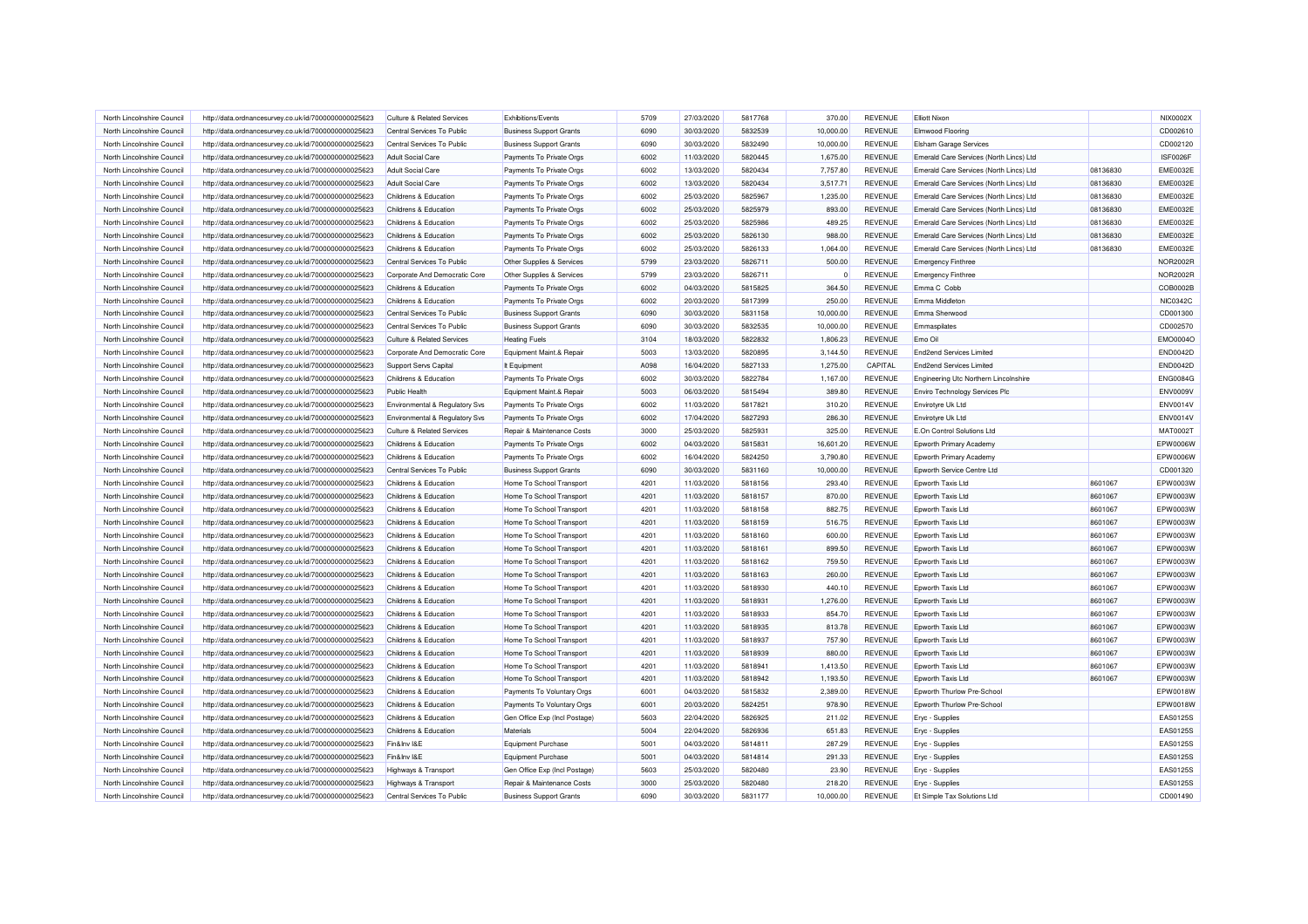| | | | | | | | | | | | |
|---|---|---|---|---|---|---|---|---|---|---|---|
| North Lincolnshire Council | http://data.ordnancesurvey.co.uk/id/7000000000025623 | Culture & Related Services | Exhibitions/Events | 5709 | 27/03/2020 | 5817768 | 370.00 | REVENUE | Elliott Nixon | | NIX0002X |
| North Lincolnshire Council | http://data.ordnancesurvey.co.uk/id/7000000000025623 | Central Services To Public | Business Support Grants | 6090 | 30/03/2020 | 5832539 | 10,000.00 | REVENUE | Elmwood Flooring | | CD002610 |
| North Lincolnshire Council | http://data.ordnancesurvey.co.uk/id/7000000000025623 | Central Services To Public | Business Support Grants | 6090 | 30/03/2020 | 5832490 | 10,000.00 | REVENUE | Elsham Garage Services | | CD002120 |
| North Lincolnshire Council | http://data.ordnancesurvey.co.uk/id/7000000000025623 | Adult Social Care | Payments To Private Orgs | 6002 | 11/03/2020 | 5820445 | 1,675.00 | REVENUE | Emerald Care Services (North Lincs) Ltd | | ISF0026F |
| North Lincolnshire Council | http://data.ordnancesurvey.co.uk/id/7000000000025623 | Adult Social Care | Payments To Private Orgs | 6002 | 13/03/2020 | 5820434 | 7,757.80 | REVENUE | Emerald Care Services (North Lincs) Ltd | 08136830 | EME0032E |
| North Lincolnshire Council | http://data.ordnancesurvey.co.uk/id/7000000000025623 | Adult Social Care | Payments To Private Orgs | 6002 | 13/03/2020 | 5820434 | 3,517.71 | REVENUE | Emerald Care Services (North Lincs) Ltd | 08136830 | EME0032E |
| North Lincolnshire Council | http://data.ordnancesurvey.co.uk/id/7000000000025623 | Childrens & Education | Payments To Private Orgs | 6002 | 25/03/2020 | 5825967 | 1,235.00 | REVENUE | Emerald Care Services (North Lincs) Ltd | 08136830 | EME0032E |
| North Lincolnshire Council | http://data.ordnancesurvey.co.uk/id/7000000000025623 | Childrens & Education | Payments To Private Orgs | 6002 | 25/03/2020 | 5825979 | 893.00 | REVENUE | Emerald Care Services (North Lincs) Ltd | 08136830 | EME0032E |
| North Lincolnshire Council | http://data.ordnancesurvey.co.uk/id/7000000000025623 | Childrens & Education | Payments To Private Orgs | 6002 | 25/03/2020 | 5825986 | 489.25 | REVENUE | Emerald Care Services (North Lincs) Ltd | 08136830 | EME0032E |
| North Lincolnshire Council | http://data.ordnancesurvey.co.uk/id/7000000000025623 | Childrens & Education | Payments To Private Orgs | 6002 | 25/03/2020 | 5826130 | 988.00 | REVENUE | Emerald Care Services (North Lincs) Ltd | 08136830 | EME0032E |
| North Lincolnshire Council | http://data.ordnancesurvey.co.uk/id/7000000000025623 | Childrens & Education | Payments To Private Orgs | 6002 | 25/03/2020 | 5826133 | 1,064.00 | REVENUE | Emerald Care Services (North Lincs) Ltd | 08136830 | EME0032E |
| North Lincolnshire Council | http://data.ordnancesurvey.co.uk/id/7000000000025623 | Central Services To Public | Other Supplies & Services | 5799 | 23/03/2020 | 5826711 | 500.00 | REVENUE | Emergency Finthree | | NOR2002R |
| North Lincolnshire Council | http://data.ordnancesurvey.co.uk/id/7000000000025623 | Corporate And Democratic Core | Other Supplies & Services | 5799 | 23/03/2020 | 5826711 | 0 | REVENUE | Emergency Finthree | | NOR2002R |
| North Lincolnshire Council | http://data.ordnancesurvey.co.uk/id/7000000000025623 | Childrens & Education | Payments To Private Orgs | 6002 | 04/03/2020 | 5815825 | 364.50 | REVENUE | Emma C Cobb | | COB0002B |
| North Lincolnshire Council | http://data.ordnancesurvey.co.uk/id/7000000000025623 | Childrens & Education | Payments To Private Orgs | 6002 | 20/03/2020 | 5817399 | 250.00 | REVENUE | Emma Middleton | | NIC0342C |
| North Lincolnshire Council | http://data.ordnancesurvey.co.uk/id/7000000000025623 | Central Services To Public | Business Support Grants | 6090 | 30/03/2020 | 5831158 | 10,000.00 | REVENUE | Emma Sherwood | | CD001300 |
| North Lincolnshire Council | http://data.ordnancesurvey.co.uk/id/7000000000025623 | Central Services To Public | Business Support Grants | 6090 | 30/03/2020 | 5832535 | 10,000.00 | REVENUE | Emmaspilates | | CD002570 |
| North Lincolnshire Council | http://data.ordnancesurvey.co.uk/id/7000000000025623 | Culture & Related Services | Heating Fuels | 3104 | 18/03/2020 | 5822832 | 1,806.23 | REVENUE | Emo Oil | | EMO0004O |
| North Lincolnshire Council | http://data.ordnancesurvey.co.uk/id/7000000000025623 | Corporate And Democratic Core | Equipment Maint.& Repair | 5003 | 13/03/2020 | 5820895 | 3,144.50 | REVENUE | End2end Services Limited | | END0042D |
| North Lincolnshire Council | http://data.ordnancesurvey.co.uk/id/7000000000025623 | Support Servs Capital | It Equipment | A098 | 16/04/2020 | 5827133 | 1,275.00 | CAPITAL | End2end Services Limited | | END0042D |
| North Lincolnshire Council | http://data.ordnancesurvey.co.uk/id/7000000000025623 | Childrens & Education | Payments To Private Orgs | 6002 | 30/03/2020 | 5822784 | 1,167.00 | REVENUE | Engineering Utc Northern Lincolnshire | | ENG0084G |
| North Lincolnshire Council | http://data.ordnancesurvey.co.uk/id/7000000000025623 | Public Health | Equipment Maint.& Repair | 5003 | 06/03/2020 | 5815494 | 389.80 | REVENUE | Enviro Technology Services Plc | | ENV0009V |
| North Lincolnshire Council | http://data.ordnancesurvey.co.uk/id/7000000000025623 | Environmental & Regulatory Svs | Payments To Private Orgs | 6002 | 11/03/2020 | 5817821 | 310.20 | REVENUE | Envirotyre Uk Ltd | | ENV0014V |
| North Lincolnshire Council | http://data.ordnancesurvey.co.uk/id/7000000000025623 | Environmental & Regulatory Svs | Payments To Private Orgs | 6002 | 17/04/2020 | 5827293 | 286.30 | REVENUE | Envirotyre Uk Ltd | | ENV0014V |
| North Lincolnshire Council | http://data.ordnancesurvey.co.uk/id/7000000000025623 | Culture & Related Services | Repair & Maintenance Costs | 3000 | 25/03/2020 | 5825931 | 325.00 | REVENUE | E.On Control Solutions Ltd | | MAT0002T |
| North Lincolnshire Council | http://data.ordnancesurvey.co.uk/id/7000000000025623 | Childrens & Education | Payments To Private Orgs | 6002 | 04/03/2020 | 5815831 | 16,601.20 | REVENUE | Epworth Primary Academy | | EPW0006W |
| North Lincolnshire Council | http://data.ordnancesurvey.co.uk/id/7000000000025623 | Childrens & Education | Payments To Private Orgs | 6002 | 16/04/2020 | 5824250 | 3,790.80 | REVENUE | Epworth Primary Academy | | EPW0006W |
| North Lincolnshire Council | http://data.ordnancesurvey.co.uk/id/7000000000025623 | Central Services To Public | Business Support Grants | 6090 | 30/03/2020 | 5831160 | 10,000.00 | REVENUE | Epworth Service Centre Ltd | | CD001320 |
| North Lincolnshire Council | http://data.ordnancesurvey.co.uk/id/7000000000025623 | Childrens & Education | Home To School Transport | 4201 | 11/03/2020 | 5818156 | 293.40 | REVENUE | Epworth Taxis Ltd | 8601067 | EPW0003W |
| North Lincolnshire Council | http://data.ordnancesurvey.co.uk/id/7000000000025623 | Childrens & Education | Home To School Transport | 4201 | 11/03/2020 | 5818157 | 870.00 | REVENUE | Epworth Taxis Ltd | 8601067 | EPW0003W |
| North Lincolnshire Council | http://data.ordnancesurvey.co.uk/id/7000000000025623 | Childrens & Education | Home To School Transport | 4201 | 11/03/2020 | 5818158 | 882.75 | REVENUE | Epworth Taxis Ltd | 8601067 | EPW0003W |
| North Lincolnshire Council | http://data.ordnancesurvey.co.uk/id/7000000000025623 | Childrens & Education | Home To School Transport | 4201 | 11/03/2020 | 5818159 | 516.75 | REVENUE | Epworth Taxis Ltd | 8601067 | EPW0003W |
| North Lincolnshire Council | http://data.ordnancesurvey.co.uk/id/7000000000025623 | Childrens & Education | Home To School Transport | 4201 | 11/03/2020 | 5818160 | 600.00 | REVENUE | Epworth Taxis Ltd | 8601067 | EPW0003W |
| North Lincolnshire Council | http://data.ordnancesurvey.co.uk/id/7000000000025623 | Childrens & Education | Home To School Transport | 4201 | 11/03/2020 | 5818161 | 899.50 | REVENUE | Epworth Taxis Ltd | 8601067 | EPW0003W |
| North Lincolnshire Council | http://data.ordnancesurvey.co.uk/id/7000000000025623 | Childrens & Education | Home To School Transport | 4201 | 11/03/2020 | 5818162 | 759.50 | REVENUE | Epworth Taxis Ltd | 8601067 | EPW0003W |
| North Lincolnshire Council | http://data.ordnancesurvey.co.uk/id/7000000000025623 | Childrens & Education | Home To School Transport | 4201 | 11/03/2020 | 5818163 | 260.00 | REVENUE | Epworth Taxis Ltd | 8601067 | EPW0003W |
| North Lincolnshire Council | http://data.ordnancesurvey.co.uk/id/7000000000025623 | Childrens & Education | Home To School Transport | 4201 | 11/03/2020 | 5818930 | 440.10 | REVENUE | Epworth Taxis Ltd | 8601067 | EPW0003W |
| North Lincolnshire Council | http://data.ordnancesurvey.co.uk/id/7000000000025623 | Childrens & Education | Home To School Transport | 4201 | 11/03/2020 | 5818931 | 1,276.00 | REVENUE | Epworth Taxis Ltd | 8601067 | EPW0003W |
| North Lincolnshire Council | http://data.ordnancesurvey.co.uk/id/7000000000025623 | Childrens & Education | Home To School Transport | 4201 | 11/03/2020 | 5818933 | 854.70 | REVENUE | Epworth Taxis Ltd | 8601067 | EPW0003W |
| North Lincolnshire Council | http://data.ordnancesurvey.co.uk/id/7000000000025623 | Childrens & Education | Home To School Transport | 4201 | 11/03/2020 | 5818935 | 813.78 | REVENUE | Epworth Taxis Ltd | 8601067 | EPW0003W |
| North Lincolnshire Council | http://data.ordnancesurvey.co.uk/id/7000000000025623 | Childrens & Education | Home To School Transport | 4201 | 11/03/2020 | 5818937 | 757.90 | REVENUE | Epworth Taxis Ltd | 8601067 | EPW0003W |
| North Lincolnshire Council | http://data.ordnancesurvey.co.uk/id/7000000000025623 | Childrens & Education | Home To School Transport | 4201 | 11/03/2020 | 5818939 | 880.00 | REVENUE | Epworth Taxis Ltd | 8601067 | EPW0003W |
| North Lincolnshire Council | http://data.ordnancesurvey.co.uk/id/7000000000025623 | Childrens & Education | Home To School Transport | 4201 | 11/03/2020 | 5818941 | 1,413.50 | REVENUE | Epworth Taxis Ltd | 8601067 | EPW0003W |
| North Lincolnshire Council | http://data.ordnancesurvey.co.uk/id/7000000000025623 | Childrens & Education | Home To School Transport | 4201 | 11/03/2020 | 5818942 | 1,193.50 | REVENUE | Epworth Taxis Ltd | 8601067 | EPW0003W |
| North Lincolnshire Council | http://data.ordnancesurvey.co.uk/id/7000000000025623 | Childrens & Education | Payments To Voluntary Orgs | 6001 | 04/03/2020 | 5815832 | 2,389.00 | REVENUE | Epworth Thurlow Pre-School | | EPW0018W |
| North Lincolnshire Council | http://data.ordnancesurvey.co.uk/id/7000000000025623 | Childrens & Education | Payments To Voluntary Orgs | 6001 | 20/03/2020 | 5824251 | 978.90 | REVENUE | Epworth Thurlow Pre-School | | EPW0018W |
| North Lincolnshire Council | http://data.ordnancesurvey.co.uk/id/7000000000025623 | Childrens & Education | Gen Office Exp (Incl Postage) | 5603 | 22/04/2020 | 5826925 | 211.02 | REVENUE | Eryc - Supplies | | EAS0125S |
| North Lincolnshire Council | http://data.ordnancesurvey.co.uk/id/7000000000025623 | Childrens & Education | Materials | 5004 | 22/04/2020 | 5826936 | 651.83 | REVENUE | Eryc - Supplies | | EAS0125S |
| North Lincolnshire Council | http://data.ordnancesurvey.co.uk/id/7000000000025623 | Fin&Inv I&E | Equipment Purchase | 5001 | 04/03/2020 | 5814811 | 287.29 | REVENUE | Eryc - Supplies | | EAS0125S |
| North Lincolnshire Council | http://data.ordnancesurvey.co.uk/id/7000000000025623 | Fin&Inv I&E | Equipment Purchase | 5001 | 04/03/2020 | 5814814 | 291.33 | REVENUE | Eryc - Supplies | | EAS0125S |
| North Lincolnshire Council | http://data.ordnancesurvey.co.uk/id/7000000000025623 | Highways & Transport | Gen Office Exp (Incl Postage) | 5603 | 25/03/2020 | 5820480 | 23.90 | REVENUE | Eryc - Supplies | | EAS0125S |
| North Lincolnshire Council | http://data.ordnancesurvey.co.uk/id/7000000000025623 | Highways & Transport | Repair & Maintenance Costs | 3000 | 25/03/2020 | 5820480 | 218.20 | REVENUE | Eryc - Supplies | | EAS0125S |
| North Lincolnshire Council | http://data.ordnancesurvey.co.uk/id/7000000000025623 | Central Services To Public | Business Support Grants | 6090 | 30/03/2020 | 5831177 | 10,000.00 | REVENUE | Et Simple Tax Solutions Ltd | | CD001490 |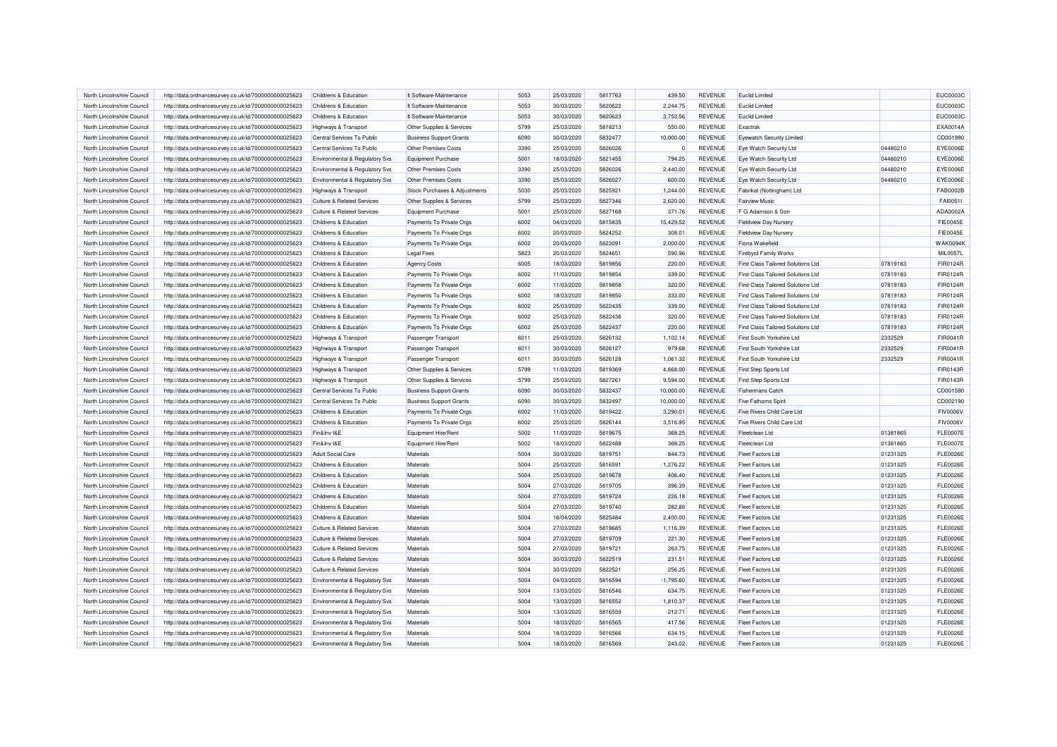| | | | | | | | | | | | |
|---|---|---|---|---|---|---|---|---|---|---|---|
| North Lincolnshire Council | http://data.ordnancesurvey.co.uk/id/7000000000025623 | Childrens & Education | It Software-Maintenance | 5053 | 25/03/2020 | 5817763 | 439.50 | REVENUE | Euclid Limited | | EUC0003C |
| North Lincolnshire Council | http://data.ordnancesurvey.co.uk/id/7000000000025623 | Childrens & Education | It Software-Maintenance | 5053 | 30/03/2020 | 5820622 | 2,244.75 | REVENUE | Euclid Limited | | EUC0003C |
| North Lincolnshire Council | http://data.ordnancesurvey.co.uk/id/7000000000025623 | Childrens & Education | It Software-Maintenance | 5053 | 30/03/2020 | 5820623 | 3,753.56 | REVENUE | Euclid Limited | | EUC0003C |
| North Lincolnshire Council | http://data.ordnancesurvey.co.uk/id/7000000000025623 | Highways & Transport | Other Supplies & Services | 5799 | 25/03/2020 | 5818213 | 550.00 | REVENUE | Exactrak | | EXA0014A |
| North Lincolnshire Council | http://data.ordnancesurvey.co.uk/id/7000000000025623 | Central Services To Public | Business Support Grants | 6090 | 30/03/2020 | 5832477 | 10,000.00 | REVENUE | Eyewatch Security Limited | | CD001990 |
| North Lincolnshire Council | http://data.ordnancesurvey.co.uk/id/7000000000025623 | Central Services To Public | Other Premises Costs | 3390 | 25/03/2020 | 5826026 | 0 | REVENUE | Eye Watch Security Ltd | 04480210 | EYE0006E |
| North Lincolnshire Council | http://data.ordnancesurvey.co.uk/id/7000000000025623 | Environmental & Regulatory Svs | Equipment Purchase | 5001 | 18/03/2020 | 5821455 | 794.25 | REVENUE | Eye Watch Security Ltd | 04480210 | EYE0006E |
| North Lincolnshire Council | http://data.ordnancesurvey.co.uk/id/7000000000025623 | Environmental & Regulatory Svs | Other Premises Costs | 3390 | 25/03/2020 | 5826026 | 2,440.00 | REVENUE | Eye Watch Security Ltd | 04480210 | EYE0006E |
| North Lincolnshire Council | http://data.ordnancesurvey.co.uk/id/7000000000025623 | Environmental & Regulatory Svs | Other Premises Costs | 3390 | 25/03/2020 | 5826027 | 600.00 | REVENUE | Eye Watch Security Ltd | 04480210 | EYE0006E |
| North Lincolnshire Council | http://data.ordnancesurvey.co.uk/id/7000000000025623 | Highways & Transport | Stock Purchases & Adjustments | 5030 | 25/03/2020 | 5825921 | 1,244.00 | REVENUE | Fabrikat (Nottingham) Ltd | | FAB0002B |
| North Lincolnshire Council | http://data.ordnancesurvey.co.uk/id/7000000000025623 | Culture & Related Services | Other Supplies & Services | 5799 | 25/03/2020 | 5827346 | 2,620.00 | REVENUE | Fairview Music | | FAI0051I |
| North Lincolnshire Council | http://data.ordnancesurvey.co.uk/id/7000000000025623 | Culture & Related Services | Equipment Purchase | 5001 | 25/03/2020 | 5827168 | 371.76 | REVENUE | F G Adamson & Son | | ADA0002A |
| North Lincolnshire Council | http://data.ordnancesurvey.co.uk/id/7000000000025623 | Childrens & Education | Payments To Private Orgs | 6002 | 04/03/2020 | 5815835 | 15,429.52 | REVENUE | Fieldview Day Nursery | | FIE0045E |
| North Lincolnshire Council | http://data.ordnancesurvey.co.uk/id/7000000000025623 | Childrens & Education | Payments To Private Orgs | 6002 | 20/03/2020 | 5824252 | 308.01 | REVENUE | Fieldview Day Nursery | | FIE0045E |
| North Lincolnshire Council | http://data.ordnancesurvey.co.uk/id/7000000000025623 | Childrens & Education | Payments To Private Orgs | 6002 | 20/03/2020 | 5823091 | 2,000.00 | REVENUE | Fiona Wakefield | | WAK0094K |
| North Lincolnshire Council | http://data.ordnancesurvey.co.uk/id/7000000000025623 | Childrens & Education | Legal Fees | 5823 | 20/03/2020 | 5824651 | 590.96 | REVENUE | Firebyrd Family Works | | MIL0057L |
| North Lincolnshire Council | http://data.ordnancesurvey.co.uk/id/7000000000025623 | Childrens & Education | Agency Costs | 6005 | 18/03/2020 | 5819856 | 220.00 | REVENUE | First Class Tailored Solutions Ltd | 07819183 | FIR0124R |
| North Lincolnshire Council | http://data.ordnancesurvey.co.uk/id/7000000000025623 | Childrens & Education | Payments To Private Orgs | 6002 | 11/03/2020 | 5819854 | 339.00 | REVENUE | First Class Tailored Solutions Ltd | 07819183 | FIR0124R |
| North Lincolnshire Council | http://data.ordnancesurvey.co.uk/id/7000000000025623 | Childrens & Education | Payments To Private Orgs | 6002 | 11/03/2020 | 5819858 | 320.00 | REVENUE | First Class Tailored Solutions Ltd | 07819183 | FIR0124R |
| North Lincolnshire Council | http://data.ordnancesurvey.co.uk/id/7000000000025623 | Childrens & Education | Payments To Private Orgs | 6002 | 18/03/2020 | 5819850 | 333.00 | REVENUE | First Class Tailored Solutions Ltd | 07819183 | FIR0124R |
| North Lincolnshire Council | http://data.ordnancesurvey.co.uk/id/7000000000025623 | Childrens & Education | Payments To Private Orgs | 6002 | 25/03/2020 | 5822435 | 339.00 | REVENUE | First Class Tailored Solutions Ltd | 07819183 | FIR0124R |
| North Lincolnshire Council | http://data.ordnancesurvey.co.uk/id/7000000000025623 | Childrens & Education | Payments To Private Orgs | 6002 | 25/03/2020 | 5822436 | 320.00 | REVENUE | First Class Tailored Solutions Ltd | 07819183 | FIR0124R |
| North Lincolnshire Council | http://data.ordnancesurvey.co.uk/id/7000000000025623 | Childrens & Education | Payments To Private Orgs | 6002 | 25/03/2020 | 5822437 | 220.00 | REVENUE | First Class Tailored Solutions Ltd | 07819183 | FIR0124R |
| North Lincolnshire Council | http://data.ordnancesurvey.co.uk/id/7000000000025623 | Highways & Transport | Passenger Transport | 6011 | 25/03/2020 | 5826132 | 1,102.14 | REVENUE | First South Yorkshire Ltd | 2332529 | FIR0041R |
| North Lincolnshire Council | http://data.ordnancesurvey.co.uk/id/7000000000025623 | Highways & Transport | Passenger Transport | 6011 | 30/03/2020 | 5826127 | 979.68 | REVENUE | First South Yorkshire Ltd | 2332529 | FIR0041R |
| North Lincolnshire Council | http://data.ordnancesurvey.co.uk/id/7000000000025623 | Highways & Transport | Passenger Transport | 6011 | 30/03/2020 | 5826128 | 1,061.32 | REVENUE | First South Yorkshire Ltd | 2332529 | FIR0041R |
| North Lincolnshire Council | http://data.ordnancesurvey.co.uk/id/7000000000025623 | Highways & Transport | Other Supplies & Services | 5799 | 11/03/2020 | 5819369 | 4,668.00 | REVENUE | First Step Sports Ltd | | FIR0143R |
| North Lincolnshire Council | http://data.ordnancesurvey.co.uk/id/7000000000025623 | Highways & Transport | Other Supplies & Services | 5799 | 25/03/2020 | 5827261 | 9,594.00 | REVENUE | First Step Sports Ltd | | FIR0143R |
| North Lincolnshire Council | http://data.ordnancesurvey.co.uk/id/7000000000025623 | Central Services To Public | Business Support Grants | 6090 | 30/03/2020 | 5832437 | 10,000.00 | REVENUE | Fishermans Catch | | CD001590 |
| North Lincolnshire Council | http://data.ordnancesurvey.co.uk/id/7000000000025623 | Central Services To Public | Business Support Grants | 6090 | 30/03/2020 | 5832497 | 10,000.00 | REVENUE | Five Fathoms Spirit | | CD002190 |
| North Lincolnshire Council | http://data.ordnancesurvey.co.uk/id/7000000000025623 | Childrens & Education | Payments To Private Orgs | 6002 | 11/03/2020 | 5819422 | 3,290.01 | REVENUE | Five Rivers Child Care Ltd | | FIV0006V |
| North Lincolnshire Council | http://data.ordnancesurvey.co.uk/id/7000000000025623 | Childrens & Education | Payments To Private Orgs | 6002 | 25/03/2020 | 5826144 | 3,516.95 | REVENUE | Five Rivers Child Care Ltd | | FIV0006V |
| North Lincolnshire Council | http://data.ordnancesurvey.co.uk/id/7000000000025623 | Fin&Inv I&E | Equipment Hire/Rent | 5002 | 11/03/2020 | 5819675 | 368.25 | REVENUE | Fleetclean Ltd | 01381865 | FLE0007E |
| North Lincolnshire Council | http://data.ordnancesurvey.co.uk/id/7000000000025623 | Fin&Inv I&E | Equipment Hire/Rent | 5002 | 18/03/2020 | 5822488 | 368.25 | REVENUE | Fleetclean Ltd | 01381865 | FLE0007E |
| North Lincolnshire Council | http://data.ordnancesurvey.co.uk/id/7000000000025623 | Adult Social Care | Materials | 5004 | 30/03/2020 | 5819751 | 844.73 | REVENUE | Fleet Factors Ltd | 01231325 | FLE0026E |
| North Lincolnshire Council | http://data.ordnancesurvey.co.uk/id/7000000000025623 | Childrens & Education | Materials | 5004 | 25/03/2020 | 5816591 | 1,276.22 | REVENUE | Fleet Factors Ltd | 01231325 | FLE0026E |
| North Lincolnshire Council | http://data.ordnancesurvey.co.uk/id/7000000000025623 | Childrens & Education | Materials | 5004 | 25/03/2020 | 5819678 | 406.40 | REVENUE | Fleet Factors Ltd | 01231325 | FLE0026E |
| North Lincolnshire Council | http://data.ordnancesurvey.co.uk/id/7000000000025623 | Childrens & Education | Materials | 5004 | 27/03/2020 | 5819705 | 396.39 | REVENUE | Fleet Factors Ltd | 01231325 | FLE0026E |
| North Lincolnshire Council | http://data.ordnancesurvey.co.uk/id/7000000000025623 | Childrens & Education | Materials | 5004 | 27/03/2020 | 5819724 | 226.18 | REVENUE | Fleet Factors Ltd | 01231325 | FLE0026E |
| North Lincolnshire Council | http://data.ordnancesurvey.co.uk/id/7000000000025623 | Childrens & Education | Materials | 5004 | 27/03/2020 | 5819740 | 282.88 | REVENUE | Fleet Factors Ltd | 01231325 | FLE0026E |
| North Lincolnshire Council | http://data.ordnancesurvey.co.uk/id/7000000000025623 | Childrens & Education | Materials | 5004 | 16/04/2020 | 5825484 | 2,400.00 | REVENUE | Fleet Factors Ltd | 01231325 | FLE0026E |
| North Lincolnshire Council | http://data.ordnancesurvey.co.uk/id/7000000000025623 | Culture & Related Services | Materials | 5004 | 27/03/2020 | 5819685 | 1,116.39 | REVENUE | Fleet Factors Ltd | 01231325 | FLE0026E |
| North Lincolnshire Council | http://data.ordnancesurvey.co.uk/id/7000000000025623 | Culture & Related Services | Materials | 5004 | 27/03/2020 | 5819709 | 221.30 | REVENUE | Fleet Factors Ltd | 01231325 | FLE0026E |
| North Lincolnshire Council | http://data.ordnancesurvey.co.uk/id/7000000000025623 | Culture & Related Services | Materials | 5004 | 27/03/2020 | 5819721 | 263.75 | REVENUE | Fleet Factors Ltd | 01231325 | FLE0026E |
| North Lincolnshire Council | http://data.ordnancesurvey.co.uk/id/7000000000025623 | Culture & Related Services | Materials | 5004 | 30/03/2020 | 5822519 | 231.51 | REVENUE | Fleet Factors Ltd | 01231325 | FLE0026E |
| North Lincolnshire Council | http://data.ordnancesurvey.co.uk/id/7000000000025623 | Culture & Related Services | Materials | 5004 | 30/03/2020 | 5822521 | 256.25 | REVENUE | Fleet Factors Ltd | 01231325 | FLE0026E |
| North Lincolnshire Council | http://data.ordnancesurvey.co.uk/id/7000000000025623 | Environmental & Regulatory Svs | Materials | 5004 | 04/03/2020 | 5816594 | -1,795.60 | REVENUE | Fleet Factors Ltd | 01231325 | FLE0026E |
| North Lincolnshire Council | http://data.ordnancesurvey.co.uk/id/7000000000025623 | Environmental & Regulatory Svs | Materials | 5004 | 13/03/2020 | 5816546 | 634.75 | REVENUE | Fleet Factors Ltd | 01231325 | FLE0026E |
| North Lincolnshire Council | http://data.ordnancesurvey.co.uk/id/7000000000025623 | Environmental & Regulatory Svs | Materials | 5004 | 13/03/2020 | 5816552 | 1,810.37 | REVENUE | Fleet Factors Ltd | 01231325 | FLE0026E |
| North Lincolnshire Council | http://data.ordnancesurvey.co.uk/id/7000000000025623 | Environmental & Regulatory Svs | Materials | 5004 | 13/03/2020 | 5816559 | 212.71 | REVENUE | Fleet Factors Ltd | 01231325 | FLE0026E |
| North Lincolnshire Council | http://data.ordnancesurvey.co.uk/id/7000000000025623 | Environmental & Regulatory Svs | Materials | 5004 | 18/03/2020 | 5816565 | 417.56 | REVENUE | Fleet Factors Ltd | 01231325 | FLE0026E |
| North Lincolnshire Council | http://data.ordnancesurvey.co.uk/id/7000000000025623 | Environmental & Regulatory Svs | Materials | 5004 | 18/03/2020 | 5816566 | 634.15 | REVENUE | Fleet Factors Ltd | 01231325 | FLE0026E |
| North Lincolnshire Council | http://data.ordnancesurvey.co.uk/id/7000000000025623 | Environmental & Regulatory Svs | Materials | 5004 | 18/03/2020 | 5816569 | 243.02 | REVENUE | Fleet Factors Ltd | 01231325 | FLE0026E |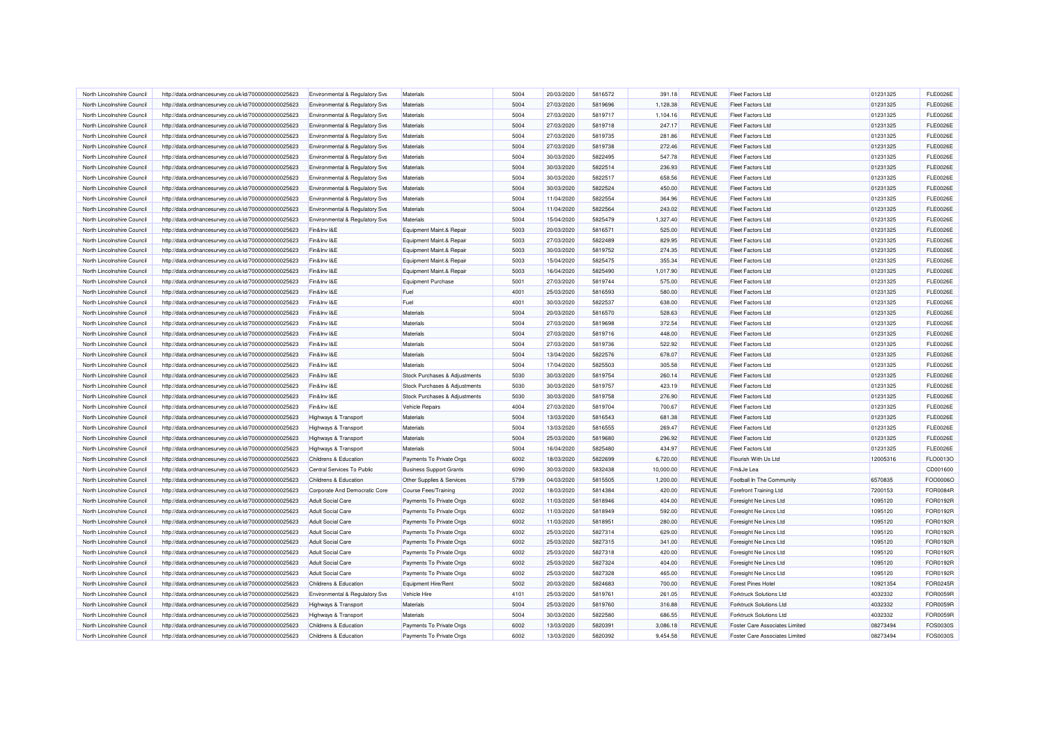| | | | | | | | | | | | | |
|---|---|---|---|---|---|---|---|---|---|---|---|---|
| North Lincolnshire Council | http://data.ordnancesurvey.co.uk/id/7000000000025623 | Environmental & Regulatory Svs | Materials | 5004 | 20/03/2020 | 5816572 | 391.18 | REVENUE | Fleet Factors Ltd | 01231325 | FLE0026E |
| North Lincolnshire Council | http://data.ordnancesurvey.co.uk/id/7000000000025623 | Environmental & Regulatory Svs | Materials | 5004 | 27/03/2020 | 5819696 | 1,128.38 | REVENUE | Fleet Factors Ltd | 01231325 | FLE0026E |
| North Lincolnshire Council | http://data.ordnancesurvey.co.uk/id/7000000000025623 | Environmental & Regulatory Svs | Materials | 5004 | 27/03/2020 | 5819717 | 1,104.16 | REVENUE | Fleet Factors Ltd | 01231325 | FLE0026E |
| North Lincolnshire Council | http://data.ordnancesurvey.co.uk/id/7000000000025623 | Environmental & Regulatory Svs | Materials | 5004 | 27/03/2020 | 5819718 | 247.17 | REVENUE | Fleet Factors Ltd | 01231325 | FLE0026E |
| North Lincolnshire Council | http://data.ordnancesurvey.co.uk/id/7000000000025623 | Environmental & Regulatory Svs | Materials | 5004 | 27/03/2020 | 5819735 | 281.86 | REVENUE | Fleet Factors Ltd | 01231325 | FLE0026E |
| North Lincolnshire Council | http://data.ordnancesurvey.co.uk/id/7000000000025623 | Environmental & Regulatory Svs | Materials | 5004 | 27/03/2020 | 5819738 | 272.46 | REVENUE | Fleet Factors Ltd | 01231325 | FLE0026E |
| North Lincolnshire Council | http://data.ordnancesurvey.co.uk/id/7000000000025623 | Environmental & Regulatory Svs | Materials | 5004 | 30/03/2020 | 5822495 | 547.78 | REVENUE | Fleet Factors Ltd | 01231325 | FLE0026E |
| North Lincolnshire Council | http://data.ordnancesurvey.co.uk/id/7000000000025623 | Environmental & Regulatory Svs | Materials | 5004 | 30/03/2020 | 5822514 | 236.93 | REVENUE | Fleet Factors Ltd | 01231325 | FLE0026E |
| North Lincolnshire Council | http://data.ordnancesurvey.co.uk/id/7000000000025623 | Environmental & Regulatory Svs | Materials | 5004 | 30/03/2020 | 5822517 | 658.56 | REVENUE | Fleet Factors Ltd | 01231325 | FLE0026E |
| North Lincolnshire Council | http://data.ordnancesurvey.co.uk/id/7000000000025623 | Environmental & Regulatory Svs | Materials | 5004 | 30/03/2020 | 5822524 | 450.00 | REVENUE | Fleet Factors Ltd | 01231325 | FLE0026E |
| North Lincolnshire Council | http://data.ordnancesurvey.co.uk/id/7000000000025623 | Environmental & Regulatory Svs | Materials | 5004 | 11/04/2020 | 5822554 | 364.96 | REVENUE | Fleet Factors Ltd | 01231325 | FLE0026E |
| North Lincolnshire Council | http://data.ordnancesurvey.co.uk/id/7000000000025623 | Environmental & Regulatory Svs | Materials | 5004 | 11/04/2020 | 5822564 | 243.02 | REVENUE | Fleet Factors Ltd | 01231325 | FLE0026E |
| North Lincolnshire Council | http://data.ordnancesurvey.co.uk/id/7000000000025623 | Environmental & Regulatory Svs | Materials | 5004 | 15/04/2020 | 5825479 | 1,327.40 | REVENUE | Fleet Factors Ltd | 01231325 | FLE0026E |
| North Lincolnshire Council | http://data.ordnancesurvey.co.uk/id/7000000000025623 | Fin&Inv I&E | Equipment Maint.& Repair | 5003 | 20/03/2020 | 5816571 | 525.00 | REVENUE | Fleet Factors Ltd | 01231325 | FLE0026E |
| North Lincolnshire Council | http://data.ordnancesurvey.co.uk/id/7000000000025623 | Fin&Inv I&E | Equipment Maint.& Repair | 5003 | 27/03/2020 | 5822489 | 829.95 | REVENUE | Fleet Factors Ltd | 01231325 | FLE0026E |
| North Lincolnshire Council | http://data.ordnancesurvey.co.uk/id/7000000000025623 | Fin&Inv I&E | Equipment Maint.& Repair | 5003 | 30/03/2020 | 5819752 | 274.35 | REVENUE | Fleet Factors Ltd | 01231325 | FLE0026E |
| North Lincolnshire Council | http://data.ordnancesurvey.co.uk/id/7000000000025623 | Fin&Inv I&E | Equipment Maint.& Repair | 5003 | 15/04/2020 | 5825475 | 355.34 | REVENUE | Fleet Factors Ltd | 01231325 | FLE0026E |
| North Lincolnshire Council | http://data.ordnancesurvey.co.uk/id/7000000000025623 | Fin&Inv I&E | Equipment Maint.& Repair | 5003 | 16/04/2020 | 5825490 | 1,017.90 | REVENUE | Fleet Factors Ltd | 01231325 | FLE0026E |
| North Lincolnshire Council | http://data.ordnancesurvey.co.uk/id/7000000000025623 | Fin&Inv I&E | Equipment Purchase | 5001 | 27/03/2020 | 5819744 | 575.00 | REVENUE | Fleet Factors Ltd | 01231325 | FLE0026E |
| North Lincolnshire Council | http://data.ordnancesurvey.co.uk/id/7000000000025623 | Fin&Inv I&E | Fuel | 4001 | 25/03/2020 | 5816593 | 580.00 | REVENUE | Fleet Factors Ltd | 01231325 | FLE0026E |
| North Lincolnshire Council | http://data.ordnancesurvey.co.uk/id/7000000000025623 | Fin&Inv I&E | Fuel | 4001 | 30/03/2020 | 5822537 | 638.00 | REVENUE | Fleet Factors Ltd | 01231325 | FLE0026E |
| North Lincolnshire Council | http://data.ordnancesurvey.co.uk/id/7000000000025623 | Fin&Inv I&E | Materials | 5004 | 20/03/2020 | 5816570 | 528.63 | REVENUE | Fleet Factors Ltd | 01231325 | FLE0026E |
| North Lincolnshire Council | http://data.ordnancesurvey.co.uk/id/7000000000025623 | Fin&Inv I&E | Materials | 5004 | 27/03/2020 | 5819698 | 372.54 | REVENUE | Fleet Factors Ltd | 01231325 | FLE0026E |
| North Lincolnshire Council | http://data.ordnancesurvey.co.uk/id/7000000000025623 | Fin&Inv I&E | Materials | 5004 | 27/03/2020 | 5819716 | 448.00 | REVENUE | Fleet Factors Ltd | 01231325 | FLE0026E |
| North Lincolnshire Council | http://data.ordnancesurvey.co.uk/id/7000000000025623 | Fin&Inv I&E | Materials | 5004 | 27/03/2020 | 5819736 | 522.92 | REVENUE | Fleet Factors Ltd | 01231325 | FLE0026E |
| North Lincolnshire Council | http://data.ordnancesurvey.co.uk/id/7000000000025623 | Fin&Inv I&E | Materials | 5004 | 13/04/2020 | 5822576 | 678.07 | REVENUE | Fleet Factors Ltd | 01231325 | FLE0026E |
| North Lincolnshire Council | http://data.ordnancesurvey.co.uk/id/7000000000025623 | Fin&Inv I&E | Materials | 5004 | 17/04/2020 | 5825503 | 305.58 | REVENUE | Fleet Factors Ltd | 01231325 | FLE0026E |
| North Lincolnshire Council | http://data.ordnancesurvey.co.uk/id/7000000000025623 | Fin&Inv I&E | Stock Purchases & Adjustments | 5030 | 30/03/2020 | 5819754 | 260.14 | REVENUE | Fleet Factors Ltd | 01231325 | FLE0026E |
| North Lincolnshire Council | http://data.ordnancesurvey.co.uk/id/7000000000025623 | Fin&Inv I&E | Stock Purchases & Adjustments | 5030 | 30/03/2020 | 5819757 | 423.19 | REVENUE | Fleet Factors Ltd | 01231325 | FLE0026E |
| North Lincolnshire Council | http://data.ordnancesurvey.co.uk/id/7000000000025623 | Fin&Inv I&E | Stock Purchases & Adjustments | 5030 | 30/03/2020 | 5819758 | 276.90 | REVENUE | Fleet Factors Ltd | 01231325 | FLE0026E |
| North Lincolnshire Council | http://data.ordnancesurvey.co.uk/id/7000000000025623 | Fin&Inv I&E | Vehicle Repairs | 4004 | 27/03/2020 | 5819704 | 700.67 | REVENUE | Fleet Factors Ltd | 01231325 | FLE0026E |
| North Lincolnshire Council | http://data.ordnancesurvey.co.uk/id/7000000000025623 | Highways & Transport | Materials | 5004 | 13/03/2020 | 5816543 | 681.38 | REVENUE | Fleet Factors Ltd | 01231325 | FLE0026E |
| North Lincolnshire Council | http://data.ordnancesurvey.co.uk/id/7000000000025623 | Highways & Transport | Materials | 5004 | 13/03/2020 | 5816555 | 269.47 | REVENUE | Fleet Factors Ltd | 01231325 | FLE0026E |
| North Lincolnshire Council | http://data.ordnancesurvey.co.uk/id/7000000000025623 | Highways & Transport | Materials | 5004 | 25/03/2020 | 5819680 | 296.92 | REVENUE | Fleet Factors Ltd | 01231325 | FLE0026E |
| North Lincolnshire Council | http://data.ordnancesurvey.co.uk/id/7000000000025623 | Highways & Transport | Materials | 5004 | 16/04/2020 | 5825480 | 434.97 | REVENUE | Fleet Factors Ltd | 01231325 | FLE0026E |
| North Lincolnshire Council | http://data.ordnancesurvey.co.uk/id/7000000000025623 | Childrens & Education | Payments To Private Orgs | 6002 | 18/03/2020 | 5822699 | 6,720.00 | REVENUE | Flourish With Us Ltd | 12005316 | FLO0013O |
| North Lincolnshire Council | http://data.ordnancesurvey.co.uk/id/7000000000025623 | Central Services To Public | Business Support Grants | 6090 | 30/03/2020 | 5832438 | 10,000.00 | REVENUE | Fm&Je Lea | | CD001600 |
| North Lincolnshire Council | http://data.ordnancesurvey.co.uk/id/7000000000025623 | Childrens & Education | Other Supplies & Services | 5799 | 04/03/2020 | 5815505 | 1,200.00 | REVENUE | Football In The Community | 6570835 | FOO0006O |
| North Lincolnshire Council | http://data.ordnancesurvey.co.uk/id/7000000000025623 | Corporate And Democratic Core | Course Fees/Training | 2002 | 18/03/2020 | 5814384 | 420.00 | REVENUE | Forefront Training Ltd | 7200153 | FOR0084R |
| North Lincolnshire Council | http://data.ordnancesurvey.co.uk/id/7000000000025623 | Adult Social Care | Payments To Private Orgs | 6002 | 11/03/2020 | 5818946 | 404.00 | REVENUE | Foresight Ne Lincs Ltd | 1095120 | FOR0192R |
| North Lincolnshire Council | http://data.ordnancesurvey.co.uk/id/7000000000025623 | Adult Social Care | Payments To Private Orgs | 6002 | 11/03/2020 | 5818949 | 592.00 | REVENUE | Foresight Ne Lincs Ltd | 1095120 | FOR0192R |
| North Lincolnshire Council | http://data.ordnancesurvey.co.uk/id/7000000000025623 | Adult Social Care | Payments To Private Orgs | 6002 | 11/03/2020 | 5818951 | 280.00 | REVENUE | Foresight Ne Lincs Ltd | 1095120 | FOR0192R |
| North Lincolnshire Council | http://data.ordnancesurvey.co.uk/id/7000000000025623 | Adult Social Care | Payments To Private Orgs | 6002 | 25/03/2020 | 5827314 | 629.00 | REVENUE | Foresight Ne Lincs Ltd | 1095120 | FOR0192R |
| North Lincolnshire Council | http://data.ordnancesurvey.co.uk/id/7000000000025623 | Adult Social Care | Payments To Private Orgs | 6002 | 25/03/2020 | 5827315 | 341.00 | REVENUE | Foresight Ne Lincs Ltd | 1095120 | FOR0192R |
| North Lincolnshire Council | http://data.ordnancesurvey.co.uk/id/7000000000025623 | Adult Social Care | Payments To Private Orgs | 6002 | 25/03/2020 | 5827318 | 420.00 | REVENUE | Foresight Ne Lincs Ltd | 1095120 | FOR0192R |
| North Lincolnshire Council | http://data.ordnancesurvey.co.uk/id/7000000000025623 | Adult Social Care | Payments To Private Orgs | 6002 | 25/03/2020 | 5827324 | 404.00 | REVENUE | Foresight Ne Lincs Ltd | 1095120 | FOR0192R |
| North Lincolnshire Council | http://data.ordnancesurvey.co.uk/id/7000000000025623 | Adult Social Care | Payments To Private Orgs | 6002 | 25/03/2020 | 5827328 | 465.00 | REVENUE | Foresight Ne Lincs Ltd | 1095120 | FOR0192R |
| North Lincolnshire Council | http://data.ordnancesurvey.co.uk/id/7000000000025623 | Childrens & Education | Equipment Hire/Rent | 5002 | 20/03/2020 | 5824683 | 700.00 | REVENUE | Forest Pines Hotel | 10921354 | FOR0245R |
| North Lincolnshire Council | http://data.ordnancesurvey.co.uk/id/7000000000025623 | Environmental & Regulatory Svs | Vehicle Hire | 4101 | 25/03/2020 | 5819761 | 261.05 | REVENUE | Forktruck Solutions Ltd | 4032332 | FOR0059R |
| North Lincolnshire Council | http://data.ordnancesurvey.co.uk/id/7000000000025623 | Highways & Transport | Materials | 5004 | 25/03/2020 | 5819760 | 316.88 | REVENUE | Forktruck Solutions Ltd | 4032332 | FOR0059R |
| North Lincolnshire Council | http://data.ordnancesurvey.co.uk/id/7000000000025623 | Highways & Transport | Materials | 5004 | 30/03/2020 | 5822580 | 686.55 | REVENUE | Forktruck Solutions Ltd | 4032332 | FOR0059R |
| North Lincolnshire Council | http://data.ordnancesurvey.co.uk/id/7000000000025623 | Childrens & Education | Payments To Private Orgs | 6002 | 13/03/2020 | 5820391 | 3,086.18 | REVENUE | Foster Care Associates Limited | 08273494 | FOS0030S |
| North Lincolnshire Council | http://data.ordnancesurvey.co.uk/id/7000000000025623 | Childrens & Education | Payments To Private Orgs | 6002 | 13/03/2020 | 5820392 | 9,454.58 | REVENUE | Foster Care Associates Limited | 08273494 | FOS0030S |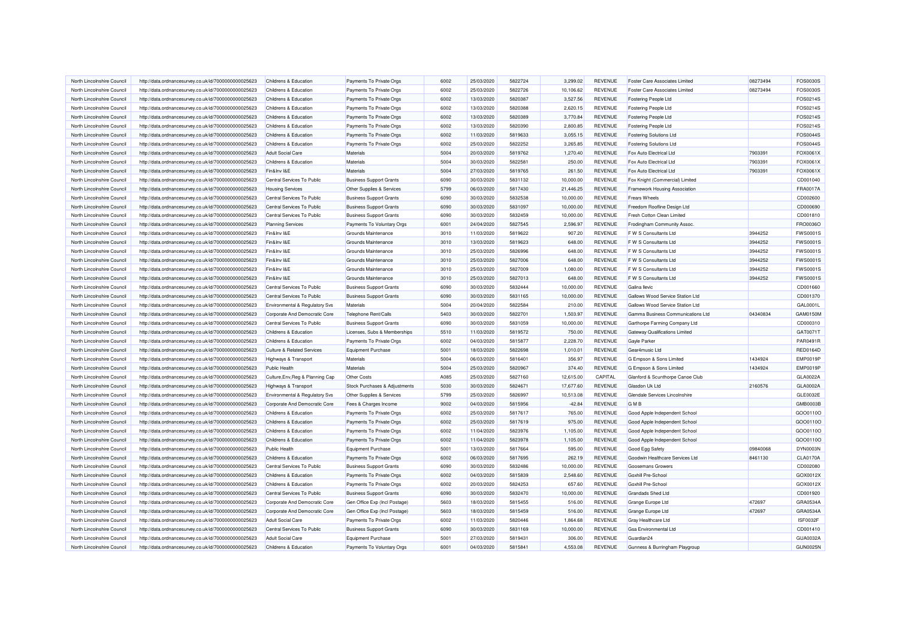| | | | | | | | | | | | | |
|---|---|---|---|---|---|---|---|---|---|---|---|---|
| North Lincolnshire Council | http://data.ordnancesurvey.co.uk/id/7000000000025623 | Childrens & Education | Payments To Private Orgs | 6002 | 25/03/2020 | 5822724 | 3,299.02 | REVENUE | Foster Care Associates Limited | 08273494 | FOS0030S |
| North Lincolnshire Council | http://data.ordnancesurvey.co.uk/id/7000000000025623 | Childrens & Education | Payments To Private Orgs | 6002 | 25/03/2020 | 5822726 | 10,106.62 | REVENUE | Foster Care Associates Limited | 08273494 | FOS0030S |
| North Lincolnshire Council | http://data.ordnancesurvey.co.uk/id/7000000000025623 | Childrens & Education | Payments To Private Orgs | 6002 | 13/03/2020 | 5820387 | 3,527.56 | REVENUE | Fostering People Ltd | | FOS0214S |
| North Lincolnshire Council | http://data.ordnancesurvey.co.uk/id/7000000000025623 | Childrens & Education | Payments To Private Orgs | 6002 | 13/03/2020 | 5820388 | 2,620.15 | REVENUE | Fostering People Ltd | | FOS0214S |
| North Lincolnshire Council | http://data.ordnancesurvey.co.uk/id/7000000000025623 | Childrens & Education | Payments To Private Orgs | 6002 | 13/03/2020 | 5820389 | 3,770.84 | REVENUE | Fostering People Ltd | | FOS0214S |
| North Lincolnshire Council | http://data.ordnancesurvey.co.uk/id/7000000000025623 | Childrens & Education | Payments To Private Orgs | 6002 | 13/03/2020 | 5820390 | 2,800.85 | REVENUE | Fostering People Ltd | | FOS0214S |
| North Lincolnshire Council | http://data.ordnancesurvey.co.uk/id/7000000000025623 | Childrens & Education | Payments To Private Orgs | 6002 | 11/03/2020 | 5819633 | 3,055.15 | REVENUE | Fostering Solutions Ltd | | FOS0044S |
| North Lincolnshire Council | http://data.ordnancesurvey.co.uk/id/7000000000025623 | Childrens & Education | Payments To Private Orgs | 6002 | 25/03/2020 | 5822252 | 3,265.85 | REVENUE | Fostering Solutions Ltd | | FOS0044S |
| North Lincolnshire Council | http://data.ordnancesurvey.co.uk/id/7000000000025623 | Adult Social Care | Materials | 5004 | 20/03/2020 | 5819762 | 1,270.40 | REVENUE | Fox Auto Electrical Ltd | 7903391 | FOX0061X |
| North Lincolnshire Council | http://data.ordnancesurvey.co.uk/id/7000000000025623 | Childrens & Education | Materials | 5004 | 30/03/2020 | 5822581 | 250.00 | REVENUE | Fox Auto Electrical Ltd | 7903391 | FOX0061X |
| North Lincolnshire Council | http://data.ordnancesurvey.co.uk/id/7000000000025623 | Fin&Inv I&E | Materials | 5004 | 27/03/2020 | 5819765 | 261.50 | REVENUE | Fox Auto Electrical Ltd | 7903391 | FOX0061X |
| North Lincolnshire Council | http://data.ordnancesurvey.co.uk/id/7000000000025623 | Central Services To Public | Business Support Grants | 6090 | 30/03/2020 | 5831132 | 10,000.00 | REVENUE | Fox Knight (Commercial) Limited | | CD001040 |
| North Lincolnshire Council | http://data.ordnancesurvey.co.uk/id/7000000000025623 | Housing Services | Other Supplies & Services | 5799 | 06/03/2020 | 5817430 | 21,446.25 | REVENUE | Framework Housing Association | | FRA0017A |
| North Lincolnshire Council | http://data.ordnancesurvey.co.uk/id/7000000000025623 | Central Services To Public | Business Support Grants | 6090 | 30/03/2020 | 5832538 | 10,000.00 | REVENUE | Frears Wheels | | CD002600 |
| North Lincolnshire Council | http://data.ordnancesurvey.co.uk/id/7000000000025623 | Central Services To Public | Business Support Grants | 6090 | 30/03/2020 | 5831097 | 10,000.00 | REVENUE | Freedom Roofline Design Ltd | | CD000690 |
| North Lincolnshire Council | http://data.ordnancesurvey.co.uk/id/7000000000025623 | Central Services To Public | Business Support Grants | 6090 | 30/03/2020 | 5832459 | 10,000.00 | REVENUE | Fresh Cotton Clean Limited | | CD001810 |
| North Lincolnshire Council | http://data.ordnancesurvey.co.uk/id/7000000000025623 | Planning Services | Payments To Voluntary Orgs | 6001 | 24/04/2020 | 5827545 | 2,596.97 | REVENUE | Frodingham Community Assoc. | | FRO0036O |
| North Lincolnshire Council | http://data.ordnancesurvey.co.uk/id/7000000000025623 | Fin&Inv I&E | Grounds Maintenance | 3010 | 11/03/2020 | 5819622 | 907.20 | REVENUE | F W S Consultants Ltd | 3944252 | FWS0001S |
| North Lincolnshire Council | http://data.ordnancesurvey.co.uk/id/7000000000025623 | Fin&Inv I&E | Grounds Maintenance | 3010 | 13/03/2020 | 5819623 | 648.00 | REVENUE | F W S Consultants Ltd | 3944252 | FWS0001S |
| North Lincolnshire Council | http://data.ordnancesurvey.co.uk/id/7000000000025623 | Fin&Inv I&E | Grounds Maintenance | 3010 | 25/03/2020 | 5826996 | 648.00 | REVENUE | F W S Consultants Ltd | 3944252 | FWS0001S |
| North Lincolnshire Council | http://data.ordnancesurvey.co.uk/id/7000000000025623 | Fin&Inv I&E | Grounds Maintenance | 3010 | 25/03/2020 | 5827006 | 648.00 | REVENUE | F W S Consultants Ltd | 3944252 | FWS0001S |
| North Lincolnshire Council | http://data.ordnancesurvey.co.uk/id/7000000000025623 | Fin&Inv I&E | Grounds Maintenance | 3010 | 25/03/2020 | 5827009 | 1,080.00 | REVENUE | F W S Consultants Ltd | 3944252 | FWS0001S |
| North Lincolnshire Council | http://data.ordnancesurvey.co.uk/id/7000000000025623 | Fin&Inv I&E | Grounds Maintenance | 3010 | 25/03/2020 | 5827013 | 648.00 | REVENUE | F W S Consultants Ltd | 3944252 | FWS0001S |
| North Lincolnshire Council | http://data.ordnancesurvey.co.uk/id/7000000000025623 | Central Services To Public | Business Support Grants | 6090 | 30/03/2020 | 5832444 | 10,000.00 | REVENUE | Galina Ilevic | | CD001660 |
| North Lincolnshire Council | http://data.ordnancesurvey.co.uk/id/7000000000025623 | Central Services To Public | Business Support Grants | 6090 | 30/03/2020 | 5831165 | 10,000.00 | REVENUE | Gallows Wood Service Station Ltd | | CD001370 |
| North Lincolnshire Council | http://data.ordnancesurvey.co.uk/id/7000000000025623 | Environmental & Regulatory Svs | Materials | 5004 | 20/04/2020 | 5822584 | 210.00 | REVENUE | Gallows Wood Service Station Ltd | | GAL0001L |
| North Lincolnshire Council | http://data.ordnancesurvey.co.uk/id/7000000000025623 | Corporate And Democratic Core | Telephone Rent/Calls | 5403 | 30/03/2020 | 5822701 | 1,503.97 | REVENUE | Gamma Business Communications Ltd | 04340834 | GAM0150M |
| North Lincolnshire Council | http://data.ordnancesurvey.co.uk/id/7000000000025623 | Central Services To Public | Business Support Grants | 6090 | 30/03/2020 | 5831059 | 10,000.00 | REVENUE | Garthorpe Farming Company Ltd | | CD000310 |
| North Lincolnshire Council | http://data.ordnancesurvey.co.uk/id/7000000000025623 | Childrens & Education | Licenses, Subs & Memberships | 5510 | 11/03/2020 | 5819572 | 750.00 | REVENUE | Gateway Qualifications Limited | | GAT0071T |
| North Lincolnshire Council | http://data.ordnancesurvey.co.uk/id/7000000000025623 | Childrens & Education | Payments To Private Orgs | 6002 | 04/03/2020 | 5815877 | 2,228.70 | REVENUE | Gayle Parker | | PAR0491R |
| North Lincolnshire Council | http://data.ordnancesurvey.co.uk/id/7000000000025623 | Culture & Related Services | Equipment Purchase | 5001 | 18/03/2020 | 5822698 | 1,010.01 | REVENUE | Gear4music Ltd | | RED0164D |
| North Lincolnshire Council | http://data.ordnancesurvey.co.uk/id/7000000000025623 | Highways & Transport | Materials | 5004 | 06/03/2020 | 5816401 | 356.97 | REVENUE | G Empson & Sons Limited | 1434924 | EMP0019P |
| North Lincolnshire Council | http://data.ordnancesurvey.co.uk/id/7000000000025623 | Public Health | Materials | 5004 | 25/03/2020 | 5820967 | 374.40 | REVENUE | G Empson & Sons Limited | 1434924 | EMP0019P |
| North Lincolnshire Council | http://data.ordnancesurvey.co.uk/id/7000000000025623 | Culture,Env,Reg & Planning Cap | Other Costs | A085 | 25/03/2020 | 5827160 | 12,615.00 | CAPITAL | Glanford & Scunthorpe Canoe Club | | GLA0022A |
| North Lincolnshire Council | http://data.ordnancesurvey.co.uk/id/7000000000025623 | Highways & Transport | Stock Purchases & Adjustments | 5030 | 30/03/2020 | 5824671 | 17,677.60 | REVENUE | Glasdon Uk Ltd | 2160576 | GLA0002A |
| North Lincolnshire Council | http://data.ordnancesurvey.co.uk/id/7000000000025623 | Environmental & Regulatory Svs | Other Supplies & Services | 5799 | 25/03/2020 | 5826997 | 10,513.08 | REVENUE | Glendale Services Lincolnshire | | GLE0032E |
| North Lincolnshire Council | http://data.ordnancesurvey.co.uk/id/7000000000025623 | Corporate And Democratic Core | Fees & Charges Income | 9002 | 04/03/2020 | 5815956 | -42.84 | REVENUE | G M B | | GMB0003B |
| North Lincolnshire Council | http://data.ordnancesurvey.co.uk/id/7000000000025623 | Childrens & Education | Payments To Private Orgs | 6002 | 25/03/2020 | 5817617 | 765.00 | REVENUE | Good Apple Independent School | | GOO0110O |
| North Lincolnshire Council | http://data.ordnancesurvey.co.uk/id/7000000000025623 | Childrens & Education | Payments To Private Orgs | 6002 | 25/03/2020 | 5817619 | 975.00 | REVENUE | Good Apple Independent School | | GOO0110O |
| North Lincolnshire Council | http://data.ordnancesurvey.co.uk/id/7000000000025623 | Childrens & Education | Payments To Private Orgs | 6002 | 11/04/2020 | 5823976 | 1,105.00 | REVENUE | Good Apple Independent School | | GOO0110O |
| North Lincolnshire Council | http://data.ordnancesurvey.co.uk/id/7000000000025623 | Childrens & Education | Payments To Private Orgs | 6002 | 11/04/2020 | 5823978 | 1,105.00 | REVENUE | Good Apple Independent School | | GOO0110O |
| North Lincolnshire Council | http://data.ordnancesurvey.co.uk/id/7000000000025623 | Public Health | Equipment Purchase | 5001 | 13/03/2020 | 5817664 | 595.00 | REVENUE | Good Egg Safety | 09840068 | DYN0003N |
| North Lincolnshire Council | http://data.ordnancesurvey.co.uk/id/7000000000025623 | Childrens & Education | Payments To Private Orgs | 6002 | 06/03/2020 | 5817695 | 262.19 | REVENUE | Goodwin Healthcare Services Ltd | 8461130 | CLA0170A |
| North Lincolnshire Council | http://data.ordnancesurvey.co.uk/id/7000000000025623 | Central Services To Public | Business Support Grants | 6090 | 30/03/2020 | 5832486 | 10,000.00 | REVENUE | Goosemans Growers | | CD002080 |
| North Lincolnshire Council | http://data.ordnancesurvey.co.uk/id/7000000000025623 | Childrens & Education | Payments To Private Orgs | 6002 | 04/03/2020 | 5815839 | 2,548.60 | REVENUE | Goxhill Pre-School | | GOX0012X |
| North Lincolnshire Council | http://data.ordnancesurvey.co.uk/id/7000000000025623 | Childrens & Education | Payments To Private Orgs | 6002 | 20/03/2020 | 5824253 | 657.60 | REVENUE | Goxhill Pre-School | | GOX0012X |
| North Lincolnshire Council | http://data.ordnancesurvey.co.uk/id/7000000000025623 | Central Services To Public | Business Support Grants | 6090 | 30/03/2020 | 5832470 | 10,000.00 | REVENUE | Grandads Shed Ltd | | CD001920 |
| North Lincolnshire Council | http://data.ordnancesurvey.co.uk/id/7000000000025623 | Corporate And Democratic Core | Gen Office Exp (Incl Postage) | 5603 | 18/03/2020 | 5815455 | 516.00 | REVENUE | Grange Europe Ltd | 472697 | GRA0534A |
| North Lincolnshire Council | http://data.ordnancesurvey.co.uk/id/7000000000025623 | Corporate And Democratic Core | Gen Office Exp (Incl Postage) | 5603 | 18/03/2020 | 5815459 | 516.00 | REVENUE | Grange Europe Ltd | 472697 | GRA0534A |
| North Lincolnshire Council | http://data.ordnancesurvey.co.uk/id/7000000000025623 | Adult Social Care | Payments To Private Orgs | 6002 | 11/03/2020 | 5820446 | 1,864.68 | REVENUE | Gray Healthcare Ltd | | ISF0032F |
| North Lincolnshire Council | http://data.ordnancesurvey.co.uk/id/7000000000025623 | Central Services To Public | Business Support Grants | 6090 | 30/03/2020 | 5831169 | 10,000.00 | REVENUE | Gsa Environmental Ltd | | CD001410 |
| North Lincolnshire Council | http://data.ordnancesurvey.co.uk/id/7000000000025623 | Adult Social Care | Equipment Purchase | 5001 | 27/03/2020 | 5819431 | 306.00 | REVENUE | Guardian24 | | GUA0032A |
| North Lincolnshire Council | http://data.ordnancesurvey.co.uk/id/7000000000025623 | Childrens & Education | Payments To Voluntary Orgs | 6001 | 04/03/2020 | 5815841 | 4,553.08 | REVENUE | Gunness & Burringham Playgroup | | GUN0025N |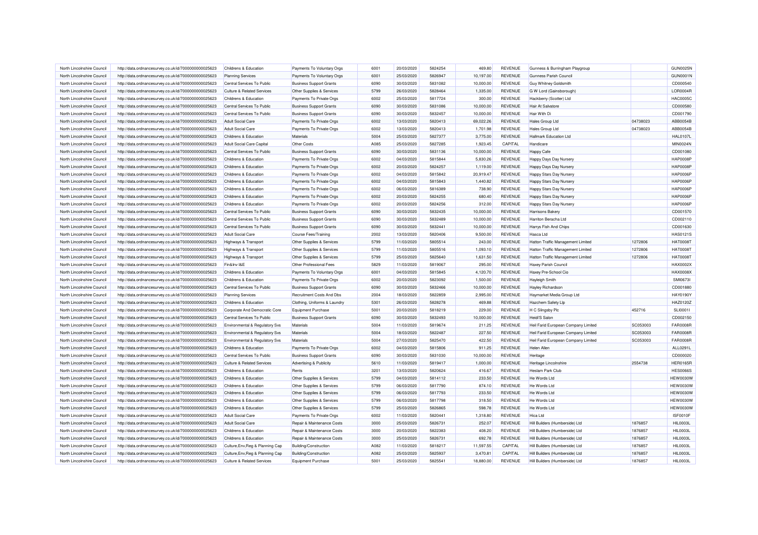| | | | | | | | | | | | |
|---|---|---|---|---|---|---|---|---|---|---|---|
| North Lincolnshire Council | http://data.ordnancesurvey.co.uk/id/7000000000025623 | Childrens & Education | Payments To Voluntary Orgs | 6001 | 20/03/2020 | 5824254 | 469.80 | REVENUE | Gunness & Burringham Playgroup | | GUN0025N |
| North Lincolnshire Council | http://data.ordnancesurvey.co.uk/id/7000000000025623 | Planning Services | Payments To Voluntary Orgs | 6001 | 25/03/2020 | 5826947 | 10,197.00 | REVENUE | Gunness Parish Council | | GUN0001N |
| North Lincolnshire Council | http://data.ordnancesurvey.co.uk/id/7000000000025623 | Central Services To Public | Business Support Grants | 6090 | 30/03/2020 | 5831082 | 10,000.00 | REVENUE | Guy Whitney Goldsmith | | CD000540 |
| North Lincolnshire Council | http://data.ordnancesurvey.co.uk/id/7000000000025623 | Culture & Related Services | Other Supplies & Services | 5799 | 26/03/2020 | 5828464 | 1,335.00 | REVENUE | G W Lord (Gainsborough) | | LOR0004R |
| North Lincolnshire Council | http://data.ordnancesurvey.co.uk/id/7000000000025623 | Childrens & Education | Payments To Private Orgs | 6002 | 25/03/2020 | 5817724 | 300.00 | REVENUE | Hackberry (Scotter) Ltd | | HAC0005C |
| North Lincolnshire Council | http://data.ordnancesurvey.co.uk/id/7000000000025623 | Central Services To Public | Business Support Grants | 6090 | 30/03/2020 | 5831086 | 10,000.00 | REVENUE | Hair At Salvatore | | CD000580 |
| North Lincolnshire Council | http://data.ordnancesurvey.co.uk/id/7000000000025623 | Central Services To Public | Business Support Grants | 6090 | 30/03/2020 | 5832457 | 10,000.00 | REVENUE | Hair With Di | | CD001790 |
| North Lincolnshire Council | http://data.ordnancesurvey.co.uk/id/7000000000025623 | Adult Social Care | Payments To Private Orgs | 6002 | 13/03/2020 | 5820413 | 69,022.26 | REVENUE | Hales Group Ltd | 04738023 | ABB0054B |
| North Lincolnshire Council | http://data.ordnancesurvey.co.uk/id/7000000000025623 | Adult Social Care | Payments To Private Orgs | 6002 | 13/03/2020 | 5820413 | 1,701.98 | REVENUE | Hales Group Ltd | 04738023 | ABB0054B |
| North Lincolnshire Council | http://data.ordnancesurvey.co.uk/id/7000000000025623 | Childrens & Education | Materials | 5004 | 25/03/2020 | 5827377 | 3,775.00 | REVENUE | Hallmark Education Ltd | | HAL0107L |
| North Lincolnshire Council | http://data.ordnancesurvey.co.uk/id/7000000000025623 | Adult Social Care Capital | Other Costs | A085 | 25/03/2020 | 5827285 | 1,923.45 | CAPITAL | Handicare | | MIN0024N |
| North Lincolnshire Council | http://data.ordnancesurvey.co.uk/id/7000000000025623 | Central Services To Public | Business Support Grants | 6090 | 30/03/2020 | 5831136 | 10,000.00 | REVENUE | Happy Cafe | | CD001080 |
| North Lincolnshire Council | http://data.ordnancesurvey.co.uk/id/7000000000025623 | Childrens & Education | Payments To Private Orgs | 6002 | 04/03/2020 | 5815844 | 5,830.26 | REVENUE | Happy Days Day Nursery | | HAP0008P |
| North Lincolnshire Council | http://data.ordnancesurvey.co.uk/id/7000000000025623 | Childrens & Education | Payments To Private Orgs | 6002 | 20/03/2020 | 5824257 | 1,119.00 | REVENUE | Happy Days Day Nursery | | HAP0008P |
| North Lincolnshire Council | http://data.ordnancesurvey.co.uk/id/7000000000025623 | Childrens & Education | Payments To Private Orgs | 6002 | 04/03/2020 | 5815842 | 20,919.47 | REVENUE | Happy Stars Day Nursery | | HAP0006P |
| North Lincolnshire Council | http://data.ordnancesurvey.co.uk/id/7000000000025623 | Childrens & Education | Payments To Private Orgs | 6002 | 04/03/2020 | 5815843 | 1,440.82 | REVENUE | Happy Stars Day Nursery | | HAP0006P |
| North Lincolnshire Council | http://data.ordnancesurvey.co.uk/id/7000000000025623 | Childrens & Education | Payments To Private Orgs | 6002 | 06/03/2020 | 5816389 | 738.90 | REVENUE | Happy Stars Day Nursery | | HAP0006P |
| North Lincolnshire Council | http://data.ordnancesurvey.co.uk/id/7000000000025623 | Childrens & Education | Payments To Private Orgs | 6002 | 20/03/2020 | 5824255 | 680.40 | REVENUE | Happy Stars Day Nursery | | HAP0006P |
| North Lincolnshire Council | http://data.ordnancesurvey.co.uk/id/7000000000025623 | Childrens & Education | Payments To Private Orgs | 6002 | 20/03/2020 | 5824256 | 312.00 | REVENUE | Happy Stars Day Nursery | | HAP0006P |
| North Lincolnshire Council | http://data.ordnancesurvey.co.uk/id/7000000000025623 | Central Services To Public | Business Support Grants | 6090 | 30/03/2020 | 5832435 | 10,000.00 | REVENUE | Harrisons Bakery | | CD001570 |
| North Lincolnshire Council | http://data.ordnancesurvey.co.uk/id/7000000000025623 | Central Services To Public | Business Support Grants | 6090 | 30/03/2020 | 5832489 | 10,000.00 | REVENUE | Harriton Beracha Ltd | | CD002110 |
| North Lincolnshire Council | http://data.ordnancesurvey.co.uk/id/7000000000025623 | Central Services To Public | Business Support Grants | 6090 | 30/03/2020 | 5832441 | 10,000.00 | REVENUE | Harrys Fish And Chips | | CD001630 |
| North Lincolnshire Council | http://data.ordnancesurvey.co.uk/id/7000000000025623 | Adult Social Care | Course Fees/Training | 2002 | 13/03/2020 | 5820406 | 9,500.00 | REVENUE | Hasca Ltd | | HAS0121S |
| North Lincolnshire Council | http://data.ordnancesurvey.co.uk/id/7000000000025623 | Highways & Transport | Other Supplies & Services | 5799 | 11/03/2020 | 5805514 | 243.00 | REVENUE | Hatton Traffic Management Limited | 1272806 | HAT0008T |
| North Lincolnshire Council | http://data.ordnancesurvey.co.uk/id/7000000000025623 | Highways & Transport | Other Supplies & Services | 5799 | 11/03/2020 | 5805516 | 1,093.10 | REVENUE | Hatton Traffic Management Limited | 1272806 | HAT0008T |
| North Lincolnshire Council | http://data.ordnancesurvey.co.uk/id/7000000000025623 | Highways & Transport | Other Supplies & Services | 5799 | 25/03/2020 | 5825640 | 1,631.50 | REVENUE | Hatton Traffic Management Limited | 1272806 | HAT0008T |
| North Lincolnshire Council | http://data.ordnancesurvey.co.uk/id/7000000000025623 | Fin&Inv I&E | Other Professional Fees | 5829 | 11/03/2020 | 5819067 | 295.00 | REVENUE | Haxey Parish Council | | HAX0002X |
| North Lincolnshire Council | http://data.ordnancesurvey.co.uk/id/7000000000025623 | Childrens & Education | Payments To Voluntary Orgs | 6001 | 04/03/2020 | 5815845 | 4,120.70 | REVENUE | Haxey Pre-School Cio | | HAX0008X |
| North Lincolnshire Council | http://data.ordnancesurvey.co.uk/id/7000000000025623 | Childrens & Education | Payments To Private Orgs | 6002 | 20/03/2020 | 5823092 | 1,500.00 | REVENUE | Hayleigh Smith | | SMI0673I |
| North Lincolnshire Council | http://data.ordnancesurvey.co.uk/id/7000000000025623 | Central Services To Public | Business Support Grants | 6090 | 30/03/2020 | 5832466 | 10,000.00 | REVENUE | Hayley Richardson | | CD001880 |
| North Lincolnshire Council | http://data.ordnancesurvey.co.uk/id/7000000000025623 | Planning Services | Recruitment Costs And Dbs | 2004 | 18/03/2020 | 5822859 | 2,995.00 | REVENUE | Haymarket Media Group Ltd | | HAY0190Y |
| North Lincolnshire Council | http://data.ordnancesurvey.co.uk/id/7000000000025623 | Childrens & Education | Clothing, Uniforms & Laundry | 5301 | 26/03/2020 | 5828278 | 469.88 | REVENUE | Hazchem Safety Llp | | HAZ0120Z |
| North Lincolnshire Council | http://data.ordnancesurvey.co.uk/id/7000000000025623 | Corporate And Democratic Core | Equipment Purchase | 5001 | 20/03/2020 | 5818219 | 229.00 | REVENUE | H C Slingsby Plc | 452716 | SLI0001I |
| North Lincolnshire Council | http://data.ordnancesurvey.co.uk/id/7000000000025623 | Central Services To Public | Business Support Grants | 6090 | 30/03/2020 | 5832493 | 10,000.00 | REVENUE | Heidi'S Salon | | CD002150 |
| North Lincolnshire Council | http://data.ordnancesurvey.co.uk/id/7000000000025623 | Environmental & Regulatory Svs | Materials | 5004 | 11/03/2020 | 5819674 | 211.25 | REVENUE | Heil Farid European Company Limited | SC053003 | FAR0008R |
| North Lincolnshire Council | http://data.ordnancesurvey.co.uk/id/7000000000025623 | Environmental & Regulatory Svs | Materials | 5004 | 18/03/2020 | 5822487 | 227.50 | REVENUE | Heil Farid European Company Limited | SC053003 | FAR0008R |
| North Lincolnshire Council | http://data.ordnancesurvey.co.uk/id/7000000000025623 | Environmental & Regulatory Svs | Materials | 5004 | 27/03/2020 | 5825470 | 422.50 | REVENUE | Heil Farid European Company Limited | SC053003 | FAR0008R |
| North Lincolnshire Council | http://data.ordnancesurvey.co.uk/id/7000000000025623 | Childrens & Education | Payments To Private Orgs | 6002 | 04/03/2020 | 5815806 | 911.25 | REVENUE | Helen Allen | | ALL0291L |
| North Lincolnshire Council | http://data.ordnancesurvey.co.uk/id/7000000000025623 | Central Services To Public | Business Support Grants | 6090 | 30/03/2020 | 5831030 | 10,000.00 | REVENUE | Heritage | | CD000020 |
| North Lincolnshire Council | http://data.ordnancesurvey.co.uk/id/7000000000025623 | Culture & Related Services | Advertising & Publicity | 5610 | 11/03/2020 | 5819417 | 1,000.00 | REVENUE | Heritage Lincolnshire | 2554738 | HER0165R |
| North Lincolnshire Council | http://data.ordnancesurvey.co.uk/id/7000000000025623 | Childrens & Education | Rents | 3201 | 13/03/2020 | 5820624 | 416.67 | REVENUE | Heslam Park Club | | HES0066S |
| North Lincolnshire Council | http://data.ordnancesurvey.co.uk/id/7000000000025623 | Childrens & Education | Other Supplies & Services | 5799 | 04/03/2020 | 5814112 | 233.50 | REVENUE | He Words Ltd | | HEW0030W |
| North Lincolnshire Council | http://data.ordnancesurvey.co.uk/id/7000000000025623 | Childrens & Education | Other Supplies & Services | 5799 | 06/03/2020 | 5817790 | 874.10 | REVENUE | He Words Ltd | | HEW0030W |
| North Lincolnshire Council | http://data.ordnancesurvey.co.uk/id/7000000000025623 | Childrens & Education | Other Supplies & Services | 5799 | 06/03/2020 | 5817793 | 233.50 | REVENUE | He Words Ltd | | HEW0030W |
| North Lincolnshire Council | http://data.ordnancesurvey.co.uk/id/7000000000025623 | Childrens & Education | Other Supplies & Services | 5799 | 06/03/2020 | 5817798 | 318.50 | REVENUE | He Words Ltd | | HEW0030W |
| North Lincolnshire Council | http://data.ordnancesurvey.co.uk/id/7000000000025623 | Childrens & Education | Other Supplies & Services | 5799 | 25/03/2020 | 5826865 | 598.78 | REVENUE | He Words Ltd | | HEW0030W |
| North Lincolnshire Council | http://data.ordnancesurvey.co.uk/id/7000000000025623 | Adult Social Care | Payments To Private Orgs | 6002 | 11/03/2020 | 5820441 | 1,318.80 | REVENUE | Hica Ltd | | ISF0010F |
| North Lincolnshire Council | http://data.ordnancesurvey.co.uk/id/7000000000025623 | Adult Social Care | Repair & Maintenance Costs | 3000 | 25/03/2020 | 5826731 | 252.07 | REVENUE | Hill Builders (Humberside) Ltd | 1876857 | HIL0003L |
| North Lincolnshire Council | http://data.ordnancesurvey.co.uk/id/7000000000025623 | Childrens & Education | Repair & Maintenance Costs | 3000 | 20/03/2020 | 5822383 | 408.20 | REVENUE | Hill Builders (Humberside) Ltd | 1876857 | HIL0003L |
| North Lincolnshire Council | http://data.ordnancesurvey.co.uk/id/7000000000025623 | Childrens & Education | Repair & Maintenance Costs | 3000 | 25/03/2020 | 5826731 | 692.78 | REVENUE | Hill Builders (Humberside) Ltd | 1876857 | HIL0003L |
| North Lincolnshire Council | http://data.ordnancesurvey.co.uk/id/7000000000025623 | Culture,Env,Reg & Planning Cap | Building/Construction | A082 | 11/03/2020 | 5818217 | 11,597.55 | CAPITAL | Hill Builders (Humberside) Ltd | 1876857 | HIL0003L |
| North Lincolnshire Council | http://data.ordnancesurvey.co.uk/id/7000000000025623 | Culture,Env,Reg & Planning Cap | Building/Construction | A082 | 25/03/2020 | 5825937 | 3,470.81 | CAPITAL | Hill Builders (Humberside) Ltd | 1876857 | HIL0003L |
| North Lincolnshire Council | http://data.ordnancesurvey.co.uk/id/7000000000025623 | Culture & Related Services | Equipment Purchase | 5001 | 25/03/2020 | 5825541 | 18,880.00 | REVENUE | Hill Builders (Humberside) Ltd | 1876857 | HIL0003L |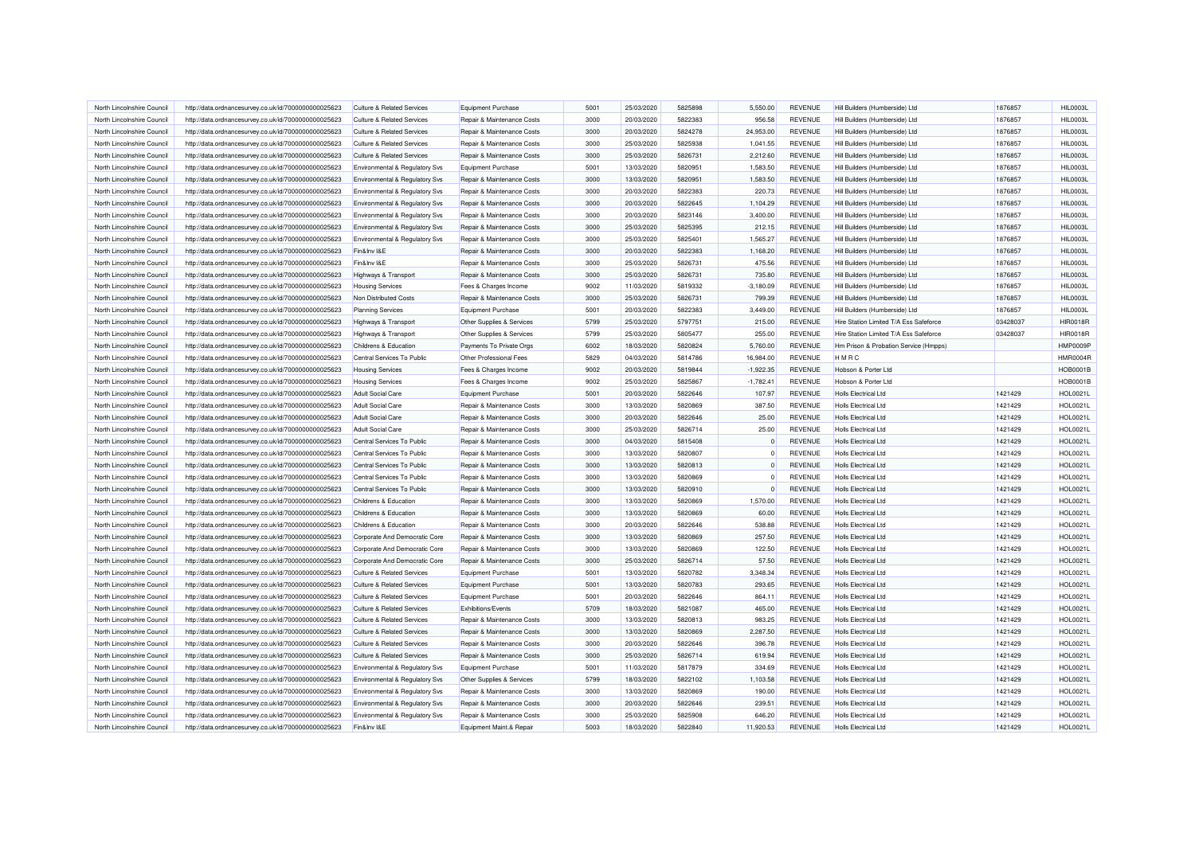| | | | | | | | | | | | |
|---|---|---|---|---|---|---|---|---|---|---|---|
| North Lincolnshire Council | http://data.ordnancesurvey.co.uk/id/7000000000025623 | Culture & Related Services | Equipment Purchase | 5001 | 25/03/2020 | 5825898 | 5,550.00 | REVENUE | Hill Builders (Humberside) Ltd | 1876857 | HIL0003L |
| North Lincolnshire Council | http://data.ordnancesurvey.co.uk/id/7000000000025623 | Culture & Related Services | Repair & Maintenance Costs | 3000 | 20/03/2020 | 5822383 | 956.58 | REVENUE | Hill Builders (Humberside) Ltd | 1876857 | HIL0003L |
| North Lincolnshire Council | http://data.ordnancesurvey.co.uk/id/7000000000025623 | Culture & Related Services | Repair & Maintenance Costs | 3000 | 20/03/2020 | 5824278 | 24,953.00 | REVENUE | Hill Builders (Humberside) Ltd | 1876857 | HIL0003L |
| North Lincolnshire Council | http://data.ordnancesurvey.co.uk/id/7000000000025623 | Culture & Related Services | Repair & Maintenance Costs | 3000 | 25/03/2020 | 5825938 | 1,041.55 | REVENUE | Hill Builders (Humberside) Ltd | 1876857 | HIL0003L |
| North Lincolnshire Council | http://data.ordnancesurvey.co.uk/id/7000000000025623 | Culture & Related Services | Repair & Maintenance Costs | 3000 | 25/03/2020 | 5826731 | 2,212.60 | REVENUE | Hill Builders (Humberside) Ltd | 1876857 | HIL0003L |
| North Lincolnshire Council | http://data.ordnancesurvey.co.uk/id/7000000000025623 | Environmental & Regulatory Svs | Equipment Purchase | 5001 | 13/03/2020 | 5820951 | 1,583.50 | REVENUE | Hill Builders (Humberside) Ltd | 1876857 | HIL0003L |
| North Lincolnshire Council | http://data.ordnancesurvey.co.uk/id/7000000000025623 | Environmental & Regulatory Svs | Repair & Maintenance Costs | 3000 | 13/03/2020 | 5820951 | 1,583.50 | REVENUE | Hill Builders (Humberside) Ltd | 1876857 | HIL0003L |
| North Lincolnshire Council | http://data.ordnancesurvey.co.uk/id/7000000000025623 | Environmental & Regulatory Svs | Repair & Maintenance Costs | 3000 | 20/03/2020 | 5822383 | 220.73 | REVENUE | Hill Builders (Humberside) Ltd | 1876857 | HIL0003L |
| North Lincolnshire Council | http://data.ordnancesurvey.co.uk/id/7000000000025623 | Environmental & Regulatory Svs | Repair & Maintenance Costs | 3000 | 20/03/2020 | 5822645 | 1,104.29 | REVENUE | Hill Builders (Humberside) Ltd | 1876857 | HIL0003L |
| North Lincolnshire Council | http://data.ordnancesurvey.co.uk/id/7000000000025623 | Environmental & Regulatory Svs | Repair & Maintenance Costs | 3000 | 20/03/2020 | 5823146 | 3,400.00 | REVENUE | Hill Builders (Humberside) Ltd | 1876857 | HIL0003L |
| North Lincolnshire Council | http://data.ordnancesurvey.co.uk/id/7000000000025623 | Environmental & Regulatory Svs | Repair & Maintenance Costs | 3000 | 25/03/2020 | 5825395 | 212.15 | REVENUE | Hill Builders (Humberside) Ltd | 1876857 | HIL0003L |
| North Lincolnshire Council | http://data.ordnancesurvey.co.uk/id/7000000000025623 | Environmental & Regulatory Svs | Repair & Maintenance Costs | 3000 | 25/03/2020 | 5825401 | 1,565.27 | REVENUE | Hill Builders (Humberside) Ltd | 1876857 | HIL0003L |
| North Lincolnshire Council | http://data.ordnancesurvey.co.uk/id/7000000000025623 | Fin&Inv I&E | Repair & Maintenance Costs | 3000 | 20/03/2020 | 5822383 | 1,168.20 | REVENUE | Hill Builders (Humberside) Ltd | 1876857 | HIL0003L |
| North Lincolnshire Council | http://data.ordnancesurvey.co.uk/id/7000000000025623 | Fin&Inv I&E | Repair & Maintenance Costs | 3000 | 25/03/2020 | 5826731 | 475.56 | REVENUE | Hill Builders (Humberside) Ltd | 1876857 | HIL0003L |
| North Lincolnshire Council | http://data.ordnancesurvey.co.uk/id/7000000000025623 | Highways & Transport | Repair & Maintenance Costs | 3000 | 25/03/2020 | 5826731 | 735.80 | REVENUE | Hill Builders (Humberside) Ltd | 1876857 | HIL0003L |
| North Lincolnshire Council | http://data.ordnancesurvey.co.uk/id/7000000000025623 | Housing Services | Fees & Charges Income | 9002 | 11/03/2020 | 5819332 | -3,180.09 | REVENUE | Hill Builders (Humberside) Ltd | 1876857 | HIL0003L |
| North Lincolnshire Council | http://data.ordnancesurvey.co.uk/id/7000000000025623 | Non Distributed Costs | Repair & Maintenance Costs | 3000 | 25/03/2020 | 5826731 | 799.39 | REVENUE | Hill Builders (Humberside) Ltd | 1876857 | HIL0003L |
| North Lincolnshire Council | http://data.ordnancesurvey.co.uk/id/7000000000025623 | Planning Services | Equipment Purchase | 5001 | 20/03/2020 | 5822383 | 3,449.00 | REVENUE | Hill Builders (Humberside) Ltd | 1876857 | HIL0003L |
| North Lincolnshire Council | http://data.ordnancesurvey.co.uk/id/7000000000025623 | Highways & Transport | Other Supplies & Services | 5799 | 25/03/2020 | 5797751 | 215.00 | REVENUE | Hire Station Limited T/A Ess Safeforce | 03428037 | HIR0018R |
| North Lincolnshire Council | http://data.ordnancesurvey.co.uk/id/7000000000025623 | Highways & Transport | Other Supplies & Services | 5799 | 25/03/2020 | 5805477 | 255.00 | REVENUE | Hire Station Limited T/A Ess Safeforce | 03428037 | HIR0018R |
| North Lincolnshire Council | http://data.ordnancesurvey.co.uk/id/7000000000025623 | Childrens & Education | Payments To Private Orgs | 6002 | 18/03/2020 | 5820824 | 5,760.00 | REVENUE | Hm Prison & Probation Service (Hmpps) | | HMP0009P |
| North Lincolnshire Council | http://data.ordnancesurvey.co.uk/id/7000000000025623 | Central Services To Public | Other Professional Fees | 5829 | 04/03/2020 | 5814786 | 16,984.00 | REVENUE | H M R C | | HMR0004R |
| North Lincolnshire Council | http://data.ordnancesurvey.co.uk/id/7000000000025623 | Housing Services | Fees & Charges Income | 9002 | 20/03/2020 | 5819844 | -1,922.35 | REVENUE | Hobson & Porter Ltd | | HOB0001B |
| North Lincolnshire Council | http://data.ordnancesurvey.co.uk/id/7000000000025623 | Housing Services | Fees & Charges Income | 9002 | 25/03/2020 | 5825867 | -1,782.41 | REVENUE | Hobson & Porter Ltd | | HOB0001B |
| North Lincolnshire Council | http://data.ordnancesurvey.co.uk/id/7000000000025623 | Adult Social Care | Equipment Purchase | 5001 | 20/03/2020 | 5822646 | 107.97 | REVENUE | Holls Electrical Ltd | 1421429 | HOL0021L |
| North Lincolnshire Council | http://data.ordnancesurvey.co.uk/id/7000000000025623 | Adult Social Care | Repair & Maintenance Costs | 3000 | 13/03/2020 | 5820869 | 387.50 | REVENUE | Holls Electrical Ltd | 1421429 | HOL0021L |
| North Lincolnshire Council | http://data.ordnancesurvey.co.uk/id/7000000000025623 | Adult Social Care | Repair & Maintenance Costs | 3000 | 20/03/2020 | 5822646 | 25.00 | REVENUE | Holls Electrical Ltd | 1421429 | HOL0021L |
| North Lincolnshire Council | http://data.ordnancesurvey.co.uk/id/7000000000025623 | Adult Social Care | Repair & Maintenance Costs | 3000 | 25/03/2020 | 5826714 | 25.00 | REVENUE | Holls Electrical Ltd | 1421429 | HOL0021L |
| North Lincolnshire Council | http://data.ordnancesurvey.co.uk/id/7000000000025623 | Central Services To Public | Repair & Maintenance Costs | 3000 | 04/03/2020 | 5815408 | 0 | REVENUE | Holls Electrical Ltd | 1421429 | HOL0021L |
| North Lincolnshire Council | http://data.ordnancesurvey.co.uk/id/7000000000025623 | Central Services To Public | Repair & Maintenance Costs | 3000 | 13/03/2020 | 5820807 | 0 | REVENUE | Holls Electrical Ltd | 1421429 | HOL0021L |
| North Lincolnshire Council | http://data.ordnancesurvey.co.uk/id/7000000000025623 | Central Services To Public | Repair & Maintenance Costs | 3000 | 13/03/2020 | 5820813 | 0 | REVENUE | Holls Electrical Ltd | 1421429 | HOL0021L |
| North Lincolnshire Council | http://data.ordnancesurvey.co.uk/id/7000000000025623 | Central Services To Public | Repair & Maintenance Costs | 3000 | 13/03/2020 | 5820869 | 0 | REVENUE | Holls Electrical Ltd | 1421429 | HOL0021L |
| North Lincolnshire Council | http://data.ordnancesurvey.co.uk/id/7000000000025623 | Central Services To Public | Repair & Maintenance Costs | 3000 | 13/03/2020 | 5820910 | 0 | REVENUE | Holls Electrical Ltd | 1421429 | HOL0021L |
| North Lincolnshire Council | http://data.ordnancesurvey.co.uk/id/7000000000025623 | Childrens & Education | Repair & Maintenance Costs | 3000 | 13/03/2020 | 5820869 | 1,570.00 | REVENUE | Holls Electrical Ltd | 1421429 | HOL0021L |
| North Lincolnshire Council | http://data.ordnancesurvey.co.uk/id/7000000000025623 | Childrens & Education | Repair & Maintenance Costs | 3000 | 13/03/2020 | 5820869 | 60.00 | REVENUE | Holls Electrical Ltd | 1421429 | HOL0021L |
| North Lincolnshire Council | http://data.ordnancesurvey.co.uk/id/7000000000025623 | Childrens & Education | Repair & Maintenance Costs | 3000 | 20/03/2020 | 5822646 | 538.88 | REVENUE | Holls Electrical Ltd | 1421429 | HOL0021L |
| North Lincolnshire Council | http://data.ordnancesurvey.co.uk/id/7000000000025623 | Corporate And Democratic Core | Repair & Maintenance Costs | 3000 | 13/03/2020 | 5820869 | 257.50 | REVENUE | Holls Electrical Ltd | 1421429 | HOL0021L |
| North Lincolnshire Council | http://data.ordnancesurvey.co.uk/id/7000000000025623 | Corporate And Democratic Core | Repair & Maintenance Costs | 3000 | 13/03/2020 | 5820869 | 122.50 | REVENUE | Holls Electrical Ltd | 1421429 | HOL0021L |
| North Lincolnshire Council | http://data.ordnancesurvey.co.uk/id/7000000000025623 | Corporate And Democratic Core | Repair & Maintenance Costs | 3000 | 25/03/2020 | 5826714 | 57.50 | REVENUE | Holls Electrical Ltd | 1421429 | HOL0021L |
| North Lincolnshire Council | http://data.ordnancesurvey.co.uk/id/7000000000025623 | Culture & Related Services | Equipment Purchase | 5001 | 13/03/2020 | 5820782 | 3,348.34 | REVENUE | Holls Electrical Ltd | 1421429 | HOL0021L |
| North Lincolnshire Council | http://data.ordnancesurvey.co.uk/id/7000000000025623 | Culture & Related Services | Equipment Purchase | 5001 | 13/03/2020 | 5820783 | 293.65 | REVENUE | Holls Electrical Ltd | 1421429 | HOL0021L |
| North Lincolnshire Council | http://data.ordnancesurvey.co.uk/id/7000000000025623 | Culture & Related Services | Equipment Purchase | 5001 | 20/03/2020 | 5822646 | 864.11 | REVENUE | Holls Electrical Ltd | 1421429 | HOL0021L |
| North Lincolnshire Council | http://data.ordnancesurvey.co.uk/id/7000000000025623 | Culture & Related Services | Exhibitions/Events | 5709 | 18/03/2020 | 5821087 | 465.00 | REVENUE | Holls Electrical Ltd | 1421429 | HOL0021L |
| North Lincolnshire Council | http://data.ordnancesurvey.co.uk/id/7000000000025623 | Culture & Related Services | Repair & Maintenance Costs | 3000 | 13/03/2020 | 5820813 | 983.25 | REVENUE | Holls Electrical Ltd | 1421429 | HOL0021L |
| North Lincolnshire Council | http://data.ordnancesurvey.co.uk/id/7000000000025623 | Culture & Related Services | Repair & Maintenance Costs | 3000 | 13/03/2020 | 5820869 | 2,287.50 | REVENUE | Holls Electrical Ltd | 1421429 | HOL0021L |
| North Lincolnshire Council | http://data.ordnancesurvey.co.uk/id/7000000000025623 | Culture & Related Services | Repair & Maintenance Costs | 3000 | 20/03/2020 | 5822646 | 396.78 | REVENUE | Holls Electrical Ltd | 1421429 | HOL0021L |
| North Lincolnshire Council | http://data.ordnancesurvey.co.uk/id/7000000000025623 | Culture & Related Services | Repair & Maintenance Costs | 3000 | 25/03/2020 | 5826714 | 619.94 | REVENUE | Holls Electrical Ltd | 1421429 | HOL0021L |
| North Lincolnshire Council | http://data.ordnancesurvey.co.uk/id/7000000000025623 | Environmental & Regulatory Svs | Equipment Purchase | 5001 | 11/03/2020 | 5817879 | 334.69 | REVENUE | Holls Electrical Ltd | 1421429 | HOL0021L |
| North Lincolnshire Council | http://data.ordnancesurvey.co.uk/id/7000000000025623 | Environmental & Regulatory Svs | Other Supplies & Services | 5799 | 18/03/2020 | 5822102 | 1,103.58 | REVENUE | Holls Electrical Ltd | 1421429 | HOL0021L |
| North Lincolnshire Council | http://data.ordnancesurvey.co.uk/id/7000000000025623 | Environmental & Regulatory Svs | Repair & Maintenance Costs | 3000 | 13/03/2020 | 5820869 | 190.00 | REVENUE | Holls Electrical Ltd | 1421429 | HOL0021L |
| North Lincolnshire Council | http://data.ordnancesurvey.co.uk/id/7000000000025623 | Environmental & Regulatory Svs | Repair & Maintenance Costs | 3000 | 20/03/2020 | 5822646 | 239.51 | REVENUE | Holls Electrical Ltd | 1421429 | HOL0021L |
| North Lincolnshire Council | http://data.ordnancesurvey.co.uk/id/7000000000025623 | Environmental & Regulatory Svs | Repair & Maintenance Costs | 3000 | 25/03/2020 | 5825908 | 646.20 | REVENUE | Holls Electrical Ltd | 1421429 | HOL0021L |
| North Lincolnshire Council | http://data.ordnancesurvey.co.uk/id/7000000000025623 | Fin&Inv I&E | Equipment Maint.& Repair | 5003 | 18/03/2020 | 5822840 | 11,920.53 | REVENUE | Holls Electrical Ltd | 1421429 | HOL0021L |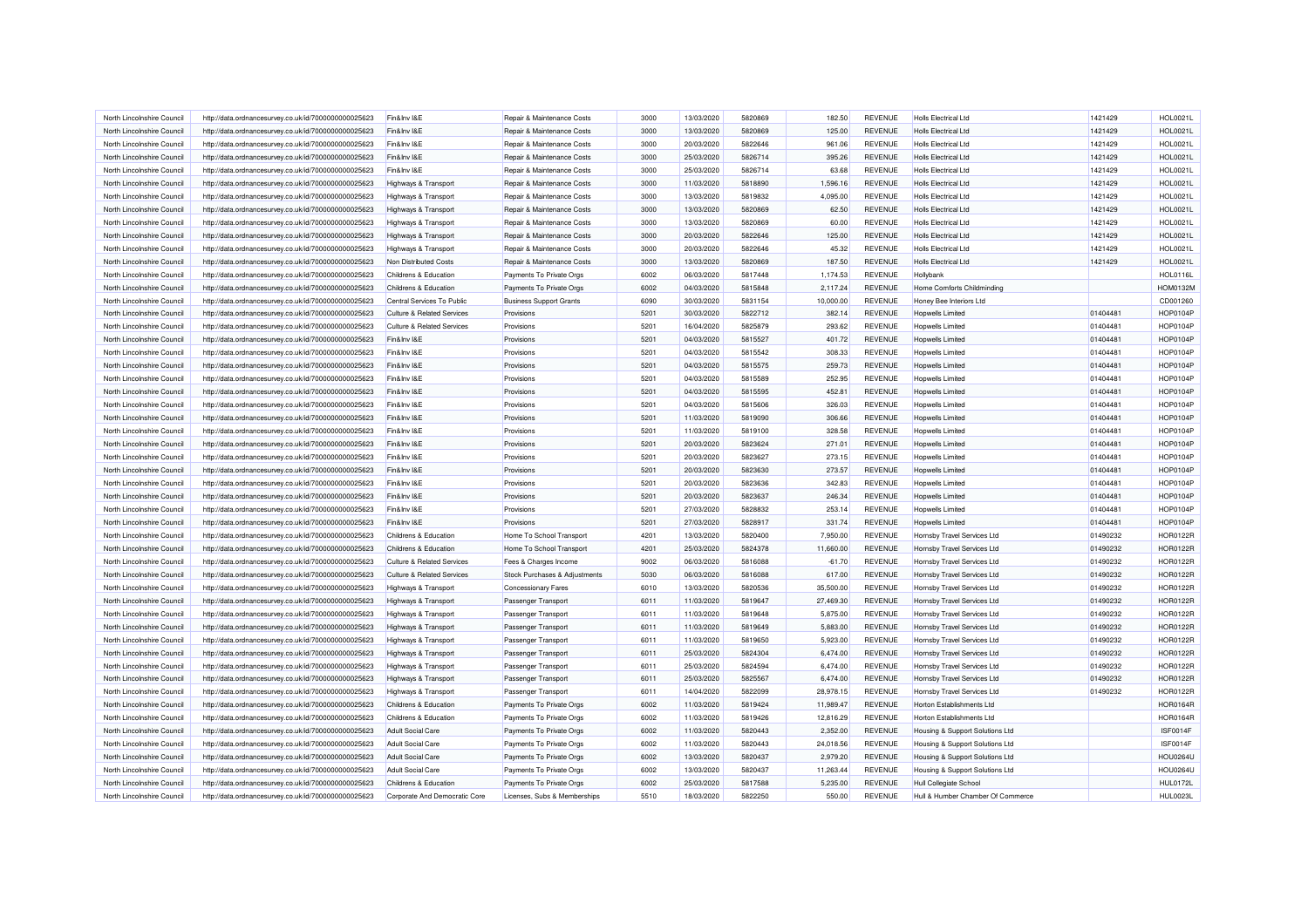| North Lincolnshire Council | http://data.ordnancesurvey.co.uk/id/7000000000025623 | Fin&Inv I&E | Repair & Maintenance Costs | 3000 | 13/03/2020 | 5820869 | 182.50 | REVENUE | Holls Electrical Ltd | 1421429 | HOL0021L |
|---|---|---|---|---|---|---|---|---|---|---|---|
| North Lincolnshire Council | http://data.ordnancesurvey.co.uk/id/7000000000025623 | Fin&Inv I&E | Repair & Maintenance Costs | 3000 | 13/03/2020 | 5820869 | 125.00 | REVENUE | Holls Electrical Ltd | 1421429 | HOL0021L |
| North Lincolnshire Council | http://data.ordnancesurvey.co.uk/id/7000000000025623 | Fin&Inv I&E | Repair & Maintenance Costs | 3000 | 20/03/2020 | 5822646 | 961.06 | REVENUE | Holls Electrical Ltd | 1421429 | HOL0021L |
| North Lincolnshire Council | http://data.ordnancesurvey.co.uk/id/7000000000025623 | Fin&Inv I&E | Repair & Maintenance Costs | 3000 | 25/03/2020 | 5826714 | 395.26 | REVENUE | Holls Electrical Ltd | 1421429 | HOL0021L |
| North Lincolnshire Council | http://data.ordnancesurvey.co.uk/id/7000000000025623 | Fin&Inv I&E | Repair & Maintenance Costs | 3000 | 25/03/2020 | 5826714 | 63.68 | REVENUE | Holls Electrical Ltd | 1421429 | HOL0021L |
| North Lincolnshire Council | http://data.ordnancesurvey.co.uk/id/7000000000025623 | Highways & Transport | Repair & Maintenance Costs | 3000 | 11/03/2020 | 5818890 | 1,596.16 | REVENUE | Holls Electrical Ltd | 1421429 | HOL0021L |
| North Lincolnshire Council | http://data.ordnancesurvey.co.uk/id/7000000000025623 | Highways & Transport | Repair & Maintenance Costs | 3000 | 13/03/2020 | 5819832 | 4,095.00 | REVENUE | Holls Electrical Ltd | 1421429 | HOL0021L |
| North Lincolnshire Council | http://data.ordnancesurvey.co.uk/id/7000000000025623 | Highways & Transport | Repair & Maintenance Costs | 3000 | 13/03/2020 | 5820869 | 62.50 | REVENUE | Holls Electrical Ltd | 1421429 | HOL0021L |
| North Lincolnshire Council | http://data.ordnancesurvey.co.uk/id/7000000000025623 | Highways & Transport | Repair & Maintenance Costs | 3000 | 13/03/2020 | 5820869 | 60.00 | REVENUE | Holls Electrical Ltd | 1421429 | HOL0021L |
| North Lincolnshire Council | http://data.ordnancesurvey.co.uk/id/7000000000025623 | Highways & Transport | Repair & Maintenance Costs | 3000 | 20/03/2020 | 5822646 | 125.00 | REVENUE | Holls Electrical Ltd | 1421429 | HOL0021L |
| North Lincolnshire Council | http://data.ordnancesurvey.co.uk/id/7000000000025623 | Highways & Transport | Repair & Maintenance Costs | 3000 | 20/03/2020 | 5822646 | 45.32 | REVENUE | Holls Electrical Ltd | 1421429 | HOL0021L |
| North Lincolnshire Council | http://data.ordnancesurvey.co.uk/id/7000000000025623 | Non Distributed Costs | Repair & Maintenance Costs | 3000 | 13/03/2020 | 5820869 | 187.50 | REVENUE | Holls Electrical Ltd | 1421429 | HOL0021L |
| North Lincolnshire Council | http://data.ordnancesurvey.co.uk/id/7000000000025623 | Childrens & Education | Payments To Private Orgs | 6002 | 06/03/2020 | 5817448 | 1,174.53 | REVENUE | Hollybank | | HOL0116L |
| North Lincolnshire Council | http://data.ordnancesurvey.co.uk/id/7000000000025623 | Childrens & Education | Payments To Private Orgs | 6002 | 04/03/2020 | 5815848 | 2,117.24 | REVENUE | Home Comforts Childminding | | HOM0132M |
| North Lincolnshire Council | http://data.ordnancesurvey.co.uk/id/7000000000025623 | Central Services To Public | Business Support Grants | 6090 | 30/03/2020 | 5831154 | 10,000.00 | REVENUE | Honey Bee Interiors Ltd | | CD001260 |
| North Lincolnshire Council | http://data.ordnancesurvey.co.uk/id/7000000000025623 | Culture & Related Services | Provisions | 5201 | 30/03/2020 | 5822712 | 382.14 | REVENUE | Hopwells Limited | 01404481 | HOP0104P |
| North Lincolnshire Council | http://data.ordnancesurvey.co.uk/id/7000000000025623 | Culture & Related Services | Provisions | 5201 | 16/04/2020 | 5825879 | 293.62 | REVENUE | Hopwells Limited | 01404481 | HOP0104P |
| North Lincolnshire Council | http://data.ordnancesurvey.co.uk/id/7000000000025623 | Fin&Inv I&E | Provisions | 5201 | 04/03/2020 | 5815527 | 401.72 | REVENUE | Hopwells Limited | 01404481 | HOP0104P |
| North Lincolnshire Council | http://data.ordnancesurvey.co.uk/id/7000000000025623 | Fin&Inv I&E | Provisions | 5201 | 04/03/2020 | 5815542 | 308.33 | REVENUE | Hopwells Limited | 01404481 | HOP0104P |
| North Lincolnshire Council | http://data.ordnancesurvey.co.uk/id/7000000000025623 | Fin&Inv I&E | Provisions | 5201 | 04/03/2020 | 5815575 | 259.73 | REVENUE | Hopwells Limited | 01404481 | HOP0104P |
| North Lincolnshire Council | http://data.ordnancesurvey.co.uk/id/7000000000025623 | Fin&Inv I&E | Provisions | 5201 | 04/03/2020 | 5815589 | 252.95 | REVENUE | Hopwells Limited | 01404481 | HOP0104P |
| North Lincolnshire Council | http://data.ordnancesurvey.co.uk/id/7000000000025623 | Fin&Inv I&E | Provisions | 5201 | 04/03/2020 | 5815595 | 452.81 | REVENUE | Hopwells Limited | 01404481 | HOP0104P |
| North Lincolnshire Council | http://data.ordnancesurvey.co.uk/id/7000000000025623 | Fin&Inv I&E | Provisions | 5201 | 04/03/2020 | 5815606 | 326.03 | REVENUE | Hopwells Limited | 01404481 | HOP0104P |
| North Lincolnshire Council | http://data.ordnancesurvey.co.uk/id/7000000000025623 | Fin&Inv I&E | Provisions | 5201 | 11/03/2020 | 5819090 | 306.66 | REVENUE | Hopwells Limited | 01404481 | HOP0104P |
| North Lincolnshire Council | http://data.ordnancesurvey.co.uk/id/7000000000025623 | Fin&Inv I&E | Provisions | 5201 | 11/03/2020 | 5819100 | 328.58 | REVENUE | Hopwells Limited | 01404481 | HOP0104P |
| North Lincolnshire Council | http://data.ordnancesurvey.co.uk/id/7000000000025623 | Fin&Inv I&E | Provisions | 5201 | 20/03/2020 | 5823624 | 271.01 | REVENUE | Hopwells Limited | 01404481 | HOP0104P |
| North Lincolnshire Council | http://data.ordnancesurvey.co.uk/id/7000000000025623 | Fin&Inv I&E | Provisions | 5201 | 20/03/2020 | 5823627 | 273.15 | REVENUE | Hopwells Limited | 01404481 | HOP0104P |
| North Lincolnshire Council | http://data.ordnancesurvey.co.uk/id/7000000000025623 | Fin&Inv I&E | Provisions | 5201 | 20/03/2020 | 5823630 | 273.57 | REVENUE | Hopwells Limited | 01404481 | HOP0104P |
| North Lincolnshire Council | http://data.ordnancesurvey.co.uk/id/7000000000025623 | Fin&Inv I&E | Provisions | 5201 | 20/03/2020 | 5823636 | 342.83 | REVENUE | Hopwells Limited | 01404481 | HOP0104P |
| North Lincolnshire Council | http://data.ordnancesurvey.co.uk/id/7000000000025623 | Fin&Inv I&E | Provisions | 5201 | 20/03/2020 | 5823637 | 246.34 | REVENUE | Hopwells Limited | 01404481 | HOP0104P |
| North Lincolnshire Council | http://data.ordnancesurvey.co.uk/id/7000000000025623 | Fin&Inv I&E | Provisions | 5201 | 27/03/2020 | 5828832 | 253.14 | REVENUE | Hopwells Limited | 01404481 | HOP0104P |
| North Lincolnshire Council | http://data.ordnancesurvey.co.uk/id/7000000000025623 | Fin&Inv I&E | Provisions | 5201 | 27/03/2020 | 5828917 | 331.74 | REVENUE | Hopwells Limited | 01404481 | HOP0104P |
| North Lincolnshire Council | http://data.ordnancesurvey.co.uk/id/7000000000025623 | Childrens & Education | Home To School Transport | 4201 | 13/03/2020 | 5820400 | 7,950.00 | REVENUE | Hornsby Travel Services Ltd | 01490232 | HOR0122R |
| North Lincolnshire Council | http://data.ordnancesurvey.co.uk/id/7000000000025623 | Childrens & Education | Home To School Transport | 4201 | 25/03/2020 | 5824378 | 11,660.00 | REVENUE | Hornsby Travel Services Ltd | 01490232 | HOR0122R |
| North Lincolnshire Council | http://data.ordnancesurvey.co.uk/id/7000000000025623 | Culture & Related Services | Fees & Charges Income | 9002 | 06/03/2020 | 5816088 | -61.70 | REVENUE | Hornsby Travel Services Ltd | 01490232 | HOR0122R |
| North Lincolnshire Council | http://data.ordnancesurvey.co.uk/id/7000000000025623 | Culture & Related Services | Stock Purchases & Adjustments | 5030 | 06/03/2020 | 5816088 | 617.00 | REVENUE | Hornsby Travel Services Ltd | 01490232 | HOR0122R |
| North Lincolnshire Council | http://data.ordnancesurvey.co.uk/id/7000000000025623 | Highways & Transport | Concessionary Fares | 6010 | 13/03/2020 | 5820536 | 35,500.00 | REVENUE | Hornsby Travel Services Ltd | 01490232 | HOR0122R |
| North Lincolnshire Council | http://data.ordnancesurvey.co.uk/id/7000000000025623 | Highways & Transport | Passenger Transport | 6011 | 11/03/2020 | 5819647 | 27,469.30 | REVENUE | Hornsby Travel Services Ltd | 01490232 | HOR0122R |
| North Lincolnshire Council | http://data.ordnancesurvey.co.uk/id/7000000000025623 | Highways & Transport | Passenger Transport | 6011 | 11/03/2020 | 5819648 | 5,875.00 | REVENUE | Hornsby Travel Services Ltd | 01490232 | HOR0122R |
| North Lincolnshire Council | http://data.ordnancesurvey.co.uk/id/7000000000025623 | Highways & Transport | Passenger Transport | 6011 | 11/03/2020 | 5819649 | 5,883.00 | REVENUE | Hornsby Travel Services Ltd | 01490232 | HOR0122R |
| North Lincolnshire Council | http://data.ordnancesurvey.co.uk/id/7000000000025623 | Highways & Transport | Passenger Transport | 6011 | 11/03/2020 | 5819650 | 5,923.00 | REVENUE | Hornsby Travel Services Ltd | 01490232 | HOR0122R |
| North Lincolnshire Council | http://data.ordnancesurvey.co.uk/id/7000000000025623 | Highways & Transport | Passenger Transport | 6011 | 25/03/2020 | 5824304 | 6,474.00 | REVENUE | Hornsby Travel Services Ltd | 01490232 | HOR0122R |
| North Lincolnshire Council | http://data.ordnancesurvey.co.uk/id/7000000000025623 | Highways & Transport | Passenger Transport | 6011 | 25/03/2020 | 5824594 | 6,474.00 | REVENUE | Hornsby Travel Services Ltd | 01490232 | HOR0122R |
| North Lincolnshire Council | http://data.ordnancesurvey.co.uk/id/7000000000025623 | Highways & Transport | Passenger Transport | 6011 | 25/03/2020 | 5825567 | 6,474.00 | REVENUE | Hornsby Travel Services Ltd | 01490232 | HOR0122R |
| North Lincolnshire Council | http://data.ordnancesurvey.co.uk/id/7000000000025623 | Highways & Transport | Passenger Transport | 6011 | 14/04/2020 | 5822099 | 28,978.15 | REVENUE | Hornsby Travel Services Ltd | 01490232 | HOR0122R |
| North Lincolnshire Council | http://data.ordnancesurvey.co.uk/id/7000000000025623 | Childrens & Education | Payments To Private Orgs | 6002 | 11/03/2020 | 5819424 | 11,989.47 | REVENUE | Horton Establishments Ltd | | HOR0164R |
| North Lincolnshire Council | http://data.ordnancesurvey.co.uk/id/7000000000025623 | Childrens & Education | Payments To Private Orgs | 6002 | 11/03/2020 | 5819426 | 12,816.29 | REVENUE | Horton Establishments Ltd | | HOR0164R |
| North Lincolnshire Council | http://data.ordnancesurvey.co.uk/id/7000000000025623 | Adult Social Care | Payments To Private Orgs | 6002 | 11/03/2020 | 5820443 | 2,352.00 | REVENUE | Housing & Support Solutions Ltd | | ISF0014F |
| North Lincolnshire Council | http://data.ordnancesurvey.co.uk/id/7000000000025623 | Adult Social Care | Payments To Private Orgs | 6002 | 11/03/2020 | 5820443 | 24,018.56 | REVENUE | Housing & Support Solutions Ltd | | ISF0014F |
| North Lincolnshire Council | http://data.ordnancesurvey.co.uk/id/7000000000025623 | Adult Social Care | Payments To Private Orgs | 6002 | 13/03/2020 | 5820437 | 2,979.20 | REVENUE | Housing & Support Solutions Ltd | | HOU0264U |
| North Lincolnshire Council | http://data.ordnancesurvey.co.uk/id/7000000000025623 | Adult Social Care | Payments To Private Orgs | 6002 | 13/03/2020 | 5820437 | 11,263.44 | REVENUE | Housing & Support Solutions Ltd | | HOU0264U |
| North Lincolnshire Council | http://data.ordnancesurvey.co.uk/id/7000000000025623 | Childrens & Education | Payments To Private Orgs | 6002 | 25/03/2020 | 5817588 | 5,235.00 | REVENUE | Hull Collegiate School | | HUL0172L |
| North Lincolnshire Council | http://data.ordnancesurvey.co.uk/id/7000000000025623 | Corporate And Democratic Core | Licenses, Subs & Memberships | 5510 | 18/03/2020 | 5822250 | 550.00 | REVENUE | Hull & Humber Chamber Of Commerce | | HUL0023L |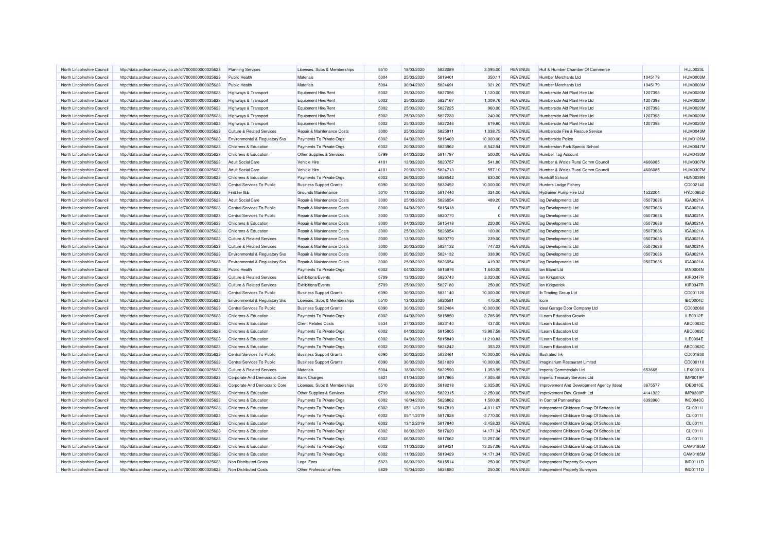| | | | | | | | | | | | | |
|---|---|---|---|---|---|---|---|---|---|---|---|---|
| North Lincolnshire Council | http://data.ordnancesurvey.co.uk/id/7000000000025623 | Planning Services | Licenses, Subs & Memberships | 5510 | 18/03/2020 | 5822089 | 3,095.00 | REVENUE | Hull & Humber Chamber Of Commerce | | HUL0023L |
| North Lincolnshire Council | http://data.ordnancesurvey.co.uk/id/7000000000025623 | Public Health | Materials | 5004 | 25/03/2020 | 5819401 | 350.11 | REVENUE | Humber Merchants Ltd | 1045179 | HUM0003M |
| North Lincolnshire Council | http://data.ordnancesurvey.co.uk/id/7000000000025623 | Public Health | Materials | 5004 | 30/04/2020 | 5824691 | 321.20 | REVENUE | Humber Merchants Ltd | 1045179 | HUM0003M |
| North Lincolnshire Council | http://data.ordnancesurvey.co.uk/id/7000000000025623 | Highways & Transport | Equipment Hire/Rent | 5002 | 25/03/2020 | 5827056 | 1,120.00 | REVENUE | Humberside Aid Plant Hire Ltd | 1207398 | HUM0020M |
| North Lincolnshire Council | http://data.ordnancesurvey.co.uk/id/7000000000025623 | Highways & Transport | Equipment Hire/Rent | 5002 | 25/03/2020 | 5827167 | 1,309.76 | REVENUE | Humberside Aid Plant Hire Ltd | 1207398 | HUM0020M |
| North Lincolnshire Council | http://data.ordnancesurvey.co.uk/id/7000000000025623 | Highways & Transport | Equipment Hire/Rent | 5002 | 25/03/2020 | 5827225 | 960.00 | REVENUE | Humberside Aid Plant Hire Ltd | 1207398 | HUM0020M |
| North Lincolnshire Council | http://data.ordnancesurvey.co.uk/id/7000000000025623 | Highways & Transport | Equipment Hire/Rent | 5002 | 25/03/2020 | 5827233 | 240.00 | REVENUE | Humberside Aid Plant Hire Ltd | 1207398 | HUM0020M |
| North Lincolnshire Council | http://data.ordnancesurvey.co.uk/id/7000000000025623 | Highways & Transport | Equipment Hire/Rent | 5002 | 25/03/2020 | 5827246 | 619.80 | REVENUE | Humberside Aid Plant Hire Ltd | 1207398 | HUM0020M |
| North Lincolnshire Council | http://data.ordnancesurvey.co.uk/id/7000000000025623 | Culture & Related Services | Repair & Maintenance Costs | 3000 | 25/03/2020 | 5825911 | 1,038.75 | REVENUE | Humberside Fire & Rescue Service | | HUM0043M |
| North Lincolnshire Council | http://data.ordnancesurvey.co.uk/id/7000000000025623 | Environmental & Regulatory Svs | Payments To Private Orgs | 6002 | 04/03/2020 | 5816469 | 10,000.00 | REVENUE | Humberside Police | | HUM0126M |
| North Lincolnshire Council | http://data.ordnancesurvey.co.uk/id/7000000000025623 | Childrens & Education | Payments To Private Orgs | 6002 | 20/03/2020 | 5823962 | 8,542.94 | REVENUE | Humberston Park Special School | | HUM0047M |
| North Lincolnshire Council | http://data.ordnancesurvey.co.uk/id/7000000000025623 | Childrens & Education | Other Supplies & Services | 5799 | 04/03/2020 | 5814797 | 500.00 | REVENUE | Humber Tag Account | | HUM0430M |
| North Lincolnshire Council | http://data.ordnancesurvey.co.uk/id/7000000000025623 | Adult Social Care | Vehicle Hire | 4101 | 13/03/2020 | 5820757 | 541.80 | REVENUE | Humber & Wolds Rural Comm Council | 4606085 | HUM0307M |
| North Lincolnshire Council | http://data.ordnancesurvey.co.uk/id/7000000000025623 | Adult Social Care | Vehicle Hire | 4101 | 20/03/2020 | 5824713 | 557.10 | REVENUE | Humber & Wolds Rural Comm Council | 4606085 | HUM0307M |
| North Lincolnshire Council | http://data.ordnancesurvey.co.uk/id/7000000000025623 | Childrens & Education | Payments To Private Orgs | 6002 | 26/03/2020 | 5828542 | 630.00 | REVENUE | Huntcliff School | | HUN0039N |
| North Lincolnshire Council | http://data.ordnancesurvey.co.uk/id/7000000000025623 | Central Services To Public | Business Support Grants | 6090 | 30/03/2020 | 5832492 | 10,000.00 | REVENUE | Hunters Lodge Fishery | | CD002140 |
| North Lincolnshire Council | http://data.ordnancesurvey.co.uk/id/7000000000025623 | Fin&Inv I&E | Grounds Maintenance | 3010 | 11/03/2020 | 5817440 | 324.00 | REVENUE | Hydrainer Pump Hire Ltd | 1522204 | HYD0065D |
| North Lincolnshire Council | http://data.ordnancesurvey.co.uk/id/7000000000025623 | Adult Social Care | Repair & Maintenance Costs | 3000 | 25/03/2020 | 5826054 | 489.20 | REVENUE | Iag Developments Ltd | 05073636 | IGA0021A |
| North Lincolnshire Council | http://data.ordnancesurvey.co.uk/id/7000000000025623 | Central Services To Public | Repair & Maintenance Costs | 3000 | 04/03/2020 | 5815418 | 0 | REVENUE | Iag Developments Ltd | 05073636 | IGA0021A |
| North Lincolnshire Council | http://data.ordnancesurvey.co.uk/id/7000000000025623 | Central Services To Public | Repair & Maintenance Costs | 3000 | 13/03/2020 | 5820770 | 0 | REVENUE | Iag Developments Ltd | 05073636 | IGA0021A |
| North Lincolnshire Council | http://data.ordnancesurvey.co.uk/id/7000000000025623 | Childrens & Education | Repair & Maintenance Costs | 3000 | 04/03/2020 | 5815418 | 220.00 | REVENUE | Iag Developments Ltd | 05073636 | IGA0021A |
| North Lincolnshire Council | http://data.ordnancesurvey.co.uk/id/7000000000025623 | Childrens & Education | Repair & Maintenance Costs | 3000 | 25/03/2020 | 5826054 | 100.00 | REVENUE | Iag Developments Ltd | 05073636 | IGA0021A |
| North Lincolnshire Council | http://data.ordnancesurvey.co.uk/id/7000000000025623 | Culture & Related Services | Repair & Maintenance Costs | 3000 | 13/03/2020 | 5820770 | 239.00 | REVENUE | Iag Developments Ltd | 05073636 | IGA0021A |
| North Lincolnshire Council | http://data.ordnancesurvey.co.uk/id/7000000000025623 | Culture & Related Services | Repair & Maintenance Costs | 3000 | 20/03/2020 | 5824132 | 747.03 | REVENUE | Iag Developments Ltd | 05073636 | IGA0021A |
| North Lincolnshire Council | http://data.ordnancesurvey.co.uk/id/7000000000025623 | Environmental & Regulatory Svs | Repair & Maintenance Costs | 3000 | 20/03/2020 | 5824132 | 338.90 | REVENUE | Iag Developments Ltd | 05073636 | IGA0021A |
| North Lincolnshire Council | http://data.ordnancesurvey.co.uk/id/7000000000025623 | Environmental & Regulatory Svs | Repair & Maintenance Costs | 3000 | 25/03/2020 | 5826054 | 419.32 | REVENUE | Iag Developments Ltd | 05073636 | IGA0021A |
| North Lincolnshire Council | http://data.ordnancesurvey.co.uk/id/7000000000025623 | Public Health | Payments To Private Orgs | 6002 | 04/03/2020 | 5815976 | 1,640.00 | REVENUE | Ian Bland Ltd | | IAN0004N |
| North Lincolnshire Council | http://data.ordnancesurvey.co.uk/id/7000000000025623 | Culture & Related Services | Exhibitions/Events | 5709 | 13/03/2020 | 5820743 | 3,020.00 | REVENUE | Ian Kirkpatrick | | KIR0347R |
| North Lincolnshire Council | http://data.ordnancesurvey.co.uk/id/7000000000025623 | Culture & Related Services | Exhibitions/Events | 5709 | 25/03/2020 | 5827180 | 250.00 | REVENUE | Ian Kirkpatrick | | KIR0347R |
| North Lincolnshire Council | http://data.ordnancesurvey.co.uk/id/7000000000025623 | Central Services To Public | Business Support Grants | 6090 | 30/03/2020 | 5831140 | 10,000.00 | REVENUE | Ib Trading Group Ltd | | CD001120 |
| North Lincolnshire Council | http://data.ordnancesurvey.co.uk/id/7000000000025623 | Environmental & Regulatory Svs | Licenses, Subs & Memberships | 5510 | 13/03/2020 | 5820581 | 475.00 | REVENUE | Iccm | | IBC0004C |
| North Lincolnshire Council | http://data.ordnancesurvey.co.uk/id/7000000000025623 | Central Services To Public | Business Support Grants | 6090 | 30/03/2020 | 5832484 | 10,000.00 | REVENUE | Ideal Garage Door Company Ltd | | CD002060 |
| North Lincolnshire Council | http://data.ordnancesurvey.co.uk/id/7000000000025623 | Childrens & Education | Payments To Private Orgs | 6002 | 04/03/2020 | 5815850 | 3,785.09 | REVENUE | I Learn Education Crowle | | ILE0012E |
| North Lincolnshire Council | http://data.ordnancesurvey.co.uk/id/7000000000025623 | Childrens & Education | Client Related Costs | 5534 | 27/03/2020 | 5823140 | 437.00 | REVENUE | I Learn Education Ltd | | ABC0063C |
| North Lincolnshire Council | http://data.ordnancesurvey.co.uk/id/7000000000025623 | Childrens & Education | Payments To Private Orgs | 6002 | 04/03/2020 | 5815805 | 13,987.58 | REVENUE | I Learn Education Ltd | | ABC0063C |
| North Lincolnshire Council | http://data.ordnancesurvey.co.uk/id/7000000000025623 | Childrens & Education | Payments To Private Orgs | 6002 | 04/03/2020 | 5815849 | 11,210.83 | REVENUE | I Learn Education Ltd | | ILE0004E |
| North Lincolnshire Council | http://data.ordnancesurvey.co.uk/id/7000000000025623 | Childrens & Education | Payments To Private Orgs | 6002 | 20/03/2020 | 5824242 | 353.23 | REVENUE | I Learn Education Ltd | | ABC0063C |
| North Lincolnshire Council | http://data.ordnancesurvey.co.uk/id/7000000000025623 | Central Services To Public | Business Support Grants | 6090 | 30/03/2020 | 5832461 | 10,000.00 | REVENUE | Illustrated Ink | | CD001830 |
| North Lincolnshire Council | http://data.ordnancesurvey.co.uk/id/7000000000025623 | Central Services To Public | Business Support Grants | 6090 | 30/03/2020 | 5831039 | 10,000.00 | REVENUE | Imaginarium Restaurant Limited | | CD000110 |
| North Lincolnshire Council | http://data.ordnancesurvey.co.uk/id/7000000000025623 | Culture & Related Services | Materials | 5004 | 18/03/2020 | 5822590 | 1,353.99 | REVENUE | Imperial Commercials Ltd | 653665 | LEX0001X |
| North Lincolnshire Council | http://data.ordnancesurvey.co.uk/id/7000000000025623 | Corporate And Democratic Core | Bank Charges | 5821 | 01/04/2020 | 5817865 | 7,005.48 | REVENUE | Imperial Treasury Services Ltd | | IMP0019P |
| North Lincolnshire Council | http://data.ordnancesurvey.co.uk/id/7000000000025623 | Corporate And Democratic Core | Licenses, Subs & Memberships | 5510 | 20/03/2020 | 5818218 | 2,025.00 | REVENUE | Improvement And Development Agency (Idea) | 3675577 | IDE0010E |
| North Lincolnshire Council | http://data.ordnancesurvey.co.uk/id/7000000000025623 | Childrens & Education | Other Supplies & Services | 5799 | 18/03/2020 | 5822315 | 2,250.00 | REVENUE | Improvement Dev. Growth Ltd | 4141322 | IMP0300P |
| North Lincolnshire Council | http://data.ordnancesurvey.co.uk/id/7000000000025623 | Childrens & Education | Payments To Private Orgs | 6002 | 16/04/2020 | 5826862 | 1,500.00 | REVENUE | In Control Partnerships | 6393960 | INC0040C |
| North Lincolnshire Council | http://data.ordnancesurvey.co.uk/id/7000000000025623 | Childrens & Education | Payments To Private Orgs | 6002 | 05/11/2019 | 5817819 | -4,011.67 | REVENUE | Independent Childcare Group Of Schools Ltd | | CLI0011I |
| North Lincolnshire Council | http://data.ordnancesurvey.co.uk/id/7000000000025623 | Childrens & Education | Payments To Private Orgs | 6002 | 05/11/2019 | 5817828 | -3,770.00 | REVENUE | Independent Childcare Group Of Schools Ltd | | CLI0011I |
| North Lincolnshire Council | http://data.ordnancesurvey.co.uk/id/7000000000025623 | Childrens & Education | Payments To Private Orgs | 6002 | 13/12/2019 | 5817840 | -3,458.33 | REVENUE | Independent Childcare Group Of Schools Ltd | | CLI0011I |
| North Lincolnshire Council | http://data.ordnancesurvey.co.uk/id/7000000000025623 | Childrens & Education | Payments To Private Orgs | 6002 | 06/03/2020 | 5817620 | 14,171.34 | REVENUE | Independent Childcare Group Of Schools Ltd | | CLI0011I |
| North Lincolnshire Council | http://data.ordnancesurvey.co.uk/id/7000000000025623 | Childrens & Education | Payments To Private Orgs | 6002 | 06/03/2020 | 5817662 | 13,257.06 | REVENUE | Independent Childcare Group Of Schools Ltd | | CLI0011I |
| North Lincolnshire Council | http://data.ordnancesurvey.co.uk/id/7000000000025623 | Childrens & Education | Payments To Private Orgs | 6002 | 11/03/2020 | 5819421 | 13,257.06 | REVENUE | Independent Childcare Group Of Schools Ltd | | CAM0185M |
| North Lincolnshire Council | http://data.ordnancesurvey.co.uk/id/7000000000025623 | Childrens & Education | Payments To Private Orgs | 6002 | 11/03/2020 | 5819429 | 14,171.34 | REVENUE | Independent Childcare Group Of Schools Ltd | | CAM0185M |
| North Lincolnshire Council | http://data.ordnancesurvey.co.uk/id/7000000000025623 | Non Distributed Costs | Legal Fees | 5823 | 06/03/2020 | 5815514 | 250.00 | REVENUE | Independent Property Surveyors | | IND0111D |
| North Lincolnshire Council | http://data.ordnancesurvey.co.uk/id/7000000000025623 | Non Distributed Costs | Other Professional Fees | 5829 | 15/04/2020 | 5824680 | 250.00 | REVENUE | Independent Property Surveyors | | IND0111D |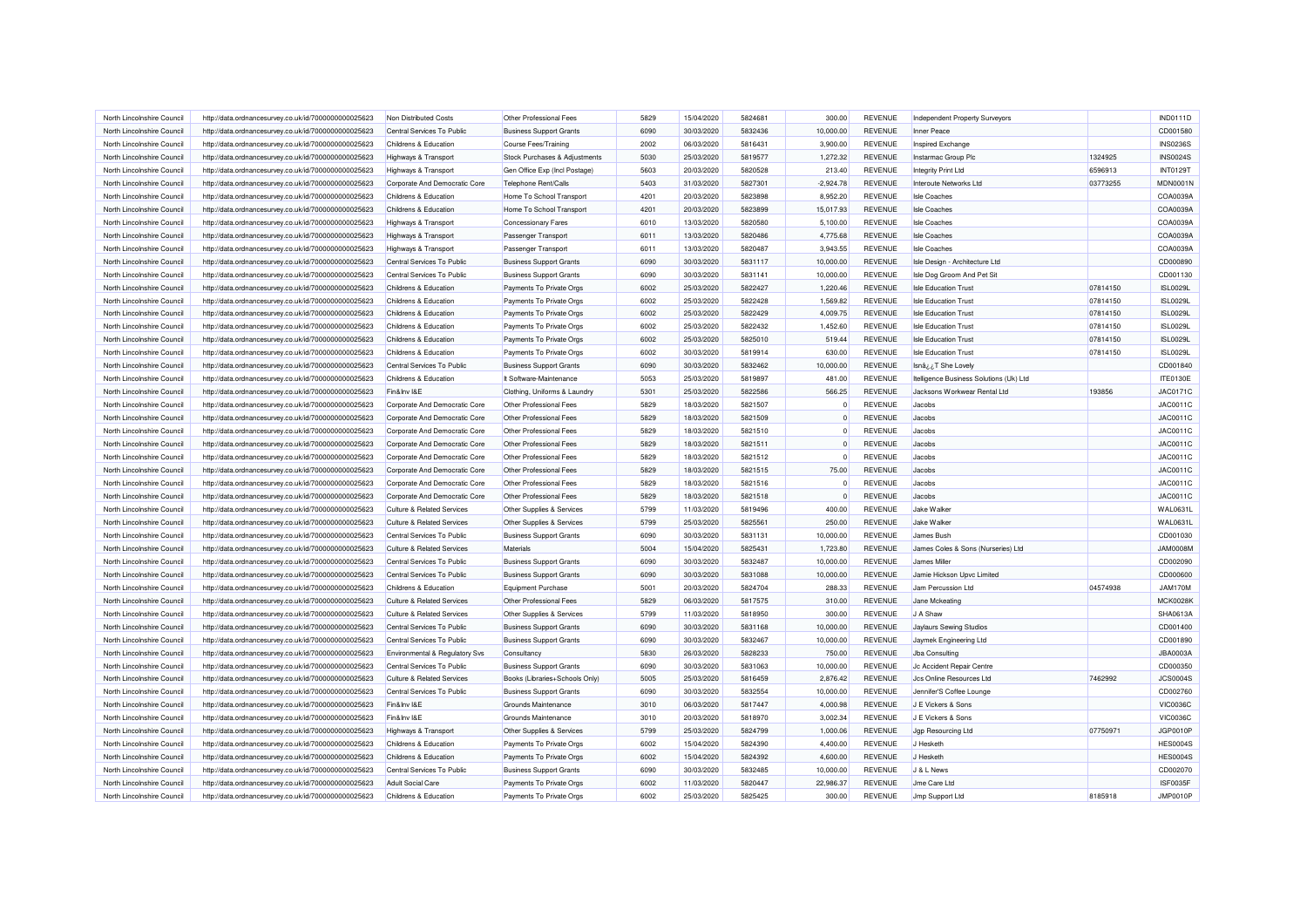| | | | | | | | | | | | |
|---|---|---|---|---|---|---|---|---|---|---|---|
| North Lincolnshire Council | http://data.ordnancesurvey.co.uk/id/7000000000025623 | Non Distributed Costs | Other Professional Fees | 5829 | 15/04/2020 | 5824681 | 300.00 | REVENUE | Independent Property Surveyors | | IND0111D |
| North Lincolnshire Council | http://data.ordnancesurvey.co.uk/id/7000000000025623 | Central Services To Public | Business Support Grants | 6090 | 30/03/2020 | 5832436 | 10,000.00 | REVENUE | Inner Peace | | CD001580 |
| North Lincolnshire Council | http://data.ordnancesurvey.co.uk/id/7000000000025623 | Childrens & Education | Course Fees/Training | 2002 | 06/03/2020 | 5816431 | 3,900.00 | REVENUE | Inspired Exchange | | INS0236S |
| North Lincolnshire Council | http://data.ordnancesurvey.co.uk/id/7000000000025623 | Highways & Transport | Stock Purchases & Adjustments | 5030 | 25/03/2020 | 5819577 | 1,272.32 | REVENUE | Instarmac Group Plc | 1324925 | INS0024S |
| North Lincolnshire Council | http://data.ordnancesurvey.co.uk/id/7000000000025623 | Highways & Transport | Gen Office Exp (Incl Postage) | 5603 | 20/03/2020 | 5820528 | 213.40 | REVENUE | Integrity Print Ltd | 6596913 | INT0129T |
| North Lincolnshire Council | http://data.ordnancesurvey.co.uk/id/7000000000025623 | Corporate And Democratic Core | Telephone Rent/Calls | 5403 | 31/03/2020 | 5827301 | -2,924.78 | REVENUE | Interoute Networks Ltd | 03773255 | MDN0001N |
| North Lincolnshire Council | http://data.ordnancesurvey.co.uk/id/7000000000025623 | Childrens & Education | Home To School Transport | 4201 | 20/03/2020 | 5823898 | 8,952.20 | REVENUE | Isle Coaches | | COA0039A |
| North Lincolnshire Council | http://data.ordnancesurvey.co.uk/id/7000000000025623 | Childrens & Education | Home To School Transport | 4201 | 20/03/2020 | 5823899 | 15,017.93 | REVENUE | Isle Coaches | | COA0039A |
| North Lincolnshire Council | http://data.ordnancesurvey.co.uk/id/7000000000025623 | Highways & Transport | Concessionary Fares | 6010 | 13/03/2020 | 5820580 | 5,100.00 | REVENUE | Isle Coaches | | COA0039A |
| North Lincolnshire Council | http://data.ordnancesurvey.co.uk/id/7000000000025623 | Highways & Transport | Passenger Transport | 6011 | 13/03/2020 | 5820486 | 4,775.68 | REVENUE | Isle Coaches | | COA0039A |
| North Lincolnshire Council | http://data.ordnancesurvey.co.uk/id/7000000000025623 | Highways & Transport | Passenger Transport | 6011 | 13/03/2020 | 5820487 | 3,943.55 | REVENUE | Isle Coaches | | COA0039A |
| North Lincolnshire Council | http://data.ordnancesurvey.co.uk/id/7000000000025623 | Central Services To Public | Business Support Grants | 6090 | 30/03/2020 | 5831117 | 10,000.00 | REVENUE | Isle Design - Architecture Ltd | | CD000890 |
| North Lincolnshire Council | http://data.ordnancesurvey.co.uk/id/7000000000025623 | Central Services To Public | Business Support Grants | 6090 | 30/03/2020 | 5831141 | 10,000.00 | REVENUE | Isle Dog Groom And Pet Sit | | CD001130 |
| North Lincolnshire Council | http://data.ordnancesurvey.co.uk/id/7000000000025623 | Childrens & Education | Payments To Private Orgs | 6002 | 25/03/2020 | 5822427 | 1,220.46 | REVENUE | Isle Education Trust | 07814150 | ISL0029L |
| North Lincolnshire Council | http://data.ordnancesurvey.co.uk/id/7000000000025623 | Childrens & Education | Payments To Private Orgs | 6002 | 25/03/2020 | 5822428 | 1,569.82 | REVENUE | Isle Education Trust | 07814150 | ISL0029L |
| North Lincolnshire Council | http://data.ordnancesurvey.co.uk/id/7000000000025623 | Childrens & Education | Payments To Private Orgs | 6002 | 25/03/2020 | 5822429 | 4,009.75 | REVENUE | Isle Education Trust | 07814150 | ISL0029L |
| North Lincolnshire Council | http://data.ordnancesurvey.co.uk/id/7000000000025623 | Childrens & Education | Payments To Private Orgs | 6002 | 25/03/2020 | 5822432 | 1,452.60 | REVENUE | Isle Education Trust | 07814150 | ISL0029L |
| North Lincolnshire Council | http://data.ordnancesurvey.co.uk/id/7000000000025623 | Childrens & Education | Payments To Private Orgs | 6002 | 25/03/2020 | 5825010 | 519.44 | REVENUE | Isle Education Trust | 07814150 | ISL0029L |
| North Lincolnshire Council | http://data.ordnancesurvey.co.uk/id/7000000000025623 | Childrens & Education | Payments To Private Orgs | 6002 | 30/03/2020 | 5819914 | 630.00 | REVENUE | Isle Education Trust | 07814150 | ISL0029L |
| North Lincolnshire Council | http://data.ordnancesurvey.co.uk/id/7000000000025623 | Central Services To Public | Business Support Grants | 6090 | 30/03/2020 | 5832462 | 10,000.00 | REVENUE | Isnâ¿¿T She Lovely | | CD001840 |
| North Lincolnshire Council | http://data.ordnancesurvey.co.uk/id/7000000000025623 | Childrens & Education | It Software-Maintenance | 5053 | 25/03/2020 | 5819897 | 481.00 | REVENUE | Itelligence Business Solutions (Uk) Ltd | | ITE0130E |
| North Lincolnshire Council | http://data.ordnancesurvey.co.uk/id/7000000000025623 | Fin&Inv I&E | Clothing, Uniforms & Laundry | 5301 | 25/03/2020 | 5822586 | 566.25 | REVENUE | Jacksons Workwear Rental Ltd | 193856 | JAC0171C |
| North Lincolnshire Council | http://data.ordnancesurvey.co.uk/id/7000000000025623 | Corporate And Democratic Core | Other Professional Fees | 5829 | 18/03/2020 | 5821507 | 0 | REVENUE | Jacobs | | JAC0011C |
| North Lincolnshire Council | http://data.ordnancesurvey.co.uk/id/7000000000025623 | Corporate And Democratic Core | Other Professional Fees | 5829 | 18/03/2020 | 5821509 | 0 | REVENUE | Jacobs | | JAC0011C |
| North Lincolnshire Council | http://data.ordnancesurvey.co.uk/id/7000000000025623 | Corporate And Democratic Core | Other Professional Fees | 5829 | 18/03/2020 | 5821510 | 0 | REVENUE | Jacobs | | JAC0011C |
| North Lincolnshire Council | http://data.ordnancesurvey.co.uk/id/7000000000025623 | Corporate And Democratic Core | Other Professional Fees | 5829 | 18/03/2020 | 5821511 | 0 | REVENUE | Jacobs | | JAC0011C |
| North Lincolnshire Council | http://data.ordnancesurvey.co.uk/id/7000000000025623 | Corporate And Democratic Core | Other Professional Fees | 5829 | 18/03/2020 | 5821512 | 0 | REVENUE | Jacobs | | JAC0011C |
| North Lincolnshire Council | http://data.ordnancesurvey.co.uk/id/7000000000025623 | Corporate And Democratic Core | Other Professional Fees | 5829 | 18/03/2020 | 5821515 | 75.00 | REVENUE | Jacobs | | JAC0011C |
| North Lincolnshire Council | http://data.ordnancesurvey.co.uk/id/7000000000025623 | Corporate And Democratic Core | Other Professional Fees | 5829 | 18/03/2020 | 5821516 | 0 | REVENUE | Jacobs | | JAC0011C |
| North Lincolnshire Council | http://data.ordnancesurvey.co.uk/id/7000000000025623 | Corporate And Democratic Core | Other Professional Fees | 5829 | 18/03/2020 | 5821518 | 0 | REVENUE | Jacobs | | JAC0011C |
| North Lincolnshire Council | http://data.ordnancesurvey.co.uk/id/7000000000025623 | Culture & Related Services | Other Supplies & Services | 5799 | 11/03/2020 | 5819496 | 400.00 | REVENUE | Jake Walker | | WAL0631L |
| North Lincolnshire Council | http://data.ordnancesurvey.co.uk/id/7000000000025623 | Culture & Related Services | Other Supplies & Services | 5799 | 25/03/2020 | 5825561 | 250.00 | REVENUE | Jake Walker | | WAL0631L |
| North Lincolnshire Council | http://data.ordnancesurvey.co.uk/id/7000000000025623 | Central Services To Public | Business Support Grants | 6090 | 30/03/2020 | 5831131 | 10,000.00 | REVENUE | James Bush | | CD001030 |
| North Lincolnshire Council | http://data.ordnancesurvey.co.uk/id/7000000000025623 | Culture & Related Services | Materials | 5004 | 15/04/2020 | 5825431 | 1,723.80 | REVENUE | James Coles & Sons (Nurseries) Ltd | | JAM0008M |
| North Lincolnshire Council | http://data.ordnancesurvey.co.uk/id/7000000000025623 | Central Services To Public | Business Support Grants | 6090 | 30/03/2020 | 5832487 | 10,000.00 | REVENUE | James Miller | | CD002090 |
| North Lincolnshire Council | http://data.ordnancesurvey.co.uk/id/7000000000025623 | Central Services To Public | Business Support Grants | 6090 | 30/03/2020 | 5831088 | 10,000.00 | REVENUE | Jamie Hickson Upvc Limited | | CD000600 |
| North Lincolnshire Council | http://data.ordnancesurvey.co.uk/id/7000000000025623 | Childrens & Education | Equipment Purchase | 5001 | 20/03/2020 | 5824704 | 288.33 | REVENUE | Jam Percussion Ltd | 04574938 | JAM170M |
| North Lincolnshire Council | http://data.ordnancesurvey.co.uk/id/7000000000025623 | Culture & Related Services | Other Professional Fees | 5829 | 06/03/2020 | 5817575 | 310.00 | REVENUE | Jane Mckeating | | MCK0028K |
| North Lincolnshire Council | http://data.ordnancesurvey.co.uk/id/7000000000025623 | Culture & Related Services | Other Supplies & Services | 5799 | 11/03/2020 | 5818950 | 300.00 | REVENUE | J A Shaw | | SHA0613A |
| North Lincolnshire Council | http://data.ordnancesurvey.co.uk/id/7000000000025623 | Central Services To Public | Business Support Grants | 6090 | 30/03/2020 | 5831168 | 10,000.00 | REVENUE | Jaylaurs Sewing Studios | | CD001400 |
| North Lincolnshire Council | http://data.ordnancesurvey.co.uk/id/7000000000025623 | Central Services To Public | Business Support Grants | 6090 | 30/03/2020 | 5832467 | 10,000.00 | REVENUE | Jaymek Engineering Ltd | | CD001890 |
| North Lincolnshire Council | http://data.ordnancesurvey.co.uk/id/7000000000025623 | Environmental & Regulatory Svs | Consultancy | 5830 | 26/03/2020 | 5828233 | 750.00 | REVENUE | Jba Consulting | | JBA0003A |
| North Lincolnshire Council | http://data.ordnancesurvey.co.uk/id/7000000000025623 | Central Services To Public | Business Support Grants | 6090 | 30/03/2020 | 5831063 | 10,000.00 | REVENUE | Jc Accident Repair Centre | | CD000350 |
| North Lincolnshire Council | http://data.ordnancesurvey.co.uk/id/7000000000025623 | Culture & Related Services | Books (Libraries+Schools Only) | 5005 | 25/03/2020 | 5816459 | 2,876.42 | REVENUE | Jcs Online Resources Ltd | 7462992 | JCS0004S |
| North Lincolnshire Council | http://data.ordnancesurvey.co.uk/id/7000000000025623 | Central Services To Public | Business Support Grants | 6090 | 30/03/2020 | 5832554 | 10,000.00 | REVENUE | Jennifer'S Coffee Lounge | | CD002760 |
| North Lincolnshire Council | http://data.ordnancesurvey.co.uk/id/7000000000025623 | Fin&Inv I&E | Grounds Maintenance | 3010 | 06/03/2020 | 5817447 | 4,000.98 | REVENUE | J E Vickers & Sons | | VIC0036C |
| North Lincolnshire Council | http://data.ordnancesurvey.co.uk/id/7000000000025623 | Fin&Inv I&E | Grounds Maintenance | 3010 | 20/03/2020 | 5818970 | 3,002.34 | REVENUE | J E Vickers & Sons | | VIC0036C |
| North Lincolnshire Council | http://data.ordnancesurvey.co.uk/id/7000000000025623 | Highways & Transport | Other Supplies & Services | 5799 | 25/03/2020 | 5824799 | 1,000.06 | REVENUE | Jgp Resourcing Ltd | 07750971 | JGP0010P |
| North Lincolnshire Council | http://data.ordnancesurvey.co.uk/id/7000000000025623 | Childrens & Education | Payments To Private Orgs | 6002 | 15/04/2020 | 5824390 | 4,400.00 | REVENUE | J Hesketh | | HES0004S |
| North Lincolnshire Council | http://data.ordnancesurvey.co.uk/id/7000000000025623 | Childrens & Education | Payments To Private Orgs | 6002 | 15/04/2020 | 5824392 | 4,600.00 | REVENUE | J Hesketh | | HES0004S |
| North Lincolnshire Council | http://data.ordnancesurvey.co.uk/id/7000000000025623 | Central Services To Public | Business Support Grants | 6090 | 30/03/2020 | 5832485 | 10,000.00 | REVENUE | J & L News | | CD002070 |
| North Lincolnshire Council | http://data.ordnancesurvey.co.uk/id/7000000000025623 | Adult Social Care | Payments To Private Orgs | 6002 | 11/03/2020 | 5820447 | 22,986.37 | REVENUE | Jme Care Ltd | | ISF0035F |
| North Lincolnshire Council | http://data.ordnancesurvey.co.uk/id/7000000000025623 | Childrens & Education | Payments To Private Orgs | 6002 | 25/03/2020 | 5825425 | 300.00 | REVENUE | Jmp Support Ltd | 8185918 | JMP0010P |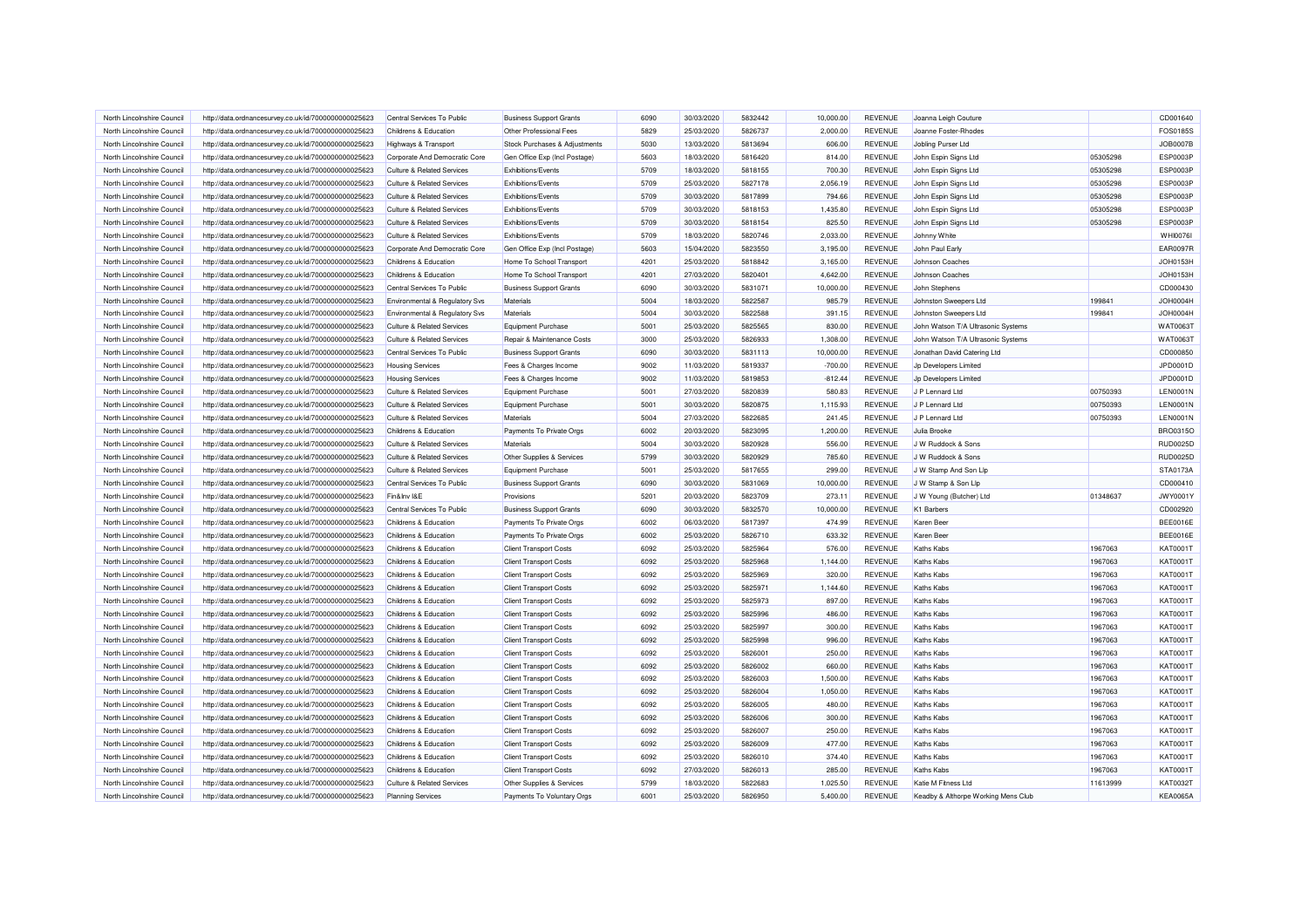| | | | | | | | | | | | |
|---|---|---|---|---|---|---|---|---|---|---|---|
| North Lincolnshire Council | http://data.ordnancesurvey.co.uk/id/7000000000025623 | Central Services To Public | Business Support Grants | 6090 | 30/03/2020 | 5832442 | 10,000.00 | REVENUE | Joanna Leigh Couture | | CD001640 |
| North Lincolnshire Council | http://data.ordnancesurvey.co.uk/id/7000000000025623 | Childrens & Education | Other Professional Fees | 5829 | 25/03/2020 | 5826737 | 2,000.00 | REVENUE | Joanne Foster-Rhodes | | FOS0185S |
| North Lincolnshire Council | http://data.ordnancesurvey.co.uk/id/7000000000025623 | Highways & Transport | Stock Purchases & Adjustments | 5030 | 13/03/2020 | 5813694 | 606.00 | REVENUE | Jobling Purser Ltd | | JOB0007B |
| North Lincolnshire Council | http://data.ordnancesurvey.co.uk/id/7000000000025623 | Corporate And Democratic Core | Gen Office Exp (Incl Postage) | 5603 | 18/03/2020 | 5816420 | 814.00 | REVENUE | John Espin Signs Ltd | 05305298 | ESP0003P |
| North Lincolnshire Council | http://data.ordnancesurvey.co.uk/id/7000000000025623 | Culture & Related Services | Exhibitions/Events | 5709 | 18/03/2020 | 5818155 | 700.30 | REVENUE | John Espin Signs Ltd | 05305298 | ESP0003P |
| North Lincolnshire Council | http://data.ordnancesurvey.co.uk/id/7000000000025623 | Culture & Related Services | Exhibitions/Events | 5709 | 25/03/2020 | 5827178 | 2,056.19 | REVENUE | John Espin Signs Ltd | 05305298 | ESP0003P |
| North Lincolnshire Council | http://data.ordnancesurvey.co.uk/id/7000000000025623 | Culture & Related Services | Exhibitions/Events | 5709 | 30/03/2020 | 5817899 | 794.66 | REVENUE | John Espin Signs Ltd | 05305298 | ESP0003P |
| North Lincolnshire Council | http://data.ordnancesurvey.co.uk/id/7000000000025623 | Culture & Related Services | Exhibitions/Events | 5709 | 30/03/2020 | 5818153 | 1,435.80 | REVENUE | John Espin Signs Ltd | 05305298 | ESP0003P |
| North Lincolnshire Council | http://data.ordnancesurvey.co.uk/id/7000000000025623 | Culture & Related Services | Exhibitions/Events | 5709 | 30/03/2020 | 5818154 | 825.50 | REVENUE | John Espin Signs Ltd | 05305298 | ESP0003P |
| North Lincolnshire Council | http://data.ordnancesurvey.co.uk/id/7000000000025623 | Culture & Related Services | Exhibitions/Events | 5709 | 18/03/2020 | 5820746 | 2,033.00 | REVENUE | Johnny White | | WHI0076I |
| North Lincolnshire Council | http://data.ordnancesurvey.co.uk/id/7000000000025623 | Corporate And Democratic Core | Gen Office Exp (Incl Postage) | 5603 | 15/04/2020 | 5823550 | 3,195.00 | REVENUE | John Paul Early | | EAR0097R |
| North Lincolnshire Council | http://data.ordnancesurvey.co.uk/id/7000000000025623 | Childrens & Education | Home To School Transport | 4201 | 25/03/2020 | 5818842 | 3,165.00 | REVENUE | Johnson Coaches | | JOH0153H |
| North Lincolnshire Council | http://data.ordnancesurvey.co.uk/id/7000000000025623 | Childrens & Education | Home To School Transport | 4201 | 27/03/2020 | 5820401 | 4,642.00 | REVENUE | Johnson Coaches | | JOH0153H |
| North Lincolnshire Council | http://data.ordnancesurvey.co.uk/id/7000000000025623 | Central Services To Public | Business Support Grants | 6090 | 30/03/2020 | 5831071 | 10,000.00 | REVENUE | John Stephens | | CD000430 |
| North Lincolnshire Council | http://data.ordnancesurvey.co.uk/id/7000000000025623 | Environmental & Regulatory Svs | Materials | 5004 | 18/03/2020 | 5822587 | 985.79 | REVENUE | Johnston Sweepers Ltd | 199841 | JOH0004H |
| North Lincolnshire Council | http://data.ordnancesurvey.co.uk/id/7000000000025623 | Environmental & Regulatory Svs | Materials | 5004 | 30/03/2020 | 5822588 | 391.15 | REVENUE | Johnston Sweepers Ltd | 199841 | JOH0004H |
| North Lincolnshire Council | http://data.ordnancesurvey.co.uk/id/7000000000025623 | Culture & Related Services | Equipment Purchase | 5001 | 25/03/2020 | 5825565 | 830.00 | REVENUE | John Watson T/A Ultrasonic Systems | | WAT0063T |
| North Lincolnshire Council | http://data.ordnancesurvey.co.uk/id/7000000000025623 | Culture & Related Services | Repair & Maintenance Costs | 3000 | 25/03/2020 | 5826933 | 1,308.00 | REVENUE | John Watson T/A Ultrasonic Systems | | WAT0063T |
| North Lincolnshire Council | http://data.ordnancesurvey.co.uk/id/7000000000025623 | Central Services To Public | Business Support Grants | 6090 | 30/03/2020 | 5831113 | 10,000.00 | REVENUE | Jonathan David Catering Ltd | | CD000850 |
| North Lincolnshire Council | http://data.ordnancesurvey.co.uk/id/7000000000025623 | Housing Services | Fees & Charges Income | 9002 | 11/03/2020 | 5819337 | -700.00 | REVENUE | Jp Developers Limited | | JPD0001D |
| North Lincolnshire Council | http://data.ordnancesurvey.co.uk/id/7000000000025623 | Housing Services | Fees & Charges Income | 9002 | 11/03/2020 | 5819853 | -812.44 | REVENUE | Jp Developers Limited | | JPD0001D |
| North Lincolnshire Council | http://data.ordnancesurvey.co.uk/id/7000000000025623 | Culture & Related Services | Equipment Purchase | 5001 | 27/03/2020 | 5820839 | 580.83 | REVENUE | J P Lennard Ltd | 00750393 | LEN0001N |
| North Lincolnshire Council | http://data.ordnancesurvey.co.uk/id/7000000000025623 | Culture & Related Services | Equipment Purchase | 5001 | 30/03/2020 | 5820875 | 1,115.93 | REVENUE | J P Lennard Ltd | 00750393 | LEN0001N |
| North Lincolnshire Council | http://data.ordnancesurvey.co.uk/id/7000000000025623 | Culture & Related Services | Materials | 5004 | 27/03/2020 | 5822685 | 241.45 | REVENUE | J P Lennard Ltd | 00750393 | LEN0001N |
| North Lincolnshire Council | http://data.ordnancesurvey.co.uk/id/7000000000025623 | Childrens & Education | Payments To Private Orgs | 6002 | 20/03/2020 | 5823095 | 1,200.00 | REVENUE | Julia Brooke | | BRO0315O |
| North Lincolnshire Council | http://data.ordnancesurvey.co.uk/id/7000000000025623 | Culture & Related Services | Materials | 5004 | 30/03/2020 | 5820928 | 556.00 | REVENUE | J W Ruddock & Sons | | RUD0025D |
| North Lincolnshire Council | http://data.ordnancesurvey.co.uk/id/7000000000025623 | Culture & Related Services | Other Supplies & Services | 5799 | 30/03/2020 | 5820929 | 785.60 | REVENUE | J W Ruddock & Sons | | RUD0025D |
| North Lincolnshire Council | http://data.ordnancesurvey.co.uk/id/7000000000025623 | Culture & Related Services | Equipment Purchase | 5001 | 25/03/2020 | 5817655 | 299.00 | REVENUE | J W Stamp And Son Llp | | STA0173A |
| North Lincolnshire Council | http://data.ordnancesurvey.co.uk/id/7000000000025623 | Central Services To Public | Business Support Grants | 6090 | 30/03/2020 | 5831069 | 10,000.00 | REVENUE | J W Stamp & Son Llp | | CD000410 |
| North Lincolnshire Council | http://data.ordnancesurvey.co.uk/id/7000000000025623 | Fin&Inv I&E | Provisions | 5201 | 20/03/2020 | 5823709 | 273.11 | REVENUE | J W Young (Butcher) Ltd | 01348637 | JWY0001Y |
| North Lincolnshire Council | http://data.ordnancesurvey.co.uk/id/7000000000025623 | Central Services To Public | Business Support Grants | 6090 | 30/03/2020 | 5832570 | 10,000.00 | REVENUE | K1 Barbers | | CD002920 |
| North Lincolnshire Council | http://data.ordnancesurvey.co.uk/id/7000000000025623 | Childrens & Education | Payments To Private Orgs | 6002 | 06/03/2020 | 5817397 | 474.99 | REVENUE | Karen Beer | | BEE0016E |
| North Lincolnshire Council | http://data.ordnancesurvey.co.uk/id/7000000000025623 | Childrens & Education | Payments To Private Orgs | 6002 | 25/03/2020 | 5826710 | 633.32 | REVENUE | Karen Beer | | BEE0016E |
| North Lincolnshire Council | http://data.ordnancesurvey.co.uk/id/7000000000025623 | Childrens & Education | Client Transport Costs | 6092 | 25/03/2020 | 5825964 | 576.00 | REVENUE | Kaths Kabs | 1967063 | KAT0001T |
| North Lincolnshire Council | http://data.ordnancesurvey.co.uk/id/7000000000025623 | Childrens & Education | Client Transport Costs | 6092 | 25/03/2020 | 5825968 | 1,144.00 | REVENUE | Kaths Kabs | 1967063 | KAT0001T |
| North Lincolnshire Council | http://data.ordnancesurvey.co.uk/id/7000000000025623 | Childrens & Education | Client Transport Costs | 6092 | 25/03/2020 | 5825969 | 320.00 | REVENUE | Kaths Kabs | 1967063 | KAT0001T |
| North Lincolnshire Council | http://data.ordnancesurvey.co.uk/id/7000000000025623 | Childrens & Education | Client Transport Costs | 6092 | 25/03/2020 | 5825971 | 1,144.60 | REVENUE | Kaths Kabs | 1967063 | KAT0001T |
| North Lincolnshire Council | http://data.ordnancesurvey.co.uk/id/7000000000025623 | Childrens & Education | Client Transport Costs | 6092 | 25/03/2020 | 5825973 | 897.00 | REVENUE | Kaths Kabs | 1967063 | KAT0001T |
| North Lincolnshire Council | http://data.ordnancesurvey.co.uk/id/7000000000025623 | Childrens & Education | Client Transport Costs | 6092 | 25/03/2020 | 5825996 | 486.00 | REVENUE | Kaths Kabs | 1967063 | KAT0001T |
| North Lincolnshire Council | http://data.ordnancesurvey.co.uk/id/7000000000025623 | Childrens & Education | Client Transport Costs | 6092 | 25/03/2020 | 5825997 | 300.00 | REVENUE | Kaths Kabs | 1967063 | KAT0001T |
| North Lincolnshire Council | http://data.ordnancesurvey.co.uk/id/7000000000025623 | Childrens & Education | Client Transport Costs | 6092 | 25/03/2020 | 5825998 | 996.00 | REVENUE | Kaths Kabs | 1967063 | KAT0001T |
| North Lincolnshire Council | http://data.ordnancesurvey.co.uk/id/7000000000025623 | Childrens & Education | Client Transport Costs | 6092 | 25/03/2020 | 5826001 | 250.00 | REVENUE | Kaths Kabs | 1967063 | KAT0001T |
| North Lincolnshire Council | http://data.ordnancesurvey.co.uk/id/7000000000025623 | Childrens & Education | Client Transport Costs | 6092 | 25/03/2020 | 5826002 | 660.00 | REVENUE | Kaths Kabs | 1967063 | KAT0001T |
| North Lincolnshire Council | http://data.ordnancesurvey.co.uk/id/7000000000025623 | Childrens & Education | Client Transport Costs | 6092 | 25/03/2020 | 5826003 | 1,500.00 | REVENUE | Kaths Kabs | 1967063 | KAT0001T |
| North Lincolnshire Council | http://data.ordnancesurvey.co.uk/id/7000000000025623 | Childrens & Education | Client Transport Costs | 6092 | 25/03/2020 | 5826004 | 1,050.00 | REVENUE | Kaths Kabs | 1967063 | KAT0001T |
| North Lincolnshire Council | http://data.ordnancesurvey.co.uk/id/7000000000025623 | Childrens & Education | Client Transport Costs | 6092 | 25/03/2020 | 5826005 | 480.00 | REVENUE | Kaths Kabs | 1967063 | KAT0001T |
| North Lincolnshire Council | http://data.ordnancesurvey.co.uk/id/7000000000025623 | Childrens & Education | Client Transport Costs | 6092 | 25/03/2020 | 5826006 | 300.00 | REVENUE | Kaths Kabs | 1967063 | KAT0001T |
| North Lincolnshire Council | http://data.ordnancesurvey.co.uk/id/7000000000025623 | Childrens & Education | Client Transport Costs | 6092 | 25/03/2020 | 5826007 | 250.00 | REVENUE | Kaths Kabs | 1967063 | KAT0001T |
| North Lincolnshire Council | http://data.ordnancesurvey.co.uk/id/7000000000025623 | Childrens & Education | Client Transport Costs | 6092 | 25/03/2020 | 5826009 | 477.00 | REVENUE | Kaths Kabs | 1967063 | KAT0001T |
| North Lincolnshire Council | http://data.ordnancesurvey.co.uk/id/7000000000025623 | Childrens & Education | Client Transport Costs | 6092 | 25/03/2020 | 5826010 | 374.40 | REVENUE | Kaths Kabs | 1967063 | KAT0001T |
| North Lincolnshire Council | http://data.ordnancesurvey.co.uk/id/7000000000025623 | Childrens & Education | Client Transport Costs | 6092 | 27/03/2020 | 5826013 | 285.00 | REVENUE | Kaths Kabs | 1967063 | KAT0001T |
| North Lincolnshire Council | http://data.ordnancesurvey.co.uk/id/7000000000025623 | Culture & Related Services | Other Supplies & Services | 5799 | 18/03/2020 | 5822683 | 1,025.50 | REVENUE | Katie M Fitness Ltd | 11613999 | KAT0032T |
| North Lincolnshire Council | http://data.ordnancesurvey.co.uk/id/7000000000025623 | Planning Services | Payments To Voluntary Orgs | 6001 | 25/03/2020 | 5826950 | 5,400.00 | REVENUE | Keadby & Althorpe Working Mens Club | | KEA0065A |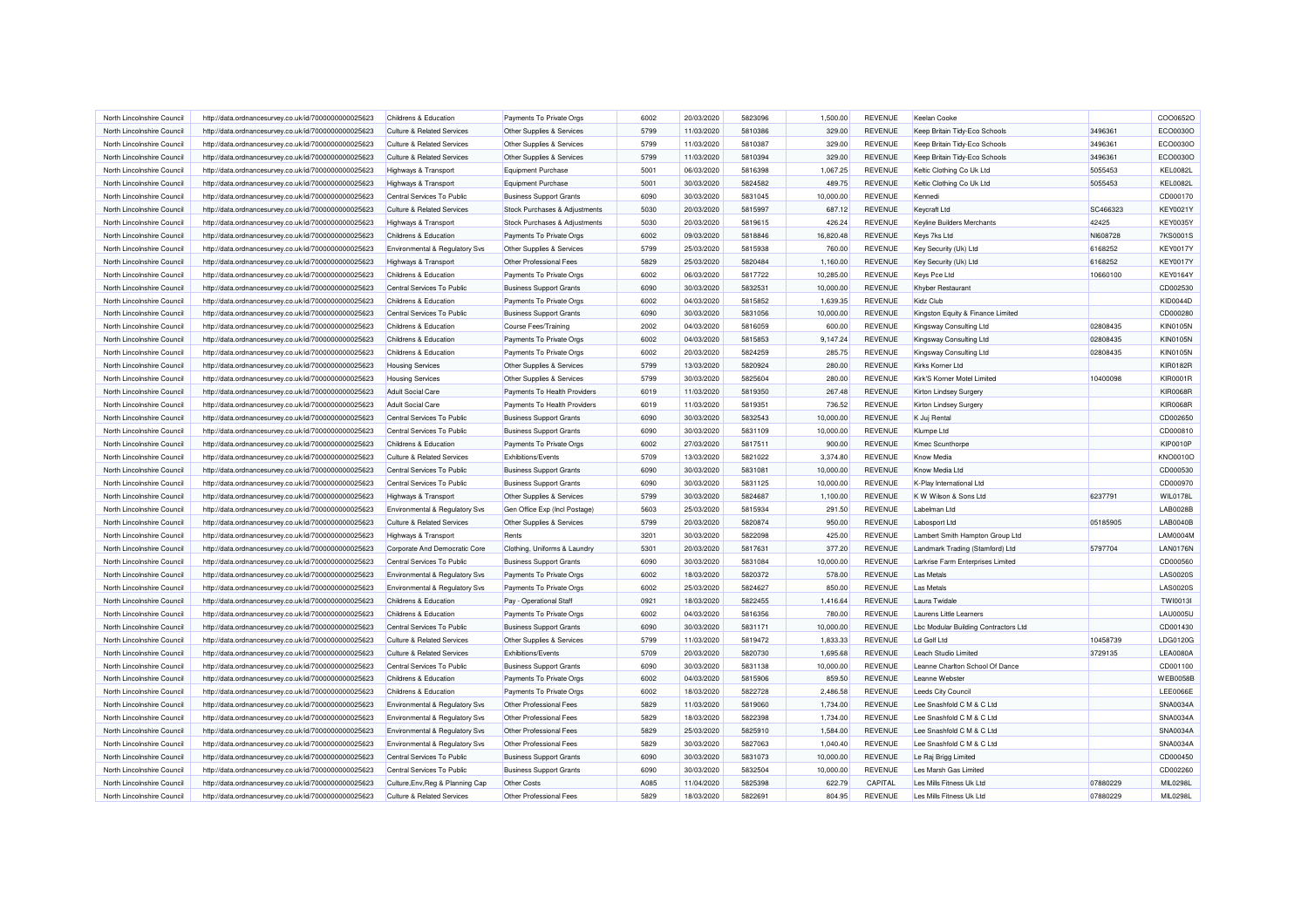| | | | | | | | | | | | |
|---|---|---|---|---|---|---|---|---|---|---|---|
| North Lincolnshire Council | http://data.ordnancesurvey.co.uk/id/7000000000025623 | Childrens & Education | Payments To Private Orgs | 6002 | 20/03/2020 | 5823096 | 1,500.00 | REVENUE | Keelan Cooke | | COO0652O |
| North Lincolnshire Council | http://data.ordnancesurvey.co.uk/id/7000000000025623 | Culture & Related Services | Other Supplies & Services | 5799 | 11/03/2020 | 5810386 | 329.00 | REVENUE | Keep Britain Tidy-Eco Schools | 3496361 | ECO0030O |
| North Lincolnshire Council | http://data.ordnancesurvey.co.uk/id/7000000000025623 | Culture & Related Services | Other Supplies & Services | 5799 | 11/03/2020 | 5810387 | 329.00 | REVENUE | Keep Britain Tidy-Eco Schools | 3496361 | ECO0030O |
| North Lincolnshire Council | http://data.ordnancesurvey.co.uk/id/7000000000025623 | Culture & Related Services | Other Supplies & Services | 5799 | 11/03/2020 | 5810394 | 329.00 | REVENUE | Keep Britain Tidy-Eco Schools | 3496361 | ECO0030O |
| North Lincolnshire Council | http://data.ordnancesurvey.co.uk/id/7000000000025623 | Highways & Transport | Equipment Purchase | 5001 | 06/03/2020 | 5816398 | 1,067.25 | REVENUE | Keltic Clothing Co Uk Ltd | 5055453 | KEL0082L |
| North Lincolnshire Council | http://data.ordnancesurvey.co.uk/id/7000000000025623 | Highways & Transport | Equipment Purchase | 5001 | 30/03/2020 | 5824582 | 489.75 | REVENUE | Keltic Clothing Co Uk Ltd | 5055453 | KEL0082L |
| North Lincolnshire Council | http://data.ordnancesurvey.co.uk/id/7000000000025623 | Central Services To Public | Business Support Grants | 6090 | 30/03/2020 | 5831045 | 10,000.00 | REVENUE | Kennedi | | CD000170 |
| North Lincolnshire Council | http://data.ordnancesurvey.co.uk/id/7000000000025623 | Culture & Related Services | Stock Purchases & Adjustments | 5030 | 20/03/2020 | 5815997 | 687.12 | REVENUE | Keycraft Ltd | SC466323 | KEY0021Y |
| North Lincolnshire Council | http://data.ordnancesurvey.co.uk/id/7000000000025623 | Highways & Transport | Stock Purchases & Adjustments | 5030 | 20/03/2020 | 5819615 | 426.24 | REVENUE | Keyline Builders Merchants | 42425 | KEY0035Y |
| North Lincolnshire Council | http://data.ordnancesurvey.co.uk/id/7000000000025623 | Childrens & Education | Payments To Private Orgs | 6002 | 09/03/2020 | 5818846 | 16,820.48 | REVENUE | Keys 7ks Ltd | NI608728 | 7KS0001S |
| North Lincolnshire Council | http://data.ordnancesurvey.co.uk/id/7000000000025623 | Environmental & Regulatory Svs | Other Supplies & Services | 5799 | 25/03/2020 | 5815938 | 760.00 | REVENUE | Key Security (Uk) Ltd | 6168252 | KEY0017Y |
| North Lincolnshire Council | http://data.ordnancesurvey.co.uk/id/7000000000025623 | Highways & Transport | Other Professional Fees | 5829 | 25/03/2020 | 5820484 | 1,160.00 | REVENUE | Key Security (Uk) Ltd | 6168252 | KEY0017Y |
| North Lincolnshire Council | http://data.ordnancesurvey.co.uk/id/7000000000025623 | Childrens & Education | Payments To Private Orgs | 6002 | 06/03/2020 | 5817722 | 10,285.00 | REVENUE | Keys Pce Ltd | 10660100 | KEY0164Y |
| North Lincolnshire Council | http://data.ordnancesurvey.co.uk/id/7000000000025623 | Central Services To Public | Business Support Grants | 6090 | 30/03/2020 | 5832531 | 10,000.00 | REVENUE | Khyber Restaurant | | CD002530 |
| North Lincolnshire Council | http://data.ordnancesurvey.co.uk/id/7000000000025623 | Childrens & Education | Payments To Private Orgs | 6002 | 04/03/2020 | 5815852 | 1,639.35 | REVENUE | Kidz Club | | KID0044D |
| North Lincolnshire Council | http://data.ordnancesurvey.co.uk/id/7000000000025623 | Central Services To Public | Business Support Grants | 6090 | 30/03/2020 | 5831056 | 10,000.00 | REVENUE | Kingston Equity & Finance Limited | | CD000280 |
| North Lincolnshire Council | http://data.ordnancesurvey.co.uk/id/7000000000025623 | Childrens & Education | Course Fees/Training | 2002 | 04/03/2020 | 5816059 | 600.00 | REVENUE | Kingsway Consulting Ltd | 02808435 | KIN0105N |
| North Lincolnshire Council | http://data.ordnancesurvey.co.uk/id/7000000000025623 | Childrens & Education | Payments To Private Orgs | 6002 | 04/03/2020 | 5815853 | 9,147.24 | REVENUE | Kingsway Consulting Ltd | 02808435 | KIN0105N |
| North Lincolnshire Council | http://data.ordnancesurvey.co.uk/id/7000000000025623 | Childrens & Education | Payments To Private Orgs | 6002 | 20/03/2020 | 5824259 | 285.75 | REVENUE | Kingsway Consulting Ltd | 02808435 | KIN0105N |
| North Lincolnshire Council | http://data.ordnancesurvey.co.uk/id/7000000000025623 | Housing Services | Other Supplies & Services | 5799 | 13/03/2020 | 5820924 | 280.00 | REVENUE | Kirks Korner Ltd | | KIR0182R |
| North Lincolnshire Council | http://data.ordnancesurvey.co.uk/id/7000000000025623 | Housing Services | Other Supplies & Services | 5799 | 30/03/2020 | 5825604 | 280.00 | REVENUE | Kirk'S Korner Motel Limited | 10400098 | KIR0001R |
| North Lincolnshire Council | http://data.ordnancesurvey.co.uk/id/7000000000025623 | Adult Social Care | Payments To Health Providers | 6019 | 11/03/2020 | 5819350 | 267.48 | REVENUE | Kirton Lindsey Surgery | | KIR0068R |
| North Lincolnshire Council | http://data.ordnancesurvey.co.uk/id/7000000000025623 | Adult Social Care | Payments To Health Providers | 6019 | 11/03/2020 | 5819351 | 736.52 | REVENUE | Kirton Lindsey Surgery | | KIR0068R |
| North Lincolnshire Council | http://data.ordnancesurvey.co.uk/id/7000000000025623 | Central Services To Public | Business Support Grants | 6090 | 30/03/2020 | 5832543 | 10,000.00 | REVENUE | K Juj Rental | | CD002650 |
| North Lincolnshire Council | http://data.ordnancesurvey.co.uk/id/7000000000025623 | Central Services To Public | Business Support Grants | 6090 | 30/03/2020 | 5831109 | 10,000.00 | REVENUE | Klumpe Ltd | | CD000810 |
| North Lincolnshire Council | http://data.ordnancesurvey.co.uk/id/7000000000025623 | Childrens & Education | Payments To Private Orgs | 6002 | 27/03/2020 | 5817511 | 900.00 | REVENUE | Kmec Scunthorpe | | KIP0010P |
| North Lincolnshire Council | http://data.ordnancesurvey.co.uk/id/7000000000025623 | Culture & Related Services | Exhibitions/Events | 5709 | 13/03/2020 | 5821022 | 3,374.80 | REVENUE | Know Media | | KNO0010O |
| North Lincolnshire Council | http://data.ordnancesurvey.co.uk/id/7000000000025623 | Central Services To Public | Business Support Grants | 6090 | 30/03/2020 | 5831081 | 10,000.00 | REVENUE | Know Media Ltd | | CD000530 |
| North Lincolnshire Council | http://data.ordnancesurvey.co.uk/id/7000000000025623 | Central Services To Public | Business Support Grants | 6090 | 30/03/2020 | 5831125 | 10,000.00 | REVENUE | K-Play International Ltd | | CD000970 |
| North Lincolnshire Council | http://data.ordnancesurvey.co.uk/id/7000000000025623 | Highways & Transport | Other Supplies & Services | 5799 | 30/03/2020 | 5824687 | 1,100.00 | REVENUE | K W Wilson & Sons Ltd | 6237791 | WIL0178L |
| North Lincolnshire Council | http://data.ordnancesurvey.co.uk/id/7000000000025623 | Environmental & Regulatory Svs | Gen Office Exp (Incl Postage) | 5603 | 25/03/2020 | 5815934 | 291.50 | REVENUE | Labelman Ltd | | LAB0028B |
| North Lincolnshire Council | http://data.ordnancesurvey.co.uk/id/7000000000025623 | Culture & Related Services | Other Supplies & Services | 5799 | 20/03/2020 | 5820874 | 950.00 | REVENUE | Labosport Ltd | 05185905 | LAB0040B |
| North Lincolnshire Council | http://data.ordnancesurvey.co.uk/id/7000000000025623 | Highways & Transport | Rents | 3201 | 30/03/2020 | 5822098 | 425.00 | REVENUE | Lambert Smith Hampton Group Ltd | | LAM0004M |
| North Lincolnshire Council | http://data.ordnancesurvey.co.uk/id/7000000000025623 | Corporate And Democratic Core | Clothing, Uniforms & Laundry | 5301 | 20/03/2020 | 5817631 | 377.20 | REVENUE | Landmark Trading (Stamford) Ltd | 5797704 | LAN0176N |
| North Lincolnshire Council | http://data.ordnancesurvey.co.uk/id/7000000000025623 | Central Services To Public | Business Support Grants | 6090 | 30/03/2020 | 5831084 | 10,000.00 | REVENUE | Larkrise Farm Enterprises Limited | | CD000560 |
| North Lincolnshire Council | http://data.ordnancesurvey.co.uk/id/7000000000025623 | Environmental & Regulatory Svs | Payments To Private Orgs | 6002 | 18/03/2020 | 5820372 | 578.00 | REVENUE | Las Metals | | LAS0020S |
| North Lincolnshire Council | http://data.ordnancesurvey.co.uk/id/7000000000025623 | Environmental & Regulatory Svs | Payments To Private Orgs | 6002 | 25/03/2020 | 5824627 | 850.00 | REVENUE | Las Metals | | LAS0020S |
| North Lincolnshire Council | http://data.ordnancesurvey.co.uk/id/7000000000025623 | Childrens & Education | Pay - Operational Staff | 0921 | 18/03/2020 | 5822455 | 1,416.64 | REVENUE | Laura Twidale | | TWI0013I |
| North Lincolnshire Council | http://data.ordnancesurvey.co.uk/id/7000000000025623 | Childrens & Education | Payments To Private Orgs | 6002 | 04/03/2020 | 5816356 | 780.00 | REVENUE | Laurens Little Learners | | LAU0005U |
| North Lincolnshire Council | http://data.ordnancesurvey.co.uk/id/7000000000025623 | Central Services To Public | Business Support Grants | 6090 | 30/03/2020 | 5831171 | 10,000.00 | REVENUE | Lbc Modular Building Contractors Ltd | | CD001430 |
| North Lincolnshire Council | http://data.ordnancesurvey.co.uk/id/7000000000025623 | Culture & Related Services | Other Supplies & Services | 5799 | 11/03/2020 | 5819472 | 1,833.33 | REVENUE | Ld Golf Ltd | 10458739 | LDG0120G |
| North Lincolnshire Council | http://data.ordnancesurvey.co.uk/id/7000000000025623 | Culture & Related Services | Exhibitions/Events | 5709 | 20/03/2020 | 5820730 | 1,695.68 | REVENUE | Leach Studio Limited | 3729135 | LEA0080A |
| North Lincolnshire Council | http://data.ordnancesurvey.co.uk/id/7000000000025623 | Central Services To Public | Business Support Grants | 6090 | 30/03/2020 | 5831138 | 10,000.00 | REVENUE | Leanne Charlton School Of Dance | | CD001100 |
| North Lincolnshire Council | http://data.ordnancesurvey.co.uk/id/7000000000025623 | Childrens & Education | Payments To Private Orgs | 6002 | 04/03/2020 | 5815906 | 859.50 | REVENUE | Leanne Webster | | WEB0058B |
| North Lincolnshire Council | http://data.ordnancesurvey.co.uk/id/7000000000025623 | Childrens & Education | Payments To Private Orgs | 6002 | 18/03/2020 | 5822728 | 2,486.58 | REVENUE | Leeds City Council | | LEE0066E |
| North Lincolnshire Council | http://data.ordnancesurvey.co.uk/id/7000000000025623 | Environmental & Regulatory Svs | Other Professional Fees | 5829 | 11/03/2020 | 5819060 | 1,734.00 | REVENUE | Lee Snashfold C M & C Ltd | | SNA0034A |
| North Lincolnshire Council | http://data.ordnancesurvey.co.uk/id/7000000000025623 | Environmental & Regulatory Svs | Other Professional Fees | 5829 | 18/03/2020 | 5822398 | 1,734.00 | REVENUE | Lee Snashfold C M & C Ltd | | SNA0034A |
| North Lincolnshire Council | http://data.ordnancesurvey.co.uk/id/7000000000025623 | Environmental & Regulatory Svs | Other Professional Fees | 5829 | 25/03/2020 | 5825910 | 1,584.00 | REVENUE | Lee Snashfold C M & C Ltd | | SNA0034A |
| North Lincolnshire Council | http://data.ordnancesurvey.co.uk/id/7000000000025623 | Environmental & Regulatory Svs | Other Professional Fees | 5829 | 30/03/2020 | 5827063 | 1,040.40 | REVENUE | Lee Snashfold C M & C Ltd | | SNA0034A |
| North Lincolnshire Council | http://data.ordnancesurvey.co.uk/id/7000000000025623 | Central Services To Public | Business Support Grants | 6090 | 30/03/2020 | 5831073 | 10,000.00 | REVENUE | Le Raj Brigg Limited | | CD000450 |
| North Lincolnshire Council | http://data.ordnancesurvey.co.uk/id/7000000000025623 | Central Services To Public | Business Support Grants | 6090 | 30/03/2020 | 5832504 | 10,000.00 | REVENUE | Les Marsh Gas Limited | | CD002260 |
| North Lincolnshire Council | http://data.ordnancesurvey.co.uk/id/7000000000025623 | Culture,Env,Reg & Planning Cap | Other Costs | A085 | 11/04/2020 | 5825398 | 622.79 | CAPITAL | Les Mills Fitness Uk Ltd | 07880229 | MIL0298L |
| North Lincolnshire Council | http://data.ordnancesurvey.co.uk/id/7000000000025623 | Culture & Related Services | Other Professional Fees | 5829 | 18/03/2020 | 5822691 | 804.95 | REVENUE | Les Mills Fitness Uk Ltd | 07880229 | MIL0298L |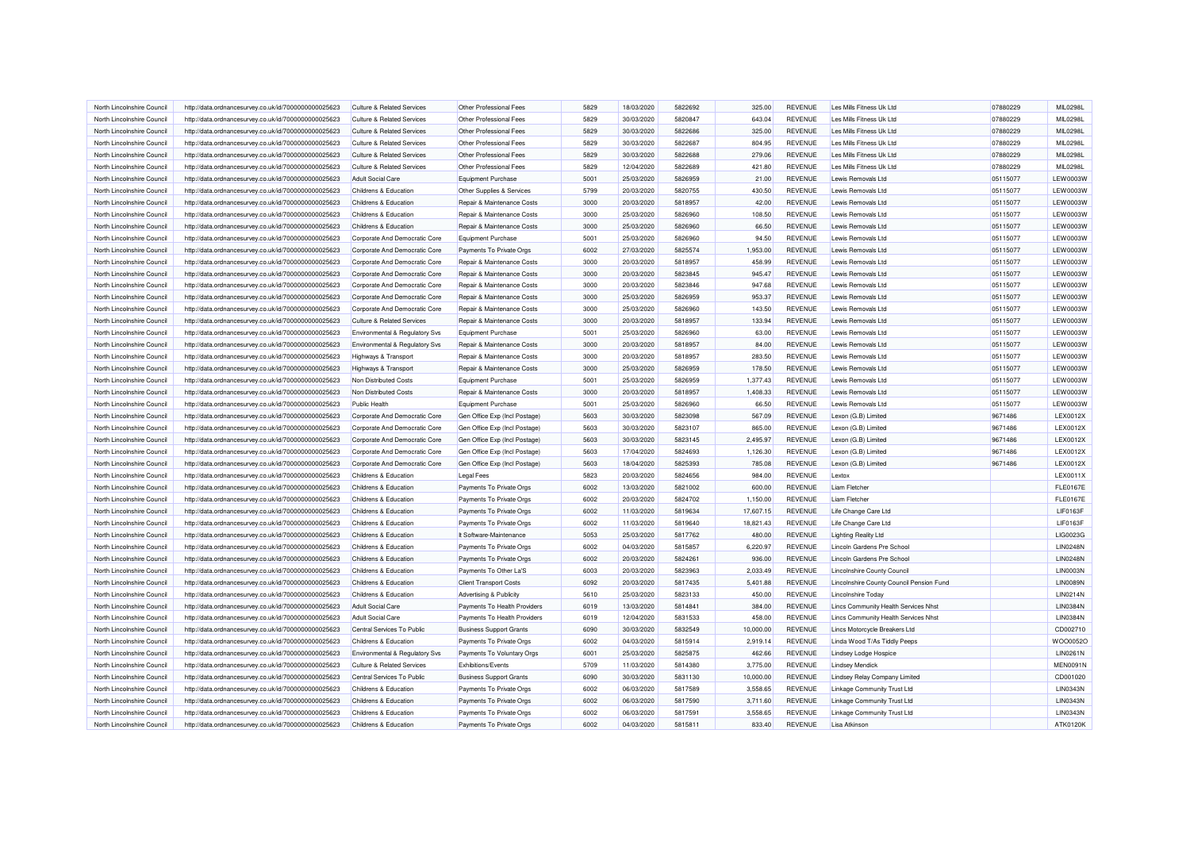| | | | | | | | | | | | |
|---|---|---|---|---|---|---|---|---|---|---|---|
| North Lincolnshire Council | http://data.ordnancesurvey.co.uk/id/7000000000025623 | Culture & Related Services | Other Professional Fees | 5829 | 18/03/2020 | 5822692 | 325.00 | REVENUE | Les Mills Fitness Uk Ltd | 07880229 | MIL0298L |
| North Lincolnshire Council | http://data.ordnancesurvey.co.uk/id/7000000000025623 | Culture & Related Services | Other Professional Fees | 5829 | 30/03/2020 | 5820847 | 643.04 | REVENUE | Les Mills Fitness Uk Ltd | 07880229 | MIL0298L |
| North Lincolnshire Council | http://data.ordnancesurvey.co.uk/id/7000000000025623 | Culture & Related Services | Other Professional Fees | 5829 | 30/03/2020 | 5822686 | 325.00 | REVENUE | Les Mills Fitness Uk Ltd | 07880229 | MIL0298L |
| North Lincolnshire Council | http://data.ordnancesurvey.co.uk/id/7000000000025623 | Culture & Related Services | Other Professional Fees | 5829 | 30/03/2020 | 5822687 | 804.95 | REVENUE | Les Mills Fitness Uk Ltd | 07880229 | MIL0298L |
| North Lincolnshire Council | http://data.ordnancesurvey.co.uk/id/7000000000025623 | Culture & Related Services | Other Professional Fees | 5829 | 30/03/2020 | 5822688 | 279.06 | REVENUE | Les Mills Fitness Uk Ltd | 07880229 | MIL0298L |
| North Lincolnshire Council | http://data.ordnancesurvey.co.uk/id/7000000000025623 | Culture & Related Services | Other Professional Fees | 5829 | 12/04/2020 | 5822689 | 421.80 | REVENUE | Les Mills Fitness Uk Ltd | 07880229 | MIL0298L |
| North Lincolnshire Council | http://data.ordnancesurvey.co.uk/id/7000000000025623 | Adult Social Care | Equipment Purchase | 5001 | 25/03/2020 | 5826959 | 21.00 | REVENUE | Lewis Removals Ltd | 05115077 | LEW0003W |
| North Lincolnshire Council | http://data.ordnancesurvey.co.uk/id/7000000000025623 | Childrens & Education | Other Supplies & Services | 5799 | 20/03/2020 | 5820755 | 430.50 | REVENUE | Lewis Removals Ltd | 05115077 | LEW0003W |
| North Lincolnshire Council | http://data.ordnancesurvey.co.uk/id/7000000000025623 | Childrens & Education | Repair & Maintenance Costs | 3000 | 20/03/2020 | 5818957 | 42.00 | REVENUE | Lewis Removals Ltd | 05115077 | LEW0003W |
| North Lincolnshire Council | http://data.ordnancesurvey.co.uk/id/7000000000025623 | Childrens & Education | Repair & Maintenance Costs | 3000 | 25/03/2020 | 5826960 | 108.50 | REVENUE | Lewis Removals Ltd | 05115077 | LEW0003W |
| North Lincolnshire Council | http://data.ordnancesurvey.co.uk/id/7000000000025623 | Childrens & Education | Repair & Maintenance Costs | 3000 | 25/03/2020 | 5826960 | 66.50 | REVENUE | Lewis Removals Ltd | 05115077 | LEW0003W |
| North Lincolnshire Council | http://data.ordnancesurvey.co.uk/id/7000000000025623 | Corporate And Democratic Core | Equipment Purchase | 5001 | 25/03/2020 | 5826960 | 94.50 | REVENUE | Lewis Removals Ltd | 05115077 | LEW0003W |
| North Lincolnshire Council | http://data.ordnancesurvey.co.uk/id/7000000000025623 | Corporate And Democratic Core | Payments To Private Orgs | 6002 | 27/03/2020 | 5825574 | 1,953.00 | REVENUE | Lewis Removals Ltd | 05115077 | LEW0003W |
| North Lincolnshire Council | http://data.ordnancesurvey.co.uk/id/7000000000025623 | Corporate And Democratic Core | Repair & Maintenance Costs | 3000 | 20/03/2020 | 5818957 | 458.99 | REVENUE | Lewis Removals Ltd | 05115077 | LEW0003W |
| North Lincolnshire Council | http://data.ordnancesurvey.co.uk/id/7000000000025623 | Corporate And Democratic Core | Repair & Maintenance Costs | 3000 | 20/03/2020 | 5823845 | 945.47 | REVENUE | Lewis Removals Ltd | 05115077 | LEW0003W |
| North Lincolnshire Council | http://data.ordnancesurvey.co.uk/id/7000000000025623 | Corporate And Democratic Core | Repair & Maintenance Costs | 3000 | 20/03/2020 | 5823846 | 947.68 | REVENUE | Lewis Removals Ltd | 05115077 | LEW0003W |
| North Lincolnshire Council | http://data.ordnancesurvey.co.uk/id/7000000000025623 | Corporate And Democratic Core | Repair & Maintenance Costs | 3000 | 25/03/2020 | 5826959 | 953.37 | REVENUE | Lewis Removals Ltd | 05115077 | LEW0003W |
| North Lincolnshire Council | http://data.ordnancesurvey.co.uk/id/7000000000025623 | Corporate And Democratic Core | Repair & Maintenance Costs | 3000 | 25/03/2020 | 5826960 | 143.50 | REVENUE | Lewis Removals Ltd | 05115077 | LEW0003W |
| North Lincolnshire Council | http://data.ordnancesurvey.co.uk/id/7000000000025623 | Culture & Related Services | Repair & Maintenance Costs | 3000 | 20/03/2020 | 5818957 | 133.94 | REVENUE | Lewis Removals Ltd | 05115077 | LEW0003W |
| North Lincolnshire Council | http://data.ordnancesurvey.co.uk/id/7000000000025623 | Environmental & Regulatory Svs | Equipment Purchase | 5001 | 25/03/2020 | 5826960 | 63.00 | REVENUE | Lewis Removals Ltd | 05115077 | LEW0003W |
| North Lincolnshire Council | http://data.ordnancesurvey.co.uk/id/7000000000025623 | Environmental & Regulatory Svs | Repair & Maintenance Costs | 3000 | 20/03/2020 | 5818957 | 84.00 | REVENUE | Lewis Removals Ltd | 05115077 | LEW0003W |
| North Lincolnshire Council | http://data.ordnancesurvey.co.uk/id/7000000000025623 | Highways & Transport | Repair & Maintenance Costs | 3000 | 20/03/2020 | 5818957 | 283.50 | REVENUE | Lewis Removals Ltd | 05115077 | LEW0003W |
| North Lincolnshire Council | http://data.ordnancesurvey.co.uk/id/7000000000025623 | Highways & Transport | Repair & Maintenance Costs | 3000 | 25/03/2020 | 5826959 | 178.50 | REVENUE | Lewis Removals Ltd | 05115077 | LEW0003W |
| North Lincolnshire Council | http://data.ordnancesurvey.co.uk/id/7000000000025623 | Non Distributed Costs | Equipment Purchase | 5001 | 25/03/2020 | 5826959 | 1,377.43 | REVENUE | Lewis Removals Ltd | 05115077 | LEW0003W |
| North Lincolnshire Council | http://data.ordnancesurvey.co.uk/id/7000000000025623 | Non Distributed Costs | Repair & Maintenance Costs | 3000 | 20/03/2020 | 5818957 | 1,408.33 | REVENUE | Lewis Removals Ltd | 05115077 | LEW0003W |
| North Lincolnshire Council | http://data.ordnancesurvey.co.uk/id/7000000000025623 | Public Health | Equipment Purchase | 5001 | 25/03/2020 | 5826960 | 66.50 | REVENUE | Lewis Removals Ltd | 05115077 | LEW0003W |
| North Lincolnshire Council | http://data.ordnancesurvey.co.uk/id/7000000000025623 | Corporate And Democratic Core | Gen Office Exp (Incl Postage) | 5603 | 30/03/2020 | 5823098 | 567.09 | REVENUE | Lexon (G.B) Limited | 9671486 | LEX0012X |
| North Lincolnshire Council | http://data.ordnancesurvey.co.uk/id/7000000000025623 | Corporate And Democratic Core | Gen Office Exp (Incl Postage) | 5603 | 30/03/2020 | 5823107 | 865.00 | REVENUE | Lexon (G.B) Limited | 9671486 | LEX0012X |
| North Lincolnshire Council | http://data.ordnancesurvey.co.uk/id/7000000000025623 | Corporate And Democratic Core | Gen Office Exp (Incl Postage) | 5603 | 30/03/2020 | 5823145 | 2,495.97 | REVENUE | Lexon (G.B) Limited | 9671486 | LEX0012X |
| North Lincolnshire Council | http://data.ordnancesurvey.co.uk/id/7000000000025623 | Corporate And Democratic Core | Gen Office Exp (Incl Postage) | 5603 | 17/04/2020 | 5824693 | 1,126.30 | REVENUE | Lexon (G.B) Limited | 9671486 | LEX0012X |
| North Lincolnshire Council | http://data.ordnancesurvey.co.uk/id/7000000000025623 | Corporate And Democratic Core | Gen Office Exp (Incl Postage) | 5603 | 18/04/2020 | 5825393 | 785.08 | REVENUE | Lexon (G.B) Limited | 9671486 | LEX0012X |
| North Lincolnshire Council | http://data.ordnancesurvey.co.uk/id/7000000000025623 | Childrens & Education | Legal Fees | 5823 | 20/03/2020 | 5824656 | 984.00 | REVENUE | Lextox | | LEX0011X |
| North Lincolnshire Council | http://data.ordnancesurvey.co.uk/id/7000000000025623 | Childrens & Education | Payments To Private Orgs | 6002 | 13/03/2020 | 5821002 | 600.00 | REVENUE | Liam Fletcher | | FLE0167E |
| North Lincolnshire Council | http://data.ordnancesurvey.co.uk/id/7000000000025623 | Childrens & Education | Payments To Private Orgs | 6002 | 20/03/2020 | 5824702 | 1,150.00 | REVENUE | Liam Fletcher | | FLE0167E |
| North Lincolnshire Council | http://data.ordnancesurvey.co.uk/id/7000000000025623 | Childrens & Education | Payments To Private Orgs | 6002 | 11/03/2020 | 5819634 | 17,607.15 | REVENUE | Life Change Care Ltd | | LIF0163F |
| North Lincolnshire Council | http://data.ordnancesurvey.co.uk/id/7000000000025623 | Childrens & Education | Payments To Private Orgs | 6002 | 11/03/2020 | 5819640 | 18,821.43 | REVENUE | Life Change Care Ltd | | LIF0163F |
| North Lincolnshire Council | http://data.ordnancesurvey.co.uk/id/7000000000025623 | Childrens & Education | It Software-Maintenance | 5053 | 25/03/2020 | 5817762 | 480.00 | REVENUE | Lighting Reality Ltd | | LIG0023G |
| North Lincolnshire Council | http://data.ordnancesurvey.co.uk/id/7000000000025623 | Childrens & Education | Payments To Private Orgs | 6002 | 04/03/2020 | 5815857 | 6,220.97 | REVENUE | Lincoln Gardens Pre School | | LIN0248N |
| North Lincolnshire Council | http://data.ordnancesurvey.co.uk/id/7000000000025623 | Childrens & Education | Payments To Private Orgs | 6002 | 20/03/2020 | 5824261 | 936.00 | REVENUE | Lincoln Gardens Pre School | | LIN0248N |
| North Lincolnshire Council | http://data.ordnancesurvey.co.uk/id/7000000000025623 | Childrens & Education | Payments To Other La'S | 6003 | 20/03/2020 | 5823963 | 2,033.49 | REVENUE | Lincolnshire County Council | | LIN0003N |
| North Lincolnshire Council | http://data.ordnancesurvey.co.uk/id/7000000000025623 | Childrens & Education | Client Transport Costs | 6092 | 20/03/2020 | 5817435 | 5,401.88 | REVENUE | Lincolnshire County Council Pension Fund | | LIN0089N |
| North Lincolnshire Council | http://data.ordnancesurvey.co.uk/id/7000000000025623 | Childrens & Education | Advertising & Publicity | 5610 | 25/03/2020 | 5823133 | 450.00 | REVENUE | Lincolnshire Today | | LIN0214N |
| North Lincolnshire Council | http://data.ordnancesurvey.co.uk/id/7000000000025623 | Adult Social Care | Payments To Health Providers | 6019 | 13/03/2020 | 5814841 | 384.00 | REVENUE | Lincs Community Health Services Nhst | | LIN0384N |
| North Lincolnshire Council | http://data.ordnancesurvey.co.uk/id/7000000000025623 | Adult Social Care | Payments To Health Providers | 6019 | 12/04/2020 | 5831533 | 458.00 | REVENUE | Lincs Community Health Services Nhst | | LIN0384N |
| North Lincolnshire Council | http://data.ordnancesurvey.co.uk/id/7000000000025623 | Central Services To Public | Business Support Grants | 6090 | 30/03/2020 | 5832549 | 10,000.00 | REVENUE | Lincs Motorcycle Breakers Ltd | | CD002710 |
| North Lincolnshire Council | http://data.ordnancesurvey.co.uk/id/7000000000025623 | Childrens & Education | Payments To Private Orgs | 6002 | 04/03/2020 | 5815914 | 2,919.14 | REVENUE | Linda Wood T/As Tiddly Peeps | | WOO0052O |
| North Lincolnshire Council | http://data.ordnancesurvey.co.uk/id/7000000000025623 | Environmental & Regulatory Svs | Payments To Voluntary Orgs | 6001 | 25/03/2020 | 5825875 | 462.66 | REVENUE | Lindsey Lodge Hospice | | LIN0261N |
| North Lincolnshire Council | http://data.ordnancesurvey.co.uk/id/7000000000025623 | Culture & Related Services | Exhibitions/Events | 5709 | 11/03/2020 | 5814380 | 3,775.00 | REVENUE | Lindsey Mendick | | MEN0091N |
| North Lincolnshire Council | http://data.ordnancesurvey.co.uk/id/7000000000025623 | Central Services To Public | Business Support Grants | 6090 | 30/03/2020 | 5831130 | 10,000.00 | REVENUE | Lindsey Relay Company Limited | | CD001020 |
| North Lincolnshire Council | http://data.ordnancesurvey.co.uk/id/7000000000025623 | Childrens & Education | Payments To Private Orgs | 6002 | 06/03/2020 | 5817589 | 3,558.65 | REVENUE | Linkage Community Trust Ltd | | LIN0343N |
| North Lincolnshire Council | http://data.ordnancesurvey.co.uk/id/7000000000025623 | Childrens & Education | Payments To Private Orgs | 6002 | 06/03/2020 | 5817590 | 3,711.60 | REVENUE | Linkage Community Trust Ltd | | LIN0343N |
| North Lincolnshire Council | http://data.ordnancesurvey.co.uk/id/7000000000025623 | Childrens & Education | Payments To Private Orgs | 6002 | 06/03/2020 | 5817591 | 3,558.65 | REVENUE | Linkage Community Trust Ltd | | LIN0343N |
| North Lincolnshire Council | http://data.ordnancesurvey.co.uk/id/7000000000025623 | Childrens & Education | Payments To Private Orgs | 6002 | 04/03/2020 | 5815811 | 833.40 | REVENUE | Lisa Atkinson | | ATK0120K |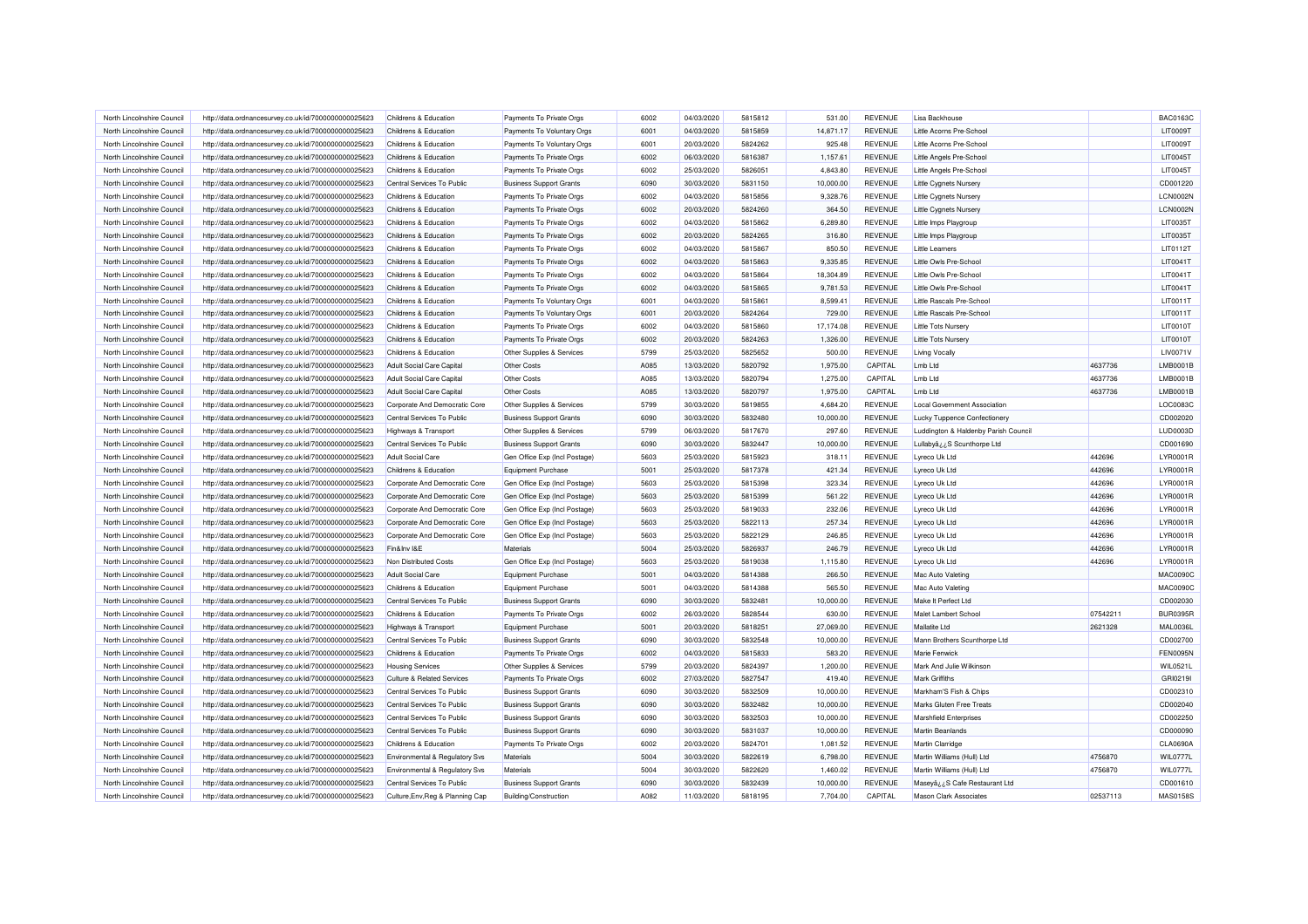| | | | | | | | | | | | |
|---|---|---|---|---|---|---|---|---|---|---|---|
| North Lincolnshire Council | http://data.ordnancesurvey.co.uk/id/7000000000025623 | Childrens & Education | Payments To Private Orgs | 6002 | 04/03/2020 | 5815812 | 531.00 | REVENUE | Lisa Backhouse | | BAC0163C |
| North Lincolnshire Council | http://data.ordnancesurvey.co.uk/id/7000000000025623 | Childrens & Education | Payments To Voluntary Orgs | 6001 | 04/03/2020 | 5815859 | 14,871.17 | REVENUE | Little Acorns Pre-School | | LIT0009T |
| North Lincolnshire Council | http://data.ordnancesurvey.co.uk/id/7000000000025623 | Childrens & Education | Payments To Voluntary Orgs | 6001 | 20/03/2020 | 5824262 | 925.48 | REVENUE | Little Acorns Pre-School | | LIT0009T |
| North Lincolnshire Council | http://data.ordnancesurvey.co.uk/id/7000000000025623 | Childrens & Education | Payments To Private Orgs | 6002 | 06/03/2020 | 5816387 | 1,157.61 | REVENUE | Little Angels Pre-School | | LIT0045T |
| North Lincolnshire Council | http://data.ordnancesurvey.co.uk/id/7000000000025623 | Childrens & Education | Payments To Private Orgs | 6002 | 25/03/2020 | 5826051 | 4,843.80 | REVENUE | Little Angels Pre-School | | LIT0045T |
| North Lincolnshire Council | http://data.ordnancesurvey.co.uk/id/7000000000025623 | Central Services To Public | Business Support Grants | 6090 | 30/03/2020 | 5831150 | 10,000.00 | REVENUE | Little Cygnets Nursery | | CD001220 |
| North Lincolnshire Council | http://data.ordnancesurvey.co.uk/id/7000000000025623 | Childrens & Education | Payments To Private Orgs | 6002 | 04/03/2020 | 5815856 | 9,328.76 | REVENUE | Little Cygnets Nursery | | LCN0002N |
| North Lincolnshire Council | http://data.ordnancesurvey.co.uk/id/7000000000025623 | Childrens & Education | Payments To Private Orgs | 6002 | 20/03/2020 | 5824260 | 364.50 | REVENUE | Little Cygnets Nursery | | LCN0002N |
| North Lincolnshire Council | http://data.ordnancesurvey.co.uk/id/7000000000025623 | Childrens & Education | Payments To Private Orgs | 6002 | 04/03/2020 | 5815862 | 6,289.80 | REVENUE | Little Imps Playgroup | | LIT0035T |
| North Lincolnshire Council | http://data.ordnancesurvey.co.uk/id/7000000000025623 | Childrens & Education | Payments To Private Orgs | 6002 | 20/03/2020 | 5824265 | 316.80 | REVENUE | Little Imps Playgroup | | LIT0035T |
| North Lincolnshire Council | http://data.ordnancesurvey.co.uk/id/7000000000025623 | Childrens & Education | Payments To Private Orgs | 6002 | 04/03/2020 | 5815867 | 850.50 | REVENUE | Little Learners | | LIT0112T |
| North Lincolnshire Council | http://data.ordnancesurvey.co.uk/id/7000000000025623 | Childrens & Education | Payments To Private Orgs | 6002 | 04/03/2020 | 5815863 | 9,335.85 | REVENUE | Little Owls Pre-School | | LIT0041T |
| North Lincolnshire Council | http://data.ordnancesurvey.co.uk/id/7000000000025623 | Childrens & Education | Payments To Private Orgs | 6002 | 04/03/2020 | 5815864 | 18,304.89 | REVENUE | Little Owls Pre-School | | LIT0041T |
| North Lincolnshire Council | http://data.ordnancesurvey.co.uk/id/7000000000025623 | Childrens & Education | Payments To Private Orgs | 6002 | 04/03/2020 | 5815865 | 9,781.53 | REVENUE | Little Owls Pre-School | | LIT0041T |
| North Lincolnshire Council | http://data.ordnancesurvey.co.uk/id/7000000000025623 | Childrens & Education | Payments To Voluntary Orgs | 6001 | 04/03/2020 | 5815861 | 8,599.41 | REVENUE | Little Rascals Pre-School | | LIT0011T |
| North Lincolnshire Council | http://data.ordnancesurvey.co.uk/id/7000000000025623 | Childrens & Education | Payments To Voluntary Orgs | 6001 | 20/03/2020 | 5824264 | 729.00 | REVENUE | Little Rascals Pre-School | | LIT0011T |
| North Lincolnshire Council | http://data.ordnancesurvey.co.uk/id/7000000000025623 | Childrens & Education | Payments To Private Orgs | 6002 | 04/03/2020 | 5815860 | 17,174.08 | REVENUE | Little Tots Nursery | | LIT0010T |
| North Lincolnshire Council | http://data.ordnancesurvey.co.uk/id/7000000000025623 | Childrens & Education | Payments To Private Orgs | 6002 | 20/03/2020 | 5824263 | 1,326.00 | REVENUE | Little Tots Nursery | | LIT0010T |
| North Lincolnshire Council | http://data.ordnancesurvey.co.uk/id/7000000000025623 | Childrens & Education | Other Supplies & Services | 5799 | 25/03/2020 | 5825652 | 500.00 | REVENUE | Living Vocally | | LIV0071V |
| North Lincolnshire Council | http://data.ordnancesurvey.co.uk/id/7000000000025623 | Adult Social Care Capital | Other Costs | A085 | 13/03/2020 | 5820792 | 1,975.00 | CAPITAL | Lmb Ltd | 4637736 | LMB0001B |
| North Lincolnshire Council | http://data.ordnancesurvey.co.uk/id/7000000000025623 | Adult Social Care Capital | Other Costs | A085 | 13/03/2020 | 5820794 | 1,275.00 | CAPITAL | Lmb Ltd | 4637736 | LMB0001B |
| North Lincolnshire Council | http://data.ordnancesurvey.co.uk/id/7000000000025623 | Adult Social Care Capital | Other Costs | A085 | 13/03/2020 | 5820797 | 1,975.00 | CAPITAL | Lmb Ltd | 4637736 | LMB0001B |
| North Lincolnshire Council | http://data.ordnancesurvey.co.uk/id/7000000000025623 | Corporate And Democratic Core | Other Supplies & Services | 5799 | 30/03/2020 | 5819855 | 4,684.20 | REVENUE | Local Government Association | | LOC0083C |
| North Lincolnshire Council | http://data.ordnancesurvey.co.uk/id/7000000000025623 | Central Services To Public | Business Support Grants | 6090 | 30/03/2020 | 5832480 | 10,000.00 | REVENUE | Lucky Tuppence Confectionery | | CD002020 |
| North Lincolnshire Council | http://data.ordnancesurvey.co.uk/id/7000000000025623 | Highways & Transport | Other Supplies & Services | 5799 | 06/03/2020 | 5817670 | 297.60 | REVENUE | Luddington & Haldenby Parish Council | | LUD0003D |
| North Lincolnshire Council | http://data.ordnancesurvey.co.uk/id/7000000000025623 | Central Services To Public | Business Support Grants | 6090 | 30/03/2020 | 5832447 | 10,000.00 | REVENUE | Lullabyâ¿¿S Scunthorpe Ltd | | CD001690 |
| North Lincolnshire Council | http://data.ordnancesurvey.co.uk/id/7000000000025623 | Adult Social Care | Gen Office Exp (Incl Postage) | 5603 | 25/03/2020 | 5815923 | 318.11 | REVENUE | Lyreco Uk Ltd | 442696 | LYR0001R |
| North Lincolnshire Council | http://data.ordnancesurvey.co.uk/id/7000000000025623 | Childrens & Education | Equipment Purchase | 5001 | 25/03/2020 | 5817378 | 421.34 | REVENUE | Lyreco Uk Ltd | 442696 | LYR0001R |
| North Lincolnshire Council | http://data.ordnancesurvey.co.uk/id/7000000000025623 | Corporate And Democratic Core | Gen Office Exp (Incl Postage) | 5603 | 25/03/2020 | 5815398 | 323.34 | REVENUE | Lyreco Uk Ltd | 442696 | LYR0001R |
| North Lincolnshire Council | http://data.ordnancesurvey.co.uk/id/7000000000025623 | Corporate And Democratic Core | Gen Office Exp (Incl Postage) | 5603 | 25/03/2020 | 5815399 | 561.22 | REVENUE | Lyreco Uk Ltd | 442696 | LYR0001R |
| North Lincolnshire Council | http://data.ordnancesurvey.co.uk/id/7000000000025623 | Corporate And Democratic Core | Gen Office Exp (Incl Postage) | 5603 | 25/03/2020 | 5819033 | 232.06 | REVENUE | Lyreco Uk Ltd | 442696 | LYR0001R |
| North Lincolnshire Council | http://data.ordnancesurvey.co.uk/id/7000000000025623 | Corporate And Democratic Core | Gen Office Exp (Incl Postage) | 5603 | 25/03/2020 | 5822113 | 257.34 | REVENUE | Lyreco Uk Ltd | 442696 | LYR0001R |
| North Lincolnshire Council | http://data.ordnancesurvey.co.uk/id/7000000000025623 | Corporate And Democratic Core | Gen Office Exp (Incl Postage) | 5603 | 25/03/2020 | 5822129 | 246.85 | REVENUE | Lyreco Uk Ltd | 442696 | LYR0001R |
| North Lincolnshire Council | http://data.ordnancesurvey.co.uk/id/7000000000025623 | Fin&Inv I&E | Materials | 5004 | 25/03/2020 | 5826937 | 246.79 | REVENUE | Lyreco Uk Ltd | 442696 | LYR0001R |
| North Lincolnshire Council | http://data.ordnancesurvey.co.uk/id/7000000000025623 | Non Distributed Costs | Gen Office Exp (Incl Postage) | 5603 | 25/03/2020 | 5819038 | 1,115.80 | REVENUE | Lyreco Uk Ltd | 442696 | LYR0001R |
| North Lincolnshire Council | http://data.ordnancesurvey.co.uk/id/7000000000025623 | Adult Social Care | Equipment Purchase | 5001 | 04/03/2020 | 5814388 | 266.50 | REVENUE | Mac Auto Valeting | | MAC0090C |
| North Lincolnshire Council | http://data.ordnancesurvey.co.uk/id/7000000000025623 | Childrens & Education | Equipment Purchase | 5001 | 04/03/2020 | 5814388 | 565.50 | REVENUE | Mac Auto Valeting | | MAC0090C |
| North Lincolnshire Council | http://data.ordnancesurvey.co.uk/id/7000000000025623 | Central Services To Public | Business Support Grants | 6090 | 30/03/2020 | 5832481 | 10,000.00 | REVENUE | Make It Perfect Ltd | | CD002030 |
| North Lincolnshire Council | http://data.ordnancesurvey.co.uk/id/7000000000025623 | Childrens & Education | Payments To Private Orgs | 6002 | 26/03/2020 | 5828544 | 630.00 | REVENUE | Malet Lambert School | 07542211 | BUR0395R |
| North Lincolnshire Council | http://data.ordnancesurvey.co.uk/id/7000000000025623 | Highways & Transport | Equipment Purchase | 5001 | 20/03/2020 | 5818251 | 27,069.00 | REVENUE | Mallatite Ltd | 2621328 | MAL0036L |
| North Lincolnshire Council | http://data.ordnancesurvey.co.uk/id/7000000000025623 | Central Services To Public | Business Support Grants | 6090 | 30/03/2020 | 5832548 | 10,000.00 | REVENUE | Mann Brothers Scunthorpe Ltd | | CD002700 |
| North Lincolnshire Council | http://data.ordnancesurvey.co.uk/id/7000000000025623 | Childrens & Education | Payments To Private Orgs | 6002 | 04/03/2020 | 5815833 | 583.20 | REVENUE | Marie Fenwick | | FEN0095N |
| North Lincolnshire Council | http://data.ordnancesurvey.co.uk/id/7000000000025623 | Housing Services | Other Supplies & Services | 5799 | 20/03/2020 | 5824397 | 1,200.00 | REVENUE | Mark And Julie Wilkinson | | WIL0521L |
| North Lincolnshire Council | http://data.ordnancesurvey.co.uk/id/7000000000025623 | Culture & Related Services | Payments To Private Orgs | 6002 | 27/03/2020 | 5827547 | 419.40 | REVENUE | Mark Griffiths | | GRI0219I |
| North Lincolnshire Council | http://data.ordnancesurvey.co.uk/id/7000000000025623 | Central Services To Public | Business Support Grants | 6090 | 30/03/2020 | 5832509 | 10,000.00 | REVENUE | Markham'S Fish & Chips | | CD002310 |
| North Lincolnshire Council | http://data.ordnancesurvey.co.uk/id/7000000000025623 | Central Services To Public | Business Support Grants | 6090 | 30/03/2020 | 5832482 | 10,000.00 | REVENUE | Marks Gluten Free Treats | | CD002040 |
| North Lincolnshire Council | http://data.ordnancesurvey.co.uk/id/7000000000025623 | Central Services To Public | Business Support Grants | 6090 | 30/03/2020 | 5832503 | 10,000.00 | REVENUE | Marshfield Enterprises | | CD002250 |
| North Lincolnshire Council | http://data.ordnancesurvey.co.uk/id/7000000000025623 | Central Services To Public | Business Support Grants | 6090 | 30/03/2020 | 5831037 | 10,000.00 | REVENUE | Martin Beanlands | | CD000090 |
| North Lincolnshire Council | http://data.ordnancesurvey.co.uk/id/7000000000025623 | Childrens & Education | Payments To Private Orgs | 6002 | 20/03/2020 | 5824701 | 1,081.52 | REVENUE | Martin Clarridge | | CLA0690A |
| North Lincolnshire Council | http://data.ordnancesurvey.co.uk/id/7000000000025623 | Environmental & Regulatory Svs | Materials | 5004 | 30/03/2020 | 5822619 | 6,798.00 | REVENUE | Martin Williams (Hull) Ltd | 4756870 | WIL0777L |
| North Lincolnshire Council | http://data.ordnancesurvey.co.uk/id/7000000000025623 | Environmental & Regulatory Svs | Materials | 5004 | 30/03/2020 | 5822620 | 1,460.02 | REVENUE | Martin Williams (Hull) Ltd | 4756870 | WIL0777L |
| North Lincolnshire Council | http://data.ordnancesurvey.co.uk/id/7000000000025623 | Central Services To Public | Business Support Grants | 6090 | 30/03/2020 | 5832439 | 10,000.00 | REVENUE | Maseyâ¿¿S Cafe Restaurant Ltd | | CD001610 |
| North Lincolnshire Council | http://data.ordnancesurvey.co.uk/id/7000000000025623 | Culture,Env,Reg & Planning Cap | Building/Construction | A082 | 11/03/2020 | 5818195 | 7,704.00 | CAPITAL | Mason Clark Associates | 02537113 | MAS0158S |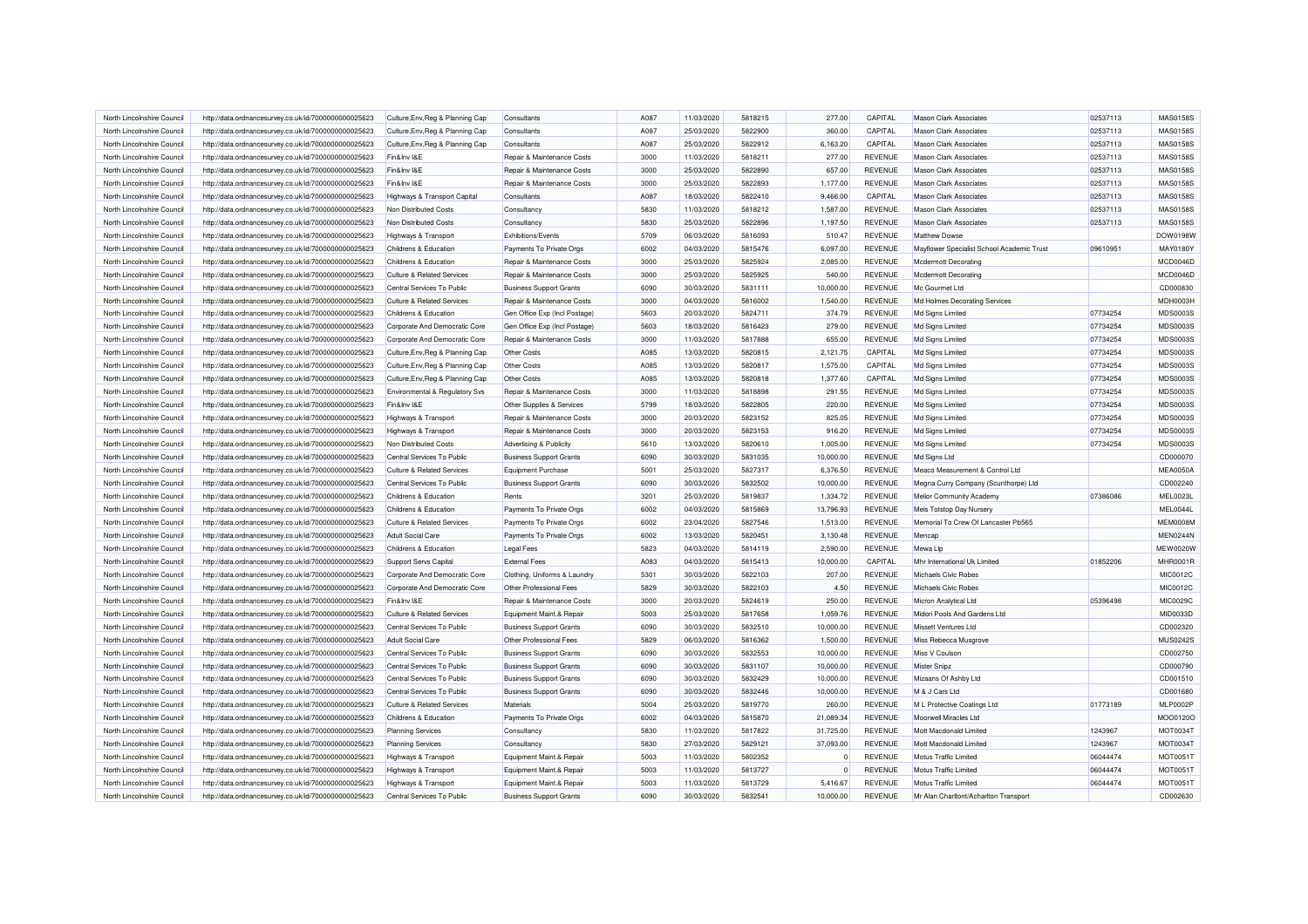| | | | | | | | | | | | | |
|---|---|---|---|---|---|---|---|---|---|---|---|---|
| North Lincolnshire Council | http://data.ordnancesurvey.co.uk/id/7000000000025623 | Culture,Env,Reg & Planning Cap | Consultants | A087 | 11/03/2020 | 5818215 | 277.00 | CAPITAL | Mason Clark Associates | 02537113 | MAS0158S |
| North Lincolnshire Council | http://data.ordnancesurvey.co.uk/id/7000000000025623 | Culture,Env,Reg & Planning Cap | Consultants | A087 | 25/03/2020 | 5822900 | 360.00 | CAPITAL | Mason Clark Associates | 02537113 | MAS0158S |
| North Lincolnshire Council | http://data.ordnancesurvey.co.uk/id/7000000000025623 | Culture,Env,Reg & Planning Cap | Consultants | A087 | 25/03/2020 | 5822912 | 6,163.20 | CAPITAL | Mason Clark Associates | 02537113 | MAS0158S |
| North Lincolnshire Council | http://data.ordnancesurvey.co.uk/id/7000000000025623 | Fin&Inv I&E | Repair & Maintenance Costs | 3000 | 11/03/2020 | 5818211 | 277.00 | REVENUE | Mason Clark Associates | 02537113 | MAS0158S |
| North Lincolnshire Council | http://data.ordnancesurvey.co.uk/id/7000000000025623 | Fin&Inv I&E | Repair & Maintenance Costs | 3000 | 25/03/2020 | 5822890 | 657.00 | REVENUE | Mason Clark Associates | 02537113 | MAS0158S |
| North Lincolnshire Council | http://data.ordnancesurvey.co.uk/id/7000000000025623 | Fin&Inv I&E | Repair & Maintenance Costs | 3000 | 25/03/2020 | 5822893 | 1,177.00 | REVENUE | Mason Clark Associates | 02537113 | MAS0158S |
| North Lincolnshire Council | http://data.ordnancesurvey.co.uk/id/7000000000025623 | Highways & Transport Capital | Consultants | A087 | 18/03/2020 | 5822410 | 9,466.00 | CAPITAL | Mason Clark Associates | 02537113 | MAS0158S |
| North Lincolnshire Council | http://data.ordnancesurvey.co.uk/id/7000000000025623 | Non Distributed Costs | Consultancy | 5830 | 11/03/2020 | 5818212 | 1,587.00 | REVENUE | Mason Clark Associates | 02537113 | MAS0158S |
| North Lincolnshire Council | http://data.ordnancesurvey.co.uk/id/7000000000025623 | Non Distributed Costs | Consultancy | 5830 | 25/03/2020 | 5822896 | 1,197.50 | REVENUE | Mason Clark Associates | 02537113 | MAS0158S |
| North Lincolnshire Council | http://data.ordnancesurvey.co.uk/id/7000000000025623 | Highways & Transport | Exhibitions/Events | 5709 | 06/03/2020 | 5816093 | 510.47 | REVENUE | Matthew Dowse | | DOW0198W |
| North Lincolnshire Council | http://data.ordnancesurvey.co.uk/id/7000000000025623 | Childrens & Education | Payments To Private Orgs | 6002 | 04/03/2020 | 5815476 | 6,097.00 | REVENUE | Mayflower Specialist School Academic Trust | 09610951 | MAY0180Y |
| North Lincolnshire Council | http://data.ordnancesurvey.co.uk/id/7000000000025623 | Childrens & Education | Repair & Maintenance Costs | 3000 | 25/03/2020 | 5825924 | 2,085.00 | REVENUE | Mcdermott Decorating | | MCD0046D |
| North Lincolnshire Council | http://data.ordnancesurvey.co.uk/id/7000000000025623 | Culture & Related Services | Repair & Maintenance Costs | 3000 | 25/03/2020 | 5825925 | 540.00 | REVENUE | Mcdermott Decorating | | MCD0046D |
| North Lincolnshire Council | http://data.ordnancesurvey.co.uk/id/7000000000025623 | Central Services To Public | Business Support Grants | 6090 | 30/03/2020 | 5831111 | 10,000.00 | REVENUE | Mc Gourmet Ltd | | CD000830 |
| North Lincolnshire Council | http://data.ordnancesurvey.co.uk/id/7000000000025623 | Culture & Related Services | Repair & Maintenance Costs | 3000 | 04/03/2020 | 5816002 | 1,540.00 | REVENUE | Md Holmes Decorating Services | | MDH0003H |
| North Lincolnshire Council | http://data.ordnancesurvey.co.uk/id/7000000000025623 | Childrens & Education | Gen Office Exp (Incl Postage) | 5603 | 20/03/2020 | 5824711 | 374.79 | REVENUE | Md Signs Limited | 07734254 | MDS0003S |
| North Lincolnshire Council | http://data.ordnancesurvey.co.uk/id/7000000000025623 | Corporate And Democratic Core | Gen Office Exp (Incl Postage) | 5603 | 18/03/2020 | 5816423 | 279.00 | REVENUE | Md Signs Limited | 07734254 | MDS0003S |
| North Lincolnshire Council | http://data.ordnancesurvey.co.uk/id/7000000000025623 | Corporate And Democratic Core | Repair & Maintenance Costs | 3000 | 11/03/2020 | 5817888 | 655.00 | REVENUE | Md Signs Limited | 07734254 | MDS0003S |
| North Lincolnshire Council | http://data.ordnancesurvey.co.uk/id/7000000000025623 | Culture,Env,Reg & Planning Cap | Other Costs | A085 | 13/03/2020 | 5820815 | 2,121.75 | CAPITAL | Md Signs Limited | 07734254 | MDS0003S |
| North Lincolnshire Council | http://data.ordnancesurvey.co.uk/id/7000000000025623 | Culture,Env,Reg & Planning Cap | Other Costs | A085 | 13/03/2020 | 5820817 | 1,575.00 | CAPITAL | Md Signs Limited | 07734254 | MDS0003S |
| North Lincolnshire Council | http://data.ordnancesurvey.co.uk/id/7000000000025623 | Culture,Env,Reg & Planning Cap | Other Costs | A085 | 13/03/2020 | 5820818 | 1,377.60 | CAPITAL | Md Signs Limited | 07734254 | MDS0003S |
| North Lincolnshire Council | http://data.ordnancesurvey.co.uk/id/7000000000025623 | Environmental & Regulatory Svs | Repair & Maintenance Costs | 3000 | 11/03/2020 | 5818898 | 291.55 | REVENUE | Md Signs Limited | 07734254 | MDS0003S |
| North Lincolnshire Council | http://data.ordnancesurvey.co.uk/id/7000000000025623 | Fin&Inv I&E | Other Supplies & Services | 5799 | 18/03/2020 | 5822805 | 220.00 | REVENUE | Md Signs Limited | 07734254 | MDS0003S |
| North Lincolnshire Council | http://data.ordnancesurvey.co.uk/id/7000000000025623 | Highways & Transport | Repair & Maintenance Costs | 3000 | 20/03/2020 | 5823152 | 825.05 | REVENUE | Md Signs Limited | 07734254 | MDS0003S |
| North Lincolnshire Council | http://data.ordnancesurvey.co.uk/id/7000000000025623 | Highways & Transport | Repair & Maintenance Costs | 3000 | 20/03/2020 | 5823153 | 916.20 | REVENUE | Md Signs Limited | 07734254 | MDS0003S |
| North Lincolnshire Council | http://data.ordnancesurvey.co.uk/id/7000000000025623 | Non Distributed Costs | Advertising & Publicity | 5610 | 13/03/2020 | 5820610 | 1,005.00 | REVENUE | Md Signs Limited | 07734254 | MDS0003S |
| North Lincolnshire Council | http://data.ordnancesurvey.co.uk/id/7000000000025623 | Central Services To Public | Business Support Grants | 6090 | 30/03/2020 | 5831035 | 10,000.00 | REVENUE | Md Signs Ltd | | CD000070 |
| North Lincolnshire Council | http://data.ordnancesurvey.co.uk/id/7000000000025623 | Culture & Related Services | Equipment Purchase | 5001 | 25/03/2020 | 5827317 | 6,376.50 | REVENUE | Meaco Measurement & Control Ltd | | MEA0050A |
| North Lincolnshire Council | http://data.ordnancesurvey.co.uk/id/7000000000025623 | Central Services To Public | Business Support Grants | 6090 | 30/03/2020 | 5832502 | 10,000.00 | REVENUE | Megna Curry Company (Scunthorpe) Ltd | | CD002240 |
| North Lincolnshire Council | http://data.ordnancesurvey.co.uk/id/7000000000025623 | Childrens & Education | Rents | 3201 | 25/03/2020 | 5819837 | 1,334.72 | REVENUE | Melior Community Academy | 07386086 | MEL0023L |
| North Lincolnshire Council | http://data.ordnancesurvey.co.uk/id/7000000000025623 | Childrens & Education | Payments To Private Orgs | 6002 | 04/03/2020 | 5815869 | 13,796.93 | REVENUE | Mels Totstop Day Nursery | | MEL0044L |
| North Lincolnshire Council | http://data.ordnancesurvey.co.uk/id/7000000000025623 | Culture & Related Services | Payments To Private Orgs | 6002 | 23/04/2020 | 5827546 | 1,513.00 | REVENUE | Memorial To Crew Of Lancaster Pb565 | | MEM0008M |
| North Lincolnshire Council | http://data.ordnancesurvey.co.uk/id/7000000000025623 | Adult Social Care | Payments To Private Orgs | 6002 | 13/03/2020 | 5820451 | 3,130.48 | REVENUE | Mencap | | MEN0244N |
| North Lincolnshire Council | http://data.ordnancesurvey.co.uk/id/7000000000025623 | Childrens & Education | Legal Fees | 5823 | 04/03/2020 | 5814119 | 2,590.00 | REVENUE | Mewa Llp | | MEW0020W |
| North Lincolnshire Council | http://data.ordnancesurvey.co.uk/id/7000000000025623 | Support Servs Capital | External Fees | A083 | 04/03/2020 | 5815413 | 10,000.00 | CAPITAL | Mhr International Uk Limited | 01852206 | MHR0001R |
| North Lincolnshire Council | http://data.ordnancesurvey.co.uk/id/7000000000025623 | Corporate And Democratic Core | Clothing, Uniforms & Laundry | 5301 | 30/03/2020 | 5822103 | 207.00 | REVENUE | Michaels Civic Robes | | MIC0012C |
| North Lincolnshire Council | http://data.ordnancesurvey.co.uk/id/7000000000025623 | Corporate And Democratic Core | Other Professional Fees | 5829 | 30/03/2020 | 5822103 | 4.50 | REVENUE | Michaels Civic Robes | | MIC0012C |
| North Lincolnshire Council | http://data.ordnancesurvey.co.uk/id/7000000000025623 | Fin&Inv I&E | Repair & Maintenance Costs | 3000 | 20/03/2020 | 5824619 | 250.00 | REVENUE | Micron Analytical Ltd | 05396498 | MIC0029C |
| North Lincolnshire Council | http://data.ordnancesurvey.co.uk/id/7000000000025623 | Culture & Related Services | Equipment Maint.& Repair | 5003 | 25/03/2020 | 5817658 | 1,059.76 | REVENUE | Midori Pools And Gardens Ltd | | MID0033D |
| North Lincolnshire Council | http://data.ordnancesurvey.co.uk/id/7000000000025623 | Central Services To Public | Business Support Grants | 6090 | 30/03/2020 | 5832510 | 10,000.00 | REVENUE | Missett Ventures Ltd | | CD002320 |
| North Lincolnshire Council | http://data.ordnancesurvey.co.uk/id/7000000000025623 | Adult Social Care | Other Professional Fees | 5829 | 06/03/2020 | 5816362 | 1,500.00 | REVENUE | Miss Rebecca Musgrove | | MUS0242S |
| North Lincolnshire Council | http://data.ordnancesurvey.co.uk/id/7000000000025623 | Central Services To Public | Business Support Grants | 6090 | 30/03/2020 | 5832553 | 10,000.00 | REVENUE | Miss V Coulson | | CD002750 |
| North Lincolnshire Council | http://data.ordnancesurvey.co.uk/id/7000000000025623 | Central Services To Public | Business Support Grants | 6090 | 30/03/2020 | 5831107 | 10,000.00 | REVENUE | Mister Snipz | | CD000790 |
| North Lincolnshire Council | http://data.ordnancesurvey.co.uk/id/7000000000025623 | Central Services To Public | Business Support Grants | 6090 | 30/03/2020 | 5832429 | 10,000.00 | REVENUE | Mizaans Of Ashby Ltd | | CD001510 |
| North Lincolnshire Council | http://data.ordnancesurvey.co.uk/id/7000000000025623 | Central Services To Public | Business Support Grants | 6090 | 30/03/2020 | 5832446 | 10,000.00 | REVENUE | M & J Cars Ltd | | CD001680 |
| North Lincolnshire Council | http://data.ordnancesurvey.co.uk/id/7000000000025623 | Culture & Related Services | Materials | 5004 | 25/03/2020 | 5819770 | 260.00 | REVENUE | M L Protective Coatings Ltd | 01773189 | MLP0002P |
| North Lincolnshire Council | http://data.ordnancesurvey.co.uk/id/7000000000025623 | Childrens & Education | Payments To Private Orgs | 6002 | 04/03/2020 | 5815870 | 21,089.34 | REVENUE | Moorwell Miracles Ltd | | MOO0120O |
| North Lincolnshire Council | http://data.ordnancesurvey.co.uk/id/7000000000025623 | Planning Services | Consultancy | 5830 | 11/03/2020 | 5817822 | 31,725.00 | REVENUE | Mott Macdonald Limited | 1243967 | MOT0034T |
| North Lincolnshire Council | http://data.ordnancesurvey.co.uk/id/7000000000025623 | Planning Services | Consultancy | 5830 | 27/03/2020 | 5829121 | 37,093.00 | REVENUE | Mott Macdonald Limited | 1243967 | MOT0034T |
| North Lincolnshire Council | http://data.ordnancesurvey.co.uk/id/7000000000025623 | Highways & Transport | Equipment Maint.& Repair | 5003 | 11/03/2020 | 5802352 | 0 | REVENUE | Motus Traffic Limited | 06044474 | MOT0051T |
| North Lincolnshire Council | http://data.ordnancesurvey.co.uk/id/7000000000025623 | Highways & Transport | Equipment Maint.& Repair | 5003 | 11/03/2020 | 5813727 | 0 | REVENUE | Motus Traffic Limited | 06044474 | MOT0051T |
| North Lincolnshire Council | http://data.ordnancesurvey.co.uk/id/7000000000025623 | Highways & Transport | Equipment Maint.& Repair | 5003 | 11/03/2020 | 5813729 | 5,416.67 | REVENUE | Motus Traffic Limited | 06044474 | MOT0051T |
| North Lincolnshire Council | http://data.ordnancesurvey.co.uk/id/7000000000025623 | Central Services To Public | Business Support Grants | 6090 | 30/03/2020 | 5832541 | 10,000.00 | REVENUE | Mr Alan Charltont/Acharlton Transport | | CD002630 |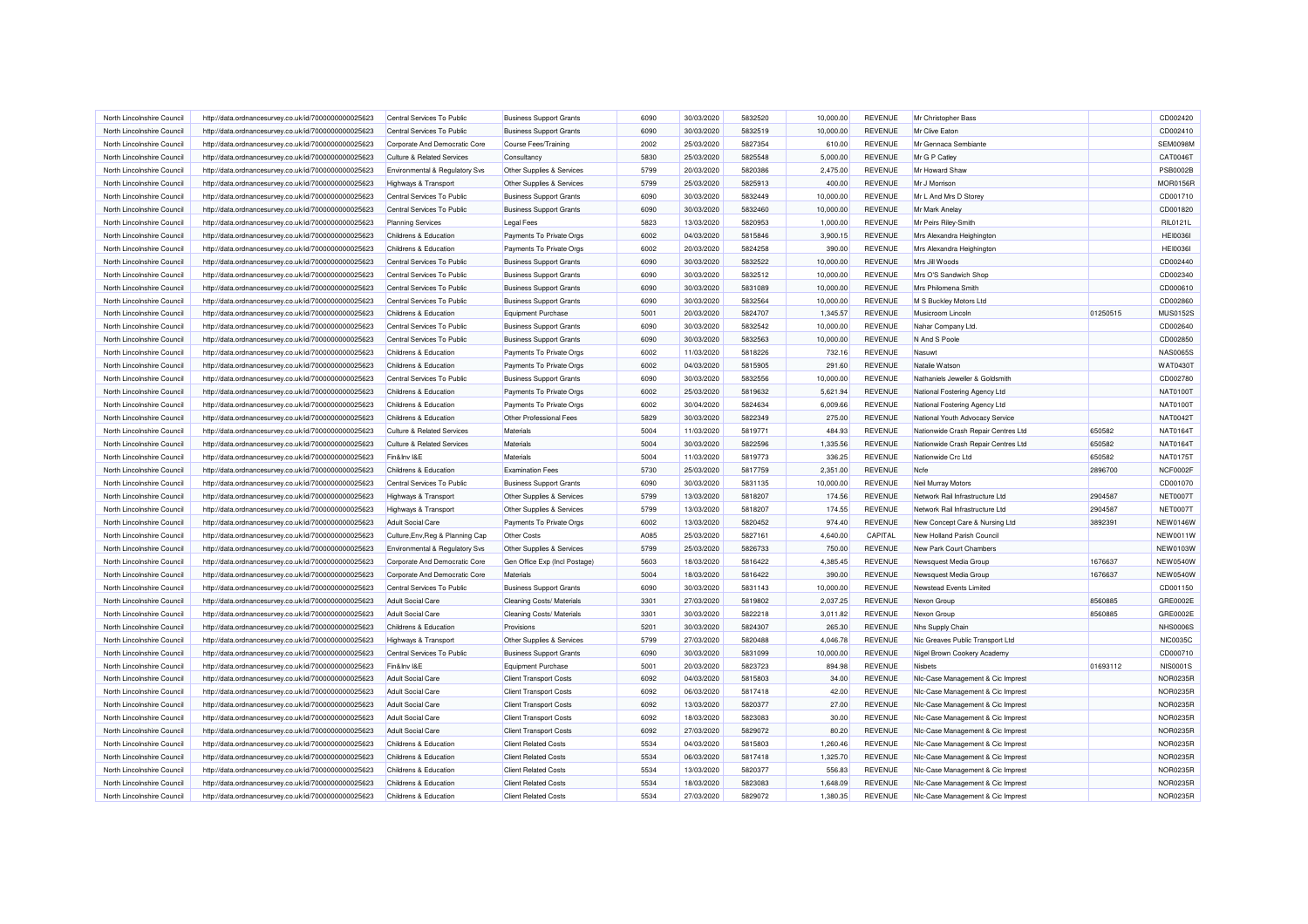| | | | | | | | | | | | |
|---|---|---|---|---|---|---|---|---|---|---|---|
| North Lincolnshire Council | http://data.ordnancesurvey.co.uk/id/7000000000025623 | Central Services To Public | Business Support Grants | 6090 | 30/03/2020 | 5832520 | 10,000.00 | REVENUE | Mr Christopher Bass | | CD002420 |
| North Lincolnshire Council | http://data.ordnancesurvey.co.uk/id/7000000000025623 | Central Services To Public | Business Support Grants | 6090 | 30/03/2020 | 5832519 | 10,000.00 | REVENUE | Mr Clive Eaton | | CD002410 |
| North Lincolnshire Council | http://data.ordnancesurvey.co.uk/id/7000000000025623 | Corporate And Democratic Core | Course Fees/Training | 2002 | 25/03/2020 | 5827354 | 610.00 | REVENUE | Mr Gennaca Sembiante | | SEM0098M |
| North Lincolnshire Council | http://data.ordnancesurvey.co.uk/id/7000000000025623 | Culture & Related Services | Consultancy | 5830 | 25/03/2020 | 5825548 | 5,000.00 | REVENUE | Mr G P Catley | | CAT0046T |
| North Lincolnshire Council | http://data.ordnancesurvey.co.uk/id/7000000000025623 | Environmental & Regulatory Svs | Other Supplies & Services | 5799 | 20/03/2020 | 5820386 | 2,475.00 | REVENUE | Mr Howard Shaw | | PSB0002B |
| North Lincolnshire Council | http://data.ordnancesurvey.co.uk/id/7000000000025623 | Highways & Transport | Other Supplies & Services | 5799 | 25/03/2020 | 5825913 | 400.00 | REVENUE | Mr J Morrison | | MOR0156R |
| North Lincolnshire Council | http://data.ordnancesurvey.co.uk/id/7000000000025623 | Central Services To Public | Business Support Grants | 6090 | 30/03/2020 | 5832449 | 10,000.00 | REVENUE | Mr L And Mrs D Storey | | CD001710 |
| North Lincolnshire Council | http://data.ordnancesurvey.co.uk/id/7000000000025623 | Central Services To Public | Business Support Grants | 6090 | 30/03/2020 | 5832460 | 10,000.00 | REVENUE | Mr Mark Anelay | | CD001820 |
| North Lincolnshire Council | http://data.ordnancesurvey.co.uk/id/7000000000025623 | Planning Services | Legal Fees | 5823 | 13/03/2020 | 5820953 | 1,000.00 | REVENUE | Mr Peirs Riley-Smith | | RIL0121L |
| North Lincolnshire Council | http://data.ordnancesurvey.co.uk/id/7000000000025623 | Childrens & Education | Payments To Private Orgs | 6002 | 04/03/2020 | 5815846 | 3,900.15 | REVENUE | Mrs Alexandra Heighington | | HEI0036I |
| North Lincolnshire Council | http://data.ordnancesurvey.co.uk/id/7000000000025623 | Childrens & Education | Payments To Private Orgs | 6002 | 20/03/2020 | 5824258 | 390.00 | REVENUE | Mrs Alexandra Heighington | | HEI0036I |
| North Lincolnshire Council | http://data.ordnancesurvey.co.uk/id/7000000000025623 | Central Services To Public | Business Support Grants | 6090 | 30/03/2020 | 5832522 | 10,000.00 | REVENUE | Mrs Jill Woods | | CD002440 |
| North Lincolnshire Council | http://data.ordnancesurvey.co.uk/id/7000000000025623 | Central Services To Public | Business Support Grants | 6090 | 30/03/2020 | 5832512 | 10,000.00 | REVENUE | Mrs O'S Sandwich Shop | | CD002340 |
| North Lincolnshire Council | http://data.ordnancesurvey.co.uk/id/7000000000025623 | Central Services To Public | Business Support Grants | 6090 | 30/03/2020 | 5831089 | 10,000.00 | REVENUE | Mrs Philomena Smith | | CD000610 |
| North Lincolnshire Council | http://data.ordnancesurvey.co.uk/id/7000000000025623 | Central Services To Public | Business Support Grants | 6090 | 30/03/2020 | 5832564 | 10,000.00 | REVENUE | M S Buckley Motors Ltd | | CD002860 |
| North Lincolnshire Council | http://data.ordnancesurvey.co.uk/id/7000000000025623 | Childrens & Education | Equipment Purchase | 5001 | 20/03/2020 | 5824707 | 1,345.57 | REVENUE | Musicroom Lincoln | 01250515 | MUS0152S |
| North Lincolnshire Council | http://data.ordnancesurvey.co.uk/id/7000000000025623 | Central Services To Public | Business Support Grants | 6090 | 30/03/2020 | 5832542 | 10,000.00 | REVENUE | Nahar Company Ltd. | | CD002640 |
| North Lincolnshire Council | http://data.ordnancesurvey.co.uk/id/7000000000025623 | Central Services To Public | Business Support Grants | 6090 | 30/03/2020 | 5832563 | 10,000.00 | REVENUE | N And S Poole | | CD002850 |
| North Lincolnshire Council | http://data.ordnancesurvey.co.uk/id/7000000000025623 | Childrens & Education | Payments To Private Orgs | 6002 | 11/03/2020 | 5818226 | 732.16 | REVENUE | Nasuwt | | NAS0065S |
| North Lincolnshire Council | http://data.ordnancesurvey.co.uk/id/7000000000025623 | Childrens & Education | Payments To Private Orgs | 6002 | 04/03/2020 | 5815905 | 291.60 | REVENUE | Natalie Watson | | WAT0430T |
| North Lincolnshire Council | http://data.ordnancesurvey.co.uk/id/7000000000025623 | Central Services To Public | Business Support Grants | 6090 | 30/03/2020 | 5832556 | 10,000.00 | REVENUE | Nathaniels Jeweller & Goldsmith | | CD002780 |
| North Lincolnshire Council | http://data.ordnancesurvey.co.uk/id/7000000000025623 | Childrens & Education | Payments To Private Orgs | 6002 | 25/03/2020 | 5819632 | 5,621.94 | REVENUE | National Fostering Agency Ltd | | NAT0100T |
| North Lincolnshire Council | http://data.ordnancesurvey.co.uk/id/7000000000025623 | Childrens & Education | Payments To Private Orgs | 6002 | 30/04/2020 | 5824634 | 6,009.66 | REVENUE | National Fostering Agency Ltd | | NAT0100T |
| North Lincolnshire Council | http://data.ordnancesurvey.co.uk/id/7000000000025623 | Childrens & Education | Other Professional Fees | 5829 | 30/03/2020 | 5822349 | 275.00 | REVENUE | National Youth Advocacy Service | | NAT0042T |
| North Lincolnshire Council | http://data.ordnancesurvey.co.uk/id/7000000000025623 | Culture & Related Services | Materials | 5004 | 11/03/2020 | 5819771 | 484.93 | REVENUE | Nationwide Crash Repair Centres Ltd | 650582 | NAT0164T |
| North Lincolnshire Council | http://data.ordnancesurvey.co.uk/id/7000000000025623 | Culture & Related Services | Materials | 5004 | 30/03/2020 | 5822596 | 1,335.56 | REVENUE | Nationwide Crash Repair Centres Ltd | 650582 | NAT0164T |
| North Lincolnshire Council | http://data.ordnancesurvey.co.uk/id/7000000000025623 | Fin&Inv I&E | Materials | 5004 | 11/03/2020 | 5819773 | 336.25 | REVENUE | Nationwide Crc Ltd | 650582 | NAT0175T |
| North Lincolnshire Council | http://data.ordnancesurvey.co.uk/id/7000000000025623 | Childrens & Education | Examination Fees | 5730 | 25/03/2020 | 5817759 | 2,351.00 | REVENUE | Ncfe | 2896700 | NCF0002F |
| North Lincolnshire Council | http://data.ordnancesurvey.co.uk/id/7000000000025623 | Central Services To Public | Business Support Grants | 6090 | 30/03/2020 | 5831135 | 10,000.00 | REVENUE | Neil Murray Motors | | CD001070 |
| North Lincolnshire Council | http://data.ordnancesurvey.co.uk/id/7000000000025623 | Highways & Transport | Other Supplies & Services | 5799 | 13/03/2020 | 5818207 | 174.56 | REVENUE | Network Rail Infrastructure Ltd | 2904587 | NET0007T |
| North Lincolnshire Council | http://data.ordnancesurvey.co.uk/id/7000000000025623 | Highways & Transport | Other Supplies & Services | 5799 | 13/03/2020 | 5818207 | 174.55 | REVENUE | Network Rail Infrastructure Ltd | 2904587 | NET0007T |
| North Lincolnshire Council | http://data.ordnancesurvey.co.uk/id/7000000000025623 | Adult Social Care | Payments To Private Orgs | 6002 | 13/03/2020 | 5820452 | 974.40 | REVENUE | New Concept Care & Nursing Ltd | 3892391 | NEW0146W |
| North Lincolnshire Council | http://data.ordnancesurvey.co.uk/id/7000000000025623 | Culture,Env,Reg & Planning Cap | Other Costs | A085 | 25/03/2020 | 5827161 | 4,640.00 | CAPITAL | New Holland Parish Council | | NEW0011W |
| North Lincolnshire Council | http://data.ordnancesurvey.co.uk/id/7000000000025623 | Environmental & Regulatory Svs | Other Supplies & Services | 5799 | 25/03/2020 | 5826733 | 750.00 | REVENUE | New Park Court Chambers | | NEW0103W |
| North Lincolnshire Council | http://data.ordnancesurvey.co.uk/id/7000000000025623 | Corporate And Democratic Core | Gen Office Exp (Incl Postage) | 5603 | 18/03/2020 | 5816422 | 4,385.45 | REVENUE | Newsquest Media Group | 1676637 | NEW0540W |
| North Lincolnshire Council | http://data.ordnancesurvey.co.uk/id/7000000000025623 | Corporate And Democratic Core | Materials | 5004 | 18/03/2020 | 5816422 | 390.00 | REVENUE | Newsquest Media Group | 1676637 | NEW0540W |
| North Lincolnshire Council | http://data.ordnancesurvey.co.uk/id/7000000000025623 | Central Services To Public | Business Support Grants | 6090 | 30/03/2020 | 5831143 | 10,000.00 | REVENUE | Newstead Events Limited | | CD001150 |
| North Lincolnshire Council | http://data.ordnancesurvey.co.uk/id/7000000000025623 | Adult Social Care | Cleaning Costs/ Materials | 3301 | 27/03/2020 | 5819802 | 2,037.25 | REVENUE | Nexon Group | 8560885 | GRE0002E |
| North Lincolnshire Council | http://data.ordnancesurvey.co.uk/id/7000000000025623 | Adult Social Care | Cleaning Costs/ Materials | 3301 | 30/03/2020 | 5822218 | 3,011.82 | REVENUE | Nexon Group | 8560885 | GRE0002E |
| North Lincolnshire Council | http://data.ordnancesurvey.co.uk/id/7000000000025623 | Childrens & Education | Provisions | 5201 | 30/03/2020 | 5824307 | 265.30 | REVENUE | Nhs Supply Chain | | NHS0006S |
| North Lincolnshire Council | http://data.ordnancesurvey.co.uk/id/7000000000025623 | Highways & Transport | Other Supplies & Services | 5799 | 27/03/2020 | 5820488 | 4,046.78 | REVENUE | Nic Greaves Public Transport Ltd | | NIC0035C |
| North Lincolnshire Council | http://data.ordnancesurvey.co.uk/id/7000000000025623 | Central Services To Public | Business Support Grants | 6090 | 30/03/2020 | 5831099 | 10,000.00 | REVENUE | Nigel Brown Cookery Academy | | CD000710 |
| North Lincolnshire Council | http://data.ordnancesurvey.co.uk/id/7000000000025623 | Fin&Inv I&E | Equipment Purchase | 5001 | 20/03/2020 | 5823723 | 894.98 | REVENUE | Nisbets | 01693112 | NIS0001S |
| North Lincolnshire Council | http://data.ordnancesurvey.co.uk/id/7000000000025623 | Adult Social Care | Client Transport Costs | 6092 | 04/03/2020 | 5815803 | 34.00 | REVENUE | Nlc-Case Management & Cic Imprest | | NOR0235R |
| North Lincolnshire Council | http://data.ordnancesurvey.co.uk/id/7000000000025623 | Adult Social Care | Client Transport Costs | 6092 | 06/03/2020 | 5817418 | 42.00 | REVENUE | Nlc-Case Management & Cic Imprest | | NOR0235R |
| North Lincolnshire Council | http://data.ordnancesurvey.co.uk/id/7000000000025623 | Adult Social Care | Client Transport Costs | 6092 | 13/03/2020 | 5820377 | 27.00 | REVENUE | Nlc-Case Management & Cic Imprest | | NOR0235R |
| North Lincolnshire Council | http://data.ordnancesurvey.co.uk/id/7000000000025623 | Adult Social Care | Client Transport Costs | 6092 | 18/03/2020 | 5823083 | 30.00 | REVENUE | Nlc-Case Management & Cic Imprest | | NOR0235R |
| North Lincolnshire Council | http://data.ordnancesurvey.co.uk/id/7000000000025623 | Adult Social Care | Client Transport Costs | 6092 | 27/03/2020 | 5829072 | 80.20 | REVENUE | Nlc-Case Management & Cic Imprest | | NOR0235R |
| North Lincolnshire Council | http://data.ordnancesurvey.co.uk/id/7000000000025623 | Childrens & Education | Client Related Costs | 5534 | 04/03/2020 | 5815803 | 1,260.46 | REVENUE | Nlc-Case Management & Cic Imprest | | NOR0235R |
| North Lincolnshire Council | http://data.ordnancesurvey.co.uk/id/7000000000025623 | Childrens & Education | Client Related Costs | 5534 | 06/03/2020 | 5817418 | 1,325.70 | REVENUE | Nlc-Case Management & Cic Imprest | | NOR0235R |
| North Lincolnshire Council | http://data.ordnancesurvey.co.uk/id/7000000000025623 | Childrens & Education | Client Related Costs | 5534 | 13/03/2020 | 5820377 | 556.83 | REVENUE | Nlc-Case Management & Cic Imprest | | NOR0235R |
| North Lincolnshire Council | http://data.ordnancesurvey.co.uk/id/7000000000025623 | Childrens & Education | Client Related Costs | 5534 | 18/03/2020 | 5823083 | 1,648.09 | REVENUE | Nlc-Case Management & Cic Imprest | | NOR0235R |
| North Lincolnshire Council | http://data.ordnancesurvey.co.uk/id/7000000000025623 | Childrens & Education | Client Related Costs | 5534 | 27/03/2020 | 5829072 | 1,380.35 | REVENUE | Nlc-Case Management & Cic Imprest | | NOR0235R |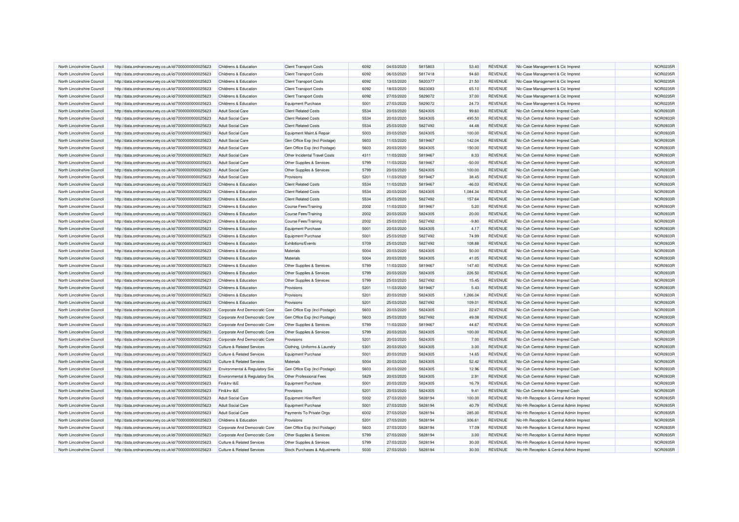| | | | | | | | | | | | |
|---|---|---|---|---|---|---|---|---|---|---|---|
| North Lincolnshire Council | http://data.ordnancesurvey.co.uk/id/7000000000025623 | Childrens & Education | Client Transport Costs | 6092 | 04/03/2020 | 5815803 | 53.40 | REVENUE | Nlc-Case Management & Cic Imprest | | NOR0235R |
| North Lincolnshire Council | http://data.ordnancesurvey.co.uk/id/7000000000025623 | Childrens & Education | Client Transport Costs | 6092 | 06/03/2020 | 5817418 | 94.60 | REVENUE | Nlc-Case Management & Cic Imprest | | NOR0235R |
| North Lincolnshire Council | http://data.ordnancesurvey.co.uk/id/7000000000025623 | Childrens & Education | Client Transport Costs | 6092 | 13/03/2020 | 5820377 | 21.50 | REVENUE | Nlc-Case Management & Cic Imprest | | NOR0235R |
| North Lincolnshire Council | http://data.ordnancesurvey.co.uk/id/7000000000025623 | Childrens & Education | Client Transport Costs | 6092 | 18/03/2020 | 5823083 | 65.10 | REVENUE | Nlc-Case Management & Cic Imprest | | NOR0235R |
| North Lincolnshire Council | http://data.ordnancesurvey.co.uk/id/7000000000025623 | Childrens & Education | Client Transport Costs | 6092 | 27/03/2020 | 5829072 | 37.00 | REVENUE | Nlc-Case Management & Cic Imprest | | NOR0235R |
| North Lincolnshire Council | http://data.ordnancesurvey.co.uk/id/7000000000025623 | Childrens & Education | Equipment Purchase | 5001 | 27/03/2020 | 5829072 | 24.73 | REVENUE | Nlc-Case Management & Cic Imprest | | NOR0235R |
| North Lincolnshire Council | http://data.ordnancesurvey.co.uk/id/7000000000025623 | Adult Social Care | Client Related Costs | 5534 | 20/03/2020 | 5824305 | 99.60 | REVENUE | Nlc-Csh Central Admin Imprest Cash | | NOR0933R |
| North Lincolnshire Council | http://data.ordnancesurvey.co.uk/id/7000000000025623 | Adult Social Care | Client Related Costs | 5534 | 20/03/2020 | 5824305 | 495.50 | REVENUE | Nlc-Csh Central Admin Imprest Cash | | NOR0933R |
| North Lincolnshire Council | http://data.ordnancesurvey.co.uk/id/7000000000025623 | Adult Social Care | Client Related Costs | 5534 | 25/03/2020 | 5827492 | 44.48 | REVENUE | Nlc-Csh Central Admin Imprest Cash | | NOR0933R |
| North Lincolnshire Council | http://data.ordnancesurvey.co.uk/id/7000000000025623 | Adult Social Care | Equipment Maint.& Repair | 5003 | 20/03/2020 | 5824305 | 100.00 | REVENUE | Nlc-Csh Central Admin Imprest Cash | | NOR0933R |
| North Lincolnshire Council | http://data.ordnancesurvey.co.uk/id/7000000000025623 | Adult Social Care | Gen Office Exp (Incl Postage) | 5603 | 11/03/2020 | 5819467 | 142.04 | REVENUE | Nlc-Csh Central Admin Imprest Cash | | NOR0933R |
| North Lincolnshire Council | http://data.ordnancesurvey.co.uk/id/7000000000025623 | Adult Social Care | Gen Office Exp (Incl Postage) | 5603 | 20/03/2020 | 5824305 | 150.00 | REVENUE | Nlc-Csh Central Admin Imprest Cash | | NOR0933R |
| North Lincolnshire Council | http://data.ordnancesurvey.co.uk/id/7000000000025623 | Adult Social Care | Other Incidental Travel Costs | 4311 | 11/03/2020 | 5819467 | 8.33 | REVENUE | Nlc-Csh Central Admin Imprest Cash | | NOR0933R |
| North Lincolnshire Council | http://data.ordnancesurvey.co.uk/id/7000000000025623 | Adult Social Care | Other Supplies & Services | 5799 | 11/03/2020 | 5819467 | -50.00 | REVENUE | Nlc-Csh Central Admin Imprest Cash | | NOR0933R |
| North Lincolnshire Council | http://data.ordnancesurvey.co.uk/id/7000000000025623 | Adult Social Care | Other Supplies & Services | 5799 | 20/03/2020 | 5824305 | 100.00 | REVENUE | Nlc-Csh Central Admin Imprest Cash | | NOR0933R |
| North Lincolnshire Council | http://data.ordnancesurvey.co.uk/id/7000000000025623 | Adult Social Care | Provisions | 5201 | 11/03/2020 | 5819467 | 38.45 | REVENUE | Nlc-Csh Central Admin Imprest Cash | | NOR0933R |
| North Lincolnshire Council | http://data.ordnancesurvey.co.uk/id/7000000000025623 | Childrens & Education | Client Related Costs | 5534 | 11/03/2020 | 5819467 | -46.03 | REVENUE | Nlc-Csh Central Admin Imprest Cash | | NOR0933R |
| North Lincolnshire Council | http://data.ordnancesurvey.co.uk/id/7000000000025623 | Childrens & Education | Client Related Costs | 5534 | 20/03/2020 | 5824305 | 1,084.34 | REVENUE | Nlc-Csh Central Admin Imprest Cash | | NOR0933R |
| North Lincolnshire Council | http://data.ordnancesurvey.co.uk/id/7000000000025623 | Childrens & Education | Client Related Costs | 5534 | 25/03/2020 | 5827492 | 157.64 | REVENUE | Nlc-Csh Central Admin Imprest Cash | | NOR0933R |
| North Lincolnshire Council | http://data.ordnancesurvey.co.uk/id/7000000000025623 | Childrens & Education | Course Fees/Training | 2002 | 11/03/2020 | 5819467 | 5.20 | REVENUE | Nlc-Csh Central Admin Imprest Cash | | NOR0933R |
| North Lincolnshire Council | http://data.ordnancesurvey.co.uk/id/7000000000025623 | Childrens & Education | Course Fees/Training | 2002 | 20/03/2020 | 5824305 | 20.00 | REVENUE | Nlc-Csh Central Admin Imprest Cash | | NOR0933R |
| North Lincolnshire Council | http://data.ordnancesurvey.co.uk/id/7000000000025623 | Childrens & Education | Course Fees/Training | 2002 | 25/03/2020 | 5827492 | -9.80 | REVENUE | Nlc-Csh Central Admin Imprest Cash | | NOR0933R |
| North Lincolnshire Council | http://data.ordnancesurvey.co.uk/id/7000000000025623 | Childrens & Education | Equipment Purchase | 5001 | 20/03/2020 | 5824305 | 4.17 | REVENUE | Nlc-Csh Central Admin Imprest Cash | | NOR0933R |
| North Lincolnshire Council | http://data.ordnancesurvey.co.uk/id/7000000000025623 | Childrens & Education | Equipment Purchase | 5001 | 25/03/2020 | 5827492 | 74.99 | REVENUE | Nlc-Csh Central Admin Imprest Cash | | NOR0933R |
| North Lincolnshire Council | http://data.ordnancesurvey.co.uk/id/7000000000025623 | Childrens & Education | Exhibitions/Events | 5709 | 25/03/2020 | 5827492 | 108.88 | REVENUE | Nlc-Csh Central Admin Imprest Cash | | NOR0933R |
| North Lincolnshire Council | http://data.ordnancesurvey.co.uk/id/7000000000025623 | Childrens & Education | Materials | 5004 | 25/03/2020 | 5824305 | 50.00 | REVENUE | Nlc-Csh Central Admin Imprest Cash | | NOR0933R |
| North Lincolnshire Council | http://data.ordnancesurvey.co.uk/id/7000000000025623 | Childrens & Education | Materials | 5004 | 20/03/2020 | 5824305 | 41.05 | REVENUE | Nlc-Csh Central Admin Imprest Cash | | NOR0933R |
| North Lincolnshire Council | http://data.ordnancesurvey.co.uk/id/7000000000025623 | Childrens & Education | Other Supplies & Services | 5799 | 11/03/2020 | 5819467 | 147.40 | REVENUE | Nlc-Csh Central Admin Imprest Cash | | NOR0933R |
| North Lincolnshire Council | http://data.ordnancesurvey.co.uk/id/7000000000025623 | Childrens & Education | Other Supplies & Services | 5799 | 20/03/2020 | 5824305 | 226.50 | REVENUE | Nlc-Csh Central Admin Imprest Cash | | NOR0933R |
| North Lincolnshire Council | http://data.ordnancesurvey.co.uk/id/7000000000025623 | Childrens & Education | Other Supplies & Services | 5799 | 25/03/2020 | 5827492 | 15.45 | REVENUE | Nlc-Csh Central Admin Imprest Cash | | NOR0933R |
| North Lincolnshire Council | http://data.ordnancesurvey.co.uk/id/7000000000025623 | Childrens & Education | Provisions | 5201 | 11/03/2020 | 5819467 | 5.43 | REVENUE | Nlc-Csh Central Admin Imprest Cash | | NOR0933R |
| North Lincolnshire Council | http://data.ordnancesurvey.co.uk/id/7000000000025623 | Childrens & Education | Provisions | 5201 | 20/03/2020 | 5824305 | 1,266.04 | REVENUE | Nlc-Csh Central Admin Imprest Cash | | NOR0933R |
| North Lincolnshire Council | http://data.ordnancesurvey.co.uk/id/7000000000025623 | Childrens & Education | Provisions | 5201 | 25/03/2020 | 5827492 | 109.01 | REVENUE | Nlc-Csh Central Admin Imprest Cash | | NOR0933R |
| North Lincolnshire Council | http://data.ordnancesurvey.co.uk/id/7000000000025623 | Corporate And Democratic Core | Gen Office Exp (Incl Postage) | 5603 | 20/03/2020 | 5824305 | 22.67 | REVENUE | Nlc-Csh Central Admin Imprest Cash | | NOR0933R |
| North Lincolnshire Council | http://data.ordnancesurvey.co.uk/id/7000000000025623 | Corporate And Democratic Core | Gen Office Exp (Incl Postage) | 5603 | 25/03/2020 | 5827492 | 49.08 | REVENUE | Nlc-Csh Central Admin Imprest Cash | | NOR0933R |
| North Lincolnshire Council | http://data.ordnancesurvey.co.uk/id/7000000000025623 | Corporate And Democratic Core | Other Supplies & Services | 5799 | 11/03/2020 | 5819467 | 44.67 | REVENUE | Nlc-Csh Central Admin Imprest Cash | | NOR0933R |
| North Lincolnshire Council | http://data.ordnancesurvey.co.uk/id/7000000000025623 | Corporate And Democratic Core | Other Supplies & Services | 5799 | 20/03/2020 | 5824305 | 100.00 | REVENUE | Nlc-Csh Central Admin Imprest Cash | | NOR0933R |
| North Lincolnshire Council | http://data.ordnancesurvey.co.uk/id/7000000000025623 | Corporate And Democratic Core | Provisions | 5201 | 20/03/2020 | 5824305 | 7.00 | REVENUE | Nlc-Csh Central Admin Imprest Cash | | NOR0933R |
| North Lincolnshire Council | http://data.ordnancesurvey.co.uk/id/7000000000025623 | Culture & Related Services | Clothing, Uniforms & Laundry | 5301 | 20/03/2020 | 5824305 | 3.00 | REVENUE | Nlc-Csh Central Admin Imprest Cash | | NOR0933R |
| North Lincolnshire Council | http://data.ordnancesurvey.co.uk/id/7000000000025623 | Culture & Related Services | Equipment Purchase | 5001 | 20/03/2020 | 5824305 | 14.65 | REVENUE | Nlc-Csh Central Admin Imprest Cash | | NOR0933R |
| North Lincolnshire Council | http://data.ordnancesurvey.co.uk/id/7000000000025623 | Culture & Related Services | Materials | 5004 | 20/03/2020 | 5824305 | 52.42 | REVENUE | Nlc-Csh Central Admin Imprest Cash | | NOR0933R |
| North Lincolnshire Council | http://data.ordnancesurvey.co.uk/id/7000000000025623 | Environmental & Regulatory Svs | Gen Office Exp (Incl Postage) | 5603 | 20/03/2020 | 5824305 | 12.96 | REVENUE | Nlc-Csh Central Admin Imprest Cash | | NOR0933R |
| North Lincolnshire Council | http://data.ordnancesurvey.co.uk/id/7000000000025623 | Environmental & Regulatory Svs | Other Professional Fees | 5829 | 20/03/2020 | 5824305 | 2.91 | REVENUE | Nlc-Csh Central Admin Imprest Cash | | NOR0933R |
| North Lincolnshire Council | http://data.ordnancesurvey.co.uk/id/7000000000025623 | Fin&Inv I&E | Equipment Purchase | 5001 | 20/03/2020 | 5824305 | 16.79 | REVENUE | Nlc-Csh Central Admin Imprest Cash | | NOR0933R |
| North Lincolnshire Council | http://data.ordnancesurvey.co.uk/id/7000000000025623 | Fin&Inv I&E | Provisions | 5201 | 20/03/2020 | 5824305 | 9.41 | REVENUE | Nlc-Csh Central Admin Imprest Cash | | NOR0933R |
| North Lincolnshire Council | http://data.ordnancesurvey.co.uk/id/7000000000025623 | Adult Social Care | Equipment Hire/Rent | 5002 | 27/03/2020 | 5828194 | 100.00 | REVENUE | Nlc-Hh Reception & Central Admin Imprest | | NOR0935R |
| North Lincolnshire Council | http://data.ordnancesurvey.co.uk/id/7000000000025623 | Adult Social Care | Equipment Purchase | 5001 | 27/03/2020 | 5828194 | 40.79 | REVENUE | Nlc-Hh Reception & Central Admin Imprest | | NOR0935R |
| North Lincolnshire Council | http://data.ordnancesurvey.co.uk/id/7000000000025623 | Adult Social Care | Payments To Private Orgs | 6002 | 27/03/2020 | 5828194 | 285.00 | REVENUE | Nlc-Hh Reception & Central Admin Imprest | | NOR0935R |
| North Lincolnshire Council | http://data.ordnancesurvey.co.uk/id/7000000000025623 | Childrens & Education | Provisions | 5201 | 27/03/2020 | 5828194 | 306.61 | REVENUE | Nlc-Hh Reception & Central Admin Imprest | | NOR0935R |
| North Lincolnshire Council | http://data.ordnancesurvey.co.uk/id/7000000000025623 | Corporate And Democratic Core | Gen Office Exp (Incl Postage) | 5603 | 27/03/2020 | 5828194 | 17.09 | REVENUE | Nlc-Hh Reception & Central Admin Imprest | | NOR0935R |
| North Lincolnshire Council | http://data.ordnancesurvey.co.uk/id/7000000000025623 | Corporate And Democratic Core | Other Supplies & Services | 5799 | 27/03/2020 | 5828194 | 3.00 | REVENUE | Nlc-Hh Reception & Central Admin Imprest | | NOR0935R |
| North Lincolnshire Council | http://data.ordnancesurvey.co.uk/id/7000000000025623 | Culture & Related Services | Other Supplies & Services | 5799 | 27/03/2020 | 5828194 | 30.00 | REVENUE | Nlc-Hh Reception & Central Admin Imprest | | NOR0935R |
| North Lincolnshire Council | http://data.ordnancesurvey.co.uk/id/7000000000025623 | Culture & Related Services | Stock Purchases & Adjustments | 5030 | 27/03/2020 | 5828194 | 30.00 | REVENUE | Nlc-Hh Reception & Central Admin Imprest | | NOR0935R |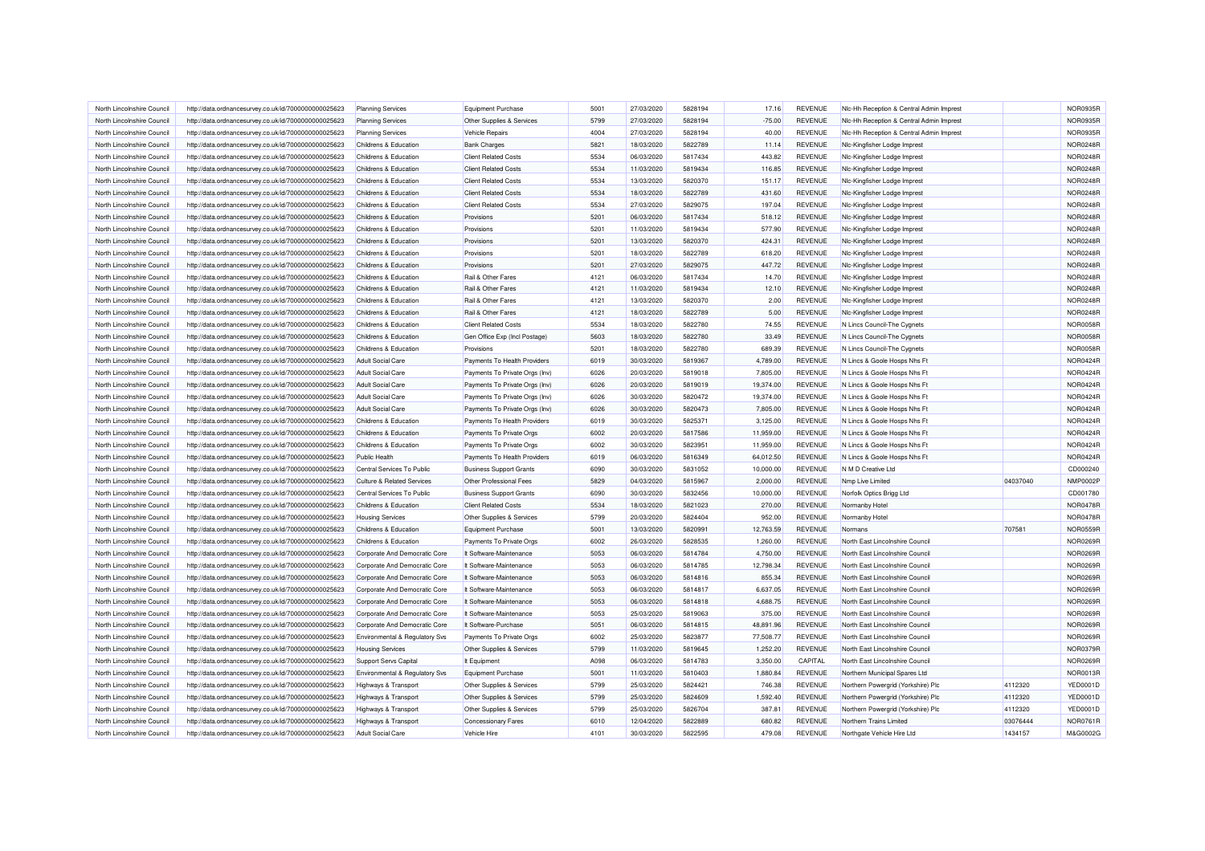| | | | | | | | | | | | |
|---|---|---|---|---|---|---|---|---|---|---|---|
| North Lincolnshire Council | http://data.ordnancesurvey.co.uk/id/7000000000025623 | Planning Services | Equipment Purchase | 5001 | 27/03/2020 | 5828194 | 17.16 | REVENUE | Nlc-Hh Reception & Central Admin Imprest | | NOR0935R |
| North Lincolnshire Council | http://data.ordnancesurvey.co.uk/id/7000000000025623 | Planning Services | Other Supplies & Services | 5799 | 27/03/2020 | 5828194 | -75.00 | REVENUE | Nlc-Hh Reception & Central Admin Imprest | | NOR0935R |
| North Lincolnshire Council | http://data.ordnancesurvey.co.uk/id/7000000000025623 | Planning Services | Vehicle Repairs | 4004 | 27/03/2020 | 5828194 | 40.00 | REVENUE | Nlc-Hh Reception & Central Admin Imprest | | NOR0935R |
| North Lincolnshire Council | http://data.ordnancesurvey.co.uk/id/7000000000025623 | Childrens & Education | Bank Charges | 5821 | 18/03/2020 | 5822789 | 11.14 | REVENUE | Nlc-Kingfisher Lodge Imprest | | NOR0248R |
| North Lincolnshire Council | http://data.ordnancesurvey.co.uk/id/7000000000025623 | Childrens & Education | Client Related Costs | 5534 | 06/03/2020 | 5817434 | 443.82 | REVENUE | Nlc-Kingfisher Lodge Imprest | | NOR0248R |
| North Lincolnshire Council | http://data.ordnancesurvey.co.uk/id/7000000000025623 | Childrens & Education | Client Related Costs | 5534 | 11/03/2020 | 5819434 | 116.85 | REVENUE | Nlc-Kingfisher Lodge Imprest | | NOR0248R |
| North Lincolnshire Council | http://data.ordnancesurvey.co.uk/id/7000000000025623 | Childrens & Education | Client Related Costs | 5534 | 13/03/2020 | 5820370 | 151.17 | REVENUE | Nlc-Kingfisher Lodge Imprest | | NOR0248R |
| North Lincolnshire Council | http://data.ordnancesurvey.co.uk/id/7000000000025623 | Childrens & Education | Client Related Costs | 5534 | 18/03/2020 | 5822789 | 431.60 | REVENUE | Nlc-Kingfisher Lodge Imprest | | NOR0248R |
| North Lincolnshire Council | http://data.ordnancesurvey.co.uk/id/7000000000025623 | Childrens & Education | Client Related Costs | 5534 | 27/03/2020 | 5829075 | 197.04 | REVENUE | Nlc-Kingfisher Lodge Imprest | | NOR0248R |
| North Lincolnshire Council | http://data.ordnancesurvey.co.uk/id/7000000000025623 | Childrens & Education | Provisions | 5201 | 06/03/2020 | 5817434 | 518.12 | REVENUE | Nlc-Kingfisher Lodge Imprest | | NOR0248R |
| North Lincolnshire Council | http://data.ordnancesurvey.co.uk/id/7000000000025623 | Childrens & Education | Provisions | 5201 | 11/03/2020 | 5819434 | 577.90 | REVENUE | Nlc-Kingfisher Lodge Imprest | | NOR0248R |
| North Lincolnshire Council | http://data.ordnancesurvey.co.uk/id/7000000000025623 | Childrens & Education | Provisions | 5201 | 13/03/2020 | 5820370 | 424.31 | REVENUE | Nlc-Kingfisher Lodge Imprest | | NOR0248R |
| North Lincolnshire Council | http://data.ordnancesurvey.co.uk/id/7000000000025623 | Childrens & Education | Provisions | 5201 | 18/03/2020 | 5822789 | 618.20 | REVENUE | Nlc-Kingfisher Lodge Imprest | | NOR0248R |
| North Lincolnshire Council | http://data.ordnancesurvey.co.uk/id/7000000000025623 | Childrens & Education | Provisions | 5201 | 27/03/2020 | 5829075 | 447.72 | REVENUE | Nlc-Kingfisher Lodge Imprest | | NOR0248R |
| North Lincolnshire Council | http://data.ordnancesurvey.co.uk/id/7000000000025623 | Childrens & Education | Rail & Other Fares | 4121 | 06/03/2020 | 5817434 | 14.70 | REVENUE | Nlc-Kingfisher Lodge Imprest | | NOR0248R |
| North Lincolnshire Council | http://data.ordnancesurvey.co.uk/id/7000000000025623 | Childrens & Education | Rail & Other Fares | 4121 | 11/03/2020 | 5819434 | 12.10 | REVENUE | Nlc-Kingfisher Lodge Imprest | | NOR0248R |
| North Lincolnshire Council | http://data.ordnancesurvey.co.uk/id/7000000000025623 | Childrens & Education | Rail & Other Fares | 4121 | 13/03/2020 | 5820370 | 2.00 | REVENUE | Nlc-Kingfisher Lodge Imprest | | NOR0248R |
| North Lincolnshire Council | http://data.ordnancesurvey.co.uk/id/7000000000025623 | Childrens & Education | Rail & Other Fares | 4121 | 18/03/2020 | 5822789 | 5.00 | REVENUE | Nlc-Kingfisher Lodge Imprest | | NOR0248R |
| North Lincolnshire Council | http://data.ordnancesurvey.co.uk/id/7000000000025623 | Childrens & Education | Client Related Costs | 5534 | 18/03/2020 | 5822780 | 74.55 | REVENUE | N Lincs Council-The Cygnets | | NOR0058R |
| North Lincolnshire Council | http://data.ordnancesurvey.co.uk/id/7000000000025623 | Childrens & Education | Gen Office Exp (Incl Postage) | 5603 | 18/03/2020 | 5822780 | 33.49 | REVENUE | N Lincs Council-The Cygnets | | NOR0058R |
| North Lincolnshire Council | http://data.ordnancesurvey.co.uk/id/7000000000025623 | Childrens & Education | Provisions | 5201 | 18/03/2020 | 5822780 | 689.39 | REVENUE | N Lincs Council-The Cygnets | | NOR0058R |
| North Lincolnshire Council | http://data.ordnancesurvey.co.uk/id/7000000000025623 | Adult Social Care | Payments To Health Providers | 6019 | 30/03/2020 | 5819367 | 4,789.00 | REVENUE | N Lincs & Goole Hosps Nhs Ft | | NOR0424R |
| North Lincolnshire Council | http://data.ordnancesurvey.co.uk/id/7000000000025623 | Adult Social Care | Payments To Private Orgs (Inv) | 6026 | 20/03/2020 | 5819018 | 7,805.00 | REVENUE | N Lincs & Goole Hosps Nhs Ft | | NOR0424R |
| North Lincolnshire Council | http://data.ordnancesurvey.co.uk/id/7000000000025623 | Adult Social Care | Payments To Private Orgs (Inv) | 6026 | 20/03/2020 | 5819019 | 19,374.00 | REVENUE | N Lincs & Goole Hosps Nhs Ft | | NOR0424R |
| North Lincolnshire Council | http://data.ordnancesurvey.co.uk/id/7000000000025623 | Adult Social Care | Payments To Private Orgs (Inv) | 6026 | 30/03/2020 | 5820472 | 19,374.00 | REVENUE | N Lincs & Goole Hosps Nhs Ft | | NOR0424R |
| North Lincolnshire Council | http://data.ordnancesurvey.co.uk/id/7000000000025623 | Adult Social Care | Payments To Private Orgs (Inv) | 6026 | 30/03/2020 | 5820473 | 7,805.00 | REVENUE | N Lincs & Goole Hosps Nhs Ft | | NOR0424R |
| North Lincolnshire Council | http://data.ordnancesurvey.co.uk/id/7000000000025623 | Childrens & Education | Payments To Health Providers | 6019 | 30/03/2020 | 5825371 | 3,125.00 | REVENUE | N Lincs & Goole Hosps Nhs Ft | | NOR0424R |
| North Lincolnshire Council | http://data.ordnancesurvey.co.uk/id/7000000000025623 | Childrens & Education | Payments To Private Orgs | 6002 | 20/03/2020 | 5817586 | 11,959.00 | REVENUE | N Lincs & Goole Hosps Nhs Ft | | NOR0424R |
| North Lincolnshire Council | http://data.ordnancesurvey.co.uk/id/7000000000025623 | Childrens & Education | Payments To Private Orgs | 6002 | 30/03/2020 | 5823951 | 11,959.00 | REVENUE | N Lincs & Goole Hosps Nhs Ft | | NOR0424R |
| North Lincolnshire Council | http://data.ordnancesurvey.co.uk/id/7000000000025623 | Public Health | Payments To Health Providers | 6019 | 06/03/2020 | 5816349 | 64,012.50 | REVENUE | N Lincs & Goole Hosps Nhs Ft | | NOR0424R |
| North Lincolnshire Council | http://data.ordnancesurvey.co.uk/id/7000000000025623 | Central Services To Public | Business Support Grants | 6090 | 30/03/2020 | 5831052 | 10,000.00 | REVENUE | N M D Creative Ltd | | CD000240 |
| North Lincolnshire Council | http://data.ordnancesurvey.co.uk/id/7000000000025623 | Culture & Related Services | Other Professional Fees | 5829 | 04/03/2020 | 5815967 | 2,000.00 | REVENUE | Nmp Live Limited | 04037040 | NMP0002P |
| North Lincolnshire Council | http://data.ordnancesurvey.co.uk/id/7000000000025623 | Central Services To Public | Business Support Grants | 6090 | 30/03/2020 | 5832456 | 10,000.00 | REVENUE | Norfolk Optics Brigg Ltd | | CD001780 |
| North Lincolnshire Council | http://data.ordnancesurvey.co.uk/id/7000000000025623 | Childrens & Education | Client Related Costs | 5534 | 18/03/2020 | 5821023 | 270.00 | REVENUE | Normanby Hotel | | NOR0478R |
| North Lincolnshire Council | http://data.ordnancesurvey.co.uk/id/7000000000025623 | Housing Services | Other Supplies & Services | 5799 | 20/03/2020 | 5824404 | 952.00 | REVENUE | Normanby Hotel | | NOR0478R |
| North Lincolnshire Council | http://data.ordnancesurvey.co.uk/id/7000000000025623 | Childrens & Education | Equipment Purchase | 5001 | 13/03/2020 | 5820991 | 12,763.59 | REVENUE | Normans | 707581 | NOR0559R |
| North Lincolnshire Council | http://data.ordnancesurvey.co.uk/id/7000000000025623 | Childrens & Education | Payments To Private Orgs | 6002 | 26/03/2020 | 5828535 | 1,260.00 | REVENUE | North East Lincolnshire Council | | NOR0269R |
| North Lincolnshire Council | http://data.ordnancesurvey.co.uk/id/7000000000025623 | Corporate And Democratic Core | It Software-Maintenance | 5053 | 06/03/2020 | 5814784 | 4,750.00 | REVENUE | North East Lincolnshire Council | | NOR0269R |
| North Lincolnshire Council | http://data.ordnancesurvey.co.uk/id/7000000000025623 | Corporate And Democratic Core | It Software-Maintenance | 5053 | 06/03/2020 | 5814785 | 12,798.34 | REVENUE | North East Lincolnshire Council | | NOR0269R |
| North Lincolnshire Council | http://data.ordnancesurvey.co.uk/id/7000000000025623 | Corporate And Democratic Core | It Software-Maintenance | 5053 | 06/03/2020 | 5814816 | 855.34 | REVENUE | North East Lincolnshire Council | | NOR0269R |
| North Lincolnshire Council | http://data.ordnancesurvey.co.uk/id/7000000000025623 | Corporate And Democratic Core | It Software-Maintenance | 5053 | 06/03/2020 | 5814817 | 6,637.05 | REVENUE | North East Lincolnshire Council | | NOR0269R |
| North Lincolnshire Council | http://data.ordnancesurvey.co.uk/id/7000000000025623 | Corporate And Democratic Core | It Software-Maintenance | 5053 | 06/03/2020 | 5814818 | 4,688.75 | REVENUE | North East Lincolnshire Council | | NOR0269R |
| North Lincolnshire Council | http://data.ordnancesurvey.co.uk/id/7000000000025623 | Corporate And Democratic Core | It Software-Maintenance | 5053 | 25/03/2020 | 5819063 | 375.00 | REVENUE | North East Lincolnshire Council | | NOR0269R |
| North Lincolnshire Council | http://data.ordnancesurvey.co.uk/id/7000000000025623 | Corporate And Democratic Core | It Software-Purchase | 5051 | 06/03/2020 | 5814815 | 48,891.96 | REVENUE | North East Lincolnshire Council | | NOR0269R |
| North Lincolnshire Council | http://data.ordnancesurvey.co.uk/id/7000000000025623 | Environmental & Regulatory Svs | Payments To Private Orgs | 6002 | 25/03/2020 | 5823877 | 77,508.77 | REVENUE | North East Lincolnshire Council | | NOR0269R |
| North Lincolnshire Council | http://data.ordnancesurvey.co.uk/id/7000000000025623 | Housing Services | Other Supplies & Services | 5799 | 11/03/2020 | 5819645 | 1,252.20 | REVENUE | North East Lincolnshire Council | | NOR0379R |
| North Lincolnshire Council | http://data.ordnancesurvey.co.uk/id/7000000000025623 | Support Servs Capital | It Equipment | A098 | 06/03/2020 | 5814783 | 3,350.00 | CAPITAL | North East Lincolnshire Council | | NOR0269R |
| North Lincolnshire Council | http://data.ordnancesurvey.co.uk/id/7000000000025623 | Environmental & Regulatory Svs | Equipment Purchase | 5001 | 11/03/2020 | 5810403 | 1,880.84 | REVENUE | Northern Municipal Spares Ltd | | NOR0013R |
| North Lincolnshire Council | http://data.ordnancesurvey.co.uk/id/7000000000025623 | Highways & Transport | Other Supplies & Services | 5799 | 25/03/2020 | 5824421 | 746.38 | REVENUE | Northern Powergrid (Yorkshire) Plc | 4112320 | YED0001D |
| North Lincolnshire Council | http://data.ordnancesurvey.co.uk/id/7000000000025623 | Highways & Transport | Other Supplies & Services | 5799 | 25/03/2020 | 5824609 | 1,592.40 | REVENUE | Northern Powergrid (Yorkshire) Plc | 4112320 | YED0001D |
| North Lincolnshire Council | http://data.ordnancesurvey.co.uk/id/7000000000025623 | Highways & Transport | Other Supplies & Services | 5799 | 25/03/2020 | 5826704 | 387.81 | REVENUE | Northern Powergrid (Yorkshire) Plc | 4112320 | YED0001D |
| North Lincolnshire Council | http://data.ordnancesurvey.co.uk/id/7000000000025623 | Highways & Transport | Concessionary Fares | 6010 | 12/04/2020 | 5822889 | 680.82 | REVENUE | Northern Trains Limited | 03076444 | NOR0761R |
| North Lincolnshire Council | http://data.ordnancesurvey.co.uk/id/7000000000025623 | Adult Social Care | Vehicle Hire | 4101 | 30/03/2020 | 5822595 | 479.08 | REVENUE | Northgate Vehicle Hire Ltd | 1434157 | M&G0002G |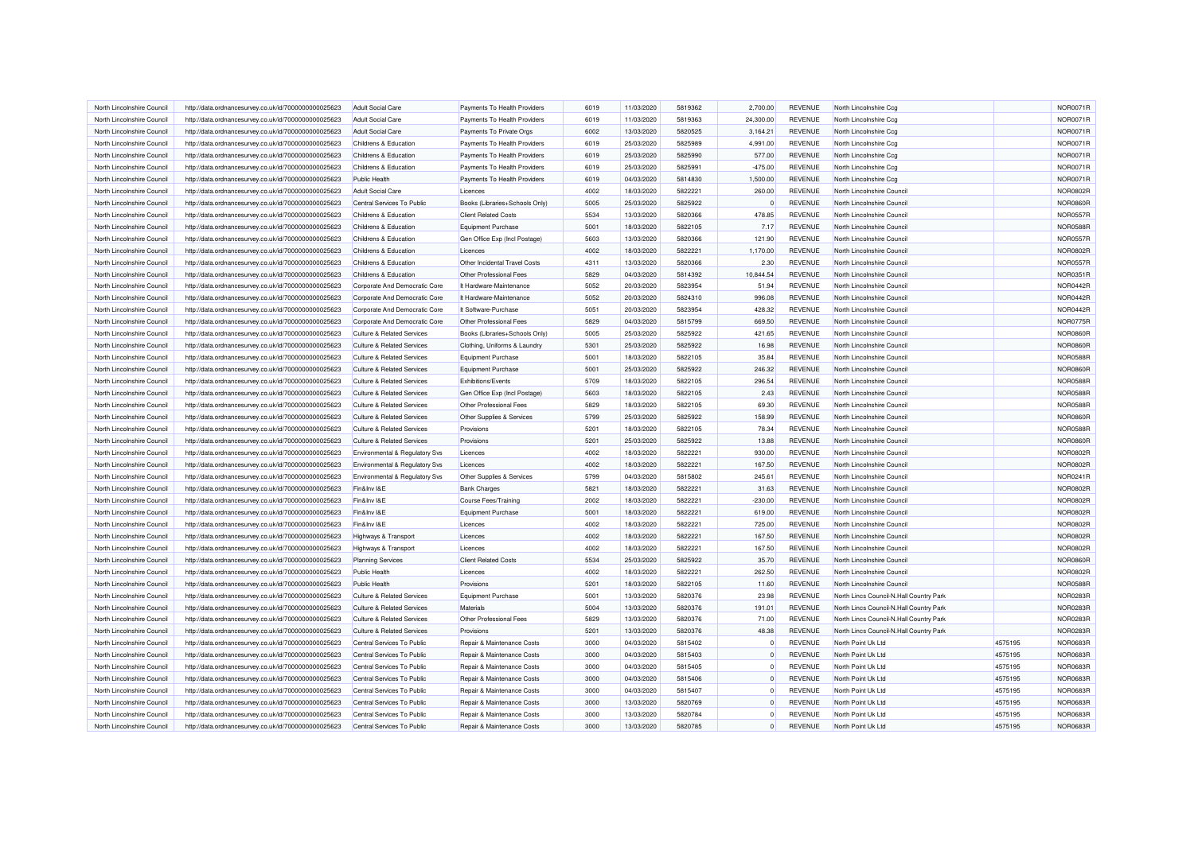| | | | | | | | | | | | |
|---|---|---|---|---|---|---|---|---|---|---|---|
| North Lincolnshire Council | http://data.ordnancesurvey.co.uk/id/7000000000025623 | Adult Social Care | Payments To Health Providers | 6019 | 11/03/2020 | 5819362 | 2,700.00 | REVENUE | North Lincolnshire Ccg | | NOR0071R |
| North Lincolnshire Council | http://data.ordnancesurvey.co.uk/id/7000000000025623 | Adult Social Care | Payments To Health Providers | 6019 | 11/03/2020 | 5819363 | 24,300.00 | REVENUE | North Lincolnshire Ccg | | NOR0071R |
| North Lincolnshire Council | http://data.ordnancesurvey.co.uk/id/7000000000025623 | Adult Social Care | Payments To Private Orgs | 6002 | 13/03/2020 | 5820525 | 3,164.21 | REVENUE | North Lincolnshire Ccg | | NOR0071R |
| North Lincolnshire Council | http://data.ordnancesurvey.co.uk/id/7000000000025623 | Childrens & Education | Payments To Health Providers | 6019 | 25/03/2020 | 5825989 | 4,991.00 | REVENUE | North Lincolnshire Ccg | | NOR0071R |
| North Lincolnshire Council | http://data.ordnancesurvey.co.uk/id/7000000000025623 | Childrens & Education | Payments To Health Providers | 6019 | 25/03/2020 | 5825990 | 577.00 | REVENUE | North Lincolnshire Ccg | | NOR0071R |
| North Lincolnshire Council | http://data.ordnancesurvey.co.uk/id/7000000000025623 | Childrens & Education | Payments To Health Providers | 6019 | 25/03/2020 | 5825991 | -475.00 | REVENUE | North Lincolnshire Ccg | | NOR0071R |
| North Lincolnshire Council | http://data.ordnancesurvey.co.uk/id/7000000000025623 | Public Health | Payments To Health Providers | 6019 | 04/03/2020 | 5814830 | 1,500.00 | REVENUE | North Lincolnshire Ccg | | NOR0071R |
| North Lincolnshire Council | http://data.ordnancesurvey.co.uk/id/7000000000025623 | Adult Social Care | Licences | 4002 | 18/03/2020 | 5822221 | 260.00 | REVENUE | North Lincolnshire Council | | NOR0802R |
| North Lincolnshire Council | http://data.ordnancesurvey.co.uk/id/7000000000025623 | Central Services To Public | Books (Libraries+Schools Only) | 5005 | 25/03/2020 | 5825922 | 0 | REVENUE | North Lincolnshire Council | | NOR0860R |
| North Lincolnshire Council | http://data.ordnancesurvey.co.uk/id/7000000000025623 | Childrens & Education | Client Related Costs | 5534 | 13/03/2020 | 5820366 | 478.85 | REVENUE | North Lincolnshire Council | | NOR0557R |
| North Lincolnshire Council | http://data.ordnancesurvey.co.uk/id/7000000000025623 | Childrens & Education | Equipment Purchase | 5001 | 18/03/2020 | 5822105 | 7.17 | REVENUE | North Lincolnshire Council | | NOR0588R |
| North Lincolnshire Council | http://data.ordnancesurvey.co.uk/id/7000000000025623 | Childrens & Education | Gen Office Exp (Incl Postage) | 5603 | 13/03/2020 | 5820366 | 121.90 | REVENUE | North Lincolnshire Council | | NOR0557R |
| North Lincolnshire Council | http://data.ordnancesurvey.co.uk/id/7000000000025623 | Childrens & Education | Licences | 4002 | 18/03/2020 | 5822221 | 1,170.00 | REVENUE | North Lincolnshire Council | | NOR0802R |
| North Lincolnshire Council | http://data.ordnancesurvey.co.uk/id/7000000000025623 | Childrens & Education | Other Incidental Travel Costs | 4311 | 13/03/2020 | 5820366 | 2.30 | REVENUE | North Lincolnshire Council | | NOR0557R |
| North Lincolnshire Council | http://data.ordnancesurvey.co.uk/id/7000000000025623 | Childrens & Education | Other Professional Fees | 5829 | 04/03/2020 | 5814392 | 10,844.54 | REVENUE | North Lincolnshire Council | | NOR0351R |
| North Lincolnshire Council | http://data.ordnancesurvey.co.uk/id/7000000000025623 | Corporate And Democratic Core | It Hardware-Maintenance | 5052 | 20/03/2020 | 5823954 | 51.94 | REVENUE | North Lincolnshire Council | | NOR0442R |
| North Lincolnshire Council | http://data.ordnancesurvey.co.uk/id/7000000000025623 | Corporate And Democratic Core | It Hardware-Maintenance | 5052 | 20/03/2020 | 5824310 | 996.08 | REVENUE | North Lincolnshire Council | | NOR0442R |
| North Lincolnshire Council | http://data.ordnancesurvey.co.uk/id/7000000000025623 | Corporate And Democratic Core | It Software-Purchase | 5051 | 20/03/2020 | 5823954 | 428.32 | REVENUE | North Lincolnshire Council | | NOR0442R |
| North Lincolnshire Council | http://data.ordnancesurvey.co.uk/id/7000000000025623 | Corporate And Democratic Core | Other Professional Fees | 5829 | 04/03/2020 | 5815799 | 669.50 | REVENUE | North Lincolnshire Council | | NOR0775R |
| North Lincolnshire Council | http://data.ordnancesurvey.co.uk/id/7000000000025623 | Culture & Related Services | Books (Libraries+Schools Only) | 5005 | 25/03/2020 | 5825922 | 421.65 | REVENUE | North Lincolnshire Council | | NOR0860R |
| North Lincolnshire Council | http://data.ordnancesurvey.co.uk/id/7000000000025623 | Culture & Related Services | Clothing, Uniforms & Laundry | 5301 | 25/03/2020 | 5825922 | 16.98 | REVENUE | North Lincolnshire Council | | NOR0860R |
| North Lincolnshire Council | http://data.ordnancesurvey.co.uk/id/7000000000025623 | Culture & Related Services | Equipment Purchase | 5001 | 18/03/2020 | 5822105 | 35.84 | REVENUE | North Lincolnshire Council | | NOR0588R |
| North Lincolnshire Council | http://data.ordnancesurvey.co.uk/id/7000000000025623 | Culture & Related Services | Equipment Purchase | 5001 | 25/03/2020 | 5825922 | 246.32 | REVENUE | North Lincolnshire Council | | NOR0860R |
| North Lincolnshire Council | http://data.ordnancesurvey.co.uk/id/7000000000025623 | Culture & Related Services | Exhibitions/Events | 5709 | 18/03/2020 | 5822105 | 296.54 | REVENUE | North Lincolnshire Council | | NOR0588R |
| North Lincolnshire Council | http://data.ordnancesurvey.co.uk/id/7000000000025623 | Culture & Related Services | Gen Office Exp (Incl Postage) | 5603 | 18/03/2020 | 5822105 | 2.43 | REVENUE | North Lincolnshire Council | | NOR0588R |
| North Lincolnshire Council | http://data.ordnancesurvey.co.uk/id/7000000000025623 | Culture & Related Services | Other Professional Fees | 5829 | 18/03/2020 | 5822105 | 69.30 | REVENUE | North Lincolnshire Council | | NOR0588R |
| North Lincolnshire Council | http://data.ordnancesurvey.co.uk/id/7000000000025623 | Culture & Related Services | Other Supplies & Services | 5799 | 25/03/2020 | 5825922 | 158.99 | REVENUE | North Lincolnshire Council | | NOR0860R |
| North Lincolnshire Council | http://data.ordnancesurvey.co.uk/id/7000000000025623 | Culture & Related Services | Provisions | 5201 | 18/03/2020 | 5822105 | 78.34 | REVENUE | North Lincolnshire Council | | NOR0588R |
| North Lincolnshire Council | http://data.ordnancesurvey.co.uk/id/7000000000025623 | Culture & Related Services | Provisions | 5201 | 25/03/2020 | 5825922 | 13.88 | REVENUE | North Lincolnshire Council | | NOR0860R |
| North Lincolnshire Council | http://data.ordnancesurvey.co.uk/id/7000000000025623 | Environmental & Regulatory Svs | Licences | 4002 | 18/03/2020 | 5822221 | 930.00 | REVENUE | North Lincolnshire Council | | NOR0802R |
| North Lincolnshire Council | http://data.ordnancesurvey.co.uk/id/7000000000025623 | Environmental & Regulatory Svs | Licences | 4002 | 18/03/2020 | 5822221 | 167.50 | REVENUE | North Lincolnshire Council | | NOR0802R |
| North Lincolnshire Council | http://data.ordnancesurvey.co.uk/id/7000000000025623 | Environmental & Regulatory Svs | Other Supplies & Services | 5799 | 04/03/2020 | 5815802 | 245.61 | REVENUE | North Lincolnshire Council | | NOR0241R |
| North Lincolnshire Council | http://data.ordnancesurvey.co.uk/id/7000000000025623 | Fin&Inv I&E | Bank Charges | 5821 | 18/03/2020 | 5822221 | 31.63 | REVENUE | North Lincolnshire Council | | NOR0802R |
| North Lincolnshire Council | http://data.ordnancesurvey.co.uk/id/7000000000025623 | Fin&Inv I&E | Course Fees/Training | 2002 | 18/03/2020 | 5822221 | -230.00 | REVENUE | North Lincolnshire Council | | NOR0802R |
| North Lincolnshire Council | http://data.ordnancesurvey.co.uk/id/7000000000025623 | Fin&Inv I&E | Equipment Purchase | 5001 | 18/03/2020 | 5822221 | 619.00 | REVENUE | North Lincolnshire Council | | NOR0802R |
| North Lincolnshire Council | http://data.ordnancesurvey.co.uk/id/7000000000025623 | Fin&Inv I&E | Licences | 4002 | 18/03/2020 | 5822221 | 725.00 | REVENUE | North Lincolnshire Council | | NOR0802R |
| North Lincolnshire Council | http://data.ordnancesurvey.co.uk/id/7000000000025623 | Highways & Transport | Licences | 4002 | 18/03/2020 | 5822221 | 167.50 | REVENUE | North Lincolnshire Council | | NOR0802R |
| North Lincolnshire Council | http://data.ordnancesurvey.co.uk/id/7000000000025623 | Highways & Transport | Licences | 4002 | 18/03/2020 | 5822221 | 167.50 | REVENUE | North Lincolnshire Council | | NOR0802R |
| North Lincolnshire Council | http://data.ordnancesurvey.co.uk/id/7000000000025623 | Planning Services | Client Related Costs | 5534 | 25/03/2020 | 5825922 | 35.70 | REVENUE | North Lincolnshire Council | | NOR0860R |
| North Lincolnshire Council | http://data.ordnancesurvey.co.uk/id/7000000000025623 | Public Health | Licences | 4002 | 18/03/2020 | 5822221 | 262.50 | REVENUE | North Lincolnshire Council | | NOR0802R |
| North Lincolnshire Council | http://data.ordnancesurvey.co.uk/id/7000000000025623 | Public Health | Provisions | 5201 | 18/03/2020 | 5822105 | 11.60 | REVENUE | North Lincolnshire Council | | NOR0588R |
| North Lincolnshire Council | http://data.ordnancesurvey.co.uk/id/7000000000025623 | Culture & Related Services | Equipment Purchase | 5001 | 13/03/2020 | 5820376 | 23.98 | REVENUE | North Lincs Council-N.Hall Country Park | | NOR0283R |
| North Lincolnshire Council | http://data.ordnancesurvey.co.uk/id/7000000000025623 | Culture & Related Services | Materials | 5004 | 13/03/2020 | 5820376 | 191.01 | REVENUE | North Lincs Council-N.Hall Country Park | | NOR0283R |
| North Lincolnshire Council | http://data.ordnancesurvey.co.uk/id/7000000000025623 | Culture & Related Services | Other Professional Fees | 5829 | 13/03/2020 | 5820376 | 71.00 | REVENUE | North Lincs Council-N.Hall Country Park | | NOR0283R |
| North Lincolnshire Council | http://data.ordnancesurvey.co.uk/id/7000000000025623 | Culture & Related Services | Provisions | 5201 | 13/03/2020 | 5820376 | 48.38 | REVENUE | North Lincs Council-N.Hall Country Park | | NOR0283R |
| North Lincolnshire Council | http://data.ordnancesurvey.co.uk/id/7000000000025623 | Central Services To Public | Repair & Maintenance Costs | 3000 | 04/03/2020 | 5815402 | 0 | REVENUE | North Point Uk Ltd | 4575195 | NOR0683R |
| North Lincolnshire Council | http://data.ordnancesurvey.co.uk/id/7000000000025623 | Central Services To Public | Repair & Maintenance Costs | 3000 | 04/03/2020 | 5815403 | 0 | REVENUE | North Point Uk Ltd | 4575195 | NOR0683R |
| North Lincolnshire Council | http://data.ordnancesurvey.co.uk/id/7000000000025623 | Central Services To Public | Repair & Maintenance Costs | 3000 | 04/03/2020 | 5815405 | 0 | REVENUE | North Point Uk Ltd | 4575195 | NOR0683R |
| North Lincolnshire Council | http://data.ordnancesurvey.co.uk/id/7000000000025623 | Central Services To Public | Repair & Maintenance Costs | 3000 | 04/03/2020 | 5815406 | 0 | REVENUE | North Point Uk Ltd | 4575195 | NOR0683R |
| North Lincolnshire Council | http://data.ordnancesurvey.co.uk/id/7000000000025623 | Central Services To Public | Repair & Maintenance Costs | 3000 | 04/03/2020 | 5815407 | 0 | REVENUE | North Point Uk Ltd | 4575195 | NOR0683R |
| North Lincolnshire Council | http://data.ordnancesurvey.co.uk/id/7000000000025623 | Central Services To Public | Repair & Maintenance Costs | 3000 | 13/03/2020 | 5820769 | 0 | REVENUE | North Point Uk Ltd | 4575195 | NOR0683R |
| North Lincolnshire Council | http://data.ordnancesurvey.co.uk/id/7000000000025623 | Central Services To Public | Repair & Maintenance Costs | 3000 | 13/03/2020 | 5820784 | 0 | REVENUE | North Point Uk Ltd | 4575195 | NOR0683R |
| North Lincolnshire Council | http://data.ordnancesurvey.co.uk/id/7000000000025623 | Central Services To Public | Repair & Maintenance Costs | 3000 | 13/03/2020 | 5820785 | 0 | REVENUE | North Point Uk Ltd | 4575195 | NOR0683R |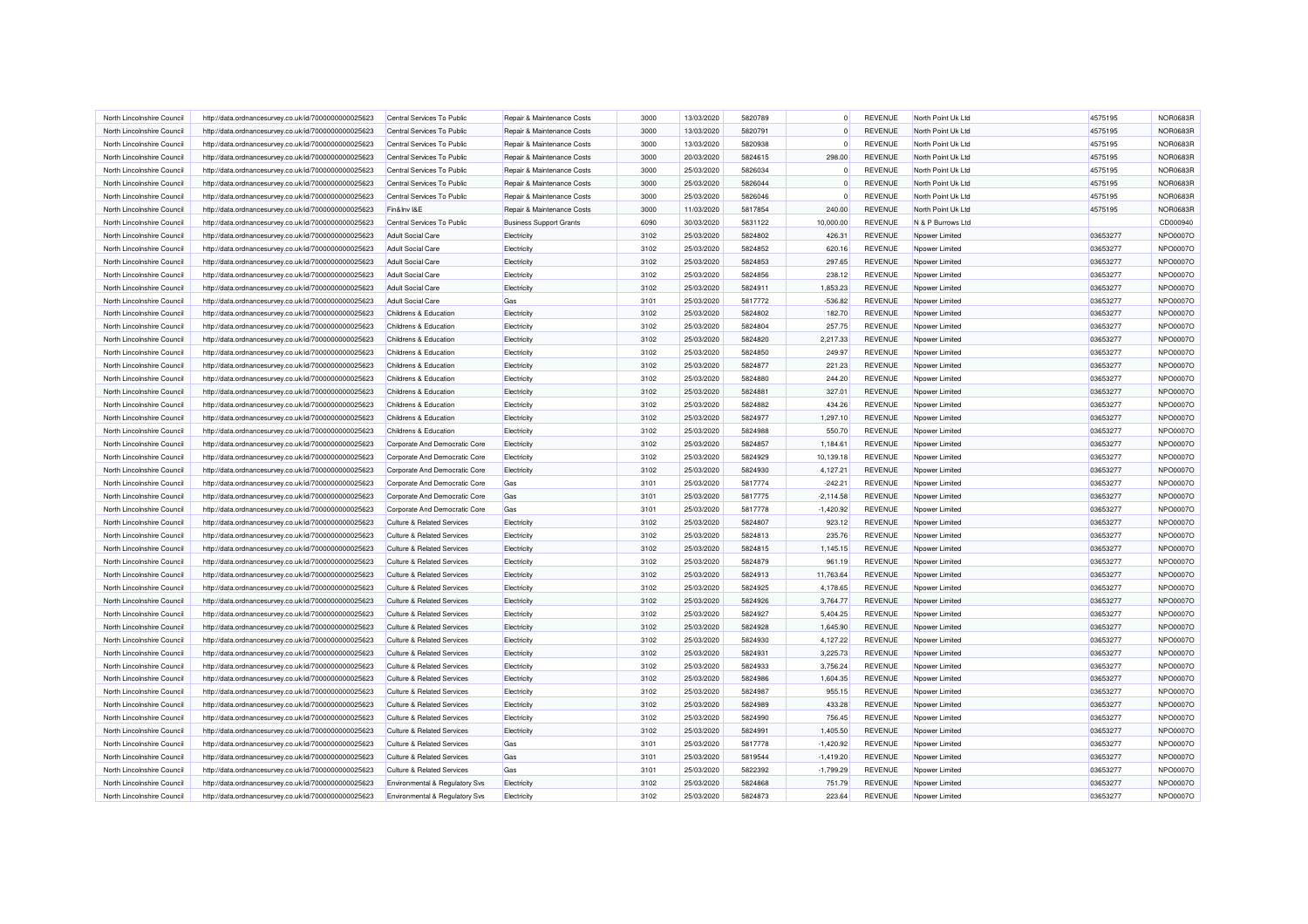| | | | | | | | | | | | |
|---|---|---|---|---|---|---|---|---|---|---|---|
| North Lincolnshire Council | http://data.ordnancesurvey.co.uk/id/7000000000025623 | Central Services To Public | Repair & Maintenance Costs | 3000 | 13/03/2020 | 5820789 | 0 | REVENUE | North Point Uk Ltd | 4575195 | NOR0683R |
| North Lincolnshire Council | http://data.ordnancesurvey.co.uk/id/7000000000025623 | Central Services To Public | Repair & Maintenance Costs | 3000 | 13/03/2020 | 5820791 | 0 | REVENUE | North Point Uk Ltd | 4575195 | NOR0683R |
| North Lincolnshire Council | http://data.ordnancesurvey.co.uk/id/7000000000025623 | Central Services To Public | Repair & Maintenance Costs | 3000 | 13/03/2020 | 5820938 | 0 | REVENUE | North Point Uk Ltd | 4575195 | NOR0683R |
| North Lincolnshire Council | http://data.ordnancesurvey.co.uk/id/7000000000025623 | Central Services To Public | Repair & Maintenance Costs | 3000 | 20/03/2020 | 5824615 | 298.00 | REVENUE | North Point Uk Ltd | 4575195 | NOR0683R |
| North Lincolnshire Council | http://data.ordnancesurvey.co.uk/id/7000000000025623 | Central Services To Public | Repair & Maintenance Costs | 3000 | 25/03/2020 | 5826034 | 0 | REVENUE | North Point Uk Ltd | 4575195 | NOR0683R |
| North Lincolnshire Council | http://data.ordnancesurvey.co.uk/id/7000000000025623 | Central Services To Public | Repair & Maintenance Costs | 3000 | 25/03/2020 | 5826044 | 0 | REVENUE | North Point Uk Ltd | 4575195 | NOR0683R |
| North Lincolnshire Council | http://data.ordnancesurvey.co.uk/id/7000000000025623 | Central Services To Public | Repair & Maintenance Costs | 3000 | 25/03/2020 | 5826046 | 0 | REVENUE | North Point Uk Ltd | 4575195 | NOR0683R |
| North Lincolnshire Council | http://data.ordnancesurvey.co.uk/id/7000000000025623 | Fin&Inv I&E | Repair & Maintenance Costs | 3000 | 11/03/2020 | 5817854 | 240.00 | REVENUE | North Point Uk Ltd | 4575195 | NOR0683R |
| North Lincolnshire Council | http://data.ordnancesurvey.co.uk/id/7000000000025623 | Central Services To Public | Business Support Grants | 6090 | 30/03/2020 | 5831122 | 10,000.00 | REVENUE | N & P Burrows Ltd | | CD000940 |
| North Lincolnshire Council | http://data.ordnancesurvey.co.uk/id/7000000000025623 | Adult Social Care | Electricity | 3102 | 25/03/2020 | 5824802 | 426.31 | REVENUE | Npower Limited | 03653277 | NPO0007O |
| North Lincolnshire Council | http://data.ordnancesurvey.co.uk/id/7000000000025623 | Adult Social Care | Electricity | 3102 | 25/03/2020 | 5824852 | 620.16 | REVENUE | Npower Limited | 03653277 | NPO0007O |
| North Lincolnshire Council | http://data.ordnancesurvey.co.uk/id/7000000000025623 | Adult Social Care | Electricity | 3102 | 25/03/2020 | 5824853 | 297.65 | REVENUE | Npower Limited | 03653277 | NPO0007O |
| North Lincolnshire Council | http://data.ordnancesurvey.co.uk/id/7000000000025623 | Adult Social Care | Electricity | 3102 | 25/03/2020 | 5824856 | 238.12 | REVENUE | Npower Limited | 03653277 | NPO0007O |
| North Lincolnshire Council | http://data.ordnancesurvey.co.uk/id/7000000000025623 | Adult Social Care | Electricity | 3102 | 25/03/2020 | 5824911 | 1,853.23 | REVENUE | Npower Limited | 03653277 | NPO0007O |
| North Lincolnshire Council | http://data.ordnancesurvey.co.uk/id/7000000000025623 | Adult Social Care | Gas | 3101 | 25/03/2020 | 5817772 | -536.82 | REVENUE | Npower Limited | 03653277 | NPO0007O |
| North Lincolnshire Council | http://data.ordnancesurvey.co.uk/id/7000000000025623 | Childrens & Education | Electricity | 3102 | 25/03/2020 | 5824802 | 182.70 | REVENUE | Npower Limited | 03653277 | NPO0007O |
| North Lincolnshire Council | http://data.ordnancesurvey.co.uk/id/7000000000025623 | Childrens & Education | Electricity | 3102 | 25/03/2020 | 5824804 | 257.75 | REVENUE | Npower Limited | 03653277 | NPO0007O |
| North Lincolnshire Council | http://data.ordnancesurvey.co.uk/id/7000000000025623 | Childrens & Education | Electricity | 3102 | 25/03/2020 | 5824820 | 2,217.33 | REVENUE | Npower Limited | 03653277 | NPO0007O |
| North Lincolnshire Council | http://data.ordnancesurvey.co.uk/id/7000000000025623 | Childrens & Education | Electricity | 3102 | 25/03/2020 | 5824850 | 249.97 | REVENUE | Npower Limited | 03653277 | NPO0007O |
| North Lincolnshire Council | http://data.ordnancesurvey.co.uk/id/7000000000025623 | Childrens & Education | Electricity | 3102 | 25/03/2020 | 5824877 | 221.23 | REVENUE | Npower Limited | 03653277 | NPO0007O |
| North Lincolnshire Council | http://data.ordnancesurvey.co.uk/id/7000000000025623 | Childrens & Education | Electricity | 3102 | 25/03/2020 | 5824880 | 244.20 | REVENUE | Npower Limited | 03653277 | NPO0007O |
| North Lincolnshire Council | http://data.ordnancesurvey.co.uk/id/7000000000025623 | Childrens & Education | Electricity | 3102 | 25/03/2020 | 5824881 | 327.01 | REVENUE | Npower Limited | 03653277 | NPO0007O |
| North Lincolnshire Council | http://data.ordnancesurvey.co.uk/id/7000000000025623 | Childrens & Education | Electricity | 3102 | 25/03/2020 | 5824882 | 434.26 | REVENUE | Npower Limited | 03653277 | NPO0007O |
| North Lincolnshire Council | http://data.ordnancesurvey.co.uk/id/7000000000025623 | Childrens & Education | Electricity | 3102 | 25/03/2020 | 5824977 | 1,297.10 | REVENUE | Npower Limited | 03653277 | NPO0007O |
| North Lincolnshire Council | http://data.ordnancesurvey.co.uk/id/7000000000025623 | Childrens & Education | Electricity | 3102 | 25/03/2020 | 5824988 | 550.70 | REVENUE | Npower Limited | 03653277 | NPO0007O |
| North Lincolnshire Council | http://data.ordnancesurvey.co.uk/id/7000000000025623 | Corporate And Democratic Core | Electricity | 3102 | 25/03/2020 | 5824857 | 1,184.61 | REVENUE | Npower Limited | 03653277 | NPO0007O |
| North Lincolnshire Council | http://data.ordnancesurvey.co.uk/id/7000000000025623 | Corporate And Democratic Core | Electricity | 3102 | 25/03/2020 | 5824929 | 10,139.18 | REVENUE | Npower Limited | 03653277 | NPO0007O |
| North Lincolnshire Council | http://data.ordnancesurvey.co.uk/id/7000000000025623 | Corporate And Democratic Core | Electricity | 3102 | 25/03/2020 | 5824930 | 4,127.21 | REVENUE | Npower Limited | 03653277 | NPO0007O |
| North Lincolnshire Council | http://data.ordnancesurvey.co.uk/id/7000000000025623 | Corporate And Democratic Core | Gas | 3101 | 25/03/2020 | 5817774 | -242.21 | REVENUE | Npower Limited | 03653277 | NPO0007O |
| North Lincolnshire Council | http://data.ordnancesurvey.co.uk/id/7000000000025623 | Corporate And Democratic Core | Gas | 3101 | 25/03/2020 | 5817775 | -2,114.58 | REVENUE | Npower Limited | 03653277 | NPO0007O |
| North Lincolnshire Council | http://data.ordnancesurvey.co.uk/id/7000000000025623 | Corporate And Democratic Core | Gas | 3101 | 25/03/2020 | 5817778 | -1,420.92 | REVENUE | Npower Limited | 03653277 | NPO0007O |
| North Lincolnshire Council | http://data.ordnancesurvey.co.uk/id/7000000000025623 | Culture & Related Services | Electricity | 3102 | 25/03/2020 | 5824807 | 923.12 | REVENUE | Npower Limited | 03653277 | NPO0007O |
| North Lincolnshire Council | http://data.ordnancesurvey.co.uk/id/7000000000025623 | Culture & Related Services | Electricity | 3102 | 25/03/2020 | 5824813 | 235.76 | REVENUE | Npower Limited | 03653277 | NPO0007O |
| North Lincolnshire Council | http://data.ordnancesurvey.co.uk/id/7000000000025623 | Culture & Related Services | Electricity | 3102 | 25/03/2020 | 5824815 | 1,145.15 | REVENUE | Npower Limited | 03653277 | NPO0007O |
| North Lincolnshire Council | http://data.ordnancesurvey.co.uk/id/7000000000025623 | Culture & Related Services | Electricity | 3102 | 25/03/2020 | 5824879 | 961.19 | REVENUE | Npower Limited | 03653277 | NPO0007O |
| North Lincolnshire Council | http://data.ordnancesurvey.co.uk/id/7000000000025623 | Culture & Related Services | Electricity | 3102 | 25/03/2020 | 5824913 | 11,763.64 | REVENUE | Npower Limited | 03653277 | NPO0007O |
| North Lincolnshire Council | http://data.ordnancesurvey.co.uk/id/7000000000025623 | Culture & Related Services | Electricity | 3102 | 25/03/2020 | 5824925 | 4,178.65 | REVENUE | Npower Limited | 03653277 | NPO0007O |
| North Lincolnshire Council | http://data.ordnancesurvey.co.uk/id/7000000000025623 | Culture & Related Services | Electricity | 3102 | 25/03/2020 | 5824926 | 3,764.77 | REVENUE | Npower Limited | 03653277 | NPO0007O |
| North Lincolnshire Council | http://data.ordnancesurvey.co.uk/id/7000000000025623 | Culture & Related Services | Electricity | 3102 | 25/03/2020 | 5824927 | 5,404.25 | REVENUE | Npower Limited | 03653277 | NPO0007O |
| North Lincolnshire Council | http://data.ordnancesurvey.co.uk/id/7000000000025623 | Culture & Related Services | Electricity | 3102 | 25/03/2020 | 5824928 | 1,645.90 | REVENUE | Npower Limited | 03653277 | NPO0007O |
| North Lincolnshire Council | http://data.ordnancesurvey.co.uk/id/7000000000025623 | Culture & Related Services | Electricity | 3102 | 25/03/2020 | 5824930 | 4,127.22 | REVENUE | Npower Limited | 03653277 | NPO0007O |
| North Lincolnshire Council | http://data.ordnancesurvey.co.uk/id/7000000000025623 | Culture & Related Services | Electricity | 3102 | 25/03/2020 | 5824931 | 3,225.73 | REVENUE | Npower Limited | 03653277 | NPO0007O |
| North Lincolnshire Council | http://data.ordnancesurvey.co.uk/id/7000000000025623 | Culture & Related Services | Electricity | 3102 | 25/03/2020 | 5824933 | 3,756.24 | REVENUE | Npower Limited | 03653277 | NPO0007O |
| North Lincolnshire Council | http://data.ordnancesurvey.co.uk/id/7000000000025623 | Culture & Related Services | Electricity | 3102 | 25/03/2020 | 5824986 | 1,604.35 | REVENUE | Npower Limited | 03653277 | NPO0007O |
| North Lincolnshire Council | http://data.ordnancesurvey.co.uk/id/7000000000025623 | Culture & Related Services | Electricity | 3102 | 25/03/2020 | 5824987 | 955.15 | REVENUE | Npower Limited | 03653277 | NPO0007O |
| North Lincolnshire Council | http://data.ordnancesurvey.co.uk/id/7000000000025623 | Culture & Related Services | Electricity | 3102 | 25/03/2020 | 5824989 | 433.28 | REVENUE | Npower Limited | 03653277 | NPO0007O |
| North Lincolnshire Council | http://data.ordnancesurvey.co.uk/id/7000000000025623 | Culture & Related Services | Electricity | 3102 | 25/03/2020 | 5824990 | 756.45 | REVENUE | Npower Limited | 03653277 | NPO0007O |
| North Lincolnshire Council | http://data.ordnancesurvey.co.uk/id/7000000000025623 | Culture & Related Services | Electricity | 3102 | 25/03/2020 | 5824991 | 1,405.50 | REVENUE | Npower Limited | 03653277 | NPO0007O |
| North Lincolnshire Council | http://data.ordnancesurvey.co.uk/id/7000000000025623 | Culture & Related Services | Gas | 3101 | 25/03/2020 | 5817778 | -1,420.92 | REVENUE | Npower Limited | 03653277 | NPO0007O |
| North Lincolnshire Council | http://data.ordnancesurvey.co.uk/id/7000000000025623 | Culture & Related Services | Gas | 3101 | 25/03/2020 | 5819544 | -1,419.20 | REVENUE | Npower Limited | 03653277 | NPO0007O |
| North Lincolnshire Council | http://data.ordnancesurvey.co.uk/id/7000000000025623 | Culture & Related Services | Gas | 3101 | 25/03/2020 | 5822392 | -1,799.29 | REVENUE | Npower Limited | 03653277 | NPO0007O |
| North Lincolnshire Council | http://data.ordnancesurvey.co.uk/id/7000000000025623 | Environmental & Regulatory Svs | Electricity | 3102 | 25/03/2020 | 5824868 | 751.79 | REVENUE | Npower Limited | 03653277 | NPO0007O |
| North Lincolnshire Council | http://data.ordnancesurvey.co.uk/id/7000000000025623 | Environmental & Regulatory Svs | Electricity | 3102 | 25/03/2020 | 5824873 | 223.64 | REVENUE | Npower Limited | 03653277 | NPO0007O |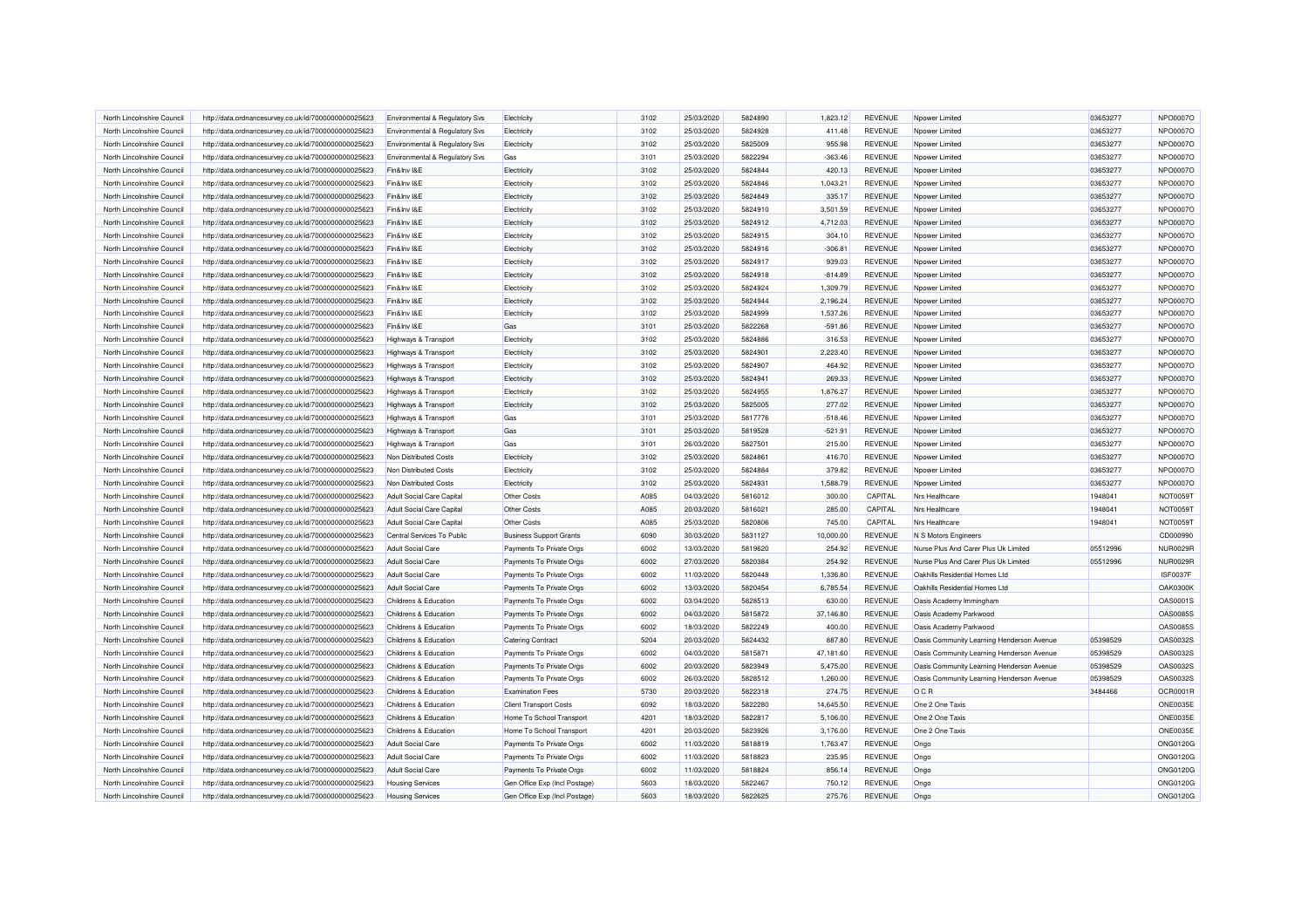| | | | | | | | | | | | |
|---|---|---|---|---|---|---|---|---|---|---|---|
| North Lincolnshire Council | http://data.ordnancesurvey.co.uk/id/7000000000025623 | Environmental & Regulatory Svs | Electricity | 3102 | 25/03/2020 | 5824890 | 1,823.12 | REVENUE | Npower Limited | 03653277 | NPO0007O |
| North Lincolnshire Council | http://data.ordnancesurvey.co.uk/id/7000000000025623 | Environmental & Regulatory Svs | Electricity | 3102 | 25/03/2020 | 5824928 | 411.48 | REVENUE | Npower Limited | 03653277 | NPO0007O |
| North Lincolnshire Council | http://data.ordnancesurvey.co.uk/id/7000000000025623 | Environmental & Regulatory Svs | Electricity | 3102 | 25/03/2020 | 5825009 | 955.98 | REVENUE | Npower Limited | 03653277 | NPO0007O |
| North Lincolnshire Council | http://data.ordnancesurvey.co.uk/id/7000000000025623 | Environmental & Regulatory Svs | Gas | 3101 | 25/03/2020 | 5822294 | -363.46 | REVENUE | Npower Limited | 03653277 | NPO0007O |
| North Lincolnshire Council | http://data.ordnancesurvey.co.uk/id/7000000000025623 | Fin&Inv I&E | Electricity | 3102 | 25/03/2020 | 5824844 | 420.13 | REVENUE | Npower Limited | 03653277 | NPO0007O |
| North Lincolnshire Council | http://data.ordnancesurvey.co.uk/id/7000000000025623 | Fin&Inv I&E | Electricity | 3102 | 25/03/2020 | 5824846 | 1,043.21 | REVENUE | Npower Limited | 03653277 | NPO0007O |
| North Lincolnshire Council | http://data.ordnancesurvey.co.uk/id/7000000000025623 | Fin&Inv I&E | Electricity | 3102 | 25/03/2020 | 5824849 | 335.17 | REVENUE | Npower Limited | 03653277 | NPO0007O |
| North Lincolnshire Council | http://data.ordnancesurvey.co.uk/id/7000000000025623 | Fin&Inv I&E | Electricity | 3102 | 25/03/2020 | 5824910 | 3,501.59 | REVENUE | Npower Limited | 03653277 | NPO0007O |
| North Lincolnshire Council | http://data.ordnancesurvey.co.uk/id/7000000000025623 | Fin&Inv I&E | Electricity | 3102 | 25/03/2020 | 5824912 | 4,712.03 | REVENUE | Npower Limited | 03653277 | NPO0007O |
| North Lincolnshire Council | http://data.ordnancesurvey.co.uk/id/7000000000025623 | Fin&Inv I&E | Electricity | 3102 | 25/03/2020 | 5824915 | 304.10 | REVENUE | Npower Limited | 03653277 | NPO0007O |
| North Lincolnshire Council | http://data.ordnancesurvey.co.uk/id/7000000000025623 | Fin&Inv I&E | Electricity | 3102 | 25/03/2020 | 5824916 | -306.81 | REVENUE | Npower Limited | 03653277 | NPO0007O |
| North Lincolnshire Council | http://data.ordnancesurvey.co.uk/id/7000000000025623 | Fin&Inv I&E | Electricity | 3102 | 25/03/2020 | 5824917 | 939.03 | REVENUE | Npower Limited | 03653277 | NPO0007O |
| North Lincolnshire Council | http://data.ordnancesurvey.co.uk/id/7000000000025623 | Fin&Inv I&E | Electricity | 3102 | 25/03/2020 | 5824918 | -814.89 | REVENUE | Npower Limited | 03653277 | NPO0007O |
| North Lincolnshire Council | http://data.ordnancesurvey.co.uk/id/7000000000025623 | Fin&Inv I&E | Electricity | 3102 | 25/03/2020 | 5824924 | 1,309.79 | REVENUE | Npower Limited | 03653277 | NPO0007O |
| North Lincolnshire Council | http://data.ordnancesurvey.co.uk/id/7000000000025623 | Fin&Inv I&E | Electricity | 3102 | 25/03/2020 | 5824944 | 2,196.24 | REVENUE | Npower Limited | 03653277 | NPO0007O |
| North Lincolnshire Council | http://data.ordnancesurvey.co.uk/id/7000000000025623 | Fin&Inv I&E | Electricity | 3102 | 25/03/2020 | 5824999 | 1,537.26 | REVENUE | Npower Limited | 03653277 | NPO0007O |
| North Lincolnshire Council | http://data.ordnancesurvey.co.uk/id/7000000000025623 | Fin&Inv I&E | Gas | 3101 | 25/03/2020 | 5822268 | -591.86 | REVENUE | Npower Limited | 03653277 | NPO0007O |
| North Lincolnshire Council | http://data.ordnancesurvey.co.uk/id/7000000000025623 | Highways & Transport | Electricity | 3102 | 25/03/2020 | 5824886 | 316.53 | REVENUE | Npower Limited | 03653277 | NPO0007O |
| North Lincolnshire Council | http://data.ordnancesurvey.co.uk/id/7000000000025623 | Highways & Transport | Electricity | 3102 | 25/03/2020 | 5824901 | 2,223.40 | REVENUE | Npower Limited | 03653277 | NPO0007O |
| North Lincolnshire Council | http://data.ordnancesurvey.co.uk/id/7000000000025623 | Highways & Transport | Electricity | 3102 | 25/03/2020 | 5824907 | 464.92 | REVENUE | Npower Limited | 03653277 | NPO0007O |
| North Lincolnshire Council | http://data.ordnancesurvey.co.uk/id/7000000000025623 | Highways & Transport | Electricity | 3102 | 25/03/2020 | 5824941 | 269.33 | REVENUE | Npower Limited | 03653277 | NPO0007O |
| North Lincolnshire Council | http://data.ordnancesurvey.co.uk/id/7000000000025623 | Highways & Transport | Electricity | 3102 | 25/03/2020 | 5824955 | 1,876.27 | REVENUE | Npower Limited | 03653277 | NPO0007O |
| North Lincolnshire Council | http://data.ordnancesurvey.co.uk/id/7000000000025623 | Highways & Transport | Electricity | 3102 | 25/03/2020 | 5825005 | 277.02 | REVENUE | Npower Limited | 03653277 | NPO0007O |
| North Lincolnshire Council | http://data.ordnancesurvey.co.uk/id/7000000000025623 | Highways & Transport | Gas | 3101 | 25/03/2020 | 5817776 | -518.46 | REVENUE | Npower Limited | 03653277 | NPO0007O |
| North Lincolnshire Council | http://data.ordnancesurvey.co.uk/id/7000000000025623 | Highways & Transport | Gas | 3101 | 25/03/2020 | 5819528 | -521.91 | REVENUE | Npower Limited | 03653277 | NPO0007O |
| North Lincolnshire Council | http://data.ordnancesurvey.co.uk/id/7000000000025623 | Highways & Transport | Gas | 3101 | 26/03/2020 | 5827501 | 215.00 | REVENUE | Npower Limited | 03653277 | NPO0007O |
| North Lincolnshire Council | http://data.ordnancesurvey.co.uk/id/7000000000025623 | Non Distributed Costs | Electricity | 3102 | 25/03/2020 | 5824861 | 416.70 | REVENUE | Npower Limited | 03653277 | NPO0007O |
| North Lincolnshire Council | http://data.ordnancesurvey.co.uk/id/7000000000025623 | Non Distributed Costs | Electricity | 3102 | 25/03/2020 | 5824884 | 379.82 | REVENUE | Npower Limited | 03653277 | NPO0007O |
| North Lincolnshire Council | http://data.ordnancesurvey.co.uk/id/7000000000025623 | Non Distributed Costs | Electricity | 3102 | 25/03/2020 | 5824931 | 1,588.79 | REVENUE | Npower Limited | 03653277 | NPO0007O |
| North Lincolnshire Council | http://data.ordnancesurvey.co.uk/id/7000000000025623 | Adult Social Care Capital | Other Costs | A085 | 04/03/2020 | 5816012 | 300.00 | CAPITAL | Nrs Healthcare | 1948041 | NOT0059T |
| North Lincolnshire Council | http://data.ordnancesurvey.co.uk/id/7000000000025623 | Adult Social Care Capital | Other Costs | A085 | 20/03/2020 | 5816021 | 285.00 | CAPITAL | Nrs Healthcare | 1948041 | NOT0059T |
| North Lincolnshire Council | http://data.ordnancesurvey.co.uk/id/7000000000025623 | Adult Social Care Capital | Other Costs | A085 | 25/03/2020 | 5820806 | 745.00 | CAPITAL | Nrs Healthcare | 1948041 | NOT0059T |
| North Lincolnshire Council | http://data.ordnancesurvey.co.uk/id/7000000000025623 | Central Services To Public | Business Support Grants | 6090 | 30/03/2020 | 5831127 | 10,000.00 | REVENUE | N S Motors Engineers | | CD000990 |
| North Lincolnshire Council | http://data.ordnancesurvey.co.uk/id/7000000000025623 | Adult Social Care | Payments To Private Orgs | 6002 | 13/03/2020 | 5819620 | 254.92 | REVENUE | Nurse Plus And Carer Plus Uk Limited | 05512996 | NUR0029R |
| North Lincolnshire Council | http://data.ordnancesurvey.co.uk/id/7000000000025623 | Adult Social Care | Payments To Private Orgs | 6002 | 27/03/2020 | 5820384 | 254.92 | REVENUE | Nurse Plus And Carer Plus Uk Limited | 05512996 | NUR0029R |
| North Lincolnshire Council | http://data.ordnancesurvey.co.uk/id/7000000000025623 | Adult Social Care | Payments To Private Orgs | 6002 | 11/03/2020 | 5820448 | 1,336.80 | REVENUE | Oakhills Residential Homes Ltd | | ISF0037F |
| North Lincolnshire Council | http://data.ordnancesurvey.co.uk/id/7000000000025623 | Adult Social Care | Payments To Private Orgs | 6002 | 13/03/2020 | 5820454 | 6,785.54 | REVENUE | Oakhills Residential Homes Ltd | | OAK0300K |
| North Lincolnshire Council | http://data.ordnancesurvey.co.uk/id/7000000000025623 | Childrens & Education | Payments To Private Orgs | 6002 | 03/04/2020 | 5828513 | 630.00 | REVENUE | Oasis Academy Immingham | | OAS0001S |
| North Lincolnshire Council | http://data.ordnancesurvey.co.uk/id/7000000000025623 | Childrens & Education | Payments To Private Orgs | 6002 | 04/03/2020 | 5815872 | 37,146.80 | REVENUE | Oasis Academy Parkwood | | OAS0085S |
| North Lincolnshire Council | http://data.ordnancesurvey.co.uk/id/7000000000025623 | Childrens & Education | Payments To Private Orgs | 6002 | 18/03/2020 | 5822249 | 400.00 | REVENUE | Oasis Academy Parkwood | | OAS0085S |
| North Lincolnshire Council | http://data.ordnancesurvey.co.uk/id/7000000000025623 | Childrens & Education | Catering Contract | 5204 | 20/03/2020 | 5824432 | 887.80 | REVENUE | Oasis Community Learning Henderson Avenue | 05398529 | OAS0032S |
| North Lincolnshire Council | http://data.ordnancesurvey.co.uk/id/7000000000025623 | Childrens & Education | Payments To Private Orgs | 6002 | 04/03/2020 | 5815871 | 47,181.60 | REVENUE | Oasis Community Learning Henderson Avenue | 05398529 | OAS0032S |
| North Lincolnshire Council | http://data.ordnancesurvey.co.uk/id/7000000000025623 | Childrens & Education | Payments To Private Orgs | 6002 | 20/03/2020 | 5823949 | 5,475.00 | REVENUE | Oasis Community Learning Henderson Avenue | 05398529 | OAS0032S |
| North Lincolnshire Council | http://data.ordnancesurvey.co.uk/id/7000000000025623 | Childrens & Education | Payments To Private Orgs | 6002 | 26/03/2020 | 5828512 | 1,260.00 | REVENUE | Oasis Community Learning Henderson Avenue | 05398529 | OAS0032S |
| North Lincolnshire Council | http://data.ordnancesurvey.co.uk/id/7000000000025623 | Childrens & Education | Examination Fees | 5730 | 20/03/2020 | 5822318 | 274.75 | REVENUE | O C R | 3484466 | OCR0001R |
| North Lincolnshire Council | http://data.ordnancesurvey.co.uk/id/7000000000025623 | Childrens & Education | Client Transport Costs | 6092 | 18/03/2020 | 5822280 | 14,645.50 | REVENUE | One 2 One Taxis | | ONE0035E |
| North Lincolnshire Council | http://data.ordnancesurvey.co.uk/id/7000000000025623 | Childrens & Education | Home To School Transport | 4201 | 18/03/2020 | 5822817 | 5,106.00 | REVENUE | One 2 One Taxis | | ONE0035E |
| North Lincolnshire Council | http://data.ordnancesurvey.co.uk/id/7000000000025623 | Childrens & Education | Home To School Transport | 4201 | 20/03/2020 | 5823926 | 3,176.00 | REVENUE | One 2 One Taxis | | ONE0035E |
| North Lincolnshire Council | http://data.ordnancesurvey.co.uk/id/7000000000025623 | Adult Social Care | Payments To Private Orgs | 6002 | 11/03/2020 | 5818819 | 1,763.47 | REVENUE | Ongo | | ONG0120G |
| North Lincolnshire Council | http://data.ordnancesurvey.co.uk/id/7000000000025623 | Adult Social Care | Payments To Private Orgs | 6002 | 11/03/2020 | 5818823 | 235.95 | REVENUE | Ongo | | ONG0120G |
| North Lincolnshire Council | http://data.ordnancesurvey.co.uk/id/7000000000025623 | Adult Social Care | Payments To Private Orgs | 6002 | 11/03/2020 | 5818824 | 856.14 | REVENUE | Ongo | | ONG0120G |
| North Lincolnshire Council | http://data.ordnancesurvey.co.uk/id/7000000000025623 | Housing Services | Gen Office Exp (Incl Postage) | 5603 | 18/03/2020 | 5822467 | 750.12 | REVENUE | Ongo | | ONG0120G |
| North Lincolnshire Council | http://data.ordnancesurvey.co.uk/id/7000000000025623 | Housing Services | Gen Office Exp (Incl Postage) | 5603 | 18/03/2020 | 5822625 | 275.76 | REVENUE | Ongo | | ONG0120G |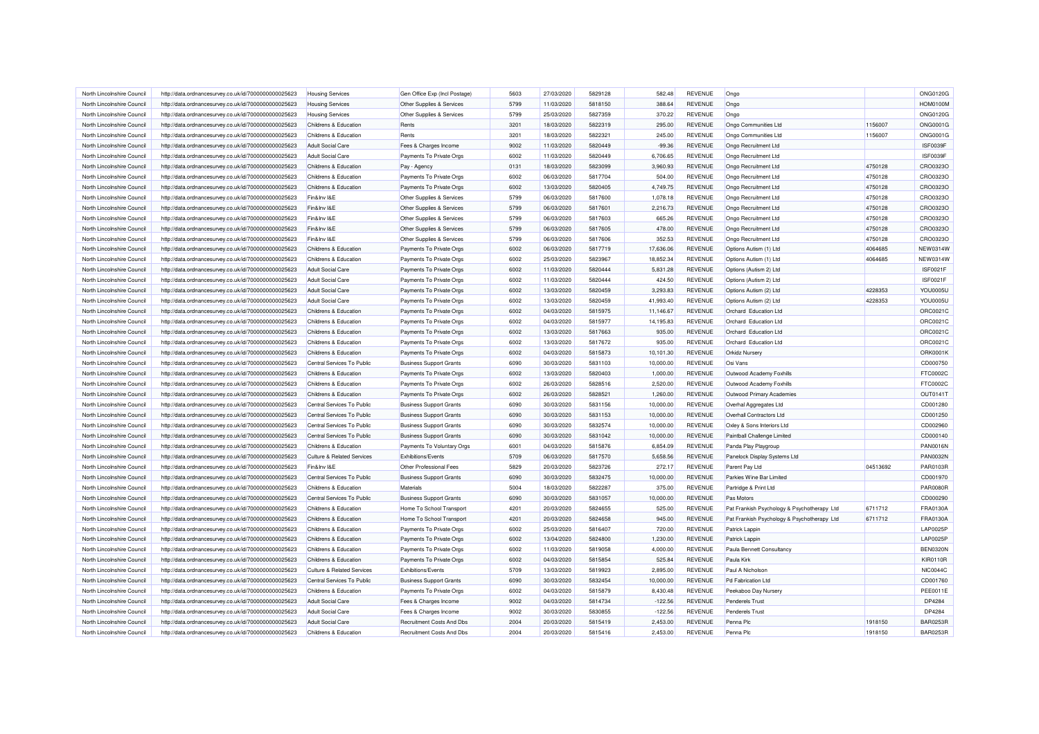| | | | | | | | | | | | |
|---|---|---|---|---|---|---|---|---|---|---|---|
| North Lincolnshire Council | http://data.ordnancesurvey.co.uk/id/7000000000025623 | Housing Services | Gen Office Exp (Incl Postage) | 5603 | 27/03/2020 | 5829128 | 582.48 | REVENUE | Ongo | | ONG0120G |
| North Lincolnshire Council | http://data.ordnancesurvey.co.uk/id/7000000000025623 | Housing Services | Other Supplies & Services | 5799 | 11/03/2020 | 5818150 | 388.64 | REVENUE | Ongo | | HOM0100M |
| North Lincolnshire Council | http://data.ordnancesurvey.co.uk/id/7000000000025623 | Housing Services | Other Supplies & Services | 5799 | 25/03/2020 | 5827359 | 370.22 | REVENUE | Ongo | | ONG0120G |
| North Lincolnshire Council | http://data.ordnancesurvey.co.uk/id/7000000000025623 | Childrens & Education | Rents | 3201 | 18/03/2020 | 5822319 | 295.00 | REVENUE | Ongo Communities Ltd | 1156007 | ONG0001G |
| North Lincolnshire Council | http://data.ordnancesurvey.co.uk/id/7000000000025623 | Childrens & Education | Rents | 3201 | 18/03/2020 | 5822321 | 245.00 | REVENUE | Ongo Communities Ltd | 1156007 | ONG0001G |
| North Lincolnshire Council | http://data.ordnancesurvey.co.uk/id/7000000000025623 | Adult Social Care | Fees & Charges Income | 9002 | 11/03/2020 | 5820449 | -99.36 | REVENUE | Ongo Recruitment Ltd | | ISF0039F |
| North Lincolnshire Council | http://data.ordnancesurvey.co.uk/id/7000000000025623 | Adult Social Care | Payments To Private Orgs | 6002 | 11/03/2020 | 5820449 | 6,706.65 | REVENUE | Ongo Recruitment Ltd | | ISF0039F |
| North Lincolnshire Council | http://data.ordnancesurvey.co.uk/id/7000000000025623 | Childrens & Education | Pay - Agency | 0131 | 18/03/2020 | 5823099 | 3,960.93 | REVENUE | Ongo Recruitment Ltd | 4750128 | CRO0323O |
| North Lincolnshire Council | http://data.ordnancesurvey.co.uk/id/7000000000025623 | Childrens & Education | Payments To Private Orgs | 6002 | 06/03/2020 | 5817704 | 504.00 | REVENUE | Ongo Recruitment Ltd | 4750128 | CRO0323O |
| North Lincolnshire Council | http://data.ordnancesurvey.co.uk/id/7000000000025623 | Childrens & Education | Payments To Private Orgs | 6002 | 13/03/2020 | 5820405 | 4,749.75 | REVENUE | Ongo Recruitment Ltd | 4750128 | CRO0323O |
| North Lincolnshire Council | http://data.ordnancesurvey.co.uk/id/7000000000025623 | Fin&Inv I&E | Other Supplies & Services | 5799 | 06/03/2020 | 5817600 | 1,078.18 | REVENUE | Ongo Recruitment Ltd | 4750128 | CRO0323O |
| North Lincolnshire Council | http://data.ordnancesurvey.co.uk/id/7000000000025623 | Fin&Inv I&E | Other Supplies & Services | 5799 | 06/03/2020 | 5817601 | 2,216.73 | REVENUE | Ongo Recruitment Ltd | 4750128 | CRO0323O |
| North Lincolnshire Council | http://data.ordnancesurvey.co.uk/id/7000000000025623 | Fin&Inv I&E | Other Supplies & Services | 5799 | 06/03/2020 | 5817603 | 665.26 | REVENUE | Ongo Recruitment Ltd | 4750128 | CRO0323O |
| North Lincolnshire Council | http://data.ordnancesurvey.co.uk/id/7000000000025623 | Fin&Inv I&E | Other Supplies & Services | 5799 | 06/03/2020 | 5817605 | 478.00 | REVENUE | Ongo Recruitment Ltd | 4750128 | CRO0323O |
| North Lincolnshire Council | http://data.ordnancesurvey.co.uk/id/7000000000025623 | Fin&Inv I&E | Other Supplies & Services | 5799 | 06/03/2020 | 5817606 | 352.53 | REVENUE | Ongo Recruitment Ltd | 4750128 | CRO0323O |
| North Lincolnshire Council | http://data.ordnancesurvey.co.uk/id/7000000000025623 | Childrens & Education | Payments To Private Orgs | 6002 | 06/03/2020 | 5817719 | 17,636.06 | REVENUE | Options Autism (1) Ltd | 4064685 | NEW0314W |
| North Lincolnshire Council | http://data.ordnancesurvey.co.uk/id/7000000000025623 | Childrens & Education | Payments To Private Orgs | 6002 | 25/03/2020 | 5823967 | 18,852.34 | REVENUE | Options Autism (1) Ltd | 4064685 | NEW0314W |
| North Lincolnshire Council | http://data.ordnancesurvey.co.uk/id/7000000000025623 | Adult Social Care | Payments To Private Orgs | 6002 | 11/03/2020 | 5820444 | 5,831.28 | REVENUE | Options (Autism 2) Ltd | | ISF0021F |
| North Lincolnshire Council | http://data.ordnancesurvey.co.uk/id/7000000000025623 | Adult Social Care | Payments To Private Orgs | 6002 | 11/03/2020 | 5820444 | 424.50 | REVENUE | Options (Autism 2) Ltd | | ISF0021F |
| North Lincolnshire Council | http://data.ordnancesurvey.co.uk/id/7000000000025623 | Adult Social Care | Payments To Private Orgs | 6002 | 13/03/2020 | 5820459 | 3,293.83 | REVENUE | Options Autism (2) Ltd | 4228353 | YOU0005U |
| North Lincolnshire Council | http://data.ordnancesurvey.co.uk/id/7000000000025623 | Adult Social Care | Payments To Private Orgs | 6002 | 13/03/2020 | 5820459 | 41,993.40 | REVENUE | Options Autism (2) Ltd | 4228353 | YOU0005U |
| North Lincolnshire Council | http://data.ordnancesurvey.co.uk/id/7000000000025623 | Childrens & Education | Payments To Private Orgs | 6002 | 04/03/2020 | 5815975 | 11,146.67 | REVENUE | Orchard Education Ltd | | ORC0021C |
| North Lincolnshire Council | http://data.ordnancesurvey.co.uk/id/7000000000025623 | Childrens & Education | Payments To Private Orgs | 6002 | 04/03/2020 | 5815977 | 14,195.83 | REVENUE | Orchard Education Ltd | | ORC0021C |
| North Lincolnshire Council | http://data.ordnancesurvey.co.uk/id/7000000000025623 | Childrens & Education | Payments To Private Orgs | 6002 | 13/03/2020 | 5817663 | 935.00 | REVENUE | Orchard Education Ltd | | ORC0021C |
| North Lincolnshire Council | http://data.ordnancesurvey.co.uk/id/7000000000025623 | Childrens & Education | Payments To Private Orgs | 6002 | 13/03/2020 | 5817672 | 935.00 | REVENUE | Orchard Education Ltd | | ORC0021C |
| North Lincolnshire Council | http://data.ordnancesurvey.co.uk/id/7000000000025623 | Childrens & Education | Payments To Private Orgs | 6002 | 04/03/2020 | 5815873 | 10,101.30 | REVENUE | Orkidz Nursery | | ORK0001K |
| North Lincolnshire Council | http://data.ordnancesurvey.co.uk/id/7000000000025623 | Central Services To Public | Business Support Grants | 6090 | 30/03/2020 | 5831103 | 10,000.00 | REVENUE | Osi Vans | | CD000750 |
| North Lincolnshire Council | http://data.ordnancesurvey.co.uk/id/7000000000025623 | Childrens & Education | Payments To Private Orgs | 6002 | 13/03/2020 | 5820403 | 1,000.00 | REVENUE | Outwood Academy Foxhills | | FTC0002C |
| North Lincolnshire Council | http://data.ordnancesurvey.co.uk/id/7000000000025623 | Childrens & Education | Payments To Private Orgs | 6002 | 26/03/2020 | 5828516 | 2,520.00 | REVENUE | Outwood Academy Foxhills | | FTC0002C |
| North Lincolnshire Council | http://data.ordnancesurvey.co.uk/id/7000000000025623 | Childrens & Education | Payments To Private Orgs | 6002 | 26/03/2020 | 5828521 | 1,260.00 | REVENUE | Outwood Primary Academies | | OUT0141T |
| North Lincolnshire Council | http://data.ordnancesurvey.co.uk/id/7000000000025623 | Central Services To Public | Business Support Grants | 6090 | 30/03/2020 | 5831156 | 10,000.00 | REVENUE | Overhal Aggregates Ltd | | CD001280 |
| North Lincolnshire Council | http://data.ordnancesurvey.co.uk/id/7000000000025623 | Central Services To Public | Business Support Grants | 6090 | 30/03/2020 | 5831153 | 10,000.00 | REVENUE | Overhall Contractors Ltd | | CD001250 |
| North Lincolnshire Council | http://data.ordnancesurvey.co.uk/id/7000000000025623 | Central Services To Public | Business Support Grants | 6090 | 30/03/2020 | 5832574 | 10,000.00 | REVENUE | Oxley & Sons Interiors Ltd | | CD002960 |
| North Lincolnshire Council | http://data.ordnancesurvey.co.uk/id/7000000000025623 | Central Services To Public | Business Support Grants | 6090 | 30/03/2020 | 5831042 | 10,000.00 | REVENUE | Paintball Challenge Limited | | CD000140 |
| North Lincolnshire Council | http://data.ordnancesurvey.co.uk/id/7000000000025623 | Childrens & Education | Payments To Voluntary Orgs | 6001 | 04/03/2020 | 5815876 | 6,854.09 | REVENUE | Panda Play Playgroup | | PAN0016N |
| North Lincolnshire Council | http://data.ordnancesurvey.co.uk/id/7000000000025623 | Culture & Related Services | Exhibitions/Events | 5709 | 06/03/2020 | 5817570 | 5,658.56 | REVENUE | Panelock Display Systems Ltd | | PAN0032N |
| North Lincolnshire Council | http://data.ordnancesurvey.co.uk/id/7000000000025623 | Fin&Inv I&E | Other Professional Fees | 5829 | 20/03/2020 | 5823726 | 272.17 | REVENUE | Parent Pay Ltd | 04513692 | PAR0103R |
| North Lincolnshire Council | http://data.ordnancesurvey.co.uk/id/7000000000025623 | Central Services To Public | Business Support Grants | 6090 | 30/03/2020 | 5832475 | 10,000.00 | REVENUE | Parkies Wine Bar Limited | | CD001970 |
| North Lincolnshire Council | http://data.ordnancesurvey.co.uk/id/7000000000025623 | Childrens & Education | Materials | 5004 | 18/03/2020 | 5822287 | 375.00 | REVENUE | Partridge & Print Ltd | | PAR0080R |
| North Lincolnshire Council | http://data.ordnancesurvey.co.uk/id/7000000000025623 | Central Services To Public | Business Support Grants | 6090 | 30/03/2020 | 5831057 | 10,000.00 | REVENUE | Pas Motors | | CD000290 |
| North Lincolnshire Council | http://data.ordnancesurvey.co.uk/id/7000000000025623 | Childrens & Education | Home To School Transport | 4201 | 20/03/2020 | 5824655 | 525.00 | REVENUE | Pat Frankish Psychology & Psychotherapy Ltd | 6711712 | FRA0130A |
| North Lincolnshire Council | http://data.ordnancesurvey.co.uk/id/7000000000025623 | Childrens & Education | Home To School Transport | 4201 | 20/03/2020 | 5824658 | 945.00 | REVENUE | Pat Frankish Psychology & Psychotherapy Ltd | 6711712 | FRA0130A |
| North Lincolnshire Council | http://data.ordnancesurvey.co.uk/id/7000000000025623 | Childrens & Education | Payments To Private Orgs | 6002 | 25/03/2020 | 5816407 | 720.00 | REVENUE | Patrick Lappin | | LAP0025P |
| North Lincolnshire Council | http://data.ordnancesurvey.co.uk/id/7000000000025623 | Childrens & Education | Payments To Private Orgs | 6002 | 13/04/2020 | 5824800 | 1,230.00 | REVENUE | Patrick Lappin | | LAP0025P |
| North Lincolnshire Council | http://data.ordnancesurvey.co.uk/id/7000000000025623 | Childrens & Education | Payments To Private Orgs | 6002 | 11/03/2020 | 5819058 | 4,000.00 | REVENUE | Paula Bennett Consultancy | | BEN0320N |
| North Lincolnshire Council | http://data.ordnancesurvey.co.uk/id/7000000000025623 | Childrens & Education | Payments To Private Orgs | 6002 | 04/03/2020 | 5815854 | 525.84 | REVENUE | Paula Kirk | | KIR0110R |
| North Lincolnshire Council | http://data.ordnancesurvey.co.uk/id/7000000000025623 | Culture & Related Services | Exhibitions/Events | 5709 | 13/03/2020 | 5819923 | 2,895.00 | REVENUE | Paul A Nicholson | | NIC0044C |
| North Lincolnshire Council | http://data.ordnancesurvey.co.uk/id/7000000000025623 | Central Services To Public | Business Support Grants | 6090 | 30/03/2020 | 5832454 | 10,000.00 | REVENUE | Pd Fabrication Ltd | | CD001760 |
| North Lincolnshire Council | http://data.ordnancesurvey.co.uk/id/7000000000025623 | Childrens & Education | Payments To Private Orgs | 6002 | 04/03/2020 | 5815879 | 8,430.48 | REVENUE | Peekaboo Day Nursery | | PEE0011E |
| North Lincolnshire Council | http://data.ordnancesurvey.co.uk/id/7000000000025623 | Adult Social Care | Fees & Charges Income | 9002 | 04/03/2020 | 5814734 | -122.56 | REVENUE | Penderels Trust | | DP4284 |
| North Lincolnshire Council | http://data.ordnancesurvey.co.uk/id/7000000000025623 | Adult Social Care | Fees & Charges Income | 9002 | 30/03/2020 | 5830855 | -122.56 | REVENUE | Penderels Trust | | DP4284 |
| North Lincolnshire Council | http://data.ordnancesurvey.co.uk/id/7000000000025623 | Adult Social Care | Recruitment Costs And Dbs | 2004 | 20/03/2020 | 5815419 | 2,453.00 | REVENUE | Penna Plc | 1918150 | BAR0253R |
| North Lincolnshire Council | http://data.ordnancesurvey.co.uk/id/7000000000025623 | Childrens & Education | Recruitment Costs And Dbs | 2004 | 20/03/2020 | 5815416 | 2,453.00 | REVENUE | Penna Plc | 1918150 | BAR0253R |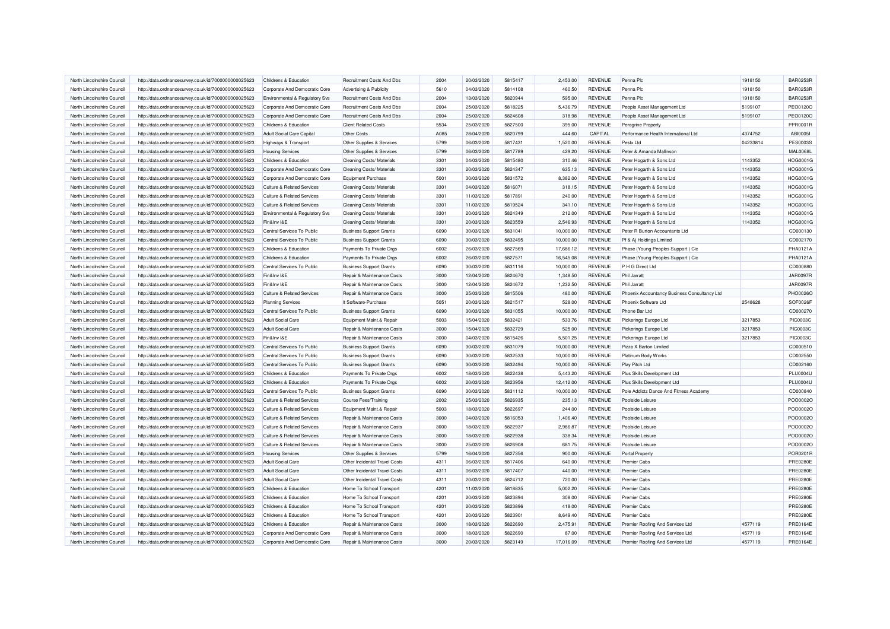| | | | | | | | | | | | |
|---|---|---|---|---|---|---|---|---|---|---|---|
| North Lincolnshire Council | http://data.ordnancesurvey.co.uk/id/7000000000025623 | Childrens & Education | Recruitment Costs And Dbs | 2004 | 20/03/2020 | 5815417 | 2,453.00 | REVENUE | Penna Plc | 1918150 | BAR0253R |
| North Lincolnshire Council | http://data.ordnancesurvey.co.uk/id/7000000000025623 | Corporate And Democratic Core | Advertising & Publicity | 5610 | 04/03/2020 | 5814108 | 460.50 | REVENUE | Penna Plc | 1918150 | BAR0253R |
| North Lincolnshire Council | http://data.ordnancesurvey.co.uk/id/7000000000025623 | Environmental & Regulatory Svs | Recruitment Costs And Dbs | 2004 | 13/03/2020 | 5820944 | 595.00 | REVENUE | Penna Plc | 1918150 | BAR0253R |
| North Lincolnshire Council | http://data.ordnancesurvey.co.uk/id/7000000000025623 | Corporate And Democratic Core | Recruitment Costs And Dbs | 2004 | 25/03/2020 | 5818225 | 5,436.79 | REVENUE | People Asset Management Ltd | 5199107 | PEO0120O |
| North Lincolnshire Council | http://data.ordnancesurvey.co.uk/id/7000000000025623 | Corporate And Democratic Core | Recruitment Costs And Dbs | 2004 | 25/03/2020 | 5824608 | 318.98 | REVENUE | People Asset Management Ltd | 5199107 | PEO0120O |
| North Lincolnshire Council | http://data.ordnancesurvey.co.uk/id/7000000000025623 | Childrens & Education | Client Related Costs | 5534 | 25/03/2020 | 5827500 | 395.00 | REVENUE | Peregrine Property | | PPR0001R |
| North Lincolnshire Council | http://data.ordnancesurvey.co.uk/id/7000000000025623 | Adult Social Care Capital | Other Costs | A085 | 28/04/2020 | 5820799 | 444.60 | CAPITAL | Performance Health International Ltd | 4374752 | ABI0005I |
| North Lincolnshire Council | http://data.ordnancesurvey.co.uk/id/7000000000025623 | Highways & Transport | Other Supplies & Services | 5799 | 06/03/2020 | 5817431 | 1,520.00 | REVENUE | Pestx Ltd | 04233814 | PES0003S |
| North Lincolnshire Council | http://data.ordnancesurvey.co.uk/id/7000000000025623 | Housing Services | Other Supplies & Services | 5799 | 06/03/2020 | 5817789 | 429.20 | REVENUE | Peter & Amanda Mallinson | | MAL0068L |
| North Lincolnshire Council | http://data.ordnancesurvey.co.uk/id/7000000000025623 | Childrens & Education | Cleaning Costs/ Materials | 3301 | 04/03/2020 | 5815480 | 310.46 | REVENUE | Peter Hogarth & Sons Ltd | 1143352 | HOG0001G |
| North Lincolnshire Council | http://data.ordnancesurvey.co.uk/id/7000000000025623 | Corporate And Democratic Core | Cleaning Costs/ Materials | 3301 | 20/03/2020 | 5824347 | 635.13 | REVENUE | Peter Hogarth & Sons Ltd | 1143352 | HOG0001G |
| North Lincolnshire Council | http://data.ordnancesurvey.co.uk/id/7000000000025623 | Corporate And Democratic Core | Equipment Purchase | 5001 | 30/03/2020 | 5831572 | 8,382.00 | REVENUE | Peter Hogarth & Sons Ltd | 1143352 | HOG0001G |
| North Lincolnshire Council | http://data.ordnancesurvey.co.uk/id/7000000000025623 | Culture & Related Services | Cleaning Costs/ Materials | 3301 | 04/03/2020 | 5816071 | 318.15 | REVENUE | Peter Hogarth & Sons Ltd | 1143352 | HOG0001G |
| North Lincolnshire Council | http://data.ordnancesurvey.co.uk/id/7000000000025623 | Culture & Related Services | Cleaning Costs/ Materials | 3301 | 11/03/2020 | 5817891 | 240.00 | REVENUE | Peter Hogarth & Sons Ltd | 1143352 | HOG0001G |
| North Lincolnshire Council | http://data.ordnancesurvey.co.uk/id/7000000000025623 | Culture & Related Services | Cleaning Costs/ Materials | 3301 | 11/03/2020 | 5819524 | 341.10 | REVENUE | Peter Hogarth & Sons Ltd | 1143352 | HOG0001G |
| North Lincolnshire Council | http://data.ordnancesurvey.co.uk/id/7000000000025623 | Environmental & Regulatory Svs | Cleaning Costs/ Materials | 3301 | 20/03/2020 | 5824349 | 212.00 | REVENUE | Peter Hogarth & Sons Ltd | 1143352 | HOG0001G |
| North Lincolnshire Council | http://data.ordnancesurvey.co.uk/id/7000000000025623 | Fin&Inv I&E | Cleaning Costs/ Materials | 3301 | 20/03/2020 | 5823559 | 2,546.93 | REVENUE | Peter Hogarth & Sons Ltd | 1143352 | HOG0001G |
| North Lincolnshire Council | http://data.ordnancesurvey.co.uk/id/7000000000025623 | Central Services To Public | Business Support Grants | 6090 | 30/03/2020 | 5831041 | 10,000.00 | REVENUE | Peter R Burton Accountants Ltd | | CD000130 |
| North Lincolnshire Council | http://data.ordnancesurvey.co.uk/id/7000000000025623 | Central Services To Public | Business Support Grants | 6090 | 30/03/2020 | 5832495 | 10,000.00 | REVENUE | Pf & Aj Holdings Limited | | CD002170 |
| North Lincolnshire Council | http://data.ordnancesurvey.co.uk/id/7000000000025623 | Childrens & Education | Payments To Private Orgs | 6002 | 26/03/2020 | 5827569 | 17,686.12 | REVENUE | Phase (Young Peoples Support ) Cic | | PHA0121A |
| North Lincolnshire Council | http://data.ordnancesurvey.co.uk/id/7000000000025623 | Childrens & Education | Payments To Private Orgs | 6002 | 26/03/2020 | 5827571 | 16,545.08 | REVENUE | Phase (Young Peoples Support ) Cic | | PHA0121A |
| North Lincolnshire Council | http://data.ordnancesurvey.co.uk/id/7000000000025623 | Central Services To Public | Business Support Grants | 6090 | 30/03/2020 | 5831116 | 10,000.00 | REVENUE | P H G Direct Ltd | | CD000880 |
| North Lincolnshire Council | http://data.ordnancesurvey.co.uk/id/7000000000025623 | Fin&Inv I&E | Repair & Maintenance Costs | 3000 | 12/04/2020 | 5824670 | 1,348.50 | REVENUE | Phil Jarratt | | JAR0097R |
| North Lincolnshire Council | http://data.ordnancesurvey.co.uk/id/7000000000025623 | Fin&Inv I&E | Repair & Maintenance Costs | 3000 | 12/04/2020 | 5824672 | 1,232.50 | REVENUE | Phil Jarratt | | JAR0097R |
| North Lincolnshire Council | http://data.ordnancesurvey.co.uk/id/7000000000025623 | Culture & Related Services | Repair & Maintenance Costs | 3000 | 25/03/2020 | 5815506 | 480.00 | REVENUE | Phoenix Accountancy Business Consultancy Ltd | | PHO0026O |
| North Lincolnshire Council | http://data.ordnancesurvey.co.uk/id/7000000000025623 | Planning Services | It Software-Purchase | 5051 | 20/03/2020 | 5821517 | 528.00 | REVENUE | Phoenix Software Ltd | 2548628 | SOF0026F |
| North Lincolnshire Council | http://data.ordnancesurvey.co.uk/id/7000000000025623 | Central Services To Public | Business Support Grants | 6090 | 30/03/2020 | 5831055 | 10,000.00 | REVENUE | Phone Bar Ltd | | CD000270 |
| North Lincolnshire Council | http://data.ordnancesurvey.co.uk/id/7000000000025623 | Adult Social Care | Equipment Maint.& Repair | 5003 | 15/04/2020 | 5832421 | 533.76 | REVENUE | Pickerings Europe Ltd | 3217853 | PIC0003C |
| North Lincolnshire Council | http://data.ordnancesurvey.co.uk/id/7000000000025623 | Adult Social Care | Repair & Maintenance Costs | 3000 | 15/04/2020 | 5832729 | 525.00 | REVENUE | Pickerings Europe Ltd | 3217853 | PIC0003C |
| North Lincolnshire Council | http://data.ordnancesurvey.co.uk/id/7000000000025623 | Fin&Inv I&E | Repair & Maintenance Costs | 3000 | 04/03/2020 | 5815426 | 5,501.25 | REVENUE | Pickerings Europe Ltd | 3217853 | PIC0003C |
| North Lincolnshire Council | http://data.ordnancesurvey.co.uk/id/7000000000025623 | Central Services To Public | Business Support Grants | 6090 | 30/03/2020 | 5831079 | 10,000.00 | REVENUE | Pizza X Barton Limited | | CD000510 |
| North Lincolnshire Council | http://data.ordnancesurvey.co.uk/id/7000000000025623 | Central Services To Public | Business Support Grants | 6090 | 30/03/2020 | 5832533 | 10,000.00 | REVENUE | Platinum Body Works | | CD002550 |
| North Lincolnshire Council | http://data.ordnancesurvey.co.uk/id/7000000000025623 | Central Services To Public | Business Support Grants | 6090 | 30/03/2020 | 5832494 | 10,000.00 | REVENUE | Play Pitch Ltd | | CD002160 |
| North Lincolnshire Council | http://data.ordnancesurvey.co.uk/id/7000000000025623 | Childrens & Education | Payments To Private Orgs | 6002 | 18/03/2020 | 5822438 | 5,443.20 | REVENUE | Plus Skills Development Ltd | | PLU0004U |
| North Lincolnshire Council | http://data.ordnancesurvey.co.uk/id/7000000000025623 | Childrens & Education | Payments To Private Orgs | 6002 | 20/03/2020 | 5823956 | 12,412.00 | REVENUE | Plus Skills Development Ltd | | PLU0004U |
| North Lincolnshire Council | http://data.ordnancesurvey.co.uk/id/7000000000025623 | Central Services To Public | Business Support Grants | 6090 | 30/03/2020 | 5831112 | 10,000.00 | REVENUE | Pole Addictz Dance And Fitness Academy | | CD000840 |
| North Lincolnshire Council | http://data.ordnancesurvey.co.uk/id/7000000000025623 | Culture & Related Services | Course Fees/Training | 2002 | 25/03/2020 | 5826935 | 235.13 | REVENUE | Poolside Leisure | | POO0002O |
| North Lincolnshire Council | http://data.ordnancesurvey.co.uk/id/7000000000025623 | Culture & Related Services | Equipment Maint.& Repair | 5003 | 18/03/2020 | 5822697 | 244.00 | REVENUE | Poolside Leisure | | POO0002O |
| North Lincolnshire Council | http://data.ordnancesurvey.co.uk/id/7000000000025623 | Culture & Related Services | Repair & Maintenance Costs | 3000 | 04/03/2020 | 5816053 | 1,406.40 | REVENUE | Poolside Leisure | | POO0002O |
| North Lincolnshire Council | http://data.ordnancesurvey.co.uk/id/7000000000025623 | Culture & Related Services | Repair & Maintenance Costs | 3000 | 18/03/2020 | 5822937 | 2,986.87 | REVENUE | Poolside Leisure | | POO0002O |
| North Lincolnshire Council | http://data.ordnancesurvey.co.uk/id/7000000000025623 | Culture & Related Services | Repair & Maintenance Costs | 3000 | 18/03/2020 | 5822938 | 338.34 | REVENUE | Poolside Leisure | | POO0002O |
| North Lincolnshire Council | http://data.ordnancesurvey.co.uk/id/7000000000025623 | Culture & Related Services | Repair & Maintenance Costs | 3000 | 25/03/2020 | 5826908 | 681.75 | REVENUE | Poolside Leisure | | POO0002O |
| North Lincolnshire Council | http://data.ordnancesurvey.co.uk/id/7000000000025623 | Housing Services | Other Supplies & Services | 5799 | 16/04/2020 | 5827356 | 900.00 | REVENUE | Portal Property | | POR0201R |
| North Lincolnshire Council | http://data.ordnancesurvey.co.uk/id/7000000000025623 | Adult Social Care | Other Incidental Travel Costs | 4311 | 06/03/2020 | 5817406 | 640.00 | REVENUE | Premier Cabs | | PRE0280E |
| North Lincolnshire Council | http://data.ordnancesurvey.co.uk/id/7000000000025623 | Adult Social Care | Other Incidental Travel Costs | 4311 | 06/03/2020 | 5817407 | 440.00 | REVENUE | Premier Cabs | | PRE0280E |
| North Lincolnshire Council | http://data.ordnancesurvey.co.uk/id/7000000000025623 | Adult Social Care | Other Incidental Travel Costs | 4311 | 20/03/2020 | 5824712 | 720.00 | REVENUE | Premier Cabs | | PRE0280E |
| North Lincolnshire Council | http://data.ordnancesurvey.co.uk/id/7000000000025623 | Childrens & Education | Home To School Transport | 4201 | 11/03/2020 | 5818835 | 5,002.20 | REVENUE | Premier Cabs | | PRE0280E |
| North Lincolnshire Council | http://data.ordnancesurvey.co.uk/id/7000000000025623 | Childrens & Education | Home To School Transport | 4201 | 20/03/2020 | 5823894 | 308.00 | REVENUE | Premier Cabs | | PRE0280E |
| North Lincolnshire Council | http://data.ordnancesurvey.co.uk/id/7000000000025623 | Childrens & Education | Home To School Transport | 4201 | 20/03/2020 | 5823896 | 418.00 | REVENUE | Premier Cabs | | PRE0280E |
| North Lincolnshire Council | http://data.ordnancesurvey.co.uk/id/7000000000025623 | Childrens & Education | Home To School Transport | 4201 | 20/03/2020 | 5823901 | 8,649.40 | REVENUE | Premier Cabs | | PRE0280E |
| North Lincolnshire Council | http://data.ordnancesurvey.co.uk/id/7000000000025623 | Childrens & Education | Repair & Maintenance Costs | 3000 | 18/03/2020 | 5822690 | 2,475.91 | REVENUE | Premier Roofing And Services Ltd | 4577119 | PRE0164E |
| North Lincolnshire Council | http://data.ordnancesurvey.co.uk/id/7000000000025623 | Corporate And Democratic Core | Repair & Maintenance Costs | 3000 | 18/03/2020 | 5822690 | 87.00 | REVENUE | Premier Roofing And Services Ltd | 4577119 | PRE0164E |
| North Lincolnshire Council | http://data.ordnancesurvey.co.uk/id/7000000000025623 | Corporate And Democratic Core | Repair & Maintenance Costs | 3000 | 20/03/2020 | 5823149 | 17,016.09 | REVENUE | Premier Roofing And Services Ltd | 4577119 | PRE0164E |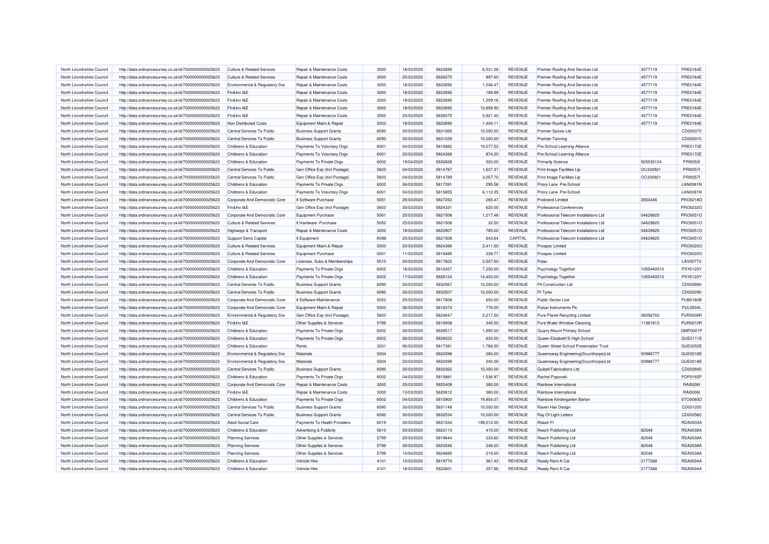| | | | | | | | | | | | |
|---|---|---|---|---|---|---|---|---|---|---|---|
| North Lincolnshire Council | http://data.ordnancesurvey.co.uk/id/7000000000025623 | Culture & Related Services | Repair & Maintenance Costs | 3000 | 18/03/2020 | 5822690 | 6,531.08 | REVENUE | Premier Roofing And Services Ltd | 4577119 | PRE0164E |
| North Lincolnshire Council | http://data.ordnancesurvey.co.uk/id/7000000000025623 | Culture & Related Services | Repair & Maintenance Costs | 3000 | 25/03/2020 | 5826075 | 897.60 | REVENUE | Premier Roofing And Services Ltd | 4577119 | PRE0164E |
| North Lincolnshire Council | http://data.ordnancesurvey.co.uk/id/7000000000025623 | Environmental & Regulatory Svs | Repair & Maintenance Costs | 3000 | 18/03/2020 | 5822690 | 1,036.47 | REVENUE | Premier Roofing And Services Ltd | 4577119 | PRE0164E |
| North Lincolnshire Council | http://data.ordnancesurvey.co.uk/id/7000000000025623 | Fin&Inv I&E | Repair & Maintenance Costs | 3000 | 18/03/2020 | 5822690 | 189.99 | REVENUE | Premier Roofing And Services Ltd | 4577119 | PRE0164E |
| North Lincolnshire Council | http://data.ordnancesurvey.co.uk/id/7000000000025623 | Fin&Inv I&E | Repair & Maintenance Costs | 3000 | 18/03/2020 | 5822690 | 1,209.16 | REVENUE | Premier Roofing And Services Ltd | 4577119 | PRE0164E |
| North Lincolnshire Council | http://data.ordnancesurvey.co.uk/id/7000000000025623 | Fin&Inv I&E | Repair & Maintenance Costs | 3000 | 18/03/2020 | 5822690 | 10,858.90 | REVENUE | Premier Roofing And Services Ltd | 4577119 | PRE0164E |
| North Lincolnshire Council | http://data.ordnancesurvey.co.uk/id/7000000000025623 | Fin&Inv I&E | Repair & Maintenance Costs | 3000 | 25/03/2020 | 5826075 | 5,921.40 | REVENUE | Premier Roofing And Services Ltd | 4577119 | PRE0164E |
| North Lincolnshire Council | http://data.ordnancesurvey.co.uk/id/7000000000025623 | Non Distributed Costs | Equipment Maint.& Repair | 5003 | 18/03/2020 | 5822690 | 1,404.11 | REVENUE | Premier Roofing And Services Ltd | 4577119 | PRE0164E |
| North Lincolnshire Council | http://data.ordnancesurvey.co.uk/id/7000000000025623 | Central Services To Public | Business Support Grants | 6090 | 30/03/2020 | 5831065 | 10,000.00 | REVENUE | Premier Spices Ltd | | CD000370 |
| North Lincolnshire Council | http://data.ordnancesurvey.co.uk/id/7000000000025623 | Central Services To Public | Business Support Grants | 6090 | 30/03/2020 | 5831029 | 10,000.00 | REVENUE | Premier Tanning | | CD000010 |
| North Lincolnshire Council | http://data.ordnancesurvey.co.uk/id/7000000000025623 | Childrens & Education | Payments To Voluntary Orgs | 6001 | 04/03/2020 | 5815882 | 19,077.52 | REVENUE | Pre-School Learning Alliance | | PRE0172E |
| North Lincolnshire Council | http://data.ordnancesurvey.co.uk/id/7000000000025623 | Childrens & Education | Payments To Voluntary Orgs | 6001 | 20/03/2020 | 5824268 | 874.20 | REVENUE | Pre-School Learning Alliance | | PRE0172E |
| North Lincolnshire Council | http://data.ordnancesurvey.co.uk/id/7000000000025623 | Childrens & Education | Payments To Private Orgs | 6002 | 19/04/2020 | 5826828 | 500.00 | REVENUE | Primarily Science | 925535124 | PRI0053I |
| North Lincolnshire Council | http://data.ordnancesurvey.co.uk/id/7000000000025623 | Central Services To Public | Gen Office Exp (Incl Postage) | 5603 | 04/03/2020 | 5814787 | 1,637.37 | REVENUE | Print Image Facilities Llp | OC330921 | PRI0057I |
| North Lincolnshire Council | http://data.ordnancesurvey.co.uk/id/7000000000025623 | Central Services To Public | Gen Office Exp (Incl Postage) | 5603 | 04/03/2020 | 5814789 | 3,057.70 | REVENUE | Print Image Facilities Llp | OC330921 | PRI0057I |
| North Lincolnshire Council | http://data.ordnancesurvey.co.uk/id/7000000000025623 | Childrens & Education | Payments To Private Orgs | 6002 | 06/03/2020 | 5817391 | 295.56 | REVENUE | Priory Lane Pre-School | | LAN0081N |
| North Lincolnshire Council | http://data.ordnancesurvey.co.uk/id/7000000000025623 | Childrens & Education | Payments To Voluntary Orgs | 6001 | 04/03/2020 | 5815855 | 6,112.35 | REVENUE | Priory Lane Pre-School | | LAN0081N |
| North Lincolnshire Council | http://data.ordnancesurvey.co.uk/id/7000000000025623 | Corporate And Democratic Core | It Software-Purchase | 5051 | 25/03/2020 | 5827252 | 265.47 | REVENUE | Probrand Limited | 2653446 | PRO0218O |
| North Lincolnshire Council | http://data.ordnancesurvey.co.uk/id/7000000000025623 | Fin&Inv I&E | Gen Office Exp (Incl Postage) | 5603 | 30/03/2020 | 5824331 | 620.00 | REVENUE | Professional Conferences | | PRO0232O |
| North Lincolnshire Council | http://data.ordnancesurvey.co.uk/id/7000000000025623 | Corporate And Democratic Core | Equipment Purchase | 5001 | 25/03/2020 | 5821508 | 1,217.48 | REVENUE | Professional Telecom Installations Ltd | 04629825 | PRO0051O |
| North Lincolnshire Council | http://data.ordnancesurvey.co.uk/id/7000000000025623 | Culture & Related Services | It Hardware -Purchase | 5050 | 25/03/2020 | 5821508 | 32.50 | REVENUE | Professional Telecom Installations Ltd | 04629825 | PRO0051O |
| North Lincolnshire Council | http://data.ordnancesurvey.co.uk/id/7000000000025623 | Highways & Transport | Repair & Maintenance Costs | 3000 | 18/03/2020 | 5822907 | 785.00 | REVENUE | Professional Telecom Installations Ltd | 04629825 | PRO0051O |
| North Lincolnshire Council | http://data.ordnancesurvey.co.uk/id/7000000000025623 | Support Servs Capital | It Equipment | A098 | 25/03/2020 | 5821508 | 643.64 | CAPITAL | Professional Telecom Installations Ltd | 04629825 | PRO0051O |
| North Lincolnshire Council | http://data.ordnancesurvey.co.uk/id/7000000000025623 | Culture & Related Services | Equipment Maint.& Repair | 5003 | 20/03/2020 | 5824386 | 2,411.50 | REVENUE | Prospec Limited | | PRO0020O |
| North Lincolnshire Council | http://data.ordnancesurvey.co.uk/id/7000000000025623 | Culture & Related Services | Equipment Purchase | 5001 | 11/03/2020 | 5819485 | 339.77 | REVENUE | Prospec Limited | | PRO0020O |
| North Lincolnshire Council | http://data.ordnancesurvey.co.uk/id/7000000000025623 | Corporate And Democratic Core | Licenses, Subs & Memberships | 5510 | 20/03/2020 | 5817602 | 2,507.50 | REVENUE | Pstax | | LAV0077V |
| North Lincolnshire Council | http://data.ordnancesurvey.co.uk/id/7000000000025623 | Childrens & Education | Payments To Private Orgs | 6002 | 18/03/2020 | 5816357 | 7,200.00 | REVENUE | Psychology Together | 1055440510 | PSY0120Y |
| North Lincolnshire Council | http://data.ordnancesurvey.co.uk/id/7000000000025623 | Childrens & Education | Payments To Private Orgs | 6002 | 17/04/2020 | 5826124 | 14,400.00 | REVENUE | Psychology Together | 1055440510 | PSY0120Y |
| North Lincolnshire Council | http://data.ordnancesurvey.co.uk/id/7000000000025623 | Central Services To Public | Business Support Grants | 6090 | 30/03/2020 | 5832567 | 10,000.00 | REVENUE | Ptl Construction Ltd | | CD002890 |
| North Lincolnshire Council | http://data.ordnancesurvey.co.uk/id/7000000000025623 | Central Services To Public | Business Support Grants | 6090 | 30/03/2020 | 5832507 | 10,000.00 | REVENUE | Pt Tyres | | CD002290 |
| North Lincolnshire Council | http://data.ordnancesurvey.co.uk/id/7000000000025623 | Corporate And Democratic Core | It Software-Maintenance | 5053 | 25/03/2020 | 5817608 | 650.00 | REVENUE | Public Sector Live | | PUB0160B |
| North Lincolnshire Council | http://data.ordnancesurvey.co.uk/id/7000000000025623 | Corporate And Democratic Core | Equipment Maint.& Repair | 5003 | 06/03/2020 | 5816374 | 776.00 | REVENUE | Pulsar Instruments Plc | | PUL0004L |
| North Lincolnshire Council | http://data.ordnancesurvey.co.uk/id/7000000000025623 | Environmental & Regulatory Svs | Gen Office Exp (Incl Postage) | 5603 | 20/03/2020 | 5824647 | 2,217.50 | REVENUE | Pure Planet Recycling Limited | 06056702 | PUR0008R |
| North Lincolnshire Council | http://data.ordnancesurvey.co.uk/id/7000000000025623 | Fin&Inv I&E | Other Supplies & Services | 5799 | 20/03/2020 | 5819008 | 345.00 | REVENUE | Pure Water Window Cleaning | 11361613 | PUR0010R |
| North Lincolnshire Council | http://data.ordnancesurvey.co.uk/id/7000000000025623 | Childrens & Education | Payments To Private Orgs | 6002 | 26/03/2020 | 5828517 | 1,890.00 | REVENUE | Quarry Mount Primary School | | QMP0001P |
| North Lincolnshire Council | http://data.ordnancesurvey.co.uk/id/7000000000025623 | Childrens & Education | Payments To Private Orgs | 6002 | 26/03/2020 | 5828522 | 630.00 | REVENUE | Queen Elizabeth'S High School | | QUE0111E |
| North Lincolnshire Council | http://data.ordnancesurvey.co.uk/id/7000000000025623 | Childrens & Education | Rents | 3201 | 06/03/2020 | 5817381 | 1,766.00 | REVENUE | Queen Street School Preservation Trust | | QUE0052E |
| North Lincolnshire Council | http://data.ordnancesurvey.co.uk/id/7000000000025623 | Environmental & Regulatory Svs | Materials | 5004 | 20/03/2020 | 5822598 | 280.00 | REVENUE | Queensway Engineering(Scunthorpe)Ltd | 00986777 | QUE0018E |
| North Lincolnshire Council | http://data.ordnancesurvey.co.uk/id/7000000000025623 | Environmental & Regulatory Svs | Materials | 5004 | 20/03/2020 | 5822599 | 240.00 | REVENUE | Queensway Engineering(Scunthorpe)Ltd | 00986777 | QUE0018E |
| North Lincolnshire Council | http://data.ordnancesurvey.co.uk/id/7000000000025623 | Central Services To Public | Business Support Grants | 6090 | 30/03/2020 | 5832562 | 10,000.00 | REVENUE | Quibell Fabrications Ltd | | CD002840 |
| North Lincolnshire Council | http://data.ordnancesurvey.co.uk/id/7000000000025623 | Childrens & Education | Payments To Private Orgs | 6002 | 04/03/2020 | 5815881 | 1,536.97 | REVENUE | Rachel Popovski | | POP0165P |
| North Lincolnshire Council | http://data.ordnancesurvey.co.uk/id/7000000000025623 | Corporate And Democratic Core | Repair & Maintenance Costs | 3000 | 25/03/2020 | 5825409 | 380.00 | REVENUE | Rainbow International | | RAI0006I |
| North Lincolnshire Council | http://data.ordnancesurvey.co.uk/id/7000000000025623 | Fin&Inv I&E | Repair & Maintenance Costs | 3000 | 13/03/2020 | 5820612 | 380.00 | REVENUE | Rainbow International | | RAI0006I |
| North Lincolnshire Council | http://data.ordnancesurvey.co.uk/id/7000000000025623 | Childrens & Education | Payments To Private Orgs | 6002 | 04/03/2020 | 5815900 | 19,854.07 | REVENUE | Rainbow Kindergarten Barton | | STO0060O |
| North Lincolnshire Council | http://data.ordnancesurvey.co.uk/id/7000000000025623 | Central Services To Public | Business Support Grants | 6090 | 30/03/2020 | 5831148 | 10,000.00 | REVENUE | Raven Hair Design | | CD001200 |
| North Lincolnshire Council | http://data.ordnancesurvey.co.uk/id/7000000000025623 | Central Services To Public | Business Support Grants | 6090 | 30/03/2020 | 5832534 | 10,000.00 | REVENUE | Ray Of Light Letters | | CD002560 |
| North Lincolnshire Council | http://data.ordnancesurvey.co.uk/id/7000000000025623 | Adult Social Care | Payments To Health Providers | 6019 | 30/03/2020 | 5831534 | 199,012.00 | REVENUE | Rdash Ft | | RDA0003A |
| North Lincolnshire Council | http://data.ordnancesurvey.co.uk/id/7000000000025623 | Childrens & Education | Advertising & Publicity | 5610 | 20/03/2020 | 5823113 | 415.00 | REVENUE | Reach Publishing Ltd | 82548 | REA0038A |
| North Lincolnshire Council | http://data.ordnancesurvey.co.uk/id/7000000000025623 | Planning Services | Other Supplies & Services | 5799 | 25/03/2020 | 5819644 | 233.60 | REVENUE | Reach Publishing Ltd | 82548 | REA0038A |
| North Lincolnshire Council | http://data.ordnancesurvey.co.uk/id/7000000000025623 | Planning Services | Other Supplies & Services | 5799 | 30/03/2020 | 5823546 | 248.20 | REVENUE | Reach Publishing Ltd | 82548 | REA0038A |
| North Lincolnshire Council | http://data.ordnancesurvey.co.uk/id/7000000000025623 | Planning Services | Other Supplies & Services | 5799 | 14/04/2020 | 5824685 | 219.00 | REVENUE | Reach Publishing Ltd | 82548 | REA0038A |
| North Lincolnshire Council | http://data.ordnancesurvey.co.uk/id/7000000000025623 | Childrens & Education | Vehicle Hire | 4101 | 13/03/2020 | 5819774 | 361.43 | REVENUE | Ready Rent A Car | 2177268 | REA0004A |
| North Lincolnshire Council | http://data.ordnancesurvey.co.uk/id/7000000000025623 | Childrens & Education | Vehicle Hire | 4101 | 18/03/2020 | 5822601 | 257.86 | REVENUE | Ready Rent A Car | 2177268 | REA0004A |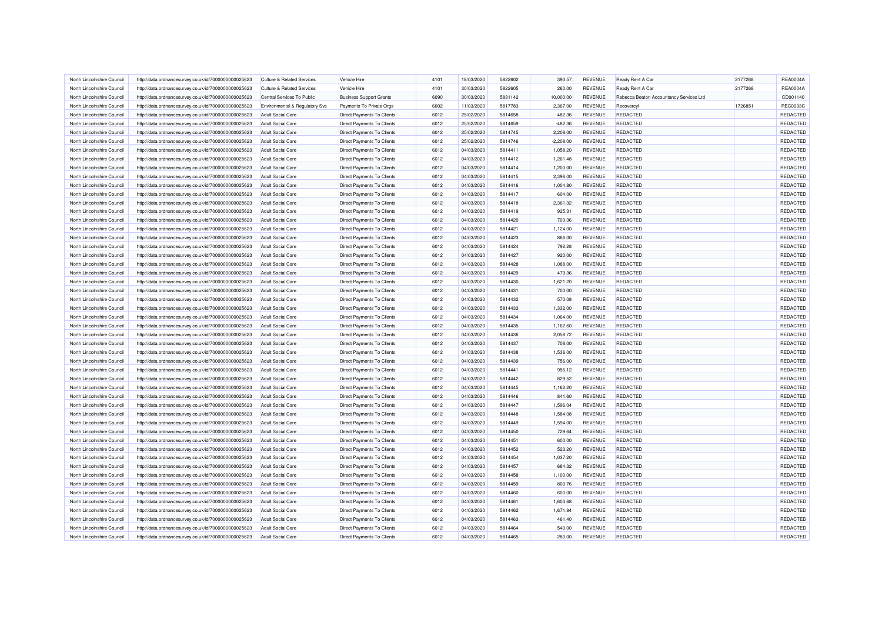| | | | | | | | | | | | |
|---|---|---|---|---|---|---|---|---|---|---|---|
| North Lincolnshire Council | http://data.ordnancesurvey.co.uk/id/7000000000025623 | Culture & Related Services | Vehicle Hire | 4101 | 18/03/2020 | 5822602 | 393.57 | REVENUE | Ready Rent A Car | 2177268 | REA0004A |
| North Lincolnshire Council | http://data.ordnancesurvey.co.uk/id/7000000000025623 | Culture & Related Services | Vehicle Hire | 4101 | 30/03/2020 | 5822605 | 260.00 | REVENUE | Ready Rent A Car | 2177268 | REA0004A |
| North Lincolnshire Council | http://data.ordnancesurvey.co.uk/id/7000000000025623 | Central Services To Public | Business Support Grants | 6090 | 30/03/2020 | 5831142 | 10,000.00 | REVENUE | Rebecca Beaton Accountancy Services Ltd | | CD001140 |
| North Lincolnshire Council | http://data.ordnancesurvey.co.uk/id/7000000000025623 | Environmental & Regulatory Svs | Payments To Private Orgs | 6002 | 11/03/2020 | 5817783 | 2,367.00 | REVENUE | Recovercyl | 1726851 | REC0033C |
| North Lincolnshire Council | http://data.ordnancesurvey.co.uk/id/7000000000025623 | Adult Social Care | Direct Payments To Clients | 6012 | 25/02/2020 | 5814658 | 482.36 | REVENUE | REDACTED | | REDACTED |
| North Lincolnshire Council | http://data.ordnancesurvey.co.uk/id/7000000000025623 | Adult Social Care | Direct Payments To Clients | 6012 | 25/02/2020 | 5814659 | -482.36 | REVENUE | REDACTED | | REDACTED |
| North Lincolnshire Council | http://data.ordnancesurvey.co.uk/id/7000000000025623 | Adult Social Care | Direct Payments To Clients | 6012 | 25/02/2020 | 5814745 | 2,208.00 | REVENUE | REDACTED | | REDACTED |
| North Lincolnshire Council | http://data.ordnancesurvey.co.uk/id/7000000000025623 | Adult Social Care | Direct Payments To Clients | 6012 | 25/02/2020 | 5814746 | -2,208.00 | REVENUE | REDACTED | | REDACTED |
| North Lincolnshire Council | http://data.ordnancesurvey.co.uk/id/7000000000025623 | Adult Social Care | Direct Payments To Clients | 6012 | 04/03/2020 | 5814411 | 1,058.20 | REVENUE | REDACTED | | REDACTED |
| North Lincolnshire Council | http://data.ordnancesurvey.co.uk/id/7000000000025623 | Adult Social Care | Direct Payments To Clients | 6012 | 04/03/2020 | 5814412 | 1,261.48 | REVENUE | REDACTED | | REDACTED |
| North Lincolnshire Council | http://data.ordnancesurvey.co.uk/id/7000000000025623 | Adult Social Care | Direct Payments To Clients | 6012 | 04/03/2020 | 5814414 | 1,200.00 | REVENUE | REDACTED | | REDACTED |
| North Lincolnshire Council | http://data.ordnancesurvey.co.uk/id/7000000000025623 | Adult Social Care | Direct Payments To Clients | 6012 | 04/03/2020 | 5814415 | 2,396.00 | REVENUE | REDACTED | | REDACTED |
| North Lincolnshire Council | http://data.ordnancesurvey.co.uk/id/7000000000025623 | Adult Social Care | Direct Payments To Clients | 6012 | 04/03/2020 | 5814416 | 1,004.80 | REVENUE | REDACTED | | REDACTED |
| North Lincolnshire Council | http://data.ordnancesurvey.co.uk/id/7000000000025623 | Adult Social Care | Direct Payments To Clients | 6012 | 04/03/2020 | 5814417 | 604.00 | REVENUE | REDACTED | | REDACTED |
| North Lincolnshire Council | http://data.ordnancesurvey.co.uk/id/7000000000025623 | Adult Social Care | Direct Payments To Clients | 6012 | 04/03/2020 | 5814418 | 2,361.32 | REVENUE | REDACTED | | REDACTED |
| North Lincolnshire Council | http://data.ordnancesurvey.co.uk/id/7000000000025623 | Adult Social Care | Direct Payments To Clients | 6012 | 04/03/2020 | 5814419 | 925.31 | REVENUE | REDACTED | | REDACTED |
| North Lincolnshire Council | http://data.ordnancesurvey.co.uk/id/7000000000025623 | Adult Social Care | Direct Payments To Clients | 6012 | 04/03/2020 | 5814420 | 703.36 | REVENUE | REDACTED | | REDACTED |
| North Lincolnshire Council | http://data.ordnancesurvey.co.uk/id/7000000000025623 | Adult Social Care | Direct Payments To Clients | 6012 | 04/03/2020 | 5814421 | 1,124.00 | REVENUE | REDACTED | | REDACTED |
| North Lincolnshire Council | http://data.ordnancesurvey.co.uk/id/7000000000025623 | Adult Social Care | Direct Payments To Clients | 6012 | 04/03/2020 | 5814423 | 866.00 | REVENUE | REDACTED | | REDACTED |
| North Lincolnshire Council | http://data.ordnancesurvey.co.uk/id/7000000000025623 | Adult Social Care | Direct Payments To Clients | 6012 | 04/03/2020 | 5814424 | 792.28 | REVENUE | REDACTED | | REDACTED |
| North Lincolnshire Council | http://data.ordnancesurvey.co.uk/id/7000000000025623 | Adult Social Care | Direct Payments To Clients | 6012 | 04/03/2020 | 5814427 | 920.00 | REVENUE | REDACTED | | REDACTED |
| North Lincolnshire Council | http://data.ordnancesurvey.co.uk/id/7000000000025623 | Adult Social Care | Direct Payments To Clients | 6012 | 04/03/2020 | 5814428 | 1,088.00 | REVENUE | REDACTED | | REDACTED |
| North Lincolnshire Council | http://data.ordnancesurvey.co.uk/id/7000000000025623 | Adult Social Care | Direct Payments To Clients | 6012 | 04/03/2020 | 5814429 | 479.36 | REVENUE | REDACTED | | REDACTED |
| North Lincolnshire Council | http://data.ordnancesurvey.co.uk/id/7000000000025623 | Adult Social Care | Direct Payments To Clients | 6012 | 04/03/2020 | 5814430 | 1,621.20 | REVENUE | REDACTED | | REDACTED |
| North Lincolnshire Council | http://data.ordnancesurvey.co.uk/id/7000000000025623 | Adult Social Care | Direct Payments To Clients | 6012 | 04/03/2020 | 5814431 | 700.00 | REVENUE | REDACTED | | REDACTED |
| North Lincolnshire Council | http://data.ordnancesurvey.co.uk/id/7000000000025623 | Adult Social Care | Direct Payments To Clients | 6012 | 04/03/2020 | 5814432 | 570.08 | REVENUE | REDACTED | | REDACTED |
| North Lincolnshire Council | http://data.ordnancesurvey.co.uk/id/7000000000025623 | Adult Social Care | Direct Payments To Clients | 6012 | 04/03/2020 | 5814433 | 1,332.00 | REVENUE | REDACTED | | REDACTED |
| North Lincolnshire Council | http://data.ordnancesurvey.co.uk/id/7000000000025623 | Adult Social Care | Direct Payments To Clients | 6012 | 04/03/2020 | 5814434 | 1,064.00 | REVENUE | REDACTED | | REDACTED |
| North Lincolnshire Council | http://data.ordnancesurvey.co.uk/id/7000000000025623 | Adult Social Care | Direct Payments To Clients | 6012 | 04/03/2020 | 5814435 | 1,162.60 | REVENUE | REDACTED | | REDACTED |
| North Lincolnshire Council | http://data.ordnancesurvey.co.uk/id/7000000000025623 | Adult Social Care | Direct Payments To Clients | 6012 | 04/03/2020 | 5814436 | 2,058.72 | REVENUE | REDACTED | | REDACTED |
| North Lincolnshire Council | http://data.ordnancesurvey.co.uk/id/7000000000025623 | Adult Social Care | Direct Payments To Clients | 6012 | 04/03/2020 | 5814437 | 708.00 | REVENUE | REDACTED | | REDACTED |
| North Lincolnshire Council | http://data.ordnancesurvey.co.uk/id/7000000000025623 | Adult Social Care | Direct Payments To Clients | 6012 | 04/03/2020 | 5814438 | 1,536.00 | REVENUE | REDACTED | | REDACTED |
| North Lincolnshire Council | http://data.ordnancesurvey.co.uk/id/7000000000025623 | Adult Social Care | Direct Payments To Clients | 6012 | 04/03/2020 | 5814439 | 756.00 | REVENUE | REDACTED | | REDACTED |
| North Lincolnshire Council | http://data.ordnancesurvey.co.uk/id/7000000000025623 | Adult Social Care | Direct Payments To Clients | 6012 | 04/03/2020 | 5814441 | 956.12 | REVENUE | REDACTED | | REDACTED |
| North Lincolnshire Council | http://data.ordnancesurvey.co.uk/id/7000000000025623 | Adult Social Care | Direct Payments To Clients | 6012 | 04/03/2020 | 5814442 | 829.52 | REVENUE | REDACTED | | REDACTED |
| North Lincolnshire Council | http://data.ordnancesurvey.co.uk/id/7000000000025623 | Adult Social Care | Direct Payments To Clients | 6012 | 04/03/2020 | 5814445 | 1,162.20 | REVENUE | REDACTED | | REDACTED |
| North Lincolnshire Council | http://data.ordnancesurvey.co.uk/id/7000000000025623 | Adult Social Care | Direct Payments To Clients | 6012 | 04/03/2020 | 5814446 | 841.60 | REVENUE | REDACTED | | REDACTED |
| North Lincolnshire Council | http://data.ordnancesurvey.co.uk/id/7000000000025623 | Adult Social Care | Direct Payments To Clients | 6012 | 04/03/2020 | 5814447 | 1,596.04 | REVENUE | REDACTED | | REDACTED |
| North Lincolnshire Council | http://data.ordnancesurvey.co.uk/id/7000000000025623 | Adult Social Care | Direct Payments To Clients | 6012 | 04/03/2020 | 5814448 | 1,584.08 | REVENUE | REDACTED | | REDACTED |
| North Lincolnshire Council | http://data.ordnancesurvey.co.uk/id/7000000000025623 | Adult Social Care | Direct Payments To Clients | 6012 | 04/03/2020 | 5814449 | 1,594.00 | REVENUE | REDACTED | | REDACTED |
| North Lincolnshire Council | http://data.ordnancesurvey.co.uk/id/7000000000025623 | Adult Social Care | Direct Payments To Clients | 6012 | 04/03/2020 | 5814450 | 729.64 | REVENUE | REDACTED | | REDACTED |
| North Lincolnshire Council | http://data.ordnancesurvey.co.uk/id/7000000000025623 | Adult Social Care | Direct Payments To Clients | 6012 | 04/03/2020 | 5814451 | 600.00 | REVENUE | REDACTED | | REDACTED |
| North Lincolnshire Council | http://data.ordnancesurvey.co.uk/id/7000000000025623 | Adult Social Care | Direct Payments To Clients | 6012 | 04/03/2020 | 5814452 | 523.20 | REVENUE | REDACTED | | REDACTED |
| North Lincolnshire Council | http://data.ordnancesurvey.co.uk/id/7000000000025623 | Adult Social Care | Direct Payments To Clients | 6012 | 04/03/2020 | 5814454 | 1,037.20 | REVENUE | REDACTED | | REDACTED |
| North Lincolnshire Council | http://data.ordnancesurvey.co.uk/id/7000000000025623 | Adult Social Care | Direct Payments To Clients | 6012 | 04/03/2020 | 5814457 | 684.32 | REVENUE | REDACTED | | REDACTED |
| North Lincolnshire Council | http://data.ordnancesurvey.co.uk/id/7000000000025623 | Adult Social Care | Direct Payments To Clients | 6012 | 04/03/2020 | 5814458 | 1,100.00 | REVENUE | REDACTED | | REDACTED |
| North Lincolnshire Council | http://data.ordnancesurvey.co.uk/id/7000000000025623 | Adult Social Care | Direct Payments To Clients | 6012 | 04/03/2020 | 5814459 | 800.76 | REVENUE | REDACTED | | REDACTED |
| North Lincolnshire Council | http://data.ordnancesurvey.co.uk/id/7000000000025623 | Adult Social Care | Direct Payments To Clients | 6012 | 04/03/2020 | 5814460 | 600.00 | REVENUE | REDACTED | | REDACTED |
| North Lincolnshire Council | http://data.ordnancesurvey.co.uk/id/7000000000025623 | Adult Social Care | Direct Payments To Clients | 6012 | 04/03/2020 | 5814461 | 1,603.68 | REVENUE | REDACTED | | REDACTED |
| North Lincolnshire Council | http://data.ordnancesurvey.co.uk/id/7000000000025623 | Adult Social Care | Direct Payments To Clients | 6012 | 04/03/2020 | 5814462 | 1,671.84 | REVENUE | REDACTED | | REDACTED |
| North Lincolnshire Council | http://data.ordnancesurvey.co.uk/id/7000000000025623 | Adult Social Care | Direct Payments To Clients | 6012 | 04/03/2020 | 5814463 | 461.40 | REVENUE | REDACTED | | REDACTED |
| North Lincolnshire Council | http://data.ordnancesurvey.co.uk/id/7000000000025623 | Adult Social Care | Direct Payments To Clients | 6012 | 04/03/2020 | 5814464 | 540.00 | REVENUE | REDACTED | | REDACTED |
| North Lincolnshire Council | http://data.ordnancesurvey.co.uk/id/7000000000025623 | Adult Social Care | Direct Payments To Clients | 6012 | 04/03/2020 | 5814465 | 280.00 | REVENUE | REDACTED | | REDACTED |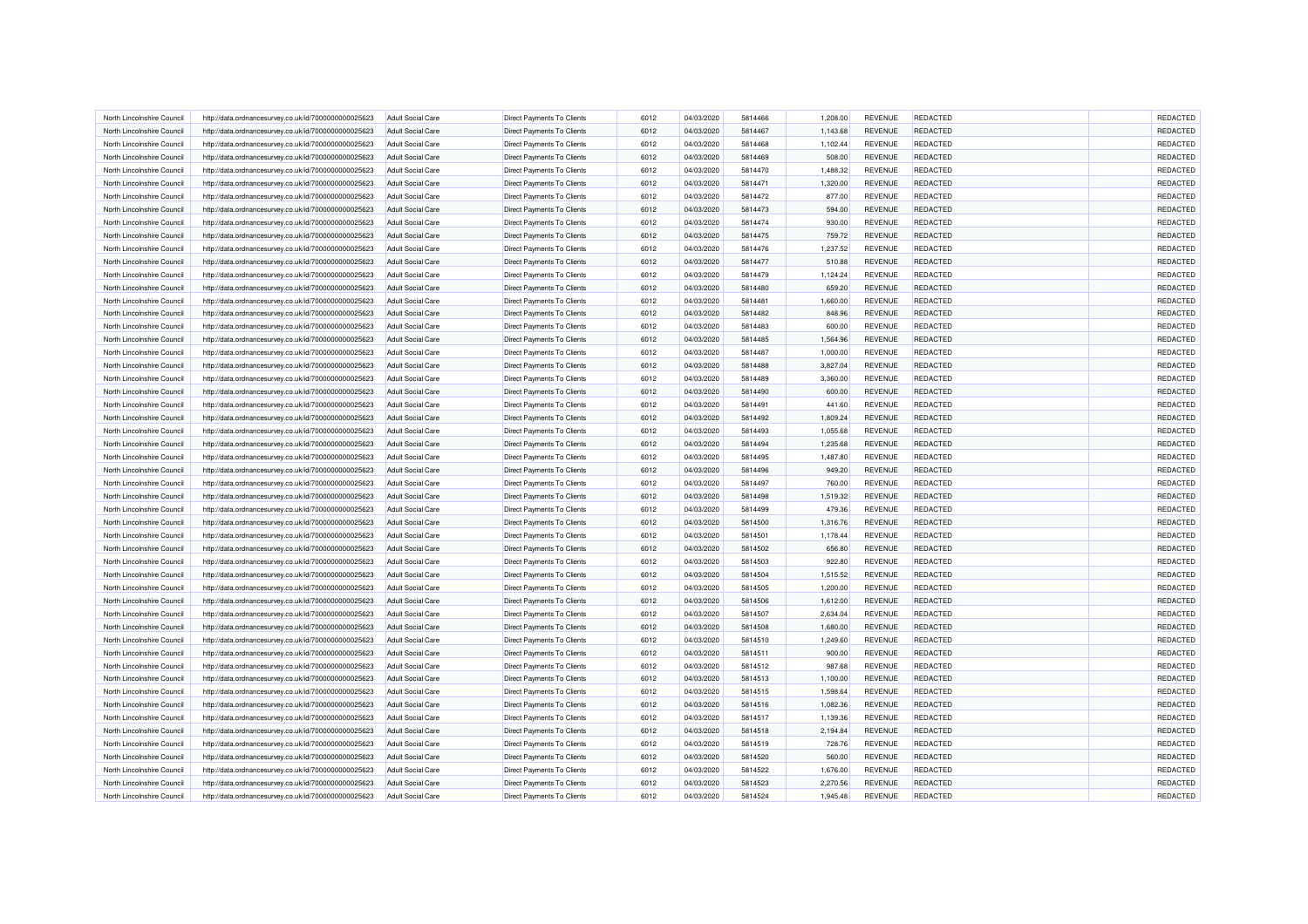| | | | | | | | | | | | | |
|---|---|---|---|---|---|---|---|---|---|---|---|---|
| North Lincolnshire Council | http://data.ordnancesurvey.co.uk/id/7000000000025623 | Adult Social Care | Direct Payments To Clients | 6012 | 04/03/2020 | 5814466 | 1,208.00 | REVENUE | REDACTED | | REDACTED |
| North Lincolnshire Council | http://data.ordnancesurvey.co.uk/id/7000000000025623 | Adult Social Care | Direct Payments To Clients | 6012 | 04/03/2020 | 5814467 | 1,143.68 | REVENUE | REDACTED | | REDACTED |
| North Lincolnshire Council | http://data.ordnancesurvey.co.uk/id/7000000000025623 | Adult Social Care | Direct Payments To Clients | 6012 | 04/03/2020 | 5814468 | 1,102.44 | REVENUE | REDACTED | | REDACTED |
| North Lincolnshire Council | http://data.ordnancesurvey.co.uk/id/7000000000025623 | Adult Social Care | Direct Payments To Clients | 6012 | 04/03/2020 | 5814469 | 508.00 | REVENUE | REDACTED | | REDACTED |
| North Lincolnshire Council | http://data.ordnancesurvey.co.uk/id/7000000000025623 | Adult Social Care | Direct Payments To Clients | 6012 | 04/03/2020 | 5814470 | 1,488.32 | REVENUE | REDACTED | | REDACTED |
| North Lincolnshire Council | http://data.ordnancesurvey.co.uk/id/7000000000025623 | Adult Social Care | Direct Payments To Clients | 6012 | 04/03/2020 | 5814471 | 1,320.00 | REVENUE | REDACTED | | REDACTED |
| North Lincolnshire Council | http://data.ordnancesurvey.co.uk/id/7000000000025623 | Adult Social Care | Direct Payments To Clients | 6012 | 04/03/2020 | 5814472 | 877.00 | REVENUE | REDACTED | | REDACTED |
| North Lincolnshire Council | http://data.ordnancesurvey.co.uk/id/7000000000025623 | Adult Social Care | Direct Payments To Clients | 6012 | 04/03/2020 | 5814473 | 594.00 | REVENUE | REDACTED | | REDACTED |
| North Lincolnshire Council | http://data.ordnancesurvey.co.uk/id/7000000000025623 | Adult Social Care | Direct Payments To Clients | 6012 | 04/03/2020 | 5814474 | 930.00 | REVENUE | REDACTED | | REDACTED |
| North Lincolnshire Council | http://data.ordnancesurvey.co.uk/id/7000000000025623 | Adult Social Care | Direct Payments To Clients | 6012 | 04/03/2020 | 5814475 | 759.72 | REVENUE | REDACTED | | REDACTED |
| North Lincolnshire Council | http://data.ordnancesurvey.co.uk/id/7000000000025623 | Adult Social Care | Direct Payments To Clients | 6012 | 04/03/2020 | 5814476 | 1,237.52 | REVENUE | REDACTED | | REDACTED |
| North Lincolnshire Council | http://data.ordnancesurvey.co.uk/id/7000000000025623 | Adult Social Care | Direct Payments To Clients | 6012 | 04/03/2020 | 5814477 | 510.88 | REVENUE | REDACTED | | REDACTED |
| North Lincolnshire Council | http://data.ordnancesurvey.co.uk/id/7000000000025623 | Adult Social Care | Direct Payments To Clients | 6012 | 04/03/2020 | 5814479 | 1,124.24 | REVENUE | REDACTED | | REDACTED |
| North Lincolnshire Council | http://data.ordnancesurvey.co.uk/id/7000000000025623 | Adult Social Care | Direct Payments To Clients | 6012 | 04/03/2020 | 5814480 | 659.20 | REVENUE | REDACTED | | REDACTED |
| North Lincolnshire Council | http://data.ordnancesurvey.co.uk/id/7000000000025623 | Adult Social Care | Direct Payments To Clients | 6012 | 04/03/2020 | 5814481 | 1,660.00 | REVENUE | REDACTED | | REDACTED |
| North Lincolnshire Council | http://data.ordnancesurvey.co.uk/id/7000000000025623 | Adult Social Care | Direct Payments To Clients | 6012 | 04/03/2020 | 5814482 | 848.96 | REVENUE | REDACTED | | REDACTED |
| North Lincolnshire Council | http://data.ordnancesurvey.co.uk/id/7000000000025623 | Adult Social Care | Direct Payments To Clients | 6012 | 04/03/2020 | 5814483 | 600.00 | REVENUE | REDACTED | | REDACTED |
| North Lincolnshire Council | http://data.ordnancesurvey.co.uk/id/7000000000025623 | Adult Social Care | Direct Payments To Clients | 6012 | 04/03/2020 | 5814485 | 1,564.96 | REVENUE | REDACTED | | REDACTED |
| North Lincolnshire Council | http://data.ordnancesurvey.co.uk/id/7000000000025623 | Adult Social Care | Direct Payments To Clients | 6012 | 04/03/2020 | 5814487 | 1,000.00 | REVENUE | REDACTED | | REDACTED |
| North Lincolnshire Council | http://data.ordnancesurvey.co.uk/id/7000000000025623 | Adult Social Care | Direct Payments To Clients | 6012 | 04/03/2020 | 5814488 | 3,827.04 | REVENUE | REDACTED | | REDACTED |
| North Lincolnshire Council | http://data.ordnancesurvey.co.uk/id/7000000000025623 | Adult Social Care | Direct Payments To Clients | 6012 | 04/03/2020 | 5814489 | 3,360.00 | REVENUE | REDACTED | | REDACTED |
| North Lincolnshire Council | http://data.ordnancesurvey.co.uk/id/7000000000025623 | Adult Social Care | Direct Payments To Clients | 6012 | 04/03/2020 | 5814490 | 600.00 | REVENUE | REDACTED | | REDACTED |
| North Lincolnshire Council | http://data.ordnancesurvey.co.uk/id/7000000000025623 | Adult Social Care | Direct Payments To Clients | 6012 | 04/03/2020 | 5814491 | 441.60 | REVENUE | REDACTED | | REDACTED |
| North Lincolnshire Council | http://data.ordnancesurvey.co.uk/id/7000000000025623 | Adult Social Care | Direct Payments To Clients | 6012 | 04/03/2020 | 5814492 | 1,809.24 | REVENUE | REDACTED | | REDACTED |
| North Lincolnshire Council | http://data.ordnancesurvey.co.uk/id/7000000000025623 | Adult Social Care | Direct Payments To Clients | 6012 | 04/03/2020 | 5814493 | 1,055.68 | REVENUE | REDACTED | | REDACTED |
| North Lincolnshire Council | http://data.ordnancesurvey.co.uk/id/7000000000025623 | Adult Social Care | Direct Payments To Clients | 6012 | 04/03/2020 | 5814494 | 1,235.68 | REVENUE | REDACTED | | REDACTED |
| North Lincolnshire Council | http://data.ordnancesurvey.co.uk/id/7000000000025623 | Adult Social Care | Direct Payments To Clients | 6012 | 04/03/2020 | 5814495 | 1,487.80 | REVENUE | REDACTED | | REDACTED |
| North Lincolnshire Council | http://data.ordnancesurvey.co.uk/id/7000000000025623 | Adult Social Care | Direct Payments To Clients | 6012 | 04/03/2020 | 5814496 | 949.20 | REVENUE | REDACTED | | REDACTED |
| North Lincolnshire Council | http://data.ordnancesurvey.co.uk/id/7000000000025623 | Adult Social Care | Direct Payments To Clients | 6012 | 04/03/2020 | 5814497 | 760.00 | REVENUE | REDACTED | | REDACTED |
| North Lincolnshire Council | http://data.ordnancesurvey.co.uk/id/7000000000025623 | Adult Social Care | Direct Payments To Clients | 6012 | 04/03/2020 | 5814498 | 1,519.32 | REVENUE | REDACTED | | REDACTED |
| North Lincolnshire Council | http://data.ordnancesurvey.co.uk/id/7000000000025623 | Adult Social Care | Direct Payments To Clients | 6012 | 04/03/2020 | 5814499 | 479.36 | REVENUE | REDACTED | | REDACTED |
| North Lincolnshire Council | http://data.ordnancesurvey.co.uk/id/7000000000025623 | Adult Social Care | Direct Payments To Clients | 6012 | 04/03/2020 | 5814500 | 1,316.76 | REVENUE | REDACTED | | REDACTED |
| North Lincolnshire Council | http://data.ordnancesurvey.co.uk/id/7000000000025623 | Adult Social Care | Direct Payments To Clients | 6012 | 04/03/2020 | 5814501 | 1,178.44 | REVENUE | REDACTED | | REDACTED |
| North Lincolnshire Council | http://data.ordnancesurvey.co.uk/id/7000000000025623 | Adult Social Care | Direct Payments To Clients | 6012 | 04/03/2020 | 5814502 | 656.80 | REVENUE | REDACTED | | REDACTED |
| North Lincolnshire Council | http://data.ordnancesurvey.co.uk/id/7000000000025623 | Adult Social Care | Direct Payments To Clients | 6012 | 04/03/2020 | 5814503 | 922.80 | REVENUE | REDACTED | | REDACTED |
| North Lincolnshire Council | http://data.ordnancesurvey.co.uk/id/7000000000025623 | Adult Social Care | Direct Payments To Clients | 6012 | 04/03/2020 | 5814504 | 1,515.52 | REVENUE | REDACTED | | REDACTED |
| North Lincolnshire Council | http://data.ordnancesurvey.co.uk/id/7000000000025623 | Adult Social Care | Direct Payments To Clients | 6012 | 04/03/2020 | 5814505 | 1,200.00 | REVENUE | REDACTED | | REDACTED |
| North Lincolnshire Council | http://data.ordnancesurvey.co.uk/id/7000000000025623 | Adult Social Care | Direct Payments To Clients | 6012 | 04/03/2020 | 5814506 | 1,612.00 | REVENUE | REDACTED | | REDACTED |
| North Lincolnshire Council | http://data.ordnancesurvey.co.uk/id/7000000000025623 | Adult Social Care | Direct Payments To Clients | 6012 | 04/03/2020 | 5814507 | 2,634.04 | REVENUE | REDACTED | | REDACTED |
| North Lincolnshire Council | http://data.ordnancesurvey.co.uk/id/7000000000025623 | Adult Social Care | Direct Payments To Clients | 6012 | 04/03/2020 | 5814508 | 1,680.00 | REVENUE | REDACTED | | REDACTED |
| North Lincolnshire Council | http://data.ordnancesurvey.co.uk/id/7000000000025623 | Adult Social Care | Direct Payments To Clients | 6012 | 04/03/2020 | 5814510 | 1,249.60 | REVENUE | REDACTED | | REDACTED |
| North Lincolnshire Council | http://data.ordnancesurvey.co.uk/id/7000000000025623 | Adult Social Care | Direct Payments To Clients | 6012 | 04/03/2020 | 5814511 | 900.00 | REVENUE | REDACTED | | REDACTED |
| North Lincolnshire Council | http://data.ordnancesurvey.co.uk/id/7000000000025623 | Adult Social Care | Direct Payments To Clients | 6012 | 04/03/2020 | 5814512 | 987.68 | REVENUE | REDACTED | | REDACTED |
| North Lincolnshire Council | http://data.ordnancesurvey.co.uk/id/7000000000025623 | Adult Social Care | Direct Payments To Clients | 6012 | 04/03/2020 | 5814513 | 1,100.00 | REVENUE | REDACTED | | REDACTED |
| North Lincolnshire Council | http://data.ordnancesurvey.co.uk/id/7000000000025623 | Adult Social Care | Direct Payments To Clients | 6012 | 04/03/2020 | 5814515 | 1,598.64 | REVENUE | REDACTED | | REDACTED |
| North Lincolnshire Council | http://data.ordnancesurvey.co.uk/id/7000000000025623 | Adult Social Care | Direct Payments To Clients | 6012 | 04/03/2020 | 5814516 | 1,082.36 | REVENUE | REDACTED | | REDACTED |
| North Lincolnshire Council | http://data.ordnancesurvey.co.uk/id/7000000000025623 | Adult Social Care | Direct Payments To Clients | 6012 | 04/03/2020 | 5814517 | 1,139.36 | REVENUE | REDACTED | | REDACTED |
| North Lincolnshire Council | http://data.ordnancesurvey.co.uk/id/7000000000025623 | Adult Social Care | Direct Payments To Clients | 6012 | 04/03/2020 | 5814518 | 2,194.84 | REVENUE | REDACTED | | REDACTED |
| North Lincolnshire Council | http://data.ordnancesurvey.co.uk/id/7000000000025623 | Adult Social Care | Direct Payments To Clients | 6012 | 04/03/2020 | 5814519 | 728.76 | REVENUE | REDACTED | | REDACTED |
| North Lincolnshire Council | http://data.ordnancesurvey.co.uk/id/7000000000025623 | Adult Social Care | Direct Payments To Clients | 6012 | 04/03/2020 | 5814520 | 560.00 | REVENUE | REDACTED | | REDACTED |
| North Lincolnshire Council | http://data.ordnancesurvey.co.uk/id/7000000000025623 | Adult Social Care | Direct Payments To Clients | 6012 | 04/03/2020 | 5814522 | 1,676.00 | REVENUE | REDACTED | | REDACTED |
| North Lincolnshire Council | http://data.ordnancesurvey.co.uk/id/7000000000025623 | Adult Social Care | Direct Payments To Clients | 6012 | 04/03/2020 | 5814523 | 2,270.56 | REVENUE | REDACTED | | REDACTED |
| North Lincolnshire Council | http://data.ordnancesurvey.co.uk/id/7000000000025623 | Adult Social Care | Direct Payments To Clients | 6012 | 04/03/2020 | 5814524 | 1,945.48 | REVENUE | REDACTED | | REDACTED |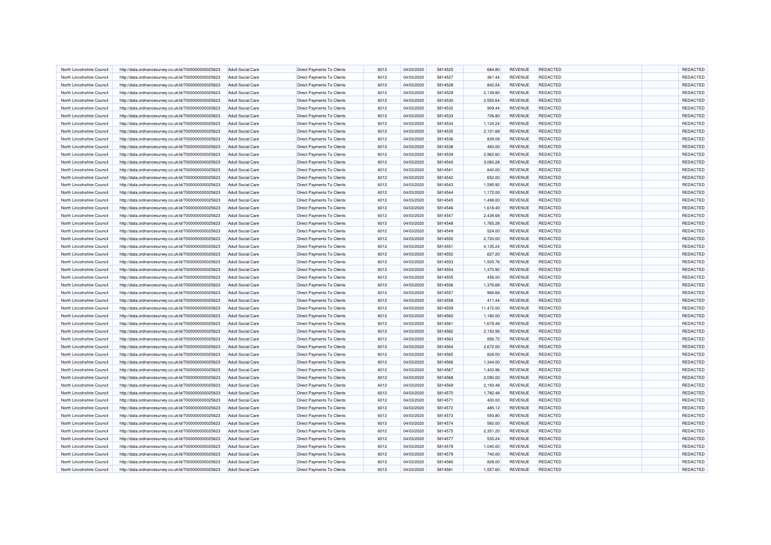| | | | | | | | | | | | |
|---|---|---|---|---|---|---|---|---|---|---|---|
| North Lincolnshire Council | http://data.ordnancesurvey.co.uk/id/7000000000025623 | Adult Social Care | Direct Payments To Clients | 6012 | 04/03/2020 | 5814525 | 684.80 | REVENUE | REDACTED | | REDACTED |
| North Lincolnshire Council | http://data.ordnancesurvey.co.uk/id/7000000000025623 | Adult Social Care | Direct Payments To Clients | 6012 | 04/03/2020 | 5814527 | 361.44 | REVENUE | REDACTED | | REDACTED |
| North Lincolnshire Council | http://data.ordnancesurvey.co.uk/id/7000000000025623 | Adult Social Care | Direct Payments To Clients | 6012 | 04/03/2020 | 5814528 | 842.24 | REVENUE | REDACTED | | REDACTED |
| North Lincolnshire Council | http://data.ordnancesurvey.co.uk/id/7000000000025623 | Adult Social Care | Direct Payments To Clients | 6012 | 04/03/2020 | 5814529 | 2,139.80 | REVENUE | REDACTED | | REDACTED |
| North Lincolnshire Council | http://data.ordnancesurvey.co.uk/id/7000000000025623 | Adult Social Care | Direct Payments To Clients | 6012 | 04/03/2020 | 5814530 | 2,550.64 | REVENUE | REDACTED | | REDACTED |
| North Lincolnshire Council | http://data.ordnancesurvey.co.uk/id/7000000000025623 | Adult Social Care | Direct Payments To Clients | 6012 | 04/03/2020 | 5814532 | 909.44 | REVENUE | REDACTED | | REDACTED |
| North Lincolnshire Council | http://data.ordnancesurvey.co.uk/id/7000000000025623 | Adult Social Care | Direct Payments To Clients | 6012 | 04/03/2020 | 5814533 | 726.80 | REVENUE | REDACTED | | REDACTED |
| North Lincolnshire Council | http://data.ordnancesurvey.co.uk/id/7000000000025623 | Adult Social Care | Direct Payments To Clients | 6012 | 04/03/2020 | 5814534 | 1,124.24 | REVENUE | REDACTED | | REDACTED |
| North Lincolnshire Council | http://data.ordnancesurvey.co.uk/id/7000000000025623 | Adult Social Care | Direct Payments To Clients | 6012 | 04/03/2020 | 5814535 | 2,101.68 | REVENUE | REDACTED | | REDACTED |
| North Lincolnshire Council | http://data.ordnancesurvey.co.uk/id/7000000000025623 | Adult Social Care | Direct Payments To Clients | 6012 | 04/03/2020 | 5814536 | 839.08 | REVENUE | REDACTED | | REDACTED |
| North Lincolnshire Council | http://data.ordnancesurvey.co.uk/id/7000000000025623 | Adult Social Care | Direct Payments To Clients | 6012 | 04/03/2020 | 5814538 | 460.00 | REVENUE | REDACTED | | REDACTED |
| North Lincolnshire Council | http://data.ordnancesurvey.co.uk/id/7000000000025623 | Adult Social Care | Direct Payments To Clients | 6012 | 04/03/2020 | 5814539 | 2,962.60 | REVENUE | REDACTED | | REDACTED |
| North Lincolnshire Council | http://data.ordnancesurvey.co.uk/id/7000000000025623 | Adult Social Care | Direct Payments To Clients | 6012 | 04/03/2020 | 5814540 | 3,080.28 | REVENUE | REDACTED | | REDACTED |
| North Lincolnshire Council | http://data.ordnancesurvey.co.uk/id/7000000000025623 | Adult Social Care | Direct Payments To Clients | 6012 | 04/03/2020 | 5814541 | 840.00 | REVENUE | REDACTED | | REDACTED |
| North Lincolnshire Council | http://data.ordnancesurvey.co.uk/id/7000000000025623 | Adult Social Care | Direct Payments To Clients | 6012 | 04/03/2020 | 5814542 | 652.00 | REVENUE | REDACTED | | REDACTED |
| North Lincolnshire Council | http://data.ordnancesurvey.co.uk/id/7000000000025623 | Adult Social Care | Direct Payments To Clients | 6012 | 04/03/2020 | 5814543 | 1,595.92 | REVENUE | REDACTED | | REDACTED |
| North Lincolnshire Council | http://data.ordnancesurvey.co.uk/id/7000000000025623 | Adult Social Care | Direct Payments To Clients | 6012 | 04/03/2020 | 5814544 | 1,172.00 | REVENUE | REDACTED | | REDACTED |
| North Lincolnshire Council | http://data.ordnancesurvey.co.uk/id/7000000000025623 | Adult Social Care | Direct Payments To Clients | 6012 | 04/03/2020 | 5814545 | 1,498.00 | REVENUE | REDACTED | | REDACTED |
| North Lincolnshire Council | http://data.ordnancesurvey.co.uk/id/7000000000025623 | Adult Social Care | Direct Payments To Clients | 6012 | 04/03/2020 | 5814546 | 1,618.40 | REVENUE | REDACTED | | REDACTED |
| North Lincolnshire Council | http://data.ordnancesurvey.co.uk/id/7000000000025623 | Adult Social Care | Direct Payments To Clients | 6012 | 04/03/2020 | 5814547 | 2,438.68 | REVENUE | REDACTED | | REDACTED |
| North Lincolnshire Council | http://data.ordnancesurvey.co.uk/id/7000000000025623 | Adult Social Care | Direct Payments To Clients | 6012 | 04/03/2020 | 5814548 | 1,765.28 | REVENUE | REDACTED | | REDACTED |
| North Lincolnshire Council | http://data.ordnancesurvey.co.uk/id/7000000000025623 | Adult Social Care | Direct Payments To Clients | 6012 | 04/03/2020 | 5814549 | 524.00 | REVENUE | REDACTED | | REDACTED |
| North Lincolnshire Council | http://data.ordnancesurvey.co.uk/id/7000000000025623 | Adult Social Care | Direct Payments To Clients | 6012 | 04/03/2020 | 5814550 | 2,720.00 | REVENUE | REDACTED | | REDACTED |
| North Lincolnshire Council | http://data.ordnancesurvey.co.uk/id/7000000000025623 | Adult Social Care | Direct Payments To Clients | 6012 | 04/03/2020 | 5814551 | 4,135.24 | REVENUE | REDACTED | | REDACTED |
| North Lincolnshire Council | http://data.ordnancesurvey.co.uk/id/7000000000025623 | Adult Social Care | Direct Payments To Clients | 6012 | 04/03/2020 | 5814552 | 627.20 | REVENUE | REDACTED | | REDACTED |
| North Lincolnshire Council | http://data.ordnancesurvey.co.uk/id/7000000000025623 | Adult Social Care | Direct Payments To Clients | 6012 | 04/03/2020 | 5814553 | 1,505.76 | REVENUE | REDACTED | | REDACTED |
| North Lincolnshire Council | http://data.ordnancesurvey.co.uk/id/7000000000025623 | Adult Social Care | Direct Payments To Clients | 6012 | 04/03/2020 | 5814554 | 1,370.92 | REVENUE | REDACTED | | REDACTED |
| North Lincolnshire Council | http://data.ordnancesurvey.co.uk/id/7000000000025623 | Adult Social Care | Direct Payments To Clients | 6012 | 04/03/2020 | 5814555 | 456.00 | REVENUE | REDACTED | | REDACTED |
| North Lincolnshire Council | http://data.ordnancesurvey.co.uk/id/7000000000025623 | Adult Social Care | Direct Payments To Clients | 6012 | 04/03/2020 | 5814556 | 1,376.68 | REVENUE | REDACTED | | REDACTED |
| North Lincolnshire Council | http://data.ordnancesurvey.co.uk/id/7000000000025623 | Adult Social Care | Direct Payments To Clients | 6012 | 04/03/2020 | 5814557 | 966.68 | REVENUE | REDACTED | | REDACTED |
| North Lincolnshire Council | http://data.ordnancesurvey.co.uk/id/7000000000025623 | Adult Social Care | Direct Payments To Clients | 6012 | 04/03/2020 | 5814558 | 411.44 | REVENUE | REDACTED | | REDACTED |
| North Lincolnshire Council | http://data.ordnancesurvey.co.uk/id/7000000000025623 | Adult Social Care | Direct Payments To Clients | 6012 | 04/03/2020 | 5814559 | 11,472.00 | REVENUE | REDACTED | | REDACTED |
| North Lincolnshire Council | http://data.ordnancesurvey.co.uk/id/7000000000025623 | Adult Social Care | Direct Payments To Clients | 6012 | 04/03/2020 | 5814560 | 1,180.00 | REVENUE | REDACTED | | REDACTED |
| North Lincolnshire Council | http://data.ordnancesurvey.co.uk/id/7000000000025623 | Adult Social Care | Direct Payments To Clients | 6012 | 04/03/2020 | 5814561 | 1,678.48 | REVENUE | REDACTED | | REDACTED |
| North Lincolnshire Council | http://data.ordnancesurvey.co.uk/id/7000000000025623 | Adult Social Care | Direct Payments To Clients | 6012 | 04/03/2020 | 5814562 | 2,150.56 | REVENUE | REDACTED | | REDACTED |
| North Lincolnshire Council | http://data.ordnancesurvey.co.uk/id/7000000000025623 | Adult Social Care | Direct Payments To Clients | 6012 | 04/03/2020 | 5814563 | 856.72 | REVENUE | REDACTED | | REDACTED |
| North Lincolnshire Council | http://data.ordnancesurvey.co.uk/id/7000000000025623 | Adult Social Care | Direct Payments To Clients | 6012 | 04/03/2020 | 5814564 | 2,672.00 | REVENUE | REDACTED | | REDACTED |
| North Lincolnshire Council | http://data.ordnancesurvey.co.uk/id/7000000000025623 | Adult Social Care | Direct Payments To Clients | 6012 | 04/03/2020 | 5814565 | 828.00 | REVENUE | REDACTED | | REDACTED |
| North Lincolnshire Council | http://data.ordnancesurvey.co.uk/id/7000000000025623 | Adult Social Care | Direct Payments To Clients | 6012 | 04/03/2020 | 5814566 | 1,344.00 | REVENUE | REDACTED | | REDACTED |
| North Lincolnshire Council | http://data.ordnancesurvey.co.uk/id/7000000000025623 | Adult Social Care | Direct Payments To Clients | 6012 | 04/03/2020 | 5814567 | 1,403.96 | REVENUE | REDACTED | | REDACTED |
| North Lincolnshire Council | http://data.ordnancesurvey.co.uk/id/7000000000025623 | Adult Social Care | Direct Payments To Clients | 6012 | 04/03/2020 | 5814568 | 2,090.00 | REVENUE | REDACTED | | REDACTED |
| North Lincolnshire Council | http://data.ordnancesurvey.co.uk/id/7000000000025623 | Adult Social Care | Direct Payments To Clients | 6012 | 04/03/2020 | 5814569 | 2,193.48 | REVENUE | REDACTED | | REDACTED |
| North Lincolnshire Council | http://data.ordnancesurvey.co.uk/id/7000000000025623 | Adult Social Care | Direct Payments To Clients | 6012 | 04/03/2020 | 5814570 | 1,782.48 | REVENUE | REDACTED | | REDACTED |
| North Lincolnshire Council | http://data.ordnancesurvey.co.uk/id/7000000000025623 | Adult Social Care | Direct Payments To Clients | 6012 | 04/03/2020 | 5814571 | 400.00 | REVENUE | REDACTED | | REDACTED |
| North Lincolnshire Council | http://data.ordnancesurvey.co.uk/id/7000000000025623 | Adult Social Care | Direct Payments To Clients | 6012 | 04/03/2020 | 5814572 | 485.12 | REVENUE | REDACTED | | REDACTED |
| North Lincolnshire Council | http://data.ordnancesurvey.co.uk/id/7000000000025623 | Adult Social Care | Direct Payments To Clients | 6012 | 04/03/2020 | 5814573 | 593.80 | REVENUE | REDACTED | | REDACTED |
| North Lincolnshire Council | http://data.ordnancesurvey.co.uk/id/7000000000025623 | Adult Social Care | Direct Payments To Clients | 6012 | 04/03/2020 | 5814574 | 560.00 | REVENUE | REDACTED | | REDACTED |
| North Lincolnshire Council | http://data.ordnancesurvey.co.uk/id/7000000000025623 | Adult Social Care | Direct Payments To Clients | 6012 | 04/03/2020 | 5814575 | 2,351.20 | REVENUE | REDACTED | | REDACTED |
| North Lincolnshire Council | http://data.ordnancesurvey.co.uk/id/7000000000025623 | Adult Social Care | Direct Payments To Clients | 6012 | 04/03/2020 | 5814577 | 535.24 | REVENUE | REDACTED | | REDACTED |
| North Lincolnshire Council | http://data.ordnancesurvey.co.uk/id/7000000000025623 | Adult Social Care | Direct Payments To Clients | 6012 | 04/03/2020 | 5814578 | 1,040.00 | REVENUE | REDACTED | | REDACTED |
| North Lincolnshire Council | http://data.ordnancesurvey.co.uk/id/7000000000025623 | Adult Social Care | Direct Payments To Clients | 6012 | 04/03/2020 | 5814579 | 740.00 | REVENUE | REDACTED | | REDACTED |
| North Lincolnshire Council | http://data.ordnancesurvey.co.uk/id/7000000000025623 | Adult Social Care | Direct Payments To Clients | 6012 | 04/03/2020 | 5814580 | 828.00 | REVENUE | REDACTED | | REDACTED |
| North Lincolnshire Council | http://data.ordnancesurvey.co.uk/id/7000000000025623 | Adult Social Care | Direct Payments To Clients | 6012 | 04/03/2020 | 5814581 | 1,557.60 | REVENUE | REDACTED | | REDACTED |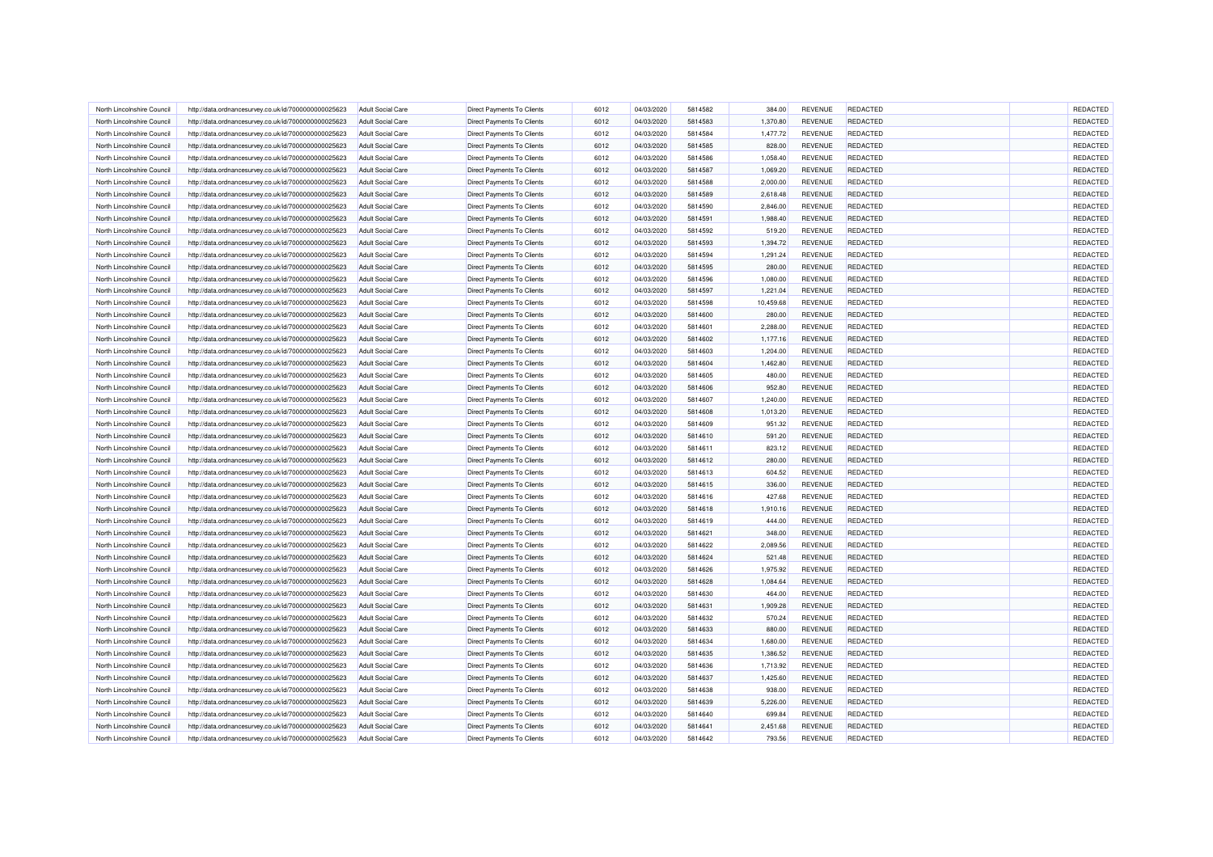| | | | | | | | | | | | |
|---|---|---|---|---|---|---|---|---|---|---|---|
| North Lincolnshire Council | http://data.ordnancesurvey.co.uk/id/7000000000025623 | Adult Social Care | Direct Payments To Clients | 6012 | 04/03/2020 | 5814582 | 384.00 | REVENUE | REDACTED | | REDACTED |
| North Lincolnshire Council | http://data.ordnancesurvey.co.uk/id/7000000000025623 | Adult Social Care | Direct Payments To Clients | 6012 | 04/03/2020 | 5814583 | 1,370.80 | REVENUE | REDACTED | | REDACTED |
| North Lincolnshire Council | http://data.ordnancesurvey.co.uk/id/7000000000025623 | Adult Social Care | Direct Payments To Clients | 6012 | 04/03/2020 | 5814584 | 1,477.72 | REVENUE | REDACTED | | REDACTED |
| North Lincolnshire Council | http://data.ordnancesurvey.co.uk/id/7000000000025623 | Adult Social Care | Direct Payments To Clients | 6012 | 04/03/2020 | 5814585 | 828.00 | REVENUE | REDACTED | | REDACTED |
| North Lincolnshire Council | http://data.ordnancesurvey.co.uk/id/7000000000025623 | Adult Social Care | Direct Payments To Clients | 6012 | 04/03/2020 | 5814586 | 1,058.40 | REVENUE | REDACTED | | REDACTED |
| North Lincolnshire Council | http://data.ordnancesurvey.co.uk/id/7000000000025623 | Adult Social Care | Direct Payments To Clients | 6012 | 04/03/2020 | 5814587 | 1,069.20 | REVENUE | REDACTED | | REDACTED |
| North Lincolnshire Council | http://data.ordnancesurvey.co.uk/id/7000000000025623 | Adult Social Care | Direct Payments To Clients | 6012 | 04/03/2020 | 5814588 | 2,000.00 | REVENUE | REDACTED | | REDACTED |
| North Lincolnshire Council | http://data.ordnancesurvey.co.uk/id/7000000000025623 | Adult Social Care | Direct Payments To Clients | 6012 | 04/03/2020 | 5814589 | 2,618.48 | REVENUE | REDACTED | | REDACTED |
| North Lincolnshire Council | http://data.ordnancesurvey.co.uk/id/7000000000025623 | Adult Social Care | Direct Payments To Clients | 6012 | 04/03/2020 | 5814590 | 2,846.00 | REVENUE | REDACTED | | REDACTED |
| North Lincolnshire Council | http://data.ordnancesurvey.co.uk/id/7000000000025623 | Adult Social Care | Direct Payments To Clients | 6012 | 04/03/2020 | 5814591 | 1,988.40 | REVENUE | REDACTED | | REDACTED |
| North Lincolnshire Council | http://data.ordnancesurvey.co.uk/id/7000000000025623 | Adult Social Care | Direct Payments To Clients | 6012 | 04/03/2020 | 5814592 | 519.20 | REVENUE | REDACTED | | REDACTED |
| North Lincolnshire Council | http://data.ordnancesurvey.co.uk/id/7000000000025623 | Adult Social Care | Direct Payments To Clients | 6012 | 04/03/2020 | 5814593 | 1,394.72 | REVENUE | REDACTED | | REDACTED |
| North Lincolnshire Council | http://data.ordnancesurvey.co.uk/id/7000000000025623 | Adult Social Care | Direct Payments To Clients | 6012 | 04/03/2020 | 5814594 | 1,291.24 | REVENUE | REDACTED | | REDACTED |
| North Lincolnshire Council | http://data.ordnancesurvey.co.uk/id/7000000000025623 | Adult Social Care | Direct Payments To Clients | 6012 | 04/03/2020 | 5814595 | 280.00 | REVENUE | REDACTED | | REDACTED |
| North Lincolnshire Council | http://data.ordnancesurvey.co.uk/id/7000000000025623 | Adult Social Care | Direct Payments To Clients | 6012 | 04/03/2020 | 5814596 | 1,080.00 | REVENUE | REDACTED | | REDACTED |
| North Lincolnshire Council | http://data.ordnancesurvey.co.uk/id/7000000000025623 | Adult Social Care | Direct Payments To Clients | 6012 | 04/03/2020 | 5814597 | 1,221.04 | REVENUE | REDACTED | | REDACTED |
| North Lincolnshire Council | http://data.ordnancesurvey.co.uk/id/7000000000025623 | Adult Social Care | Direct Payments To Clients | 6012 | 04/03/2020 | 5814598 | 10,459.68 | REVENUE | REDACTED | | REDACTED |
| North Lincolnshire Council | http://data.ordnancesurvey.co.uk/id/7000000000025623 | Adult Social Care | Direct Payments To Clients | 6012 | 04/03/2020 | 5814600 | 280.00 | REVENUE | REDACTED | | REDACTED |
| North Lincolnshire Council | http://data.ordnancesurvey.co.uk/id/7000000000025623 | Adult Social Care | Direct Payments To Clients | 6012 | 04/03/2020 | 5814601 | 2,288.00 | REVENUE | REDACTED | | REDACTED |
| North Lincolnshire Council | http://data.ordnancesurvey.co.uk/id/7000000000025623 | Adult Social Care | Direct Payments To Clients | 6012 | 04/03/2020 | 5814602 | 1,177.16 | REVENUE | REDACTED | | REDACTED |
| North Lincolnshire Council | http://data.ordnancesurvey.co.uk/id/7000000000025623 | Adult Social Care | Direct Payments To Clients | 6012 | 04/03/2020 | 5814603 | 1,204.00 | REVENUE | REDACTED | | REDACTED |
| North Lincolnshire Council | http://data.ordnancesurvey.co.uk/id/7000000000025623 | Adult Social Care | Direct Payments To Clients | 6012 | 04/03/2020 | 5814604 | 1,462.80 | REVENUE | REDACTED | | REDACTED |
| North Lincolnshire Council | http://data.ordnancesurvey.co.uk/id/7000000000025623 | Adult Social Care | Direct Payments To Clients | 6012 | 04/03/2020 | 5814605 | 480.00 | REVENUE | REDACTED | | REDACTED |
| North Lincolnshire Council | http://data.ordnancesurvey.co.uk/id/7000000000025623 | Adult Social Care | Direct Payments To Clients | 6012 | 04/03/2020 | 5814606 | 952.80 | REVENUE | REDACTED | | REDACTED |
| North Lincolnshire Council | http://data.ordnancesurvey.co.uk/id/7000000000025623 | Adult Social Care | Direct Payments To Clients | 6012 | 04/03/2020 | 5814607 | 1,240.00 | REVENUE | REDACTED | | REDACTED |
| North Lincolnshire Council | http://data.ordnancesurvey.co.uk/id/7000000000025623 | Adult Social Care | Direct Payments To Clients | 6012 | 04/03/2020 | 5814608 | 1,013.20 | REVENUE | REDACTED | | REDACTED |
| North Lincolnshire Council | http://data.ordnancesurvey.co.uk/id/7000000000025623 | Adult Social Care | Direct Payments To Clients | 6012 | 04/03/2020 | 5814609 | 951.32 | REVENUE | REDACTED | | REDACTED |
| North Lincolnshire Council | http://data.ordnancesurvey.co.uk/id/7000000000025623 | Adult Social Care | Direct Payments To Clients | 6012 | 04/03/2020 | 5814610 | 591.20 | REVENUE | REDACTED | | REDACTED |
| North Lincolnshire Council | http://data.ordnancesurvey.co.uk/id/7000000000025623 | Adult Social Care | Direct Payments To Clients | 6012 | 04/03/2020 | 5814611 | 823.12 | REVENUE | REDACTED | | REDACTED |
| North Lincolnshire Council | http://data.ordnancesurvey.co.uk/id/7000000000025623 | Adult Social Care | Direct Payments To Clients | 6012 | 04/03/2020 | 5814612 | 280.00 | REVENUE | REDACTED | | REDACTED |
| North Lincolnshire Council | http://data.ordnancesurvey.co.uk/id/7000000000025623 | Adult Social Care | Direct Payments To Clients | 6012 | 04/03/2020 | 5814613 | 604.52 | REVENUE | REDACTED | | REDACTED |
| North Lincolnshire Council | http://data.ordnancesurvey.co.uk/id/7000000000025623 | Adult Social Care | Direct Payments To Clients | 6012 | 04/03/2020 | 5814615 | 336.00 | REVENUE | REDACTED | | REDACTED |
| North Lincolnshire Council | http://data.ordnancesurvey.co.uk/id/7000000000025623 | Adult Social Care | Direct Payments To Clients | 6012 | 04/03/2020 | 5814616 | 427.68 | REVENUE | REDACTED | | REDACTED |
| North Lincolnshire Council | http://data.ordnancesurvey.co.uk/id/7000000000025623 | Adult Social Care | Direct Payments To Clients | 6012 | 04/03/2020 | 5814618 | 1,910.16 | REVENUE | REDACTED | | REDACTED |
| North Lincolnshire Council | http://data.ordnancesurvey.co.uk/id/7000000000025623 | Adult Social Care | Direct Payments To Clients | 6012 | 04/03/2020 | 5814619 | 444.00 | REVENUE | REDACTED | | REDACTED |
| North Lincolnshire Council | http://data.ordnancesurvey.co.uk/id/7000000000025623 | Adult Social Care | Direct Payments To Clients | 6012 | 04/03/2020 | 5814621 | 348.00 | REVENUE | REDACTED | | REDACTED |
| North Lincolnshire Council | http://data.ordnancesurvey.co.uk/id/7000000000025623 | Adult Social Care | Direct Payments To Clients | 6012 | 04/03/2020 | 5814622 | 2,089.56 | REVENUE | REDACTED | | REDACTED |
| North Lincolnshire Council | http://data.ordnancesurvey.co.uk/id/7000000000025623 | Adult Social Care | Direct Payments To Clients | 6012 | 04/03/2020 | 5814624 | 521.48 | REVENUE | REDACTED | | REDACTED |
| North Lincolnshire Council | http://data.ordnancesurvey.co.uk/id/7000000000025623 | Adult Social Care | Direct Payments To Clients | 6012 | 04/03/2020 | 5814626 | 1,975.92 | REVENUE | REDACTED | | REDACTED |
| North Lincolnshire Council | http://data.ordnancesurvey.co.uk/id/7000000000025623 | Adult Social Care | Direct Payments To Clients | 6012 | 04/03/2020 | 5814628 | 1,084.64 | REVENUE | REDACTED | | REDACTED |
| North Lincolnshire Council | http://data.ordnancesurvey.co.uk/id/7000000000025623 | Adult Social Care | Direct Payments To Clients | 6012 | 04/03/2020 | 5814630 | 464.00 | REVENUE | REDACTED | | REDACTED |
| North Lincolnshire Council | http://data.ordnancesurvey.co.uk/id/7000000000025623 | Adult Social Care | Direct Payments To Clients | 6012 | 04/03/2020 | 5814631 | 1,909.28 | REVENUE | REDACTED | | REDACTED |
| North Lincolnshire Council | http://data.ordnancesurvey.co.uk/id/7000000000025623 | Adult Social Care | Direct Payments To Clients | 6012 | 04/03/2020 | 5814632 | 570.24 | REVENUE | REDACTED | | REDACTED |
| North Lincolnshire Council | http://data.ordnancesurvey.co.uk/id/7000000000025623 | Adult Social Care | Direct Payments To Clients | 6012 | 04/03/2020 | 5814633 | 880.00 | REVENUE | REDACTED | | REDACTED |
| North Lincolnshire Council | http://data.ordnancesurvey.co.uk/id/7000000000025623 | Adult Social Care | Direct Payments To Clients | 6012 | 04/03/2020 | 5814634 | 1,680.00 | REVENUE | REDACTED | | REDACTED |
| North Lincolnshire Council | http://data.ordnancesurvey.co.uk/id/7000000000025623 | Adult Social Care | Direct Payments To Clients | 6012 | 04/03/2020 | 5814635 | 1,386.52 | REVENUE | REDACTED | | REDACTED |
| North Lincolnshire Council | http://data.ordnancesurvey.co.uk/id/7000000000025623 | Adult Social Care | Direct Payments To Clients | 6012 | 04/03/2020 | 5814636 | 1,713.92 | REVENUE | REDACTED | | REDACTED |
| North Lincolnshire Council | http://data.ordnancesurvey.co.uk/id/7000000000025623 | Adult Social Care | Direct Payments To Clients | 6012 | 04/03/2020 | 5814637 | 1,425.60 | REVENUE | REDACTED | | REDACTED |
| North Lincolnshire Council | http://data.ordnancesurvey.co.uk/id/7000000000025623 | Adult Social Care | Direct Payments To Clients | 6012 | 04/03/2020 | 5814638 | 938.00 | REVENUE | REDACTED | | REDACTED |
| North Lincolnshire Council | http://data.ordnancesurvey.co.uk/id/7000000000025623 | Adult Social Care | Direct Payments To Clients | 6012 | 04/03/2020 | 5814639 | 5,226.00 | REVENUE | REDACTED | | REDACTED |
| North Lincolnshire Council | http://data.ordnancesurvey.co.uk/id/7000000000025623 | Adult Social Care | Direct Payments To Clients | 6012 | 04/03/2020 | 5814640 | 699.84 | REVENUE | REDACTED | | REDACTED |
| North Lincolnshire Council | http://data.ordnancesurvey.co.uk/id/7000000000025623 | Adult Social Care | Direct Payments To Clients | 6012 | 04/03/2020 | 5814641 | 2,451.68 | REVENUE | REDACTED | | REDACTED |
| North Lincolnshire Council | http://data.ordnancesurvey.co.uk/id/7000000000025623 | Adult Social Care | Direct Payments To Clients | 6012 | 04/03/2020 | 5814642 | 793.56 | REVENUE | REDACTED | | REDACTED |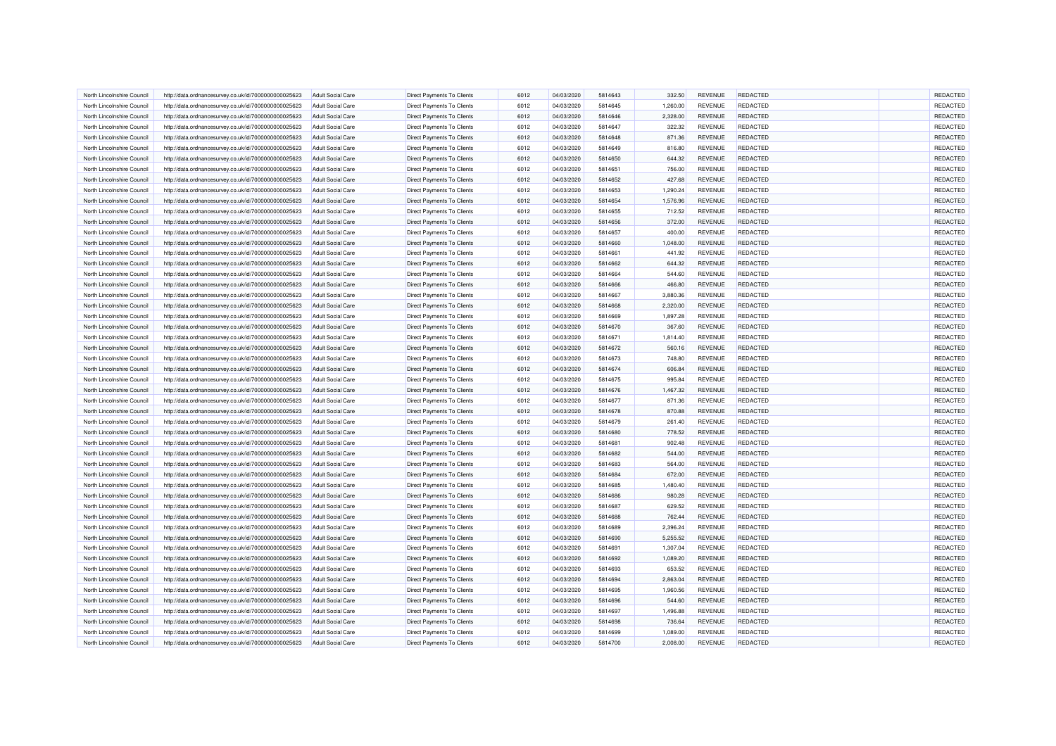| | | | | | | | | | | | |
|---|---|---|---|---|---|---|---|---|---|---|---|
| North Lincolnshire Council | http://data.ordnancesurvey.co.uk/id/7000000000025623 | Adult Social Care | Direct Payments To Clients | 6012 | 04/03/2020 | 5814643 | 332.50 | REVENUE | REDACTED | | REDACTED |
| North Lincolnshire Council | http://data.ordnancesurvey.co.uk/id/7000000000025623 | Adult Social Care | Direct Payments To Clients | 6012 | 04/03/2020 | 5814645 | 1,260.00 | REVENUE | REDACTED | | REDACTED |
| North Lincolnshire Council | http://data.ordnancesurvey.co.uk/id/7000000000025623 | Adult Social Care | Direct Payments To Clients | 6012 | 04/03/2020 | 5814646 | 2,328.00 | REVENUE | REDACTED | | REDACTED |
| North Lincolnshire Council | http://data.ordnancesurvey.co.uk/id/7000000000025623 | Adult Social Care | Direct Payments To Clients | 6012 | 04/03/2020 | 5814647 | 322.32 | REVENUE | REDACTED | | REDACTED |
| North Lincolnshire Council | http://data.ordnancesurvey.co.uk/id/7000000000025623 | Adult Social Care | Direct Payments To Clients | 6012 | 04/03/2020 | 5814648 | 871.36 | REVENUE | REDACTED | | REDACTED |
| North Lincolnshire Council | http://data.ordnancesurvey.co.uk/id/7000000000025623 | Adult Social Care | Direct Payments To Clients | 6012 | 04/03/2020 | 5814649 | 816.80 | REVENUE | REDACTED | | REDACTED |
| North Lincolnshire Council | http://data.ordnancesurvey.co.uk/id/7000000000025623 | Adult Social Care | Direct Payments To Clients | 6012 | 04/03/2020 | 5814650 | 644.32 | REVENUE | REDACTED | | REDACTED |
| North Lincolnshire Council | http://data.ordnancesurvey.co.uk/id/7000000000025623 | Adult Social Care | Direct Payments To Clients | 6012 | 04/03/2020 | 5814651 | 756.00 | REVENUE | REDACTED | | REDACTED |
| North Lincolnshire Council | http://data.ordnancesurvey.co.uk/id/7000000000025623 | Adult Social Care | Direct Payments To Clients | 6012 | 04/03/2020 | 5814652 | 427.68 | REVENUE | REDACTED | | REDACTED |
| North Lincolnshire Council | http://data.ordnancesurvey.co.uk/id/7000000000025623 | Adult Social Care | Direct Payments To Clients | 6012 | 04/03/2020 | 5814653 | 1,290.24 | REVENUE | REDACTED | | REDACTED |
| North Lincolnshire Council | http://data.ordnancesurvey.co.uk/id/7000000000025623 | Adult Social Care | Direct Payments To Clients | 6012 | 04/03/2020 | 5814654 | 1,576.96 | REVENUE | REDACTED | | REDACTED |
| North Lincolnshire Council | http://data.ordnancesurvey.co.uk/id/7000000000025623 | Adult Social Care | Direct Payments To Clients | 6012 | 04/03/2020 | 5814655 | 712.52 | REVENUE | REDACTED | | REDACTED |
| North Lincolnshire Council | http://data.ordnancesurvey.co.uk/id/7000000000025623 | Adult Social Care | Direct Payments To Clients | 6012 | 04/03/2020 | 5814656 | 372.00 | REVENUE | REDACTED | | REDACTED |
| North Lincolnshire Council | http://data.ordnancesurvey.co.uk/id/7000000000025623 | Adult Social Care | Direct Payments To Clients | 6012 | 04/03/2020 | 5814657 | 400.00 | REVENUE | REDACTED | | REDACTED |
| North Lincolnshire Council | http://data.ordnancesurvey.co.uk/id/7000000000025623 | Adult Social Care | Direct Payments To Clients | 6012 | 04/03/2020 | 5814660 | 1,048.00 | REVENUE | REDACTED | | REDACTED |
| North Lincolnshire Council | http://data.ordnancesurvey.co.uk/id/7000000000025623 | Adult Social Care | Direct Payments To Clients | 6012 | 04/03/2020 | 5814661 | 441.92 | REVENUE | REDACTED | | REDACTED |
| North Lincolnshire Council | http://data.ordnancesurvey.co.uk/id/7000000000025623 | Adult Social Care | Direct Payments To Clients | 6012 | 04/03/2020 | 5814662 | 644.32 | REVENUE | REDACTED | | REDACTED |
| North Lincolnshire Council | http://data.ordnancesurvey.co.uk/id/7000000000025623 | Adult Social Care | Direct Payments To Clients | 6012 | 04/03/2020 | 5814664 | 544.60 | REVENUE | REDACTED | | REDACTED |
| North Lincolnshire Council | http://data.ordnancesurvey.co.uk/id/7000000000025623 | Adult Social Care | Direct Payments To Clients | 6012 | 04/03/2020 | 5814666 | 466.80 | REVENUE | REDACTED | | REDACTED |
| North Lincolnshire Council | http://data.ordnancesurvey.co.uk/id/7000000000025623 | Adult Social Care | Direct Payments To Clients | 6012 | 04/03/2020 | 5814667 | 3,880.36 | REVENUE | REDACTED | | REDACTED |
| North Lincolnshire Council | http://data.ordnancesurvey.co.uk/id/7000000000025623 | Adult Social Care | Direct Payments To Clients | 6012 | 04/03/2020 | 5814668 | 2,320.00 | REVENUE | REDACTED | | REDACTED |
| North Lincolnshire Council | http://data.ordnancesurvey.co.uk/id/7000000000025623 | Adult Social Care | Direct Payments To Clients | 6012 | 04/03/2020 | 5814669 | 1,897.28 | REVENUE | REDACTED | | REDACTED |
| North Lincolnshire Council | http://data.ordnancesurvey.co.uk/id/7000000000025623 | Adult Social Care | Direct Payments To Clients | 6012 | 04/03/2020 | 5814670 | 367.60 | REVENUE | REDACTED | | REDACTED |
| North Lincolnshire Council | http://data.ordnancesurvey.co.uk/id/7000000000025623 | Adult Social Care | Direct Payments To Clients | 6012 | 04/03/2020 | 5814671 | 1,814.40 | REVENUE | REDACTED | | REDACTED |
| North Lincolnshire Council | http://data.ordnancesurvey.co.uk/id/7000000000025623 | Adult Social Care | Direct Payments To Clients | 6012 | 04/03/2020 | 5814672 | 560.16 | REVENUE | REDACTED | | REDACTED |
| North Lincolnshire Council | http://data.ordnancesurvey.co.uk/id/7000000000025623 | Adult Social Care | Direct Payments To Clients | 6012 | 04/03/2020 | 5814673 | 748.80 | REVENUE | REDACTED | | REDACTED |
| North Lincolnshire Council | http://data.ordnancesurvey.co.uk/id/7000000000025623 | Adult Social Care | Direct Payments To Clients | 6012 | 04/03/2020 | 5814674 | 606.84 | REVENUE | REDACTED | | REDACTED |
| North Lincolnshire Council | http://data.ordnancesurvey.co.uk/id/7000000000025623 | Adult Social Care | Direct Payments To Clients | 6012 | 04/03/2020 | 5814675 | 995.84 | REVENUE | REDACTED | | REDACTED |
| North Lincolnshire Council | http://data.ordnancesurvey.co.uk/id/7000000000025623 | Adult Social Care | Direct Payments To Clients | 6012 | 04/03/2020 | 5814676 | 1,467.32 | REVENUE | REDACTED | | REDACTED |
| North Lincolnshire Council | http://data.ordnancesurvey.co.uk/id/7000000000025623 | Adult Social Care | Direct Payments To Clients | 6012 | 04/03/2020 | 5814677 | 871.36 | REVENUE | REDACTED | | REDACTED |
| North Lincolnshire Council | http://data.ordnancesurvey.co.uk/id/7000000000025623 | Adult Social Care | Direct Payments To Clients | 6012 | 04/03/2020 | 5814678 | 870.88 | REVENUE | REDACTED | | REDACTED |
| North Lincolnshire Council | http://data.ordnancesurvey.co.uk/id/7000000000025623 | Adult Social Care | Direct Payments To Clients | 6012 | 04/03/2020 | 5814679 | 261.40 | REVENUE | REDACTED | | REDACTED |
| North Lincolnshire Council | http://data.ordnancesurvey.co.uk/id/7000000000025623 | Adult Social Care | Direct Payments To Clients | 6012 | 04/03/2020 | 5814680 | 778.52 | REVENUE | REDACTED | | REDACTED |
| North Lincolnshire Council | http://data.ordnancesurvey.co.uk/id/7000000000025623 | Adult Social Care | Direct Payments To Clients | 6012 | 04/03/2020 | 5814681 | 902.48 | REVENUE | REDACTED | | REDACTED |
| North Lincolnshire Council | http://data.ordnancesurvey.co.uk/id/7000000000025623 | Adult Social Care | Direct Payments To Clients | 6012 | 04/03/2020 | 5814682 | 544.00 | REVENUE | REDACTED | | REDACTED |
| North Lincolnshire Council | http://data.ordnancesurvey.co.uk/id/7000000000025623 | Adult Social Care | Direct Payments To Clients | 6012 | 04/03/2020 | 5814683 | 564.00 | REVENUE | REDACTED | | REDACTED |
| North Lincolnshire Council | http://data.ordnancesurvey.co.uk/id/7000000000025623 | Adult Social Care | Direct Payments To Clients | 6012 | 04/03/2020 | 5814684 | 672.00 | REVENUE | REDACTED | | REDACTED |
| North Lincolnshire Council | http://data.ordnancesurvey.co.uk/id/7000000000025623 | Adult Social Care | Direct Payments To Clients | 6012 | 04/03/2020 | 5814685 | 1,480.40 | REVENUE | REDACTED | | REDACTED |
| North Lincolnshire Council | http://data.ordnancesurvey.co.uk/id/7000000000025623 | Adult Social Care | Direct Payments To Clients | 6012 | 04/03/2020 | 5814686 | 980.28 | REVENUE | REDACTED | | REDACTED |
| North Lincolnshire Council | http://data.ordnancesurvey.co.uk/id/7000000000025623 | Adult Social Care | Direct Payments To Clients | 6012 | 04/03/2020 | 5814687 | 629.52 | REVENUE | REDACTED | | REDACTED |
| North Lincolnshire Council | http://data.ordnancesurvey.co.uk/id/7000000000025623 | Adult Social Care | Direct Payments To Clients | 6012 | 04/03/2020 | 5814688 | 762.44 | REVENUE | REDACTED | | REDACTED |
| North Lincolnshire Council | http://data.ordnancesurvey.co.uk/id/7000000000025623 | Adult Social Care | Direct Payments To Clients | 6012 | 04/03/2020 | 5814689 | 2,396.24 | REVENUE | REDACTED | | REDACTED |
| North Lincolnshire Council | http://data.ordnancesurvey.co.uk/id/7000000000025623 | Adult Social Care | Direct Payments To Clients | 6012 | 04/03/2020 | 5814690 | 5,255.52 | REVENUE | REDACTED | | REDACTED |
| North Lincolnshire Council | http://data.ordnancesurvey.co.uk/id/7000000000025623 | Adult Social Care | Direct Payments To Clients | 6012 | 04/03/2020 | 5814691 | 1,307.04 | REVENUE | REDACTED | | REDACTED |
| North Lincolnshire Council | http://data.ordnancesurvey.co.uk/id/7000000000025623 | Adult Social Care | Direct Payments To Clients | 6012 | 04/03/2020 | 5814692 | 1,089.20 | REVENUE | REDACTED | | REDACTED |
| North Lincolnshire Council | http://data.ordnancesurvey.co.uk/id/7000000000025623 | Adult Social Care | Direct Payments To Clients | 6012 | 04/03/2020 | 5814693 | 653.52 | REVENUE | REDACTED | | REDACTED |
| North Lincolnshire Council | http://data.ordnancesurvey.co.uk/id/7000000000025623 | Adult Social Care | Direct Payments To Clients | 6012 | 04/03/2020 | 5814694 | 2,863.04 | REVENUE | REDACTED | | REDACTED |
| North Lincolnshire Council | http://data.ordnancesurvey.co.uk/id/7000000000025623 | Adult Social Care | Direct Payments To Clients | 6012 | 04/03/2020 | 5814695 | 1,960.56 | REVENUE | REDACTED | | REDACTED |
| North Lincolnshire Council | http://data.ordnancesurvey.co.uk/id/7000000000025623 | Adult Social Care | Direct Payments To Clients | 6012 | 04/03/2020 | 5814696 | 544.60 | REVENUE | REDACTED | | REDACTED |
| North Lincolnshire Council | http://data.ordnancesurvey.co.uk/id/7000000000025623 | Adult Social Care | Direct Payments To Clients | 6012 | 04/03/2020 | 5814697 | 1,496.88 | REVENUE | REDACTED | | REDACTED |
| North Lincolnshire Council | http://data.ordnancesurvey.co.uk/id/7000000000025623 | Adult Social Care | Direct Payments To Clients | 6012 | 04/03/2020 | 5814698 | 736.64 | REVENUE | REDACTED | | REDACTED |
| North Lincolnshire Council | http://data.ordnancesurvey.co.uk/id/7000000000025623 | Adult Social Care | Direct Payments To Clients | 6012 | 04/03/2020 | 5814699 | 1,089.00 | REVENUE | REDACTED | | REDACTED |
| North Lincolnshire Council | http://data.ordnancesurvey.co.uk/id/7000000000025623 | Adult Social Care | Direct Payments To Clients | 6012 | 04/03/2020 | 5814700 | 2,008.00 | REVENUE | REDACTED | | REDACTED |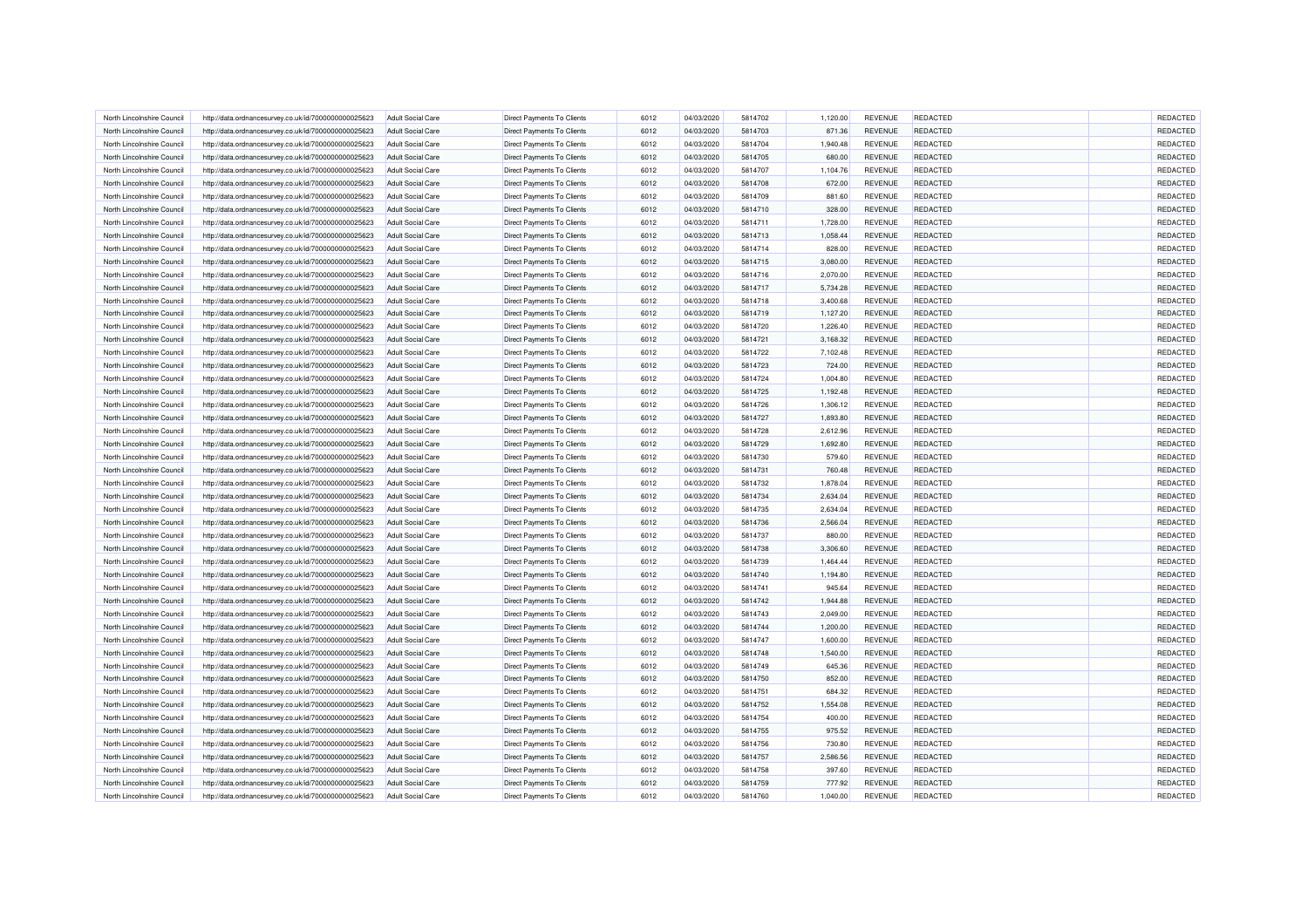| | | | | | | | | | | | |
|---|---|---|---|---|---|---|---|---|---|---|---|
| North Lincolnshire Council | http://data.ordnancesurvey.co.uk/id/7000000000025623 | Adult Social Care | Direct Payments To Clients | 6012 | 04/03/2020 | 5814702 | 1,120.00 | REVENUE | REDACTED | | REDACTED |
| North Lincolnshire Council | http://data.ordnancesurvey.co.uk/id/7000000000025623 | Adult Social Care | Direct Payments To Clients | 6012 | 04/03/2020 | 5814703 | 871.36 | REVENUE | REDACTED | | REDACTED |
| North Lincolnshire Council | http://data.ordnancesurvey.co.uk/id/7000000000025623 | Adult Social Care | Direct Payments To Clients | 6012 | 04/03/2020 | 5814704 | 1,940.48 | REVENUE | REDACTED | | REDACTED |
| North Lincolnshire Council | http://data.ordnancesurvey.co.uk/id/7000000000025623 | Adult Social Care | Direct Payments To Clients | 6012 | 04/03/2020 | 5814705 | 680.00 | REVENUE | REDACTED | | REDACTED |
| North Lincolnshire Council | http://data.ordnancesurvey.co.uk/id/7000000000025623 | Adult Social Care | Direct Payments To Clients | 6012 | 04/03/2020 | 5814707 | 1,104.76 | REVENUE | REDACTED | | REDACTED |
| North Lincolnshire Council | http://data.ordnancesurvey.co.uk/id/7000000000025623 | Adult Social Care | Direct Payments To Clients | 6012 | 04/03/2020 | 5814708 | 672.00 | REVENUE | REDACTED | | REDACTED |
| North Lincolnshire Council | http://data.ordnancesurvey.co.uk/id/7000000000025623 | Adult Social Care | Direct Payments To Clients | 6012 | 04/03/2020 | 5814709 | 881.60 | REVENUE | REDACTED | | REDACTED |
| North Lincolnshire Council | http://data.ordnancesurvey.co.uk/id/7000000000025623 | Adult Social Care | Direct Payments To Clients | 6012 | 04/03/2020 | 5814710 | 328.00 | REVENUE | REDACTED | | REDACTED |
| North Lincolnshire Council | http://data.ordnancesurvey.co.uk/id/7000000000025623 | Adult Social Care | Direct Payments To Clients | 6012 | 04/03/2020 | 5814711 | 1,728.00 | REVENUE | REDACTED | | REDACTED |
| North Lincolnshire Council | http://data.ordnancesurvey.co.uk/id/7000000000025623 | Adult Social Care | Direct Payments To Clients | 6012 | 04/03/2020 | 5814713 | 1,058.44 | REVENUE | REDACTED | | REDACTED |
| North Lincolnshire Council | http://data.ordnancesurvey.co.uk/id/7000000000025623 | Adult Social Care | Direct Payments To Clients | 6012 | 04/03/2020 | 5814714 | 828.00 | REVENUE | REDACTED | | REDACTED |
| North Lincolnshire Council | http://data.ordnancesurvey.co.uk/id/7000000000025623 | Adult Social Care | Direct Payments To Clients | 6012 | 04/03/2020 | 5814715 | 3,080.00 | REVENUE | REDACTED | | REDACTED |
| North Lincolnshire Council | http://data.ordnancesurvey.co.uk/id/7000000000025623 | Adult Social Care | Direct Payments To Clients | 6012 | 04/03/2020 | 5814716 | 2,070.00 | REVENUE | REDACTED | | REDACTED |
| North Lincolnshire Council | http://data.ordnancesurvey.co.uk/id/7000000000025623 | Adult Social Care | Direct Payments To Clients | 6012 | 04/03/2020 | 5814717 | 5,734.28 | REVENUE | REDACTED | | REDACTED |
| North Lincolnshire Council | http://data.ordnancesurvey.co.uk/id/7000000000025623 | Adult Social Care | Direct Payments To Clients | 6012 | 04/03/2020 | 5814718 | 3,400.68 | REVENUE | REDACTED | | REDACTED |
| North Lincolnshire Council | http://data.ordnancesurvey.co.uk/id/7000000000025623 | Adult Social Care | Direct Payments To Clients | 6012 | 04/03/2020 | 5814719 | 1,127.20 | REVENUE | REDACTED | | REDACTED |
| North Lincolnshire Council | http://data.ordnancesurvey.co.uk/id/7000000000025623 | Adult Social Care | Direct Payments To Clients | 6012 | 04/03/2020 | 5814720 | 1,226.40 | REVENUE | REDACTED | | REDACTED |
| North Lincolnshire Council | http://data.ordnancesurvey.co.uk/id/7000000000025623 | Adult Social Care | Direct Payments To Clients | 6012 | 04/03/2020 | 5814721 | 3,168.32 | REVENUE | REDACTED | | REDACTED |
| North Lincolnshire Council | http://data.ordnancesurvey.co.uk/id/7000000000025623 | Adult Social Care | Direct Payments To Clients | 6012 | 04/03/2020 | 5814722 | 7,102.48 | REVENUE | REDACTED | | REDACTED |
| North Lincolnshire Council | http://data.ordnancesurvey.co.uk/id/7000000000025623 | Adult Social Care | Direct Payments To Clients | 6012 | 04/03/2020 | 5814723 | 724.00 | REVENUE | REDACTED | | REDACTED |
| North Lincolnshire Council | http://data.ordnancesurvey.co.uk/id/7000000000025623 | Adult Social Care | Direct Payments To Clients | 6012 | 04/03/2020 | 5814724 | 1,004.80 | REVENUE | REDACTED | | REDACTED |
| North Lincolnshire Council | http://data.ordnancesurvey.co.uk/id/7000000000025623 | Adult Social Care | Direct Payments To Clients | 6012 | 04/03/2020 | 5814725 | 1,192.48 | REVENUE | REDACTED | | REDACTED |
| North Lincolnshire Council | http://data.ordnancesurvey.co.uk/id/7000000000025623 | Adult Social Care | Direct Payments To Clients | 6012 | 04/03/2020 | 5814726 | 1,306.12 | REVENUE | REDACTED | | REDACTED |
| North Lincolnshire Council | http://data.ordnancesurvey.co.uk/id/7000000000025623 | Adult Social Care | Direct Payments To Clients | 6012 | 04/03/2020 | 5814727 | 1,893.80 | REVENUE | REDACTED | | REDACTED |
| North Lincolnshire Council | http://data.ordnancesurvey.co.uk/id/7000000000025623 | Adult Social Care | Direct Payments To Clients | 6012 | 04/03/2020 | 5814728 | 2,612.96 | REVENUE | REDACTED | | REDACTED |
| North Lincolnshire Council | http://data.ordnancesurvey.co.uk/id/7000000000025623 | Adult Social Care | Direct Payments To Clients | 6012 | 04/03/2020 | 5814729 | 1,692.80 | REVENUE | REDACTED | | REDACTED |
| North Lincolnshire Council | http://data.ordnancesurvey.co.uk/id/7000000000025623 | Adult Social Care | Direct Payments To Clients | 6012 | 04/03/2020 | 5814730 | 579.60 | REVENUE | REDACTED | | REDACTED |
| North Lincolnshire Council | http://data.ordnancesurvey.co.uk/id/7000000000025623 | Adult Social Care | Direct Payments To Clients | 6012 | 04/03/2020 | 5814731 | 760.48 | REVENUE | REDACTED | | REDACTED |
| North Lincolnshire Council | http://data.ordnancesurvey.co.uk/id/7000000000025623 | Adult Social Care | Direct Payments To Clients | 6012 | 04/03/2020 | 5814732 | 1,878.04 | REVENUE | REDACTED | | REDACTED |
| North Lincolnshire Council | http://data.ordnancesurvey.co.uk/id/7000000000025623 | Adult Social Care | Direct Payments To Clients | 6012 | 04/03/2020 | 5814734 | 2,634.04 | REVENUE | REDACTED | | REDACTED |
| North Lincolnshire Council | http://data.ordnancesurvey.co.uk/id/7000000000025623 | Adult Social Care | Direct Payments To Clients | 6012 | 04/03/2020 | 5814735 | 2,634.04 | REVENUE | REDACTED | | REDACTED |
| North Lincolnshire Council | http://data.ordnancesurvey.co.uk/id/7000000000025623 | Adult Social Care | Direct Payments To Clients | 6012 | 04/03/2020 | 5814736 | 2,566.04 | REVENUE | REDACTED | | REDACTED |
| North Lincolnshire Council | http://data.ordnancesurvey.co.uk/id/7000000000025623 | Adult Social Care | Direct Payments To Clients | 6012 | 04/03/2020 | 5814737 | 880.00 | REVENUE | REDACTED | | REDACTED |
| North Lincolnshire Council | http://data.ordnancesurvey.co.uk/id/7000000000025623 | Adult Social Care | Direct Payments To Clients | 6012 | 04/03/2020 | 5814738 | 3,306.60 | REVENUE | REDACTED | | REDACTED |
| North Lincolnshire Council | http://data.ordnancesurvey.co.uk/id/7000000000025623 | Adult Social Care | Direct Payments To Clients | 6012 | 04/03/2020 | 5814739 | 1,464.44 | REVENUE | REDACTED | | REDACTED |
| North Lincolnshire Council | http://data.ordnancesurvey.co.uk/id/7000000000025623 | Adult Social Care | Direct Payments To Clients | 6012 | 04/03/2020 | 5814740 | 1,194.80 | REVENUE | REDACTED | | REDACTED |
| North Lincolnshire Council | http://data.ordnancesurvey.co.uk/id/7000000000025623 | Adult Social Care | Direct Payments To Clients | 6012 | 04/03/2020 | 5814741 | 945.64 | REVENUE | REDACTED | | REDACTED |
| North Lincolnshire Council | http://data.ordnancesurvey.co.uk/id/7000000000025623 | Adult Social Care | Direct Payments To Clients | 6012 | 04/03/2020 | 5814742 | 1,944.88 | REVENUE | REDACTED | | REDACTED |
| North Lincolnshire Council | http://data.ordnancesurvey.co.uk/id/7000000000025623 | Adult Social Care | Direct Payments To Clients | 6012 | 04/03/2020 | 5814743 | 2,049.00 | REVENUE | REDACTED | | REDACTED |
| North Lincolnshire Council | http://data.ordnancesurvey.co.uk/id/7000000000025623 | Adult Social Care | Direct Payments To Clients | 6012 | 04/03/2020 | 5814744 | 1,200.00 | REVENUE | REDACTED | | REDACTED |
| North Lincolnshire Council | http://data.ordnancesurvey.co.uk/id/7000000000025623 | Adult Social Care | Direct Payments To Clients | 6012 | 04/03/2020 | 5814747 | 1,600.00 | REVENUE | REDACTED | | REDACTED |
| North Lincolnshire Council | http://data.ordnancesurvey.co.uk/id/7000000000025623 | Adult Social Care | Direct Payments To Clients | 6012 | 04/03/2020 | 5814748 | 1,540.00 | REVENUE | REDACTED | | REDACTED |
| North Lincolnshire Council | http://data.ordnancesurvey.co.uk/id/7000000000025623 | Adult Social Care | Direct Payments To Clients | 6012 | 04/03/2020 | 5814749 | 645.36 | REVENUE | REDACTED | | REDACTED |
| North Lincolnshire Council | http://data.ordnancesurvey.co.uk/id/7000000000025623 | Adult Social Care | Direct Payments To Clients | 6012 | 04/03/2020 | 5814750 | 852.00 | REVENUE | REDACTED | | REDACTED |
| North Lincolnshire Council | http://data.ordnancesurvey.co.uk/id/7000000000025623 | Adult Social Care | Direct Payments To Clients | 6012 | 04/03/2020 | 5814751 | 684.32 | REVENUE | REDACTED | | REDACTED |
| North Lincolnshire Council | http://data.ordnancesurvey.co.uk/id/7000000000025623 | Adult Social Care | Direct Payments To Clients | 6012 | 04/03/2020 | 5814752 | 1,554.08 | REVENUE | REDACTED | | REDACTED |
| North Lincolnshire Council | http://data.ordnancesurvey.co.uk/id/7000000000025623 | Adult Social Care | Direct Payments To Clients | 6012 | 04/03/2020 | 5814754 | 400.00 | REVENUE | REDACTED | | REDACTED |
| North Lincolnshire Council | http://data.ordnancesurvey.co.uk/id/7000000000025623 | Adult Social Care | Direct Payments To Clients | 6012 | 04/03/2020 | 5814755 | 975.52 | REVENUE | REDACTED | | REDACTED |
| North Lincolnshire Council | http://data.ordnancesurvey.co.uk/id/7000000000025623 | Adult Social Care | Direct Payments To Clients | 6012 | 04/03/2020 | 5814756 | 730.80 | REVENUE | REDACTED | | REDACTED |
| North Lincolnshire Council | http://data.ordnancesurvey.co.uk/id/7000000000025623 | Adult Social Care | Direct Payments To Clients | 6012 | 04/03/2020 | 5814757 | 2,586.56 | REVENUE | REDACTED | | REDACTED |
| North Lincolnshire Council | http://data.ordnancesurvey.co.uk/id/7000000000025623 | Adult Social Care | Direct Payments To Clients | 6012 | 04/03/2020 | 5814758 | 397.60 | REVENUE | REDACTED | | REDACTED |
| North Lincolnshire Council | http://data.ordnancesurvey.co.uk/id/7000000000025623 | Adult Social Care | Direct Payments To Clients | 6012 | 04/03/2020 | 5814759 | 777.92 | REVENUE | REDACTED | | REDACTED |
| North Lincolnshire Council | http://data.ordnancesurvey.co.uk/id/7000000000025623 | Adult Social Care | Direct Payments To Clients | 6012 | 04/03/2020 | 5814760 | 1,040.00 | REVENUE | REDACTED | | REDACTED |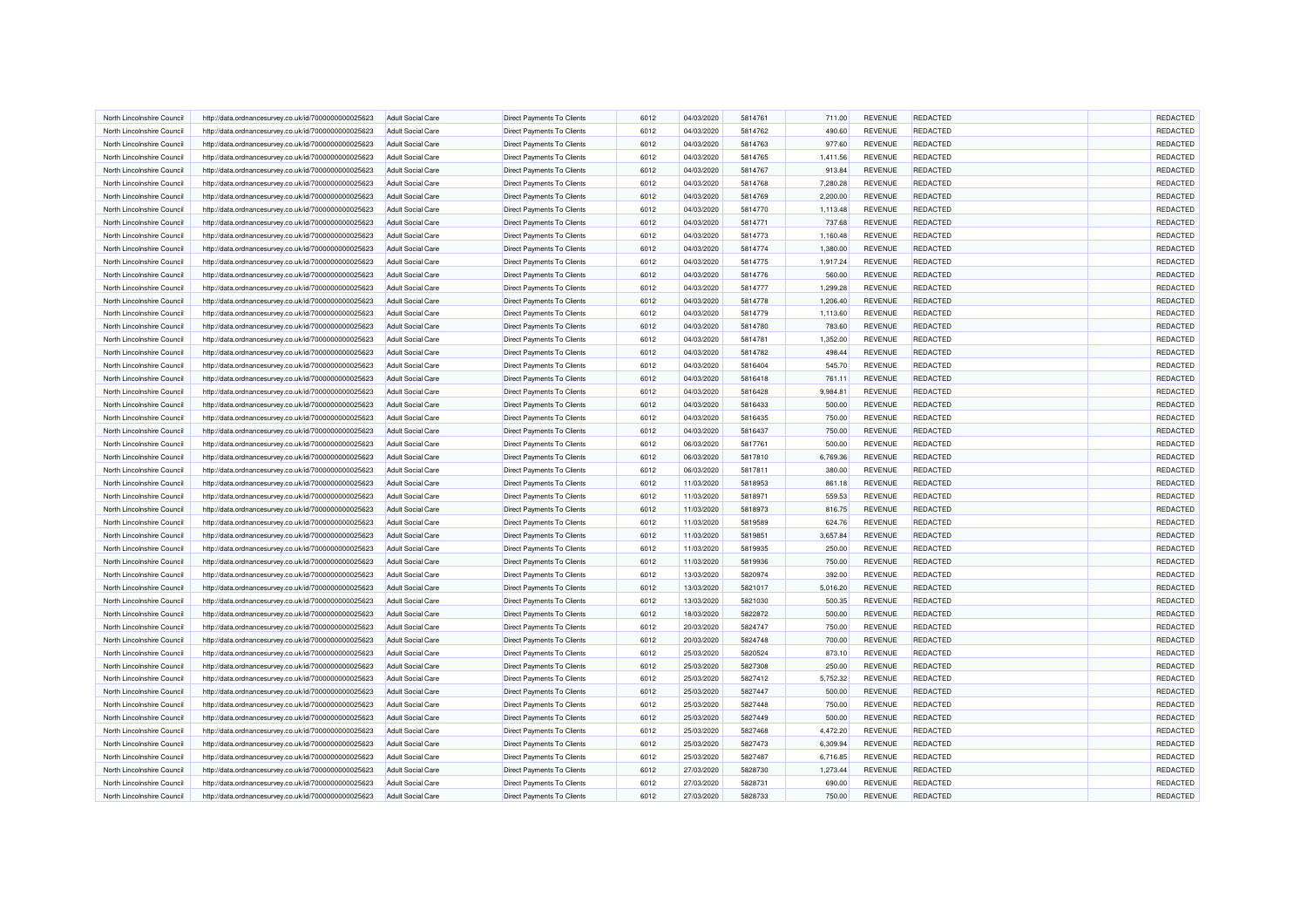| North Lincolnshire Council | http://data.ordnancesurvey.co.uk/id/7000000000025623 | Adult Social Care | Direct Payments To Clients | 6012 | 04/03/2020 | 5814761 | 711.00 | REVENUE | REDACTED | | REDACTED |
|---|---|---|---|---|---|---|---|---|---|---|---|
| North Lincolnshire Council | http://data.ordnancesurvey.co.uk/id/7000000000025623 | Adult Social Care | Direct Payments To Clients | 6012 | 04/03/2020 | 5814762 | 490.60 | REVENUE | REDACTED | | REDACTED |
| North Lincolnshire Council | http://data.ordnancesurvey.co.uk/id/7000000000025623 | Adult Social Care | Direct Payments To Clients | 6012 | 04/03/2020 | 5814763 | 977.60 | REVENUE | REDACTED | | REDACTED |
| North Lincolnshire Council | http://data.ordnancesurvey.co.uk/id/7000000000025623 | Adult Social Care | Direct Payments To Clients | 6012 | 04/03/2020 | 5814765 | 1,411.56 | REVENUE | REDACTED | | REDACTED |
| North Lincolnshire Council | http://data.ordnancesurvey.co.uk/id/7000000000025623 | Adult Social Care | Direct Payments To Clients | 6012 | 04/03/2020 | 5814767 | 913.84 | REVENUE | REDACTED | | REDACTED |
| North Lincolnshire Council | http://data.ordnancesurvey.co.uk/id/7000000000025623 | Adult Social Care | Direct Payments To Clients | 6012 | 04/03/2020 | 5814768 | 7,280.28 | REVENUE | REDACTED | | REDACTED |
| North Lincolnshire Council | http://data.ordnancesurvey.co.uk/id/7000000000025623 | Adult Social Care | Direct Payments To Clients | 6012 | 04/03/2020 | 5814769 | 2,200.00 | REVENUE | REDACTED | | REDACTED |
| North Lincolnshire Council | http://data.ordnancesurvey.co.uk/id/7000000000025623 | Adult Social Care | Direct Payments To Clients | 6012 | 04/03/2020 | 5814770 | 1,113.48 | REVENUE | REDACTED | | REDACTED |
| North Lincolnshire Council | http://data.ordnancesurvey.co.uk/id/7000000000025623 | Adult Social Care | Direct Payments To Clients | 6012 | 04/03/2020 | 5814771 | 737.68 | REVENUE | REDACTED | | REDACTED |
| North Lincolnshire Council | http://data.ordnancesurvey.co.uk/id/7000000000025623 | Adult Social Care | Direct Payments To Clients | 6012 | 04/03/2020 | 5814773 | 1,160.48 | REVENUE | REDACTED | | REDACTED |
| North Lincolnshire Council | http://data.ordnancesurvey.co.uk/id/7000000000025623 | Adult Social Care | Direct Payments To Clients | 6012 | 04/03/2020 | 5814774 | 1,380.00 | REVENUE | REDACTED | | REDACTED |
| North Lincolnshire Council | http://data.ordnancesurvey.co.uk/id/7000000000025623 | Adult Social Care | Direct Payments To Clients | 6012 | 04/03/2020 | 5814775 | 1,917.24 | REVENUE | REDACTED | | REDACTED |
| North Lincolnshire Council | http://data.ordnancesurvey.co.uk/id/7000000000025623 | Adult Social Care | Direct Payments To Clients | 6012 | 04/03/2020 | 5814776 | 560.00 | REVENUE | REDACTED | | REDACTED |
| North Lincolnshire Council | http://data.ordnancesurvey.co.uk/id/7000000000025623 | Adult Social Care | Direct Payments To Clients | 6012 | 04/03/2020 | 5814777 | 1,299.28 | REVENUE | REDACTED | | REDACTED |
| North Lincolnshire Council | http://data.ordnancesurvey.co.uk/id/7000000000025623 | Adult Social Care | Direct Payments To Clients | 6012 | 04/03/2020 | 5814778 | 1,206.40 | REVENUE | REDACTED | | REDACTED |
| North Lincolnshire Council | http://data.ordnancesurvey.co.uk/id/7000000000025623 | Adult Social Care | Direct Payments To Clients | 6012 | 04/03/2020 | 5814779 | 1,113.60 | REVENUE | REDACTED | | REDACTED |
| North Lincolnshire Council | http://data.ordnancesurvey.co.uk/id/7000000000025623 | Adult Social Care | Direct Payments To Clients | 6012 | 04/03/2020 | 5814780 | 783.60 | REVENUE | REDACTED | | REDACTED |
| North Lincolnshire Council | http://data.ordnancesurvey.co.uk/id/7000000000025623 | Adult Social Care | Direct Payments To Clients | 6012 | 04/03/2020 | 5814781 | 1,352.00 | REVENUE | REDACTED | | REDACTED |
| North Lincolnshire Council | http://data.ordnancesurvey.co.uk/id/7000000000025623 | Adult Social Care | Direct Payments To Clients | 6012 | 04/03/2020 | 5814782 | 498.44 | REVENUE | REDACTED | | REDACTED |
| North Lincolnshire Council | http://data.ordnancesurvey.co.uk/id/7000000000025623 | Adult Social Care | Direct Payments To Clients | 6012 | 04/03/2020 | 5816404 | 545.70 | REVENUE | REDACTED | | REDACTED |
| North Lincolnshire Council | http://data.ordnancesurvey.co.uk/id/7000000000025623 | Adult Social Care | Direct Payments To Clients | 6012 | 04/03/2020 | 5816418 | 761.11 | REVENUE | REDACTED | | REDACTED |
| North Lincolnshire Council | http://data.ordnancesurvey.co.uk/id/7000000000025623 | Adult Social Care | Direct Payments To Clients | 6012 | 04/03/2020 | 5816428 | 9,984.81 | REVENUE | REDACTED | | REDACTED |
| North Lincolnshire Council | http://data.ordnancesurvey.co.uk/id/7000000000025623 | Adult Social Care | Direct Payments To Clients | 6012 | 04/03/2020 | 5816433 | 500.00 | REVENUE | REDACTED | | REDACTED |
| North Lincolnshire Council | http://data.ordnancesurvey.co.uk/id/7000000000025623 | Adult Social Care | Direct Payments To Clients | 6012 | 04/03/2020 | 5816435 | 750.00 | REVENUE | REDACTED | | REDACTED |
| North Lincolnshire Council | http://data.ordnancesurvey.co.uk/id/7000000000025623 | Adult Social Care | Direct Payments To Clients | 6012 | 04/03/2020 | 5816437 | 750.00 | REVENUE | REDACTED | | REDACTED |
| North Lincolnshire Council | http://data.ordnancesurvey.co.uk/id/7000000000025623 | Adult Social Care | Direct Payments To Clients | 6012 | 06/03/2020 | 5817761 | 500.00 | REVENUE | REDACTED | | REDACTED |
| North Lincolnshire Council | http://data.ordnancesurvey.co.uk/id/7000000000025623 | Adult Social Care | Direct Payments To Clients | 6012 | 06/03/2020 | 5817810 | 6,769.36 | REVENUE | REDACTED | | REDACTED |
| North Lincolnshire Council | http://data.ordnancesurvey.co.uk/id/7000000000025623 | Adult Social Care | Direct Payments To Clients | 6012 | 06/03/2020 | 5817811 | 380.00 | REVENUE | REDACTED | | REDACTED |
| North Lincolnshire Council | http://data.ordnancesurvey.co.uk/id/7000000000025623 | Adult Social Care | Direct Payments To Clients | 6012 | 11/03/2020 | 5818953 | 861.18 | REVENUE | REDACTED | | REDACTED |
| North Lincolnshire Council | http://data.ordnancesurvey.co.uk/id/7000000000025623 | Adult Social Care | Direct Payments To Clients | 6012 | 11/03/2020 | 5818971 | 559.53 | REVENUE | REDACTED | | REDACTED |
| North Lincolnshire Council | http://data.ordnancesurvey.co.uk/id/7000000000025623 | Adult Social Care | Direct Payments To Clients | 6012 | 11/03/2020 | 5818973 | 816.75 | REVENUE | REDACTED | | REDACTED |
| North Lincolnshire Council | http://data.ordnancesurvey.co.uk/id/7000000000025623 | Adult Social Care | Direct Payments To Clients | 6012 | 11/03/2020 | 5819589 | 624.76 | REVENUE | REDACTED | | REDACTED |
| North Lincolnshire Council | http://data.ordnancesurvey.co.uk/id/7000000000025623 | Adult Social Care | Direct Payments To Clients | 6012 | 11/03/2020 | 5819851 | 3,657.84 | REVENUE | REDACTED | | REDACTED |
| North Lincolnshire Council | http://data.ordnancesurvey.co.uk/id/7000000000025623 | Adult Social Care | Direct Payments To Clients | 6012 | 11/03/2020 | 5819935 | 250.00 | REVENUE | REDACTED | | REDACTED |
| North Lincolnshire Council | http://data.ordnancesurvey.co.uk/id/7000000000025623 | Adult Social Care | Direct Payments To Clients | 6012 | 11/03/2020 | 5819936 | 750.00 | REVENUE | REDACTED | | REDACTED |
| North Lincolnshire Council | http://data.ordnancesurvey.co.uk/id/7000000000025623 | Adult Social Care | Direct Payments To Clients | 6012 | 13/03/2020 | 5820974 | 392.00 | REVENUE | REDACTED | | REDACTED |
| North Lincolnshire Council | http://data.ordnancesurvey.co.uk/id/7000000000025623 | Adult Social Care | Direct Payments To Clients | 6012 | 13/03/2020 | 5821017 | 5,016.20 | REVENUE | REDACTED | | REDACTED |
| North Lincolnshire Council | http://data.ordnancesurvey.co.uk/id/7000000000025623 | Adult Social Care | Direct Payments To Clients | 6012 | 13/03/2020 | 5821030 | 500.35 | REVENUE | REDACTED | | REDACTED |
| North Lincolnshire Council | http://data.ordnancesurvey.co.uk/id/7000000000025623 | Adult Social Care | Direct Payments To Clients | 6012 | 18/03/2020 | 5822872 | 500.00 | REVENUE | REDACTED | | REDACTED |
| North Lincolnshire Council | http://data.ordnancesurvey.co.uk/id/7000000000025623 | Adult Social Care | Direct Payments To Clients | 6012 | 20/03/2020 | 5824747 | 750.00 | REVENUE | REDACTED | | REDACTED |
| North Lincolnshire Council | http://data.ordnancesurvey.co.uk/id/7000000000025623 | Adult Social Care | Direct Payments To Clients | 6012 | 20/03/2020 | 5824748 | 700.00 | REVENUE | REDACTED | | REDACTED |
| North Lincolnshire Council | http://data.ordnancesurvey.co.uk/id/7000000000025623 | Adult Social Care | Direct Payments To Clients | 6012 | 25/03/2020 | 5820524 | 873.10 | REVENUE | REDACTED | | REDACTED |
| North Lincolnshire Council | http://data.ordnancesurvey.co.uk/id/7000000000025623 | Adult Social Care | Direct Payments To Clients | 6012 | 25/03/2020 | 5827308 | 250.00 | REVENUE | REDACTED | | REDACTED |
| North Lincolnshire Council | http://data.ordnancesurvey.co.uk/id/7000000000025623 | Adult Social Care | Direct Payments To Clients | 6012 | 25/03/2020 | 5827412 | 5,752.32 | REVENUE | REDACTED | | REDACTED |
| North Lincolnshire Council | http://data.ordnancesurvey.co.uk/id/7000000000025623 | Adult Social Care | Direct Payments To Clients | 6012 | 25/03/2020 | 5827447 | 500.00 | REVENUE | REDACTED | | REDACTED |
| North Lincolnshire Council | http://data.ordnancesurvey.co.uk/id/7000000000025623 | Adult Social Care | Direct Payments To Clients | 6012 | 25/03/2020 | 5827448 | 750.00 | REVENUE | REDACTED | | REDACTED |
| North Lincolnshire Council | http://data.ordnancesurvey.co.uk/id/7000000000025623 | Adult Social Care | Direct Payments To Clients | 6012 | 25/03/2020 | 5827449 | 500.00 | REVENUE | REDACTED | | REDACTED |
| North Lincolnshire Council | http://data.ordnancesurvey.co.uk/id/7000000000025623 | Adult Social Care | Direct Payments To Clients | 6012 | 25/03/2020 | 5827468 | 4,472.20 | REVENUE | REDACTED | | REDACTED |
| North Lincolnshire Council | http://data.ordnancesurvey.co.uk/id/7000000000025623 | Adult Social Care | Direct Payments To Clients | 6012 | 25/03/2020 | 5827473 | 6,309.94 | REVENUE | REDACTED | | REDACTED |
| North Lincolnshire Council | http://data.ordnancesurvey.co.uk/id/7000000000025623 | Adult Social Care | Direct Payments To Clients | 6012 | 25/03/2020 | 5827487 | 6,716.85 | REVENUE | REDACTED | | REDACTED |
| North Lincolnshire Council | http://data.ordnancesurvey.co.uk/id/7000000000025623 | Adult Social Care | Direct Payments To Clients | 6012 | 27/03/2020 | 5828730 | 1,273.44 | REVENUE | REDACTED | | REDACTED |
| North Lincolnshire Council | http://data.ordnancesurvey.co.uk/id/7000000000025623 | Adult Social Care | Direct Payments To Clients | 6012 | 27/03/2020 | 5828731 | 690.00 | REVENUE | REDACTED | | REDACTED |
| North Lincolnshire Council | http://data.ordnancesurvey.co.uk/id/7000000000025623 | Adult Social Care | Direct Payments To Clients | 6012 | 27/03/2020 | 5828733 | 750.00 | REVENUE | REDACTED | | REDACTED |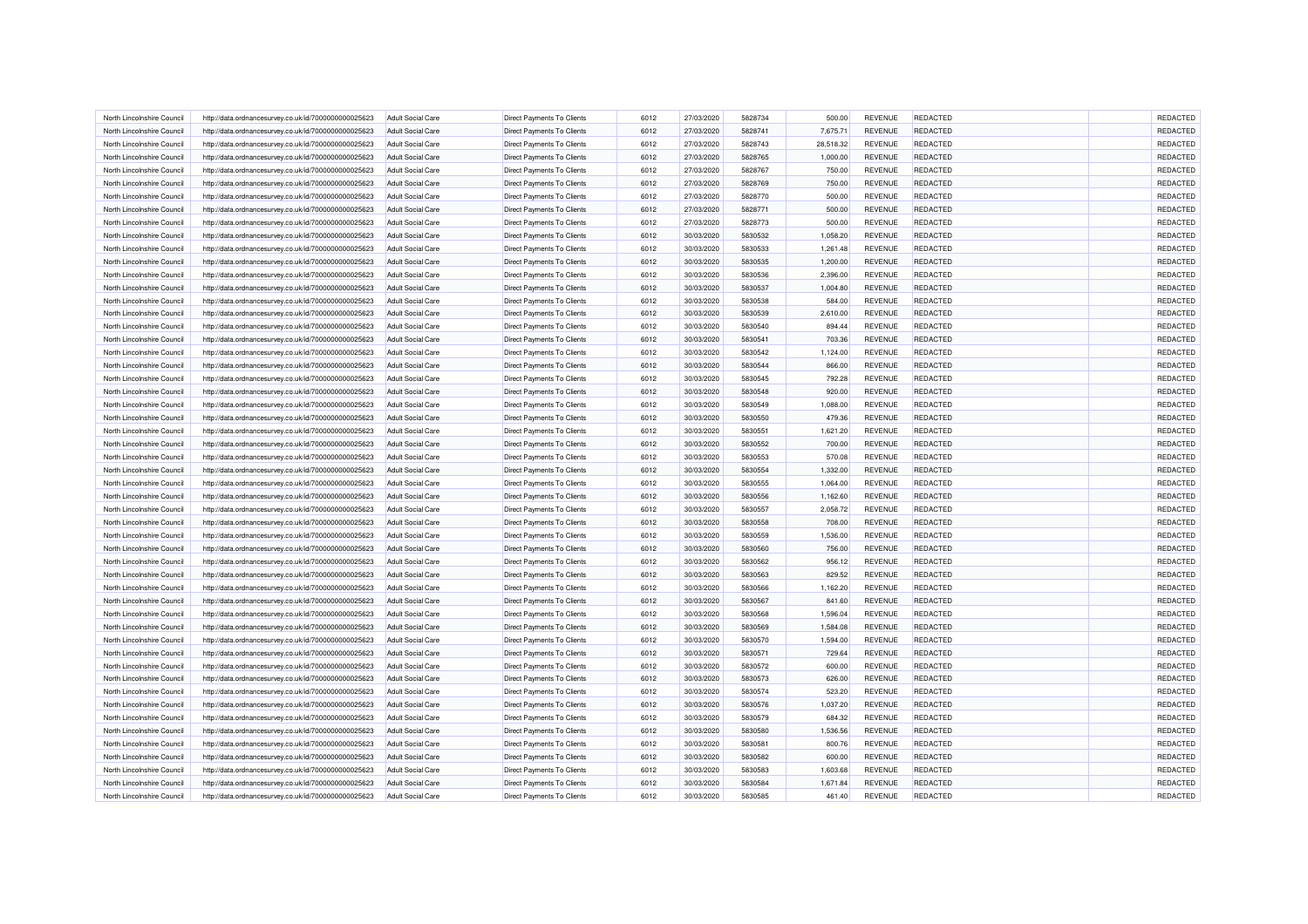| | | | | | | | | | | | |
|---|---|---|---|---|---|---|---|---|---|---|---|
| North Lincolnshire Council | http://data.ordnancesurvey.co.uk/id/7000000000025623 | Adult Social Care | Direct Payments To Clients | 6012 | 27/03/2020 | 5828734 | 500.00 | REVENUE | REDACTED | | REDACTED |
| North Lincolnshire Council | http://data.ordnancesurvey.co.uk/id/7000000000025623 | Adult Social Care | Direct Payments To Clients | 6012 | 27/03/2020 | 5828741 | 7,675.71 | REVENUE | REDACTED | | REDACTED |
| North Lincolnshire Council | http://data.ordnancesurvey.co.uk/id/7000000000025623 | Adult Social Care | Direct Payments To Clients | 6012 | 27/03/2020 | 5828743 | 28,518.32 | REVENUE | REDACTED | | REDACTED |
| North Lincolnshire Council | http://data.ordnancesurvey.co.uk/id/7000000000025623 | Adult Social Care | Direct Payments To Clients | 6012 | 27/03/2020 | 5828765 | 1,000.00 | REVENUE | REDACTED | | REDACTED |
| North Lincolnshire Council | http://data.ordnancesurvey.co.uk/id/7000000000025623 | Adult Social Care | Direct Payments To Clients | 6012 | 27/03/2020 | 5828767 | 750.00 | REVENUE | REDACTED | | REDACTED |
| North Lincolnshire Council | http://data.ordnancesurvey.co.uk/id/7000000000025623 | Adult Social Care | Direct Payments To Clients | 6012 | 27/03/2020 | 5828769 | 750.00 | REVENUE | REDACTED | | REDACTED |
| North Lincolnshire Council | http://data.ordnancesurvey.co.uk/id/7000000000025623 | Adult Social Care | Direct Payments To Clients | 6012 | 27/03/2020 | 5828770 | 500.00 | REVENUE | REDACTED | | REDACTED |
| North Lincolnshire Council | http://data.ordnancesurvey.co.uk/id/7000000000025623 | Adult Social Care | Direct Payments To Clients | 6012 | 27/03/2020 | 5828771 | 500.00 | REVENUE | REDACTED | | REDACTED |
| North Lincolnshire Council | http://data.ordnancesurvey.co.uk/id/7000000000025623 | Adult Social Care | Direct Payments To Clients | 6012 | 27/03/2020 | 5828773 | 500.00 | REVENUE | REDACTED | | REDACTED |
| North Lincolnshire Council | http://data.ordnancesurvey.co.uk/id/7000000000025623 | Adult Social Care | Direct Payments To Clients | 6012 | 30/03/2020 | 5830532 | 1,058.20 | REVENUE | REDACTED | | REDACTED |
| North Lincolnshire Council | http://data.ordnancesurvey.co.uk/id/7000000000025623 | Adult Social Care | Direct Payments To Clients | 6012 | 30/03/2020 | 5830533 | 1,261.48 | REVENUE | REDACTED | | REDACTED |
| North Lincolnshire Council | http://data.ordnancesurvey.co.uk/id/7000000000025623 | Adult Social Care | Direct Payments To Clients | 6012 | 30/03/2020 | 5830535 | 1,200.00 | REVENUE | REDACTED | | REDACTED |
| North Lincolnshire Council | http://data.ordnancesurvey.co.uk/id/7000000000025623 | Adult Social Care | Direct Payments To Clients | 6012 | 30/03/2020 | 5830536 | 2,396.00 | REVENUE | REDACTED | | REDACTED |
| North Lincolnshire Council | http://data.ordnancesurvey.co.uk/id/7000000000025623 | Adult Social Care | Direct Payments To Clients | 6012 | 30/03/2020 | 5830537 | 1,004.80 | REVENUE | REDACTED | | REDACTED |
| North Lincolnshire Council | http://data.ordnancesurvey.co.uk/id/7000000000025623 | Adult Social Care | Direct Payments To Clients | 6012 | 30/03/2020 | 5830538 | 584.00 | REVENUE | REDACTED | | REDACTED |
| North Lincolnshire Council | http://data.ordnancesurvey.co.uk/id/7000000000025623 | Adult Social Care | Direct Payments To Clients | 6012 | 30/03/2020 | 5830539 | 2,610.00 | REVENUE | REDACTED | | REDACTED |
| North Lincolnshire Council | http://data.ordnancesurvey.co.uk/id/7000000000025623 | Adult Social Care | Direct Payments To Clients | 6012 | 30/03/2020 | 5830540 | 894.44 | REVENUE | REDACTED | | REDACTED |
| North Lincolnshire Council | http://data.ordnancesurvey.co.uk/id/7000000000025623 | Adult Social Care | Direct Payments To Clients | 6012 | 30/03/2020 | 5830541 | 703.36 | REVENUE | REDACTED | | REDACTED |
| North Lincolnshire Council | http://data.ordnancesurvey.co.uk/id/7000000000025623 | Adult Social Care | Direct Payments To Clients | 6012 | 30/03/2020 | 5830542 | 1,124.00 | REVENUE | REDACTED | | REDACTED |
| North Lincolnshire Council | http://data.ordnancesurvey.co.uk/id/7000000000025623 | Adult Social Care | Direct Payments To Clients | 6012 | 30/03/2020 | 5830544 | 866.00 | REVENUE | REDACTED | | REDACTED |
| North Lincolnshire Council | http://data.ordnancesurvey.co.uk/id/7000000000025623 | Adult Social Care | Direct Payments To Clients | 6012 | 30/03/2020 | 5830545 | 792.28 | REVENUE | REDACTED | | REDACTED |
| North Lincolnshire Council | http://data.ordnancesurvey.co.uk/id/7000000000025623 | Adult Social Care | Direct Payments To Clients | 6012 | 30/03/2020 | 5830548 | 920.00 | REVENUE | REDACTED | | REDACTED |
| North Lincolnshire Council | http://data.ordnancesurvey.co.uk/id/7000000000025623 | Adult Social Care | Direct Payments To Clients | 6012 | 30/03/2020 | 5830549 | 1,088.00 | REVENUE | REDACTED | | REDACTED |
| North Lincolnshire Council | http://data.ordnancesurvey.co.uk/id/7000000000025623 | Adult Social Care | Direct Payments To Clients | 6012 | 30/03/2020 | 5830550 | 479.36 | REVENUE | REDACTED | | REDACTED |
| North Lincolnshire Council | http://data.ordnancesurvey.co.uk/id/7000000000025623 | Adult Social Care | Direct Payments To Clients | 6012 | 30/03/2020 | 5830551 | 1,621.20 | REVENUE | REDACTED | | REDACTED |
| North Lincolnshire Council | http://data.ordnancesurvey.co.uk/id/7000000000025623 | Adult Social Care | Direct Payments To Clients | 6012 | 30/03/2020 | 5830552 | 700.00 | REVENUE | REDACTED | | REDACTED |
| North Lincolnshire Council | http://data.ordnancesurvey.co.uk/id/7000000000025623 | Adult Social Care | Direct Payments To Clients | 6012 | 30/03/2020 | 5830553 | 570.08 | REVENUE | REDACTED | | REDACTED |
| North Lincolnshire Council | http://data.ordnancesurvey.co.uk/id/7000000000025623 | Adult Social Care | Direct Payments To Clients | 6012 | 30/03/2020 | 5830554 | 1,332.00 | REVENUE | REDACTED | | REDACTED |
| North Lincolnshire Council | http://data.ordnancesurvey.co.uk/id/7000000000025623 | Adult Social Care | Direct Payments To Clients | 6012 | 30/03/2020 | 5830555 | 1,064.00 | REVENUE | REDACTED | | REDACTED |
| North Lincolnshire Council | http://data.ordnancesurvey.co.uk/id/7000000000025623 | Adult Social Care | Direct Payments To Clients | 6012 | 30/03/2020 | 5830556 | 1,162.60 | REVENUE | REDACTED | | REDACTED |
| North Lincolnshire Council | http://data.ordnancesurvey.co.uk/id/7000000000025623 | Adult Social Care | Direct Payments To Clients | 6012 | 30/03/2020 | 5830557 | 2,058.72 | REVENUE | REDACTED | | REDACTED |
| North Lincolnshire Council | http://data.ordnancesurvey.co.uk/id/7000000000025623 | Adult Social Care | Direct Payments To Clients | 6012 | 30/03/2020 | 5830558 | 708.00 | REVENUE | REDACTED | | REDACTED |
| North Lincolnshire Council | http://data.ordnancesurvey.co.uk/id/7000000000025623 | Adult Social Care | Direct Payments To Clients | 6012 | 30/03/2020 | 5830559 | 1,536.00 | REVENUE | REDACTED | | REDACTED |
| North Lincolnshire Council | http://data.ordnancesurvey.co.uk/id/7000000000025623 | Adult Social Care | Direct Payments To Clients | 6012 | 30/03/2020 | 5830560 | 756.00 | REVENUE | REDACTED | | REDACTED |
| North Lincolnshire Council | http://data.ordnancesurvey.co.uk/id/7000000000025623 | Adult Social Care | Direct Payments To Clients | 6012 | 30/03/2020 | 5830562 | 956.12 | REVENUE | REDACTED | | REDACTED |
| North Lincolnshire Council | http://data.ordnancesurvey.co.uk/id/7000000000025623 | Adult Social Care | Direct Payments To Clients | 6012 | 30/03/2020 | 5830563 | 829.52 | REVENUE | REDACTED | | REDACTED |
| North Lincolnshire Council | http://data.ordnancesurvey.co.uk/id/7000000000025623 | Adult Social Care | Direct Payments To Clients | 6012 | 30/03/2020 | 5830566 | 1,162.20 | REVENUE | REDACTED | | REDACTED |
| North Lincolnshire Council | http://data.ordnancesurvey.co.uk/id/7000000000025623 | Adult Social Care | Direct Payments To Clients | 6012 | 30/03/2020 | 5830567 | 841.60 | REVENUE | REDACTED | | REDACTED |
| North Lincolnshire Council | http://data.ordnancesurvey.co.uk/id/7000000000025623 | Adult Social Care | Direct Payments To Clients | 6012 | 30/03/2020 | 5830568 | 1,596.04 | REVENUE | REDACTED | | REDACTED |
| North Lincolnshire Council | http://data.ordnancesurvey.co.uk/id/7000000000025623 | Adult Social Care | Direct Payments To Clients | 6012 | 30/03/2020 | 5830569 | 1,584.08 | REVENUE | REDACTED | | REDACTED |
| North Lincolnshire Council | http://data.ordnancesurvey.co.uk/id/7000000000025623 | Adult Social Care | Direct Payments To Clients | 6012 | 30/03/2020 | 5830570 | 1,594.00 | REVENUE | REDACTED | | REDACTED |
| North Lincolnshire Council | http://data.ordnancesurvey.co.uk/id/7000000000025623 | Adult Social Care | Direct Payments To Clients | 6012 | 30/03/2020 | 5830571 | 729.64 | REVENUE | REDACTED | | REDACTED |
| North Lincolnshire Council | http://data.ordnancesurvey.co.uk/id/7000000000025623 | Adult Social Care | Direct Payments To Clients | 6012 | 30/03/2020 | 5830572 | 600.00 | REVENUE | REDACTED | | REDACTED |
| North Lincolnshire Council | http://data.ordnancesurvey.co.uk/id/7000000000025623 | Adult Social Care | Direct Payments To Clients | 6012 | 30/03/2020 | 5830573 | 626.00 | REVENUE | REDACTED | | REDACTED |
| North Lincolnshire Council | http://data.ordnancesurvey.co.uk/id/7000000000025623 | Adult Social Care | Direct Payments To Clients | 6012 | 30/03/2020 | 5830574 | 523.20 | REVENUE | REDACTED | | REDACTED |
| North Lincolnshire Council | http://data.ordnancesurvey.co.uk/id/7000000000025623 | Adult Social Care | Direct Payments To Clients | 6012 | 30/03/2020 | 5830576 | 1,037.20 | REVENUE | REDACTED | | REDACTED |
| North Lincolnshire Council | http://data.ordnancesurvey.co.uk/id/7000000000025623 | Adult Social Care | Direct Payments To Clients | 6012 | 30/03/2020 | 5830579 | 684.32 | REVENUE | REDACTED | | REDACTED |
| North Lincolnshire Council | http://data.ordnancesurvey.co.uk/id/7000000000025623 | Adult Social Care | Direct Payments To Clients | 6012 | 30/03/2020 | 5830580 | 1,536.56 | REVENUE | REDACTED | | REDACTED |
| North Lincolnshire Council | http://data.ordnancesurvey.co.uk/id/7000000000025623 | Adult Social Care | Direct Payments To Clients | 6012 | 30/03/2020 | 5830581 | 800.76 | REVENUE | REDACTED | | REDACTED |
| North Lincolnshire Council | http://data.ordnancesurvey.co.uk/id/7000000000025623 | Adult Social Care | Direct Payments To Clients | 6012 | 30/03/2020 | 5830582 | 600.00 | REVENUE | REDACTED | | REDACTED |
| North Lincolnshire Council | http://data.ordnancesurvey.co.uk/id/7000000000025623 | Adult Social Care | Direct Payments To Clients | 6012 | 30/03/2020 | 5830583 | 1,603.68 | REVENUE | REDACTED | | REDACTED |
| North Lincolnshire Council | http://data.ordnancesurvey.co.uk/id/7000000000025623 | Adult Social Care | Direct Payments To Clients | 6012 | 30/03/2020 | 5830584 | 1,671.84 | REVENUE | REDACTED | | REDACTED |
| North Lincolnshire Council | http://data.ordnancesurvey.co.uk/id/7000000000025623 | Adult Social Care | Direct Payments To Clients | 6012 | 30/03/2020 | 5830585 | 461.40 | REVENUE | REDACTED | | REDACTED |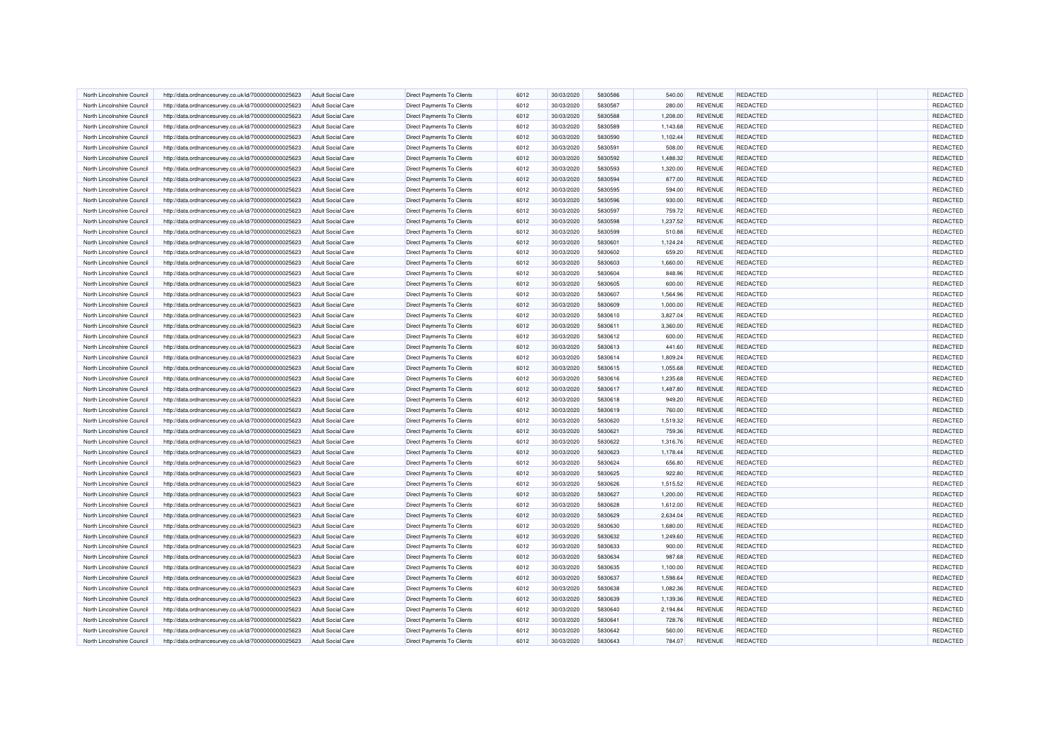| North Lincolnshire Council | http://data.ordnancesurvey.co.uk/id/7000000000025623 | Adult Social Care | Direct Payments To Clients | 6012 | 30/03/2020 | 5830586 | 540.00 | REVENUE | REDACTED | | REDACTED |
|---|---|---|---|---|---|---|---|---|---|---|---|
| North Lincolnshire Council | http://data.ordnancesurvey.co.uk/id/7000000000025623 | Adult Social Care | Direct Payments To Clients | 6012 | 30/03/2020 | 5830587 | 280.00 | REVENUE | REDACTED | | REDACTED |
| North Lincolnshire Council | http://data.ordnancesurvey.co.uk/id/7000000000025623 | Adult Social Care | Direct Payments To Clients | 6012 | 30/03/2020 | 5830588 | 1,208.00 | REVENUE | REDACTED | | REDACTED |
| North Lincolnshire Council | http://data.ordnancesurvey.co.uk/id/7000000000025623 | Adult Social Care | Direct Payments To Clients | 6012 | 30/03/2020 | 5830589 | 1,143.68 | REVENUE | REDACTED | | REDACTED |
| North Lincolnshire Council | http://data.ordnancesurvey.co.uk/id/7000000000025623 | Adult Social Care | Direct Payments To Clients | 6012 | 30/03/2020 | 5830590 | 1,102.44 | REVENUE | REDACTED | | REDACTED |
| North Lincolnshire Council | http://data.ordnancesurvey.co.uk/id/7000000000025623 | Adult Social Care | Direct Payments To Clients | 6012 | 30/03/2020 | 5830591 | 508.00 | REVENUE | REDACTED | | REDACTED |
| North Lincolnshire Council | http://data.ordnancesurvey.co.uk/id/7000000000025623 | Adult Social Care | Direct Payments To Clients | 6012 | 30/03/2020 | 5830592 | 1,488.32 | REVENUE | REDACTED | | REDACTED |
| North Lincolnshire Council | http://data.ordnancesurvey.co.uk/id/7000000000025623 | Adult Social Care | Direct Payments To Clients | 6012 | 30/03/2020 | 5830593 | 1,320.00 | REVENUE | REDACTED | | REDACTED |
| North Lincolnshire Council | http://data.ordnancesurvey.co.uk/id/7000000000025623 | Adult Social Care | Direct Payments To Clients | 6012 | 30/03/2020 | 5830594 | 877.00 | REVENUE | REDACTED | | REDACTED |
| North Lincolnshire Council | http://data.ordnancesurvey.co.uk/id/7000000000025623 | Adult Social Care | Direct Payments To Clients | 6012 | 30/03/2020 | 5830595 | 594.00 | REVENUE | REDACTED | | REDACTED |
| North Lincolnshire Council | http://data.ordnancesurvey.co.uk/id/7000000000025623 | Adult Social Care | Direct Payments To Clients | 6012 | 30/03/2020 | 5830596 | 930.00 | REVENUE | REDACTED | | REDACTED |
| North Lincolnshire Council | http://data.ordnancesurvey.co.uk/id/7000000000025623 | Adult Social Care | Direct Payments To Clients | 6012 | 30/03/2020 | 5830597 | 759.72 | REVENUE | REDACTED | | REDACTED |
| North Lincolnshire Council | http://data.ordnancesurvey.co.uk/id/7000000000025623 | Adult Social Care | Direct Payments To Clients | 6012 | 30/03/2020 | 5830598 | 1,237.52 | REVENUE | REDACTED | | REDACTED |
| North Lincolnshire Council | http://data.ordnancesurvey.co.uk/id/7000000000025623 | Adult Social Care | Direct Payments To Clients | 6012 | 30/03/2020 | 5830599 | 510.88 | REVENUE | REDACTED | | REDACTED |
| North Lincolnshire Council | http://data.ordnancesurvey.co.uk/id/7000000000025623 | Adult Social Care | Direct Payments To Clients | 6012 | 30/03/2020 | 5830601 | 1,124.24 | REVENUE | REDACTED | | REDACTED |
| North Lincolnshire Council | http://data.ordnancesurvey.co.uk/id/7000000000025623 | Adult Social Care | Direct Payments To Clients | 6012 | 30/03/2020 | 5830602 | 659.20 | REVENUE | REDACTED | | REDACTED |
| North Lincolnshire Council | http://data.ordnancesurvey.co.uk/id/7000000000025623 | Adult Social Care | Direct Payments To Clients | 6012 | 30/03/2020 | 5830603 | 1,660.00 | REVENUE | REDACTED | | REDACTED |
| North Lincolnshire Council | http://data.ordnancesurvey.co.uk/id/7000000000025623 | Adult Social Care | Direct Payments To Clients | 6012 | 30/03/2020 | 5830604 | 848.96 | REVENUE | REDACTED | | REDACTED |
| North Lincolnshire Council | http://data.ordnancesurvey.co.uk/id/7000000000025623 | Adult Social Care | Direct Payments To Clients | 6012 | 30/03/2020 | 5830605 | 600.00 | REVENUE | REDACTED | | REDACTED |
| North Lincolnshire Council | http://data.ordnancesurvey.co.uk/id/7000000000025623 | Adult Social Care | Direct Payments To Clients | 6012 | 30/03/2020 | 5830607 | 1,564.96 | REVENUE | REDACTED | | REDACTED |
| North Lincolnshire Council | http://data.ordnancesurvey.co.uk/id/7000000000025623 | Adult Social Care | Direct Payments To Clients | 6012 | 30/03/2020 | 5830609 | 1,000.00 | REVENUE | REDACTED | | REDACTED |
| North Lincolnshire Council | http://data.ordnancesurvey.co.uk/id/7000000000025623 | Adult Social Care | Direct Payments To Clients | 6012 | 30/03/2020 | 5830610 | 3,827.04 | REVENUE | REDACTED | | REDACTED |
| North Lincolnshire Council | http://data.ordnancesurvey.co.uk/id/7000000000025623 | Adult Social Care | Direct Payments To Clients | 6012 | 30/03/2020 | 5830611 | 3,360.00 | REVENUE | REDACTED | | REDACTED |
| North Lincolnshire Council | http://data.ordnancesurvey.co.uk/id/7000000000025623 | Adult Social Care | Direct Payments To Clients | 6012 | 30/03/2020 | 5830612 | 600.00 | REVENUE | REDACTED | | REDACTED |
| North Lincolnshire Council | http://data.ordnancesurvey.co.uk/id/7000000000025623 | Adult Social Care | Direct Payments To Clients | 6012 | 30/03/2020 | 5830613 | 441.60 | REVENUE | REDACTED | | REDACTED |
| North Lincolnshire Council | http://data.ordnancesurvey.co.uk/id/7000000000025623 | Adult Social Care | Direct Payments To Clients | 6012 | 30/03/2020 | 5830614 | 1,809.24 | REVENUE | REDACTED | | REDACTED |
| North Lincolnshire Council | http://data.ordnancesurvey.co.uk/id/7000000000025623 | Adult Social Care | Direct Payments To Clients | 6012 | 30/03/2020 | 5830615 | 1,055.68 | REVENUE | REDACTED | | REDACTED |
| North Lincolnshire Council | http://data.ordnancesurvey.co.uk/id/7000000000025623 | Adult Social Care | Direct Payments To Clients | 6012 | 30/03/2020 | 5830616 | 1,235.68 | REVENUE | REDACTED | | REDACTED |
| North Lincolnshire Council | http://data.ordnancesurvey.co.uk/id/7000000000025623 | Adult Social Care | Direct Payments To Clients | 6012 | 30/03/2020 | 5830617 | 1,487.80 | REVENUE | REDACTED | | REDACTED |
| North Lincolnshire Council | http://data.ordnancesurvey.co.uk/id/7000000000025623 | Adult Social Care | Direct Payments To Clients | 6012 | 30/03/2020 | 5830618 | 949.20 | REVENUE | REDACTED | | REDACTED |
| North Lincolnshire Council | http://data.ordnancesurvey.co.uk/id/7000000000025623 | Adult Social Care | Direct Payments To Clients | 6012 | 30/03/2020 | 5830619 | 760.00 | REVENUE | REDACTED | | REDACTED |
| North Lincolnshire Council | http://data.ordnancesurvey.co.uk/id/7000000000025623 | Adult Social Care | Direct Payments To Clients | 6012 | 30/03/2020 | 5830620 | 1,519.32 | REVENUE | REDACTED | | REDACTED |
| North Lincolnshire Council | http://data.ordnancesurvey.co.uk/id/7000000000025623 | Adult Social Care | Direct Payments To Clients | 6012 | 30/03/2020 | 5830621 | 759.36 | REVENUE | REDACTED | | REDACTED |
| North Lincolnshire Council | http://data.ordnancesurvey.co.uk/id/7000000000025623 | Adult Social Care | Direct Payments To Clients | 6012 | 30/03/2020 | 5830622 | 1,316.76 | REVENUE | REDACTED | | REDACTED |
| North Lincolnshire Council | http://data.ordnancesurvey.co.uk/id/7000000000025623 | Adult Social Care | Direct Payments To Clients | 6012 | 30/03/2020 | 5830623 | 1,178.44 | REVENUE | REDACTED | | REDACTED |
| North Lincolnshire Council | http://data.ordnancesurvey.co.uk/id/7000000000025623 | Adult Social Care | Direct Payments To Clients | 6012 | 30/03/2020 | 5830624 | 656.80 | REVENUE | REDACTED | | REDACTED |
| North Lincolnshire Council | http://data.ordnancesurvey.co.uk/id/7000000000025623 | Adult Social Care | Direct Payments To Clients | 6012 | 30/03/2020 | 5830625 | 922.80 | REVENUE | REDACTED | | REDACTED |
| North Lincolnshire Council | http://data.ordnancesurvey.co.uk/id/7000000000025623 | Adult Social Care | Direct Payments To Clients | 6012 | 30/03/2020 | 5830626 | 1,515.52 | REVENUE | REDACTED | | REDACTED |
| North Lincolnshire Council | http://data.ordnancesurvey.co.uk/id/7000000000025623 | Adult Social Care | Direct Payments To Clients | 6012 | 30/03/2020 | 5830627 | 1,200.00 | REVENUE | REDACTED | | REDACTED |
| North Lincolnshire Council | http://data.ordnancesurvey.co.uk/id/7000000000025623 | Adult Social Care | Direct Payments To Clients | 6012 | 30/03/2020 | 5830628 | 1,612.00 | REVENUE | REDACTED | | REDACTED |
| North Lincolnshire Council | http://data.ordnancesurvey.co.uk/id/7000000000025623 | Adult Social Care | Direct Payments To Clients | 6012 | 30/03/2020 | 5830629 | 2,634.04 | REVENUE | REDACTED | | REDACTED |
| North Lincolnshire Council | http://data.ordnancesurvey.co.uk/id/7000000000025623 | Adult Social Care | Direct Payments To Clients | 6012 | 30/03/2020 | 5830630 | 1,680.00 | REVENUE | REDACTED | | REDACTED |
| North Lincolnshire Council | http://data.ordnancesurvey.co.uk/id/7000000000025623 | Adult Social Care | Direct Payments To Clients | 6012 | 30/03/2020 | 5830632 | 1,249.60 | REVENUE | REDACTED | | REDACTED |
| North Lincolnshire Council | http://data.ordnancesurvey.co.uk/id/7000000000025623 | Adult Social Care | Direct Payments To Clients | 6012 | 30/03/2020 | 5830633 | 900.00 | REVENUE | REDACTED | | REDACTED |
| North Lincolnshire Council | http://data.ordnancesurvey.co.uk/id/7000000000025623 | Adult Social Care | Direct Payments To Clients | 6012 | 30/03/2020 | 5830634 | 987.68 | REVENUE | REDACTED | | REDACTED |
| North Lincolnshire Council | http://data.ordnancesurvey.co.uk/id/7000000000025623 | Adult Social Care | Direct Payments To Clients | 6012 | 30/03/2020 | 5830635 | 1,100.00 | REVENUE | REDACTED | | REDACTED |
| North Lincolnshire Council | http://data.ordnancesurvey.co.uk/id/7000000000025623 | Adult Social Care | Direct Payments To Clients | 6012 | 30/03/2020 | 5830637 | 1,598.64 | REVENUE | REDACTED | | REDACTED |
| North Lincolnshire Council | http://data.ordnancesurvey.co.uk/id/7000000000025623 | Adult Social Care | Direct Payments To Clients | 6012 | 30/03/2020 | 5830638 | 1,082.36 | REVENUE | REDACTED | | REDACTED |
| North Lincolnshire Council | http://data.ordnancesurvey.co.uk/id/7000000000025623 | Adult Social Care | Direct Payments To Clients | 6012 | 30/03/2020 | 5830639 | 1,139.36 | REVENUE | REDACTED | | REDACTED |
| North Lincolnshire Council | http://data.ordnancesurvey.co.uk/id/7000000000025623 | Adult Social Care | Direct Payments To Clients | 6012 | 30/03/2020 | 5830640 | 2,194.84 | REVENUE | REDACTED | | REDACTED |
| North Lincolnshire Council | http://data.ordnancesurvey.co.uk/id/7000000000025623 | Adult Social Care | Direct Payments To Clients | 6012 | 30/03/2020 | 5830641 | 728.76 | REVENUE | REDACTED | | REDACTED |
| North Lincolnshire Council | http://data.ordnancesurvey.co.uk/id/7000000000025623 | Adult Social Care | Direct Payments To Clients | 6012 | 30/03/2020 | 5830642 | 560.00 | REVENUE | REDACTED | | REDACTED |
| North Lincolnshire Council | http://data.ordnancesurvey.co.uk/id/7000000000025623 | Adult Social Care | Direct Payments To Clients | 6012 | 30/03/2020 | 5830643 | 784.07 | REVENUE | REDACTED | | REDACTED |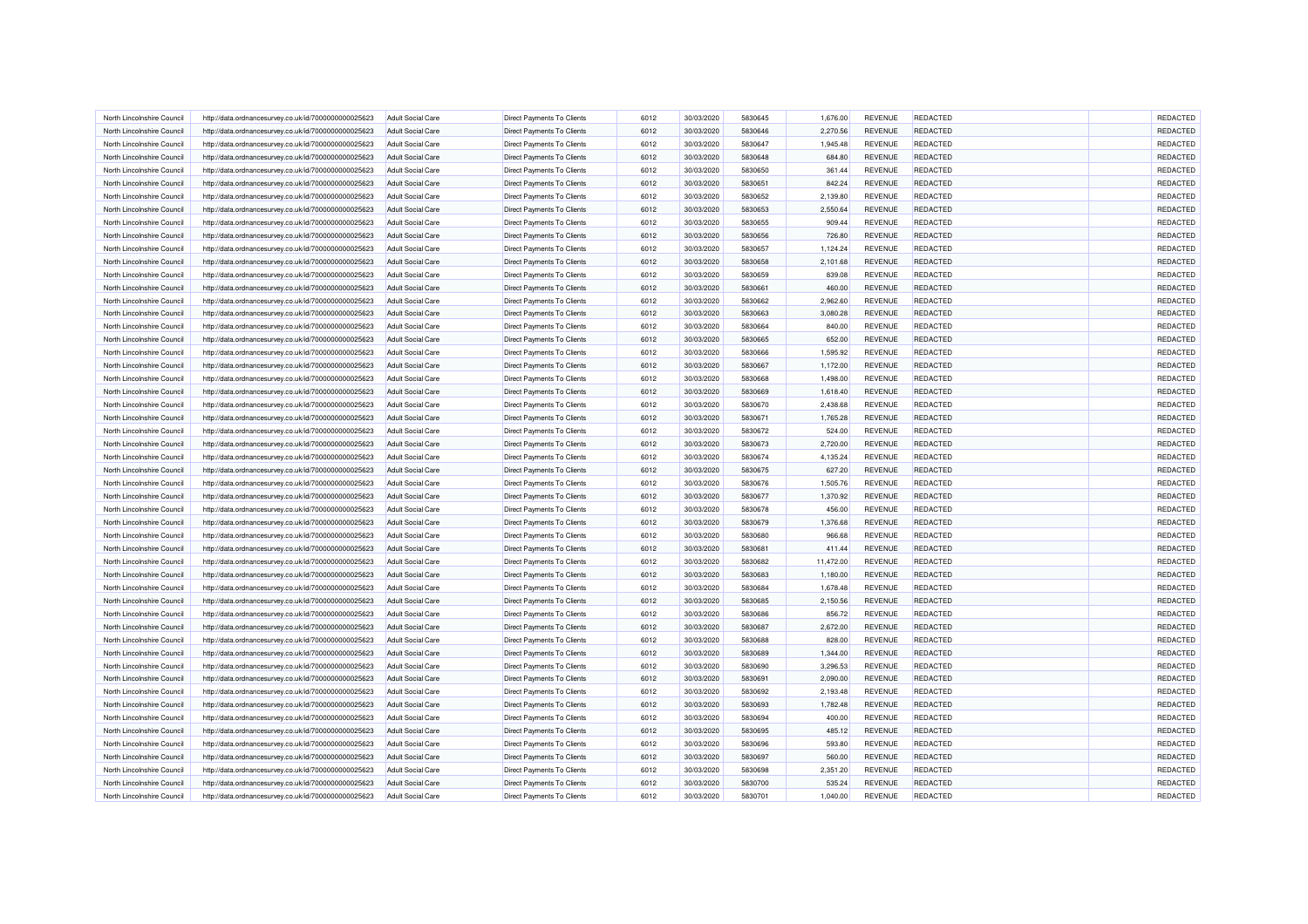| | | | | | | | | | | | |
|---|---|---|---|---|---|---|---|---|---|---|---|
| North Lincolnshire Council | http://data.ordnancesurvey.co.uk/id/7000000000025623 | Adult Social Care | Direct Payments To Clients | 6012 | 30/03/2020 | 5830645 | 1,676.00 | REVENUE | REDACTED | | REDACTED |
| North Lincolnshire Council | http://data.ordnancesurvey.co.uk/id/7000000000025623 | Adult Social Care | Direct Payments To Clients | 6012 | 30/03/2020 | 5830646 | 2,270.56 | REVENUE | REDACTED | | REDACTED |
| North Lincolnshire Council | http://data.ordnancesurvey.co.uk/id/7000000000025623 | Adult Social Care | Direct Payments To Clients | 6012 | 30/03/2020 | 5830647 | 1,945.48 | REVENUE | REDACTED | | REDACTED |
| North Lincolnshire Council | http://data.ordnancesurvey.co.uk/id/7000000000025623 | Adult Social Care | Direct Payments To Clients | 6012 | 30/03/2020 | 5830648 | 684.80 | REVENUE | REDACTED | | REDACTED |
| North Lincolnshire Council | http://data.ordnancesurvey.co.uk/id/7000000000025623 | Adult Social Care | Direct Payments To Clients | 6012 | 30/03/2020 | 5830650 | 361.44 | REVENUE | REDACTED | | REDACTED |
| North Lincolnshire Council | http://data.ordnancesurvey.co.uk/id/7000000000025623 | Adult Social Care | Direct Payments To Clients | 6012 | 30/03/2020 | 5830651 | 842.24 | REVENUE | REDACTED | | REDACTED |
| North Lincolnshire Council | http://data.ordnancesurvey.co.uk/id/7000000000025623 | Adult Social Care | Direct Payments To Clients | 6012 | 30/03/2020 | 5830652 | 2,139.80 | REVENUE | REDACTED | | REDACTED |
| North Lincolnshire Council | http://data.ordnancesurvey.co.uk/id/7000000000025623 | Adult Social Care | Direct Payments To Clients | 6012 | 30/03/2020 | 5830653 | 2,550.64 | REVENUE | REDACTED | | REDACTED |
| North Lincolnshire Council | http://data.ordnancesurvey.co.uk/id/7000000000025623 | Adult Social Care | Direct Payments To Clients | 6012 | 30/03/2020 | 5830655 | 909.44 | REVENUE | REDACTED | | REDACTED |
| North Lincolnshire Council | http://data.ordnancesurvey.co.uk/id/7000000000025623 | Adult Social Care | Direct Payments To Clients | 6012 | 30/03/2020 | 5830656 | 726.80 | REVENUE | REDACTED | | REDACTED |
| North Lincolnshire Council | http://data.ordnancesurvey.co.uk/id/7000000000025623 | Adult Social Care | Direct Payments To Clients | 6012 | 30/03/2020 | 5830657 | 1,124.24 | REVENUE | REDACTED | | REDACTED |
| North Lincolnshire Council | http://data.ordnancesurvey.co.uk/id/7000000000025623 | Adult Social Care | Direct Payments To Clients | 6012 | 30/03/2020 | 5830658 | 2,101.68 | REVENUE | REDACTED | | REDACTED |
| North Lincolnshire Council | http://data.ordnancesurvey.co.uk/id/7000000000025623 | Adult Social Care | Direct Payments To Clients | 6012 | 30/03/2020 | 5830659 | 839.08 | REVENUE | REDACTED | | REDACTED |
| North Lincolnshire Council | http://data.ordnancesurvey.co.uk/id/7000000000025623 | Adult Social Care | Direct Payments To Clients | 6012 | 30/03/2020 | 5830661 | 460.00 | REVENUE | REDACTED | | REDACTED |
| North Lincolnshire Council | http://data.ordnancesurvey.co.uk/id/7000000000025623 | Adult Social Care | Direct Payments To Clients | 6012 | 30/03/2020 | 5830662 | 2,962.60 | REVENUE | REDACTED | | REDACTED |
| North Lincolnshire Council | http://data.ordnancesurvey.co.uk/id/7000000000025623 | Adult Social Care | Direct Payments To Clients | 6012 | 30/03/2020 | 5830663 | 3,080.28 | REVENUE | REDACTED | | REDACTED |
| North Lincolnshire Council | http://data.ordnancesurvey.co.uk/id/7000000000025623 | Adult Social Care | Direct Payments To Clients | 6012 | 30/03/2020 | 5830664 | 840.00 | REVENUE | REDACTED | | REDACTED |
| North Lincolnshire Council | http://data.ordnancesurvey.co.uk/id/7000000000025623 | Adult Social Care | Direct Payments To Clients | 6012 | 30/03/2020 | 5830665 | 652.00 | REVENUE | REDACTED | | REDACTED |
| North Lincolnshire Council | http://data.ordnancesurvey.co.uk/id/7000000000025623 | Adult Social Care | Direct Payments To Clients | 6012 | 30/03/2020 | 5830666 | 1,595.92 | REVENUE | REDACTED | | REDACTED |
| North Lincolnshire Council | http://data.ordnancesurvey.co.uk/id/7000000000025623 | Adult Social Care | Direct Payments To Clients | 6012 | 30/03/2020 | 5830667 | 1,172.00 | REVENUE | REDACTED | | REDACTED |
| North Lincolnshire Council | http://data.ordnancesurvey.co.uk/id/7000000000025623 | Adult Social Care | Direct Payments To Clients | 6012 | 30/03/2020 | 5830668 | 1,498.00 | REVENUE | REDACTED | | REDACTED |
| North Lincolnshire Council | http://data.ordnancesurvey.co.uk/id/7000000000025623 | Adult Social Care | Direct Payments To Clients | 6012 | 30/03/2020 | 5830669 | 1,618.40 | REVENUE | REDACTED | | REDACTED |
| North Lincolnshire Council | http://data.ordnancesurvey.co.uk/id/7000000000025623 | Adult Social Care | Direct Payments To Clients | 6012 | 30/03/2020 | 5830670 | 2,438.68 | REVENUE | REDACTED | | REDACTED |
| North Lincolnshire Council | http://data.ordnancesurvey.co.uk/id/7000000000025623 | Adult Social Care | Direct Payments To Clients | 6012 | 30/03/2020 | 5830671 | 1,765.28 | REVENUE | REDACTED | | REDACTED |
| North Lincolnshire Council | http://data.ordnancesurvey.co.uk/id/7000000000025623 | Adult Social Care | Direct Payments To Clients | 6012 | 30/03/2020 | 5830672 | 524.00 | REVENUE | REDACTED | | REDACTED |
| North Lincolnshire Council | http://data.ordnancesurvey.co.uk/id/7000000000025623 | Adult Social Care | Direct Payments To Clients | 6012 | 30/03/2020 | 5830673 | 2,720.00 | REVENUE | REDACTED | | REDACTED |
| North Lincolnshire Council | http://data.ordnancesurvey.co.uk/id/7000000000025623 | Adult Social Care | Direct Payments To Clients | 6012 | 30/03/2020 | 5830674 | 4,135.24 | REVENUE | REDACTED | | REDACTED |
| North Lincolnshire Council | http://data.ordnancesurvey.co.uk/id/7000000000025623 | Adult Social Care | Direct Payments To Clients | 6012 | 30/03/2020 | 5830675 | 627.20 | REVENUE | REDACTED | | REDACTED |
| North Lincolnshire Council | http://data.ordnancesurvey.co.uk/id/7000000000025623 | Adult Social Care | Direct Payments To Clients | 6012 | 30/03/2020 | 5830676 | 1,505.76 | REVENUE | REDACTED | | REDACTED |
| North Lincolnshire Council | http://data.ordnancesurvey.co.uk/id/7000000000025623 | Adult Social Care | Direct Payments To Clients | 6012 | 30/03/2020 | 5830677 | 1,370.92 | REVENUE | REDACTED | | REDACTED |
| North Lincolnshire Council | http://data.ordnancesurvey.co.uk/id/7000000000025623 | Adult Social Care | Direct Payments To Clients | 6012 | 30/03/2020 | 5830678 | 456.00 | REVENUE | REDACTED | | REDACTED |
| North Lincolnshire Council | http://data.ordnancesurvey.co.uk/id/7000000000025623 | Adult Social Care | Direct Payments To Clients | 6012 | 30/03/2020 | 5830679 | 1,376.68 | REVENUE | REDACTED | | REDACTED |
| North Lincolnshire Council | http://data.ordnancesurvey.co.uk/id/7000000000025623 | Adult Social Care | Direct Payments To Clients | 6012 | 30/03/2020 | 5830680 | 966.68 | REVENUE | REDACTED | | REDACTED |
| North Lincolnshire Council | http://data.ordnancesurvey.co.uk/id/7000000000025623 | Adult Social Care | Direct Payments To Clients | 6012 | 30/03/2020 | 5830681 | 411.44 | REVENUE | REDACTED | | REDACTED |
| North Lincolnshire Council | http://data.ordnancesurvey.co.uk/id/7000000000025623 | Adult Social Care | Direct Payments To Clients | 6012 | 30/03/2020 | 5830682 | 11,472.00 | REVENUE | REDACTED | | REDACTED |
| North Lincolnshire Council | http://data.ordnancesurvey.co.uk/id/7000000000025623 | Adult Social Care | Direct Payments To Clients | 6012 | 30/03/2020 | 5830683 | 1,180.00 | REVENUE | REDACTED | | REDACTED |
| North Lincolnshire Council | http://data.ordnancesurvey.co.uk/id/7000000000025623 | Adult Social Care | Direct Payments To Clients | 6012 | 30/03/2020 | 5830684 | 1,678.48 | REVENUE | REDACTED | | REDACTED |
| North Lincolnshire Council | http://data.ordnancesurvey.co.uk/id/7000000000025623 | Adult Social Care | Direct Payments To Clients | 6012 | 30/03/2020 | 5830685 | 2,150.56 | REVENUE | REDACTED | | REDACTED |
| North Lincolnshire Council | http://data.ordnancesurvey.co.uk/id/7000000000025623 | Adult Social Care | Direct Payments To Clients | 6012 | 30/03/2020 | 5830686 | 856.72 | REVENUE | REDACTED | | REDACTED |
| North Lincolnshire Council | http://data.ordnancesurvey.co.uk/id/7000000000025623 | Adult Social Care | Direct Payments To Clients | 6012 | 30/03/2020 | 5830687 | 2,672.00 | REVENUE | REDACTED | | REDACTED |
| North Lincolnshire Council | http://data.ordnancesurvey.co.uk/id/7000000000025623 | Adult Social Care | Direct Payments To Clients | 6012 | 30/03/2020 | 5830688 | 828.00 | REVENUE | REDACTED | | REDACTED |
| North Lincolnshire Council | http://data.ordnancesurvey.co.uk/id/7000000000025623 | Adult Social Care | Direct Payments To Clients | 6012 | 30/03/2020 | 5830689 | 1,344.00 | REVENUE | REDACTED | | REDACTED |
| North Lincolnshire Council | http://data.ordnancesurvey.co.uk/id/7000000000025623 | Adult Social Care | Direct Payments To Clients | 6012 | 30/03/2020 | 5830690 | 3,296.53 | REVENUE | REDACTED | | REDACTED |
| North Lincolnshire Council | http://data.ordnancesurvey.co.uk/id/7000000000025623 | Adult Social Care | Direct Payments To Clients | 6012 | 30/03/2020 | 5830691 | 2,090.00 | REVENUE | REDACTED | | REDACTED |
| North Lincolnshire Council | http://data.ordnancesurvey.co.uk/id/7000000000025623 | Adult Social Care | Direct Payments To Clients | 6012 | 30/03/2020 | 5830692 | 2,193.48 | REVENUE | REDACTED | | REDACTED |
| North Lincolnshire Council | http://data.ordnancesurvey.co.uk/id/7000000000025623 | Adult Social Care | Direct Payments To Clients | 6012 | 30/03/2020 | 5830693 | 1,782.48 | REVENUE | REDACTED | | REDACTED |
| North Lincolnshire Council | http://data.ordnancesurvey.co.uk/id/7000000000025623 | Adult Social Care | Direct Payments To Clients | 6012 | 30/03/2020 | 5830694 | 400.00 | REVENUE | REDACTED | | REDACTED |
| North Lincolnshire Council | http://data.ordnancesurvey.co.uk/id/7000000000025623 | Adult Social Care | Direct Payments To Clients | 6012 | 30/03/2020 | 5830695 | 485.12 | REVENUE | REDACTED | | REDACTED |
| North Lincolnshire Council | http://data.ordnancesurvey.co.uk/id/7000000000025623 | Adult Social Care | Direct Payments To Clients | 6012 | 30/03/2020 | 5830696 | 593.80 | REVENUE | REDACTED | | REDACTED |
| North Lincolnshire Council | http://data.ordnancesurvey.co.uk/id/7000000000025623 | Adult Social Care | Direct Payments To Clients | 6012 | 30/03/2020 | 5830697 | 560.00 | REVENUE | REDACTED | | REDACTED |
| North Lincolnshire Council | http://data.ordnancesurvey.co.uk/id/7000000000025623 | Adult Social Care | Direct Payments To Clients | 6012 | 30/03/2020 | 5830698 | 2,351.20 | REVENUE | REDACTED | | REDACTED |
| North Lincolnshire Council | http://data.ordnancesurvey.co.uk/id/7000000000025623 | Adult Social Care | Direct Payments To Clients | 6012 | 30/03/2020 | 5830700 | 535.24 | REVENUE | REDACTED | | REDACTED |
| North Lincolnshire Council | http://data.ordnancesurvey.co.uk/id/7000000000025623 | Adult Social Care | Direct Payments To Clients | 6012 | 30/03/2020 | 5830701 | 1,040.00 | REVENUE | REDACTED | | REDACTED |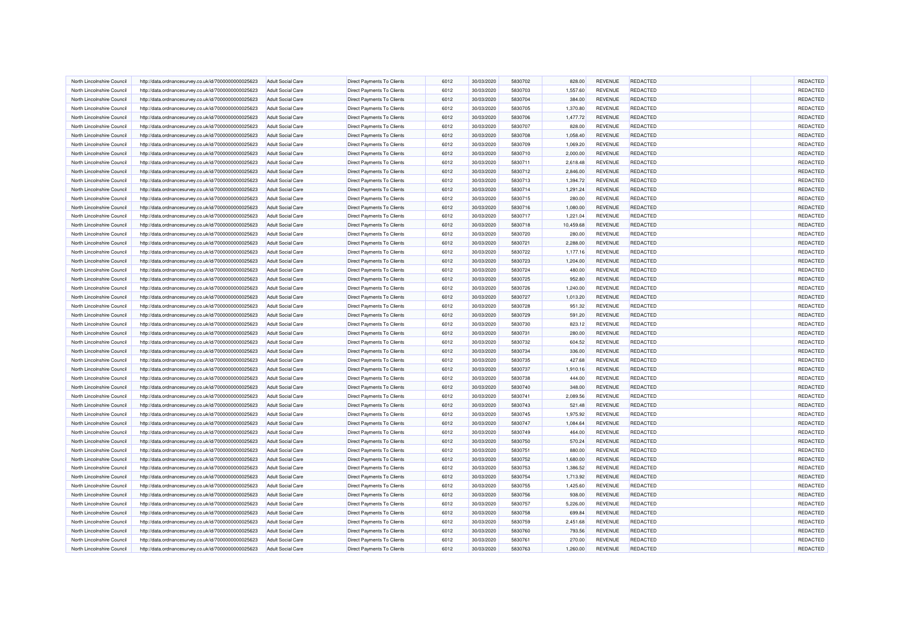| | | | | | | | | | | | |
|---|---|---|---|---|---|---|---|---|---|---|---|
| North Lincolnshire Council | http://data.ordnancesurvey.co.uk/id/7000000000025623 | Adult Social Care | Direct Payments To Clients | 6012 | 30/03/2020 | 5830702 | 828.00 | REVENUE | REDACTED | | REDACTED |
| North Lincolnshire Council | http://data.ordnancesurvey.co.uk/id/7000000000025623 | Adult Social Care | Direct Payments To Clients | 6012 | 30/03/2020 | 5830703 | 1,557.60 | REVENUE | REDACTED | | REDACTED |
| North Lincolnshire Council | http://data.ordnancesurvey.co.uk/id/7000000000025623 | Adult Social Care | Direct Payments To Clients | 6012 | 30/03/2020 | 5830704 | 384.00 | REVENUE | REDACTED | | REDACTED |
| North Lincolnshire Council | http://data.ordnancesurvey.co.uk/id/7000000000025623 | Adult Social Care | Direct Payments To Clients | 6012 | 30/03/2020 | 5830705 | 1,370.80 | REVENUE | REDACTED | | REDACTED |
| North Lincolnshire Council | http://data.ordnancesurvey.co.uk/id/7000000000025623 | Adult Social Care | Direct Payments To Clients | 6012 | 30/03/2020 | 5830706 | 1,477.72 | REVENUE | REDACTED | | REDACTED |
| North Lincolnshire Council | http://data.ordnancesurvey.co.uk/id/7000000000025623 | Adult Social Care | Direct Payments To Clients | 6012 | 30/03/2020 | 5830707 | 828.00 | REVENUE | REDACTED | | REDACTED |
| North Lincolnshire Council | http://data.ordnancesurvey.co.uk/id/7000000000025623 | Adult Social Care | Direct Payments To Clients | 6012 | 30/03/2020 | 5830708 | 1,058.40 | REVENUE | REDACTED | | REDACTED |
| North Lincolnshire Council | http://data.ordnancesurvey.co.uk/id/7000000000025623 | Adult Social Care | Direct Payments To Clients | 6012 | 30/03/2020 | 5830709 | 1,069.20 | REVENUE | REDACTED | | REDACTED |
| North Lincolnshire Council | http://data.ordnancesurvey.co.uk/id/7000000000025623 | Adult Social Care | Direct Payments To Clients | 6012 | 30/03/2020 | 5830710 | 2,000.00 | REVENUE | REDACTED | | REDACTED |
| North Lincolnshire Council | http://data.ordnancesurvey.co.uk/id/7000000000025623 | Adult Social Care | Direct Payments To Clients | 6012 | 30/03/2020 | 5830711 | 2,618.48 | REVENUE | REDACTED | | REDACTED |
| North Lincolnshire Council | http://data.ordnancesurvey.co.uk/id/7000000000025623 | Adult Social Care | Direct Payments To Clients | 6012 | 30/03/2020 | 5830712 | 2,846.00 | REVENUE | REDACTED | | REDACTED |
| North Lincolnshire Council | http://data.ordnancesurvey.co.uk/id/7000000000025623 | Adult Social Care | Direct Payments To Clients | 6012 | 30/03/2020 | 5830713 | 1,394.72 | REVENUE | REDACTED | | REDACTED |
| North Lincolnshire Council | http://data.ordnancesurvey.co.uk/id/7000000000025623 | Adult Social Care | Direct Payments To Clients | 6012 | 30/03/2020 | 5830714 | 1,291.24 | REVENUE | REDACTED | | REDACTED |
| North Lincolnshire Council | http://data.ordnancesurvey.co.uk/id/7000000000025623 | Adult Social Care | Direct Payments To Clients | 6012 | 30/03/2020 | 5830715 | 280.00 | REVENUE | REDACTED | | REDACTED |
| North Lincolnshire Council | http://data.ordnancesurvey.co.uk/id/7000000000025623 | Adult Social Care | Direct Payments To Clients | 6012 | 30/03/2020 | 5830716 | 1,080.00 | REVENUE | REDACTED | | REDACTED |
| North Lincolnshire Council | http://data.ordnancesurvey.co.uk/id/7000000000025623 | Adult Social Care | Direct Payments To Clients | 6012 | 30/03/2020 | 5830717 | 1,221.04 | REVENUE | REDACTED | | REDACTED |
| North Lincolnshire Council | http://data.ordnancesurvey.co.uk/id/7000000000025623 | Adult Social Care | Direct Payments To Clients | 6012 | 30/03/2020 | 5830718 | 10,459.68 | REVENUE | REDACTED | | REDACTED |
| North Lincolnshire Council | http://data.ordnancesurvey.co.uk/id/7000000000025623 | Adult Social Care | Direct Payments To Clients | 6012 | 30/03/2020 | 5830720 | 280.00 | REVENUE | REDACTED | | REDACTED |
| North Lincolnshire Council | http://data.ordnancesurvey.co.uk/id/7000000000025623 | Adult Social Care | Direct Payments To Clients | 6012 | 30/03/2020 | 5830721 | 2,288.00 | REVENUE | REDACTED | | REDACTED |
| North Lincolnshire Council | http://data.ordnancesurvey.co.uk/id/7000000000025623 | Adult Social Care | Direct Payments To Clients | 6012 | 30/03/2020 | 5830722 | 1,177.16 | REVENUE | REDACTED | | REDACTED |
| North Lincolnshire Council | http://data.ordnancesurvey.co.uk/id/7000000000025623 | Adult Social Care | Direct Payments To Clients | 6012 | 30/03/2020 | 5830723 | 1,204.00 | REVENUE | REDACTED | | REDACTED |
| North Lincolnshire Council | http://data.ordnancesurvey.co.uk/id/7000000000025623 | Adult Social Care | Direct Payments To Clients | 6012 | 30/03/2020 | 5830724 | 480.00 | REVENUE | REDACTED | | REDACTED |
| North Lincolnshire Council | http://data.ordnancesurvey.co.uk/id/7000000000025623 | Adult Social Care | Direct Payments To Clients | 6012 | 30/03/2020 | 5830725 | 952.80 | REVENUE | REDACTED | | REDACTED |
| North Lincolnshire Council | http://data.ordnancesurvey.co.uk/id/7000000000025623 | Adult Social Care | Direct Payments To Clients | 6012 | 30/03/2020 | 5830726 | 1,240.00 | REVENUE | REDACTED | | REDACTED |
| North Lincolnshire Council | http://data.ordnancesurvey.co.uk/id/7000000000025623 | Adult Social Care | Direct Payments To Clients | 6012 | 30/03/2020 | 5830727 | 1,013.20 | REVENUE | REDACTED | | REDACTED |
| North Lincolnshire Council | http://data.ordnancesurvey.co.uk/id/7000000000025623 | Adult Social Care | Direct Payments To Clients | 6012 | 30/03/2020 | 5830728 | 951.32 | REVENUE | REDACTED | | REDACTED |
| North Lincolnshire Council | http://data.ordnancesurvey.co.uk/id/7000000000025623 | Adult Social Care | Direct Payments To Clients | 6012 | 30/03/2020 | 5830729 | 591.20 | REVENUE | REDACTED | | REDACTED |
| North Lincolnshire Council | http://data.ordnancesurvey.co.uk/id/7000000000025623 | Adult Social Care | Direct Payments To Clients | 6012 | 30/03/2020 | 5830730 | 823.12 | REVENUE | REDACTED | | REDACTED |
| North Lincolnshire Council | http://data.ordnancesurvey.co.uk/id/7000000000025623 | Adult Social Care | Direct Payments To Clients | 6012 | 30/03/2020 | 5830731 | 280.00 | REVENUE | REDACTED | | REDACTED |
| North Lincolnshire Council | http://data.ordnancesurvey.co.uk/id/7000000000025623 | Adult Social Care | Direct Payments To Clients | 6012 | 30/03/2020 | 5830732 | 604.52 | REVENUE | REDACTED | | REDACTED |
| North Lincolnshire Council | http://data.ordnancesurvey.co.uk/id/7000000000025623 | Adult Social Care | Direct Payments To Clients | 6012 | 30/03/2020 | 5830734 | 336.00 | REVENUE | REDACTED | | REDACTED |
| North Lincolnshire Council | http://data.ordnancesurvey.co.uk/id/7000000000025623 | Adult Social Care | Direct Payments To Clients | 6012 | 30/03/2020 | 5830735 | 427.68 | REVENUE | REDACTED | | REDACTED |
| North Lincolnshire Council | http://data.ordnancesurvey.co.uk/id/7000000000025623 | Adult Social Care | Direct Payments To Clients | 6012 | 30/03/2020 | 5830737 | 1,910.16 | REVENUE | REDACTED | | REDACTED |
| North Lincolnshire Council | http://data.ordnancesurvey.co.uk/id/7000000000025623 | Adult Social Care | Direct Payments To Clients | 6012 | 30/03/2020 | 5830738 | 444.00 | REVENUE | REDACTED | | REDACTED |
| North Lincolnshire Council | http://data.ordnancesurvey.co.uk/id/7000000000025623 | Adult Social Care | Direct Payments To Clients | 6012 | 30/03/2020 | 5830740 | 348.00 | REVENUE | REDACTED | | REDACTED |
| North Lincolnshire Council | http://data.ordnancesurvey.co.uk/id/7000000000025623 | Adult Social Care | Direct Payments To Clients | 6012 | 30/03/2020 | 5830741 | 2,089.56 | REVENUE | REDACTED | | REDACTED |
| North Lincolnshire Council | http://data.ordnancesurvey.co.uk/id/7000000000025623 | Adult Social Care | Direct Payments To Clients | 6012 | 30/03/2020 | 5830743 | 521.48 | REVENUE | REDACTED | | REDACTED |
| North Lincolnshire Council | http://data.ordnancesurvey.co.uk/id/7000000000025623 | Adult Social Care | Direct Payments To Clients | 6012 | 30/03/2020 | 5830745 | 1,975.92 | REVENUE | REDACTED | | REDACTED |
| North Lincolnshire Council | http://data.ordnancesurvey.co.uk/id/7000000000025623 | Adult Social Care | Direct Payments To Clients | 6012 | 30/03/2020 | 5830747 | 1,084.64 | REVENUE | REDACTED | | REDACTED |
| North Lincolnshire Council | http://data.ordnancesurvey.co.uk/id/7000000000025623 | Adult Social Care | Direct Payments To Clients | 6012 | 30/03/2020 | 5830749 | 464.00 | REVENUE | REDACTED | | REDACTED |
| North Lincolnshire Council | http://data.ordnancesurvey.co.uk/id/7000000000025623 | Adult Social Care | Direct Payments To Clients | 6012 | 30/03/2020 | 5830750 | 570.24 | REVENUE | REDACTED | | REDACTED |
| North Lincolnshire Council | http://data.ordnancesurvey.co.uk/id/7000000000025623 | Adult Social Care | Direct Payments To Clients | 6012 | 30/03/2020 | 5830751 | 880.00 | REVENUE | REDACTED | | REDACTED |
| North Lincolnshire Council | http://data.ordnancesurvey.co.uk/id/7000000000025623 | Adult Social Care | Direct Payments To Clients | 6012 | 30/03/2020 | 5830752 | 1,680.00 | REVENUE | REDACTED | | REDACTED |
| North Lincolnshire Council | http://data.ordnancesurvey.co.uk/id/7000000000025623 | Adult Social Care | Direct Payments To Clients | 6012 | 30/03/2020 | 5830753 | 1,386.52 | REVENUE | REDACTED | | REDACTED |
| North Lincolnshire Council | http://data.ordnancesurvey.co.uk/id/7000000000025623 | Adult Social Care | Direct Payments To Clients | 6012 | 30/03/2020 | 5830754 | 1,713.92 | REVENUE | REDACTED | | REDACTED |
| North Lincolnshire Council | http://data.ordnancesurvey.co.uk/id/7000000000025623 | Adult Social Care | Direct Payments To Clients | 6012 | 30/03/2020 | 5830755 | 1,425.60 | REVENUE | REDACTED | | REDACTED |
| North Lincolnshire Council | http://data.ordnancesurvey.co.uk/id/7000000000025623 | Adult Social Care | Direct Payments To Clients | 6012 | 30/03/2020 | 5830756 | 938.00 | REVENUE | REDACTED | | REDACTED |
| North Lincolnshire Council | http://data.ordnancesurvey.co.uk/id/7000000000025623 | Adult Social Care | Direct Payments To Clients | 6012 | 30/03/2020 | 5830757 | 5,226.00 | REVENUE | REDACTED | | REDACTED |
| North Lincolnshire Council | http://data.ordnancesurvey.co.uk/id/7000000000025623 | Adult Social Care | Direct Payments To Clients | 6012 | 30/03/2020 | 5830758 | 699.84 | REVENUE | REDACTED | | REDACTED |
| North Lincolnshire Council | http://data.ordnancesurvey.co.uk/id/7000000000025623 | Adult Social Care | Direct Payments To Clients | 6012 | 30/03/2020 | 5830759 | 2,451.68 | REVENUE | REDACTED | | REDACTED |
| North Lincolnshire Council | http://data.ordnancesurvey.co.uk/id/7000000000025623 | Adult Social Care | Direct Payments To Clients | 6012 | 30/03/2020 | 5830760 | 793.56 | REVENUE | REDACTED | | REDACTED |
| North Lincolnshire Council | http://data.ordnancesurvey.co.uk/id/7000000000025623 | Adult Social Care | Direct Payments To Clients | 6012 | 30/03/2020 | 5830761 | 270.00 | REVENUE | REDACTED | | REDACTED |
| North Lincolnshire Council | http://data.ordnancesurvey.co.uk/id/7000000000025623 | Adult Social Care | Direct Payments To Clients | 6012 | 30/03/2020 | 5830763 | 1,260.00 | REVENUE | REDACTED | | REDACTED |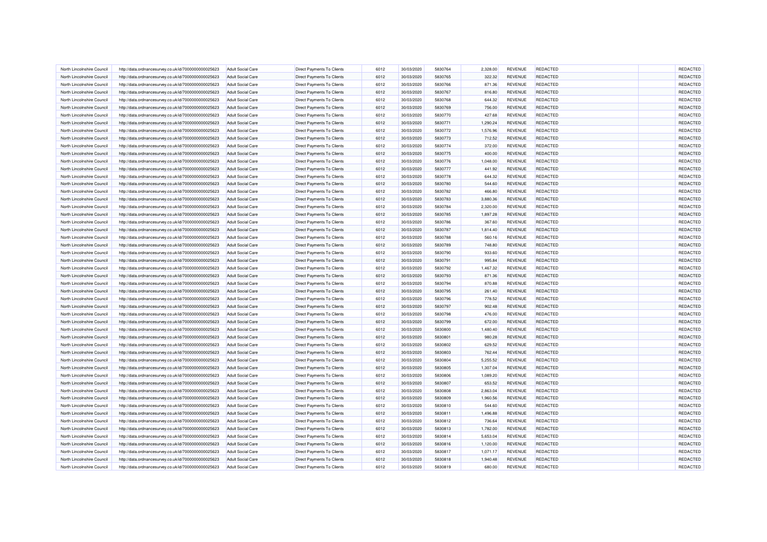| | | | | | | | | | | | |
|---|---|---|---|---|---|---|---|---|---|---|---|
| North Lincolnshire Council | http://data.ordnancesurvey.co.uk/id/7000000000025623 | Adult Social Care | Direct Payments To Clients | 6012 | 30/03/2020 | 5830764 | 2,328.00 | REVENUE | REDACTED | | REDACTED |
| North Lincolnshire Council | http://data.ordnancesurvey.co.uk/id/7000000000025623 | Adult Social Care | Direct Payments To Clients | 6012 | 30/03/2020 | 5830765 | 322.32 | REVENUE | REDACTED | | REDACTED |
| North Lincolnshire Council | http://data.ordnancesurvey.co.uk/id/7000000000025623 | Adult Social Care | Direct Payments To Clients | 6012 | 30/03/2020 | 5830766 | 871.36 | REVENUE | REDACTED | | REDACTED |
| North Lincolnshire Council | http://data.ordnancesurvey.co.uk/id/7000000000025623 | Adult Social Care | Direct Payments To Clients | 6012 | 30/03/2020 | 5830767 | 816.80 | REVENUE | REDACTED | | REDACTED |
| North Lincolnshire Council | http://data.ordnancesurvey.co.uk/id/7000000000025623 | Adult Social Care | Direct Payments To Clients | 6012 | 30/03/2020 | 5830768 | 644.32 | REVENUE | REDACTED | | REDACTED |
| North Lincolnshire Council | http://data.ordnancesurvey.co.uk/id/7000000000025623 | Adult Social Care | Direct Payments To Clients | 6012 | 30/03/2020 | 5830769 | 756.00 | REVENUE | REDACTED | | REDACTED |
| North Lincolnshire Council | http://data.ordnancesurvey.co.uk/id/7000000000025623 | Adult Social Care | Direct Payments To Clients | 6012 | 30/03/2020 | 5830770 | 427.68 | REVENUE | REDACTED | | REDACTED |
| North Lincolnshire Council | http://data.ordnancesurvey.co.uk/id/7000000000025623 | Adult Social Care | Direct Payments To Clients | 6012 | 30/03/2020 | 5830771 | 1,290.24 | REVENUE | REDACTED | | REDACTED |
| North Lincolnshire Council | http://data.ordnancesurvey.co.uk/id/7000000000025623 | Adult Social Care | Direct Payments To Clients | 6012 | 30/03/2020 | 5830772 | 1,576.96 | REVENUE | REDACTED | | REDACTED |
| North Lincolnshire Council | http://data.ordnancesurvey.co.uk/id/7000000000025623 | Adult Social Care | Direct Payments To Clients | 6012 | 30/03/2020 | 5830773 | 712.52 | REVENUE | REDACTED | | REDACTED |
| North Lincolnshire Council | http://data.ordnancesurvey.co.uk/id/7000000000025623 | Adult Social Care | Direct Payments To Clients | 6012 | 30/03/2020 | 5830774 | 372.00 | REVENUE | REDACTED | | REDACTED |
| North Lincolnshire Council | http://data.ordnancesurvey.co.uk/id/7000000000025623 | Adult Social Care | Direct Payments To Clients | 6012 | 30/03/2020 | 5830775 | 400.00 | REVENUE | REDACTED | | REDACTED |
| North Lincolnshire Council | http://data.ordnancesurvey.co.uk/id/7000000000025623 | Adult Social Care | Direct Payments To Clients | 6012 | 30/03/2020 | 5830776 | 1,048.00 | REVENUE | REDACTED | | REDACTED |
| North Lincolnshire Council | http://data.ordnancesurvey.co.uk/id/7000000000025623 | Adult Social Care | Direct Payments To Clients | 6012 | 30/03/2020 | 5830777 | 441.92 | REVENUE | REDACTED | | REDACTED |
| North Lincolnshire Council | http://data.ordnancesurvey.co.uk/id/7000000000025623 | Adult Social Care | Direct Payments To Clients | 6012 | 30/03/2020 | 5830778 | 644.32 | REVENUE | REDACTED | | REDACTED |
| North Lincolnshire Council | http://data.ordnancesurvey.co.uk/id/7000000000025623 | Adult Social Care | Direct Payments To Clients | 6012 | 30/03/2020 | 5830780 | 544.60 | REVENUE | REDACTED | | REDACTED |
| North Lincolnshire Council | http://data.ordnancesurvey.co.uk/id/7000000000025623 | Adult Social Care | Direct Payments To Clients | 6012 | 30/03/2020 | 5830782 | 466.80 | REVENUE | REDACTED | | REDACTED |
| North Lincolnshire Council | http://data.ordnancesurvey.co.uk/id/7000000000025623 | Adult Social Care | Direct Payments To Clients | 6012 | 30/03/2020 | 5830783 | 3,880.36 | REVENUE | REDACTED | | REDACTED |
| North Lincolnshire Council | http://data.ordnancesurvey.co.uk/id/7000000000025623 | Adult Social Care | Direct Payments To Clients | 6012 | 30/03/2020 | 5830784 | 2,320.00 | REVENUE | REDACTED | | REDACTED |
| North Lincolnshire Council | http://data.ordnancesurvey.co.uk/id/7000000000025623 | Adult Social Care | Direct Payments To Clients | 6012 | 30/03/2020 | 5830785 | 1,897.28 | REVENUE | REDACTED | | REDACTED |
| North Lincolnshire Council | http://data.ordnancesurvey.co.uk/id/7000000000025623 | Adult Social Care | Direct Payments To Clients | 6012 | 30/03/2020 | 5830786 | 367.60 | REVENUE | REDACTED | | REDACTED |
| North Lincolnshire Council | http://data.ordnancesurvey.co.uk/id/7000000000025623 | Adult Social Care | Direct Payments To Clients | 6012 | 30/03/2020 | 5830787 | 1,814.40 | REVENUE | REDACTED | | REDACTED |
| North Lincolnshire Council | http://data.ordnancesurvey.co.uk/id/7000000000025623 | Adult Social Care | Direct Payments To Clients | 6012 | 30/03/2020 | 5830788 | 560.16 | REVENUE | REDACTED | | REDACTED |
| North Lincolnshire Council | http://data.ordnancesurvey.co.uk/id/7000000000025623 | Adult Social Care | Direct Payments To Clients | 6012 | 30/03/2020 | 5830789 | 748.80 | REVENUE | REDACTED | | REDACTED |
| North Lincolnshire Council | http://data.ordnancesurvey.co.uk/id/7000000000025623 | Adult Social Care | Direct Payments To Clients | 6012 | 30/03/2020 | 5830790 | 933.60 | REVENUE | REDACTED | | REDACTED |
| North Lincolnshire Council | http://data.ordnancesurvey.co.uk/id/7000000000025623 | Adult Social Care | Direct Payments To Clients | 6012 | 30/03/2020 | 5830791 | 995.84 | REVENUE | REDACTED | | REDACTED |
| North Lincolnshire Council | http://data.ordnancesurvey.co.uk/id/7000000000025623 | Adult Social Care | Direct Payments To Clients | 6012 | 30/03/2020 | 5830792 | 1,467.32 | REVENUE | REDACTED | | REDACTED |
| North Lincolnshire Council | http://data.ordnancesurvey.co.uk/id/7000000000025623 | Adult Social Care | Direct Payments To Clients | 6012 | 30/03/2020 | 5830793 | 871.36 | REVENUE | REDACTED | | REDACTED |
| North Lincolnshire Council | http://data.ordnancesurvey.co.uk/id/7000000000025623 | Adult Social Care | Direct Payments To Clients | 6012 | 30/03/2020 | 5830794 | 870.88 | REVENUE | REDACTED | | REDACTED |
| North Lincolnshire Council | http://data.ordnancesurvey.co.uk/id/7000000000025623 | Adult Social Care | Direct Payments To Clients | 6012 | 30/03/2020 | 5830795 | 261.40 | REVENUE | REDACTED | | REDACTED |
| North Lincolnshire Council | http://data.ordnancesurvey.co.uk/id/7000000000025623 | Adult Social Care | Direct Payments To Clients | 6012 | 30/03/2020 | 5830796 | 778.52 | REVENUE | REDACTED | | REDACTED |
| North Lincolnshire Council | http://data.ordnancesurvey.co.uk/id/7000000000025623 | Adult Social Care | Direct Payments To Clients | 6012 | 30/03/2020 | 5830797 | 902.48 | REVENUE | REDACTED | | REDACTED |
| North Lincolnshire Council | http://data.ordnancesurvey.co.uk/id/7000000000025623 | Adult Social Care | Direct Payments To Clients | 6012 | 30/03/2020 | 5830798 | 476.00 | REVENUE | REDACTED | | REDACTED |
| North Lincolnshire Council | http://data.ordnancesurvey.co.uk/id/7000000000025623 | Adult Social Care | Direct Payments To Clients | 6012 | 30/03/2020 | 5830799 | 672.00 | REVENUE | REDACTED | | REDACTED |
| North Lincolnshire Council | http://data.ordnancesurvey.co.uk/id/7000000000025623 | Adult Social Care | Direct Payments To Clients | 6012 | 30/03/2020 | 5830800 | 1,480.40 | REVENUE | REDACTED | | REDACTED |
| North Lincolnshire Council | http://data.ordnancesurvey.co.uk/id/7000000000025623 | Adult Social Care | Direct Payments To Clients | 6012 | 30/03/2020 | 5830801 | 980.28 | REVENUE | REDACTED | | REDACTED |
| North Lincolnshire Council | http://data.ordnancesurvey.co.uk/id/7000000000025623 | Adult Social Care | Direct Payments To Clients | 6012 | 30/03/2020 | 5830802 | 629.52 | REVENUE | REDACTED | | REDACTED |
| North Lincolnshire Council | http://data.ordnancesurvey.co.uk/id/7000000000025623 | Adult Social Care | Direct Payments To Clients | 6012 | 30/03/2020 | 5830803 | 762.44 | REVENUE | REDACTED | | REDACTED |
| North Lincolnshire Council | http://data.ordnancesurvey.co.uk/id/7000000000025623 | Adult Social Care | Direct Payments To Clients | 6012 | 30/03/2020 | 5830804 | 5,255.52 | REVENUE | REDACTED | | REDACTED |
| North Lincolnshire Council | http://data.ordnancesurvey.co.uk/id/7000000000025623 | Adult Social Care | Direct Payments To Clients | 6012 | 30/03/2020 | 5830805 | 1,307.04 | REVENUE | REDACTED | | REDACTED |
| North Lincolnshire Council | http://data.ordnancesurvey.co.uk/id/7000000000025623 | Adult Social Care | Direct Payments To Clients | 6012 | 30/03/2020 | 5830806 | 1,089.20 | REVENUE | REDACTED | | REDACTED |
| North Lincolnshire Council | http://data.ordnancesurvey.co.uk/id/7000000000025623 | Adult Social Care | Direct Payments To Clients | 6012 | 30/03/2020 | 5830807 | 653.52 | REVENUE | REDACTED | | REDACTED |
| North Lincolnshire Council | http://data.ordnancesurvey.co.uk/id/7000000000025623 | Adult Social Care | Direct Payments To Clients | 6012 | 30/03/2020 | 5830808 | 2,863.04 | REVENUE | REDACTED | | REDACTED |
| North Lincolnshire Council | http://data.ordnancesurvey.co.uk/id/7000000000025623 | Adult Social Care | Direct Payments To Clients | 6012 | 30/03/2020 | 5830809 | 1,960.56 | REVENUE | REDACTED | | REDACTED |
| North Lincolnshire Council | http://data.ordnancesurvey.co.uk/id/7000000000025623 | Adult Social Care | Direct Payments To Clients | 6012 | 30/03/2020 | 5830810 | 544.60 | REVENUE | REDACTED | | REDACTED |
| North Lincolnshire Council | http://data.ordnancesurvey.co.uk/id/7000000000025623 | Adult Social Care | Direct Payments To Clients | 6012 | 30/03/2020 | 5830811 | 1,496.88 | REVENUE | REDACTED | | REDACTED |
| North Lincolnshire Council | http://data.ordnancesurvey.co.uk/id/7000000000025623 | Adult Social Care | Direct Payments To Clients | 6012 | 30/03/2020 | 5830812 | 736.64 | REVENUE | REDACTED | | REDACTED |
| North Lincolnshire Council | http://data.ordnancesurvey.co.uk/id/7000000000025623 | Adult Social Care | Direct Payments To Clients | 6012 | 30/03/2020 | 5830813 | 1,782.00 | REVENUE | REDACTED | | REDACTED |
| North Lincolnshire Council | http://data.ordnancesurvey.co.uk/id/7000000000025623 | Adult Social Care | Direct Payments To Clients | 6012 | 30/03/2020 | 5830814 | 5,653.04 | REVENUE | REDACTED | | REDACTED |
| North Lincolnshire Council | http://data.ordnancesurvey.co.uk/id/7000000000025623 | Adult Social Care | Direct Payments To Clients | 6012 | 30/03/2020 | 5830816 | 1,120.00 | REVENUE | REDACTED | | REDACTED |
| North Lincolnshire Council | http://data.ordnancesurvey.co.uk/id/7000000000025623 | Adult Social Care | Direct Payments To Clients | 6012 | 30/03/2020 | 5830817 | 1,071.17 | REVENUE | REDACTED | | REDACTED |
| North Lincolnshire Council | http://data.ordnancesurvey.co.uk/id/7000000000025623 | Adult Social Care | Direct Payments To Clients | 6012 | 30/03/2020 | 5830818 | 1,940.48 | REVENUE | REDACTED | | REDACTED |
| North Lincolnshire Council | http://data.ordnancesurvey.co.uk/id/7000000000025623 | Adult Social Care | Direct Payments To Clients | 6012 | 30/03/2020 | 5830819 | 680.00 | REVENUE | REDACTED | | REDACTED |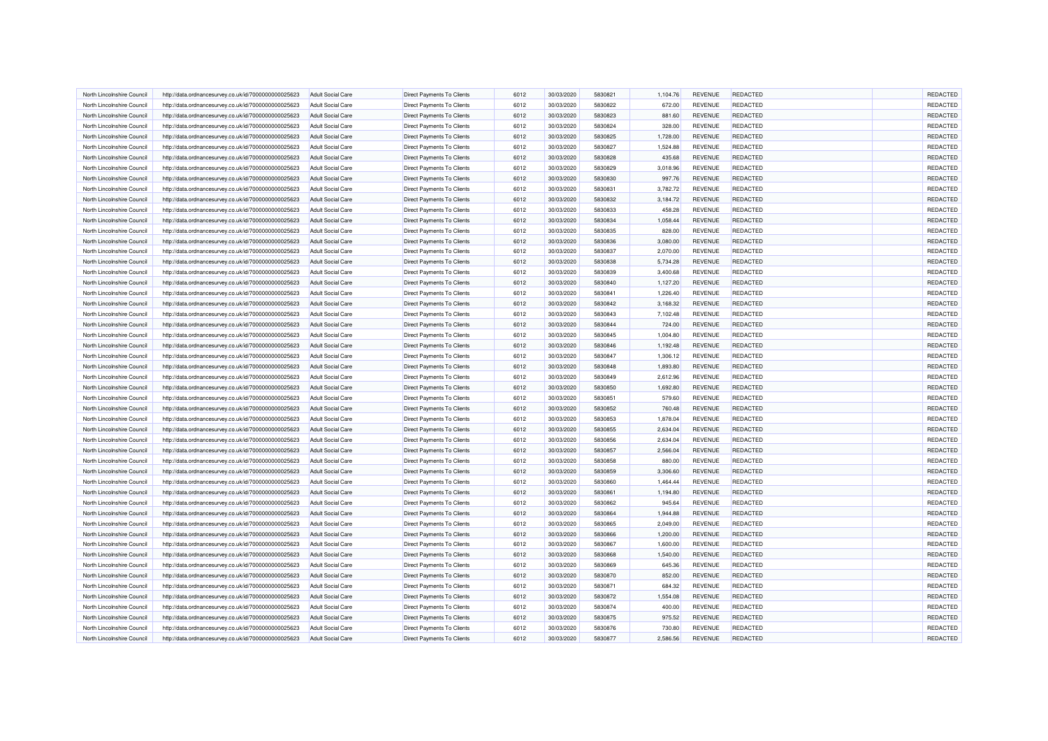| | | | | | | | | | | | |
|---|---|---|---|---|---|---|---|---|---|---|---|
| North Lincolnshire Council | http://data.ordnancesurvey.co.uk/id/7000000000025623 | Adult Social Care | Direct Payments To Clients | 6012 | 30/03/2020 | 5830821 | 1,104.76 | REVENUE | REDACTED | | REDACTED |
| North Lincolnshire Council | http://data.ordnancesurvey.co.uk/id/7000000000025623 | Adult Social Care | Direct Payments To Clients | 6012 | 30/03/2020 | 5830822 | 672.00 | REVENUE | REDACTED | | REDACTED |
| North Lincolnshire Council | http://data.ordnancesurvey.co.uk/id/7000000000025623 | Adult Social Care | Direct Payments To Clients | 6012 | 30/03/2020 | 5830823 | 881.60 | REVENUE | REDACTED | | REDACTED |
| North Lincolnshire Council | http://data.ordnancesurvey.co.uk/id/7000000000025623 | Adult Social Care | Direct Payments To Clients | 6012 | 30/03/2020 | 5830824 | 328.00 | REVENUE | REDACTED | | REDACTED |
| North Lincolnshire Council | http://data.ordnancesurvey.co.uk/id/7000000000025623 | Adult Social Care | Direct Payments To Clients | 6012 | 30/03/2020 | 5830825 | 1,728.00 | REVENUE | REDACTED | | REDACTED |
| North Lincolnshire Council | http://data.ordnancesurvey.co.uk/id/7000000000025623 | Adult Social Care | Direct Payments To Clients | 6012 | 30/03/2020 | 5830827 | 1,524.88 | REVENUE | REDACTED | | REDACTED |
| North Lincolnshire Council | http://data.ordnancesurvey.co.uk/id/7000000000025623 | Adult Social Care | Direct Payments To Clients | 6012 | 30/03/2020 | 5830828 | 435.68 | REVENUE | REDACTED | | REDACTED |
| North Lincolnshire Council | http://data.ordnancesurvey.co.uk/id/7000000000025623 | Adult Social Care | Direct Payments To Clients | 6012 | 30/03/2020 | 5830829 | 3,018.96 | REVENUE | REDACTED | | REDACTED |
| North Lincolnshire Council | http://data.ordnancesurvey.co.uk/id/7000000000025623 | Adult Social Care | Direct Payments To Clients | 6012 | 30/03/2020 | 5830830 | 997.76 | REVENUE | REDACTED | | REDACTED |
| North Lincolnshire Council | http://data.ordnancesurvey.co.uk/id/7000000000025623 | Adult Social Care | Direct Payments To Clients | 6012 | 30/03/2020 | 5830831 | 3,782.72 | REVENUE | REDACTED | | REDACTED |
| North Lincolnshire Council | http://data.ordnancesurvey.co.uk/id/7000000000025623 | Adult Social Care | Direct Payments To Clients | 6012 | 30/03/2020 | 5830832 | 3,184.72 | REVENUE | REDACTED | | REDACTED |
| North Lincolnshire Council | http://data.ordnancesurvey.co.uk/id/7000000000025623 | Adult Social Care | Direct Payments To Clients | 6012 | 30/03/2020 | 5830833 | 458.28 | REVENUE | REDACTED | | REDACTED |
| North Lincolnshire Council | http://data.ordnancesurvey.co.uk/id/7000000000025623 | Adult Social Care | Direct Payments To Clients | 6012 | 30/03/2020 | 5830834 | 1,058.44 | REVENUE | REDACTED | | REDACTED |
| North Lincolnshire Council | http://data.ordnancesurvey.co.uk/id/7000000000025623 | Adult Social Care | Direct Payments To Clients | 6012 | 30/03/2020 | 5830835 | 828.00 | REVENUE | REDACTED | | REDACTED |
| North Lincolnshire Council | http://data.ordnancesurvey.co.uk/id/7000000000025623 | Adult Social Care | Direct Payments To Clients | 6012 | 30/03/2020 | 5830836 | 3,080.00 | REVENUE | REDACTED | | REDACTED |
| North Lincolnshire Council | http://data.ordnancesurvey.co.uk/id/7000000000025623 | Adult Social Care | Direct Payments To Clients | 6012 | 30/03/2020 | 5830837 | 2,070.00 | REVENUE | REDACTED | | REDACTED |
| North Lincolnshire Council | http://data.ordnancesurvey.co.uk/id/7000000000025623 | Adult Social Care | Direct Payments To Clients | 6012 | 30/03/2020 | 5830838 | 5,734.28 | REVENUE | REDACTED | | REDACTED |
| North Lincolnshire Council | http://data.ordnancesurvey.co.uk/id/7000000000025623 | Adult Social Care | Direct Payments To Clients | 6012 | 30/03/2020 | 5830839 | 3,400.68 | REVENUE | REDACTED | | REDACTED |
| North Lincolnshire Council | http://data.ordnancesurvey.co.uk/id/7000000000025623 | Adult Social Care | Direct Payments To Clients | 6012 | 30/03/2020 | 5830840 | 1,127.20 | REVENUE | REDACTED | | REDACTED |
| North Lincolnshire Council | http://data.ordnancesurvey.co.uk/id/7000000000025623 | Adult Social Care | Direct Payments To Clients | 6012 | 30/03/2020 | 5830841 | 1,226.40 | REVENUE | REDACTED | | REDACTED |
| North Lincolnshire Council | http://data.ordnancesurvey.co.uk/id/7000000000025623 | Adult Social Care | Direct Payments To Clients | 6012 | 30/03/2020 | 5830842 | 3,168.32 | REVENUE | REDACTED | | REDACTED |
| North Lincolnshire Council | http://data.ordnancesurvey.co.uk/id/7000000000025623 | Adult Social Care | Direct Payments To Clients | 6012 | 30/03/2020 | 5830843 | 7,102.48 | REVENUE | REDACTED | | REDACTED |
| North Lincolnshire Council | http://data.ordnancesurvey.co.uk/id/7000000000025623 | Adult Social Care | Direct Payments To Clients | 6012 | 30/03/2020 | 5830844 | 724.00 | REVENUE | REDACTED | | REDACTED |
| North Lincolnshire Council | http://data.ordnancesurvey.co.uk/id/7000000000025623 | Adult Social Care | Direct Payments To Clients | 6012 | 30/03/2020 | 5830845 | 1,004.80 | REVENUE | REDACTED | | REDACTED |
| North Lincolnshire Council | http://data.ordnancesurvey.co.uk/id/7000000000025623 | Adult Social Care | Direct Payments To Clients | 6012 | 30/03/2020 | 5830846 | 1,192.48 | REVENUE | REDACTED | | REDACTED |
| North Lincolnshire Council | http://data.ordnancesurvey.co.uk/id/7000000000025623 | Adult Social Care | Direct Payments To Clients | 6012 | 30/03/2020 | 5830847 | 1,306.12 | REVENUE | REDACTED | | REDACTED |
| North Lincolnshire Council | http://data.ordnancesurvey.co.uk/id/7000000000025623 | Adult Social Care | Direct Payments To Clients | 6012 | 30/03/2020 | 5830848 | 1,893.80 | REVENUE | REDACTED | | REDACTED |
| North Lincolnshire Council | http://data.ordnancesurvey.co.uk/id/7000000000025623 | Adult Social Care | Direct Payments To Clients | 6012 | 30/03/2020 | 5830849 | 2,612.96 | REVENUE | REDACTED | | REDACTED |
| North Lincolnshire Council | http://data.ordnancesurvey.co.uk/id/7000000000025623 | Adult Social Care | Direct Payments To Clients | 6012 | 30/03/2020 | 5830850 | 1,692.80 | REVENUE | REDACTED | | REDACTED |
| North Lincolnshire Council | http://data.ordnancesurvey.co.uk/id/7000000000025623 | Adult Social Care | Direct Payments To Clients | 6012 | 30/03/2020 | 5830851 | 579.60 | REVENUE | REDACTED | | REDACTED |
| North Lincolnshire Council | http://data.ordnancesurvey.co.uk/id/7000000000025623 | Adult Social Care | Direct Payments To Clients | 6012 | 30/03/2020 | 5830852 | 760.48 | REVENUE | REDACTED | | REDACTED |
| North Lincolnshire Council | http://data.ordnancesurvey.co.uk/id/7000000000025623 | Adult Social Care | Direct Payments To Clients | 6012 | 30/03/2020 | 5830853 | 1,878.04 | REVENUE | REDACTED | | REDACTED |
| North Lincolnshire Council | http://data.ordnancesurvey.co.uk/id/7000000000025623 | Adult Social Care | Direct Payments To Clients | 6012 | 30/03/2020 | 5830855 | 2,634.04 | REVENUE | REDACTED | | REDACTED |
| North Lincolnshire Council | http://data.ordnancesurvey.co.uk/id/7000000000025623 | Adult Social Care | Direct Payments To Clients | 6012 | 30/03/2020 | 5830856 | 2,634.04 | REVENUE | REDACTED | | REDACTED |
| North Lincolnshire Council | http://data.ordnancesurvey.co.uk/id/7000000000025623 | Adult Social Care | Direct Payments To Clients | 6012 | 30/03/2020 | 5830857 | 2,566.04 | REVENUE | REDACTED | | REDACTED |
| North Lincolnshire Council | http://data.ordnancesurvey.co.uk/id/7000000000025623 | Adult Social Care | Direct Payments To Clients | 6012 | 30/03/2020 | 5830858 | 880.00 | REVENUE | REDACTED | | REDACTED |
| North Lincolnshire Council | http://data.ordnancesurvey.co.uk/id/7000000000025623 | Adult Social Care | Direct Payments To Clients | 6012 | 30/03/2020 | 5830859 | 3,306.60 | REVENUE | REDACTED | | REDACTED |
| North Lincolnshire Council | http://data.ordnancesurvey.co.uk/id/7000000000025623 | Adult Social Care | Direct Payments To Clients | 6012 | 30/03/2020 | 5830860 | 1,464.44 | REVENUE | REDACTED | | REDACTED |
| North Lincolnshire Council | http://data.ordnancesurvey.co.uk/id/7000000000025623 | Adult Social Care | Direct Payments To Clients | 6012 | 30/03/2020 | 5830861 | 1,194.80 | REVENUE | REDACTED | | REDACTED |
| North Lincolnshire Council | http://data.ordnancesurvey.co.uk/id/7000000000025623 | Adult Social Care | Direct Payments To Clients | 6012 | 30/03/2020 | 5830862 | 945.64 | REVENUE | REDACTED | | REDACTED |
| North Lincolnshire Council | http://data.ordnancesurvey.co.uk/id/7000000000025623 | Adult Social Care | Direct Payments To Clients | 6012 | 30/03/2020 | 5830864 | 1,944.88 | REVENUE | REDACTED | | REDACTED |
| North Lincolnshire Council | http://data.ordnancesurvey.co.uk/id/7000000000025623 | Adult Social Care | Direct Payments To Clients | 6012 | 30/03/2020 | 5830865 | 2,049.00 | REVENUE | REDACTED | | REDACTED |
| North Lincolnshire Council | http://data.ordnancesurvey.co.uk/id/7000000000025623 | Adult Social Care | Direct Payments To Clients | 6012 | 30/03/2020 | 5830866 | 1,200.00 | REVENUE | REDACTED | | REDACTED |
| North Lincolnshire Council | http://data.ordnancesurvey.co.uk/id/7000000000025623 | Adult Social Care | Direct Payments To Clients | 6012 | 30/03/2020 | 5830867 | 1,600.00 | REVENUE | REDACTED | | REDACTED |
| North Lincolnshire Council | http://data.ordnancesurvey.co.uk/id/7000000000025623 | Adult Social Care | Direct Payments To Clients | 6012 | 30/03/2020 | 5830868 | 1,540.00 | REVENUE | REDACTED | | REDACTED |
| North Lincolnshire Council | http://data.ordnancesurvey.co.uk/id/7000000000025623 | Adult Social Care | Direct Payments To Clients | 6012 | 30/03/2020 | 5830869 | 645.36 | REVENUE | REDACTED | | REDACTED |
| North Lincolnshire Council | http://data.ordnancesurvey.co.uk/id/7000000000025623 | Adult Social Care | Direct Payments To Clients | 6012 | 30/03/2020 | 5830870 | 852.00 | REVENUE | REDACTED | | REDACTED |
| North Lincolnshire Council | http://data.ordnancesurvey.co.uk/id/7000000000025623 | Adult Social Care | Direct Payments To Clients | 6012 | 30/03/2020 | 5830871 | 684.32 | REVENUE | REDACTED | | REDACTED |
| North Lincolnshire Council | http://data.ordnancesurvey.co.uk/id/7000000000025623 | Adult Social Care | Direct Payments To Clients | 6012 | 30/03/2020 | 5830872 | 1,554.08 | REVENUE | REDACTED | | REDACTED |
| North Lincolnshire Council | http://data.ordnancesurvey.co.uk/id/7000000000025623 | Adult Social Care | Direct Payments To Clients | 6012 | 30/03/2020 | 5830874 | 400.00 | REVENUE | REDACTED | | REDACTED |
| North Lincolnshire Council | http://data.ordnancesurvey.co.uk/id/7000000000025623 | Adult Social Care | Direct Payments To Clients | 6012 | 30/03/2020 | 5830875 | 975.52 | REVENUE | REDACTED | | REDACTED |
| North Lincolnshire Council | http://data.ordnancesurvey.co.uk/id/7000000000025623 | Adult Social Care | Direct Payments To Clients | 6012 | 30/03/2020 | 5830876 | 730.80 | REVENUE | REDACTED | | REDACTED |
| North Lincolnshire Council | http://data.ordnancesurvey.co.uk/id/7000000000025623 | Adult Social Care | Direct Payments To Clients | 6012 | 30/03/2020 | 5830877 | 2,586.56 | REVENUE | REDACTED | | REDACTED |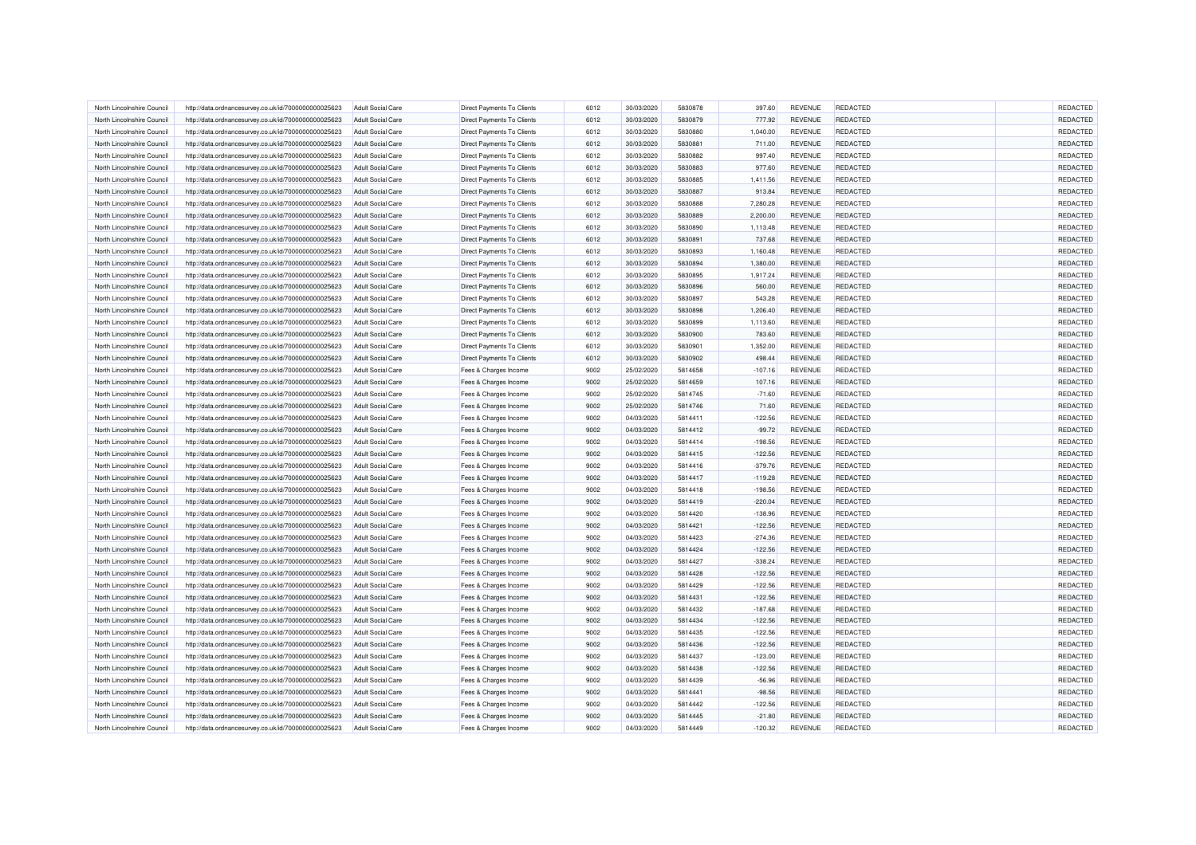| | | | | | | | | | | | |
|---|---|---|---|---|---|---|---|---|---|---|---|
| North Lincolnshire Council | http://data.ordnancesurvey.co.uk/id/7000000000025623 | Adult Social Care | Direct Payments To Clients | 6012 | 30/03/2020 | 5830878 | 397.60 | REVENUE | REDACTED | | REDACTED |
| North Lincolnshire Council | http://data.ordnancesurvey.co.uk/id/7000000000025623 | Adult Social Care | Direct Payments To Clients | 6012 | 30/03/2020 | 5830879 | 777.92 | REVENUE | REDACTED | | REDACTED |
| North Lincolnshire Council | http://data.ordnancesurvey.co.uk/id/7000000000025623 | Adult Social Care | Direct Payments To Clients | 6012 | 30/03/2020 | 5830880 | 1,040.00 | REVENUE | REDACTED | | REDACTED |
| North Lincolnshire Council | http://data.ordnancesurvey.co.uk/id/7000000000025623 | Adult Social Care | Direct Payments To Clients | 6012 | 30/03/2020 | 5830881 | 711.00 | REVENUE | REDACTED | | REDACTED |
| North Lincolnshire Council | http://data.ordnancesurvey.co.uk/id/7000000000025623 | Adult Social Care | Direct Payments To Clients | 6012 | 30/03/2020 | 5830882 | 997.40 | REVENUE | REDACTED | | REDACTED |
| North Lincolnshire Council | http://data.ordnancesurvey.co.uk/id/7000000000025623 | Adult Social Care | Direct Payments To Clients | 6012 | 30/03/2020 | 5830883 | 977.60 | REVENUE | REDACTED | | REDACTED |
| North Lincolnshire Council | http://data.ordnancesurvey.co.uk/id/7000000000025623 | Adult Social Care | Direct Payments To Clients | 6012 | 30/03/2020 | 5830885 | 1,411.56 | REVENUE | REDACTED | | REDACTED |
| North Lincolnshire Council | http://data.ordnancesurvey.co.uk/id/7000000000025623 | Adult Social Care | Direct Payments To Clients | 6012 | 30/03/2020 | 5830887 | 913.84 | REVENUE | REDACTED | | REDACTED |
| North Lincolnshire Council | http://data.ordnancesurvey.co.uk/id/7000000000025623 | Adult Social Care | Direct Payments To Clients | 6012 | 30/03/2020 | 5830888 | 7,280.28 | REVENUE | REDACTED | | REDACTED |
| North Lincolnshire Council | http://data.ordnancesurvey.co.uk/id/7000000000025623 | Adult Social Care | Direct Payments To Clients | 6012 | 30/03/2020 | 5830889 | 2,200.00 | REVENUE | REDACTED | | REDACTED |
| North Lincolnshire Council | http://data.ordnancesurvey.co.uk/id/7000000000025623 | Adult Social Care | Direct Payments To Clients | 6012 | 30/03/2020 | 5830890 | 1,113.48 | REVENUE | REDACTED | | REDACTED |
| North Lincolnshire Council | http://data.ordnancesurvey.co.uk/id/7000000000025623 | Adult Social Care | Direct Payments To Clients | 6012 | 30/03/2020 | 5830891 | 737.68 | REVENUE | REDACTED | | REDACTED |
| North Lincolnshire Council | http://data.ordnancesurvey.co.uk/id/7000000000025623 | Adult Social Care | Direct Payments To Clients | 6012 | 30/03/2020 | 5830893 | 1,160.48 | REVENUE | REDACTED | | REDACTED |
| North Lincolnshire Council | http://data.ordnancesurvey.co.uk/id/7000000000025623 | Adult Social Care | Direct Payments To Clients | 6012 | 30/03/2020 | 5830894 | 1,380.00 | REVENUE | REDACTED | | REDACTED |
| North Lincolnshire Council | http://data.ordnancesurvey.co.uk/id/7000000000025623 | Adult Social Care | Direct Payments To Clients | 6012 | 30/03/2020 | 5830895 | 1,917.24 | REVENUE | REDACTED | | REDACTED |
| North Lincolnshire Council | http://data.ordnancesurvey.co.uk/id/7000000000025623 | Adult Social Care | Direct Payments To Clients | 6012 | 30/03/2020 | 5830896 | 560.00 | REVENUE | REDACTED | | REDACTED |
| North Lincolnshire Council | http://data.ordnancesurvey.co.uk/id/7000000000025623 | Adult Social Care | Direct Payments To Clients | 6012 | 30/03/2020 | 5830897 | 543.28 | REVENUE | REDACTED | | REDACTED |
| North Lincolnshire Council | http://data.ordnancesurvey.co.uk/id/7000000000025623 | Adult Social Care | Direct Payments To Clients | 6012 | 30/03/2020 | 5830898 | 1,206.40 | REVENUE | REDACTED | | REDACTED |
| North Lincolnshire Council | http://data.ordnancesurvey.co.uk/id/7000000000025623 | Adult Social Care | Direct Payments To Clients | 6012 | 30/03/2020 | 5830899 | 1,113.60 | REVENUE | REDACTED | | REDACTED |
| North Lincolnshire Council | http://data.ordnancesurvey.co.uk/id/7000000000025623 | Adult Social Care | Direct Payments To Clients | 6012 | 30/03/2020 | 5830900 | 783.60 | REVENUE | REDACTED | | REDACTED |
| North Lincolnshire Council | http://data.ordnancesurvey.co.uk/id/7000000000025623 | Adult Social Care | Direct Payments To Clients | 6012 | 30/03/2020 | 5830901 | 1,352.00 | REVENUE | REDACTED | | REDACTED |
| North Lincolnshire Council | http://data.ordnancesurvey.co.uk/id/7000000000025623 | Adult Social Care | Direct Payments To Clients | 6012 | 30/03/2020 | 5830902 | 498.44 | REVENUE | REDACTED | | REDACTED |
| North Lincolnshire Council | http://data.ordnancesurvey.co.uk/id/7000000000025623 | Adult Social Care | Fees & Charges Income | 9002 | 25/02/2020 | 5814658 | -107.16 | REVENUE | REDACTED | | REDACTED |
| North Lincolnshire Council | http://data.ordnancesurvey.co.uk/id/7000000000025623 | Adult Social Care | Fees & Charges Income | 9002 | 25/02/2020 | 5814659 | 107.16 | REVENUE | REDACTED | | REDACTED |
| North Lincolnshire Council | http://data.ordnancesurvey.co.uk/id/7000000000025623 | Adult Social Care | Fees & Charges Income | 9002 | 25/02/2020 | 5814745 | -71.60 | REVENUE | REDACTED | | REDACTED |
| North Lincolnshire Council | http://data.ordnancesurvey.co.uk/id/7000000000025623 | Adult Social Care | Fees & Charges Income | 9002 | 25/02/2020 | 5814746 | 71.60 | REVENUE | REDACTED | | REDACTED |
| North Lincolnshire Council | http://data.ordnancesurvey.co.uk/id/7000000000025623 | Adult Social Care | Fees & Charges Income | 9002 | 04/03/2020 | 5814411 | -122.56 | REVENUE | REDACTED | | REDACTED |
| North Lincolnshire Council | http://data.ordnancesurvey.co.uk/id/7000000000025623 | Adult Social Care | Fees & Charges Income | 9002 | 04/03/2020 | 5814412 | -99.72 | REVENUE | REDACTED | | REDACTED |
| North Lincolnshire Council | http://data.ordnancesurvey.co.uk/id/7000000000025623 | Adult Social Care | Fees & Charges Income | 9002 | 04/03/2020 | 5814414 | -198.56 | REVENUE | REDACTED | | REDACTED |
| North Lincolnshire Council | http://data.ordnancesurvey.co.uk/id/7000000000025623 | Adult Social Care | Fees & Charges Income | 9002 | 04/03/2020 | 5814415 | -122.56 | REVENUE | REDACTED | | REDACTED |
| North Lincolnshire Council | http://data.ordnancesurvey.co.uk/id/7000000000025623 | Adult Social Care | Fees & Charges Income | 9002 | 04/03/2020 | 5814416 | -379.76 | REVENUE | REDACTED | | REDACTED |
| North Lincolnshire Council | http://data.ordnancesurvey.co.uk/id/7000000000025623 | Adult Social Care | Fees & Charges Income | 9002 | 04/03/2020 | 5814417 | -119.28 | REVENUE | REDACTED | | REDACTED |
| North Lincolnshire Council | http://data.ordnancesurvey.co.uk/id/7000000000025623 | Adult Social Care | Fees & Charges Income | 9002 | 04/03/2020 | 5814418 | -198.56 | REVENUE | REDACTED | | REDACTED |
| North Lincolnshire Council | http://data.ordnancesurvey.co.uk/id/7000000000025623 | Adult Social Care | Fees & Charges Income | 9002 | 04/03/2020 | 5814419 | -220.04 | REVENUE | REDACTED | | REDACTED |
| North Lincolnshire Council | http://data.ordnancesurvey.co.uk/id/7000000000025623 | Adult Social Care | Fees & Charges Income | 9002 | 04/03/2020 | 5814420 | -138.96 | REVENUE | REDACTED | | REDACTED |
| North Lincolnshire Council | http://data.ordnancesurvey.co.uk/id/7000000000025623 | Adult Social Care | Fees & Charges Income | 9002 | 04/03/2020 | 5814421 | -122.56 | REVENUE | REDACTED | | REDACTED |
| North Lincolnshire Council | http://data.ordnancesurvey.co.uk/id/7000000000025623 | Adult Social Care | Fees & Charges Income | 9002 | 04/03/2020 | 5814423 | -274.36 | REVENUE | REDACTED | | REDACTED |
| North Lincolnshire Council | http://data.ordnancesurvey.co.uk/id/7000000000025623 | Adult Social Care | Fees & Charges Income | 9002 | 04/03/2020 | 5814424 | -122.56 | REVENUE | REDACTED | | REDACTED |
| North Lincolnshire Council | http://data.ordnancesurvey.co.uk/id/7000000000025623 | Adult Social Care | Fees & Charges Income | 9002 | 04/03/2020 | 5814427 | -338.24 | REVENUE | REDACTED | | REDACTED |
| North Lincolnshire Council | http://data.ordnancesurvey.co.uk/id/7000000000025623 | Adult Social Care | Fees & Charges Income | 9002 | 04/03/2020 | 5814428 | -122.56 | REVENUE | REDACTED | | REDACTED |
| North Lincolnshire Council | http://data.ordnancesurvey.co.uk/id/7000000000025623 | Adult Social Care | Fees & Charges Income | 9002 | 04/03/2020 | 5814429 | -122.56 | REVENUE | REDACTED | | REDACTED |
| North Lincolnshire Council | http://data.ordnancesurvey.co.uk/id/7000000000025623 | Adult Social Care | Fees & Charges Income | 9002 | 04/03/2020 | 5814431 | -122.56 | REVENUE | REDACTED | | REDACTED |
| North Lincolnshire Council | http://data.ordnancesurvey.co.uk/id/7000000000025623 | Adult Social Care | Fees & Charges Income | 9002 | 04/03/2020 | 5814432 | -187.68 | REVENUE | REDACTED | | REDACTED |
| North Lincolnshire Council | http://data.ordnancesurvey.co.uk/id/7000000000025623 | Adult Social Care | Fees & Charges Income | 9002 | 04/03/2020 | 5814434 | -122.56 | REVENUE | REDACTED | | REDACTED |
| North Lincolnshire Council | http://data.ordnancesurvey.co.uk/id/7000000000025623 | Adult Social Care | Fees & Charges Income | 9002 | 04/03/2020 | 5814435 | -122.56 | REVENUE | REDACTED | | REDACTED |
| North Lincolnshire Council | http://data.ordnancesurvey.co.uk/id/7000000000025623 | Adult Social Care | Fees & Charges Income | 9002 | 04/03/2020 | 5814436 | -122.56 | REVENUE | REDACTED | | REDACTED |
| North Lincolnshire Council | http://data.ordnancesurvey.co.uk/id/7000000000025623 | Adult Social Care | Fees & Charges Income | 9002 | 04/03/2020 | 5814437 | -123.00 | REVENUE | REDACTED | | REDACTED |
| North Lincolnshire Council | http://data.ordnancesurvey.co.uk/id/7000000000025623 | Adult Social Care | Fees & Charges Income | 9002 | 04/03/2020 | 5814438 | -122.56 | REVENUE | REDACTED | | REDACTED |
| North Lincolnshire Council | http://data.ordnancesurvey.co.uk/id/7000000000025623 | Adult Social Care | Fees & Charges Income | 9002 | 04/03/2020 | 5814439 | -56.96 | REVENUE | REDACTED | | REDACTED |
| North Lincolnshire Council | http://data.ordnancesurvey.co.uk/id/7000000000025623 | Adult Social Care | Fees & Charges Income | 9002 | 04/03/2020 | 5814441 | -98.56 | REVENUE | REDACTED | | REDACTED |
| North Lincolnshire Council | http://data.ordnancesurvey.co.uk/id/7000000000025623 | Adult Social Care | Fees & Charges Income | 9002 | 04/03/2020 | 5814442 | -122.56 | REVENUE | REDACTED | | REDACTED |
| North Lincolnshire Council | http://data.ordnancesurvey.co.uk/id/7000000000025623 | Adult Social Care | Fees & Charges Income | 9002 | 04/03/2020 | 5814445 | -21.80 | REVENUE | REDACTED | | REDACTED |
| North Lincolnshire Council | http://data.ordnancesurvey.co.uk/id/7000000000025623 | Adult Social Care | Fees & Charges Income | 9002 | 04/03/2020 | 5814449 | -120.32 | REVENUE | REDACTED | | REDACTED |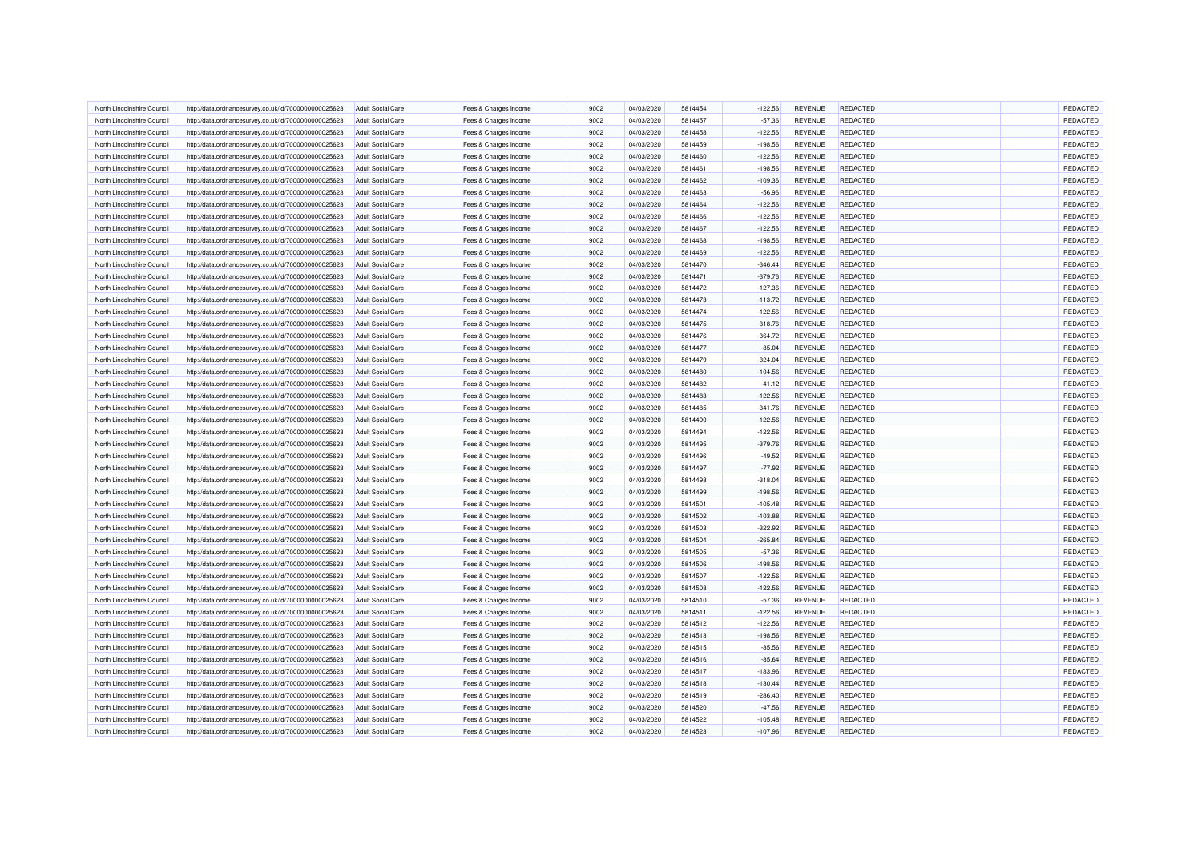| North Lincolnshire Council | http://data.ordnancesurvey.co.uk/id/7000000000025623 | Adult Social Care | Fees & Charges Income | 9002 | 04/03/2020 | 5814454 | -122.56 | REVENUE | REDACTED | | REDACTED |
|---|---|---|---|---|---|---|---|---|---|---|---|
| North Lincolnshire Council | http://data.ordnancesurvey.co.uk/id/7000000000025623 | Adult Social Care | Fees & Charges Income | 9002 | 04/03/2020 | 5814457 | -57.36 | REVENUE | REDACTED | | REDACTED |
| North Lincolnshire Council | http://data.ordnancesurvey.co.uk/id/7000000000025623 | Adult Social Care | Fees & Charges Income | 9002 | 04/03/2020 | 5814458 | -122.56 | REVENUE | REDACTED | | REDACTED |
| North Lincolnshire Council | http://data.ordnancesurvey.co.uk/id/7000000000025623 | Adult Social Care | Fees & Charges Income | 9002 | 04/03/2020 | 5814459 | -198.56 | REVENUE | REDACTED | | REDACTED |
| North Lincolnshire Council | http://data.ordnancesurvey.co.uk/id/7000000000025623 | Adult Social Care | Fees & Charges Income | 9002 | 04/03/2020 | 5814460 | -122.56 | REVENUE | REDACTED | | REDACTED |
| North Lincolnshire Council | http://data.ordnancesurvey.co.uk/id/7000000000025623 | Adult Social Care | Fees & Charges Income | 9002 | 04/03/2020 | 5814461 | -198.56 | REVENUE | REDACTED | | REDACTED |
| North Lincolnshire Council | http://data.ordnancesurvey.co.uk/id/7000000000025623 | Adult Social Care | Fees & Charges Income | 9002 | 04/03/2020 | 5814462 | -109.36 | REVENUE | REDACTED | | REDACTED |
| North Lincolnshire Council | http://data.ordnancesurvey.co.uk/id/7000000000025623 | Adult Social Care | Fees & Charges Income | 9002 | 04/03/2020 | 5814463 | -56.96 | REVENUE | REDACTED | | REDACTED |
| North Lincolnshire Council | http://data.ordnancesurvey.co.uk/id/7000000000025623 | Adult Social Care | Fees & Charges Income | 9002 | 04/03/2020 | 5814464 | -122.56 | REVENUE | REDACTED | | REDACTED |
| North Lincolnshire Council | http://data.ordnancesurvey.co.uk/id/7000000000025623 | Adult Social Care | Fees & Charges Income | 9002 | 04/03/2020 | 5814466 | -122.56 | REVENUE | REDACTED | | REDACTED |
| North Lincolnshire Council | http://data.ordnancesurvey.co.uk/id/7000000000025623 | Adult Social Care | Fees & Charges Income | 9002 | 04/03/2020 | 5814467 | -122.56 | REVENUE | REDACTED | | REDACTED |
| North Lincolnshire Council | http://data.ordnancesurvey.co.uk/id/7000000000025623 | Adult Social Care | Fees & Charges Income | 9002 | 04/03/2020 | 5814468 | -198.56 | REVENUE | REDACTED | | REDACTED |
| North Lincolnshire Council | http://data.ordnancesurvey.co.uk/id/7000000000025623 | Adult Social Care | Fees & Charges Income | 9002 | 04/03/2020 | 5814469 | -122.56 | REVENUE | REDACTED | | REDACTED |
| North Lincolnshire Council | http://data.ordnancesurvey.co.uk/id/7000000000025623 | Adult Social Care | Fees & Charges Income | 9002 | 04/03/2020 | 5814470 | -346.44 | REVENUE | REDACTED | | REDACTED |
| North Lincolnshire Council | http://data.ordnancesurvey.co.uk/id/7000000000025623 | Adult Social Care | Fees & Charges Income | 9002 | 04/03/2020 | 5814471 | -379.76 | REVENUE | REDACTED | | REDACTED |
| North Lincolnshire Council | http://data.ordnancesurvey.co.uk/id/7000000000025623 | Adult Social Care | Fees & Charges Income | 9002 | 04/03/2020 | 5814472 | -127.36 | REVENUE | REDACTED | | REDACTED |
| North Lincolnshire Council | http://data.ordnancesurvey.co.uk/id/7000000000025623 | Adult Social Care | Fees & Charges Income | 9002 | 04/03/2020 | 5814473 | -113.72 | REVENUE | REDACTED | | REDACTED |
| North Lincolnshire Council | http://data.ordnancesurvey.co.uk/id/7000000000025623 | Adult Social Care | Fees & Charges Income | 9002 | 04/03/2020 | 5814474 | -122.56 | REVENUE | REDACTED | | REDACTED |
| North Lincolnshire Council | http://data.ordnancesurvey.co.uk/id/7000000000025623 | Adult Social Care | Fees & Charges Income | 9002 | 04/03/2020 | 5814475 | -318.76 | REVENUE | REDACTED | | REDACTED |
| North Lincolnshire Council | http://data.ordnancesurvey.co.uk/id/7000000000025623 | Adult Social Care | Fees & Charges Income | 9002 | 04/03/2020 | 5814476 | -364.72 | REVENUE | REDACTED | | REDACTED |
| North Lincolnshire Council | http://data.ordnancesurvey.co.uk/id/7000000000025623 | Adult Social Care | Fees & Charges Income | 9002 | 04/03/2020 | 5814477 | -85.04 | REVENUE | REDACTED | | REDACTED |
| North Lincolnshire Council | http://data.ordnancesurvey.co.uk/id/7000000000025623 | Adult Social Care | Fees & Charges Income | 9002 | 04/03/2020 | 5814479 | -324.04 | REVENUE | REDACTED | | REDACTED |
| North Lincolnshire Council | http://data.ordnancesurvey.co.uk/id/7000000000025623 | Adult Social Care | Fees & Charges Income | 9002 | 04/03/2020 | 5814480 | -104.56 | REVENUE | REDACTED | | REDACTED |
| North Lincolnshire Council | http://data.ordnancesurvey.co.uk/id/7000000000025623 | Adult Social Care | Fees & Charges Income | 9002 | 04/03/2020 | 5814482 | -41.12 | REVENUE | REDACTED | | REDACTED |
| North Lincolnshire Council | http://data.ordnancesurvey.co.uk/id/7000000000025623 | Adult Social Care | Fees & Charges Income | 9002 | 04/03/2020 | 5814483 | -122.56 | REVENUE | REDACTED | | REDACTED |
| North Lincolnshire Council | http://data.ordnancesurvey.co.uk/id/7000000000025623 | Adult Social Care | Fees & Charges Income | 9002 | 04/03/2020 | 5814485 | -341.76 | REVENUE | REDACTED | | REDACTED |
| North Lincolnshire Council | http://data.ordnancesurvey.co.uk/id/7000000000025623 | Adult Social Care | Fees & Charges Income | 9002 | 04/03/2020 | 5814490 | -122.56 | REVENUE | REDACTED | | REDACTED |
| North Lincolnshire Council | http://data.ordnancesurvey.co.uk/id/7000000000025623 | Adult Social Care | Fees & Charges Income | 9002 | 04/03/2020 | 5814494 | -122.56 | REVENUE | REDACTED | | REDACTED |
| North Lincolnshire Council | http://data.ordnancesurvey.co.uk/id/7000000000025623 | Adult Social Care | Fees & Charges Income | 9002 | 04/03/2020 | 5814495 | -379.76 | REVENUE | REDACTED | | REDACTED |
| North Lincolnshire Council | http://data.ordnancesurvey.co.uk/id/7000000000025623 | Adult Social Care | Fees & Charges Income | 9002 | 04/03/2020 | 5814496 | -49.52 | REVENUE | REDACTED | | REDACTED |
| North Lincolnshire Council | http://data.ordnancesurvey.co.uk/id/7000000000025623 | Adult Social Care | Fees & Charges Income | 9002 | 04/03/2020 | 5814497 | -77.92 | REVENUE | REDACTED | | REDACTED |
| North Lincolnshire Council | http://data.ordnancesurvey.co.uk/id/7000000000025623 | Adult Social Care | Fees & Charges Income | 9002 | 04/03/2020 | 5814498 | -318.04 | REVENUE | REDACTED | | REDACTED |
| North Lincolnshire Council | http://data.ordnancesurvey.co.uk/id/7000000000025623 | Adult Social Care | Fees & Charges Income | 9002 | 04/03/2020 | 5814499 | -198.56 | REVENUE | REDACTED | | REDACTED |
| North Lincolnshire Council | http://data.ordnancesurvey.co.uk/id/7000000000025623 | Adult Social Care | Fees & Charges Income | 9002 | 04/03/2020 | 5814501 | -105.48 | REVENUE | REDACTED | | REDACTED |
| North Lincolnshire Council | http://data.ordnancesurvey.co.uk/id/7000000000025623 | Adult Social Care | Fees & Charges Income | 9002 | 04/03/2020 | 5814502 | -103.88 | REVENUE | REDACTED | | REDACTED |
| North Lincolnshire Council | http://data.ordnancesurvey.co.uk/id/7000000000025623 | Adult Social Care | Fees & Charges Income | 9002 | 04/03/2020 | 5814503 | -322.92 | REVENUE | REDACTED | | REDACTED |
| North Lincolnshire Council | http://data.ordnancesurvey.co.uk/id/7000000000025623 | Adult Social Care | Fees & Charges Income | 9002 | 04/03/2020 | 5814504 | -265.84 | REVENUE | REDACTED | | REDACTED |
| North Lincolnshire Council | http://data.ordnancesurvey.co.uk/id/7000000000025623 | Adult Social Care | Fees & Charges Income | 9002 | 04/03/2020 | 5814505 | -57.36 | REVENUE | REDACTED | | REDACTED |
| North Lincolnshire Council | http://data.ordnancesurvey.co.uk/id/7000000000025623 | Adult Social Care | Fees & Charges Income | 9002 | 04/03/2020 | 5814506 | -198.56 | REVENUE | REDACTED | | REDACTED |
| North Lincolnshire Council | http://data.ordnancesurvey.co.uk/id/7000000000025623 | Adult Social Care | Fees & Charges Income | 9002 | 04/03/2020 | 5814507 | -122.56 | REVENUE | REDACTED | | REDACTED |
| North Lincolnshire Council | http://data.ordnancesurvey.co.uk/id/7000000000025623 | Adult Social Care | Fees & Charges Income | 9002 | 04/03/2020 | 5814508 | -122.56 | REVENUE | REDACTED | | REDACTED |
| North Lincolnshire Council | http://data.ordnancesurvey.co.uk/id/7000000000025623 | Adult Social Care | Fees & Charges Income | 9002 | 04/03/2020 | 5814510 | -57.36 | REVENUE | REDACTED | | REDACTED |
| North Lincolnshire Council | http://data.ordnancesurvey.co.uk/id/7000000000025623 | Adult Social Care | Fees & Charges Income | 9002 | 04/03/2020 | 5814511 | -122.56 | REVENUE | REDACTED | | REDACTED |
| North Lincolnshire Council | http://data.ordnancesurvey.co.uk/id/7000000000025623 | Adult Social Care | Fees & Charges Income | 9002 | 04/03/2020 | 5814512 | -122.56 | REVENUE | REDACTED | | REDACTED |
| North Lincolnshire Council | http://data.ordnancesurvey.co.uk/id/7000000000025623 | Adult Social Care | Fees & Charges Income | 9002 | 04/03/2020 | 5814513 | -198.56 | REVENUE | REDACTED | | REDACTED |
| North Lincolnshire Council | http://data.ordnancesurvey.co.uk/id/7000000000025623 | Adult Social Care | Fees & Charges Income | 9002 | 04/03/2020 | 5814515 | -85.56 | REVENUE | REDACTED | | REDACTED |
| North Lincolnshire Council | http://data.ordnancesurvey.co.uk/id/7000000000025623 | Adult Social Care | Fees & Charges Income | 9002 | 04/03/2020 | 5814516 | -85.64 | REVENUE | REDACTED | | REDACTED |
| North Lincolnshire Council | http://data.ordnancesurvey.co.uk/id/7000000000025623 | Adult Social Care | Fees & Charges Income | 9002 | 04/03/2020 | 5814517 | -183.96 | REVENUE | REDACTED | | REDACTED |
| North Lincolnshire Council | http://data.ordnancesurvey.co.uk/id/7000000000025623 | Adult Social Care | Fees & Charges Income | 9002 | 04/03/2020 | 5814518 | -130.44 | REVENUE | REDACTED | | REDACTED |
| North Lincolnshire Council | http://data.ordnancesurvey.co.uk/id/7000000000025623 | Adult Social Care | Fees & Charges Income | 9002 | 04/03/2020 | 5814519 | -286.40 | REVENUE | REDACTED | | REDACTED |
| North Lincolnshire Council | http://data.ordnancesurvey.co.uk/id/7000000000025623 | Adult Social Care | Fees & Charges Income | 9002 | 04/03/2020 | 5814520 | -47.56 | REVENUE | REDACTED | | REDACTED |
| North Lincolnshire Council | http://data.ordnancesurvey.co.uk/id/7000000000025623 | Adult Social Care | Fees & Charges Income | 9002 | 04/03/2020 | 5814522 | -105.48 | REVENUE | REDACTED | | REDACTED |
| North Lincolnshire Council | http://data.ordnancesurvey.co.uk/id/7000000000025623 | Adult Social Care | Fees & Charges Income | 9002 | 04/03/2020 | 5814523 | -107.96 | REVENUE | REDACTED | | REDACTED |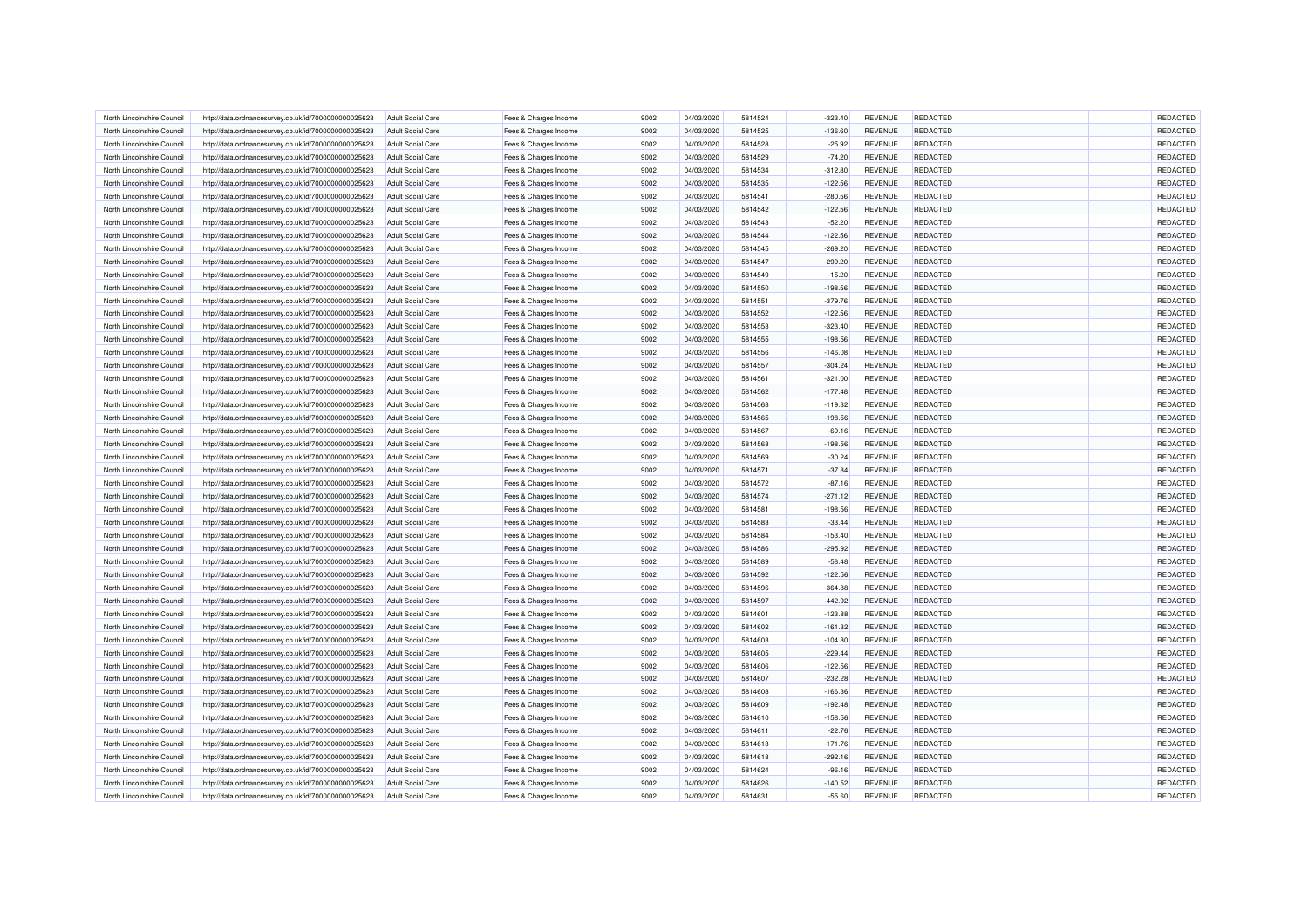| | | | | | | | | | | | |
|---|---|---|---|---|---|---|---|---|---|---|---|
| North Lincolnshire Council | http://data.ordnancesurvey.co.uk/id/7000000000025623 | Adult Social Care | Fees & Charges Income | 9002 | 04/03/2020 | 5814524 | -323.40 | REVENUE | REDACTED | | REDACTED |
| North Lincolnshire Council | http://data.ordnancesurvey.co.uk/id/7000000000025623 | Adult Social Care | Fees & Charges Income | 9002 | 04/03/2020 | 5814525 | -136.60 | REVENUE | REDACTED | | REDACTED |
| North Lincolnshire Council | http://data.ordnancesurvey.co.uk/id/7000000000025623 | Adult Social Care | Fees & Charges Income | 9002 | 04/03/2020 | 5814528 | -25.92 | REVENUE | REDACTED | | REDACTED |
| North Lincolnshire Council | http://data.ordnancesurvey.co.uk/id/7000000000025623 | Adult Social Care | Fees & Charges Income | 9002 | 04/03/2020 | 5814529 | -74.20 | REVENUE | REDACTED | | REDACTED |
| North Lincolnshire Council | http://data.ordnancesurvey.co.uk/id/7000000000025623 | Adult Social Care | Fees & Charges Income | 9002 | 04/03/2020 | 5814534 | -312.80 | REVENUE | REDACTED | | REDACTED |
| North Lincolnshire Council | http://data.ordnancesurvey.co.uk/id/7000000000025623 | Adult Social Care | Fees & Charges Income | 9002 | 04/03/2020 | 5814535 | -122.56 | REVENUE | REDACTED | | REDACTED |
| North Lincolnshire Council | http://data.ordnancesurvey.co.uk/id/7000000000025623 | Adult Social Care | Fees & Charges Income | 9002 | 04/03/2020 | 5814541 | -280.56 | REVENUE | REDACTED | | REDACTED |
| North Lincolnshire Council | http://data.ordnancesurvey.co.uk/id/7000000000025623 | Adult Social Care | Fees & Charges Income | 9002 | 04/03/2020 | 5814542 | -122.56 | REVENUE | REDACTED | | REDACTED |
| North Lincolnshire Council | http://data.ordnancesurvey.co.uk/id/7000000000025623 | Adult Social Care | Fees & Charges Income | 9002 | 04/03/2020 | 5814543 | -52.20 | REVENUE | REDACTED | | REDACTED |
| North Lincolnshire Council | http://data.ordnancesurvey.co.uk/id/7000000000025623 | Adult Social Care | Fees & Charges Income | 9002 | 04/03/2020 | 5814544 | -122.56 | REVENUE | REDACTED | | REDACTED |
| North Lincolnshire Council | http://data.ordnancesurvey.co.uk/id/7000000000025623 | Adult Social Care | Fees & Charges Income | 9002 | 04/03/2020 | 5814545 | -269.20 | REVENUE | REDACTED | | REDACTED |
| North Lincolnshire Council | http://data.ordnancesurvey.co.uk/id/7000000000025623 | Adult Social Care | Fees & Charges Income | 9002 | 04/03/2020 | 5814547 | -299.20 | REVENUE | REDACTED | | REDACTED |
| North Lincolnshire Council | http://data.ordnancesurvey.co.uk/id/7000000000025623 | Adult Social Care | Fees & Charges Income | 9002 | 04/03/2020 | 5814549 | -15.20 | REVENUE | REDACTED | | REDACTED |
| North Lincolnshire Council | http://data.ordnancesurvey.co.uk/id/7000000000025623 | Adult Social Care | Fees & Charges Income | 9002 | 04/03/2020 | 5814550 | -198.56 | REVENUE | REDACTED | | REDACTED |
| North Lincolnshire Council | http://data.ordnancesurvey.co.uk/id/7000000000025623 | Adult Social Care | Fees & Charges Income | 9002 | 04/03/2020 | 5814551 | -379.76 | REVENUE | REDACTED | | REDACTED |
| North Lincolnshire Council | http://data.ordnancesurvey.co.uk/id/7000000000025623 | Adult Social Care | Fees & Charges Income | 9002 | 04/03/2020 | 5814552 | -122.56 | REVENUE | REDACTED | | REDACTED |
| North Lincolnshire Council | http://data.ordnancesurvey.co.uk/id/7000000000025623 | Adult Social Care | Fees & Charges Income | 9002 | 04/03/2020 | 5814553 | -323.40 | REVENUE | REDACTED | | REDACTED |
| North Lincolnshire Council | http://data.ordnancesurvey.co.uk/id/7000000000025623 | Adult Social Care | Fees & Charges Income | 9002 | 04/03/2020 | 5814555 | -198.56 | REVENUE | REDACTED | | REDACTED |
| North Lincolnshire Council | http://data.ordnancesurvey.co.uk/id/7000000000025623 | Adult Social Care | Fees & Charges Income | 9002 | 04/03/2020 | 5814556 | -146.08 | REVENUE | REDACTED | | REDACTED |
| North Lincolnshire Council | http://data.ordnancesurvey.co.uk/id/7000000000025623 | Adult Social Care | Fees & Charges Income | 9002 | 04/03/2020 | 5814557 | -304.24 | REVENUE | REDACTED | | REDACTED |
| North Lincolnshire Council | http://data.ordnancesurvey.co.uk/id/7000000000025623 | Adult Social Care | Fees & Charges Income | 9002 | 04/03/2020 | 5814561 | -321.00 | REVENUE | REDACTED | | REDACTED |
| North Lincolnshire Council | http://data.ordnancesurvey.co.uk/id/7000000000025623 | Adult Social Care | Fees & Charges Income | 9002 | 04/03/2020 | 5814562 | -177.48 | REVENUE | REDACTED | | REDACTED |
| North Lincolnshire Council | http://data.ordnancesurvey.co.uk/id/7000000000025623 | Adult Social Care | Fees & Charges Income | 9002 | 04/03/2020 | 5814563 | -119.32 | REVENUE | REDACTED | | REDACTED |
| North Lincolnshire Council | http://data.ordnancesurvey.co.uk/id/7000000000025623 | Adult Social Care | Fees & Charges Income | 9002 | 04/03/2020 | 5814565 | -198.56 | REVENUE | REDACTED | | REDACTED |
| North Lincolnshire Council | http://data.ordnancesurvey.co.uk/id/7000000000025623 | Adult Social Care | Fees & Charges Income | 9002 | 04/03/2020 | 5814567 | -69.16 | REVENUE | REDACTED | | REDACTED |
| North Lincolnshire Council | http://data.ordnancesurvey.co.uk/id/7000000000025623 | Adult Social Care | Fees & Charges Income | 9002 | 04/03/2020 | 5814568 | -198.56 | REVENUE | REDACTED | | REDACTED |
| North Lincolnshire Council | http://data.ordnancesurvey.co.uk/id/7000000000025623 | Adult Social Care | Fees & Charges Income | 9002 | 04/03/2020 | 5814569 | -30.24 | REVENUE | REDACTED | | REDACTED |
| North Lincolnshire Council | http://data.ordnancesurvey.co.uk/id/7000000000025623 | Adult Social Care | Fees & Charges Income | 9002 | 04/03/2020 | 5814571 | -37.84 | REVENUE | REDACTED | | REDACTED |
| North Lincolnshire Council | http://data.ordnancesurvey.co.uk/id/7000000000025623 | Adult Social Care | Fees & Charges Income | 9002 | 04/03/2020 | 5814572 | -87.16 | REVENUE | REDACTED | | REDACTED |
| North Lincolnshire Council | http://data.ordnancesurvey.co.uk/id/7000000000025623 | Adult Social Care | Fees & Charges Income | 9002 | 04/03/2020 | 5814574 | -271.12 | REVENUE | REDACTED | | REDACTED |
| North Lincolnshire Council | http://data.ordnancesurvey.co.uk/id/7000000000025623 | Adult Social Care | Fees & Charges Income | 9002 | 04/03/2020 | 5814581 | -198.56 | REVENUE | REDACTED | | REDACTED |
| North Lincolnshire Council | http://data.ordnancesurvey.co.uk/id/7000000000025623 | Adult Social Care | Fees & Charges Income | 9002 | 04/03/2020 | 5814583 | -33.44 | REVENUE | REDACTED | | REDACTED |
| North Lincolnshire Council | http://data.ordnancesurvey.co.uk/id/7000000000025623 | Adult Social Care | Fees & Charges Income | 9002 | 04/03/2020 | 5814584 | -153.40 | REVENUE | REDACTED | | REDACTED |
| North Lincolnshire Council | http://data.ordnancesurvey.co.uk/id/7000000000025623 | Adult Social Care | Fees & Charges Income | 9002 | 04/03/2020 | 5814586 | -295.92 | REVENUE | REDACTED | | REDACTED |
| North Lincolnshire Council | http://data.ordnancesurvey.co.uk/id/7000000000025623 | Adult Social Care | Fees & Charges Income | 9002 | 04/03/2020 | 5814589 | -58.48 | REVENUE | REDACTED | | REDACTED |
| North Lincolnshire Council | http://data.ordnancesurvey.co.uk/id/7000000000025623 | Adult Social Care | Fees & Charges Income | 9002 | 04/03/2020 | 5814592 | -122.56 | REVENUE | REDACTED | | REDACTED |
| North Lincolnshire Council | http://data.ordnancesurvey.co.uk/id/7000000000025623 | Adult Social Care | Fees & Charges Income | 9002 | 04/03/2020 | 5814596 | -364.88 | REVENUE | REDACTED | | REDACTED |
| North Lincolnshire Council | http://data.ordnancesurvey.co.uk/id/7000000000025623 | Adult Social Care | Fees & Charges Income | 9002 | 04/03/2020 | 5814597 | -442.92 | REVENUE | REDACTED | | REDACTED |
| North Lincolnshire Council | http://data.ordnancesurvey.co.uk/id/7000000000025623 | Adult Social Care | Fees & Charges Income | 9002 | 04/03/2020 | 5814601 | -123.88 | REVENUE | REDACTED | | REDACTED |
| North Lincolnshire Council | http://data.ordnancesurvey.co.uk/id/7000000000025623 | Adult Social Care | Fees & Charges Income | 9002 | 04/03/2020 | 5814602 | -161.32 | REVENUE | REDACTED | | REDACTED |
| North Lincolnshire Council | http://data.ordnancesurvey.co.uk/id/7000000000025623 | Adult Social Care | Fees & Charges Income | 9002 | 04/03/2020 | 5814603 | -104.80 | REVENUE | REDACTED | | REDACTED |
| North Lincolnshire Council | http://data.ordnancesurvey.co.uk/id/7000000000025623 | Adult Social Care | Fees & Charges Income | 9002 | 04/03/2020 | 5814605 | -229.44 | REVENUE | REDACTED | | REDACTED |
| North Lincolnshire Council | http://data.ordnancesurvey.co.uk/id/7000000000025623 | Adult Social Care | Fees & Charges Income | 9002 | 04/03/2020 | 5814606 | -122.56 | REVENUE | REDACTED | | REDACTED |
| North Lincolnshire Council | http://data.ordnancesurvey.co.uk/id/7000000000025623 | Adult Social Care | Fees & Charges Income | 9002 | 04/03/2020 | 5814607 | -232.28 | REVENUE | REDACTED | | REDACTED |
| North Lincolnshire Council | http://data.ordnancesurvey.co.uk/id/7000000000025623 | Adult Social Care | Fees & Charges Income | 9002 | 04/03/2020 | 5814608 | -166.36 | REVENUE | REDACTED | | REDACTED |
| North Lincolnshire Council | http://data.ordnancesurvey.co.uk/id/7000000000025623 | Adult Social Care | Fees & Charges Income | 9002 | 04/03/2020 | 5814609 | -192.48 | REVENUE | REDACTED | | REDACTED |
| North Lincolnshire Council | http://data.ordnancesurvey.co.uk/id/7000000000025623 | Adult Social Care | Fees & Charges Income | 9002 | 04/03/2020 | 5814610 | -158.56 | REVENUE | REDACTED | | REDACTED |
| North Lincolnshire Council | http://data.ordnancesurvey.co.uk/id/7000000000025623 | Adult Social Care | Fees & Charges Income | 9002 | 04/03/2020 | 5814611 | -22.76 | REVENUE | REDACTED | | REDACTED |
| North Lincolnshire Council | http://data.ordnancesurvey.co.uk/id/7000000000025623 | Adult Social Care | Fees & Charges Income | 9002 | 04/03/2020 | 5814613 | -171.76 | REVENUE | REDACTED | | REDACTED |
| North Lincolnshire Council | http://data.ordnancesurvey.co.uk/id/7000000000025623 | Adult Social Care | Fees & Charges Income | 9002 | 04/03/2020 | 5814618 | -292.16 | REVENUE | REDACTED | | REDACTED |
| North Lincolnshire Council | http://data.ordnancesurvey.co.uk/id/7000000000025623 | Adult Social Care | Fees & Charges Income | 9002 | 04/03/2020 | 5814624 | -96.16 | REVENUE | REDACTED | | REDACTED |
| North Lincolnshire Council | http://data.ordnancesurvey.co.uk/id/7000000000025623 | Adult Social Care | Fees & Charges Income | 9002 | 04/03/2020 | 5814626 | -140.52 | REVENUE | REDACTED | | REDACTED |
| North Lincolnshire Council | http://data.ordnancesurvey.co.uk/id/7000000000025623 | Adult Social Care | Fees & Charges Income | 9002 | 04/03/2020 | 5814631 | -55.60 | REVENUE | REDACTED | | REDACTED |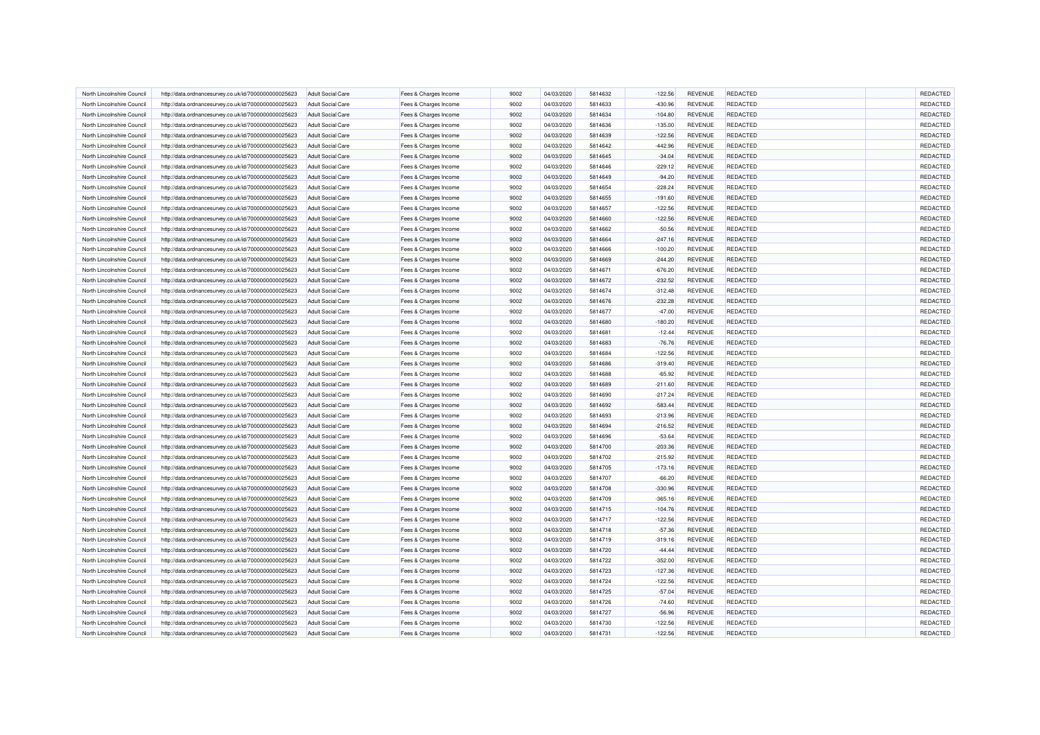| | | | | | | | | | | | |
|---|---|---|---|---|---|---|---|---|---|---|---|
| North Lincolnshire Council | http://data.ordnancesurvey.co.uk/id/7000000000025623 | Adult Social Care | Fees & Charges Income | 9002 | 04/03/2020 | 5814632 | -122.56 | REVENUE | REDACTED | | REDACTED |
| North Lincolnshire Council | http://data.ordnancesurvey.co.uk/id/7000000000025623 | Adult Social Care | Fees & Charges Income | 9002 | 04/03/2020 | 5814633 | -430.96 | REVENUE | REDACTED | | REDACTED |
| North Lincolnshire Council | http://data.ordnancesurvey.co.uk/id/7000000000025623 | Adult Social Care | Fees & Charges Income | 9002 | 04/03/2020 | 5814634 | -104.80 | REVENUE | REDACTED | | REDACTED |
| North Lincolnshire Council | http://data.ordnancesurvey.co.uk/id/7000000000025623 | Adult Social Care | Fees & Charges Income | 9002 | 04/03/2020 | 5814636 | -135.00 | REVENUE | REDACTED | | REDACTED |
| North Lincolnshire Council | http://data.ordnancesurvey.co.uk/id/7000000000025623 | Adult Social Care | Fees & Charges Income | 9002 | 04/03/2020 | 5814639 | -122.56 | REVENUE | REDACTED | | REDACTED |
| North Lincolnshire Council | http://data.ordnancesurvey.co.uk/id/7000000000025623 | Adult Social Care | Fees & Charges Income | 9002 | 04/03/2020 | 5814642 | -442.96 | REVENUE | REDACTED | | REDACTED |
| North Lincolnshire Council | http://data.ordnancesurvey.co.uk/id/7000000000025623 | Adult Social Care | Fees & Charges Income | 9002 | 04/03/2020 | 5814645 | -34.04 | REVENUE | REDACTED | | REDACTED |
| North Lincolnshire Council | http://data.ordnancesurvey.co.uk/id/7000000000025623 | Adult Social Care | Fees & Charges Income | 9002 | 04/03/2020 | 5814646 | -229.12 | REVENUE | REDACTED | | REDACTED |
| North Lincolnshire Council | http://data.ordnancesurvey.co.uk/id/7000000000025623 | Adult Social Care | Fees & Charges Income | 9002 | 04/03/2020 | 5814649 | -94.20 | REVENUE | REDACTED | | REDACTED |
| North Lincolnshire Council | http://data.ordnancesurvey.co.uk/id/7000000000025623 | Adult Social Care | Fees & Charges Income | 9002 | 04/03/2020 | 5814654 | -228.24 | REVENUE | REDACTED | | REDACTED |
| North Lincolnshire Council | http://data.ordnancesurvey.co.uk/id/7000000000025623 | Adult Social Care | Fees & Charges Income | 9002 | 04/03/2020 | 5814655 | -191.60 | REVENUE | REDACTED | | REDACTED |
| North Lincolnshire Council | http://data.ordnancesurvey.co.uk/id/7000000000025623 | Adult Social Care | Fees & Charges Income | 9002 | 04/03/2020 | 5814657 | -122.56 | REVENUE | REDACTED | | REDACTED |
| North Lincolnshire Council | http://data.ordnancesurvey.co.uk/id/7000000000025623 | Adult Social Care | Fees & Charges Income | 9002 | 04/03/2020 | 5814660 | -122.56 | REVENUE | REDACTED | | REDACTED |
| North Lincolnshire Council | http://data.ordnancesurvey.co.uk/id/7000000000025623 | Adult Social Care | Fees & Charges Income | 9002 | 04/03/2020 | 5814662 | -50.56 | REVENUE | REDACTED | | REDACTED |
| North Lincolnshire Council | http://data.ordnancesurvey.co.uk/id/7000000000025623 | Adult Social Care | Fees & Charges Income | 9002 | 04/03/2020 | 5814664 | -247.16 | REVENUE | REDACTED | | REDACTED |
| North Lincolnshire Council | http://data.ordnancesurvey.co.uk/id/7000000000025623 | Adult Social Care | Fees & Charges Income | 9002 | 04/03/2020 | 5814666 | -100.20 | REVENUE | REDACTED | | REDACTED |
| North Lincolnshire Council | http://data.ordnancesurvey.co.uk/id/7000000000025623 | Adult Social Care | Fees & Charges Income | 9002 | 04/03/2020 | 5814669 | -244.20 | REVENUE | REDACTED | | REDACTED |
| North Lincolnshire Council | http://data.ordnancesurvey.co.uk/id/7000000000025623 | Adult Social Care | Fees & Charges Income | 9002 | 04/03/2020 | 5814671 | -676.20 | REVENUE | REDACTED | | REDACTED |
| North Lincolnshire Council | http://data.ordnancesurvey.co.uk/id/7000000000025623 | Adult Social Care | Fees & Charges Income | 9002 | 04/03/2020 | 5814672 | -232.52 | REVENUE | REDACTED | | REDACTED |
| North Lincolnshire Council | http://data.ordnancesurvey.co.uk/id/7000000000025623 | Adult Social Care | Fees & Charges Income | 9002 | 04/03/2020 | 5814674 | -312.48 | REVENUE | REDACTED | | REDACTED |
| North Lincolnshire Council | http://data.ordnancesurvey.co.uk/id/7000000000025623 | Adult Social Care | Fees & Charges Income | 9002 | 04/03/2020 | 5814676 | -232.28 | REVENUE | REDACTED | | REDACTED |
| North Lincolnshire Council | http://data.ordnancesurvey.co.uk/id/7000000000025623 | Adult Social Care | Fees & Charges Income | 9002 | 04/03/2020 | 5814677 | -47.00 | REVENUE | REDACTED | | REDACTED |
| North Lincolnshire Council | http://data.ordnancesurvey.co.uk/id/7000000000025623 | Adult Social Care | Fees & Charges Income | 9002 | 04/03/2020 | 5814680 | -180.20 | REVENUE | REDACTED | | REDACTED |
| North Lincolnshire Council | http://data.ordnancesurvey.co.uk/id/7000000000025623 | Adult Social Care | Fees & Charges Income | 9002 | 04/03/2020 | 5814681 | -12.44 | REVENUE | REDACTED | | REDACTED |
| North Lincolnshire Council | http://data.ordnancesurvey.co.uk/id/7000000000025623 | Adult Social Care | Fees & Charges Income | 9002 | 04/03/2020 | 5814683 | -76.76 | REVENUE | REDACTED | | REDACTED |
| North Lincolnshire Council | http://data.ordnancesurvey.co.uk/id/7000000000025623 | Adult Social Care | Fees & Charges Income | 9002 | 04/03/2020 | 5814684 | -122.56 | REVENUE | REDACTED | | REDACTED |
| North Lincolnshire Council | http://data.ordnancesurvey.co.uk/id/7000000000025623 | Adult Social Care | Fees & Charges Income | 9002 | 04/03/2020 | 5814686 | -319.40 | REVENUE | REDACTED | | REDACTED |
| North Lincolnshire Council | http://data.ordnancesurvey.co.uk/id/7000000000025623 | Adult Social Care | Fees & Charges Income | 9002 | 04/03/2020 | 5814688 | -65.92 | REVENUE | REDACTED | | REDACTED |
| North Lincolnshire Council | http://data.ordnancesurvey.co.uk/id/7000000000025623 | Adult Social Care | Fees & Charges Income | 9002 | 04/03/2020 | 5814689 | -211.60 | REVENUE | REDACTED | | REDACTED |
| North Lincolnshire Council | http://data.ordnancesurvey.co.uk/id/7000000000025623 | Adult Social Care | Fees & Charges Income | 9002 | 04/03/2020 | 5814690 | -217.24 | REVENUE | REDACTED | | REDACTED |
| North Lincolnshire Council | http://data.ordnancesurvey.co.uk/id/7000000000025623 | Adult Social Care | Fees & Charges Income | 9002 | 04/03/2020 | 5814692 | -583.44 | REVENUE | REDACTED | | REDACTED |
| North Lincolnshire Council | http://data.ordnancesurvey.co.uk/id/7000000000025623 | Adult Social Care | Fees & Charges Income | 9002 | 04/03/2020 | 5814693 | -213.96 | REVENUE | REDACTED | | REDACTED |
| North Lincolnshire Council | http://data.ordnancesurvey.co.uk/id/7000000000025623 | Adult Social Care | Fees & Charges Income | 9002 | 04/03/2020 | 5814694 | -216.52 | REVENUE | REDACTED | | REDACTED |
| North Lincolnshire Council | http://data.ordnancesurvey.co.uk/id/7000000000025623 | Adult Social Care | Fees & Charges Income | 9002 | 04/03/2020 | 5814696 | -53.64 | REVENUE | REDACTED | | REDACTED |
| North Lincolnshire Council | http://data.ordnancesurvey.co.uk/id/7000000000025623 | Adult Social Care | Fees & Charges Income | 9002 | 04/03/2020 | 5814700 | -203.36 | REVENUE | REDACTED | | REDACTED |
| North Lincolnshire Council | http://data.ordnancesurvey.co.uk/id/7000000000025623 | Adult Social Care | Fees & Charges Income | 9002 | 04/03/2020 | 5814702 | -215.92 | REVENUE | REDACTED | | REDACTED |
| North Lincolnshire Council | http://data.ordnancesurvey.co.uk/id/7000000000025623 | Adult Social Care | Fees & Charges Income | 9002 | 04/03/2020 | 5814705 | -173.16 | REVENUE | REDACTED | | REDACTED |
| North Lincolnshire Council | http://data.ordnancesurvey.co.uk/id/7000000000025623 | Adult Social Care | Fees & Charges Income | 9002 | 04/03/2020 | 5814707 | -66.20 | REVENUE | REDACTED | | REDACTED |
| North Lincolnshire Council | http://data.ordnancesurvey.co.uk/id/7000000000025623 | Adult Social Care | Fees & Charges Income | 9002 | 04/03/2020 | 5814708 | -330.96 | REVENUE | REDACTED | | REDACTED |
| North Lincolnshire Council | http://data.ordnancesurvey.co.uk/id/7000000000025623 | Adult Social Care | Fees & Charges Income | 9002 | 04/03/2020 | 5814709 | -365.16 | REVENUE | REDACTED | | REDACTED |
| North Lincolnshire Council | http://data.ordnancesurvey.co.uk/id/7000000000025623 | Adult Social Care | Fees & Charges Income | 9002 | 04/03/2020 | 5814715 | -104.76 | REVENUE | REDACTED | | REDACTED |
| North Lincolnshire Council | http://data.ordnancesurvey.co.uk/id/7000000000025623 | Adult Social Care | Fees & Charges Income | 9002 | 04/03/2020 | 5814717 | -122.56 | REVENUE | REDACTED | | REDACTED |
| North Lincolnshire Council | http://data.ordnancesurvey.co.uk/id/7000000000025623 | Adult Social Care | Fees & Charges Income | 9002 | 04/03/2020 | 5814718 | -57.36 | REVENUE | REDACTED | | REDACTED |
| North Lincolnshire Council | http://data.ordnancesurvey.co.uk/id/7000000000025623 | Adult Social Care | Fees & Charges Income | 9002 | 04/03/2020 | 5814719 | -319.16 | REVENUE | REDACTED | | REDACTED |
| North Lincolnshire Council | http://data.ordnancesurvey.co.uk/id/7000000000025623 | Adult Social Care | Fees & Charges Income | 9002 | 04/03/2020 | 5814720 | -44.44 | REVENUE | REDACTED | | REDACTED |
| North Lincolnshire Council | http://data.ordnancesurvey.co.uk/id/7000000000025623 | Adult Social Care | Fees & Charges Income | 9002 | 04/03/2020 | 5814722 | -352.00 | REVENUE | REDACTED | | REDACTED |
| North Lincolnshire Council | http://data.ordnancesurvey.co.uk/id/7000000000025623 | Adult Social Care | Fees & Charges Income | 9002 | 04/03/2020 | 5814723 | -127.36 | REVENUE | REDACTED | | REDACTED |
| North Lincolnshire Council | http://data.ordnancesurvey.co.uk/id/7000000000025623 | Adult Social Care | Fees & Charges Income | 9002 | 04/03/2020 | 5814724 | -122.56 | REVENUE | REDACTED | | REDACTED |
| North Lincolnshire Council | http://data.ordnancesurvey.co.uk/id/7000000000025623 | Adult Social Care | Fees & Charges Income | 9002 | 04/03/2020 | 5814725 | -57.04 | REVENUE | REDACTED | | REDACTED |
| North Lincolnshire Council | http://data.ordnancesurvey.co.uk/id/7000000000025623 | Adult Social Care | Fees & Charges Income | 9002 | 04/03/2020 | 5814726 | -74.60 | REVENUE | REDACTED | | REDACTED |
| North Lincolnshire Council | http://data.ordnancesurvey.co.uk/id/7000000000025623 | Adult Social Care | Fees & Charges Income | 9002 | 04/03/2020 | 5814727 | -56.96 | REVENUE | REDACTED | | REDACTED |
| North Lincolnshire Council | http://data.ordnancesurvey.co.uk/id/7000000000025623 | Adult Social Care | Fees & Charges Income | 9002 | 04/03/2020 | 5814730 | -122.56 | REVENUE | REDACTED | | REDACTED |
| North Lincolnshire Council | http://data.ordnancesurvey.co.uk/id/7000000000025623 | Adult Social Care | Fees & Charges Income | 9002 | 04/03/2020 | 5814731 | -122.56 | REVENUE | REDACTED | | REDACTED |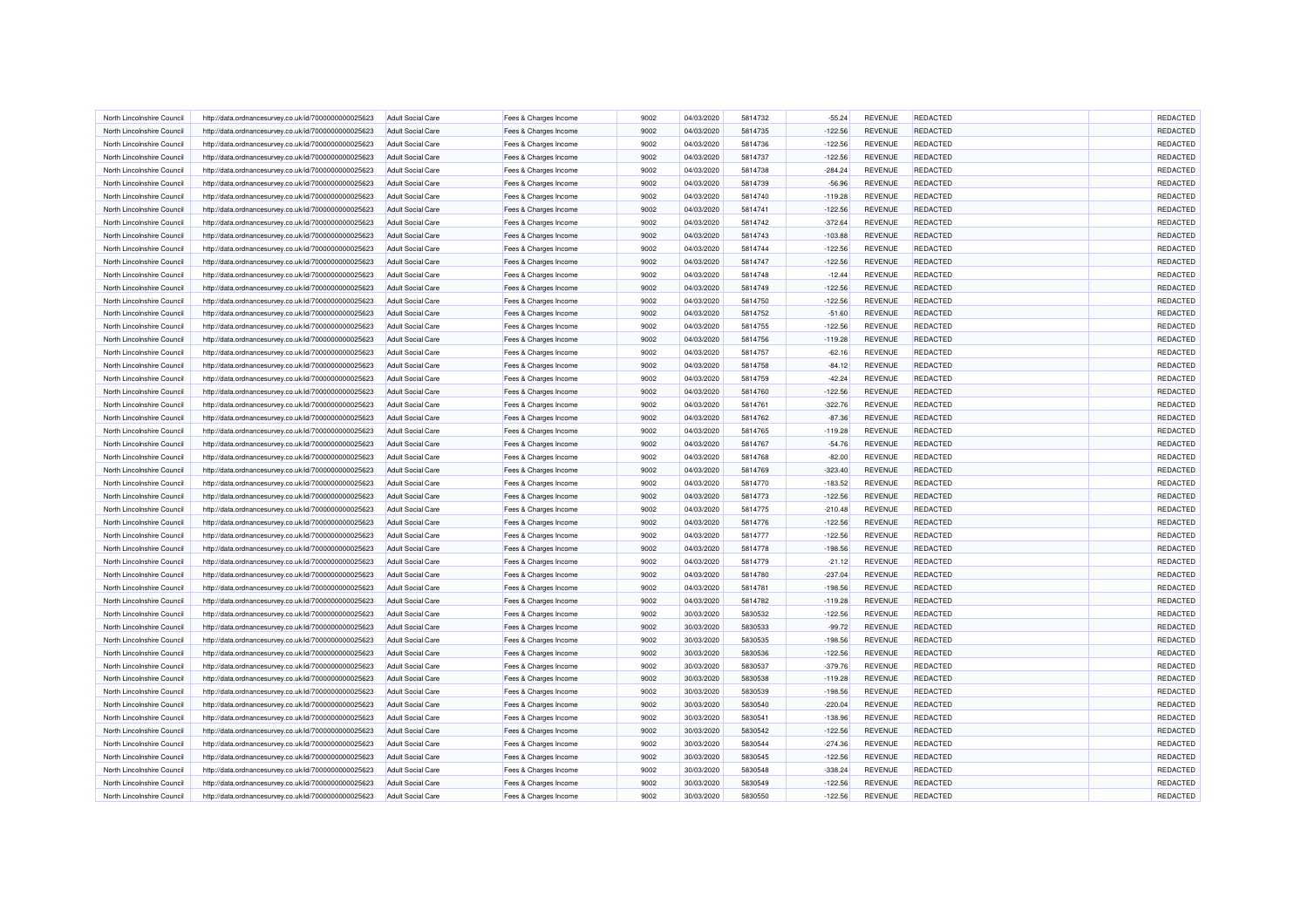| | | | | | | | | | | | |
|---|---|---|---|---|---|---|---|---|---|---|---|
| North Lincolnshire Council | http://data.ordnancesurvey.co.uk/id/7000000000025623 | Adult Social Care | Fees & Charges Income | 9002 | 04/03/2020 | 5814732 | -55.24 | REVENUE | REDACTED | | REDACTED |
| North Lincolnshire Council | http://data.ordnancesurvey.co.uk/id/7000000000025623 | Adult Social Care | Fees & Charges Income | 9002 | 04/03/2020 | 5814735 | -122.56 | REVENUE | REDACTED | | REDACTED |
| North Lincolnshire Council | http://data.ordnancesurvey.co.uk/id/7000000000025623 | Adult Social Care | Fees & Charges Income | 9002 | 04/03/2020 | 5814736 | -122.56 | REVENUE | REDACTED | | REDACTED |
| North Lincolnshire Council | http://data.ordnancesurvey.co.uk/id/7000000000025623 | Adult Social Care | Fees & Charges Income | 9002 | 04/03/2020 | 5814737 | -122.56 | REVENUE | REDACTED | | REDACTED |
| North Lincolnshire Council | http://data.ordnancesurvey.co.uk/id/7000000000025623 | Adult Social Care | Fees & Charges Income | 9002 | 04/03/2020 | 5814738 | -284.24 | REVENUE | REDACTED | | REDACTED |
| North Lincolnshire Council | http://data.ordnancesurvey.co.uk/id/7000000000025623 | Adult Social Care | Fees & Charges Income | 9002 | 04/03/2020 | 5814739 | -56.96 | REVENUE | REDACTED | | REDACTED |
| North Lincolnshire Council | http://data.ordnancesurvey.co.uk/id/7000000000025623 | Adult Social Care | Fees & Charges Income | 9002 | 04/03/2020 | 5814740 | -119.28 | REVENUE | REDACTED | | REDACTED |
| North Lincolnshire Council | http://data.ordnancesurvey.co.uk/id/7000000000025623 | Adult Social Care | Fees & Charges Income | 9002 | 04/03/2020 | 5814741 | -122.56 | REVENUE | REDACTED | | REDACTED |
| North Lincolnshire Council | http://data.ordnancesurvey.co.uk/id/7000000000025623 | Adult Social Care | Fees & Charges Income | 9002 | 04/03/2020 | 5814742 | -372.64 | REVENUE | REDACTED | | REDACTED |
| North Lincolnshire Council | http://data.ordnancesurvey.co.uk/id/7000000000025623 | Adult Social Care | Fees & Charges Income | 9002 | 04/03/2020 | 5814743 | -103.88 | REVENUE | REDACTED | | REDACTED |
| North Lincolnshire Council | http://data.ordnancesurvey.co.uk/id/7000000000025623 | Adult Social Care | Fees & Charges Income | 9002 | 04/03/2020 | 5814744 | -122.56 | REVENUE | REDACTED | | REDACTED |
| North Lincolnshire Council | http://data.ordnancesurvey.co.uk/id/7000000000025623 | Adult Social Care | Fees & Charges Income | 9002 | 04/03/2020 | 5814747 | -122.56 | REVENUE | REDACTED | | REDACTED |
| North Lincolnshire Council | http://data.ordnancesurvey.co.uk/id/7000000000025623 | Adult Social Care | Fees & Charges Income | 9002 | 04/03/2020 | 5814748 | -12.44 | REVENUE | REDACTED | | REDACTED |
| North Lincolnshire Council | http://data.ordnancesurvey.co.uk/id/7000000000025623 | Adult Social Care | Fees & Charges Income | 9002 | 04/03/2020 | 5814749 | -122.56 | REVENUE | REDACTED | | REDACTED |
| North Lincolnshire Council | http://data.ordnancesurvey.co.uk/id/7000000000025623 | Adult Social Care | Fees & Charges Income | 9002 | 04/03/2020 | 5814750 | -122.56 | REVENUE | REDACTED | | REDACTED |
| North Lincolnshire Council | http://data.ordnancesurvey.co.uk/id/7000000000025623 | Adult Social Care | Fees & Charges Income | 9002 | 04/03/2020 | 5814752 | -51.60 | REVENUE | REDACTED | | REDACTED |
| North Lincolnshire Council | http://data.ordnancesurvey.co.uk/id/7000000000025623 | Adult Social Care | Fees & Charges Income | 9002 | 04/03/2020 | 5814755 | -122.56 | REVENUE | REDACTED | | REDACTED |
| North Lincolnshire Council | http://data.ordnancesurvey.co.uk/id/7000000000025623 | Adult Social Care | Fees & Charges Income | 9002 | 04/03/2020 | 5814756 | -119.28 | REVENUE | REDACTED | | REDACTED |
| North Lincolnshire Council | http://data.ordnancesurvey.co.uk/id/7000000000025623 | Adult Social Care | Fees & Charges Income | 9002 | 04/03/2020 | 5814757 | -62.16 | REVENUE | REDACTED | | REDACTED |
| North Lincolnshire Council | http://data.ordnancesurvey.co.uk/id/7000000000025623 | Adult Social Care | Fees & Charges Income | 9002 | 04/03/2020 | 5814758 | -84.12 | REVENUE | REDACTED | | REDACTED |
| North Lincolnshire Council | http://data.ordnancesurvey.co.uk/id/7000000000025623 | Adult Social Care | Fees & Charges Income | 9002 | 04/03/2020 | 5814759 | -42.24 | REVENUE | REDACTED | | REDACTED |
| North Lincolnshire Council | http://data.ordnancesurvey.co.uk/id/7000000000025623 | Adult Social Care | Fees & Charges Income | 9002 | 04/03/2020 | 5814760 | -122.56 | REVENUE | REDACTED | | REDACTED |
| North Lincolnshire Council | http://data.ordnancesurvey.co.uk/id/7000000000025623 | Adult Social Care | Fees & Charges Income | 9002 | 04/03/2020 | 5814761 | -322.76 | REVENUE | REDACTED | | REDACTED |
| North Lincolnshire Council | http://data.ordnancesurvey.co.uk/id/7000000000025623 | Adult Social Care | Fees & Charges Income | 9002 | 04/03/2020 | 5814762 | -87.36 | REVENUE | REDACTED | | REDACTED |
| North Lincolnshire Council | http://data.ordnancesurvey.co.uk/id/7000000000025623 | Adult Social Care | Fees & Charges Income | 9002 | 04/03/2020 | 5814765 | -119.28 | REVENUE | REDACTED | | REDACTED |
| North Lincolnshire Council | http://data.ordnancesurvey.co.uk/id/7000000000025623 | Adult Social Care | Fees & Charges Income | 9002 | 04/03/2020 | 5814767 | -54.76 | REVENUE | REDACTED | | REDACTED |
| North Lincolnshire Council | http://data.ordnancesurvey.co.uk/id/7000000000025623 | Adult Social Care | Fees & Charges Income | 9002 | 04/03/2020 | 5814768 | -82.00 | REVENUE | REDACTED | | REDACTED |
| North Lincolnshire Council | http://data.ordnancesurvey.co.uk/id/7000000000025623 | Adult Social Care | Fees & Charges Income | 9002 | 04/03/2020 | 5814769 | -323.40 | REVENUE | REDACTED | | REDACTED |
| North Lincolnshire Council | http://data.ordnancesurvey.co.uk/id/7000000000025623 | Adult Social Care | Fees & Charges Income | 9002 | 04/03/2020 | 5814770 | -183.52 | REVENUE | REDACTED | | REDACTED |
| North Lincolnshire Council | http://data.ordnancesurvey.co.uk/id/7000000000025623 | Adult Social Care | Fees & Charges Income | 9002 | 04/03/2020 | 5814773 | -122.56 | REVENUE | REDACTED | | REDACTED |
| North Lincolnshire Council | http://data.ordnancesurvey.co.uk/id/7000000000025623 | Adult Social Care | Fees & Charges Income | 9002 | 04/03/2020 | 5814775 | -210.48 | REVENUE | REDACTED | | REDACTED |
| North Lincolnshire Council | http://data.ordnancesurvey.co.uk/id/7000000000025623 | Adult Social Care | Fees & Charges Income | 9002 | 04/03/2020 | 5814776 | -122.56 | REVENUE | REDACTED | | REDACTED |
| North Lincolnshire Council | http://data.ordnancesurvey.co.uk/id/7000000000025623 | Adult Social Care | Fees & Charges Income | 9002 | 04/03/2020 | 5814777 | -122.56 | REVENUE | REDACTED | | REDACTED |
| North Lincolnshire Council | http://data.ordnancesurvey.co.uk/id/7000000000025623 | Adult Social Care | Fees & Charges Income | 9002 | 04/03/2020 | 5814778 | -198.56 | REVENUE | REDACTED | | REDACTED |
| North Lincolnshire Council | http://data.ordnancesurvey.co.uk/id/7000000000025623 | Adult Social Care | Fees & Charges Income | 9002 | 04/03/2020 | 5814779 | -21.12 | REVENUE | REDACTED | | REDACTED |
| North Lincolnshire Council | http://data.ordnancesurvey.co.uk/id/7000000000025623 | Adult Social Care | Fees & Charges Income | 9002 | 04/03/2020 | 5814780 | -237.04 | REVENUE | REDACTED | | REDACTED |
| North Lincolnshire Council | http://data.ordnancesurvey.co.uk/id/7000000000025623 | Adult Social Care | Fees & Charges Income | 9002 | 04/03/2020 | 5814781 | -198.56 | REVENUE | REDACTED | | REDACTED |
| North Lincolnshire Council | http://data.ordnancesurvey.co.uk/id/7000000000025623 | Adult Social Care | Fees & Charges Income | 9002 | 04/03/2020 | 5814782 | -119.28 | REVENUE | REDACTED | | REDACTED |
| North Lincolnshire Council | http://data.ordnancesurvey.co.uk/id/7000000000025623 | Adult Social Care | Fees & Charges Income | 9002 | 30/03/2020 | 5830532 | -122.56 | REVENUE | REDACTED | | REDACTED |
| North Lincolnshire Council | http://data.ordnancesurvey.co.uk/id/7000000000025623 | Adult Social Care | Fees & Charges Income | 9002 | 30/03/2020 | 5830533 | -99.72 | REVENUE | REDACTED | | REDACTED |
| North Lincolnshire Council | http://data.ordnancesurvey.co.uk/id/7000000000025623 | Adult Social Care | Fees & Charges Income | 9002 | 30/03/2020 | 5830535 | -198.56 | REVENUE | REDACTED | | REDACTED |
| North Lincolnshire Council | http://data.ordnancesurvey.co.uk/id/7000000000025623 | Adult Social Care | Fees & Charges Income | 9002 | 30/03/2020 | 5830536 | -122.56 | REVENUE | REDACTED | | REDACTED |
| North Lincolnshire Council | http://data.ordnancesurvey.co.uk/id/7000000000025623 | Adult Social Care | Fees & Charges Income | 9002 | 30/03/2020 | 5830537 | -379.76 | REVENUE | REDACTED | | REDACTED |
| North Lincolnshire Council | http://data.ordnancesurvey.co.uk/id/7000000000025623 | Adult Social Care | Fees & Charges Income | 9002 | 30/03/2020 | 5830538 | -119.28 | REVENUE | REDACTED | | REDACTED |
| North Lincolnshire Council | http://data.ordnancesurvey.co.uk/id/7000000000025623 | Adult Social Care | Fees & Charges Income | 9002 | 30/03/2020 | 5830539 | -198.56 | REVENUE | REDACTED | | REDACTED |
| North Lincolnshire Council | http://data.ordnancesurvey.co.uk/id/7000000000025623 | Adult Social Care | Fees & Charges Income | 9002 | 30/03/2020 | 5830540 | -220.04 | REVENUE | REDACTED | | REDACTED |
| North Lincolnshire Council | http://data.ordnancesurvey.co.uk/id/7000000000025623 | Adult Social Care | Fees & Charges Income | 9002 | 30/03/2020 | 5830541 | -138.96 | REVENUE | REDACTED | | REDACTED |
| North Lincolnshire Council | http://data.ordnancesurvey.co.uk/id/7000000000025623 | Adult Social Care | Fees & Charges Income | 9002 | 30/03/2020 | 5830542 | -122.56 | REVENUE | REDACTED | | REDACTED |
| North Lincolnshire Council | http://data.ordnancesurvey.co.uk/id/7000000000025623 | Adult Social Care | Fees & Charges Income | 9002 | 30/03/2020 | 5830544 | -274.36 | REVENUE | REDACTED | | REDACTED |
| North Lincolnshire Council | http://data.ordnancesurvey.co.uk/id/7000000000025623 | Adult Social Care | Fees & Charges Income | 9002 | 30/03/2020 | 5830545 | -122.56 | REVENUE | REDACTED | | REDACTED |
| North Lincolnshire Council | http://data.ordnancesurvey.co.uk/id/7000000000025623 | Adult Social Care | Fees & Charges Income | 9002 | 30/03/2020 | 5830548 | -338.24 | REVENUE | REDACTED | | REDACTED |
| North Lincolnshire Council | http://data.ordnancesurvey.co.uk/id/7000000000025623 | Adult Social Care | Fees & Charges Income | 9002 | 30/03/2020 | 5830549 | -122.56 | REVENUE | REDACTED | | REDACTED |
| North Lincolnshire Council | http://data.ordnancesurvey.co.uk/id/7000000000025623 | Adult Social Care | Fees & Charges Income | 9002 | 30/03/2020 | 5830550 | -122.56 | REVENUE | REDACTED | | REDACTED |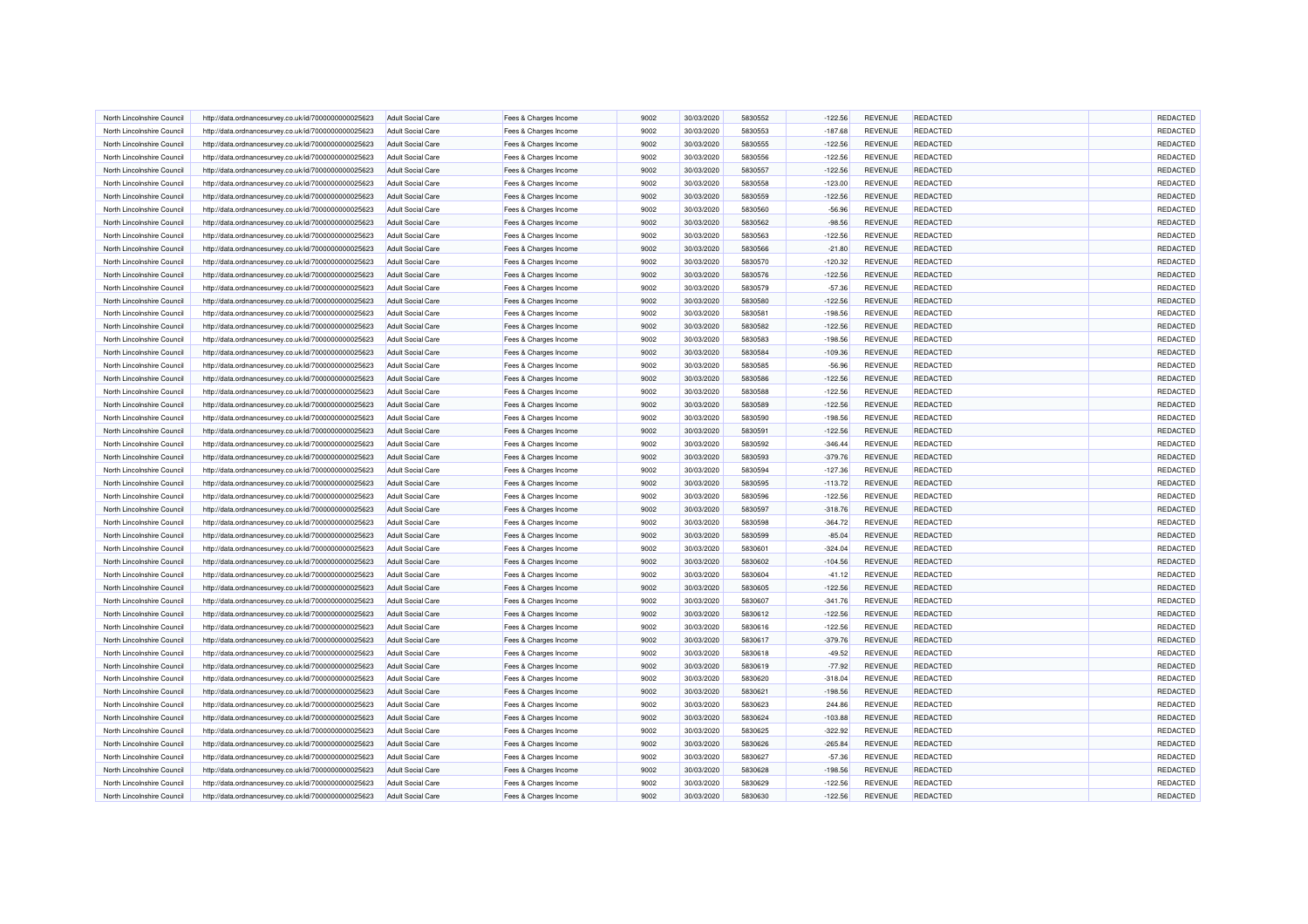| | | | | | | | | | | | |
|---|---|---|---|---|---|---|---|---|---|---|---|
| North Lincolnshire Council | http://data.ordnancesurvey.co.uk/id/7000000000025623 | Adult Social Care | Fees & Charges Income | 9002 | 30/03/2020 | 5830552 | -122.56 | REVENUE | REDACTED | | REDACTED |
| North Lincolnshire Council | http://data.ordnancesurvey.co.uk/id/7000000000025623 | Adult Social Care | Fees & Charges Income | 9002 | 30/03/2020 | 5830553 | -187.68 | REVENUE | REDACTED | | REDACTED |
| North Lincolnshire Council | http://data.ordnancesurvey.co.uk/id/7000000000025623 | Adult Social Care | Fees & Charges Income | 9002 | 30/03/2020 | 5830555 | -122.56 | REVENUE | REDACTED | | REDACTED |
| North Lincolnshire Council | http://data.ordnancesurvey.co.uk/id/7000000000025623 | Adult Social Care | Fees & Charges Income | 9002 | 30/03/2020 | 5830556 | -122.56 | REVENUE | REDACTED | | REDACTED |
| North Lincolnshire Council | http://data.ordnancesurvey.co.uk/id/7000000000025623 | Adult Social Care | Fees & Charges Income | 9002 | 30/03/2020 | 5830557 | -122.56 | REVENUE | REDACTED | | REDACTED |
| North Lincolnshire Council | http://data.ordnancesurvey.co.uk/id/7000000000025623 | Adult Social Care | Fees & Charges Income | 9002 | 30/03/2020 | 5830558 | -123.00 | REVENUE | REDACTED | | REDACTED |
| North Lincolnshire Council | http://data.ordnancesurvey.co.uk/id/7000000000025623 | Adult Social Care | Fees & Charges Income | 9002 | 30/03/2020 | 5830559 | -122.56 | REVENUE | REDACTED | | REDACTED |
| North Lincolnshire Council | http://data.ordnancesurvey.co.uk/id/7000000000025623 | Adult Social Care | Fees & Charges Income | 9002 | 30/03/2020 | 5830560 | -56.96 | REVENUE | REDACTED | | REDACTED |
| North Lincolnshire Council | http://data.ordnancesurvey.co.uk/id/7000000000025623 | Adult Social Care | Fees & Charges Income | 9002 | 30/03/2020 | 5830562 | -98.56 | REVENUE | REDACTED | | REDACTED |
| North Lincolnshire Council | http://data.ordnancesurvey.co.uk/id/7000000000025623 | Adult Social Care | Fees & Charges Income | 9002 | 30/03/2020 | 5830563 | -122.56 | REVENUE | REDACTED | | REDACTED |
| North Lincolnshire Council | http://data.ordnancesurvey.co.uk/id/7000000000025623 | Adult Social Care | Fees & Charges Income | 9002 | 30/03/2020 | 5830566 | -21.80 | REVENUE | REDACTED | | REDACTED |
| North Lincolnshire Council | http://data.ordnancesurvey.co.uk/id/7000000000025623 | Adult Social Care | Fees & Charges Income | 9002 | 30/03/2020 | 5830570 | -120.32 | REVENUE | REDACTED | | REDACTED |
| North Lincolnshire Council | http://data.ordnancesurvey.co.uk/id/7000000000025623 | Adult Social Care | Fees & Charges Income | 9002 | 30/03/2020 | 5830576 | -122.56 | REVENUE | REDACTED | | REDACTED |
| North Lincolnshire Council | http://data.ordnancesurvey.co.uk/id/7000000000025623 | Adult Social Care | Fees & Charges Income | 9002 | 30/03/2020 | 5830579 | -57.36 | REVENUE | REDACTED | | REDACTED |
| North Lincolnshire Council | http://data.ordnancesurvey.co.uk/id/7000000000025623 | Adult Social Care | Fees & Charges Income | 9002 | 30/03/2020 | 5830580 | -122.56 | REVENUE | REDACTED | | REDACTED |
| North Lincolnshire Council | http://data.ordnancesurvey.co.uk/id/7000000000025623 | Adult Social Care | Fees & Charges Income | 9002 | 30/03/2020 | 5830581 | -198.56 | REVENUE | REDACTED | | REDACTED |
| North Lincolnshire Council | http://data.ordnancesurvey.co.uk/id/7000000000025623 | Adult Social Care | Fees & Charges Income | 9002 | 30/03/2020 | 5830582 | -122.56 | REVENUE | REDACTED | | REDACTED |
| North Lincolnshire Council | http://data.ordnancesurvey.co.uk/id/7000000000025623 | Adult Social Care | Fees & Charges Income | 9002 | 30/03/2020 | 5830583 | -198.56 | REVENUE | REDACTED | | REDACTED |
| North Lincolnshire Council | http://data.ordnancesurvey.co.uk/id/7000000000025623 | Adult Social Care | Fees & Charges Income | 9002 | 30/03/2020 | 5830584 | -109.36 | REVENUE | REDACTED | | REDACTED |
| North Lincolnshire Council | http://data.ordnancesurvey.co.uk/id/7000000000025623 | Adult Social Care | Fees & Charges Income | 9002 | 30/03/2020 | 5830585 | -56.96 | REVENUE | REDACTED | | REDACTED |
| North Lincolnshire Council | http://data.ordnancesurvey.co.uk/id/7000000000025623 | Adult Social Care | Fees & Charges Income | 9002 | 30/03/2020 | 5830586 | -122.56 | REVENUE | REDACTED | | REDACTED |
| North Lincolnshire Council | http://data.ordnancesurvey.co.uk/id/7000000000025623 | Adult Social Care | Fees & Charges Income | 9002 | 30/03/2020 | 5830588 | -122.56 | REVENUE | REDACTED | | REDACTED |
| North Lincolnshire Council | http://data.ordnancesurvey.co.uk/id/7000000000025623 | Adult Social Care | Fees & Charges Income | 9002 | 30/03/2020 | 5830589 | -122.56 | REVENUE | REDACTED | | REDACTED |
| North Lincolnshire Council | http://data.ordnancesurvey.co.uk/id/7000000000025623 | Adult Social Care | Fees & Charges Income | 9002 | 30/03/2020 | 5830590 | -198.56 | REVENUE | REDACTED | | REDACTED |
| North Lincolnshire Council | http://data.ordnancesurvey.co.uk/id/7000000000025623 | Adult Social Care | Fees & Charges Income | 9002 | 30/03/2020 | 5830591 | -122.56 | REVENUE | REDACTED | | REDACTED |
| North Lincolnshire Council | http://data.ordnancesurvey.co.uk/id/7000000000025623 | Adult Social Care | Fees & Charges Income | 9002 | 30/03/2020 | 5830592 | -346.44 | REVENUE | REDACTED | | REDACTED |
| North Lincolnshire Council | http://data.ordnancesurvey.co.uk/id/7000000000025623 | Adult Social Care | Fees & Charges Income | 9002 | 30/03/2020 | 5830593 | -379.76 | REVENUE | REDACTED | | REDACTED |
| North Lincolnshire Council | http://data.ordnancesurvey.co.uk/id/7000000000025623 | Adult Social Care | Fees & Charges Income | 9002 | 30/03/2020 | 5830594 | -127.36 | REVENUE | REDACTED | | REDACTED |
| North Lincolnshire Council | http://data.ordnancesurvey.co.uk/id/7000000000025623 | Adult Social Care | Fees & Charges Income | 9002 | 30/03/2020 | 5830595 | -113.72 | REVENUE | REDACTED | | REDACTED |
| North Lincolnshire Council | http://data.ordnancesurvey.co.uk/id/7000000000025623 | Adult Social Care | Fees & Charges Income | 9002 | 30/03/2020 | 5830596 | -122.56 | REVENUE | REDACTED | | REDACTED |
| North Lincolnshire Council | http://data.ordnancesurvey.co.uk/id/7000000000025623 | Adult Social Care | Fees & Charges Income | 9002 | 30/03/2020 | 5830597 | -318.76 | REVENUE | REDACTED | | REDACTED |
| North Lincolnshire Council | http://data.ordnancesurvey.co.uk/id/7000000000025623 | Adult Social Care | Fees & Charges Income | 9002 | 30/03/2020 | 5830598 | -364.72 | REVENUE | REDACTED | | REDACTED |
| North Lincolnshire Council | http://data.ordnancesurvey.co.uk/id/7000000000025623 | Adult Social Care | Fees & Charges Income | 9002 | 30/03/2020 | 5830599 | -85.04 | REVENUE | REDACTED | | REDACTED |
| North Lincolnshire Council | http://data.ordnancesurvey.co.uk/id/7000000000025623 | Adult Social Care | Fees & Charges Income | 9002 | 30/03/2020 | 5830601 | -324.04 | REVENUE | REDACTED | | REDACTED |
| North Lincolnshire Council | http://data.ordnancesurvey.co.uk/id/7000000000025623 | Adult Social Care | Fees & Charges Income | 9002 | 30/03/2020 | 5830602 | -104.56 | REVENUE | REDACTED | | REDACTED |
| North Lincolnshire Council | http://data.ordnancesurvey.co.uk/id/7000000000025623 | Adult Social Care | Fees & Charges Income | 9002 | 30/03/2020 | 5830604 | -41.12 | REVENUE | REDACTED | | REDACTED |
| North Lincolnshire Council | http://data.ordnancesurvey.co.uk/id/7000000000025623 | Adult Social Care | Fees & Charges Income | 9002 | 30/03/2020 | 5830605 | -122.56 | REVENUE | REDACTED | | REDACTED |
| North Lincolnshire Council | http://data.ordnancesurvey.co.uk/id/7000000000025623 | Adult Social Care | Fees & Charges Income | 9002 | 30/03/2020 | 5830607 | -341.76 | REVENUE | REDACTED | | REDACTED |
| North Lincolnshire Council | http://data.ordnancesurvey.co.uk/id/7000000000025623 | Adult Social Care | Fees & Charges Income | 9002 | 30/03/2020 | 5830612 | -122.56 | REVENUE | REDACTED | | REDACTED |
| North Lincolnshire Council | http://data.ordnancesurvey.co.uk/id/7000000000025623 | Adult Social Care | Fees & Charges Income | 9002 | 30/03/2020 | 5830616 | -122.56 | REVENUE | REDACTED | | REDACTED |
| North Lincolnshire Council | http://data.ordnancesurvey.co.uk/id/7000000000025623 | Adult Social Care | Fees & Charges Income | 9002 | 30/03/2020 | 5830617 | -379.76 | REVENUE | REDACTED | | REDACTED |
| North Lincolnshire Council | http://data.ordnancesurvey.co.uk/id/7000000000025623 | Adult Social Care | Fees & Charges Income | 9002 | 30/03/2020 | 5830618 | -49.52 | REVENUE | REDACTED | | REDACTED |
| North Lincolnshire Council | http://data.ordnancesurvey.co.uk/id/7000000000025623 | Adult Social Care | Fees & Charges Income | 9002 | 30/03/2020 | 5830619 | -77.92 | REVENUE | REDACTED | | REDACTED |
| North Lincolnshire Council | http://data.ordnancesurvey.co.uk/id/7000000000025623 | Adult Social Care | Fees & Charges Income | 9002 | 30/03/2020 | 5830620 | -318.04 | REVENUE | REDACTED | | REDACTED |
| North Lincolnshire Council | http://data.ordnancesurvey.co.uk/id/7000000000025623 | Adult Social Care | Fees & Charges Income | 9002 | 30/03/2020 | 5830621 | -198.56 | REVENUE | REDACTED | | REDACTED |
| North Lincolnshire Council | http://data.ordnancesurvey.co.uk/id/7000000000025623 | Adult Social Care | Fees & Charges Income | 9002 | 30/03/2020 | 5830623 | 244.86 | REVENUE | REDACTED | | REDACTED |
| North Lincolnshire Council | http://data.ordnancesurvey.co.uk/id/7000000000025623 | Adult Social Care | Fees & Charges Income | 9002 | 30/03/2020 | 5830624 | -103.88 | REVENUE | REDACTED | | REDACTED |
| North Lincolnshire Council | http://data.ordnancesurvey.co.uk/id/7000000000025623 | Adult Social Care | Fees & Charges Income | 9002 | 30/03/2020 | 5830625 | -322.92 | REVENUE | REDACTED | | REDACTED |
| North Lincolnshire Council | http://data.ordnancesurvey.co.uk/id/7000000000025623 | Adult Social Care | Fees & Charges Income | 9002 | 30/03/2020 | 5830626 | -265.84 | REVENUE | REDACTED | | REDACTED |
| North Lincolnshire Council | http://data.ordnancesurvey.co.uk/id/7000000000025623 | Adult Social Care | Fees & Charges Income | 9002 | 30/03/2020 | 5830627 | -57.36 | REVENUE | REDACTED | | REDACTED |
| North Lincolnshire Council | http://data.ordnancesurvey.co.uk/id/7000000000025623 | Adult Social Care | Fees & Charges Income | 9002 | 30/03/2020 | 5830628 | -198.56 | REVENUE | REDACTED | | REDACTED |
| North Lincolnshire Council | http://data.ordnancesurvey.co.uk/id/7000000000025623 | Adult Social Care | Fees & Charges Income | 9002 | 30/03/2020 | 5830629 | -122.56 | REVENUE | REDACTED | | REDACTED |
| North Lincolnshire Council | http://data.ordnancesurvey.co.uk/id/7000000000025623 | Adult Social Care | Fees & Charges Income | 9002 | 30/03/2020 | 5830630 | -122.56 | REVENUE | REDACTED | | REDACTED |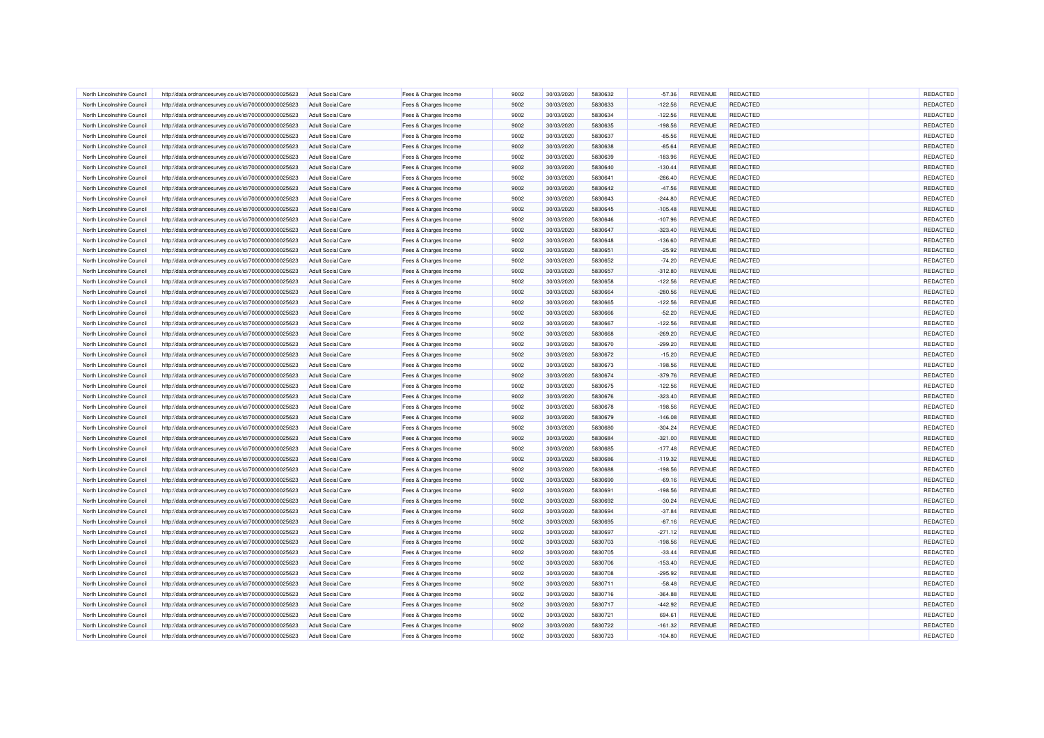| | | | | | | | | | | | |
|---|---|---|---|---|---|---|---|---|---|---|---|
| North Lincolnshire Council | http://data.ordnancesurvey.co.uk/id/7000000000025623 | Adult Social Care | Fees & Charges Income | 9002 | 30/03/2020 | 5830632 | -57.36 | REVENUE | REDACTED | | REDACTED |
| North Lincolnshire Council | http://data.ordnancesurvey.co.uk/id/7000000000025623 | Adult Social Care | Fees & Charges Income | 9002 | 30/03/2020 | 5830633 | -122.56 | REVENUE | REDACTED | | REDACTED |
| North Lincolnshire Council | http://data.ordnancesurvey.co.uk/id/7000000000025623 | Adult Social Care | Fees & Charges Income | 9002 | 30/03/2020 | 5830634 | -122.56 | REVENUE | REDACTED | | REDACTED |
| North Lincolnshire Council | http://data.ordnancesurvey.co.uk/id/7000000000025623 | Adult Social Care | Fees & Charges Income | 9002 | 30/03/2020 | 5830635 | -198.56 | REVENUE | REDACTED | | REDACTED |
| North Lincolnshire Council | http://data.ordnancesurvey.co.uk/id/7000000000025623 | Adult Social Care | Fees & Charges Income | 9002 | 30/03/2020 | 5830637 | -85.56 | REVENUE | REDACTED | | REDACTED |
| North Lincolnshire Council | http://data.ordnancesurvey.co.uk/id/7000000000025623 | Adult Social Care | Fees & Charges Income | 9002 | 30/03/2020 | 5830638 | -85.64 | REVENUE | REDACTED | | REDACTED |
| North Lincolnshire Council | http://data.ordnancesurvey.co.uk/id/7000000000025623 | Adult Social Care | Fees & Charges Income | 9002 | 30/03/2020 | 5830639 | -183.96 | REVENUE | REDACTED | | REDACTED |
| North Lincolnshire Council | http://data.ordnancesurvey.co.uk/id/7000000000025623 | Adult Social Care | Fees & Charges Income | 9002 | 30/03/2020 | 5830640 | -130.44 | REVENUE | REDACTED | | REDACTED |
| North Lincolnshire Council | http://data.ordnancesurvey.co.uk/id/7000000000025623 | Adult Social Care | Fees & Charges Income | 9002 | 30/03/2020 | 5830641 | -286.40 | REVENUE | REDACTED | | REDACTED |
| North Lincolnshire Council | http://data.ordnancesurvey.co.uk/id/7000000000025623 | Adult Social Care | Fees & Charges Income | 9002 | 30/03/2020 | 5830642 | -47.56 | REVENUE | REDACTED | | REDACTED |
| North Lincolnshire Council | http://data.ordnancesurvey.co.uk/id/7000000000025623 | Adult Social Care | Fees & Charges Income | 9002 | 30/03/2020 | 5830643 | -244.80 | REVENUE | REDACTED | | REDACTED |
| North Lincolnshire Council | http://data.ordnancesurvey.co.uk/id/7000000000025623 | Adult Social Care | Fees & Charges Income | 9002 | 30/03/2020 | 5830645 | -105.48 | REVENUE | REDACTED | | REDACTED |
| North Lincolnshire Council | http://data.ordnancesurvey.co.uk/id/7000000000025623 | Adult Social Care | Fees & Charges Income | 9002 | 30/03/2020 | 5830646 | -107.96 | REVENUE | REDACTED | | REDACTED |
| North Lincolnshire Council | http://data.ordnancesurvey.co.uk/id/7000000000025623 | Adult Social Care | Fees & Charges Income | 9002 | 30/03/2020 | 5830647 | -323.40 | REVENUE | REDACTED | | REDACTED |
| North Lincolnshire Council | http://data.ordnancesurvey.co.uk/id/7000000000025623 | Adult Social Care | Fees & Charges Income | 9002 | 30/03/2020 | 5830648 | -136.60 | REVENUE | REDACTED | | REDACTED |
| North Lincolnshire Council | http://data.ordnancesurvey.co.uk/id/7000000000025623 | Adult Social Care | Fees & Charges Income | 9002 | 30/03/2020 | 5830651 | -25.92 | REVENUE | REDACTED | | REDACTED |
| North Lincolnshire Council | http://data.ordnancesurvey.co.uk/id/7000000000025623 | Adult Social Care | Fees & Charges Income | 9002 | 30/03/2020 | 5830652 | -74.20 | REVENUE | REDACTED | | REDACTED |
| North Lincolnshire Council | http://data.ordnancesurvey.co.uk/id/7000000000025623 | Adult Social Care | Fees & Charges Income | 9002 | 30/03/2020 | 5830657 | -312.80 | REVENUE | REDACTED | | REDACTED |
| North Lincolnshire Council | http://data.ordnancesurvey.co.uk/id/7000000000025623 | Adult Social Care | Fees & Charges Income | 9002 | 30/03/2020 | 5830658 | -122.56 | REVENUE | REDACTED | | REDACTED |
| North Lincolnshire Council | http://data.ordnancesurvey.co.uk/id/7000000000025623 | Adult Social Care | Fees & Charges Income | 9002 | 30/03/2020 | 5830664 | -280.56 | REVENUE | REDACTED | | REDACTED |
| North Lincolnshire Council | http://data.ordnancesurvey.co.uk/id/7000000000025623 | Adult Social Care | Fees & Charges Income | 9002 | 30/03/2020 | 5830665 | -122.56 | REVENUE | REDACTED | | REDACTED |
| North Lincolnshire Council | http://data.ordnancesurvey.co.uk/id/7000000000025623 | Adult Social Care | Fees & Charges Income | 9002 | 30/03/2020 | 5830666 | -52.20 | REVENUE | REDACTED | | REDACTED |
| North Lincolnshire Council | http://data.ordnancesurvey.co.uk/id/7000000000025623 | Adult Social Care | Fees & Charges Income | 9002 | 30/03/2020 | 5830667 | -122.56 | REVENUE | REDACTED | | REDACTED |
| North Lincolnshire Council | http://data.ordnancesurvey.co.uk/id/7000000000025623 | Adult Social Care | Fees & Charges Income | 9002 | 30/03/2020 | 5830668 | -269.20 | REVENUE | REDACTED | | REDACTED |
| North Lincolnshire Council | http://data.ordnancesurvey.co.uk/id/7000000000025623 | Adult Social Care | Fees & Charges Income | 9002 | 30/03/2020 | 5830670 | -299.20 | REVENUE | REDACTED | | REDACTED |
| North Lincolnshire Council | http://data.ordnancesurvey.co.uk/id/7000000000025623 | Adult Social Care | Fees & Charges Income | 9002 | 30/03/2020 | 5830672 | -15.20 | REVENUE | REDACTED | | REDACTED |
| North Lincolnshire Council | http://data.ordnancesurvey.co.uk/id/7000000000025623 | Adult Social Care | Fees & Charges Income | 9002 | 30/03/2020 | 5830673 | -198.56 | REVENUE | REDACTED | | REDACTED |
| North Lincolnshire Council | http://data.ordnancesurvey.co.uk/id/7000000000025623 | Adult Social Care | Fees & Charges Income | 9002 | 30/03/2020 | 5830674 | -379.76 | REVENUE | REDACTED | | REDACTED |
| North Lincolnshire Council | http://data.ordnancesurvey.co.uk/id/7000000000025623 | Adult Social Care | Fees & Charges Income | 9002 | 30/03/2020 | 5830675 | -122.56 | REVENUE | REDACTED | | REDACTED |
| North Lincolnshire Council | http://data.ordnancesurvey.co.uk/id/7000000000025623 | Adult Social Care | Fees & Charges Income | 9002 | 30/03/2020 | 5830676 | -323.40 | REVENUE | REDACTED | | REDACTED |
| North Lincolnshire Council | http://data.ordnancesurvey.co.uk/id/7000000000025623 | Adult Social Care | Fees & Charges Income | 9002 | 30/03/2020 | 5830678 | -198.56 | REVENUE | REDACTED | | REDACTED |
| North Lincolnshire Council | http://data.ordnancesurvey.co.uk/id/7000000000025623 | Adult Social Care | Fees & Charges Income | 9002 | 30/03/2020 | 5830679 | -146.08 | REVENUE | REDACTED | | REDACTED |
| North Lincolnshire Council | http://data.ordnancesurvey.co.uk/id/7000000000025623 | Adult Social Care | Fees & Charges Income | 9002 | 30/03/2020 | 5830680 | -304.24 | REVENUE | REDACTED | | REDACTED |
| North Lincolnshire Council | http://data.ordnancesurvey.co.uk/id/7000000000025623 | Adult Social Care | Fees & Charges Income | 9002 | 30/03/2020 | 5830684 | -321.00 | REVENUE | REDACTED | | REDACTED |
| North Lincolnshire Council | http://data.ordnancesurvey.co.uk/id/7000000000025623 | Adult Social Care | Fees & Charges Income | 9002 | 30/03/2020 | 5830685 | -177.48 | REVENUE | REDACTED | | REDACTED |
| North Lincolnshire Council | http://data.ordnancesurvey.co.uk/id/7000000000025623 | Adult Social Care | Fees & Charges Income | 9002 | 30/03/2020 | 5830686 | -119.32 | REVENUE | REDACTED | | REDACTED |
| North Lincolnshire Council | http://data.ordnancesurvey.co.uk/id/7000000000025623 | Adult Social Care | Fees & Charges Income | 9002 | 30/03/2020 | 5830688 | -198.56 | REVENUE | REDACTED | | REDACTED |
| North Lincolnshire Council | http://data.ordnancesurvey.co.uk/id/7000000000025623 | Adult Social Care | Fees & Charges Income | 9002 | 30/03/2020 | 5830690 | -69.16 | REVENUE | REDACTED | | REDACTED |
| North Lincolnshire Council | http://data.ordnancesurvey.co.uk/id/7000000000025623 | Adult Social Care | Fees & Charges Income | 9002 | 30/03/2020 | 5830691 | -198.56 | REVENUE | REDACTED | | REDACTED |
| North Lincolnshire Council | http://data.ordnancesurvey.co.uk/id/7000000000025623 | Adult Social Care | Fees & Charges Income | 9002 | 30/03/2020 | 5830692 | -30.24 | REVENUE | REDACTED | | REDACTED |
| North Lincolnshire Council | http://data.ordnancesurvey.co.uk/id/7000000000025623 | Adult Social Care | Fees & Charges Income | 9002 | 30/03/2020 | 5830694 | -37.84 | REVENUE | REDACTED | | REDACTED |
| North Lincolnshire Council | http://data.ordnancesurvey.co.uk/id/7000000000025623 | Adult Social Care | Fees & Charges Income | 9002 | 30/03/2020 | 5830695 | -87.16 | REVENUE | REDACTED | | REDACTED |
| North Lincolnshire Council | http://data.ordnancesurvey.co.uk/id/7000000000025623 | Adult Social Care | Fees & Charges Income | 9002 | 30/03/2020 | 5830697 | -271.12 | REVENUE | REDACTED | | REDACTED |
| North Lincolnshire Council | http://data.ordnancesurvey.co.uk/id/7000000000025623 | Adult Social Care | Fees & Charges Income | 9002 | 30/03/2020 | 5830703 | -198.56 | REVENUE | REDACTED | | REDACTED |
| North Lincolnshire Council | http://data.ordnancesurvey.co.uk/id/7000000000025623 | Adult Social Care | Fees & Charges Income | 9002 | 30/03/2020 | 5830705 | -33.44 | REVENUE | REDACTED | | REDACTED |
| North Lincolnshire Council | http://data.ordnancesurvey.co.uk/id/7000000000025623 | Adult Social Care | Fees & Charges Income | 9002 | 30/03/2020 | 5830706 | -153.40 | REVENUE | REDACTED | | REDACTED |
| North Lincolnshire Council | http://data.ordnancesurvey.co.uk/id/7000000000025623 | Adult Social Care | Fees & Charges Income | 9002 | 30/03/2020 | 5830708 | -295.92 | REVENUE | REDACTED | | REDACTED |
| North Lincolnshire Council | http://data.ordnancesurvey.co.uk/id/7000000000025623 | Adult Social Care | Fees & Charges Income | 9002 | 30/03/2020 | 5830711 | -58.48 | REVENUE | REDACTED | | REDACTED |
| North Lincolnshire Council | http://data.ordnancesurvey.co.uk/id/7000000000025623 | Adult Social Care | Fees & Charges Income | 9002 | 30/03/2020 | 5830716 | -364.88 | REVENUE | REDACTED | | REDACTED |
| North Lincolnshire Council | http://data.ordnancesurvey.co.uk/id/7000000000025623 | Adult Social Care | Fees & Charges Income | 9002 | 30/03/2020 | 5830717 | -442.92 | REVENUE | REDACTED | | REDACTED |
| North Lincolnshire Council | http://data.ordnancesurvey.co.uk/id/7000000000025623 | Adult Social Care | Fees & Charges Income | 9002 | 30/03/2020 | 5830721 | 694.61 | REVENUE | REDACTED | | REDACTED |
| North Lincolnshire Council | http://data.ordnancesurvey.co.uk/id/7000000000025623 | Adult Social Care | Fees & Charges Income | 9002 | 30/03/2020 | 5830722 | -161.32 | REVENUE | REDACTED | | REDACTED |
| North Lincolnshire Council | http://data.ordnancesurvey.co.uk/id/7000000000025623 | Adult Social Care | Fees & Charges Income | 9002 | 30/03/2020 | 5830723 | -104.80 | REVENUE | REDACTED | | REDACTED |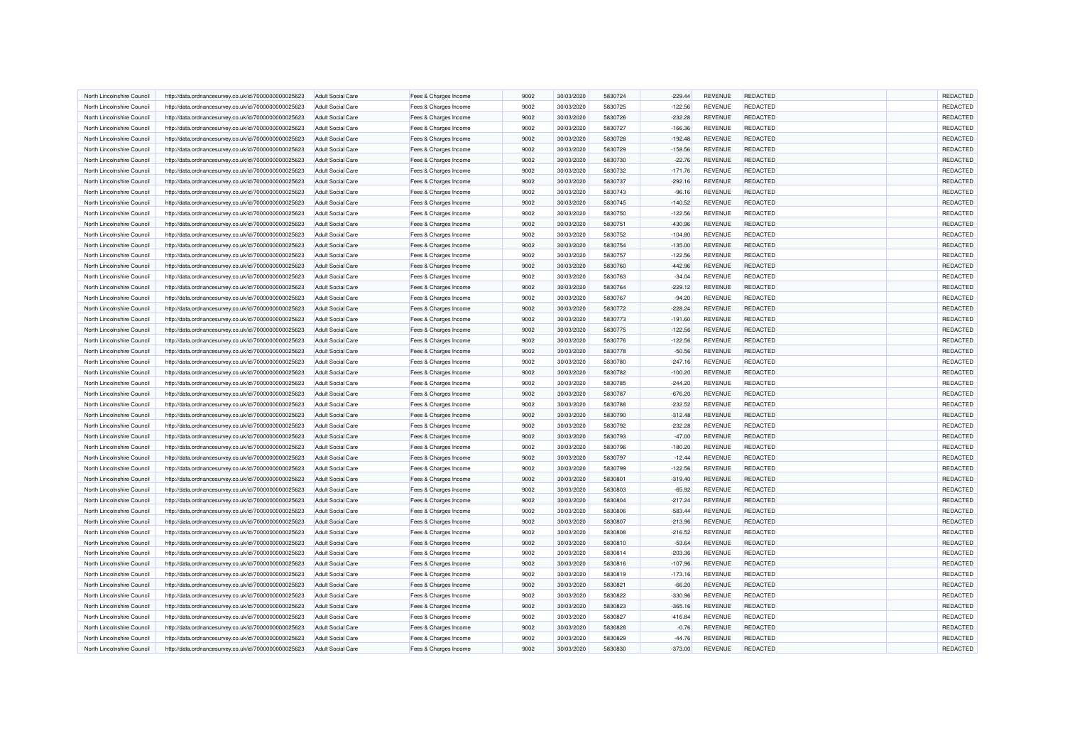| | | | | | | | | | | | |
|---|---|---|---|---|---|---|---|---|---|---|---|
| North Lincolnshire Council | http://data.ordnancesurvey.co.uk/id/7000000000025623 | Adult Social Care | Fees & Charges Income | 9002 | 30/03/2020 | 5830724 | -229.44 | REVENUE | REDACTED | | REDACTED |
| North Lincolnshire Council | http://data.ordnancesurvey.co.uk/id/7000000000025623 | Adult Social Care | Fees & Charges Income | 9002 | 30/03/2020 | 5830725 | -122.56 | REVENUE | REDACTED | | REDACTED |
| North Lincolnshire Council | http://data.ordnancesurvey.co.uk/id/7000000000025623 | Adult Social Care | Fees & Charges Income | 9002 | 30/03/2020 | 5830726 | -232.28 | REVENUE | REDACTED | | REDACTED |
| North Lincolnshire Council | http://data.ordnancesurvey.co.uk/id/7000000000025623 | Adult Social Care | Fees & Charges Income | 9002 | 30/03/2020 | 5830727 | -166.36 | REVENUE | REDACTED | | REDACTED |
| North Lincolnshire Council | http://data.ordnancesurvey.co.uk/id/7000000000025623 | Adult Social Care | Fees & Charges Income | 9002 | 30/03/2020 | 5830728 | -192.48 | REVENUE | REDACTED | | REDACTED |
| North Lincolnshire Council | http://data.ordnancesurvey.co.uk/id/7000000000025623 | Adult Social Care | Fees & Charges Income | 9002 | 30/03/2020 | 5830729 | -158.56 | REVENUE | REDACTED | | REDACTED |
| North Lincolnshire Council | http://data.ordnancesurvey.co.uk/id/7000000000025623 | Adult Social Care | Fees & Charges Income | 9002 | 30/03/2020 | 5830730 | -22.76 | REVENUE | REDACTED | | REDACTED |
| North Lincolnshire Council | http://data.ordnancesurvey.co.uk/id/7000000000025623 | Adult Social Care | Fees & Charges Income | 9002 | 30/03/2020 | 5830732 | -171.76 | REVENUE | REDACTED | | REDACTED |
| North Lincolnshire Council | http://data.ordnancesurvey.co.uk/id/7000000000025623 | Adult Social Care | Fees & Charges Income | 9002 | 30/03/2020 | 5830737 | -292.16 | REVENUE | REDACTED | | REDACTED |
| North Lincolnshire Council | http://data.ordnancesurvey.co.uk/id/7000000000025623 | Adult Social Care | Fees & Charges Income | 9002 | 30/03/2020 | 5830743 | -96.16 | REVENUE | REDACTED | | REDACTED |
| North Lincolnshire Council | http://data.ordnancesurvey.co.uk/id/7000000000025623 | Adult Social Care | Fees & Charges Income | 9002 | 30/03/2020 | 5830745 | -140.52 | REVENUE | REDACTED | | REDACTED |
| North Lincolnshire Council | http://data.ordnancesurvey.co.uk/id/7000000000025623 | Adult Social Care | Fees & Charges Income | 9002 | 30/03/2020 | 5830750 | -122.56 | REVENUE | REDACTED | | REDACTED |
| North Lincolnshire Council | http://data.ordnancesurvey.co.uk/id/7000000000025623 | Adult Social Care | Fees & Charges Income | 9002 | 30/03/2020 | 5830751 | -430.96 | REVENUE | REDACTED | | REDACTED |
| North Lincolnshire Council | http://data.ordnancesurvey.co.uk/id/7000000000025623 | Adult Social Care | Fees & Charges Income | 9002 | 30/03/2020 | 5830752 | -104.80 | REVENUE | REDACTED | | REDACTED |
| North Lincolnshire Council | http://data.ordnancesurvey.co.uk/id/7000000000025623 | Adult Social Care | Fees & Charges Income | 9002 | 30/03/2020 | 5830754 | -135.00 | REVENUE | REDACTED | | REDACTED |
| North Lincolnshire Council | http://data.ordnancesurvey.co.uk/id/7000000000025623 | Adult Social Care | Fees & Charges Income | 9002 | 30/03/2020 | 5830757 | -122.56 | REVENUE | REDACTED | | REDACTED |
| North Lincolnshire Council | http://data.ordnancesurvey.co.uk/id/7000000000025623 | Adult Social Care | Fees & Charges Income | 9002 | 30/03/2020 | 5830760 | -442.96 | REVENUE | REDACTED | | REDACTED |
| North Lincolnshire Council | http://data.ordnancesurvey.co.uk/id/7000000000025623 | Adult Social Care | Fees & Charges Income | 9002 | 30/03/2020 | 5830763 | -34.04 | REVENUE | REDACTED | | REDACTED |
| North Lincolnshire Council | http://data.ordnancesurvey.co.uk/id/7000000000025623 | Adult Social Care | Fees & Charges Income | 9002 | 30/03/2020 | 5830764 | -229.12 | REVENUE | REDACTED | | REDACTED |
| North Lincolnshire Council | http://data.ordnancesurvey.co.uk/id/7000000000025623 | Adult Social Care | Fees & Charges Income | 9002 | 30/03/2020 | 5830767 | -94.20 | REVENUE | REDACTED | | REDACTED |
| North Lincolnshire Council | http://data.ordnancesurvey.co.uk/id/7000000000025623 | Adult Social Care | Fees & Charges Income | 9002 | 30/03/2020 | 5830772 | -228.24 | REVENUE | REDACTED | | REDACTED |
| North Lincolnshire Council | http://data.ordnancesurvey.co.uk/id/7000000000025623 | Adult Social Care | Fees & Charges Income | 9002 | 30/03/2020 | 5830773 | -191.60 | REVENUE | REDACTED | | REDACTED |
| North Lincolnshire Council | http://data.ordnancesurvey.co.uk/id/7000000000025623 | Adult Social Care | Fees & Charges Income | 9002 | 30/03/2020 | 5830775 | -122.56 | REVENUE | REDACTED | | REDACTED |
| North Lincolnshire Council | http://data.ordnancesurvey.co.uk/id/7000000000025623 | Adult Social Care | Fees & Charges Income | 9002 | 30/03/2020 | 5830776 | -122.56 | REVENUE | REDACTED | | REDACTED |
| North Lincolnshire Council | http://data.ordnancesurvey.co.uk/id/7000000000025623 | Adult Social Care | Fees & Charges Income | 9002 | 30/03/2020 | 5830778 | -50.56 | REVENUE | REDACTED | | REDACTED |
| North Lincolnshire Council | http://data.ordnancesurvey.co.uk/id/7000000000025623 | Adult Social Care | Fees & Charges Income | 9002 | 30/03/2020 | 5830780 | -247.16 | REVENUE | REDACTED | | REDACTED |
| North Lincolnshire Council | http://data.ordnancesurvey.co.uk/id/7000000000025623 | Adult Social Care | Fees & Charges Income | 9002 | 30/03/2020 | 5830782 | -100.20 | REVENUE | REDACTED | | REDACTED |
| North Lincolnshire Council | http://data.ordnancesurvey.co.uk/id/7000000000025623 | Adult Social Care | Fees & Charges Income | 9002 | 30/03/2020 | 5830785 | -244.20 | REVENUE | REDACTED | | REDACTED |
| North Lincolnshire Council | http://data.ordnancesurvey.co.uk/id/7000000000025623 | Adult Social Care | Fees & Charges Income | 9002 | 30/03/2020 | 5830787 | -676.20 | REVENUE | REDACTED | | REDACTED |
| North Lincolnshire Council | http://data.ordnancesurvey.co.uk/id/7000000000025623 | Adult Social Care | Fees & Charges Income | 9002 | 30/03/2020 | 5830788 | -232.52 | REVENUE | REDACTED | | REDACTED |
| North Lincolnshire Council | http://data.ordnancesurvey.co.uk/id/7000000000025623 | Adult Social Care | Fees & Charges Income | 9002 | 30/03/2020 | 5830790 | -312.48 | REVENUE | REDACTED | | REDACTED |
| North Lincolnshire Council | http://data.ordnancesurvey.co.uk/id/7000000000025623 | Adult Social Care | Fees & Charges Income | 9002 | 30/03/2020 | 5830792 | -232.28 | REVENUE | REDACTED | | REDACTED |
| North Lincolnshire Council | http://data.ordnancesurvey.co.uk/id/7000000000025623 | Adult Social Care | Fees & Charges Income | 9002 | 30/03/2020 | 5830793 | -47.00 | REVENUE | REDACTED | | REDACTED |
| North Lincolnshire Council | http://data.ordnancesurvey.co.uk/id/7000000000025623 | Adult Social Care | Fees & Charges Income | 9002 | 30/03/2020 | 5830796 | -180.20 | REVENUE | REDACTED | | REDACTED |
| North Lincolnshire Council | http://data.ordnancesurvey.co.uk/id/7000000000025623 | Adult Social Care | Fees & Charges Income | 9002 | 30/03/2020 | 5830797 | -12.44 | REVENUE | REDACTED | | REDACTED |
| North Lincolnshire Council | http://data.ordnancesurvey.co.uk/id/7000000000025623 | Adult Social Care | Fees & Charges Income | 9002 | 30/03/2020 | 5830799 | -122.56 | REVENUE | REDACTED | | REDACTED |
| North Lincolnshire Council | http://data.ordnancesurvey.co.uk/id/7000000000025623 | Adult Social Care | Fees & Charges Income | 9002 | 30/03/2020 | 5830801 | -319.40 | REVENUE | REDACTED | | REDACTED |
| North Lincolnshire Council | http://data.ordnancesurvey.co.uk/id/7000000000025623 | Adult Social Care | Fees & Charges Income | 9002 | 30/03/2020 | 5830803 | -65.92 | REVENUE | REDACTED | | REDACTED |
| North Lincolnshire Council | http://data.ordnancesurvey.co.uk/id/7000000000025623 | Adult Social Care | Fees & Charges Income | 9002 | 30/03/2020 | 5830804 | -217.24 | REVENUE | REDACTED | | REDACTED |
| North Lincolnshire Council | http://data.ordnancesurvey.co.uk/id/7000000000025623 | Adult Social Care | Fees & Charges Income | 9002 | 30/03/2020 | 5830806 | -583.44 | REVENUE | REDACTED | | REDACTED |
| North Lincolnshire Council | http://data.ordnancesurvey.co.uk/id/7000000000025623 | Adult Social Care | Fees & Charges Income | 9002 | 30/03/2020 | 5830807 | -213.96 | REVENUE | REDACTED | | REDACTED |
| North Lincolnshire Council | http://data.ordnancesurvey.co.uk/id/7000000000025623 | Adult Social Care | Fees & Charges Income | 9002 | 30/03/2020 | 5830808 | -216.52 | REVENUE | REDACTED | | REDACTED |
| North Lincolnshire Council | http://data.ordnancesurvey.co.uk/id/7000000000025623 | Adult Social Care | Fees & Charges Income | 9002 | 30/03/2020 | 5830810 | -53.64 | REVENUE | REDACTED | | REDACTED |
| North Lincolnshire Council | http://data.ordnancesurvey.co.uk/id/7000000000025623 | Adult Social Care | Fees & Charges Income | 9002 | 30/03/2020 | 5830814 | -203.36 | REVENUE | REDACTED | | REDACTED |
| North Lincolnshire Council | http://data.ordnancesurvey.co.uk/id/7000000000025623 | Adult Social Care | Fees & Charges Income | 9002 | 30/03/2020 | 5830816 | -107.96 | REVENUE | REDACTED | | REDACTED |
| North Lincolnshire Council | http://data.ordnancesurvey.co.uk/id/7000000000025623 | Adult Social Care | Fees & Charges Income | 9002 | 30/03/2020 | 5830819 | -173.16 | REVENUE | REDACTED | | REDACTED |
| North Lincolnshire Council | http://data.ordnancesurvey.co.uk/id/7000000000025623 | Adult Social Care | Fees & Charges Income | 9002 | 30/03/2020 | 5830821 | -66.20 | REVENUE | REDACTED | | REDACTED |
| North Lincolnshire Council | http://data.ordnancesurvey.co.uk/id/7000000000025623 | Adult Social Care | Fees & Charges Income | 9002 | 30/03/2020 | 5830822 | -330.96 | REVENUE | REDACTED | | REDACTED |
| North Lincolnshire Council | http://data.ordnancesurvey.co.uk/id/7000000000025623 | Adult Social Care | Fees & Charges Income | 9002 | 30/03/2020 | 5830823 | -365.16 | REVENUE | REDACTED | | REDACTED |
| North Lincolnshire Council | http://data.ordnancesurvey.co.uk/id/7000000000025623 | Adult Social Care | Fees & Charges Income | 9002 | 30/03/2020 | 5830827 | -416.84 | REVENUE | REDACTED | | REDACTED |
| North Lincolnshire Council | http://data.ordnancesurvey.co.uk/id/7000000000025623 | Adult Social Care | Fees & Charges Income | 9002 | 30/03/2020 | 5830828 | -0.76 | REVENUE | REDACTED | | REDACTED |
| North Lincolnshire Council | http://data.ordnancesurvey.co.uk/id/7000000000025623 | Adult Social Care | Fees & Charges Income | 9002 | 30/03/2020 | 5830829 | -44.76 | REVENUE | REDACTED | | REDACTED |
| North Lincolnshire Council | http://data.ordnancesurvey.co.uk/id/7000000000025623 | Adult Social Care | Fees & Charges Income | 9002 | 30/03/2020 | 5830830 | -373.00 | REVENUE | REDACTED | | REDACTED |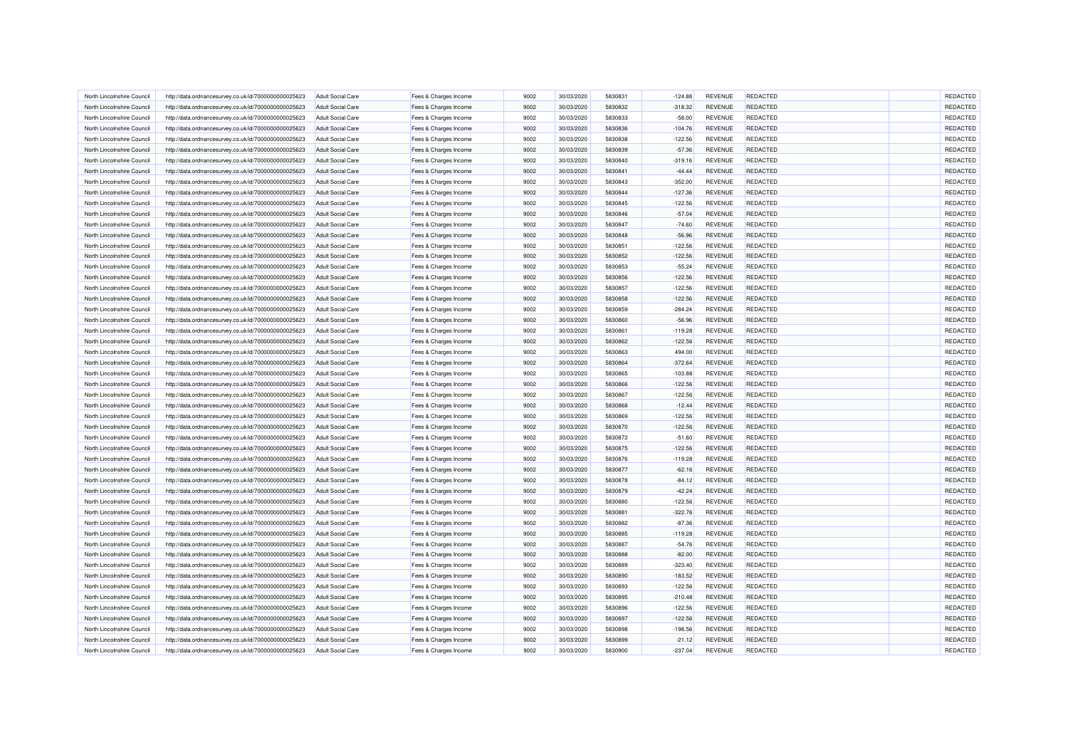| | | | | | | | | | | | |
|---|---|---|---|---|---|---|---|---|---|---|---|
| North Lincolnshire Council | http://data.ordnancesurvey.co.uk/id/7000000000025623 | Adult Social Care | Fees & Charges Income | 9002 | 30/03/2020 | 5830831 | -124.88 | REVENUE | REDACTED | | REDACTED |
| North Lincolnshire Council | http://data.ordnancesurvey.co.uk/id/7000000000025623 | Adult Social Care | Fees & Charges Income | 9002 | 30/03/2020 | 5830832 | -318.32 | REVENUE | REDACTED | | REDACTED |
| North Lincolnshire Council | http://data.ordnancesurvey.co.uk/id/7000000000025623 | Adult Social Care | Fees & Charges Income | 9002 | 30/03/2020 | 5830833 | -58.00 | REVENUE | REDACTED | | REDACTED |
| North Lincolnshire Council | http://data.ordnancesurvey.co.uk/id/7000000000025623 | Adult Social Care | Fees & Charges Income | 9002 | 30/03/2020 | 5830836 | -104.76 | REVENUE | REDACTED | | REDACTED |
| North Lincolnshire Council | http://data.ordnancesurvey.co.uk/id/7000000000025623 | Adult Social Care | Fees & Charges Income | 9002 | 30/03/2020 | 5830838 | -122.56 | REVENUE | REDACTED | | REDACTED |
| North Lincolnshire Council | http://data.ordnancesurvey.co.uk/id/7000000000025623 | Adult Social Care | Fees & Charges Income | 9002 | 30/03/2020 | 5830839 | -57.36 | REVENUE | REDACTED | | REDACTED |
| North Lincolnshire Council | http://data.ordnancesurvey.co.uk/id/7000000000025623 | Adult Social Care | Fees & Charges Income | 9002 | 30/03/2020 | 5830840 | -319.16 | REVENUE | REDACTED | | REDACTED |
| North Lincolnshire Council | http://data.ordnancesurvey.co.uk/id/7000000000025623 | Adult Social Care | Fees & Charges Income | 9002 | 30/03/2020 | 5830841 | -44.44 | REVENUE | REDACTED | | REDACTED |
| North Lincolnshire Council | http://data.ordnancesurvey.co.uk/id/7000000000025623 | Adult Social Care | Fees & Charges Income | 9002 | 30/03/2020 | 5830843 | -352.00 | REVENUE | REDACTED | | REDACTED |
| North Lincolnshire Council | http://data.ordnancesurvey.co.uk/id/7000000000025623 | Adult Social Care | Fees & Charges Income | 9002 | 30/03/2020 | 5830844 | -127.36 | REVENUE | REDACTED | | REDACTED |
| North Lincolnshire Council | http://data.ordnancesurvey.co.uk/id/7000000000025623 | Adult Social Care | Fees & Charges Income | 9002 | 30/03/2020 | 5830845 | -122.56 | REVENUE | REDACTED | | REDACTED |
| North Lincolnshire Council | http://data.ordnancesurvey.co.uk/id/7000000000025623 | Adult Social Care | Fees & Charges Income | 9002 | 30/03/2020 | 5830846 | -57.04 | REVENUE | REDACTED | | REDACTED |
| North Lincolnshire Council | http://data.ordnancesurvey.co.uk/id/7000000000025623 | Adult Social Care | Fees & Charges Income | 9002 | 30/03/2020 | 5830847 | -74.60 | REVENUE | REDACTED | | REDACTED |
| North Lincolnshire Council | http://data.ordnancesurvey.co.uk/id/7000000000025623 | Adult Social Care | Fees & Charges Income | 9002 | 30/03/2020 | 5830848 | -56.96 | REVENUE | REDACTED | | REDACTED |
| North Lincolnshire Council | http://data.ordnancesurvey.co.uk/id/7000000000025623 | Adult Social Care | Fees & Charges Income | 9002 | 30/03/2020 | 5830851 | -122.56 | REVENUE | REDACTED | | REDACTED |
| North Lincolnshire Council | http://data.ordnancesurvey.co.uk/id/7000000000025623 | Adult Social Care | Fees & Charges Income | 9002 | 30/03/2020 | 5830852 | -122.56 | REVENUE | REDACTED | | REDACTED |
| North Lincolnshire Council | http://data.ordnancesurvey.co.uk/id/7000000000025623 | Adult Social Care | Fees & Charges Income | 9002 | 30/03/2020 | 5830853 | -55.24 | REVENUE | REDACTED | | REDACTED |
| North Lincolnshire Council | http://data.ordnancesurvey.co.uk/id/7000000000025623 | Adult Social Care | Fees & Charges Income | 9002 | 30/03/2020 | 5830856 | -122.56 | REVENUE | REDACTED | | REDACTED |
| North Lincolnshire Council | http://data.ordnancesurvey.co.uk/id/7000000000025623 | Adult Social Care | Fees & Charges Income | 9002 | 30/03/2020 | 5830857 | -122.56 | REVENUE | REDACTED | | REDACTED |
| North Lincolnshire Council | http://data.ordnancesurvey.co.uk/id/7000000000025623 | Adult Social Care | Fees & Charges Income | 9002 | 30/03/2020 | 5830858 | -122.56 | REVENUE | REDACTED | | REDACTED |
| North Lincolnshire Council | http://data.ordnancesurvey.co.uk/id/7000000000025623 | Adult Social Care | Fees & Charges Income | 9002 | 30/03/2020 | 5830859 | -284.24 | REVENUE | REDACTED | | REDACTED |
| North Lincolnshire Council | http://data.ordnancesurvey.co.uk/id/7000000000025623 | Adult Social Care | Fees & Charges Income | 9002 | 30/03/2020 | 5830860 | -56.96 | REVENUE | REDACTED | | REDACTED |
| North Lincolnshire Council | http://data.ordnancesurvey.co.uk/id/7000000000025623 | Adult Social Care | Fees & Charges Income | 9002 | 30/03/2020 | 5830861 | -119.28 | REVENUE | REDACTED | | REDACTED |
| North Lincolnshire Council | http://data.ordnancesurvey.co.uk/id/7000000000025623 | Adult Social Care | Fees & Charges Income | 9002 | 30/03/2020 | 5830862 | -122.56 | REVENUE | REDACTED | | REDACTED |
| North Lincolnshire Council | http://data.ordnancesurvey.co.uk/id/7000000000025623 | Adult Social Care | Fees & Charges Income | 9002 | 30/03/2020 | 5830863 | 494.00 | REVENUE | REDACTED | | REDACTED |
| North Lincolnshire Council | http://data.ordnancesurvey.co.uk/id/7000000000025623 | Adult Social Care | Fees & Charges Income | 9002 | 30/03/2020 | 5830864 | -372.64 | REVENUE | REDACTED | | REDACTED |
| North Lincolnshire Council | http://data.ordnancesurvey.co.uk/id/7000000000025623 | Adult Social Care | Fees & Charges Income | 9002 | 30/03/2020 | 5830865 | -103.88 | REVENUE | REDACTED | | REDACTED |
| North Lincolnshire Council | http://data.ordnancesurvey.co.uk/id/7000000000025623 | Adult Social Care | Fees & Charges Income | 9002 | 30/03/2020 | 5830866 | -122.56 | REVENUE | REDACTED | | REDACTED |
| North Lincolnshire Council | http://data.ordnancesurvey.co.uk/id/7000000000025623 | Adult Social Care | Fees & Charges Income | 9002 | 30/03/2020 | 5830867 | -122.56 | REVENUE | REDACTED | | REDACTED |
| North Lincolnshire Council | http://data.ordnancesurvey.co.uk/id/7000000000025623 | Adult Social Care | Fees & Charges Income | 9002 | 30/03/2020 | 5830868 | -12.44 | REVENUE | REDACTED | | REDACTED |
| North Lincolnshire Council | http://data.ordnancesurvey.co.uk/id/7000000000025623 | Adult Social Care | Fees & Charges Income | 9002 | 30/03/2020 | 5830869 | -122.56 | REVENUE | REDACTED | | REDACTED |
| North Lincolnshire Council | http://data.ordnancesurvey.co.uk/id/7000000000025623 | Adult Social Care | Fees & Charges Income | 9002 | 30/03/2020 | 5830870 | -122.56 | REVENUE | REDACTED | | REDACTED |
| North Lincolnshire Council | http://data.ordnancesurvey.co.uk/id/7000000000025623 | Adult Social Care | Fees & Charges Income | 9002 | 30/03/2020 | 5830872 | -51.60 | REVENUE | REDACTED | | REDACTED |
| North Lincolnshire Council | http://data.ordnancesurvey.co.uk/id/7000000000025623 | Adult Social Care | Fees & Charges Income | 9002 | 30/03/2020 | 5830875 | -122.56 | REVENUE | REDACTED | | REDACTED |
| North Lincolnshire Council | http://data.ordnancesurvey.co.uk/id/7000000000025623 | Adult Social Care | Fees & Charges Income | 9002 | 30/03/2020 | 5830876 | -119.28 | REVENUE | REDACTED | | REDACTED |
| North Lincolnshire Council | http://data.ordnancesurvey.co.uk/id/7000000000025623 | Adult Social Care | Fees & Charges Income | 9002 | 30/03/2020 | 5830877 | -62.16 | REVENUE | REDACTED | | REDACTED |
| North Lincolnshire Council | http://data.ordnancesurvey.co.uk/id/7000000000025623 | Adult Social Care | Fees & Charges Income | 9002 | 30/03/2020 | 5830878 | -84.12 | REVENUE | REDACTED | | REDACTED |
| North Lincolnshire Council | http://data.ordnancesurvey.co.uk/id/7000000000025623 | Adult Social Care | Fees & Charges Income | 9002 | 30/03/2020 | 5830879 | -42.24 | REVENUE | REDACTED | | REDACTED |
| North Lincolnshire Council | http://data.ordnancesurvey.co.uk/id/7000000000025623 | Adult Social Care | Fees & Charges Income | 9002 | 30/03/2020 | 5830880 | -122.56 | REVENUE | REDACTED | | REDACTED |
| North Lincolnshire Council | http://data.ordnancesurvey.co.uk/id/7000000000025623 | Adult Social Care | Fees & Charges Income | 9002 | 30/03/2020 | 5830881 | -322.76 | REVENUE | REDACTED | | REDACTED |
| North Lincolnshire Council | http://data.ordnancesurvey.co.uk/id/7000000000025623 | Adult Social Care | Fees & Charges Income | 9002 | 30/03/2020 | 5830882 | -87.36 | REVENUE | REDACTED | | REDACTED |
| North Lincolnshire Council | http://data.ordnancesurvey.co.uk/id/7000000000025623 | Adult Social Care | Fees & Charges Income | 9002 | 30/03/2020 | 5830885 | -119.28 | REVENUE | REDACTED | | REDACTED |
| North Lincolnshire Council | http://data.ordnancesurvey.co.uk/id/7000000000025623 | Adult Social Care | Fees & Charges Income | 9002 | 30/03/2020 | 5830887 | -54.76 | REVENUE | REDACTED | | REDACTED |
| North Lincolnshire Council | http://data.ordnancesurvey.co.uk/id/7000000000025623 | Adult Social Care | Fees & Charges Income | 9002 | 30/03/2020 | 5830888 | -82.00 | REVENUE | REDACTED | | REDACTED |
| North Lincolnshire Council | http://data.ordnancesurvey.co.uk/id/7000000000025623 | Adult Social Care | Fees & Charges Income | 9002 | 30/03/2020 | 5830889 | -323.40 | REVENUE | REDACTED | | REDACTED |
| North Lincolnshire Council | http://data.ordnancesurvey.co.uk/id/7000000000025623 | Adult Social Care | Fees & Charges Income | 9002 | 30/03/2020 | 5830890 | -183.52 | REVENUE | REDACTED | | REDACTED |
| North Lincolnshire Council | http://data.ordnancesurvey.co.uk/id/7000000000025623 | Adult Social Care | Fees & Charges Income | 9002 | 30/03/2020 | 5830893 | -122.56 | REVENUE | REDACTED | | REDACTED |
| North Lincolnshire Council | http://data.ordnancesurvey.co.uk/id/7000000000025623 | Adult Social Care | Fees & Charges Income | 9002 | 30/03/2020 | 5830895 | -210.48 | REVENUE | REDACTED | | REDACTED |
| North Lincolnshire Council | http://data.ordnancesurvey.co.uk/id/7000000000025623 | Adult Social Care | Fees & Charges Income | 9002 | 30/03/2020 | 5830896 | -122.56 | REVENUE | REDACTED | | REDACTED |
| North Lincolnshire Council | http://data.ordnancesurvey.co.uk/id/7000000000025623 | Adult Social Care | Fees & Charges Income | 9002 | 30/03/2020 | 5830897 | -122.56 | REVENUE | REDACTED | | REDACTED |
| North Lincolnshire Council | http://data.ordnancesurvey.co.uk/id/7000000000025623 | Adult Social Care | Fees & Charges Income | 9002 | 30/03/2020 | 5830898 | -198.56 | REVENUE | REDACTED | | REDACTED |
| North Lincolnshire Council | http://data.ordnancesurvey.co.uk/id/7000000000025623 | Adult Social Care | Fees & Charges Income | 9002 | 30/03/2020 | 5830899 | -21.12 | REVENUE | REDACTED | | REDACTED |
| North Lincolnshire Council | http://data.ordnancesurvey.co.uk/id/7000000000025623 | Adult Social Care | Fees & Charges Income | 9002 | 30/03/2020 | 5830900 | -237.04 | REVENUE | REDACTED | | REDACTED |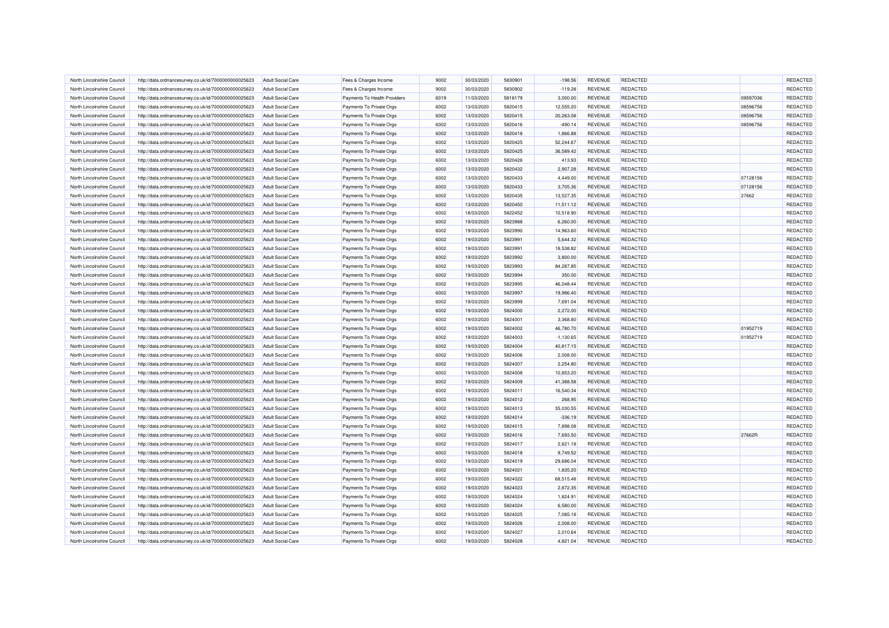| | | | | | | | | | | | | |
|---|---|---|---|---|---|---|---|---|---|---|---|---|
| North Lincolnshire Council | http://data.ordnancesurvey.co.uk/id/7000000000025623 | Adult Social Care | Fees & Charges Income | 9002 | 30/03/2020 | 5830901 | -198.56 | REVENUE | REDACTED | | REDACTED |
| North Lincolnshire Council | http://data.ordnancesurvey.co.uk/id/7000000000025623 | Adult Social Care | Fees & Charges Income | 9002 | 30/03/2020 | 5830902 | -119.28 | REVENUE | REDACTED | | REDACTED |
| North Lincolnshire Council | http://data.ordnancesurvey.co.uk/id/7000000000025623 | Adult Social Care | Payments To Health Providers | 6019 | 11/03/2020 | 5818179 | 3,000.00 | REVENUE | REDACTED | 09597036 | REDACTED |
| North Lincolnshire Council | http://data.ordnancesurvey.co.uk/id/7000000000025623 | Adult Social Care | Payments To Private Orgs | 6002 | 13/03/2020 | 5820415 | 12,555.20 | REVENUE | REDACTED | 08596756 | REDACTED |
| North Lincolnshire Council | http://data.ordnancesurvey.co.uk/id/7000000000025623 | Adult Social Care | Payments To Private Orgs | 6002 | 13/03/2020 | 5820415 | 20,263.08 | REVENUE | REDACTED | 08596756 | REDACTED |
| North Lincolnshire Council | http://data.ordnancesurvey.co.uk/id/7000000000025623 | Adult Social Care | Payments To Private Orgs | 6002 | 13/03/2020 | 5820416 | -490.14 | REVENUE | REDACTED | 08596756 | REDACTED |
| North Lincolnshire Council | http://data.ordnancesurvey.co.uk/id/7000000000025623 | Adult Social Care | Payments To Private Orgs | 6002 | 13/03/2020 | 5820418 | 1,866.88 | REVENUE | REDACTED | | REDACTED |
| North Lincolnshire Council | http://data.ordnancesurvey.co.uk/id/7000000000025623 | Adult Social Care | Payments To Private Orgs | 6002 | 13/03/2020 | 5820425 | 52,244.67 | REVENUE | REDACTED | | REDACTED |
| North Lincolnshire Council | http://data.ordnancesurvey.co.uk/id/7000000000025623 | Adult Social Care | Payments To Private Orgs | 6002 | 13/03/2020 | 5820425 | 36,589.42 | REVENUE | REDACTED | | REDACTED |
| North Lincolnshire Council | http://data.ordnancesurvey.co.uk/id/7000000000025623 | Adult Social Care | Payments To Private Orgs | 6002 | 13/03/2020 | 5820426 | 413.93 | REVENUE | REDACTED | | REDACTED |
| North Lincolnshire Council | http://data.ordnancesurvey.co.uk/id/7000000000025623 | Adult Social Care | Payments To Private Orgs | 6002 | 13/03/2020 | 5820432 | 2,907.28 | REVENUE | REDACTED | | REDACTED |
| North Lincolnshire Council | http://data.ordnancesurvey.co.uk/id/7000000000025623 | Adult Social Care | Payments To Private Orgs | 6002 | 13/03/2020 | 5820433 | 4,449.00 | REVENUE | REDACTED | 07128156 | REDACTED |
| North Lincolnshire Council | http://data.ordnancesurvey.co.uk/id/7000000000025623 | Adult Social Care | Payments To Private Orgs | 6002 | 13/03/2020 | 5820433 | 3,705.36 | REVENUE | REDACTED | 07128156 | REDACTED |
| North Lincolnshire Council | http://data.ordnancesurvey.co.uk/id/7000000000025623 | Adult Social Care | Payments To Private Orgs | 6002 | 13/03/2020 | 5820435 | 13,527.35 | REVENUE | REDACTED | 27662 | REDACTED |
| North Lincolnshire Council | http://data.ordnancesurvey.co.uk/id/7000000000025623 | Adult Social Care | Payments To Private Orgs | 6002 | 13/03/2020 | 5820450 | 11,511.12 | REVENUE | REDACTED | | REDACTED |
| North Lincolnshire Council | http://data.ordnancesurvey.co.uk/id/7000000000025623 | Adult Social Care | Payments To Private Orgs | 6002 | 18/03/2020 | 5822452 | 10,518.90 | REVENUE | REDACTED | | REDACTED |
| North Lincolnshire Council | http://data.ordnancesurvey.co.uk/id/7000000000025623 | Adult Social Care | Payments To Private Orgs | 6002 | 19/03/2020 | 5823988 | 6,260.00 | REVENUE | REDACTED | | REDACTED |
| North Lincolnshire Council | http://data.ordnancesurvey.co.uk/id/7000000000025623 | Adult Social Care | Payments To Private Orgs | 6002 | 19/03/2020 | 5823990 | 14,963.60 | REVENUE | REDACTED | | REDACTED |
| North Lincolnshire Council | http://data.ordnancesurvey.co.uk/id/7000000000025623 | Adult Social Care | Payments To Private Orgs | 6002 | 19/03/2020 | 5823991 | 5,644.32 | REVENUE | REDACTED | | REDACTED |
| North Lincolnshire Council | http://data.ordnancesurvey.co.uk/id/7000000000025623 | Adult Social Care | Payments To Private Orgs | 6002 | 19/03/2020 | 5823991 | 18,538.82 | REVENUE | REDACTED | | REDACTED |
| North Lincolnshire Council | http://data.ordnancesurvey.co.uk/id/7000000000025623 | Adult Social Care | Payments To Private Orgs | 6002 | 19/03/2020 | 5823992 | 3,800.00 | REVENUE | REDACTED | | REDACTED |
| North Lincolnshire Council | http://data.ordnancesurvey.co.uk/id/7000000000025623 | Adult Social Care | Payments To Private Orgs | 6002 | 19/03/2020 | 5823993 | 84,287.85 | REVENUE | REDACTED | | REDACTED |
| North Lincolnshire Council | http://data.ordnancesurvey.co.uk/id/7000000000025623 | Adult Social Care | Payments To Private Orgs | 6002 | 19/03/2020 | 5823994 | 350.00 | REVENUE | REDACTED | | REDACTED |
| North Lincolnshire Council | http://data.ordnancesurvey.co.uk/id/7000000000025623 | Adult Social Care | Payments To Private Orgs | 6002 | 19/03/2020 | 5823995 | 46,048.44 | REVENUE | REDACTED | | REDACTED |
| North Lincolnshire Council | http://data.ordnancesurvey.co.uk/id/7000000000025623 | Adult Social Care | Payments To Private Orgs | 6002 | 19/03/2020 | 5823997 | 19,986.40 | REVENUE | REDACTED | | REDACTED |
| North Lincolnshire Council | http://data.ordnancesurvey.co.uk/id/7000000000025623 | Adult Social Care | Payments To Private Orgs | 6002 | 19/03/2020 | 5823999 | 7,691.04 | REVENUE | REDACTED | | REDACTED |
| North Lincolnshire Council | http://data.ordnancesurvey.co.uk/id/7000000000025623 | Adult Social Care | Payments To Private Orgs | 6002 | 19/03/2020 | 5824000 | 2,272.00 | REVENUE | REDACTED | | REDACTED |
| North Lincolnshire Council | http://data.ordnancesurvey.co.uk/id/7000000000025623 | Adult Social Care | Payments To Private Orgs | 6002 | 19/03/2020 | 5824001 | 3,368.80 | REVENUE | REDACTED | | REDACTED |
| North Lincolnshire Council | http://data.ordnancesurvey.co.uk/id/7000000000025623 | Adult Social Care | Payments To Private Orgs | 6002 | 19/03/2020 | 5824002 | 46,780.70 | REVENUE | REDACTED | 01952719 | REDACTED |
| North Lincolnshire Council | http://data.ordnancesurvey.co.uk/id/7000000000025623 | Adult Social Care | Payments To Private Orgs | 6002 | 19/03/2020 | 5824003 | -1,130.65 | REVENUE | REDACTED | 01952719 | REDACTED |
| North Lincolnshire Council | http://data.ordnancesurvey.co.uk/id/7000000000025623 | Adult Social Care | Payments To Private Orgs | 6002 | 19/03/2020 | 5824004 | 40,817.15 | REVENUE | REDACTED | | REDACTED |
| North Lincolnshire Council | http://data.ordnancesurvey.co.uk/id/7000000000025623 | Adult Social Care | Payments To Private Orgs | 6002 | 19/03/2020 | 5824006 | 2,008.00 | REVENUE | REDACTED | | REDACTED |
| North Lincolnshire Council | http://data.ordnancesurvey.co.uk/id/7000000000025623 | Adult Social Care | Payments To Private Orgs | 6002 | 19/03/2020 | 5824007 | 2,254.80 | REVENUE | REDACTED | | REDACTED |
| North Lincolnshire Council | http://data.ordnancesurvey.co.uk/id/7000000000025623 | Adult Social Care | Payments To Private Orgs | 6002 | 19/03/2020 | 5824008 | 10,853.20 | REVENUE | REDACTED | | REDACTED |
| North Lincolnshire Council | http://data.ordnancesurvey.co.uk/id/7000000000025623 | Adult Social Care | Payments To Private Orgs | 6002 | 19/03/2020 | 5824009 | 41,388.58 | REVENUE | REDACTED | | REDACTED |
| North Lincolnshire Council | http://data.ordnancesurvey.co.uk/id/7000000000025623 | Adult Social Care | Payments To Private Orgs | 6002 | 19/03/2020 | 5824011 | 16,540.34 | REVENUE | REDACTED | | REDACTED |
| North Lincolnshire Council | http://data.ordnancesurvey.co.uk/id/7000000000025623 | Adult Social Care | Payments To Private Orgs | 6002 | 19/03/2020 | 5824012 | 268.95 | REVENUE | REDACTED | | REDACTED |
| North Lincolnshire Council | http://data.ordnancesurvey.co.uk/id/7000000000025623 | Adult Social Care | Payments To Private Orgs | 6002 | 19/03/2020 | 5824013 | 35,030.55 | REVENUE | REDACTED | | REDACTED |
| North Lincolnshire Council | http://data.ordnancesurvey.co.uk/id/7000000000025623 | Adult Social Care | Payments To Private Orgs | 6002 | 19/03/2020 | 5824014 | -336.19 | REVENUE | REDACTED | | REDACTED |
| North Lincolnshire Council | http://data.ordnancesurvey.co.uk/id/7000000000025623 | Adult Social Care | Payments To Private Orgs | 6002 | 19/03/2020 | 5824015 | 7,898.08 | REVENUE | REDACTED | | REDACTED |
| North Lincolnshire Council | http://data.ordnancesurvey.co.uk/id/7000000000025623 | Adult Social Care | Payments To Private Orgs | 6002 | 19/03/2020 | 5824016 | 7,693.50 | REVENUE | REDACTED | 27662R | REDACTED |
| North Lincolnshire Council | http://data.ordnancesurvey.co.uk/id/7000000000025623 | Adult Social Care | Payments To Private Orgs | 6002 | 19/03/2020 | 5824017 | 2,621.18 | REVENUE | REDACTED | | REDACTED |
| North Lincolnshire Council | http://data.ordnancesurvey.co.uk/id/7000000000025623 | Adult Social Care | Payments To Private Orgs | 6002 | 19/03/2020 | 5824018 | 9,749.52 | REVENUE | REDACTED | | REDACTED |
| North Lincolnshire Council | http://data.ordnancesurvey.co.uk/id/7000000000025623 | Adult Social Care | Payments To Private Orgs | 6002 | 19/03/2020 | 5824019 | 29,686.04 | REVENUE | REDACTED | | REDACTED |
| North Lincolnshire Council | http://data.ordnancesurvey.co.uk/id/7000000000025623 | Adult Social Care | Payments To Private Orgs | 6002 | 19/03/2020 | 5824021 | 1,835.20 | REVENUE | REDACTED | | REDACTED |
| North Lincolnshire Council | http://data.ordnancesurvey.co.uk/id/7000000000025623 | Adult Social Care | Payments To Private Orgs | 6002 | 19/03/2020 | 5824022 | 68,515.48 | REVENUE | REDACTED | | REDACTED |
| North Lincolnshire Council | http://data.ordnancesurvey.co.uk/id/7000000000025623 | Adult Social Care | Payments To Private Orgs | 6002 | 19/03/2020 | 5824023 | 2,872.35 | REVENUE | REDACTED | | REDACTED |
| North Lincolnshire Council | http://data.ordnancesurvey.co.uk/id/7000000000025623 | Adult Social Care | Payments To Private Orgs | 6002 | 19/03/2020 | 5824024 | 1,824.91 | REVENUE | REDACTED | | REDACTED |
| North Lincolnshire Council | http://data.ordnancesurvey.co.uk/id/7000000000025623 | Adult Social Care | Payments To Private Orgs | 6002 | 19/03/2020 | 5824024 | 6,580.00 | REVENUE | REDACTED | | REDACTED |
| North Lincolnshire Council | http://data.ordnancesurvey.co.uk/id/7000000000025623 | Adult Social Care | Payments To Private Orgs | 6002 | 19/03/2020 | 5824025 | 7,085.18 | REVENUE | REDACTED | | REDACTED |
| North Lincolnshire Council | http://data.ordnancesurvey.co.uk/id/7000000000025623 | Adult Social Care | Payments To Private Orgs | 6002 | 19/03/2020 | 5824026 | 2,008.00 | REVENUE | REDACTED | | REDACTED |
| North Lincolnshire Council | http://data.ordnancesurvey.co.uk/id/7000000000025623 | Adult Social Care | Payments To Private Orgs | 6002 | 19/03/2020 | 5824027 | 2,010.64 | REVENUE | REDACTED | | REDACTED |
| North Lincolnshire Council | http://data.ordnancesurvey.co.uk/id/7000000000025623 | Adult Social Care | Payments To Private Orgs | 6002 | 19/03/2020 | 5824028 | 4,821.04 | REVENUE | REDACTED | | REDACTED |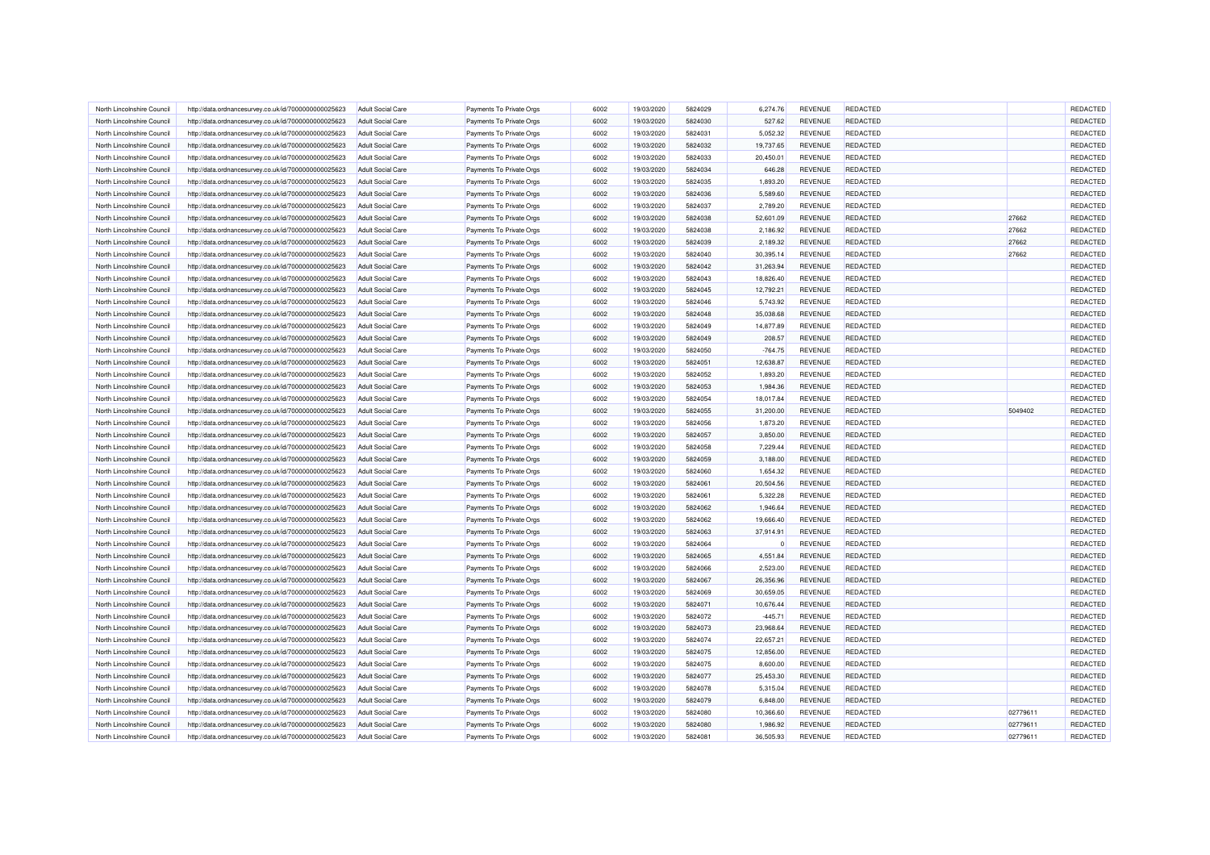| | | | | | | | | | | | |
|---|---|---|---|---|---|---|---|---|---|---|---|
| North Lincolnshire Council | http://data.ordnancesurvey.co.uk/id/7000000000025623 | Adult Social Care | Payments To Private Orgs | 6002 | 19/03/2020 | 5824029 | 6,274.76 | REVENUE | REDACTED | | REDACTED |
| North Lincolnshire Council | http://data.ordnancesurvey.co.uk/id/7000000000025623 | Adult Social Care | Payments To Private Orgs | 6002 | 19/03/2020 | 5824030 | 527.62 | REVENUE | REDACTED | | REDACTED |
| North Lincolnshire Council | http://data.ordnancesurvey.co.uk/id/7000000000025623 | Adult Social Care | Payments To Private Orgs | 6002 | 19/03/2020 | 5824031 | 5,052.32 | REVENUE | REDACTED | | REDACTED |
| North Lincolnshire Council | http://data.ordnancesurvey.co.uk/id/7000000000025623 | Adult Social Care | Payments To Private Orgs | 6002 | 19/03/2020 | 5824032 | 19,737.65 | REVENUE | REDACTED | | REDACTED |
| North Lincolnshire Council | http://data.ordnancesurvey.co.uk/id/7000000000025623 | Adult Social Care | Payments To Private Orgs | 6002 | 19/03/2020 | 5824033 | 20,450.01 | REVENUE | REDACTED | | REDACTED |
| North Lincolnshire Council | http://data.ordnancesurvey.co.uk/id/7000000000025623 | Adult Social Care | Payments To Private Orgs | 6002 | 19/03/2020 | 5824034 | 646.28 | REVENUE | REDACTED | | REDACTED |
| North Lincolnshire Council | http://data.ordnancesurvey.co.uk/id/7000000000025623 | Adult Social Care | Payments To Private Orgs | 6002 | 19/03/2020 | 5824035 | 1,893.20 | REVENUE | REDACTED | | REDACTED |
| North Lincolnshire Council | http://data.ordnancesurvey.co.uk/id/7000000000025623 | Adult Social Care | Payments To Private Orgs | 6002 | 19/03/2020 | 5824036 | 5,589.60 | REVENUE | REDACTED | | REDACTED |
| North Lincolnshire Council | http://data.ordnancesurvey.co.uk/id/7000000000025623 | Adult Social Care | Payments To Private Orgs | 6002 | 19/03/2020 | 5824037 | 2,789.20 | REVENUE | REDACTED | | REDACTED |
| North Lincolnshire Council | http://data.ordnancesurvey.co.uk/id/7000000000025623 | Adult Social Care | Payments To Private Orgs | 6002 | 19/03/2020 | 5824038 | 52,601.09 | REVENUE | REDACTED | 27662 | REDACTED |
| North Lincolnshire Council | http://data.ordnancesurvey.co.uk/id/7000000000025623 | Adult Social Care | Payments To Private Orgs | 6002 | 19/03/2020 | 5824038 | 2,186.92 | REVENUE | REDACTED | 27662 | REDACTED |
| North Lincolnshire Council | http://data.ordnancesurvey.co.uk/id/7000000000025623 | Adult Social Care | Payments To Private Orgs | 6002 | 19/03/2020 | 5824039 | 2,189.32 | REVENUE | REDACTED | 27662 | REDACTED |
| North Lincolnshire Council | http://data.ordnancesurvey.co.uk/id/7000000000025623 | Adult Social Care | Payments To Private Orgs | 6002 | 19/03/2020 | 5824040 | 30,395.14 | REVENUE | REDACTED | 27662 | REDACTED |
| North Lincolnshire Council | http://data.ordnancesurvey.co.uk/id/7000000000025623 | Adult Social Care | Payments To Private Orgs | 6002 | 19/03/2020 | 5824042 | 31,263.94 | REVENUE | REDACTED | | REDACTED |
| North Lincolnshire Council | http://data.ordnancesurvey.co.uk/id/7000000000025623 | Adult Social Care | Payments To Private Orgs | 6002 | 19/03/2020 | 5824043 | 18,826.40 | REVENUE | REDACTED | | REDACTED |
| North Lincolnshire Council | http://data.ordnancesurvey.co.uk/id/7000000000025623 | Adult Social Care | Payments To Private Orgs | 6002 | 19/03/2020 | 5824045 | 12,792.21 | REVENUE | REDACTED | | REDACTED |
| North Lincolnshire Council | http://data.ordnancesurvey.co.uk/id/7000000000025623 | Adult Social Care | Payments To Private Orgs | 6002 | 19/03/2020 | 5824046 | 5,743.92 | REVENUE | REDACTED | | REDACTED |
| North Lincolnshire Council | http://data.ordnancesurvey.co.uk/id/7000000000025623 | Adult Social Care | Payments To Private Orgs | 6002 | 19/03/2020 | 5824048 | 35,038.68 | REVENUE | REDACTED | | REDACTED |
| North Lincolnshire Council | http://data.ordnancesurvey.co.uk/id/7000000000025623 | Adult Social Care | Payments To Private Orgs | 6002 | 19/03/2020 | 5824049 | 14,877.89 | REVENUE | REDACTED | | REDACTED |
| North Lincolnshire Council | http://data.ordnancesurvey.co.uk/id/7000000000025623 | Adult Social Care | Payments To Private Orgs | 6002 | 19/03/2020 | 5824049 | 208.57 | REVENUE | REDACTED | | REDACTED |
| North Lincolnshire Council | http://data.ordnancesurvey.co.uk/id/7000000000025623 | Adult Social Care | Payments To Private Orgs | 6002 | 19/03/2020 | 5824050 | -764.75 | REVENUE | REDACTED | | REDACTED |
| North Lincolnshire Council | http://data.ordnancesurvey.co.uk/id/7000000000025623 | Adult Social Care | Payments To Private Orgs | 6002 | 19/03/2020 | 5824051 | 12,638.87 | REVENUE | REDACTED | | REDACTED |
| North Lincolnshire Council | http://data.ordnancesurvey.co.uk/id/7000000000025623 | Adult Social Care | Payments To Private Orgs | 6002 | 19/03/2020 | 5824052 | 1,893.20 | REVENUE | REDACTED | | REDACTED |
| North Lincolnshire Council | http://data.ordnancesurvey.co.uk/id/7000000000025623 | Adult Social Care | Payments To Private Orgs | 6002 | 19/03/2020 | 5824053 | 1,984.36 | REVENUE | REDACTED | | REDACTED |
| North Lincolnshire Council | http://data.ordnancesurvey.co.uk/id/7000000000025623 | Adult Social Care | Payments To Private Orgs | 6002 | 19/03/2020 | 5824054 | 18,017.84 | REVENUE | REDACTED | | REDACTED |
| North Lincolnshire Council | http://data.ordnancesurvey.co.uk/id/7000000000025623 | Adult Social Care | Payments To Private Orgs | 6002 | 19/03/2020 | 5824055 | 31,200.00 | REVENUE | REDACTED | 5049402 | REDACTED |
| North Lincolnshire Council | http://data.ordnancesurvey.co.uk/id/7000000000025623 | Adult Social Care | Payments To Private Orgs | 6002 | 19/03/2020 | 5824056 | 1,873.20 | REVENUE | REDACTED | | REDACTED |
| North Lincolnshire Council | http://data.ordnancesurvey.co.uk/id/7000000000025623 | Adult Social Care | Payments To Private Orgs | 6002 | 19/03/2020 | 5824057 | 3,850.00 | REVENUE | REDACTED | | REDACTED |
| North Lincolnshire Council | http://data.ordnancesurvey.co.uk/id/7000000000025623 | Adult Social Care | Payments To Private Orgs | 6002 | 19/03/2020 | 5824058 | 7,229.44 | REVENUE | REDACTED | | REDACTED |
| North Lincolnshire Council | http://data.ordnancesurvey.co.uk/id/7000000000025623 | Adult Social Care | Payments To Private Orgs | 6002 | 19/03/2020 | 5824059 | 3,188.00 | REVENUE | REDACTED | | REDACTED |
| North Lincolnshire Council | http://data.ordnancesurvey.co.uk/id/7000000000025623 | Adult Social Care | Payments To Private Orgs | 6002 | 19/03/2020 | 5824060 | 1,654.32 | REVENUE | REDACTED | | REDACTED |
| North Lincolnshire Council | http://data.ordnancesurvey.co.uk/id/7000000000025623 | Adult Social Care | Payments To Private Orgs | 6002 | 19/03/2020 | 5824061 | 20,504.56 | REVENUE | REDACTED | | REDACTED |
| North Lincolnshire Council | http://data.ordnancesurvey.co.uk/id/7000000000025623 | Adult Social Care | Payments To Private Orgs | 6002 | 19/03/2020 | 5824061 | 5,322.28 | REVENUE | REDACTED | | REDACTED |
| North Lincolnshire Council | http://data.ordnancesurvey.co.uk/id/7000000000025623 | Adult Social Care | Payments To Private Orgs | 6002 | 19/03/2020 | 5824062 | 1,946.64 | REVENUE | REDACTED | | REDACTED |
| North Lincolnshire Council | http://data.ordnancesurvey.co.uk/id/7000000000025623 | Adult Social Care | Payments To Private Orgs | 6002 | 19/03/2020 | 5824062 | 19,666.40 | REVENUE | REDACTED | | REDACTED |
| North Lincolnshire Council | http://data.ordnancesurvey.co.uk/id/7000000000025623 | Adult Social Care | Payments To Private Orgs | 6002 | 19/03/2020 | 5824063 | 37,914.91 | REVENUE | REDACTED | | REDACTED |
| North Lincolnshire Council | http://data.ordnancesurvey.co.uk/id/7000000000025623 | Adult Social Care | Payments To Private Orgs | 6002 | 19/03/2020 | 5824064 | 0 | REVENUE | REDACTED | | REDACTED |
| North Lincolnshire Council | http://data.ordnancesurvey.co.uk/id/7000000000025623 | Adult Social Care | Payments To Private Orgs | 6002 | 19/03/2020 | 5824065 | 4,551.84 | REVENUE | REDACTED | | REDACTED |
| North Lincolnshire Council | http://data.ordnancesurvey.co.uk/id/7000000000025623 | Adult Social Care | Payments To Private Orgs | 6002 | 19/03/2020 | 5824066 | 2,523.00 | REVENUE | REDACTED | | REDACTED |
| North Lincolnshire Council | http://data.ordnancesurvey.co.uk/id/7000000000025623 | Adult Social Care | Payments To Private Orgs | 6002 | 19/03/2020 | 5824067 | 26,356.96 | REVENUE | REDACTED | | REDACTED |
| North Lincolnshire Council | http://data.ordnancesurvey.co.uk/id/7000000000025623 | Adult Social Care | Payments To Private Orgs | 6002 | 19/03/2020 | 5824069 | 30,659.05 | REVENUE | REDACTED | | REDACTED |
| North Lincolnshire Council | http://data.ordnancesurvey.co.uk/id/7000000000025623 | Adult Social Care | Payments To Private Orgs | 6002 | 19/03/2020 | 5824071 | 10,676.44 | REVENUE | REDACTED | | REDACTED |
| North Lincolnshire Council | http://data.ordnancesurvey.co.uk/id/7000000000025623 | Adult Social Care | Payments To Private Orgs | 6002 | 19/03/2020 | 5824072 | -445.71 | REVENUE | REDACTED | | REDACTED |
| North Lincolnshire Council | http://data.ordnancesurvey.co.uk/id/7000000000025623 | Adult Social Care | Payments To Private Orgs | 6002 | 19/03/2020 | 5824073 | 23,968.64 | REVENUE | REDACTED | | REDACTED |
| North Lincolnshire Council | http://data.ordnancesurvey.co.uk/id/7000000000025623 | Adult Social Care | Payments To Private Orgs | 6002 | 19/03/2020 | 5824074 | 22,657.21 | REVENUE | REDACTED | | REDACTED |
| North Lincolnshire Council | http://data.ordnancesurvey.co.uk/id/7000000000025623 | Adult Social Care | Payments To Private Orgs | 6002 | 19/03/2020 | 5824075 | 12,856.00 | REVENUE | REDACTED | | REDACTED |
| North Lincolnshire Council | http://data.ordnancesurvey.co.uk/id/7000000000025623 | Adult Social Care | Payments To Private Orgs | 6002 | 19/03/2020 | 5824075 | 8,600.00 | REVENUE | REDACTED | | REDACTED |
| North Lincolnshire Council | http://data.ordnancesurvey.co.uk/id/7000000000025623 | Adult Social Care | Payments To Private Orgs | 6002 | 19/03/2020 | 5824077 | 25,453.30 | REVENUE | REDACTED | | REDACTED |
| North Lincolnshire Council | http://data.ordnancesurvey.co.uk/id/7000000000025623 | Adult Social Care | Payments To Private Orgs | 6002 | 19/03/2020 | 5824078 | 5,315.04 | REVENUE | REDACTED | | REDACTED |
| North Lincolnshire Council | http://data.ordnancesurvey.co.uk/id/7000000000025623 | Adult Social Care | Payments To Private Orgs | 6002 | 19/03/2020 | 5824079 | 6,848.00 | REVENUE | REDACTED | | REDACTED |
| North Lincolnshire Council | http://data.ordnancesurvey.co.uk/id/7000000000025623 | Adult Social Care | Payments To Private Orgs | 6002 | 19/03/2020 | 5824080 | 10,366.60 | REVENUE | REDACTED | 02779611 | REDACTED |
| North Lincolnshire Council | http://data.ordnancesurvey.co.uk/id/7000000000025623 | Adult Social Care | Payments To Private Orgs | 6002 | 19/03/2020 | 5824080 | 1,986.92 | REVENUE | REDACTED | 02779611 | REDACTED |
| North Lincolnshire Council | http://data.ordnancesurvey.co.uk/id/7000000000025623 | Adult Social Care | Payments To Private Orgs | 6002 | 19/03/2020 | 5824081 | 36,505.93 | REVENUE | REDACTED | 02779611 | REDACTED |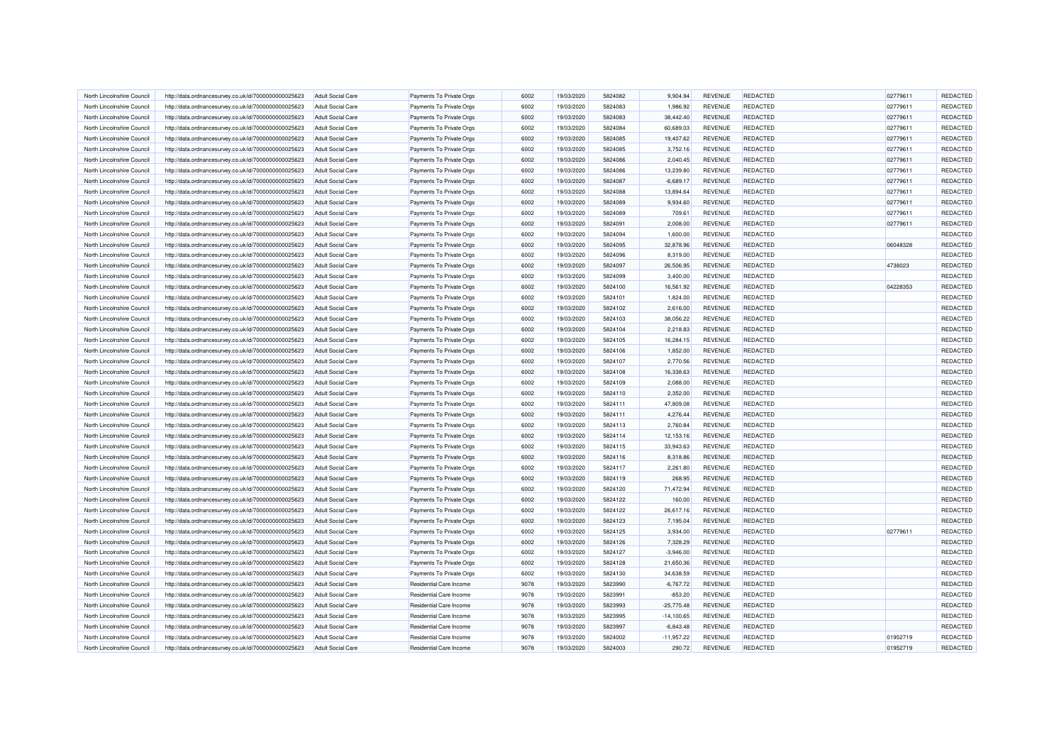| | | | | | | | | | | | |
|---|---|---|---|---|---|---|---|---|---|---|---|
| North Lincolnshire Council | http://data.ordnancesurvey.co.uk/id/7000000000025623 | Adult Social Care | Payments To Private Orgs | 6002 | 19/03/2020 | 5824082 | 9,904.94 | REVENUE | REDACTED | 02779611 | REDACTED |
| North Lincolnshire Council | http://data.ordnancesurvey.co.uk/id/7000000000025623 | Adult Social Care | Payments To Private Orgs | 6002 | 19/03/2020 | 5824083 | 1,986.92 | REVENUE | REDACTED | 02779611 | REDACTED |
| North Lincolnshire Council | http://data.ordnancesurvey.co.uk/id/7000000000025623 | Adult Social Care | Payments To Private Orgs | 6002 | 19/03/2020 | 5824083 | 38,442.40 | REVENUE | REDACTED | 02779611 | REDACTED |
| North Lincolnshire Council | http://data.ordnancesurvey.co.uk/id/7000000000025623 | Adult Social Care | Payments To Private Orgs | 6002 | 19/03/2020 | 5824084 | 60,689.03 | REVENUE | REDACTED | 02779611 | REDACTED |
| North Lincolnshire Council | http://data.ordnancesurvey.co.uk/id/7000000000025623 | Adult Social Care | Payments To Private Orgs | 6002 | 19/03/2020 | 5824085 | 19,407.62 | REVENUE | REDACTED | 02779611 | REDACTED |
| North Lincolnshire Council | http://data.ordnancesurvey.co.uk/id/7000000000025623 | Adult Social Care | Payments To Private Orgs | 6002 | 19/03/2020 | 5824085 | 3,752.16 | REVENUE | REDACTED | 02779611 | REDACTED |
| North Lincolnshire Council | http://data.ordnancesurvey.co.uk/id/7000000000025623 | Adult Social Care | Payments To Private Orgs | 6002 | 19/03/2020 | 5824086 | 2,040.45 | REVENUE | REDACTED | 02779611 | REDACTED |
| North Lincolnshire Council | http://data.ordnancesurvey.co.uk/id/7000000000025623 | Adult Social Care | Payments To Private Orgs | 6002 | 19/03/2020 | 5824086 | 13,239.80 | REVENUE | REDACTED | 02779611 | REDACTED |
| North Lincolnshire Council | http://data.ordnancesurvey.co.uk/id/7000000000025623 | Adult Social Care | Payments To Private Orgs | 6002 | 19/03/2020 | 5824087 | -6,689.17 | REVENUE | REDACTED | 02779611 | REDACTED |
| North Lincolnshire Council | http://data.ordnancesurvey.co.uk/id/7000000000025623 | Adult Social Care | Payments To Private Orgs | 6002 | 19/03/2020 | 5824088 | 13,894.64 | REVENUE | REDACTED | 02779611 | REDACTED |
| North Lincolnshire Council | http://data.ordnancesurvey.co.uk/id/7000000000025623 | Adult Social Care | Payments To Private Orgs | 6002 | 19/03/2020 | 5824089 | 9,934.60 | REVENUE | REDACTED | 02779611 | REDACTED |
| North Lincolnshire Council | http://data.ordnancesurvey.co.uk/id/7000000000025623 | Adult Social Care | Payments To Private Orgs | 6002 | 19/03/2020 | 5824089 | 709.61 | REVENUE | REDACTED | 02779611 | REDACTED |
| North Lincolnshire Council | http://data.ordnancesurvey.co.uk/id/7000000000025623 | Adult Social Care | Payments To Private Orgs | 6002 | 19/03/2020 | 5824091 | 2,008.00 | REVENUE | REDACTED | 02779611 | REDACTED |
| North Lincolnshire Council | http://data.ordnancesurvey.co.uk/id/7000000000025623 | Adult Social Care | Payments To Private Orgs | 6002 | 19/03/2020 | 5824094 | 1,600.00 | REVENUE | REDACTED | | REDACTED |
| North Lincolnshire Council | http://data.ordnancesurvey.co.uk/id/7000000000025623 | Adult Social Care | Payments To Private Orgs | 6002 | 19/03/2020 | 5824095 | 32,878.96 | REVENUE | REDACTED | 06048328 | REDACTED |
| North Lincolnshire Council | http://data.ordnancesurvey.co.uk/id/7000000000025623 | Adult Social Care | Payments To Private Orgs | 6002 | 19/03/2020 | 5824096 | 8,319.00 | REVENUE | REDACTED | | REDACTED |
| North Lincolnshire Council | http://data.ordnancesurvey.co.uk/id/7000000000025623 | Adult Social Care | Payments To Private Orgs | 6002 | 19/03/2020 | 5824097 | 26,506.95 | REVENUE | REDACTED | 4738023 | REDACTED |
| North Lincolnshire Council | http://data.ordnancesurvey.co.uk/id/7000000000025623 | Adult Social Care | Payments To Private Orgs | 6002 | 19/03/2020 | 5824099 | 3,400.00 | REVENUE | REDACTED | | REDACTED |
| North Lincolnshire Council | http://data.ordnancesurvey.co.uk/id/7000000000025623 | Adult Social Care | Payments To Private Orgs | 6002 | 19/03/2020 | 5824100 | 16,561.92 | REVENUE | REDACTED | 04228353 | REDACTED |
| North Lincolnshire Council | http://data.ordnancesurvey.co.uk/id/7000000000025623 | Adult Social Care | Payments To Private Orgs | 6002 | 19/03/2020 | 5824101 | 1,824.00 | REVENUE | REDACTED | | REDACTED |
| North Lincolnshire Council | http://data.ordnancesurvey.co.uk/id/7000000000025623 | Adult Social Care | Payments To Private Orgs | 6002 | 19/03/2020 | 5824102 | 2,616.00 | REVENUE | REDACTED | | REDACTED |
| North Lincolnshire Council | http://data.ordnancesurvey.co.uk/id/7000000000025623 | Adult Social Care | Payments To Private Orgs | 6002 | 19/03/2020 | 5824103 | 38,056.22 | REVENUE | REDACTED | | REDACTED |
| North Lincolnshire Council | http://data.ordnancesurvey.co.uk/id/7000000000025623 | Adult Social Care | Payments To Private Orgs | 6002 | 19/03/2020 | 5824104 | 2,218.83 | REVENUE | REDACTED | | REDACTED |
| North Lincolnshire Council | http://data.ordnancesurvey.co.uk/id/7000000000025623 | Adult Social Care | Payments To Private Orgs | 6002 | 19/03/2020 | 5824105 | 16,284.15 | REVENUE | REDACTED | | REDACTED |
| North Lincolnshire Council | http://data.ordnancesurvey.co.uk/id/7000000000025623 | Adult Social Care | Payments To Private Orgs | 6002 | 19/03/2020 | 5824106 | 1,852.00 | REVENUE | REDACTED | | REDACTED |
| North Lincolnshire Council | http://data.ordnancesurvey.co.uk/id/7000000000025623 | Adult Social Care | Payments To Private Orgs | 6002 | 19/03/2020 | 5824107 | 2,770.56 | REVENUE | REDACTED | | REDACTED |
| North Lincolnshire Council | http://data.ordnancesurvey.co.uk/id/7000000000025623 | Adult Social Care | Payments To Private Orgs | 6002 | 19/03/2020 | 5824108 | 16,338.63 | REVENUE | REDACTED | | REDACTED |
| North Lincolnshire Council | http://data.ordnancesurvey.co.uk/id/7000000000025623 | Adult Social Care | Payments To Private Orgs | 6002 | 19/03/2020 | 5824109 | 2,088.00 | REVENUE | REDACTED | | REDACTED |
| North Lincolnshire Council | http://data.ordnancesurvey.co.uk/id/7000000000025623 | Adult Social Care | Payments To Private Orgs | 6002 | 19/03/2020 | 5824110 | 2,352.00 | REVENUE | REDACTED | | REDACTED |
| North Lincolnshire Council | http://data.ordnancesurvey.co.uk/id/7000000000025623 | Adult Social Care | Payments To Private Orgs | 6002 | 19/03/2020 | 5824111 | 47,809.08 | REVENUE | REDACTED | | REDACTED |
| North Lincolnshire Council | http://data.ordnancesurvey.co.uk/id/7000000000025623 | Adult Social Care | Payments To Private Orgs | 6002 | 19/03/2020 | 5824111 | 4,276.44 | REVENUE | REDACTED | | REDACTED |
| North Lincolnshire Council | http://data.ordnancesurvey.co.uk/id/7000000000025623 | Adult Social Care | Payments To Private Orgs | 6002 | 19/03/2020 | 5824113 | 2,760.84 | REVENUE | REDACTED | | REDACTED |
| North Lincolnshire Council | http://data.ordnancesurvey.co.uk/id/7000000000025623 | Adult Social Care | Payments To Private Orgs | 6002 | 19/03/2020 | 5824114 | 12,153.16 | REVENUE | REDACTED | | REDACTED |
| North Lincolnshire Council | http://data.ordnancesurvey.co.uk/id/7000000000025623 | Adult Social Care | Payments To Private Orgs | 6002 | 19/03/2020 | 5824115 | 33,943.63 | REVENUE | REDACTED | | REDACTED |
| North Lincolnshire Council | http://data.ordnancesurvey.co.uk/id/7000000000025623 | Adult Social Care | Payments To Private Orgs | 6002 | 19/03/2020 | 5824116 | 8,318.86 | REVENUE | REDACTED | | REDACTED |
| North Lincolnshire Council | http://data.ordnancesurvey.co.uk/id/7000000000025623 | Adult Social Care | Payments To Private Orgs | 6002 | 19/03/2020 | 5824117 | 2,261.80 | REVENUE | REDACTED | | REDACTED |
| North Lincolnshire Council | http://data.ordnancesurvey.co.uk/id/7000000000025623 | Adult Social Care | Payments To Private Orgs | 6002 | 19/03/2020 | 5824119 | 268.95 | REVENUE | REDACTED | | REDACTED |
| North Lincolnshire Council | http://data.ordnancesurvey.co.uk/id/7000000000025623 | Adult Social Care | Payments To Private Orgs | 6002 | 19/03/2020 | 5824120 | 71,472.94 | REVENUE | REDACTED | | REDACTED |
| North Lincolnshire Council | http://data.ordnancesurvey.co.uk/id/7000000000025623 | Adult Social Care | Payments To Private Orgs | 6002 | 19/03/2020 | 5824122 | 160.00 | REVENUE | REDACTED | | REDACTED |
| North Lincolnshire Council | http://data.ordnancesurvey.co.uk/id/7000000000025623 | Adult Social Care | Payments To Private Orgs | 6002 | 19/03/2020 | 5824122 | 26,617.16 | REVENUE | REDACTED | | REDACTED |
| North Lincolnshire Council | http://data.ordnancesurvey.co.uk/id/7000000000025623 | Adult Social Care | Payments To Private Orgs | 6002 | 19/03/2020 | 5824123 | 7,195.04 | REVENUE | REDACTED | | REDACTED |
| North Lincolnshire Council | http://data.ordnancesurvey.co.uk/id/7000000000025623 | Adult Social Care | Payments To Private Orgs | 6002 | 19/03/2020 | 5824125 | 3,934.00 | REVENUE | REDACTED | 02779611 | REDACTED |
| North Lincolnshire Council | http://data.ordnancesurvey.co.uk/id/7000000000025623 | Adult Social Care | Payments To Private Orgs | 6002 | 19/03/2020 | 5824126 | 7,328.29 | REVENUE | REDACTED | | REDACTED |
| North Lincolnshire Council | http://data.ordnancesurvey.co.uk/id/7000000000025623 | Adult Social Care | Payments To Private Orgs | 6002 | 19/03/2020 | 5824127 | -3,946.00 | REVENUE | REDACTED | | REDACTED |
| North Lincolnshire Council | http://data.ordnancesurvey.co.uk/id/7000000000025623 | Adult Social Care | Payments To Private Orgs | 6002 | 19/03/2020 | 5824128 | 21,650.36 | REVENUE | REDACTED | | REDACTED |
| North Lincolnshire Council | http://data.ordnancesurvey.co.uk/id/7000000000025623 | Adult Social Care | Payments To Private Orgs | 6002 | 19/03/2020 | 5824130 | 34,638.59 | REVENUE | REDACTED | | REDACTED |
| North Lincolnshire Council | http://data.ordnancesurvey.co.uk/id/7000000000025623 | Adult Social Care | Residential Care Income | 9078 | 19/03/2020 | 5823990 | -6,767.72 | REVENUE | REDACTED | | REDACTED |
| North Lincolnshire Council | http://data.ordnancesurvey.co.uk/id/7000000000025623 | Adult Social Care | Residential Care Income | 9078 | 19/03/2020 | 5823991 | -853.20 | REVENUE | REDACTED | | REDACTED |
| North Lincolnshire Council | http://data.ordnancesurvey.co.uk/id/7000000000025623 | Adult Social Care | Residential Care Income | 9078 | 19/03/2020 | 5823993 | -25,775.48 | REVENUE | REDACTED | | REDACTED |
| North Lincolnshire Council | http://data.ordnancesurvey.co.uk/id/7000000000025623 | Adult Social Care | Residential Care Income | 9078 | 19/03/2020 | 5823995 | -14,100.65 | REVENUE | REDACTED | | REDACTED |
| North Lincolnshire Council | http://data.ordnancesurvey.co.uk/id/7000000000025623 | Adult Social Care | Residential Care Income | 9078 | 19/03/2020 | 5823997 | -6,843.48 | REVENUE | REDACTED | | REDACTED |
| North Lincolnshire Council | http://data.ordnancesurvey.co.uk/id/7000000000025623 | Adult Social Care | Residential Care Income | 9078 | 19/03/2020 | 5824002 | -11,957.22 | REVENUE | REDACTED | 01952719 | REDACTED |
| North Lincolnshire Council | http://data.ordnancesurvey.co.uk/id/7000000000025623 | Adult Social Care | Residential Care Income | 9078 | 19/03/2020 | 5824003 | 290.72 | REVENUE | REDACTED | 01952719 | REDACTED |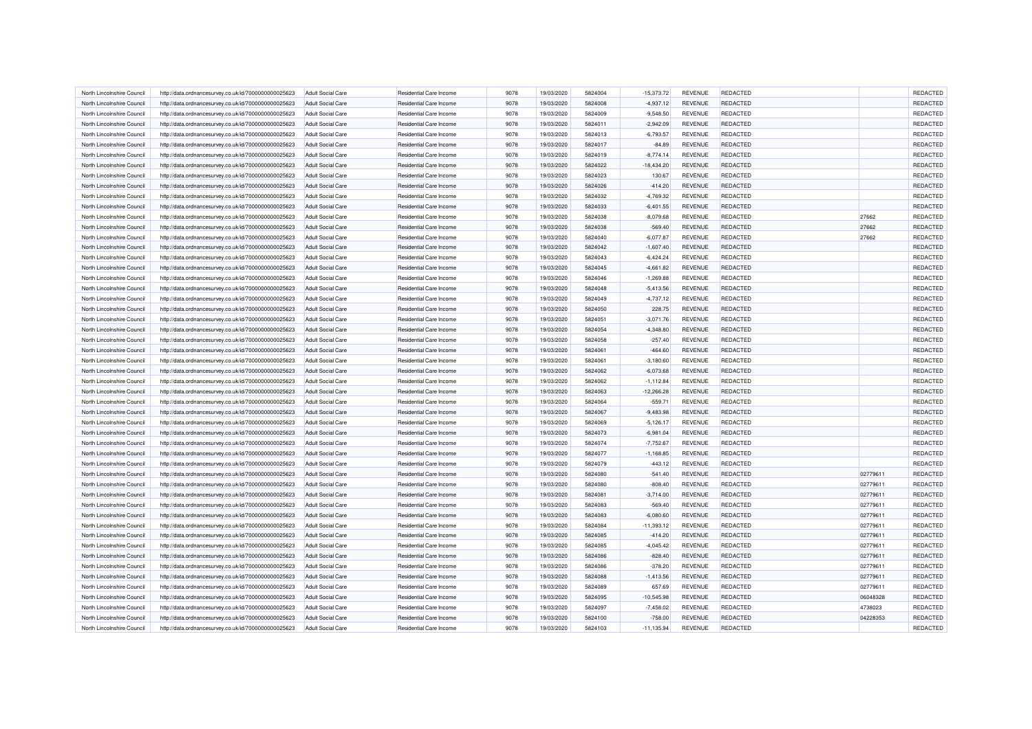| | | | | | | | | | | | |
|---|---|---|---|---|---|---|---|---|---|---|---|
| North Lincolnshire Council | http://data.ordnancesurvey.co.uk/id/7000000000025623 | Adult Social Care | Residential Care Income | 9078 | 19/03/2020 | 5824004 | -15,373.72 | REVENUE | REDACTED | | REDACTED |
| North Lincolnshire Council | http://data.ordnancesurvey.co.uk/id/7000000000025623 | Adult Social Care | Residential Care Income | 9078 | 19/03/2020 | 5824008 | -4,937.12 | REVENUE | REDACTED | | REDACTED |
| North Lincolnshire Council | http://data.ordnancesurvey.co.uk/id/7000000000025623 | Adult Social Care | Residential Care Income | 9078 | 19/03/2020 | 5824009 | -9,548.50 | REVENUE | REDACTED | | REDACTED |
| North Lincolnshire Council | http://data.ordnancesurvey.co.uk/id/7000000000025623 | Adult Social Care | Residential Care Income | 9078 | 19/03/2020 | 5824011 | -2,942.09 | REVENUE | REDACTED | | REDACTED |
| North Lincolnshire Council | http://data.ordnancesurvey.co.uk/id/7000000000025623 | Adult Social Care | Residential Care Income | 9078 | 19/03/2020 | 5824013 | -6,793.57 | REVENUE | REDACTED | | REDACTED |
| North Lincolnshire Council | http://data.ordnancesurvey.co.uk/id/7000000000025623 | Adult Social Care | Residential Care Income | 9078 | 19/03/2020 | 5824017 | -84.89 | REVENUE | REDACTED | | REDACTED |
| North Lincolnshire Council | http://data.ordnancesurvey.co.uk/id/7000000000025623 | Adult Social Care | Residential Care Income | 9078 | 19/03/2020 | 5824019 | -8,774.14 | REVENUE | REDACTED | | REDACTED |
| North Lincolnshire Council | http://data.ordnancesurvey.co.uk/id/7000000000025623 | Adult Social Care | Residential Care Income | 9078 | 19/03/2020 | 5824022 | -18,434.20 | REVENUE | REDACTED | | REDACTED |
| North Lincolnshire Council | http://data.ordnancesurvey.co.uk/id/7000000000025623 | Adult Social Care | Residential Care Income | 9078 | 19/03/2020 | 5824023 | 130.67 | REVENUE | REDACTED | | REDACTED |
| North Lincolnshire Council | http://data.ordnancesurvey.co.uk/id/7000000000025623 | Adult Social Care | Residential Care Income | 9078 | 19/03/2020 | 5824026 | -414.20 | REVENUE | REDACTED | | REDACTED |
| North Lincolnshire Council | http://data.ordnancesurvey.co.uk/id/7000000000025623 | Adult Social Care | Residential Care Income | 9078 | 19/03/2020 | 5824032 | -4,769.32 | REVENUE | REDACTED | | REDACTED |
| North Lincolnshire Council | http://data.ordnancesurvey.co.uk/id/7000000000025623 | Adult Social Care | Residential Care Income | 9078 | 19/03/2020 | 5824033 | -6,401.55 | REVENUE | REDACTED | | REDACTED |
| North Lincolnshire Council | http://data.ordnancesurvey.co.uk/id/7000000000025623 | Adult Social Care | Residential Care Income | 9078 | 19/03/2020 | 5824038 | -8,079.68 | REVENUE | REDACTED | 27662 | REDACTED |
| North Lincolnshire Council | http://data.ordnancesurvey.co.uk/id/7000000000025623 | Adult Social Care | Residential Care Income | 9078 | 19/03/2020 | 5824038 | -569.40 | REVENUE | REDACTED | 27662 | REDACTED |
| North Lincolnshire Council | http://data.ordnancesurvey.co.uk/id/7000000000025623 | Adult Social Care | Residential Care Income | 9078 | 19/03/2020 | 5824040 | -6,077.87 | REVENUE | REDACTED | 27662 | REDACTED |
| North Lincolnshire Council | http://data.ordnancesurvey.co.uk/id/7000000000025623 | Adult Social Care | Residential Care Income | 9078 | 19/03/2020 | 5824042 | -1,607.40 | REVENUE | REDACTED | | REDACTED |
| North Lincolnshire Council | http://data.ordnancesurvey.co.uk/id/7000000000025623 | Adult Social Care | Residential Care Income | 9078 | 19/03/2020 | 5824043 | -6,424.24 | REVENUE | REDACTED | | REDACTED |
| North Lincolnshire Council | http://data.ordnancesurvey.co.uk/id/7000000000025623 | Adult Social Care | Residential Care Income | 9078 | 19/03/2020 | 5824045 | -4,661.82 | REVENUE | REDACTED | | REDACTED |
| North Lincolnshire Council | http://data.ordnancesurvey.co.uk/id/7000000000025623 | Adult Social Care | Residential Care Income | 9078 | 19/03/2020 | 5824046 | -1,269.88 | REVENUE | REDACTED | | REDACTED |
| North Lincolnshire Council | http://data.ordnancesurvey.co.uk/id/7000000000025623 | Adult Social Care | Residential Care Income | 9078 | 19/03/2020 | 5824048 | -5,413.56 | REVENUE | REDACTED | | REDACTED |
| North Lincolnshire Council | http://data.ordnancesurvey.co.uk/id/7000000000025623 | Adult Social Care | Residential Care Income | 9078 | 19/03/2020 | 5824049 | -4,737.12 | REVENUE | REDACTED | | REDACTED |
| North Lincolnshire Council | http://data.ordnancesurvey.co.uk/id/7000000000025623 | Adult Social Care | Residential Care Income | 9078 | 19/03/2020 | 5824050 | 228.75 | REVENUE | REDACTED | | REDACTED |
| North Lincolnshire Council | http://data.ordnancesurvey.co.uk/id/7000000000025623 | Adult Social Care | Residential Care Income | 9078 | 19/03/2020 | 5824051 | -3,071.76 | REVENUE | REDACTED | | REDACTED |
| North Lincolnshire Council | http://data.ordnancesurvey.co.uk/id/7000000000025623 | Adult Social Care | Residential Care Income | 9078 | 19/03/2020 | 5824054 | -4,348.80 | REVENUE | REDACTED | | REDACTED |
| North Lincolnshire Council | http://data.ordnancesurvey.co.uk/id/7000000000025623 | Adult Social Care | Residential Care Income | 9078 | 19/03/2020 | 5824058 | -257.40 | REVENUE | REDACTED | | REDACTED |
| North Lincolnshire Council | http://data.ordnancesurvey.co.uk/id/7000000000025623 | Adult Social Care | Residential Care Income | 9078 | 19/03/2020 | 5824061 | -464.60 | REVENUE | REDACTED | | REDACTED |
| North Lincolnshire Council | http://data.ordnancesurvey.co.uk/id/7000000000025623 | Adult Social Care | Residential Care Income | 9078 | 19/03/2020 | 5824061 | -3,180.60 | REVENUE | REDACTED | | REDACTED |
| North Lincolnshire Council | http://data.ordnancesurvey.co.uk/id/7000000000025623 | Adult Social Care | Residential Care Income | 9078 | 19/03/2020 | 5824062 | -6,073.68 | REVENUE | REDACTED | | REDACTED |
| North Lincolnshire Council | http://data.ordnancesurvey.co.uk/id/7000000000025623 | Adult Social Care | Residential Care Income | 9078 | 19/03/2020 | 5824062 | -1,112.84 | REVENUE | REDACTED | | REDACTED |
| North Lincolnshire Council | http://data.ordnancesurvey.co.uk/id/7000000000025623 | Adult Social Care | Residential Care Income | 9078 | 19/03/2020 | 5824063 | -12,266.28 | REVENUE | REDACTED | | REDACTED |
| North Lincolnshire Council | http://data.ordnancesurvey.co.uk/id/7000000000025623 | Adult Social Care | Residential Care Income | 9078 | 19/03/2020 | 5824064 | -559.71 | REVENUE | REDACTED | | REDACTED |
| North Lincolnshire Council | http://data.ordnancesurvey.co.uk/id/7000000000025623 | Adult Social Care | Residential Care Income | 9078 | 19/03/2020 | 5824067 | -9,483.98 | REVENUE | REDACTED | | REDACTED |
| North Lincolnshire Council | http://data.ordnancesurvey.co.uk/id/7000000000025623 | Adult Social Care | Residential Care Income | 9078 | 19/03/2020 | 5824069 | -5,126.17 | REVENUE | REDACTED | | REDACTED |
| North Lincolnshire Council | http://data.ordnancesurvey.co.uk/id/7000000000025623 | Adult Social Care | Residential Care Income | 9078 | 19/03/2020 | 5824073 | -6,981.04 | REVENUE | REDACTED | | REDACTED |
| North Lincolnshire Council | http://data.ordnancesurvey.co.uk/id/7000000000025623 | Adult Social Care | Residential Care Income | 9078 | 19/03/2020 | 5824074 | -7,752.67 | REVENUE | REDACTED | | REDACTED |
| North Lincolnshire Council | http://data.ordnancesurvey.co.uk/id/7000000000025623 | Adult Social Care | Residential Care Income | 9078 | 19/03/2020 | 5824077 | -1,168.85 | REVENUE | REDACTED | | REDACTED |
| North Lincolnshire Council | http://data.ordnancesurvey.co.uk/id/7000000000025623 | Adult Social Care | Residential Care Income | 9078 | 19/03/2020 | 5824079 | -443.12 | REVENUE | REDACTED | | REDACTED |
| North Lincolnshire Council | http://data.ordnancesurvey.co.uk/id/7000000000025623 | Adult Social Care | Residential Care Income | 9078 | 19/03/2020 | 5824080 | -541.40 | REVENUE | REDACTED | 02779611 | REDACTED |
| North Lincolnshire Council | http://data.ordnancesurvey.co.uk/id/7000000000025623 | Adult Social Care | Residential Care Income | 9078 | 19/03/2020 | 5824080 | -808.40 | REVENUE | REDACTED | 02779611 | REDACTED |
| North Lincolnshire Council | http://data.ordnancesurvey.co.uk/id/7000000000025623 | Adult Social Care | Residential Care Income | 9078 | 19/03/2020 | 5824081 | -3,714.00 | REVENUE | REDACTED | 02779611 | REDACTED |
| North Lincolnshire Council | http://data.ordnancesurvey.co.uk/id/7000000000025623 | Adult Social Care | Residential Care Income | 9078 | 19/03/2020 | 5824083 | -569.40 | REVENUE | REDACTED | 02779611 | REDACTED |
| North Lincolnshire Council | http://data.ordnancesurvey.co.uk/id/7000000000025623 | Adult Social Care | Residential Care Income | 9078 | 19/03/2020 | 5824083 | -6,080.60 | REVENUE | REDACTED | 02779611 | REDACTED |
| North Lincolnshire Council | http://data.ordnancesurvey.co.uk/id/7000000000025623 | Adult Social Care | Residential Care Income | 9078 | 19/03/2020 | 5824084 | -11,393.12 | REVENUE | REDACTED | 02779611 | REDACTED |
| North Lincolnshire Council | http://data.ordnancesurvey.co.uk/id/7000000000025623 | Adult Social Care | Residential Care Income | 9078 | 19/03/2020 | 5824085 | -414.20 | REVENUE | REDACTED | 02779611 | REDACTED |
| North Lincolnshire Council | http://data.ordnancesurvey.co.uk/id/7000000000025623 | Adult Social Care | Residential Care Income | 9078 | 19/03/2020 | 5824085 | -4,045.42 | REVENUE | REDACTED | 02779611 | REDACTED |
| North Lincolnshire Council | http://data.ordnancesurvey.co.uk/id/7000000000025623 | Adult Social Care | Residential Care Income | 9078 | 19/03/2020 | 5824086 | -828.40 | REVENUE | REDACTED | 02779611 | REDACTED |
| North Lincolnshire Council | http://data.ordnancesurvey.co.uk/id/7000000000025623 | Adult Social Care | Residential Care Income | 9078 | 19/03/2020 | 5824086 | -378.20 | REVENUE | REDACTED | 02779611 | REDACTED |
| North Lincolnshire Council | http://data.ordnancesurvey.co.uk/id/7000000000025623 | Adult Social Care | Residential Care Income | 9078 | 19/03/2020 | 5824088 | -1,413.56 | REVENUE | REDACTED | 02779611 | REDACTED |
| North Lincolnshire Council | http://data.ordnancesurvey.co.uk/id/7000000000025623 | Adult Social Care | Residential Care Income | 9078 | 19/03/2020 | 5824089 | 657.69 | REVENUE | REDACTED | 02779611 | REDACTED |
| North Lincolnshire Council | http://data.ordnancesurvey.co.uk/id/7000000000025623 | Adult Social Care | Residential Care Income | 9078 | 19/03/2020 | 5824095 | -10,545.98 | REVENUE | REDACTED | 06048328 | REDACTED |
| North Lincolnshire Council | http://data.ordnancesurvey.co.uk/id/7000000000025623 | Adult Social Care | Residential Care Income | 9078 | 19/03/2020 | 5824097 | -7,458.02 | REVENUE | REDACTED | 4738023 | REDACTED |
| North Lincolnshire Council | http://data.ordnancesurvey.co.uk/id/7000000000025623 | Adult Social Care | Residential Care Income | 9078 | 19/03/2020 | 5824100 | -758.00 | REVENUE | REDACTED | 04228353 | REDACTED |
| North Lincolnshire Council | http://data.ordnancesurvey.co.uk/id/7000000000025623 | Adult Social Care | Residential Care Income | 9078 | 19/03/2020 | 5824103 | -11,135.94 | REVENUE | REDACTED | | REDACTED |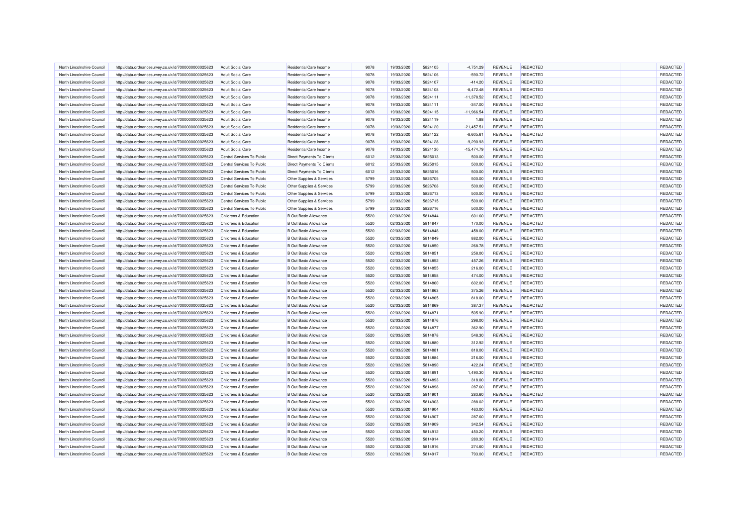| | | | | | | | | | | | | |
|---|---|---|---|---|---|---|---|---|---|---|---|---|
| North Lincolnshire Council | http://data.ordnancesurvey.co.uk/id/7000000000025623 | Adult Social Care | Residential Care Income | 9078 | 19/03/2020 | 5824105 | -4,751.29 | REVENUE | REDACTED | | REDACTED |
| North Lincolnshire Council | http://data.ordnancesurvey.co.uk/id/7000000000025623 | Adult Social Care | Residential Care Income | 9078 | 19/03/2020 | 5824106 | -590.72 | REVENUE | REDACTED | | REDACTED |
| North Lincolnshire Council | http://data.ordnancesurvey.co.uk/id/7000000000025623 | Adult Social Care | Residential Care Income | 9078 | 19/03/2020 | 5824107 | -414.20 | REVENUE | REDACTED | | REDACTED |
| North Lincolnshire Council | http://data.ordnancesurvey.co.uk/id/7000000000025623 | Adult Social Care | Residential Care Income | 9078 | 19/03/2020 | 5824108 | -8,472.48 | REVENUE | REDACTED | | REDACTED |
| North Lincolnshire Council | http://data.ordnancesurvey.co.uk/id/7000000000025623 | Adult Social Care | Residential Care Income | 9078 | 19/03/2020 | 5824111 | -11,378.52 | REVENUE | REDACTED | | REDACTED |
| North Lincolnshire Council | http://data.ordnancesurvey.co.uk/id/7000000000025623 | Adult Social Care | Residential Care Income | 9078 | 19/03/2020 | 5824111 | -347.00 | REVENUE | REDACTED | | REDACTED |
| North Lincolnshire Council | http://data.ordnancesurvey.co.uk/id/7000000000025623 | Adult Social Care | Residential Care Income | 9078 | 19/03/2020 | 5824115 | -11,966.54 | REVENUE | REDACTED | | REDACTED |
| North Lincolnshire Council | http://data.ordnancesurvey.co.uk/id/7000000000025623 | Adult Social Care | Residential Care Income | 9078 | 19/03/2020 | 5824119 | 1.88 | REVENUE | REDACTED | | REDACTED |
| North Lincolnshire Council | http://data.ordnancesurvey.co.uk/id/7000000000025623 | Adult Social Care | Residential Care Income | 9078 | 19/03/2020 | 5824120 | -21,457.51 | REVENUE | REDACTED | | REDACTED |
| North Lincolnshire Council | http://data.ordnancesurvey.co.uk/id/7000000000025623 | Adult Social Care | Residential Care Income | 9078 | 19/03/2020 | 5824122 | -8,605.61 | REVENUE | REDACTED | | REDACTED |
| North Lincolnshire Council | http://data.ordnancesurvey.co.uk/id/7000000000025623 | Adult Social Care | Residential Care Income | 9078 | 19/03/2020 | 5824128 | -9,290.93 | REVENUE | REDACTED | | REDACTED |
| North Lincolnshire Council | http://data.ordnancesurvey.co.uk/id/7000000000025623 | Adult Social Care | Residential Care Income | 9078 | 19/03/2020 | 5824130 | -15,474.79 | REVENUE | REDACTED | | REDACTED |
| North Lincolnshire Council | http://data.ordnancesurvey.co.uk/id/7000000000025623 | Central Services To Public | Direct Payments To Clients | 6012 | 25/03/2020 | 5825013 | 500.00 | REVENUE | REDACTED | | REDACTED |
| North Lincolnshire Council | http://data.ordnancesurvey.co.uk/id/7000000000025623 | Central Services To Public | Direct Payments To Clients | 6012 | 25/03/2020 | 5825015 | 500.00 | REVENUE | REDACTED | | REDACTED |
| North Lincolnshire Council | http://data.ordnancesurvey.co.uk/id/7000000000025623 | Central Services To Public | Direct Payments To Clients | 6012 | 25/03/2020 | 5825016 | 500.00 | REVENUE | REDACTED | | REDACTED |
| North Lincolnshire Council | http://data.ordnancesurvey.co.uk/id/7000000000025623 | Central Services To Public | Other Supplies & Services | 5799 | 23/03/2020 | 5826705 | 500.00 | REVENUE | REDACTED | | REDACTED |
| North Lincolnshire Council | http://data.ordnancesurvey.co.uk/id/7000000000025623 | Central Services To Public | Other Supplies & Services | 5799 | 23/03/2020 | 5826708 | 500.00 | REVENUE | REDACTED | | REDACTED |
| North Lincolnshire Council | http://data.ordnancesurvey.co.uk/id/7000000000025623 | Central Services To Public | Other Supplies & Services | 5799 | 23/03/2020 | 5826713 | 500.00 | REVENUE | REDACTED | | REDACTED |
| North Lincolnshire Council | http://data.ordnancesurvey.co.uk/id/7000000000025623 | Central Services To Public | Other Supplies & Services | 5799 | 23/03/2020 | 5826715 | 500.00 | REVENUE | REDACTED | | REDACTED |
| North Lincolnshire Council | http://data.ordnancesurvey.co.uk/id/7000000000025623 | Central Services To Public | Other Supplies & Services | 5799 | 23/03/2020 | 5826716 | 500.00 | REVENUE | REDACTED | | REDACTED |
| North Lincolnshire Council | http://data.ordnancesurvey.co.uk/id/7000000000025623 | Childrens & Education | B Out Basic Allowance | 5520 | 02/03/2020 | 5814844 | 601.60 | REVENUE | REDACTED | | REDACTED |
| North Lincolnshire Council | http://data.ordnancesurvey.co.uk/id/7000000000025623 | Childrens & Education | B Out Basic Allowance | 5520 | 02/03/2020 | 5814847 | 170.00 | REVENUE | REDACTED | | REDACTED |
| North Lincolnshire Council | http://data.ordnancesurvey.co.uk/id/7000000000025623 | Childrens & Education | B Out Basic Allowance | 5520 | 02/03/2020 | 5814848 | 458.00 | REVENUE | REDACTED | | REDACTED |
| North Lincolnshire Council | http://data.ordnancesurvey.co.uk/id/7000000000025623 | Childrens & Education | B Out Basic Allowance | 5520 | 02/03/2020 | 5814849 | 882.00 | REVENUE | REDACTED | | REDACTED |
| North Lincolnshire Council | http://data.ordnancesurvey.co.uk/id/7000000000025623 | Childrens & Education | B Out Basic Allowance | 5520 | 02/03/2020 | 5814850 | 268.78 | REVENUE | REDACTED | | REDACTED |
| North Lincolnshire Council | http://data.ordnancesurvey.co.uk/id/7000000000025623 | Childrens & Education | B Out Basic Allowance | 5520 | 02/03/2020 | 5814851 | 258.00 | REVENUE | REDACTED | | REDACTED |
| North Lincolnshire Council | http://data.ordnancesurvey.co.uk/id/7000000000025623 | Childrens & Education | B Out Basic Allowance | 5520 | 02/03/2020 | 5814852 | 457.26 | REVENUE | REDACTED | | REDACTED |
| North Lincolnshire Council | http://data.ordnancesurvey.co.uk/id/7000000000025623 | Childrens & Education | B Out Basic Allowance | 5520 | 02/03/2020 | 5814855 | 216.00 | REVENUE | REDACTED | | REDACTED |
| North Lincolnshire Council | http://data.ordnancesurvey.co.uk/id/7000000000025623 | Childrens & Education | B Out Basic Allowance | 5520 | 02/03/2020 | 5814858 | 474.00 | REVENUE | REDACTED | | REDACTED |
| North Lincolnshire Council | http://data.ordnancesurvey.co.uk/id/7000000000025623 | Childrens & Education | B Out Basic Allowance | 5520 | 02/03/2020 | 5814860 | 602.00 | REVENUE | REDACTED | | REDACTED |
| North Lincolnshire Council | http://data.ordnancesurvey.co.uk/id/7000000000025623 | Childrens & Education | B Out Basic Allowance | 5520 | 02/03/2020 | 5814863 | 375.26 | REVENUE | REDACTED | | REDACTED |
| North Lincolnshire Council | http://data.ordnancesurvey.co.uk/id/7000000000025623 | Childrens & Education | B Out Basic Allowance | 5520 | 02/03/2020 | 5814865 | 818.00 | REVENUE | REDACTED | | REDACTED |
| North Lincolnshire Council | http://data.ordnancesurvey.co.uk/id/7000000000025623 | Childrens & Education | B Out Basic Allowance | 5520 | 02/03/2020 | 5814869 | 387.37 | REVENUE | REDACTED | | REDACTED |
| North Lincolnshire Council | http://data.ordnancesurvey.co.uk/id/7000000000025623 | Childrens & Education | B Out Basic Allowance | 5520 | 02/03/2020 | 5814871 | 505.90 | REVENUE | REDACTED | | REDACTED |
| North Lincolnshire Council | http://data.ordnancesurvey.co.uk/id/7000000000025623 | Childrens & Education | B Out Basic Allowance | 5520 | 02/03/2020 | 5814876 | 298.00 | REVENUE | REDACTED | | REDACTED |
| North Lincolnshire Council | http://data.ordnancesurvey.co.uk/id/7000000000025623 | Childrens & Education | B Out Basic Allowance | 5520 | 02/03/2020 | 5814877 | 362.90 | REVENUE | REDACTED | | REDACTED |
| North Lincolnshire Council | http://data.ordnancesurvey.co.uk/id/7000000000025623 | Childrens & Education | B Out Basic Allowance | 5520 | 02/03/2020 | 5814878 | 548.30 | REVENUE | REDACTED | | REDACTED |
| North Lincolnshire Council | http://data.ordnancesurvey.co.uk/id/7000000000025623 | Childrens & Education | B Out Basic Allowance | 5520 | 02/03/2020 | 5814880 | 312.92 | REVENUE | REDACTED | | REDACTED |
| North Lincolnshire Council | http://data.ordnancesurvey.co.uk/id/7000000000025623 | Childrens & Education | B Out Basic Allowance | 5520 | 02/03/2020 | 5814881 | 818.00 | REVENUE | REDACTED | | REDACTED |
| North Lincolnshire Council | http://data.ordnancesurvey.co.uk/id/7000000000025623 | Childrens & Education | B Out Basic Allowance | 5520 | 02/03/2020 | 5814884 | 216.00 | REVENUE | REDACTED | | REDACTED |
| North Lincolnshire Council | http://data.ordnancesurvey.co.uk/id/7000000000025623 | Childrens & Education | B Out Basic Allowance | 5520 | 02/03/2020 | 5814890 | 422.24 | REVENUE | REDACTED | | REDACTED |
| North Lincolnshire Council | http://data.ordnancesurvey.co.uk/id/7000000000025623 | Childrens & Education | B Out Basic Allowance | 5520 | 02/03/2020 | 5814891 | 1,490.30 | REVENUE | REDACTED | | REDACTED |
| North Lincolnshire Council | http://data.ordnancesurvey.co.uk/id/7000000000025623 | Childrens & Education | B Out Basic Allowance | 5520 | 02/03/2020 | 5814893 | 318.00 | REVENUE | REDACTED | | REDACTED |
| North Lincolnshire Council | http://data.ordnancesurvey.co.uk/id/7000000000025623 | Childrens & Education | B Out Basic Allowance | 5520 | 02/03/2020 | 5814898 | 287.60 | REVENUE | REDACTED | | REDACTED |
| North Lincolnshire Council | http://data.ordnancesurvey.co.uk/id/7000000000025623 | Childrens & Education | B Out Basic Allowance | 5520 | 02/03/2020 | 5814901 | 283.60 | REVENUE | REDACTED | | REDACTED |
| North Lincolnshire Council | http://data.ordnancesurvey.co.uk/id/7000000000025623 | Childrens & Education | B Out Basic Allowance | 5520 | 02/03/2020 | 5814903 | 288.02 | REVENUE | REDACTED | | REDACTED |
| North Lincolnshire Council | http://data.ordnancesurvey.co.uk/id/7000000000025623 | Childrens & Education | B Out Basic Allowance | 5520 | 02/03/2020 | 5814904 | 463.00 | REVENUE | REDACTED | | REDACTED |
| North Lincolnshire Council | http://data.ordnancesurvey.co.uk/id/7000000000025623 | Childrens & Education | B Out Basic Allowance | 5520 | 02/03/2020 | 5814907 | 287.60 | REVENUE | REDACTED | | REDACTED |
| North Lincolnshire Council | http://data.ordnancesurvey.co.uk/id/7000000000025623 | Childrens & Education | B Out Basic Allowance | 5520 | 02/03/2020 | 5814909 | 342.54 | REVENUE | REDACTED | | REDACTED |
| North Lincolnshire Council | http://data.ordnancesurvey.co.uk/id/7000000000025623 | Childrens & Education | B Out Basic Allowance | 5520 | 02/03/2020 | 5814912 | 450.20 | REVENUE | REDACTED | | REDACTED |
| North Lincolnshire Council | http://data.ordnancesurvey.co.uk/id/7000000000025623 | Childrens & Education | B Out Basic Allowance | 5520 | 02/03/2020 | 5814914 | 280.30 | REVENUE | REDACTED | | REDACTED |
| North Lincolnshire Council | http://data.ordnancesurvey.co.uk/id/7000000000025623 | Childrens & Education | B Out Basic Allowance | 5520 | 02/03/2020 | 5814916 | 274.60 | REVENUE | REDACTED | | REDACTED |
| North Lincolnshire Council | http://data.ordnancesurvey.co.uk/id/7000000000025623 | Childrens & Education | B Out Basic Allowance | 5520 | 02/03/2020 | 5814917 | 793.00 | REVENUE | REDACTED | | REDACTED |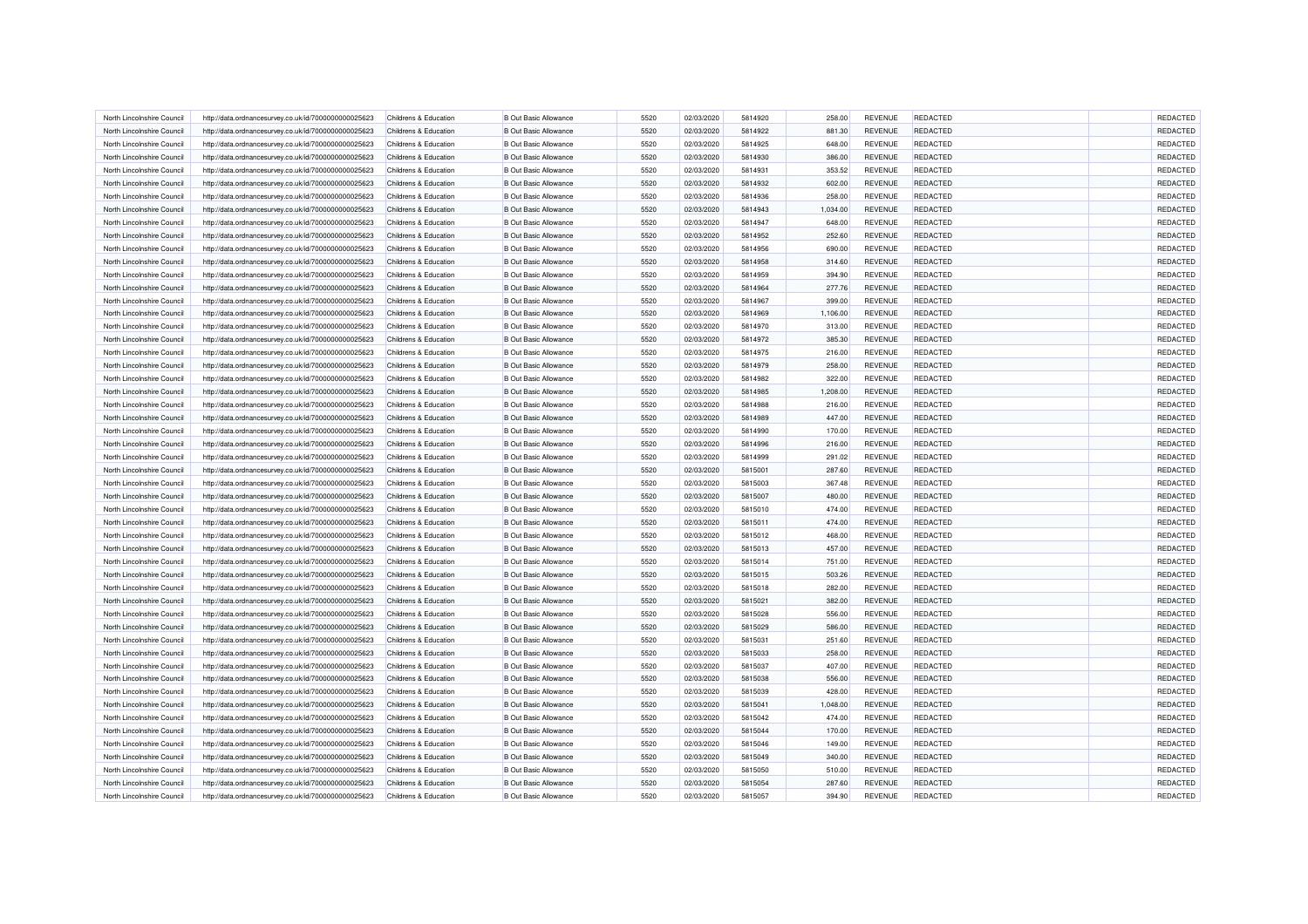| | | | | | | | | | | | | |
|---|---|---|---|---|---|---|---|---|---|---|---|---|
| North Lincolnshire Council | http://data.ordnancesurvey.co.uk/id/7000000000025623 | Childrens & Education | B Out Basic Allowance | 5520 | 02/03/2020 | 5814920 | 258.00 | REVENUE | REDACTED | | REDACTED |
| North Lincolnshire Council | http://data.ordnancesurvey.co.uk/id/7000000000025623 | Childrens & Education | B Out Basic Allowance | 5520 | 02/03/2020 | 5814922 | 881.30 | REVENUE | REDACTED | | REDACTED |
| North Lincolnshire Council | http://data.ordnancesurvey.co.uk/id/7000000000025623 | Childrens & Education | B Out Basic Allowance | 5520 | 02/03/2020 | 5814925 | 648.00 | REVENUE | REDACTED | | REDACTED |
| North Lincolnshire Council | http://data.ordnancesurvey.co.uk/id/7000000000025623 | Childrens & Education | B Out Basic Allowance | 5520 | 02/03/2020 | 5814930 | 386.00 | REVENUE | REDACTED | | REDACTED |
| North Lincolnshire Council | http://data.ordnancesurvey.co.uk/id/7000000000025623 | Childrens & Education | B Out Basic Allowance | 5520 | 02/03/2020 | 5814931 | 353.52 | REVENUE | REDACTED | | REDACTED |
| North Lincolnshire Council | http://data.ordnancesurvey.co.uk/id/7000000000025623 | Childrens & Education | B Out Basic Allowance | 5520 | 02/03/2020 | 5814932 | 602.00 | REVENUE | REDACTED | | REDACTED |
| North Lincolnshire Council | http://data.ordnancesurvey.co.uk/id/7000000000025623 | Childrens & Education | B Out Basic Allowance | 5520 | 02/03/2020 | 5814936 | 258.00 | REVENUE | REDACTED | | REDACTED |
| North Lincolnshire Council | http://data.ordnancesurvey.co.uk/id/7000000000025623 | Childrens & Education | B Out Basic Allowance | 5520 | 02/03/2020 | 5814943 | 1,034.00 | REVENUE | REDACTED | | REDACTED |
| North Lincolnshire Council | http://data.ordnancesurvey.co.uk/id/7000000000025623 | Childrens & Education | B Out Basic Allowance | 5520 | 02/03/2020 | 5814947 | 648.00 | REVENUE | REDACTED | | REDACTED |
| North Lincolnshire Council | http://data.ordnancesurvey.co.uk/id/7000000000025623 | Childrens & Education | B Out Basic Allowance | 5520 | 02/03/2020 | 5814952 | 252.60 | REVENUE | REDACTED | | REDACTED |
| North Lincolnshire Council | http://data.ordnancesurvey.co.uk/id/7000000000025623 | Childrens & Education | B Out Basic Allowance | 5520 | 02/03/2020 | 5814956 | 690.00 | REVENUE | REDACTED | | REDACTED |
| North Lincolnshire Council | http://data.ordnancesurvey.co.uk/id/7000000000025623 | Childrens & Education | B Out Basic Allowance | 5520 | 02/03/2020 | 5814958 | 314.60 | REVENUE | REDACTED | | REDACTED |
| North Lincolnshire Council | http://data.ordnancesurvey.co.uk/id/7000000000025623 | Childrens & Education | B Out Basic Allowance | 5520 | 02/03/2020 | 5814959 | 394.90 | REVENUE | REDACTED | | REDACTED |
| North Lincolnshire Council | http://data.ordnancesurvey.co.uk/id/7000000000025623 | Childrens & Education | B Out Basic Allowance | 5520 | 02/03/2020 | 5814964 | 277.76 | REVENUE | REDACTED | | REDACTED |
| North Lincolnshire Council | http://data.ordnancesurvey.co.uk/id/7000000000025623 | Childrens & Education | B Out Basic Allowance | 5520 | 02/03/2020 | 5814967 | 399.00 | REVENUE | REDACTED | | REDACTED |
| North Lincolnshire Council | http://data.ordnancesurvey.co.uk/id/7000000000025623 | Childrens & Education | B Out Basic Allowance | 5520 | 02/03/2020 | 5814969 | 1,106.00 | REVENUE | REDACTED | | REDACTED |
| North Lincolnshire Council | http://data.ordnancesurvey.co.uk/id/7000000000025623 | Childrens & Education | B Out Basic Allowance | 5520 | 02/03/2020 | 5814970 | 313.00 | REVENUE | REDACTED | | REDACTED |
| North Lincolnshire Council | http://data.ordnancesurvey.co.uk/id/7000000000025623 | Childrens & Education | B Out Basic Allowance | 5520 | 02/03/2020 | 5814972 | 385.30 | REVENUE | REDACTED | | REDACTED |
| North Lincolnshire Council | http://data.ordnancesurvey.co.uk/id/7000000000025623 | Childrens & Education | B Out Basic Allowance | 5520 | 02/03/2020 | 5814975 | 216.00 | REVENUE | REDACTED | | REDACTED |
| North Lincolnshire Council | http://data.ordnancesurvey.co.uk/id/7000000000025623 | Childrens & Education | B Out Basic Allowance | 5520 | 02/03/2020 | 5814979 | 258.00 | REVENUE | REDACTED | | REDACTED |
| North Lincolnshire Council | http://data.ordnancesurvey.co.uk/id/7000000000025623 | Childrens & Education | B Out Basic Allowance | 5520 | 02/03/2020 | 5814982 | 322.00 | REVENUE | REDACTED | | REDACTED |
| North Lincolnshire Council | http://data.ordnancesurvey.co.uk/id/7000000000025623 | Childrens & Education | B Out Basic Allowance | 5520 | 02/03/2020 | 5814985 | 1,208.00 | REVENUE | REDACTED | | REDACTED |
| North Lincolnshire Council | http://data.ordnancesurvey.co.uk/id/7000000000025623 | Childrens & Education | B Out Basic Allowance | 5520 | 02/03/2020 | 5814988 | 216.00 | REVENUE | REDACTED | | REDACTED |
| North Lincolnshire Council | http://data.ordnancesurvey.co.uk/id/7000000000025623 | Childrens & Education | B Out Basic Allowance | 5520 | 02/03/2020 | 5814989 | 447.00 | REVENUE | REDACTED | | REDACTED |
| North Lincolnshire Council | http://data.ordnancesurvey.co.uk/id/7000000000025623 | Childrens & Education | B Out Basic Allowance | 5520 | 02/03/2020 | 5814990 | 170.00 | REVENUE | REDACTED | | REDACTED |
| North Lincolnshire Council | http://data.ordnancesurvey.co.uk/id/7000000000025623 | Childrens & Education | B Out Basic Allowance | 5520 | 02/03/2020 | 5814996 | 216.00 | REVENUE | REDACTED | | REDACTED |
| North Lincolnshire Council | http://data.ordnancesurvey.co.uk/id/7000000000025623 | Childrens & Education | B Out Basic Allowance | 5520 | 02/03/2020 | 5814999 | 291.02 | REVENUE | REDACTED | | REDACTED |
| North Lincolnshire Council | http://data.ordnancesurvey.co.uk/id/7000000000025623 | Childrens & Education | B Out Basic Allowance | 5520 | 02/03/2020 | 5815001 | 287.60 | REVENUE | REDACTED | | REDACTED |
| North Lincolnshire Council | http://data.ordnancesurvey.co.uk/id/7000000000025623 | Childrens & Education | B Out Basic Allowance | 5520 | 02/03/2020 | 5815003 | 367.48 | REVENUE | REDACTED | | REDACTED |
| North Lincolnshire Council | http://data.ordnancesurvey.co.uk/id/7000000000025623 | Childrens & Education | B Out Basic Allowance | 5520 | 02/03/2020 | 5815007 | 480.00 | REVENUE | REDACTED | | REDACTED |
| North Lincolnshire Council | http://data.ordnancesurvey.co.uk/id/7000000000025623 | Childrens & Education | B Out Basic Allowance | 5520 | 02/03/2020 | 5815010 | 474.00 | REVENUE | REDACTED | | REDACTED |
| North Lincolnshire Council | http://data.ordnancesurvey.co.uk/id/7000000000025623 | Childrens & Education | B Out Basic Allowance | 5520 | 02/03/2020 | 5815011 | 474.00 | REVENUE | REDACTED | | REDACTED |
| North Lincolnshire Council | http://data.ordnancesurvey.co.uk/id/7000000000025623 | Childrens & Education | B Out Basic Allowance | 5520 | 02/03/2020 | 5815012 | 468.00 | REVENUE | REDACTED | | REDACTED |
| North Lincolnshire Council | http://data.ordnancesurvey.co.uk/id/7000000000025623 | Childrens & Education | B Out Basic Allowance | 5520 | 02/03/2020 | 5815013 | 457.00 | REVENUE | REDACTED | | REDACTED |
| North Lincolnshire Council | http://data.ordnancesurvey.co.uk/id/7000000000025623 | Childrens & Education | B Out Basic Allowance | 5520 | 02/03/2020 | 5815014 | 751.00 | REVENUE | REDACTED | | REDACTED |
| North Lincolnshire Council | http://data.ordnancesurvey.co.uk/id/7000000000025623 | Childrens & Education | B Out Basic Allowance | 5520 | 02/03/2020 | 5815015 | 503.26 | REVENUE | REDACTED | | REDACTED |
| North Lincolnshire Council | http://data.ordnancesurvey.co.uk/id/7000000000025623 | Childrens & Education | B Out Basic Allowance | 5520 | 02/03/2020 | 5815018 | 282.00 | REVENUE | REDACTED | | REDACTED |
| North Lincolnshire Council | http://data.ordnancesurvey.co.uk/id/7000000000025623 | Childrens & Education | B Out Basic Allowance | 5520 | 02/03/2020 | 5815021 | 382.00 | REVENUE | REDACTED | | REDACTED |
| North Lincolnshire Council | http://data.ordnancesurvey.co.uk/id/7000000000025623 | Childrens & Education | B Out Basic Allowance | 5520 | 02/03/2020 | 5815028 | 556.00 | REVENUE | REDACTED | | REDACTED |
| North Lincolnshire Council | http://data.ordnancesurvey.co.uk/id/7000000000025623 | Childrens & Education | B Out Basic Allowance | 5520 | 02/03/2020 | 5815029 | 586.00 | REVENUE | REDACTED | | REDACTED |
| North Lincolnshire Council | http://data.ordnancesurvey.co.uk/id/7000000000025623 | Childrens & Education | B Out Basic Allowance | 5520 | 02/03/2020 | 5815031 | 251.60 | REVENUE | REDACTED | | REDACTED |
| North Lincolnshire Council | http://data.ordnancesurvey.co.uk/id/7000000000025623 | Childrens & Education | B Out Basic Allowance | 5520 | 02/03/2020 | 5815033 | 258.00 | REVENUE | REDACTED | | REDACTED |
| North Lincolnshire Council | http://data.ordnancesurvey.co.uk/id/7000000000025623 | Childrens & Education | B Out Basic Allowance | 5520 | 02/03/2020 | 5815037 | 407.00 | REVENUE | REDACTED | | REDACTED |
| North Lincolnshire Council | http://data.ordnancesurvey.co.uk/id/7000000000025623 | Childrens & Education | B Out Basic Allowance | 5520 | 02/03/2020 | 5815038 | 556.00 | REVENUE | REDACTED | | REDACTED |
| North Lincolnshire Council | http://data.ordnancesurvey.co.uk/id/7000000000025623 | Childrens & Education | B Out Basic Allowance | 5520 | 02/03/2020 | 5815039 | 428.00 | REVENUE | REDACTED | | REDACTED |
| North Lincolnshire Council | http://data.ordnancesurvey.co.uk/id/7000000000025623 | Childrens & Education | B Out Basic Allowance | 5520 | 02/03/2020 | 5815041 | 1,048.00 | REVENUE | REDACTED | | REDACTED |
| North Lincolnshire Council | http://data.ordnancesurvey.co.uk/id/7000000000025623 | Childrens & Education | B Out Basic Allowance | 5520 | 02/03/2020 | 5815042 | 474.00 | REVENUE | REDACTED | | REDACTED |
| North Lincolnshire Council | http://data.ordnancesurvey.co.uk/id/7000000000025623 | Childrens & Education | B Out Basic Allowance | 5520 | 02/03/2020 | 5815044 | 170.00 | REVENUE | REDACTED | | REDACTED |
| North Lincolnshire Council | http://data.ordnancesurvey.co.uk/id/7000000000025623 | Childrens & Education | B Out Basic Allowance | 5520 | 02/03/2020 | 5815046 | 149.00 | REVENUE | REDACTED | | REDACTED |
| North Lincolnshire Council | http://data.ordnancesurvey.co.uk/id/7000000000025623 | Childrens & Education | B Out Basic Allowance | 5520 | 02/03/2020 | 5815049 | 340.00 | REVENUE | REDACTED | | REDACTED |
| North Lincolnshire Council | http://data.ordnancesurvey.co.uk/id/7000000000025623 | Childrens & Education | B Out Basic Allowance | 5520 | 02/03/2020 | 5815050 | 510.00 | REVENUE | REDACTED | | REDACTED |
| North Lincolnshire Council | http://data.ordnancesurvey.co.uk/id/7000000000025623 | Childrens & Education | B Out Basic Allowance | 5520 | 02/03/2020 | 5815054 | 287.60 | REVENUE | REDACTED | | REDACTED |
| North Lincolnshire Council | http://data.ordnancesurvey.co.uk/id/7000000000025623 | Childrens & Education | B Out Basic Allowance | 5520 | 02/03/2020 | 5815057 | 394.90 | REVENUE | REDACTED | | REDACTED |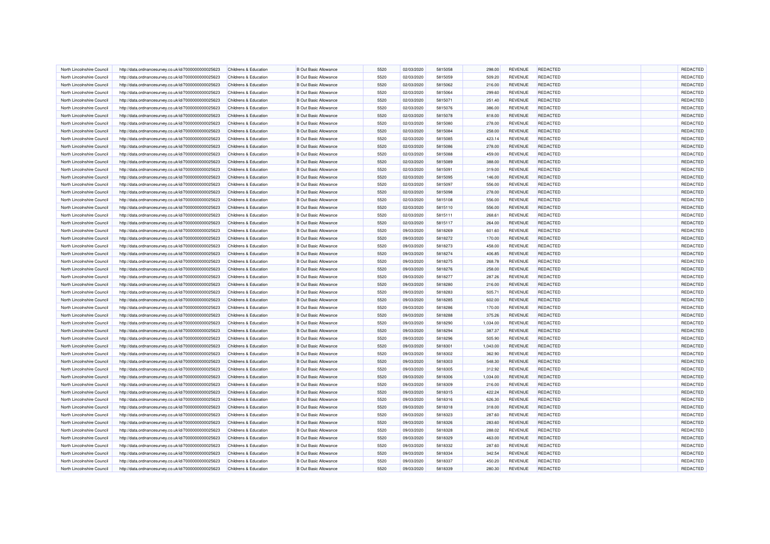| | | | | | | | | | | | | |
|---|---|---|---|---|---|---|---|---|---|---|---|---|
| North Lincolnshire Council | http://data.ordnancesurvey.co.uk/id/7000000000025623 | Childrens & Education | B Out Basic Allowance | 5520 | 02/03/2020 | 5815058 | 298.00 | REVENUE | REDACTED | | REDACTED |
| North Lincolnshire Council | http://data.ordnancesurvey.co.uk/id/7000000000025623 | Childrens & Education | B Out Basic Allowance | 5520 | 02/03/2020 | 5815059 | 509.20 | REVENUE | REDACTED | | REDACTED |
| North Lincolnshire Council | http://data.ordnancesurvey.co.uk/id/7000000000025623 | Childrens & Education | B Out Basic Allowance | 5520 | 02/03/2020 | 5815062 | 216.00 | REVENUE | REDACTED | | REDACTED |
| North Lincolnshire Council | http://data.ordnancesurvey.co.uk/id/7000000000025623 | Childrens & Education | B Out Basic Allowance | 5520 | 02/03/2020 | 5815064 | 299.60 | REVENUE | REDACTED | | REDACTED |
| North Lincolnshire Council | http://data.ordnancesurvey.co.uk/id/7000000000025623 | Childrens & Education | B Out Basic Allowance | 5520 | 02/03/2020 | 5815071 | 251.40 | REVENUE | REDACTED | | REDACTED |
| North Lincolnshire Council | http://data.ordnancesurvey.co.uk/id/7000000000025623 | Childrens & Education | B Out Basic Allowance | 5520 | 02/03/2020 | 5815076 | 386.00 | REVENUE | REDACTED | | REDACTED |
| North Lincolnshire Council | http://data.ordnancesurvey.co.uk/id/7000000000025623 | Childrens & Education | B Out Basic Allowance | 5520 | 02/03/2020 | 5815078 | 818.00 | REVENUE | REDACTED | | REDACTED |
| North Lincolnshire Council | http://data.ordnancesurvey.co.uk/id/7000000000025623 | Childrens & Education | B Out Basic Allowance | 5520 | 02/03/2020 | 5815080 | 278.00 | REVENUE | REDACTED | | REDACTED |
| North Lincolnshire Council | http://data.ordnancesurvey.co.uk/id/7000000000025623 | Childrens & Education | B Out Basic Allowance | 5520 | 02/03/2020 | 5815084 | 258.00 | REVENUE | REDACTED | | REDACTED |
| North Lincolnshire Council | http://data.ordnancesurvey.co.uk/id/7000000000025623 | Childrens & Education | B Out Basic Allowance | 5520 | 02/03/2020 | 5815085 | 423.14 | REVENUE | REDACTED | | REDACTED |
| North Lincolnshire Council | http://data.ordnancesurvey.co.uk/id/7000000000025623 | Childrens & Education | B Out Basic Allowance | 5520 | 02/03/2020 | 5815086 | 278.00 | REVENUE | REDACTED | | REDACTED |
| North Lincolnshire Council | http://data.ordnancesurvey.co.uk/id/7000000000025623 | Childrens & Education | B Out Basic Allowance | 5520 | 02/03/2020 | 5815088 | 459.00 | REVENUE | REDACTED | | REDACTED |
| North Lincolnshire Council | http://data.ordnancesurvey.co.uk/id/7000000000025623 | Childrens & Education | B Out Basic Allowance | 5520 | 02/03/2020 | 5815089 | 388.00 | REVENUE | REDACTED | | REDACTED |
| North Lincolnshire Council | http://data.ordnancesurvey.co.uk/id/7000000000025623 | Childrens & Education | B Out Basic Allowance | 5520 | 02/03/2020 | 5815091 | 319.00 | REVENUE | REDACTED | | REDACTED |
| North Lincolnshire Council | http://data.ordnancesurvey.co.uk/id/7000000000025623 | Childrens & Education | B Out Basic Allowance | 5520 | 02/03/2020 | 5815095 | 146.00 | REVENUE | REDACTED | | REDACTED |
| North Lincolnshire Council | http://data.ordnancesurvey.co.uk/id/7000000000025623 | Childrens & Education | B Out Basic Allowance | 5520 | 02/03/2020 | 5815097 | 556.00 | REVENUE | REDACTED | | REDACTED |
| North Lincolnshire Council | http://data.ordnancesurvey.co.uk/id/7000000000025623 | Childrens & Education | B Out Basic Allowance | 5520 | 02/03/2020 | 5815098 | 278.00 | REVENUE | REDACTED | | REDACTED |
| North Lincolnshire Council | http://data.ordnancesurvey.co.uk/id/7000000000025623 | Childrens & Education | B Out Basic Allowance | 5520 | 02/03/2020 | 5815108 | 556.00 | REVENUE | REDACTED | | REDACTED |
| North Lincolnshire Council | http://data.ordnancesurvey.co.uk/id/7000000000025623 | Childrens & Education | B Out Basic Allowance | 5520 | 02/03/2020 | 5815110 | 556.00 | REVENUE | REDACTED | | REDACTED |
| North Lincolnshire Council | http://data.ordnancesurvey.co.uk/id/7000000000025623 | Childrens & Education | B Out Basic Allowance | 5520 | 02/03/2020 | 5815111 | 268.61 | REVENUE | REDACTED | | REDACTED |
| North Lincolnshire Council | http://data.ordnancesurvey.co.uk/id/7000000000025623 | Childrens & Education | B Out Basic Allowance | 5520 | 02/03/2020 | 5815117 | 264.00 | REVENUE | REDACTED | | REDACTED |
| North Lincolnshire Council | http://data.ordnancesurvey.co.uk/id/7000000000025623 | Childrens & Education | B Out Basic Allowance | 5520 | 09/03/2020 | 5818269 | 601.60 | REVENUE | REDACTED | | REDACTED |
| North Lincolnshire Council | http://data.ordnancesurvey.co.uk/id/7000000000025623 | Childrens & Education | B Out Basic Allowance | 5520 | 09/03/2020 | 5818272 | 170.00 | REVENUE | REDACTED | | REDACTED |
| North Lincolnshire Council | http://data.ordnancesurvey.co.uk/id/7000000000025623 | Childrens & Education | B Out Basic Allowance | 5520 | 09/03/2020 | 5818273 | 458.00 | REVENUE | REDACTED | | REDACTED |
| North Lincolnshire Council | http://data.ordnancesurvey.co.uk/id/7000000000025623 | Childrens & Education | B Out Basic Allowance | 5520 | 09/03/2020 | 5818274 | 406.85 | REVENUE | REDACTED | | REDACTED |
| North Lincolnshire Council | http://data.ordnancesurvey.co.uk/id/7000000000025623 | Childrens & Education | B Out Basic Allowance | 5520 | 09/03/2020 | 5818275 | 268.78 | REVENUE | REDACTED | | REDACTED |
| North Lincolnshire Council | http://data.ordnancesurvey.co.uk/id/7000000000025623 | Childrens & Education | B Out Basic Allowance | 5520 | 09/03/2020 | 5818276 | 258.00 | REVENUE | REDACTED | | REDACTED |
| North Lincolnshire Council | http://data.ordnancesurvey.co.uk/id/7000000000025623 | Childrens & Education | B Out Basic Allowance | 5520 | 09/03/2020 | 5818277 | 287.26 | REVENUE | REDACTED | | REDACTED |
| North Lincolnshire Council | http://data.ordnancesurvey.co.uk/id/7000000000025623 | Childrens & Education | B Out Basic Allowance | 5520 | 09/03/2020 | 5818280 | 216.00 | REVENUE | REDACTED | | REDACTED |
| North Lincolnshire Council | http://data.ordnancesurvey.co.uk/id/7000000000025623 | Childrens & Education | B Out Basic Allowance | 5520 | 09/03/2020 | 5818283 | 505.71 | REVENUE | REDACTED | | REDACTED |
| North Lincolnshire Council | http://data.ordnancesurvey.co.uk/id/7000000000025623 | Childrens & Education | B Out Basic Allowance | 5520 | 09/03/2020 | 5818285 | 602.00 | REVENUE | REDACTED | | REDACTED |
| North Lincolnshire Council | http://data.ordnancesurvey.co.uk/id/7000000000025623 | Childrens & Education | B Out Basic Allowance | 5520 | 09/03/2020 | 5818286 | 170.00 | REVENUE | REDACTED | | REDACTED |
| North Lincolnshire Council | http://data.ordnancesurvey.co.uk/id/7000000000025623 | Childrens & Education | B Out Basic Allowance | 5520 | 09/03/2020 | 5818288 | 375.26 | REVENUE | REDACTED | | REDACTED |
| North Lincolnshire Council | http://data.ordnancesurvey.co.uk/id/7000000000025623 | Childrens & Education | B Out Basic Allowance | 5520 | 09/03/2020 | 5818290 | 1,034.00 | REVENUE | REDACTED | | REDACTED |
| North Lincolnshire Council | http://data.ordnancesurvey.co.uk/id/7000000000025623 | Childrens & Education | B Out Basic Allowance | 5520 | 09/03/2020 | 5818294 | 387.37 | REVENUE | REDACTED | | REDACTED |
| North Lincolnshire Council | http://data.ordnancesurvey.co.uk/id/7000000000025623 | Childrens & Education | B Out Basic Allowance | 5520 | 09/03/2020 | 5818296 | 505.90 | REVENUE | REDACTED | | REDACTED |
| North Lincolnshire Council | http://data.ordnancesurvey.co.uk/id/7000000000025623 | Childrens & Education | B Out Basic Allowance | 5520 | 09/03/2020 | 5818301 | 1,043.00 | REVENUE | REDACTED | | REDACTED |
| North Lincolnshire Council | http://data.ordnancesurvey.co.uk/id/7000000000025623 | Childrens & Education | B Out Basic Allowance | 5520 | 09/03/2020 | 5818302 | 362.90 | REVENUE | REDACTED | | REDACTED |
| North Lincolnshire Council | http://data.ordnancesurvey.co.uk/id/7000000000025623 | Childrens & Education | B Out Basic Allowance | 5520 | 09/03/2020 | 5818303 | 548.30 | REVENUE | REDACTED | | REDACTED |
| North Lincolnshire Council | http://data.ordnancesurvey.co.uk/id/7000000000025623 | Childrens & Education | B Out Basic Allowance | 5520 | 09/03/2020 | 5818305 | 312.92 | REVENUE | REDACTED | | REDACTED |
| North Lincolnshire Council | http://data.ordnancesurvey.co.uk/id/7000000000025623 | Childrens & Education | B Out Basic Allowance | 5520 | 09/03/2020 | 5818306 | 1,034.00 | REVENUE | REDACTED | | REDACTED |
| North Lincolnshire Council | http://data.ordnancesurvey.co.uk/id/7000000000025623 | Childrens & Education | B Out Basic Allowance | 5520 | 09/03/2020 | 5818309 | 216.00 | REVENUE | REDACTED | | REDACTED |
| North Lincolnshire Council | http://data.ordnancesurvey.co.uk/id/7000000000025623 | Childrens & Education | B Out Basic Allowance | 5520 | 09/03/2020 | 5818315 | 422.24 | REVENUE | REDACTED | | REDACTED |
| North Lincolnshire Council | http://data.ordnancesurvey.co.uk/id/7000000000025623 | Childrens & Education | B Out Basic Allowance | 5520 | 09/03/2020 | 5818316 | 626.30 | REVENUE | REDACTED | | REDACTED |
| North Lincolnshire Council | http://data.ordnancesurvey.co.uk/id/7000000000025623 | Childrens & Education | B Out Basic Allowance | 5520 | 09/03/2020 | 5818318 | 318.00 | REVENUE | REDACTED | | REDACTED |
| North Lincolnshire Council | http://data.ordnancesurvey.co.uk/id/7000000000025623 | Childrens & Education | B Out Basic Allowance | 5520 | 09/03/2020 | 5818323 | 287.60 | REVENUE | REDACTED | | REDACTED |
| North Lincolnshire Council | http://data.ordnancesurvey.co.uk/id/7000000000025623 | Childrens & Education | B Out Basic Allowance | 5520 | 09/03/2020 | 5818326 | 283.60 | REVENUE | REDACTED | | REDACTED |
| North Lincolnshire Council | http://data.ordnancesurvey.co.uk/id/7000000000025623 | Childrens & Education | B Out Basic Allowance | 5520 | 09/03/2020 | 5818328 | 288.02 | REVENUE | REDACTED | | REDACTED |
| North Lincolnshire Council | http://data.ordnancesurvey.co.uk/id/7000000000025623 | Childrens & Education | B Out Basic Allowance | 5520 | 09/03/2020 | 5818329 | 463.00 | REVENUE | REDACTED | | REDACTED |
| North Lincolnshire Council | http://data.ordnancesurvey.co.uk/id/7000000000025623 | Childrens & Education | B Out Basic Allowance | 5520 | 09/03/2020 | 5818332 | 287.60 | REVENUE | REDACTED | | REDACTED |
| North Lincolnshire Council | http://data.ordnancesurvey.co.uk/id/7000000000025623 | Childrens & Education | B Out Basic Allowance | 5520 | 09/03/2020 | 5818334 | 342.54 | REVENUE | REDACTED | | REDACTED |
| North Lincolnshire Council | http://data.ordnancesurvey.co.uk/id/7000000000025623 | Childrens & Education | B Out Basic Allowance | 5520 | 09/03/2020 | 5818337 | 450.20 | REVENUE | REDACTED | | REDACTED |
| North Lincolnshire Council | http://data.ordnancesurvey.co.uk/id/7000000000025623 | Childrens & Education | B Out Basic Allowance | 5520 | 09/03/2020 | 5818339 | 280.30 | REVENUE | REDACTED | | REDACTED |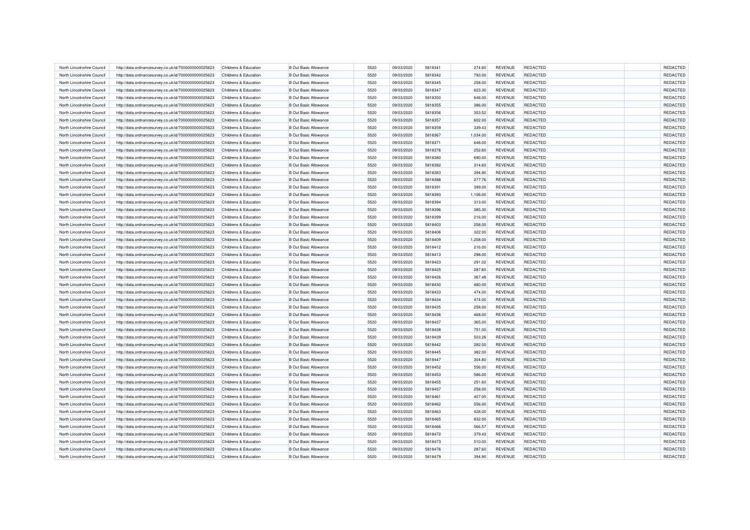| | | | | | | | | | | | |
|---|---|---|---|---|---|---|---|---|---|---|---|
| North Lincolnshire Council | http://data.ordnancesurvey.co.uk/id/7000000000025623 | Childrens & Education | B Out Basic Allowance | 5520 | 09/03/2020 | 5818341 | 274.60 | REVENUE | REDACTED | | REDACTED |
| North Lincolnshire Council | http://data.ordnancesurvey.co.uk/id/7000000000025623 | Childrens & Education | B Out Basic Allowance | 5520 | 09/03/2020 | 5818342 | 793.00 | REVENUE | REDACTED | | REDACTED |
| North Lincolnshire Council | http://data.ordnancesurvey.co.uk/id/7000000000025623 | Childrens & Education | B Out Basic Allowance | 5520 | 09/03/2020 | 5818345 | 258.00 | REVENUE | REDACTED | | REDACTED |
| North Lincolnshire Council | http://data.ordnancesurvey.co.uk/id/7000000000025623 | Childrens & Education | B Out Basic Allowance | 5520 | 09/03/2020 | 5818347 | 623.30 | REVENUE | REDACTED | | REDACTED |
| North Lincolnshire Council | http://data.ordnancesurvey.co.uk/id/7000000000025623 | Childrens & Education | B Out Basic Allowance | 5520 | 09/03/2020 | 5818350 | 648.00 | REVENUE | REDACTED | | REDACTED |
| North Lincolnshire Council | http://data.ordnancesurvey.co.uk/id/7000000000025623 | Childrens & Education | B Out Basic Allowance | 5520 | 09/03/2020 | 5818355 | 386.00 | REVENUE | REDACTED | | REDACTED |
| North Lincolnshire Council | http://data.ordnancesurvey.co.uk/id/7000000000025623 | Childrens & Education | B Out Basic Allowance | 5520 | 09/03/2020 | 5818356 | 353.52 | REVENUE | REDACTED | | REDACTED |
| North Lincolnshire Council | http://data.ordnancesurvey.co.uk/id/7000000000025623 | Childrens & Education | B Out Basic Allowance | 5520 | 09/03/2020 | 5818357 | 602.00 | REVENUE | REDACTED | | REDACTED |
| North Lincolnshire Council | http://data.ordnancesurvey.co.uk/id/7000000000025623 | Childrens & Education | B Out Basic Allowance | 5520 | 09/03/2020 | 5818359 | 339.43 | REVENUE | REDACTED | | REDACTED |
| North Lincolnshire Council | http://data.ordnancesurvey.co.uk/id/7000000000025623 | Childrens & Education | B Out Basic Allowance | 5520 | 09/03/2020 | 5818367 | 1,034.00 | REVENUE | REDACTED | | REDACTED |
| North Lincolnshire Council | http://data.ordnancesurvey.co.uk/id/7000000000025623 | Childrens & Education | B Out Basic Allowance | 5520 | 09/03/2020 | 5818371 | 648.00 | REVENUE | REDACTED | | REDACTED |
| North Lincolnshire Council | http://data.ordnancesurvey.co.uk/id/7000000000025623 | Childrens & Education | B Out Basic Allowance | 5520 | 09/03/2020 | 5818376 | 252.60 | REVENUE | REDACTED | | REDACTED |
| North Lincolnshire Council | http://data.ordnancesurvey.co.uk/id/7000000000025623 | Childrens & Education | B Out Basic Allowance | 5520 | 09/03/2020 | 5818380 | 690.00 | REVENUE | REDACTED | | REDACTED |
| North Lincolnshire Council | http://data.ordnancesurvey.co.uk/id/7000000000025623 | Childrens & Education | B Out Basic Allowance | 5520 | 09/03/2020 | 5818382 | 314.60 | REVENUE | REDACTED | | REDACTED |
| North Lincolnshire Council | http://data.ordnancesurvey.co.uk/id/7000000000025623 | Childrens & Education | B Out Basic Allowance | 5520 | 09/03/2020 | 5818383 | 394.90 | REVENUE | REDACTED | | REDACTED |
| North Lincolnshire Council | http://data.ordnancesurvey.co.uk/id/7000000000025623 | Childrens & Education | B Out Basic Allowance | 5520 | 09/03/2020 | 5818388 | 277.76 | REVENUE | REDACTED | | REDACTED |
| North Lincolnshire Council | http://data.ordnancesurvey.co.uk/id/7000000000025623 | Childrens & Education | B Out Basic Allowance | 5520 | 09/03/2020 | 5818391 | 399.00 | REVENUE | REDACTED | | REDACTED |
| North Lincolnshire Council | http://data.ordnancesurvey.co.uk/id/7000000000025623 | Childrens & Education | B Out Basic Allowance | 5520 | 09/03/2020 | 5818393 | 1,106.00 | REVENUE | REDACTED | | REDACTED |
| North Lincolnshire Council | http://data.ordnancesurvey.co.uk/id/7000000000025623 | Childrens & Education | B Out Basic Allowance | 5520 | 09/03/2020 | 5818394 | 313.00 | REVENUE | REDACTED | | REDACTED |
| North Lincolnshire Council | http://data.ordnancesurvey.co.uk/id/7000000000025623 | Childrens & Education | B Out Basic Allowance | 5520 | 09/03/2020 | 5818396 | 385.30 | REVENUE | REDACTED | | REDACTED |
| North Lincolnshire Council | http://data.ordnancesurvey.co.uk/id/7000000000025623 | Childrens & Education | B Out Basic Allowance | 5520 | 09/03/2020 | 5818399 | 216.00 | REVENUE | REDACTED | | REDACTED |
| North Lincolnshire Council | http://data.ordnancesurvey.co.uk/id/7000000000025623 | Childrens & Education | B Out Basic Allowance | 5520 | 09/03/2020 | 5818403 | 258.00 | REVENUE | REDACTED | | REDACTED |
| North Lincolnshire Council | http://data.ordnancesurvey.co.uk/id/7000000000025623 | Childrens & Education | B Out Basic Allowance | 5520 | 09/03/2020 | 5818406 | 322.00 | REVENUE | REDACTED | | REDACTED |
| North Lincolnshire Council | http://data.ordnancesurvey.co.uk/id/7000000000025623 | Childrens & Education | B Out Basic Allowance | 5520 | 09/03/2020 | 5818409 | 1,208.00 | REVENUE | REDACTED | | REDACTED |
| North Lincolnshire Council | http://data.ordnancesurvey.co.uk/id/7000000000025623 | Childrens & Education | B Out Basic Allowance | 5520 | 09/03/2020 | 5818412 | 216.00 | REVENUE | REDACTED | | REDACTED |
| North Lincolnshire Council | http://data.ordnancesurvey.co.uk/id/7000000000025623 | Childrens & Education | B Out Basic Allowance | 5520 | 09/03/2020 | 5818413 | 298.00 | REVENUE | REDACTED | | REDACTED |
| North Lincolnshire Council | http://data.ordnancesurvey.co.uk/id/7000000000025623 | Childrens & Education | B Out Basic Allowance | 5520 | 09/03/2020 | 5818423 | 291.02 | REVENUE | REDACTED | | REDACTED |
| North Lincolnshire Council | http://data.ordnancesurvey.co.uk/id/7000000000025623 | Childrens & Education | B Out Basic Allowance | 5520 | 09/03/2020 | 5818425 | 287.60 | REVENUE | REDACTED | | REDACTED |
| North Lincolnshire Council | http://data.ordnancesurvey.co.uk/id/7000000000025623 | Childrens & Education | B Out Basic Allowance | 5520 | 09/03/2020 | 5818426 | 367.48 | REVENUE | REDACTED | | REDACTED |
| North Lincolnshire Council | http://data.ordnancesurvey.co.uk/id/7000000000025623 | Childrens & Education | B Out Basic Allowance | 5520 | 09/03/2020 | 5818430 | 480.00 | REVENUE | REDACTED | | REDACTED |
| North Lincolnshire Council | http://data.ordnancesurvey.co.uk/id/7000000000025623 | Childrens & Education | B Out Basic Allowance | 5520 | 09/03/2020 | 5818433 | 474.00 | REVENUE | REDACTED | | REDACTED |
| North Lincolnshire Council | http://data.ordnancesurvey.co.uk/id/7000000000025623 | Childrens & Education | B Out Basic Allowance | 5520 | 09/03/2020 | 5818434 | 474.00 | REVENUE | REDACTED | | REDACTED |
| North Lincolnshire Council | http://data.ordnancesurvey.co.uk/id/7000000000025623 | Childrens & Education | B Out Basic Allowance | 5520 | 09/03/2020 | 5818435 | 258.00 | REVENUE | REDACTED | | REDACTED |
| North Lincolnshire Council | http://data.ordnancesurvey.co.uk/id/7000000000025623 | Childrens & Education | B Out Basic Allowance | 5520 | 09/03/2020 | 5818436 | 468.00 | REVENUE | REDACTED | | REDACTED |
| North Lincolnshire Council | http://data.ordnancesurvey.co.uk/id/7000000000025623 | Childrens & Education | B Out Basic Allowance | 5520 | 09/03/2020 | 5818437 | 365.00 | REVENUE | REDACTED | | REDACTED |
| North Lincolnshire Council | http://data.ordnancesurvey.co.uk/id/7000000000025623 | Childrens & Education | B Out Basic Allowance | 5520 | 09/03/2020 | 5818438 | 751.00 | REVENUE | REDACTED | | REDACTED |
| North Lincolnshire Council | http://data.ordnancesurvey.co.uk/id/7000000000025623 | Childrens & Education | B Out Basic Allowance | 5520 | 09/03/2020 | 5818439 | 503.26 | REVENUE | REDACTED | | REDACTED |
| North Lincolnshire Council | http://data.ordnancesurvey.co.uk/id/7000000000025623 | Childrens & Education | B Out Basic Allowance | 5520 | 09/03/2020 | 5818442 | 282.00 | REVENUE | REDACTED | | REDACTED |
| North Lincolnshire Council | http://data.ordnancesurvey.co.uk/id/7000000000025623 | Childrens & Education | B Out Basic Allowance | 5520 | 09/03/2020 | 5818445 | 382.00 | REVENUE | REDACTED | | REDACTED |
| North Lincolnshire Council | http://data.ordnancesurvey.co.uk/id/7000000000025623 | Childrens & Education | B Out Basic Allowance | 5520 | 09/03/2020 | 5818447 | 304.80 | REVENUE | REDACTED | | REDACTED |
| North Lincolnshire Council | http://data.ordnancesurvey.co.uk/id/7000000000025623 | Childrens & Education | B Out Basic Allowance | 5520 | 09/03/2020 | 5818452 | 556.00 | REVENUE | REDACTED | | REDACTED |
| North Lincolnshire Council | http://data.ordnancesurvey.co.uk/id/7000000000025623 | Childrens & Education | B Out Basic Allowance | 5520 | 09/03/2020 | 5818453 | 586.00 | REVENUE | REDACTED | | REDACTED |
| North Lincolnshire Council | http://data.ordnancesurvey.co.uk/id/7000000000025623 | Childrens & Education | B Out Basic Allowance | 5520 | 09/03/2020 | 5818455 | 251.60 | REVENUE | REDACTED | | REDACTED |
| North Lincolnshire Council | http://data.ordnancesurvey.co.uk/id/7000000000025623 | Childrens & Education | B Out Basic Allowance | 5520 | 09/03/2020 | 5818457 | 258.00 | REVENUE | REDACTED | | REDACTED |
| North Lincolnshire Council | http://data.ordnancesurvey.co.uk/id/7000000000025623 | Childrens & Education | B Out Basic Allowance | 5520 | 09/03/2020 | 5818461 | 407.00 | REVENUE | REDACTED | | REDACTED |
| North Lincolnshire Council | http://data.ordnancesurvey.co.uk/id/7000000000025623 | Childrens & Education | B Out Basic Allowance | 5520 | 09/03/2020 | 5818462 | 556.00 | REVENUE | REDACTED | | REDACTED |
| North Lincolnshire Council | http://data.ordnancesurvey.co.uk/id/7000000000025623 | Childrens & Education | B Out Basic Allowance | 5520 | 09/03/2020 | 5818463 | 428.00 | REVENUE | REDACTED | | REDACTED |
| North Lincolnshire Council | http://data.ordnancesurvey.co.uk/id/7000000000025623 | Childrens & Education | B Out Basic Allowance | 5520 | 09/03/2020 | 5818465 | 832.00 | REVENUE | REDACTED | | REDACTED |
| North Lincolnshire Council | http://data.ordnancesurvey.co.uk/id/7000000000025623 | Childrens & Education | B Out Basic Allowance | 5520 | 09/03/2020 | 5818466 | 566.57 | REVENUE | REDACTED | | REDACTED |
| North Lincolnshire Council | http://data.ordnancesurvey.co.uk/id/7000000000025623 | Childrens & Education | B Out Basic Allowance | 5520 | 09/03/2020 | 5818472 | 379.43 | REVENUE | REDACTED | | REDACTED |
| North Lincolnshire Council | http://data.ordnancesurvey.co.uk/id/7000000000025623 | Childrens & Education | B Out Basic Allowance | 5520 | 09/03/2020 | 5818473 | 510.00 | REVENUE | REDACTED | | REDACTED |
| North Lincolnshire Council | http://data.ordnancesurvey.co.uk/id/7000000000025623 | Childrens & Education | B Out Basic Allowance | 5520 | 09/03/2020 | 5818476 | 287.60 | REVENUE | REDACTED | | REDACTED |
| North Lincolnshire Council | http://data.ordnancesurvey.co.uk/id/7000000000025623 | Childrens & Education | B Out Basic Allowance | 5520 | 09/03/2020 | 5818479 | 394.90 | REVENUE | REDACTED | | REDACTED |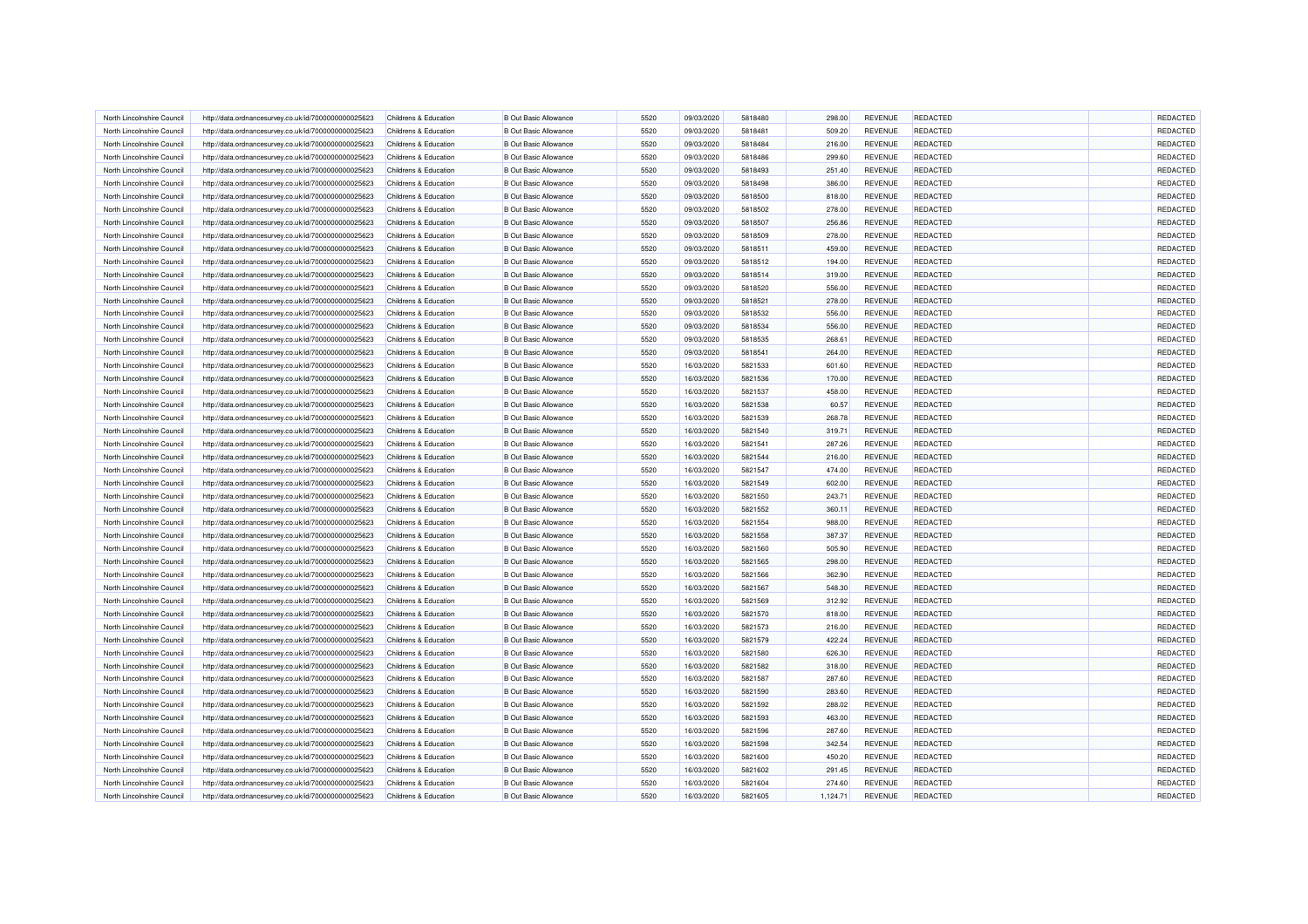| | | | | | | | | | | | | |
|---|---|---|---|---|---|---|---|---|---|---|---|---|
| North Lincolnshire Council | http://data.ordnancesurvey.co.uk/id/7000000000025623 | Childrens & Education | B Out Basic Allowance | 5520 | 09/03/2020 | 5818480 | 298.00 | REVENUE | REDACTED | | REDACTED |
| North Lincolnshire Council | http://data.ordnancesurvey.co.uk/id/7000000000025623 | Childrens & Education | B Out Basic Allowance | 5520 | 09/03/2020 | 5818481 | 509.20 | REVENUE | REDACTED | | REDACTED |
| North Lincolnshire Council | http://data.ordnancesurvey.co.uk/id/7000000000025623 | Childrens & Education | B Out Basic Allowance | 5520 | 09/03/2020 | 5818484 | 216.00 | REVENUE | REDACTED | | REDACTED |
| North Lincolnshire Council | http://data.ordnancesurvey.co.uk/id/7000000000025623 | Childrens & Education | B Out Basic Allowance | 5520 | 09/03/2020 | 5818486 | 299.60 | REVENUE | REDACTED | | REDACTED |
| North Lincolnshire Council | http://data.ordnancesurvey.co.uk/id/7000000000025623 | Childrens & Education | B Out Basic Allowance | 5520 | 09/03/2020 | 5818493 | 251.40 | REVENUE | REDACTED | | REDACTED |
| North Lincolnshire Council | http://data.ordnancesurvey.co.uk/id/7000000000025623 | Childrens & Education | B Out Basic Allowance | 5520 | 09/03/2020 | 5818498 | 386.00 | REVENUE | REDACTED | | REDACTED |
| North Lincolnshire Council | http://data.ordnancesurvey.co.uk/id/7000000000025623 | Childrens & Education | B Out Basic Allowance | 5520 | 09/03/2020 | 5818500 | 818.00 | REVENUE | REDACTED | | REDACTED |
| North Lincolnshire Council | http://data.ordnancesurvey.co.uk/id/7000000000025623 | Childrens & Education | B Out Basic Allowance | 5520 | 09/03/2020 | 5818502 | 278.00 | REVENUE | REDACTED | | REDACTED |
| North Lincolnshire Council | http://data.ordnancesurvey.co.uk/id/7000000000025623 | Childrens & Education | B Out Basic Allowance | 5520 | 09/03/2020 | 5818507 | 256.86 | REVENUE | REDACTED | | REDACTED |
| North Lincolnshire Council | http://data.ordnancesurvey.co.uk/id/7000000000025623 | Childrens & Education | B Out Basic Allowance | 5520 | 09/03/2020 | 5818509 | 278.00 | REVENUE | REDACTED | | REDACTED |
| North Lincolnshire Council | http://data.ordnancesurvey.co.uk/id/7000000000025623 | Childrens & Education | B Out Basic Allowance | 5520 | 09/03/2020 | 5818511 | 459.00 | REVENUE | REDACTED | | REDACTED |
| North Lincolnshire Council | http://data.ordnancesurvey.co.uk/id/7000000000025623 | Childrens & Education | B Out Basic Allowance | 5520 | 09/03/2020 | 5818512 | 194.00 | REVENUE | REDACTED | | REDACTED |
| North Lincolnshire Council | http://data.ordnancesurvey.co.uk/id/7000000000025623 | Childrens & Education | B Out Basic Allowance | 5520 | 09/03/2020 | 5818514 | 319.00 | REVENUE | REDACTED | | REDACTED |
| North Lincolnshire Council | http://data.ordnancesurvey.co.uk/id/7000000000025623 | Childrens & Education | B Out Basic Allowance | 5520 | 09/03/2020 | 5818520 | 556.00 | REVENUE | REDACTED | | REDACTED |
| North Lincolnshire Council | http://data.ordnancesurvey.co.uk/id/7000000000025623 | Childrens & Education | B Out Basic Allowance | 5520 | 09/03/2020 | 5818521 | 278.00 | REVENUE | REDACTED | | REDACTED |
| North Lincolnshire Council | http://data.ordnancesurvey.co.uk/id/7000000000025623 | Childrens & Education | B Out Basic Allowance | 5520 | 09/03/2020 | 5818532 | 556.00 | REVENUE | REDACTED | | REDACTED |
| North Lincolnshire Council | http://data.ordnancesurvey.co.uk/id/7000000000025623 | Childrens & Education | B Out Basic Allowance | 5520 | 09/03/2020 | 5818534 | 556.00 | REVENUE | REDACTED | | REDACTED |
| North Lincolnshire Council | http://data.ordnancesurvey.co.uk/id/7000000000025623 | Childrens & Education | B Out Basic Allowance | 5520 | 09/03/2020 | 5818535 | 268.61 | REVENUE | REDACTED | | REDACTED |
| North Lincolnshire Council | http://data.ordnancesurvey.co.uk/id/7000000000025623 | Childrens & Education | B Out Basic Allowance | 5520 | 09/03/2020 | 5818541 | 264.00 | REVENUE | REDACTED | | REDACTED |
| North Lincolnshire Council | http://data.ordnancesurvey.co.uk/id/7000000000025623 | Childrens & Education | B Out Basic Allowance | 5520 | 16/03/2020 | 5821533 | 601.60 | REVENUE | REDACTED | | REDACTED |
| North Lincolnshire Council | http://data.ordnancesurvey.co.uk/id/7000000000025623 | Childrens & Education | B Out Basic Allowance | 5520 | 16/03/2020 | 5821536 | 170.00 | REVENUE | REDACTED | | REDACTED |
| North Lincolnshire Council | http://data.ordnancesurvey.co.uk/id/7000000000025623 | Childrens & Education | B Out Basic Allowance | 5520 | 16/03/2020 | 5821537 | 458.00 | REVENUE | REDACTED | | REDACTED |
| North Lincolnshire Council | http://data.ordnancesurvey.co.uk/id/7000000000025623 | Childrens & Education | B Out Basic Allowance | 5520 | 16/03/2020 | 5821538 | 60.57 | REVENUE | REDACTED | | REDACTED |
| North Lincolnshire Council | http://data.ordnancesurvey.co.uk/id/7000000000025623 | Childrens & Education | B Out Basic Allowance | 5520 | 16/03/2020 | 5821539 | 268.78 | REVENUE | REDACTED | | REDACTED |
| North Lincolnshire Council | http://data.ordnancesurvey.co.uk/id/7000000000025623 | Childrens & Education | B Out Basic Allowance | 5520 | 16/03/2020 | 5821540 | 319.71 | REVENUE | REDACTED | | REDACTED |
| North Lincolnshire Council | http://data.ordnancesurvey.co.uk/id/7000000000025623 | Childrens & Education | B Out Basic Allowance | 5520 | 16/03/2020 | 5821541 | 287.26 | REVENUE | REDACTED | | REDACTED |
| North Lincolnshire Council | http://data.ordnancesurvey.co.uk/id/7000000000025623 | Childrens & Education | B Out Basic Allowance | 5520 | 16/03/2020 | 5821544 | 216.00 | REVENUE | REDACTED | | REDACTED |
| North Lincolnshire Council | http://data.ordnancesurvey.co.uk/id/7000000000025623 | Childrens & Education | B Out Basic Allowance | 5520 | 16/03/2020 | 5821547 | 474.00 | REVENUE | REDACTED | | REDACTED |
| North Lincolnshire Council | http://data.ordnancesurvey.co.uk/id/7000000000025623 | Childrens & Education | B Out Basic Allowance | 5520 | 16/03/2020 | 5821549 | 602.00 | REVENUE | REDACTED | | REDACTED |
| North Lincolnshire Council | http://data.ordnancesurvey.co.uk/id/7000000000025623 | Childrens & Education | B Out Basic Allowance | 5520 | 16/03/2020 | 5821550 | 243.71 | REVENUE | REDACTED | | REDACTED |
| North Lincolnshire Council | http://data.ordnancesurvey.co.uk/id/7000000000025623 | Childrens & Education | B Out Basic Allowance | 5520 | 16/03/2020 | 5821552 | 360.11 | REVENUE | REDACTED | | REDACTED |
| North Lincolnshire Council | http://data.ordnancesurvey.co.uk/id/7000000000025623 | Childrens & Education | B Out Basic Allowance | 5520 | 16/03/2020 | 5821554 | 988.00 | REVENUE | REDACTED | | REDACTED |
| North Lincolnshire Council | http://data.ordnancesurvey.co.uk/id/7000000000025623 | Childrens & Education | B Out Basic Allowance | 5520 | 16/03/2020 | 5821558 | 387.37 | REVENUE | REDACTED | | REDACTED |
| North Lincolnshire Council | http://data.ordnancesurvey.co.uk/id/7000000000025623 | Childrens & Education | B Out Basic Allowance | 5520 | 16/03/2020 | 5821560 | 505.90 | REVENUE | REDACTED | | REDACTED |
| North Lincolnshire Council | http://data.ordnancesurvey.co.uk/id/7000000000025623 | Childrens & Education | B Out Basic Allowance | 5520 | 16/03/2020 | 5821565 | 298.00 | REVENUE | REDACTED | | REDACTED |
| North Lincolnshire Council | http://data.ordnancesurvey.co.uk/id/7000000000025623 | Childrens & Education | B Out Basic Allowance | 5520 | 16/03/2020 | 5821566 | 362.90 | REVENUE | REDACTED | | REDACTED |
| North Lincolnshire Council | http://data.ordnancesurvey.co.uk/id/7000000000025623 | Childrens & Education | B Out Basic Allowance | 5520 | 16/03/2020 | 5821567 | 548.30 | REVENUE | REDACTED | | REDACTED |
| North Lincolnshire Council | http://data.ordnancesurvey.co.uk/id/7000000000025623 | Childrens & Education | B Out Basic Allowance | 5520 | 16/03/2020 | 5821569 | 312.92 | REVENUE | REDACTED | | REDACTED |
| North Lincolnshire Council | http://data.ordnancesurvey.co.uk/id/7000000000025623 | Childrens & Education | B Out Basic Allowance | 5520 | 16/03/2020 | 5821570 | 818.00 | REVENUE | REDACTED | | REDACTED |
| North Lincolnshire Council | http://data.ordnancesurvey.co.uk/id/7000000000025623 | Childrens & Education | B Out Basic Allowance | 5520 | 16/03/2020 | 5821573 | 216.00 | REVENUE | REDACTED | | REDACTED |
| North Lincolnshire Council | http://data.ordnancesurvey.co.uk/id/7000000000025623 | Childrens & Education | B Out Basic Allowance | 5520 | 16/03/2020 | 5821579 | 422.24 | REVENUE | REDACTED | | REDACTED |
| North Lincolnshire Council | http://data.ordnancesurvey.co.uk/id/7000000000025623 | Childrens & Education | B Out Basic Allowance | 5520 | 16/03/2020 | 5821580 | 626.30 | REVENUE | REDACTED | | REDACTED |
| North Lincolnshire Council | http://data.ordnancesurvey.co.uk/id/7000000000025623 | Childrens & Education | B Out Basic Allowance | 5520 | 16/03/2020 | 5821582 | 318.00 | REVENUE | REDACTED | | REDACTED |
| North Lincolnshire Council | http://data.ordnancesurvey.co.uk/id/7000000000025623 | Childrens & Education | B Out Basic Allowance | 5520 | 16/03/2020 | 5821587 | 287.60 | REVENUE | REDACTED | | REDACTED |
| North Lincolnshire Council | http://data.ordnancesurvey.co.uk/id/7000000000025623 | Childrens & Education | B Out Basic Allowance | 5520 | 16/03/2020 | 5821590 | 283.60 | REVENUE | REDACTED | | REDACTED |
| North Lincolnshire Council | http://data.ordnancesurvey.co.uk/id/7000000000025623 | Childrens & Education | B Out Basic Allowance | 5520 | 16/03/2020 | 5821592 | 288.02 | REVENUE | REDACTED | | REDACTED |
| North Lincolnshire Council | http://data.ordnancesurvey.co.uk/id/7000000000025623 | Childrens & Education | B Out Basic Allowance | 5520 | 16/03/2020 | 5821593 | 463.00 | REVENUE | REDACTED | | REDACTED |
| North Lincolnshire Council | http://data.ordnancesurvey.co.uk/id/7000000000025623 | Childrens & Education | B Out Basic Allowance | 5520 | 16/03/2020 | 5821596 | 287.60 | REVENUE | REDACTED | | REDACTED |
| North Lincolnshire Council | http://data.ordnancesurvey.co.uk/id/7000000000025623 | Childrens & Education | B Out Basic Allowance | 5520 | 16/03/2020 | 5821598 | 342.54 | REVENUE | REDACTED | | REDACTED |
| North Lincolnshire Council | http://data.ordnancesurvey.co.uk/id/7000000000025623 | Childrens & Education | B Out Basic Allowance | 5520 | 16/03/2020 | 5821600 | 450.20 | REVENUE | REDACTED | | REDACTED |
| North Lincolnshire Council | http://data.ordnancesurvey.co.uk/id/7000000000025623 | Childrens & Education | B Out Basic Allowance | 5520 | 16/03/2020 | 5821602 | 291.45 | REVENUE | REDACTED | | REDACTED |
| North Lincolnshire Council | http://data.ordnancesurvey.co.uk/id/7000000000025623 | Childrens & Education | B Out Basic Allowance | 5520 | 16/03/2020 | 5821604 | 274.60 | REVENUE | REDACTED | | REDACTED |
| North Lincolnshire Council | http://data.ordnancesurvey.co.uk/id/7000000000025623 | Childrens & Education | B Out Basic Allowance | 5520 | 16/03/2020 | 5821605 | 1,124.71 | REVENUE | REDACTED | | REDACTED |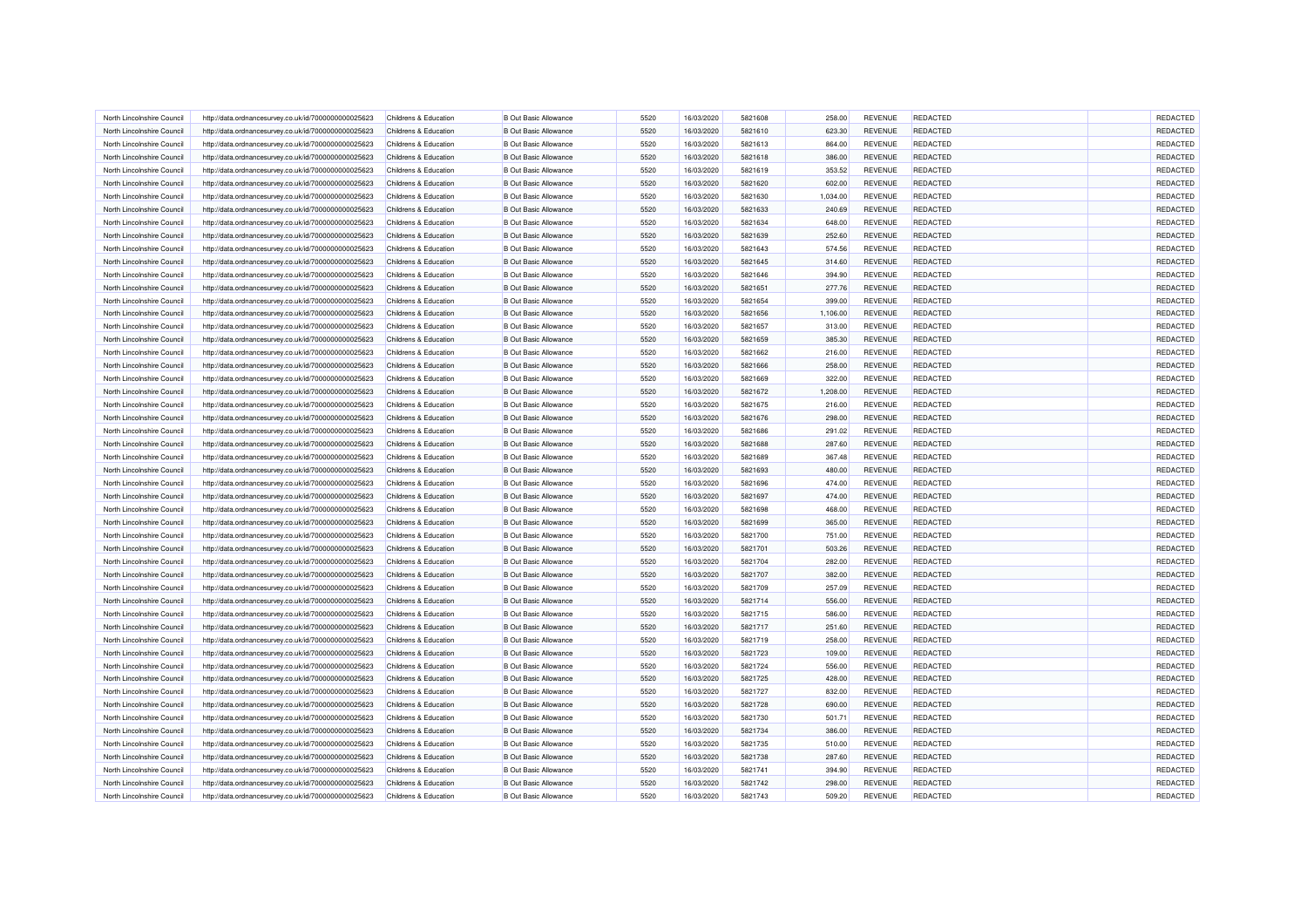| | | | | | | | | | | | | |
|---|---|---|---|---|---|---|---|---|---|---|---|---|
| North Lincolnshire Council | http://data.ordnancesurvey.co.uk/id/7000000000025623 | Childrens & Education | B Out Basic Allowance | 5520 | 16/03/2020 | 5821608 | 258.00 | REVENUE | REDACTED | | REDACTED |
| North Lincolnshire Council | http://data.ordnancesurvey.co.uk/id/7000000000025623 | Childrens & Education | B Out Basic Allowance | 5520 | 16/03/2020 | 5821610 | 623.30 | REVENUE | REDACTED | | REDACTED |
| North Lincolnshire Council | http://data.ordnancesurvey.co.uk/id/7000000000025623 | Childrens & Education | B Out Basic Allowance | 5520 | 16/03/2020 | 5821613 | 864.00 | REVENUE | REDACTED | | REDACTED |
| North Lincolnshire Council | http://data.ordnancesurvey.co.uk/id/7000000000025623 | Childrens & Education | B Out Basic Allowance | 5520 | 16/03/2020 | 5821618 | 386.00 | REVENUE | REDACTED | | REDACTED |
| North Lincolnshire Council | http://data.ordnancesurvey.co.uk/id/7000000000025623 | Childrens & Education | B Out Basic Allowance | 5520 | 16/03/2020 | 5821619 | 353.52 | REVENUE | REDACTED | | REDACTED |
| North Lincolnshire Council | http://data.ordnancesurvey.co.uk/id/7000000000025623 | Childrens & Education | B Out Basic Allowance | 5520 | 16/03/2020 | 5821620 | 602.00 | REVENUE | REDACTED | | REDACTED |
| North Lincolnshire Council | http://data.ordnancesurvey.co.uk/id/7000000000025623 | Childrens & Education | B Out Basic Allowance | 5520 | 16/03/2020 | 5821630 | 1,034.00 | REVENUE | REDACTED | | REDACTED |
| North Lincolnshire Council | http://data.ordnancesurvey.co.uk/id/7000000000025623 | Childrens & Education | B Out Basic Allowance | 5520 | 16/03/2020 | 5821633 | 240.69 | REVENUE | REDACTED | | REDACTED |
| North Lincolnshire Council | http://data.ordnancesurvey.co.uk/id/7000000000025623 | Childrens & Education | B Out Basic Allowance | 5520 | 16/03/2020 | 5821634 | 648.00 | REVENUE | REDACTED | | REDACTED |
| North Lincolnshire Council | http://data.ordnancesurvey.co.uk/id/7000000000025623 | Childrens & Education | B Out Basic Allowance | 5520 | 16/03/2020 | 5821639 | 252.60 | REVENUE | REDACTED | | REDACTED |
| North Lincolnshire Council | http://data.ordnancesurvey.co.uk/id/7000000000025623 | Childrens & Education | B Out Basic Allowance | 5520 | 16/03/2020 | 5821643 | 574.56 | REVENUE | REDACTED | | REDACTED |
| North Lincolnshire Council | http://data.ordnancesurvey.co.uk/id/7000000000025623 | Childrens & Education | B Out Basic Allowance | 5520 | 16/03/2020 | 5821645 | 314.60 | REVENUE | REDACTED | | REDACTED |
| North Lincolnshire Council | http://data.ordnancesurvey.co.uk/id/7000000000025623 | Childrens & Education | B Out Basic Allowance | 5520 | 16/03/2020 | 5821646 | 394.90 | REVENUE | REDACTED | | REDACTED |
| North Lincolnshire Council | http://data.ordnancesurvey.co.uk/id/7000000000025623 | Childrens & Education | B Out Basic Allowance | 5520 | 16/03/2020 | 5821651 | 277.76 | REVENUE | REDACTED | | REDACTED |
| North Lincolnshire Council | http://data.ordnancesurvey.co.uk/id/7000000000025623 | Childrens & Education | B Out Basic Allowance | 5520 | 16/03/2020 | 5821654 | 399.00 | REVENUE | REDACTED | | REDACTED |
| North Lincolnshire Council | http://data.ordnancesurvey.co.uk/id/7000000000025623 | Childrens & Education | B Out Basic Allowance | 5520 | 16/03/2020 | 5821656 | 1,106.00 | REVENUE | REDACTED | | REDACTED |
| North Lincolnshire Council | http://data.ordnancesurvey.co.uk/id/7000000000025623 | Childrens & Education | B Out Basic Allowance | 5520 | 16/03/2020 | 5821657 | 313.00 | REVENUE | REDACTED | | REDACTED |
| North Lincolnshire Council | http://data.ordnancesurvey.co.uk/id/7000000000025623 | Childrens & Education | B Out Basic Allowance | 5520 | 16/03/2020 | 5821659 | 385.30 | REVENUE | REDACTED | | REDACTED |
| North Lincolnshire Council | http://data.ordnancesurvey.co.uk/id/7000000000025623 | Childrens & Education | B Out Basic Allowance | 5520 | 16/03/2020 | 5821662 | 216.00 | REVENUE | REDACTED | | REDACTED |
| North Lincolnshire Council | http://data.ordnancesurvey.co.uk/id/7000000000025623 | Childrens & Education | B Out Basic Allowance | 5520 | 16/03/2020 | 5821666 | 258.00 | REVENUE | REDACTED | | REDACTED |
| North Lincolnshire Council | http://data.ordnancesurvey.co.uk/id/7000000000025623 | Childrens & Education | B Out Basic Allowance | 5520 | 16/03/2020 | 5821669 | 322.00 | REVENUE | REDACTED | | REDACTED |
| North Lincolnshire Council | http://data.ordnancesurvey.co.uk/id/7000000000025623 | Childrens & Education | B Out Basic Allowance | 5520 | 16/03/2020 | 5821672 | 1,208.00 | REVENUE | REDACTED | | REDACTED |
| North Lincolnshire Council | http://data.ordnancesurvey.co.uk/id/7000000000025623 | Childrens & Education | B Out Basic Allowance | 5520 | 16/03/2020 | 5821675 | 216.00 | REVENUE | REDACTED | | REDACTED |
| North Lincolnshire Council | http://data.ordnancesurvey.co.uk/id/7000000000025623 | Childrens & Education | B Out Basic Allowance | 5520 | 16/03/2020 | 5821676 | 298.00 | REVENUE | REDACTED | | REDACTED |
| North Lincolnshire Council | http://data.ordnancesurvey.co.uk/id/7000000000025623 | Childrens & Education | B Out Basic Allowance | 5520 | 16/03/2020 | 5821686 | 291.02 | REVENUE | REDACTED | | REDACTED |
| North Lincolnshire Council | http://data.ordnancesurvey.co.uk/id/7000000000025623 | Childrens & Education | B Out Basic Allowance | 5520 | 16/03/2020 | 5821688 | 287.60 | REVENUE | REDACTED | | REDACTED |
| North Lincolnshire Council | http://data.ordnancesurvey.co.uk/id/7000000000025623 | Childrens & Education | B Out Basic Allowance | 5520 | 16/03/2020 | 5821689 | 367.48 | REVENUE | REDACTED | | REDACTED |
| North Lincolnshire Council | http://data.ordnancesurvey.co.uk/id/7000000000025623 | Childrens & Education | B Out Basic Allowance | 5520 | 16/03/2020 | 5821693 | 480.00 | REVENUE | REDACTED | | REDACTED |
| North Lincolnshire Council | http://data.ordnancesurvey.co.uk/id/7000000000025623 | Childrens & Education | B Out Basic Allowance | 5520 | 16/03/2020 | 5821696 | 474.00 | REVENUE | REDACTED | | REDACTED |
| North Lincolnshire Council | http://data.ordnancesurvey.co.uk/id/7000000000025623 | Childrens & Education | B Out Basic Allowance | 5520 | 16/03/2020 | 5821697 | 474.00 | REVENUE | REDACTED | | REDACTED |
| North Lincolnshire Council | http://data.ordnancesurvey.co.uk/id/7000000000025623 | Childrens & Education | B Out Basic Allowance | 5520 | 16/03/2020 | 5821698 | 468.00 | REVENUE | REDACTED | | REDACTED |
| North Lincolnshire Council | http://data.ordnancesurvey.co.uk/id/7000000000025623 | Childrens & Education | B Out Basic Allowance | 5520 | 16/03/2020 | 5821699 | 365.00 | REVENUE | REDACTED | | REDACTED |
| North Lincolnshire Council | http://data.ordnancesurvey.co.uk/id/7000000000025623 | Childrens & Education | B Out Basic Allowance | 5520 | 16/03/2020 | 5821700 | 751.00 | REVENUE | REDACTED | | REDACTED |
| North Lincolnshire Council | http://data.ordnancesurvey.co.uk/id/7000000000025623 | Childrens & Education | B Out Basic Allowance | 5520 | 16/03/2020 | 5821701 | 503.26 | REVENUE | REDACTED | | REDACTED |
| North Lincolnshire Council | http://data.ordnancesurvey.co.uk/id/7000000000025623 | Childrens & Education | B Out Basic Allowance | 5520 | 16/03/2020 | 5821704 | 282.00 | REVENUE | REDACTED | | REDACTED |
| North Lincolnshire Council | http://data.ordnancesurvey.co.uk/id/7000000000025623 | Childrens & Education | B Out Basic Allowance | 5520 | 16/03/2020 | 5821707 | 382.00 | REVENUE | REDACTED | | REDACTED |
| North Lincolnshire Council | http://data.ordnancesurvey.co.uk/id/7000000000025623 | Childrens & Education | B Out Basic Allowance | 5520 | 16/03/2020 | 5821709 | 257.09 | REVENUE | REDACTED | | REDACTED |
| North Lincolnshire Council | http://data.ordnancesurvey.co.uk/id/7000000000025623 | Childrens & Education | B Out Basic Allowance | 5520 | 16/03/2020 | 5821714 | 556.00 | REVENUE | REDACTED | | REDACTED |
| North Lincolnshire Council | http://data.ordnancesurvey.co.uk/id/7000000000025623 | Childrens & Education | B Out Basic Allowance | 5520 | 16/03/2020 | 5821715 | 586.00 | REVENUE | REDACTED | | REDACTED |
| North Lincolnshire Council | http://data.ordnancesurvey.co.uk/id/7000000000025623 | Childrens & Education | B Out Basic Allowance | 5520 | 16/03/2020 | 5821717 | 251.60 | REVENUE | REDACTED | | REDACTED |
| North Lincolnshire Council | http://data.ordnancesurvey.co.uk/id/7000000000025623 | Childrens & Education | B Out Basic Allowance | 5520 | 16/03/2020 | 5821719 | 258.00 | REVENUE | REDACTED | | REDACTED |
| North Lincolnshire Council | http://data.ordnancesurvey.co.uk/id/7000000000025623 | Childrens & Education | B Out Basic Allowance | 5520 | 16/03/2020 | 5821723 | 109.00 | REVENUE | REDACTED | | REDACTED |
| North Lincolnshire Council | http://data.ordnancesurvey.co.uk/id/7000000000025623 | Childrens & Education | B Out Basic Allowance | 5520 | 16/03/2020 | 5821724 | 556.00 | REVENUE | REDACTED | | REDACTED |
| North Lincolnshire Council | http://data.ordnancesurvey.co.uk/id/7000000000025623 | Childrens & Education | B Out Basic Allowance | 5520 | 16/03/2020 | 5821725 | 428.00 | REVENUE | REDACTED | | REDACTED |
| North Lincolnshire Council | http://data.ordnancesurvey.co.uk/id/7000000000025623 | Childrens & Education | B Out Basic Allowance | 5520 | 16/03/2020 | 5821727 | 832.00 | REVENUE | REDACTED | | REDACTED |
| North Lincolnshire Council | http://data.ordnancesurvey.co.uk/id/7000000000025623 | Childrens & Education | B Out Basic Allowance | 5520 | 16/03/2020 | 5821728 | 690.00 | REVENUE | REDACTED | | REDACTED |
| North Lincolnshire Council | http://data.ordnancesurvey.co.uk/id/7000000000025623 | Childrens & Education | B Out Basic Allowance | 5520 | 16/03/2020 | 5821730 | 501.71 | REVENUE | REDACTED | | REDACTED |
| North Lincolnshire Council | http://data.ordnancesurvey.co.uk/id/7000000000025623 | Childrens & Education | B Out Basic Allowance | 5520 | 16/03/2020 | 5821734 | 386.00 | REVENUE | REDACTED | | REDACTED |
| North Lincolnshire Council | http://data.ordnancesurvey.co.uk/id/7000000000025623 | Childrens & Education | B Out Basic Allowance | 5520 | 16/03/2020 | 5821735 | 510.00 | REVENUE | REDACTED | | REDACTED |
| North Lincolnshire Council | http://data.ordnancesurvey.co.uk/id/7000000000025623 | Childrens & Education | B Out Basic Allowance | 5520 | 16/03/2020 | 5821738 | 287.60 | REVENUE | REDACTED | | REDACTED |
| North Lincolnshire Council | http://data.ordnancesurvey.co.uk/id/7000000000025623 | Childrens & Education | B Out Basic Allowance | 5520 | 16/03/2020 | 5821741 | 394.90 | REVENUE | REDACTED | | REDACTED |
| North Lincolnshire Council | http://data.ordnancesurvey.co.uk/id/7000000000025623 | Childrens & Education | B Out Basic Allowance | 5520 | 16/03/2020 | 5821742 | 298.00 | REVENUE | REDACTED | | REDACTED |
| North Lincolnshire Council | http://data.ordnancesurvey.co.uk/id/7000000000025623 | Childrens & Education | B Out Basic Allowance | 5520 | 16/03/2020 | 5821743 | 509.20 | REVENUE | REDACTED | | REDACTED |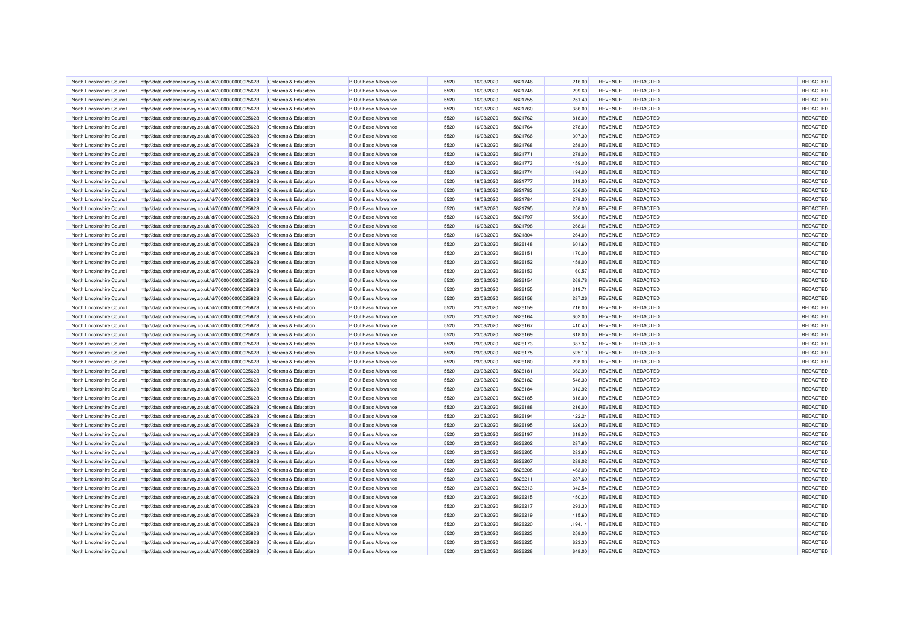| | | | | | | | | | | | | |
|---|---|---|---|---|---|---|---|---|---|---|---|---|
| North Lincolnshire Council | http://data.ordnancesurvey.co.uk/id/7000000000025623 | Childrens & Education | B Out Basic Allowance | 5520 | 16/03/2020 | 5821746 | 216.00 | REVENUE | REDACTED | | REDACTED |
| North Lincolnshire Council | http://data.ordnancesurvey.co.uk/id/7000000000025623 | Childrens & Education | B Out Basic Allowance | 5520 | 16/03/2020 | 5821748 | 299.60 | REVENUE | REDACTED | | REDACTED |
| North Lincolnshire Council | http://data.ordnancesurvey.co.uk/id/7000000000025623 | Childrens & Education | B Out Basic Allowance | 5520 | 16/03/2020 | 5821755 | 251.40 | REVENUE | REDACTED | | REDACTED |
| North Lincolnshire Council | http://data.ordnancesurvey.co.uk/id/7000000000025623 | Childrens & Education | B Out Basic Allowance | 5520 | 16/03/2020 | 5821760 | 386.00 | REVENUE | REDACTED | | REDACTED |
| North Lincolnshire Council | http://data.ordnancesurvey.co.uk/id/7000000000025623 | Childrens & Education | B Out Basic Allowance | 5520 | 16/03/2020 | 5821762 | 818.00 | REVENUE | REDACTED | | REDACTED |
| North Lincolnshire Council | http://data.ordnancesurvey.co.uk/id/7000000000025623 | Childrens & Education | B Out Basic Allowance | 5520 | 16/03/2020 | 5821764 | 278.00 | REVENUE | REDACTED | | REDACTED |
| North Lincolnshire Council | http://data.ordnancesurvey.co.uk/id/7000000000025623 | Childrens & Education | B Out Basic Allowance | 5520 | 16/03/2020 | 5821766 | 307.30 | REVENUE | REDACTED | | REDACTED |
| North Lincolnshire Council | http://data.ordnancesurvey.co.uk/id/7000000000025623 | Childrens & Education | B Out Basic Allowance | 5520 | 16/03/2020 | 5821768 | 258.00 | REVENUE | REDACTED | | REDACTED |
| North Lincolnshire Council | http://data.ordnancesurvey.co.uk/id/7000000000025623 | Childrens & Education | B Out Basic Allowance | 5520 | 16/03/2020 | 5821771 | 278.00 | REVENUE | REDACTED | | REDACTED |
| North Lincolnshire Council | http://data.ordnancesurvey.co.uk/id/7000000000025623 | Childrens & Education | B Out Basic Allowance | 5520 | 16/03/2020 | 5821773 | 459.00 | REVENUE | REDACTED | | REDACTED |
| North Lincolnshire Council | http://data.ordnancesurvey.co.uk/id/7000000000025623 | Childrens & Education | B Out Basic Allowance | 5520 | 16/03/2020 | 5821774 | 194.00 | REVENUE | REDACTED | | REDACTED |
| North Lincolnshire Council | http://data.ordnancesurvey.co.uk/id/7000000000025623 | Childrens & Education | B Out Basic Allowance | 5520 | 16/03/2020 | 5821777 | 319.00 | REVENUE | REDACTED | | REDACTED |
| North Lincolnshire Council | http://data.ordnancesurvey.co.uk/id/7000000000025623 | Childrens & Education | B Out Basic Allowance | 5520 | 16/03/2020 | 5821783 | 556.00 | REVENUE | REDACTED | | REDACTED |
| North Lincolnshire Council | http://data.ordnancesurvey.co.uk/id/7000000000025623 | Childrens & Education | B Out Basic Allowance | 5520 | 16/03/2020 | 5821784 | 278.00 | REVENUE | REDACTED | | REDACTED |
| North Lincolnshire Council | http://data.ordnancesurvey.co.uk/id/7000000000025623 | Childrens & Education | B Out Basic Allowance | 5520 | 16/03/2020 | 5821795 | 258.00 | REVENUE | REDACTED | | REDACTED |
| North Lincolnshire Council | http://data.ordnancesurvey.co.uk/id/7000000000025623 | Childrens & Education | B Out Basic Allowance | 5520 | 16/03/2020 | 5821797 | 556.00 | REVENUE | REDACTED | | REDACTED |
| North Lincolnshire Council | http://data.ordnancesurvey.co.uk/id/7000000000025623 | Childrens & Education | B Out Basic Allowance | 5520 | 16/03/2020 | 5821798 | 268.61 | REVENUE | REDACTED | | REDACTED |
| North Lincolnshire Council | http://data.ordnancesurvey.co.uk/id/7000000000025623 | Childrens & Education | B Out Basic Allowance | 5520 | 16/03/2020 | 5821804 | 264.00 | REVENUE | REDACTED | | REDACTED |
| North Lincolnshire Council | http://data.ordnancesurvey.co.uk/id/7000000000025623 | Childrens & Education | B Out Basic Allowance | 5520 | 23/03/2020 | 5826148 | 601.60 | REVENUE | REDACTED | | REDACTED |
| North Lincolnshire Council | http://data.ordnancesurvey.co.uk/id/7000000000025623 | Childrens & Education | B Out Basic Allowance | 5520 | 23/03/2020 | 5826151 | 170.00 | REVENUE | REDACTED | | REDACTED |
| North Lincolnshire Council | http://data.ordnancesurvey.co.uk/id/7000000000025623 | Childrens & Education | B Out Basic Allowance | 5520 | 23/03/2020 | 5826152 | 458.00 | REVENUE | REDACTED | | REDACTED |
| North Lincolnshire Council | http://data.ordnancesurvey.co.uk/id/7000000000025623 | Childrens & Education | B Out Basic Allowance | 5520 | 23/03/2020 | 5826153 | 60.57 | REVENUE | REDACTED | | REDACTED |
| North Lincolnshire Council | http://data.ordnancesurvey.co.uk/id/7000000000025623 | Childrens & Education | B Out Basic Allowance | 5520 | 23/03/2020 | 5826154 | 268.78 | REVENUE | REDACTED | | REDACTED |
| North Lincolnshire Council | http://data.ordnancesurvey.co.uk/id/7000000000025623 | Childrens & Education | B Out Basic Allowance | 5520 | 23/03/2020 | 5826155 | 319.71 | REVENUE | REDACTED | | REDACTED |
| North Lincolnshire Council | http://data.ordnancesurvey.co.uk/id/7000000000025623 | Childrens & Education | B Out Basic Allowance | 5520 | 23/03/2020 | 5826156 | 287.26 | REVENUE | REDACTED | | REDACTED |
| North Lincolnshire Council | http://data.ordnancesurvey.co.uk/id/7000000000025623 | Childrens & Education | B Out Basic Allowance | 5520 | 23/03/2020 | 5826159 | 216.00 | REVENUE | REDACTED | | REDACTED |
| North Lincolnshire Council | http://data.ordnancesurvey.co.uk/id/7000000000025623 | Childrens & Education | B Out Basic Allowance | 5520 | 23/03/2020 | 5826164 | 602.00 | REVENUE | REDACTED | | REDACTED |
| North Lincolnshire Council | http://data.ordnancesurvey.co.uk/id/7000000000025623 | Childrens & Education | B Out Basic Allowance | 5520 | 23/03/2020 | 5826167 | 410.40 | REVENUE | REDACTED | | REDACTED |
| North Lincolnshire Council | http://data.ordnancesurvey.co.uk/id/7000000000025623 | Childrens & Education | B Out Basic Allowance | 5520 | 23/03/2020 | 5826169 | 818.00 | REVENUE | REDACTED | | REDACTED |
| North Lincolnshire Council | http://data.ordnancesurvey.co.uk/id/7000000000025623 | Childrens & Education | B Out Basic Allowance | 5520 | 23/03/2020 | 5826173 | 387.37 | REVENUE | REDACTED | | REDACTED |
| North Lincolnshire Council | http://data.ordnancesurvey.co.uk/id/7000000000025623 | Childrens & Education | B Out Basic Allowance | 5520 | 23/03/2020 | 5826175 | 525.19 | REVENUE | REDACTED | | REDACTED |
| North Lincolnshire Council | http://data.ordnancesurvey.co.uk/id/7000000000025623 | Childrens & Education | B Out Basic Allowance | 5520 | 23/03/2020 | 5826180 | 298.00 | REVENUE | REDACTED | | REDACTED |
| North Lincolnshire Council | http://data.ordnancesurvey.co.uk/id/7000000000025623 | Childrens & Education | B Out Basic Allowance | 5520 | 23/03/2020 | 5826181 | 362.90 | REVENUE | REDACTED | | REDACTED |
| North Lincolnshire Council | http://data.ordnancesurvey.co.uk/id/7000000000025623 | Childrens & Education | B Out Basic Allowance | 5520 | 23/03/2020 | 5826182 | 548.30 | REVENUE | REDACTED | | REDACTED |
| North Lincolnshire Council | http://data.ordnancesurvey.co.uk/id/7000000000025623 | Childrens & Education | B Out Basic Allowance | 5520 | 23/03/2020 | 5826184 | 312.92 | REVENUE | REDACTED | | REDACTED |
| North Lincolnshire Council | http://data.ordnancesurvey.co.uk/id/7000000000025623 | Childrens & Education | B Out Basic Allowance | 5520 | 23/03/2020 | 5826185 | 818.00 | REVENUE | REDACTED | | REDACTED |
| North Lincolnshire Council | http://data.ordnancesurvey.co.uk/id/7000000000025623 | Childrens & Education | B Out Basic Allowance | 5520 | 23/03/2020 | 5826188 | 216.00 | REVENUE | REDACTED | | REDACTED |
| North Lincolnshire Council | http://data.ordnancesurvey.co.uk/id/7000000000025623 | Childrens & Education | B Out Basic Allowance | 5520 | 23/03/2020 | 5826194 | 422.24 | REVENUE | REDACTED | | REDACTED |
| North Lincolnshire Council | http://data.ordnancesurvey.co.uk/id/7000000000025623 | Childrens & Education | B Out Basic Allowance | 5520 | 23/03/2020 | 5826195 | 626.30 | REVENUE | REDACTED | | REDACTED |
| North Lincolnshire Council | http://data.ordnancesurvey.co.uk/id/7000000000025623 | Childrens & Education | B Out Basic Allowance | 5520 | 23/03/2020 | 5826197 | 318.00 | REVENUE | REDACTED | | REDACTED |
| North Lincolnshire Council | http://data.ordnancesurvey.co.uk/id/7000000000025623 | Childrens & Education | B Out Basic Allowance | 5520 | 23/03/2020 | 5826202 | 287.60 | REVENUE | REDACTED | | REDACTED |
| North Lincolnshire Council | http://data.ordnancesurvey.co.uk/id/7000000000025623 | Childrens & Education | B Out Basic Allowance | 5520 | 23/03/2020 | 5826205 | 283.60 | REVENUE | REDACTED | | REDACTED |
| North Lincolnshire Council | http://data.ordnancesurvey.co.uk/id/7000000000025623 | Childrens & Education | B Out Basic Allowance | 5520 | 23/03/2020 | 5826207 | 288.02 | REVENUE | REDACTED | | REDACTED |
| North Lincolnshire Council | http://data.ordnancesurvey.co.uk/id/7000000000025623 | Childrens & Education | B Out Basic Allowance | 5520 | 23/03/2020 | 5826208 | 463.00 | REVENUE | REDACTED | | REDACTED |
| North Lincolnshire Council | http://data.ordnancesurvey.co.uk/id/7000000000025623 | Childrens & Education | B Out Basic Allowance | 5520 | 23/03/2020 | 5826211 | 287.60 | REVENUE | REDACTED | | REDACTED |
| North Lincolnshire Council | http://data.ordnancesurvey.co.uk/id/7000000000025623 | Childrens & Education | B Out Basic Allowance | 5520 | 23/03/2020 | 5826213 | 342.54 | REVENUE | REDACTED | | REDACTED |
| North Lincolnshire Council | http://data.ordnancesurvey.co.uk/id/7000000000025623 | Childrens & Education | B Out Basic Allowance | 5520 | 23/03/2020 | 5826215 | 450.20 | REVENUE | REDACTED | | REDACTED |
| North Lincolnshire Council | http://data.ordnancesurvey.co.uk/id/7000000000025623 | Childrens & Education | B Out Basic Allowance | 5520 | 23/03/2020 | 5826217 | 293.30 | REVENUE | REDACTED | | REDACTED |
| North Lincolnshire Council | http://data.ordnancesurvey.co.uk/id/7000000000025623 | Childrens & Education | B Out Basic Allowance | 5520 | 23/03/2020 | 5826219 | 415.60 | REVENUE | REDACTED | | REDACTED |
| North Lincolnshire Council | http://data.ordnancesurvey.co.uk/id/7000000000025623 | Childrens & Education | B Out Basic Allowance | 5520 | 23/03/2020 | 5826220 | 1,194.14 | REVENUE | REDACTED | | REDACTED |
| North Lincolnshire Council | http://data.ordnancesurvey.co.uk/id/7000000000025623 | Childrens & Education | B Out Basic Allowance | 5520 | 23/03/2020 | 5826223 | 258.00 | REVENUE | REDACTED | | REDACTED |
| North Lincolnshire Council | http://data.ordnancesurvey.co.uk/id/7000000000025623 | Childrens & Education | B Out Basic Allowance | 5520 | 23/03/2020 | 5826225 | 623.30 | REVENUE | REDACTED | | REDACTED |
| North Lincolnshire Council | http://data.ordnancesurvey.co.uk/id/7000000000025623 | Childrens & Education | B Out Basic Allowance | 5520 | 23/03/2020 | 5826228 | 648.00 | REVENUE | REDACTED | | REDACTED |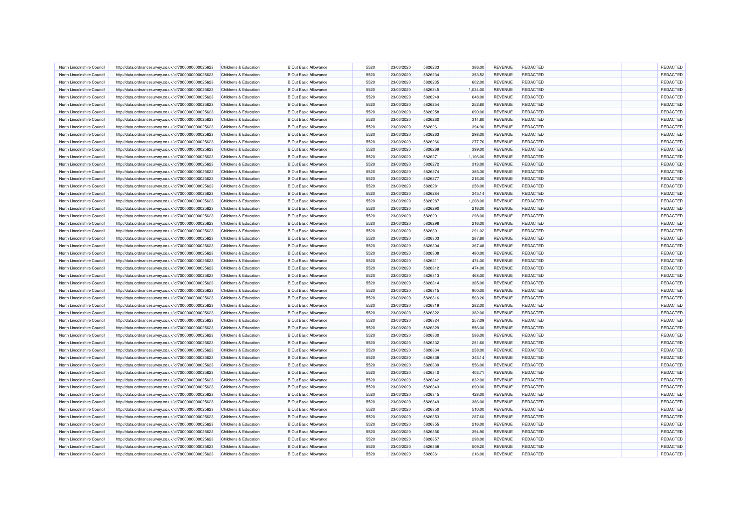| | | | | | | | | | | | |
|---|---|---|---|---|---|---|---|---|---|---|---|
| North Lincolnshire Council | http://data.ordnancesurvey.co.uk/id/7000000000025623 | Childrens & Education | B Out Basic Allowance | 5520 | 23/03/2020 | 5826233 | 386.00 | REVENUE | REDACTED | | REDACTED |
| North Lincolnshire Council | http://data.ordnancesurvey.co.uk/id/7000000000025623 | Childrens & Education | B Out Basic Allowance | 5520 | 23/03/2020 | 5826234 | 353.52 | REVENUE | REDACTED | | REDACTED |
| North Lincolnshire Council | http://data.ordnancesurvey.co.uk/id/7000000000025623 | Childrens & Education | B Out Basic Allowance | 5520 | 23/03/2020 | 5826235 | 602.00 | REVENUE | REDACTED | | REDACTED |
| North Lincolnshire Council | http://data.ordnancesurvey.co.uk/id/7000000000025623 | Childrens & Education | B Out Basic Allowance | 5520 | 23/03/2020 | 5826245 | 1,034.00 | REVENUE | REDACTED | | REDACTED |
| North Lincolnshire Council | http://data.ordnancesurvey.co.uk/id/7000000000025623 | Childrens & Education | B Out Basic Allowance | 5520 | 23/03/2020 | 5826249 | 648.00 | REVENUE | REDACTED | | REDACTED |
| North Lincolnshire Council | http://data.ordnancesurvey.co.uk/id/7000000000025623 | Childrens & Education | B Out Basic Allowance | 5520 | 23/03/2020 | 5826254 | 252.60 | REVENUE | REDACTED | | REDACTED |
| North Lincolnshire Council | http://data.ordnancesurvey.co.uk/id/7000000000025623 | Childrens & Education | B Out Basic Allowance | 5520 | 23/03/2020 | 5826258 | 690.00 | REVENUE | REDACTED | | REDACTED |
| North Lincolnshire Council | http://data.ordnancesurvey.co.uk/id/7000000000025623 | Childrens & Education | B Out Basic Allowance | 5520 | 23/03/2020 | 5826260 | 314.60 | REVENUE | REDACTED | | REDACTED |
| North Lincolnshire Council | http://data.ordnancesurvey.co.uk/id/7000000000025623 | Childrens & Education | B Out Basic Allowance | 5520 | 23/03/2020 | 5826261 | 394.90 | REVENUE | REDACTED | | REDACTED |
| North Lincolnshire Council | http://data.ordnancesurvey.co.uk/id/7000000000025623 | Childrens & Education | B Out Basic Allowance | 5520 | 23/03/2020 | 5826263 | 298.00 | REVENUE | REDACTED | | REDACTED |
| North Lincolnshire Council | http://data.ordnancesurvey.co.uk/id/7000000000025623 | Childrens & Education | B Out Basic Allowance | 5520 | 23/03/2020 | 5826266 | 277.76 | REVENUE | REDACTED | | REDACTED |
| North Lincolnshire Council | http://data.ordnancesurvey.co.uk/id/7000000000025623 | Childrens & Education | B Out Basic Allowance | 5520 | 23/03/2020 | 5826269 | 399.00 | REVENUE | REDACTED | | REDACTED |
| North Lincolnshire Council | http://data.ordnancesurvey.co.uk/id/7000000000025623 | Childrens & Education | B Out Basic Allowance | 5520 | 23/03/2020 | 5826271 | 1,106.00 | REVENUE | REDACTED | | REDACTED |
| North Lincolnshire Council | http://data.ordnancesurvey.co.uk/id/7000000000025623 | Childrens & Education | B Out Basic Allowance | 5520 | 23/03/2020 | 5826272 | 313.00 | REVENUE | REDACTED | | REDACTED |
| North Lincolnshire Council | http://data.ordnancesurvey.co.uk/id/7000000000025623 | Childrens & Education | B Out Basic Allowance | 5520 | 23/03/2020 | 5826274 | 385.30 | REVENUE | REDACTED | | REDACTED |
| North Lincolnshire Council | http://data.ordnancesurvey.co.uk/id/7000000000025623 | Childrens & Education | B Out Basic Allowance | 5520 | 23/03/2020 | 5826277 | 216.00 | REVENUE | REDACTED | | REDACTED |
| North Lincolnshire Council | http://data.ordnancesurvey.co.uk/id/7000000000025623 | Childrens & Education | B Out Basic Allowance | 5520 | 23/03/2020 | 5826281 | 258.00 | REVENUE | REDACTED | | REDACTED |
| North Lincolnshire Council | http://data.ordnancesurvey.co.uk/id/7000000000025623 | Childrens & Education | B Out Basic Allowance | 5520 | 23/03/2020 | 5826284 | 345.14 | REVENUE | REDACTED | | REDACTED |
| North Lincolnshire Council | http://data.ordnancesurvey.co.uk/id/7000000000025623 | Childrens & Education | B Out Basic Allowance | 5520 | 23/03/2020 | 5826287 | 1,208.00 | REVENUE | REDACTED | | REDACTED |
| North Lincolnshire Council | http://data.ordnancesurvey.co.uk/id/7000000000025623 | Childrens & Education | B Out Basic Allowance | 5520 | 23/03/2020 | 5826290 | 216.00 | REVENUE | REDACTED | | REDACTED |
| North Lincolnshire Council | http://data.ordnancesurvey.co.uk/id/7000000000025623 | Childrens & Education | B Out Basic Allowance | 5520 | 23/03/2020 | 5826291 | 298.00 | REVENUE | REDACTED | | REDACTED |
| North Lincolnshire Council | http://data.ordnancesurvey.co.uk/id/7000000000025623 | Childrens & Education | B Out Basic Allowance | 5520 | 23/03/2020 | 5826298 | 216.00 | REVENUE | REDACTED | | REDACTED |
| North Lincolnshire Council | http://data.ordnancesurvey.co.uk/id/7000000000025623 | Childrens & Education | B Out Basic Allowance | 5520 | 23/03/2020 | 5826301 | 291.02 | REVENUE | REDACTED | | REDACTED |
| North Lincolnshire Council | http://data.ordnancesurvey.co.uk/id/7000000000025623 | Childrens & Education | B Out Basic Allowance | 5520 | 23/03/2020 | 5826303 | 287.60 | REVENUE | REDACTED | | REDACTED |
| North Lincolnshire Council | http://data.ordnancesurvey.co.uk/id/7000000000025623 | Childrens & Education | B Out Basic Allowance | 5520 | 23/03/2020 | 5826304 | 367.48 | REVENUE | REDACTED | | REDACTED |
| North Lincolnshire Council | http://data.ordnancesurvey.co.uk/id/7000000000025623 | Childrens & Education | B Out Basic Allowance | 5520 | 23/03/2020 | 5826308 | 480.00 | REVENUE | REDACTED | | REDACTED |
| North Lincolnshire Council | http://data.ordnancesurvey.co.uk/id/7000000000025623 | Childrens & Education | B Out Basic Allowance | 5520 | 23/03/2020 | 5826311 | 474.00 | REVENUE | REDACTED | | REDACTED |
| North Lincolnshire Council | http://data.ordnancesurvey.co.uk/id/7000000000025623 | Childrens & Education | B Out Basic Allowance | 5520 | 23/03/2020 | 5826312 | 474.00 | REVENUE | REDACTED | | REDACTED |
| North Lincolnshire Council | http://data.ordnancesurvey.co.uk/id/7000000000025623 | Childrens & Education | B Out Basic Allowance | 5520 | 23/03/2020 | 5826313 | 468.00 | REVENUE | REDACTED | | REDACTED |
| North Lincolnshire Council | http://data.ordnancesurvey.co.uk/id/7000000000025623 | Childrens & Education | B Out Basic Allowance | 5520 | 23/03/2020 | 5826314 | 365.00 | REVENUE | REDACTED | | REDACTED |
| North Lincolnshire Council | http://data.ordnancesurvey.co.uk/id/7000000000025623 | Childrens & Education | B Out Basic Allowance | 5520 | 23/03/2020 | 5826315 | 900.00 | REVENUE | REDACTED | | REDACTED |
| North Lincolnshire Council | http://data.ordnancesurvey.co.uk/id/7000000000025623 | Childrens & Education | B Out Basic Allowance | 5520 | 23/03/2020 | 5826316 | 503.26 | REVENUE | REDACTED | | REDACTED |
| North Lincolnshire Council | http://data.ordnancesurvey.co.uk/id/7000000000025623 | Childrens & Education | B Out Basic Allowance | 5520 | 23/03/2020 | 5826319 | 282.00 | REVENUE | REDACTED | | REDACTED |
| North Lincolnshire Council | http://data.ordnancesurvey.co.uk/id/7000000000025623 | Childrens & Education | B Out Basic Allowance | 5520 | 23/03/2020 | 5826322 | 382.00 | REVENUE | REDACTED | | REDACTED |
| North Lincolnshire Council | http://data.ordnancesurvey.co.uk/id/7000000000025623 | Childrens & Education | B Out Basic Allowance | 5520 | 23/03/2020 | 5826324 | 257.09 | REVENUE | REDACTED | | REDACTED |
| North Lincolnshire Council | http://data.ordnancesurvey.co.uk/id/7000000000025623 | Childrens & Education | B Out Basic Allowance | 5520 | 23/03/2020 | 5826329 | 556.00 | REVENUE | REDACTED | | REDACTED |
| North Lincolnshire Council | http://data.ordnancesurvey.co.uk/id/7000000000025623 | Childrens & Education | B Out Basic Allowance | 5520 | 23/03/2020 | 5826330 | 586.00 | REVENUE | REDACTED | | REDACTED |
| North Lincolnshire Council | http://data.ordnancesurvey.co.uk/id/7000000000025623 | Childrens & Education | B Out Basic Allowance | 5520 | 23/03/2020 | 5826332 | 251.60 | REVENUE | REDACTED | | REDACTED |
| North Lincolnshire Council | http://data.ordnancesurvey.co.uk/id/7000000000025623 | Childrens & Education | B Out Basic Allowance | 5520 | 23/03/2020 | 5826334 | 258.00 | REVENUE | REDACTED | | REDACTED |
| North Lincolnshire Council | http://data.ordnancesurvey.co.uk/id/7000000000025623 | Childrens & Education | B Out Basic Allowance | 5520 | 23/03/2020 | 5826338 | 343.14 | REVENUE | REDACTED | | REDACTED |
| North Lincolnshire Council | http://data.ordnancesurvey.co.uk/id/7000000000025623 | Childrens & Education | B Out Basic Allowance | 5520 | 23/03/2020 | 5826339 | 556.00 | REVENUE | REDACTED | | REDACTED |
| North Lincolnshire Council | http://data.ordnancesurvey.co.uk/id/7000000000025623 | Childrens & Education | B Out Basic Allowance | 5520 | 23/03/2020 | 5826340 | 403.71 | REVENUE | REDACTED | | REDACTED |
| North Lincolnshire Council | http://data.ordnancesurvey.co.uk/id/7000000000025623 | Childrens & Education | B Out Basic Allowance | 5520 | 23/03/2020 | 5826342 | 832.00 | REVENUE | REDACTED | | REDACTED |
| North Lincolnshire Council | http://data.ordnancesurvey.co.uk/id/7000000000025623 | Childrens & Education | B Out Basic Allowance | 5520 | 23/03/2020 | 5826343 | 690.00 | REVENUE | REDACTED | | REDACTED |
| North Lincolnshire Council | http://data.ordnancesurvey.co.uk/id/7000000000025623 | Childrens & Education | B Out Basic Allowance | 5520 | 23/03/2020 | 5826345 | 428.00 | REVENUE | REDACTED | | REDACTED |
| North Lincolnshire Council | http://data.ordnancesurvey.co.uk/id/7000000000025623 | Childrens & Education | B Out Basic Allowance | 5520 | 23/03/2020 | 5826349 | 386.00 | REVENUE | REDACTED | | REDACTED |
| North Lincolnshire Council | http://data.ordnancesurvey.co.uk/id/7000000000025623 | Childrens & Education | B Out Basic Allowance | 5520 | 23/03/2020 | 5826350 | 510.00 | REVENUE | REDACTED | | REDACTED |
| North Lincolnshire Council | http://data.ordnancesurvey.co.uk/id/7000000000025623 | Childrens & Education | B Out Basic Allowance | 5520 | 23/03/2020 | 5826353 | 287.60 | REVENUE | REDACTED | | REDACTED |
| North Lincolnshire Council | http://data.ordnancesurvey.co.uk/id/7000000000025623 | Childrens & Education | B Out Basic Allowance | 5520 | 23/03/2020 | 5826355 | 216.00 | REVENUE | REDACTED | | REDACTED |
| North Lincolnshire Council | http://data.ordnancesurvey.co.uk/id/7000000000025623 | Childrens & Education | B Out Basic Allowance | 5520 | 23/03/2020 | 5826356 | 394.90 | REVENUE | REDACTED | | REDACTED |
| North Lincolnshire Council | http://data.ordnancesurvey.co.uk/id/7000000000025623 | Childrens & Education | B Out Basic Allowance | 5520 | 23/03/2020 | 5826357 | 298.00 | REVENUE | REDACTED | | REDACTED |
| North Lincolnshire Council | http://data.ordnancesurvey.co.uk/id/7000000000025623 | Childrens & Education | B Out Basic Allowance | 5520 | 23/03/2020 | 5826358 | 509.20 | REVENUE | REDACTED | | REDACTED |
| North Lincolnshire Council | http://data.ordnancesurvey.co.uk/id/7000000000025623 | Childrens & Education | B Out Basic Allowance | 5520 | 23/03/2020 | 5826361 | 216.00 | REVENUE | REDACTED | | REDACTED |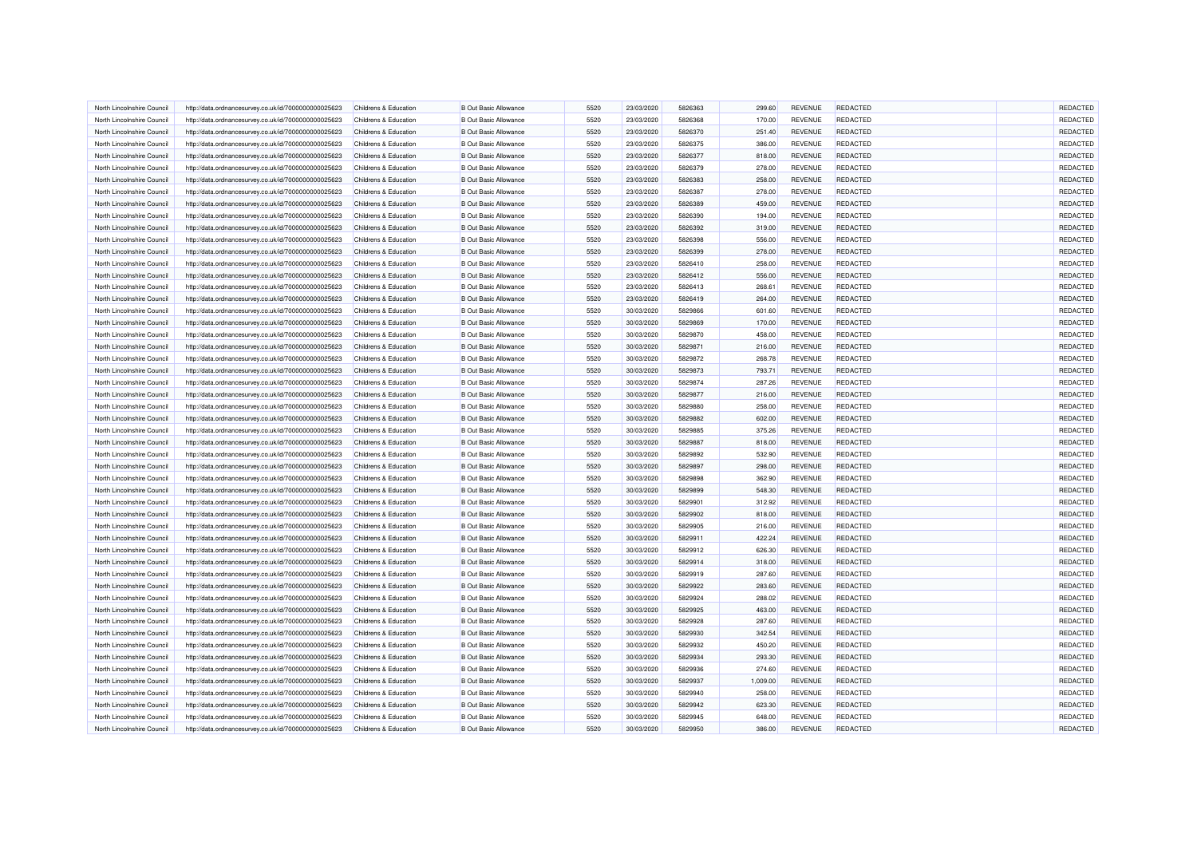| | | | | | | | | | | | |
|---|---|---|---|---|---|---|---|---|---|---|---|
| North Lincolnshire Council | http://data.ordnancesurvey.co.uk/id/7000000000025623 | Childrens & Education | B Out Basic Allowance | 5520 | 23/03/2020 | 5826363 | 299.60 | REVENUE | REDACTED | | REDACTED |
| North Lincolnshire Council | http://data.ordnancesurvey.co.uk/id/7000000000025623 | Childrens & Education | B Out Basic Allowance | 5520 | 23/03/2020 | 5826368 | 170.00 | REVENUE | REDACTED | | REDACTED |
| North Lincolnshire Council | http://data.ordnancesurvey.co.uk/id/7000000000025623 | Childrens & Education | B Out Basic Allowance | 5520 | 23/03/2020 | 5826370 | 251.40 | REVENUE | REDACTED | | REDACTED |
| North Lincolnshire Council | http://data.ordnancesurvey.co.uk/id/7000000000025623 | Childrens & Education | B Out Basic Allowance | 5520 | 23/03/2020 | 5826375 | 386.00 | REVENUE | REDACTED | | REDACTED |
| North Lincolnshire Council | http://data.ordnancesurvey.co.uk/id/7000000000025623 | Childrens & Education | B Out Basic Allowance | 5520 | 23/03/2020 | 5826377 | 818.00 | REVENUE | REDACTED | | REDACTED |
| North Lincolnshire Council | http://data.ordnancesurvey.co.uk/id/7000000000025623 | Childrens & Education | B Out Basic Allowance | 5520 | 23/03/2020 | 5826379 | 278.00 | REVENUE | REDACTED | | REDACTED |
| North Lincolnshire Council | http://data.ordnancesurvey.co.uk/id/7000000000025623 | Childrens & Education | B Out Basic Allowance | 5520 | 23/03/2020 | 5826383 | 258.00 | REVENUE | REDACTED | | REDACTED |
| North Lincolnshire Council | http://data.ordnancesurvey.co.uk/id/7000000000025623 | Childrens & Education | B Out Basic Allowance | 5520 | 23/03/2020 | 5826387 | 278.00 | REVENUE | REDACTED | | REDACTED |
| North Lincolnshire Council | http://data.ordnancesurvey.co.uk/id/7000000000025623 | Childrens & Education | B Out Basic Allowance | 5520 | 23/03/2020 | 5826389 | 459.00 | REVENUE | REDACTED | | REDACTED |
| North Lincolnshire Council | http://data.ordnancesurvey.co.uk/id/7000000000025623 | Childrens & Education | B Out Basic Allowance | 5520 | 23/03/2020 | 5826390 | 194.00 | REVENUE | REDACTED | | REDACTED |
| North Lincolnshire Council | http://data.ordnancesurvey.co.uk/id/7000000000025623 | Childrens & Education | B Out Basic Allowance | 5520 | 23/03/2020 | 5826392 | 319.00 | REVENUE | REDACTED | | REDACTED |
| North Lincolnshire Council | http://data.ordnancesurvey.co.uk/id/7000000000025623 | Childrens & Education | B Out Basic Allowance | 5520 | 23/03/2020 | 5826398 | 556.00 | REVENUE | REDACTED | | REDACTED |
| North Lincolnshire Council | http://data.ordnancesurvey.co.uk/id/7000000000025623 | Childrens & Education | B Out Basic Allowance | 5520 | 23/03/2020 | 5826399 | 278.00 | REVENUE | REDACTED | | REDACTED |
| North Lincolnshire Council | http://data.ordnancesurvey.co.uk/id/7000000000025623 | Childrens & Education | B Out Basic Allowance | 5520 | 23/03/2020 | 5826410 | 258.00 | REVENUE | REDACTED | | REDACTED |
| North Lincolnshire Council | http://data.ordnancesurvey.co.uk/id/7000000000025623 | Childrens & Education | B Out Basic Allowance | 5520 | 23/03/2020 | 5826412 | 556.00 | REVENUE | REDACTED | | REDACTED |
| North Lincolnshire Council | http://data.ordnancesurvey.co.uk/id/7000000000025623 | Childrens & Education | B Out Basic Allowance | 5520 | 23/03/2020 | 5826413 | 268.61 | REVENUE | REDACTED | | REDACTED |
| North Lincolnshire Council | http://data.ordnancesurvey.co.uk/id/7000000000025623 | Childrens & Education | B Out Basic Allowance | 5520 | 23/03/2020 | 5826419 | 264.00 | REVENUE | REDACTED | | REDACTED |
| North Lincolnshire Council | http://data.ordnancesurvey.co.uk/id/7000000000025623 | Childrens & Education | B Out Basic Allowance | 5520 | 30/03/2020 | 5829866 | 601.60 | REVENUE | REDACTED | | REDACTED |
| North Lincolnshire Council | http://data.ordnancesurvey.co.uk/id/7000000000025623 | Childrens & Education | B Out Basic Allowance | 5520 | 30/03/2020 | 5829869 | 170.00 | REVENUE | REDACTED | | REDACTED |
| North Lincolnshire Council | http://data.ordnancesurvey.co.uk/id/7000000000025623 | Childrens & Education | B Out Basic Allowance | 5520 | 30/03/2020 | 5829870 | 458.00 | REVENUE | REDACTED | | REDACTED |
| North Lincolnshire Council | http://data.ordnancesurvey.co.uk/id/7000000000025623 | Childrens & Education | B Out Basic Allowance | 5520 | 30/03/2020 | 5829871 | 216.00 | REVENUE | REDACTED | | REDACTED |
| North Lincolnshire Council | http://data.ordnancesurvey.co.uk/id/7000000000025623 | Childrens & Education | B Out Basic Allowance | 5520 | 30/03/2020 | 5829872 | 268.78 | REVENUE | REDACTED | | REDACTED |
| North Lincolnshire Council | http://data.ordnancesurvey.co.uk/id/7000000000025623 | Childrens & Education | B Out Basic Allowance | 5520 | 30/03/2020 | 5829873 | 793.71 | REVENUE | REDACTED | | REDACTED |
| North Lincolnshire Council | http://data.ordnancesurvey.co.uk/id/7000000000025623 | Childrens & Education | B Out Basic Allowance | 5520 | 30/03/2020 | 5829874 | 287.26 | REVENUE | REDACTED | | REDACTED |
| North Lincolnshire Council | http://data.ordnancesurvey.co.uk/id/7000000000025623 | Childrens & Education | B Out Basic Allowance | 5520 | 30/03/2020 | 5829877 | 216.00 | REVENUE | REDACTED | | REDACTED |
| North Lincolnshire Council | http://data.ordnancesurvey.co.uk/id/7000000000025623 | Childrens & Education | B Out Basic Allowance | 5520 | 30/03/2020 | 5829880 | 258.00 | REVENUE | REDACTED | | REDACTED |
| North Lincolnshire Council | http://data.ordnancesurvey.co.uk/id/7000000000025623 | Childrens & Education | B Out Basic Allowance | 5520 | 30/03/2020 | 5829882 | 602.00 | REVENUE | REDACTED | | REDACTED |
| North Lincolnshire Council | http://data.ordnancesurvey.co.uk/id/7000000000025623 | Childrens & Education | B Out Basic Allowance | 5520 | 30/03/2020 | 5829885 | 375.26 | REVENUE | REDACTED | | REDACTED |
| North Lincolnshire Council | http://data.ordnancesurvey.co.uk/id/7000000000025623 | Childrens & Education | B Out Basic Allowance | 5520 | 30/03/2020 | 5829887 | 818.00 | REVENUE | REDACTED | | REDACTED |
| North Lincolnshire Council | http://data.ordnancesurvey.co.uk/id/7000000000025623 | Childrens & Education | B Out Basic Allowance | 5520 | 30/03/2020 | 5829892 | 532.90 | REVENUE | REDACTED | | REDACTED |
| North Lincolnshire Council | http://data.ordnancesurvey.co.uk/id/7000000000025623 | Childrens & Education | B Out Basic Allowance | 5520 | 30/03/2020 | 5829897 | 298.00 | REVENUE | REDACTED | | REDACTED |
| North Lincolnshire Council | http://data.ordnancesurvey.co.uk/id/7000000000025623 | Childrens & Education | B Out Basic Allowance | 5520 | 30/03/2020 | 5829898 | 362.90 | REVENUE | REDACTED | | REDACTED |
| North Lincolnshire Council | http://data.ordnancesurvey.co.uk/id/7000000000025623 | Childrens & Education | B Out Basic Allowance | 5520 | 30/03/2020 | 5829899 | 548.30 | REVENUE | REDACTED | | REDACTED |
| North Lincolnshire Council | http://data.ordnancesurvey.co.uk/id/7000000000025623 | Childrens & Education | B Out Basic Allowance | 5520 | 30/03/2020 | 5829901 | 312.92 | REVENUE | REDACTED | | REDACTED |
| North Lincolnshire Council | http://data.ordnancesurvey.co.uk/id/7000000000025623 | Childrens & Education | B Out Basic Allowance | 5520 | 30/03/2020 | 5829902 | 818.00 | REVENUE | REDACTED | | REDACTED |
| North Lincolnshire Council | http://data.ordnancesurvey.co.uk/id/7000000000025623 | Childrens & Education | B Out Basic Allowance | 5520 | 30/03/2020 | 5829905 | 216.00 | REVENUE | REDACTED | | REDACTED |
| North Lincolnshire Council | http://data.ordnancesurvey.co.uk/id/7000000000025623 | Childrens & Education | B Out Basic Allowance | 5520 | 30/03/2020 | 5829911 | 422.24 | REVENUE | REDACTED | | REDACTED |
| North Lincolnshire Council | http://data.ordnancesurvey.co.uk/id/7000000000025623 | Childrens & Education | B Out Basic Allowance | 5520 | 30/03/2020 | 5829912 | 626.30 | REVENUE | REDACTED | | REDACTED |
| North Lincolnshire Council | http://data.ordnancesurvey.co.uk/id/7000000000025623 | Childrens & Education | B Out Basic Allowance | 5520 | 30/03/2020 | 5829914 | 318.00 | REVENUE | REDACTED | | REDACTED |
| North Lincolnshire Council | http://data.ordnancesurvey.co.uk/id/7000000000025623 | Childrens & Education | B Out Basic Allowance | 5520 | 30/03/2020 | 5829919 | 287.60 | REVENUE | REDACTED | | REDACTED |
| North Lincolnshire Council | http://data.ordnancesurvey.co.uk/id/7000000000025623 | Childrens & Education | B Out Basic Allowance | 5520 | 30/03/2020 | 5829922 | 283.60 | REVENUE | REDACTED | | REDACTED |
| North Lincolnshire Council | http://data.ordnancesurvey.co.uk/id/7000000000025623 | Childrens & Education | B Out Basic Allowance | 5520 | 30/03/2020 | 5829924 | 288.02 | REVENUE | REDACTED | | REDACTED |
| North Lincolnshire Council | http://data.ordnancesurvey.co.uk/id/7000000000025623 | Childrens & Education | B Out Basic Allowance | 5520 | 30/03/2020 | 5829925 | 463.00 | REVENUE | REDACTED | | REDACTED |
| North Lincolnshire Council | http://data.ordnancesurvey.co.uk/id/7000000000025623 | Childrens & Education | B Out Basic Allowance | 5520 | 30/03/2020 | 5829928 | 287.60 | REVENUE | REDACTED | | REDACTED |
| North Lincolnshire Council | http://data.ordnancesurvey.co.uk/id/7000000000025623 | Childrens & Education | B Out Basic Allowance | 5520 | 30/03/2020 | 5829930 | 342.54 | REVENUE | REDACTED | | REDACTED |
| North Lincolnshire Council | http://data.ordnancesurvey.co.uk/id/7000000000025623 | Childrens & Education | B Out Basic Allowance | 5520 | 30/03/2020 | 5829932 | 450.20 | REVENUE | REDACTED | | REDACTED |
| North Lincolnshire Council | http://data.ordnancesurvey.co.uk/id/7000000000025623 | Childrens & Education | B Out Basic Allowance | 5520 | 30/03/2020 | 5829934 | 293.30 | REVENUE | REDACTED | | REDACTED |
| North Lincolnshire Council | http://data.ordnancesurvey.co.uk/id/7000000000025623 | Childrens & Education | B Out Basic Allowance | 5520 | 30/03/2020 | 5829936 | 274.60 | REVENUE | REDACTED | | REDACTED |
| North Lincolnshire Council | http://data.ordnancesurvey.co.uk/id/7000000000025623 | Childrens & Education | B Out Basic Allowance | 5520 | 30/03/2020 | 5829937 | 1,009.00 | REVENUE | REDACTED | | REDACTED |
| North Lincolnshire Council | http://data.ordnancesurvey.co.uk/id/7000000000025623 | Childrens & Education | B Out Basic Allowance | 5520 | 30/03/2020 | 5829940 | 258.00 | REVENUE | REDACTED | | REDACTED |
| North Lincolnshire Council | http://data.ordnancesurvey.co.uk/id/7000000000025623 | Childrens & Education | B Out Basic Allowance | 5520 | 30/03/2020 | 5829942 | 623.30 | REVENUE | REDACTED | | REDACTED |
| North Lincolnshire Council | http://data.ordnancesurvey.co.uk/id/7000000000025623 | Childrens & Education | B Out Basic Allowance | 5520 | 30/03/2020 | 5829945 | 648.00 | REVENUE | REDACTED | | REDACTED |
| North Lincolnshire Council | http://data.ordnancesurvey.co.uk/id/7000000000025623 | Childrens & Education | B Out Basic Allowance | 5520 | 30/03/2020 | 5829950 | 386.00 | REVENUE | REDACTED | | REDACTED |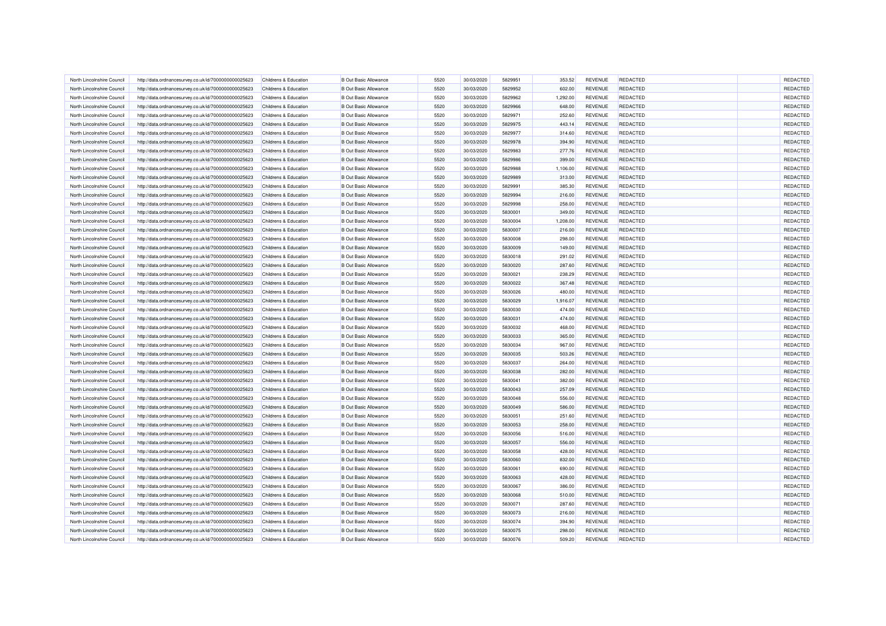| | | | | | | | | | | | |
|---|---|---|---|---|---|---|---|---|---|---|---|
| North Lincolnshire Council | http://data.ordnancesurvey.co.uk/id/7000000000025623 | Childrens & Education | B Out Basic Allowance | 5520 | 30/03/2020 | 5829951 | 353.52 | REVENUE | REDACTED | | REDACTED |
| North Lincolnshire Council | http://data.ordnancesurvey.co.uk/id/7000000000025623 | Childrens & Education | B Out Basic Allowance | 5520 | 30/03/2020 | 5829952 | 602.00 | REVENUE | REDACTED | | REDACTED |
| North Lincolnshire Council | http://data.ordnancesurvey.co.uk/id/7000000000025623 | Childrens & Education | B Out Basic Allowance | 5520 | 30/03/2020 | 5829962 | 1,292.00 | REVENUE | REDACTED | | REDACTED |
| North Lincolnshire Council | http://data.ordnancesurvey.co.uk/id/7000000000025623 | Childrens & Education | B Out Basic Allowance | 5520 | 30/03/2020 | 5829966 | 648.00 | REVENUE | REDACTED | | REDACTED |
| North Lincolnshire Council | http://data.ordnancesurvey.co.uk/id/7000000000025623 | Childrens & Education | B Out Basic Allowance | 5520 | 30/03/2020 | 5829971 | 252.60 | REVENUE | REDACTED | | REDACTED |
| North Lincolnshire Council | http://data.ordnancesurvey.co.uk/id/7000000000025623 | Childrens & Education | B Out Basic Allowance | 5520 | 30/03/2020 | 5829975 | 443.14 | REVENUE | REDACTED | | REDACTED |
| North Lincolnshire Council | http://data.ordnancesurvey.co.uk/id/7000000000025623 | Childrens & Education | B Out Basic Allowance | 5520 | 30/03/2020 | 5829977 | 314.60 | REVENUE | REDACTED | | REDACTED |
| North Lincolnshire Council | http://data.ordnancesurvey.co.uk/id/7000000000025623 | Childrens & Education | B Out Basic Allowance | 5520 | 30/03/2020 | 5829978 | 394.90 | REVENUE | REDACTED | | REDACTED |
| North Lincolnshire Council | http://data.ordnancesurvey.co.uk/id/7000000000025623 | Childrens & Education | B Out Basic Allowance | 5520 | 30/03/2020 | 5829983 | 277.76 | REVENUE | REDACTED | | REDACTED |
| North Lincolnshire Council | http://data.ordnancesurvey.co.uk/id/7000000000025623 | Childrens & Education | B Out Basic Allowance | 5520 | 30/03/2020 | 5829986 | 399.00 | REVENUE | REDACTED | | REDACTED |
| North Lincolnshire Council | http://data.ordnancesurvey.co.uk/id/7000000000025623 | Childrens & Education | B Out Basic Allowance | 5520 | 30/03/2020 | 5829988 | 1,106.00 | REVENUE | REDACTED | | REDACTED |
| North Lincolnshire Council | http://data.ordnancesurvey.co.uk/id/7000000000025623 | Childrens & Education | B Out Basic Allowance | 5520 | 30/03/2020 | 5829989 | 313.00 | REVENUE | REDACTED | | REDACTED |
| North Lincolnshire Council | http://data.ordnancesurvey.co.uk/id/7000000000025623 | Childrens & Education | B Out Basic Allowance | 5520 | 30/03/2020 | 5829991 | 385.30 | REVENUE | REDACTED | | REDACTED |
| North Lincolnshire Council | http://data.ordnancesurvey.co.uk/id/7000000000025623 | Childrens & Education | B Out Basic Allowance | 5520 | 30/03/2020 | 5829994 | 216.00 | REVENUE | REDACTED | | REDACTED |
| North Lincolnshire Council | http://data.ordnancesurvey.co.uk/id/7000000000025623 | Childrens & Education | B Out Basic Allowance | 5520 | 30/03/2020 | 5829998 | 258.00 | REVENUE | REDACTED | | REDACTED |
| North Lincolnshire Council | http://data.ordnancesurvey.co.uk/id/7000000000025623 | Childrens & Education | B Out Basic Allowance | 5520 | 30/03/2020 | 5830001 | 349.00 | REVENUE | REDACTED | | REDACTED |
| North Lincolnshire Council | http://data.ordnancesurvey.co.uk/id/7000000000025623 | Childrens & Education | B Out Basic Allowance | 5520 | 30/03/2020 | 5830004 | 1,208.00 | REVENUE | REDACTED | | REDACTED |
| North Lincolnshire Council | http://data.ordnancesurvey.co.uk/id/7000000000025623 | Childrens & Education | B Out Basic Allowance | 5520 | 30/03/2020 | 5830007 | 216.00 | REVENUE | REDACTED | | REDACTED |
| North Lincolnshire Council | http://data.ordnancesurvey.co.uk/id/7000000000025623 | Childrens & Education | B Out Basic Allowance | 5520 | 30/03/2020 | 5830008 | 298.00 | REVENUE | REDACTED | | REDACTED |
| North Lincolnshire Council | http://data.ordnancesurvey.co.uk/id/7000000000025623 | Childrens & Education | B Out Basic Allowance | 5520 | 30/03/2020 | 5830009 | 149.00 | REVENUE | REDACTED | | REDACTED |
| North Lincolnshire Council | http://data.ordnancesurvey.co.uk/id/7000000000025623 | Childrens & Education | B Out Basic Allowance | 5520 | 30/03/2020 | 5830018 | 291.02 | REVENUE | REDACTED | | REDACTED |
| North Lincolnshire Council | http://data.ordnancesurvey.co.uk/id/7000000000025623 | Childrens & Education | B Out Basic Allowance | 5520 | 30/03/2020 | 5830020 | 287.60 | REVENUE | REDACTED | | REDACTED |
| North Lincolnshire Council | http://data.ordnancesurvey.co.uk/id/7000000000025623 | Childrens & Education | B Out Basic Allowance | 5520 | 30/03/2020 | 5830021 | 238.29 | REVENUE | REDACTED | | REDACTED |
| North Lincolnshire Council | http://data.ordnancesurvey.co.uk/id/7000000000025623 | Childrens & Education | B Out Basic Allowance | 5520 | 30/03/2020 | 5830022 | 367.48 | REVENUE | REDACTED | | REDACTED |
| North Lincolnshire Council | http://data.ordnancesurvey.co.uk/id/7000000000025623 | Childrens & Education | B Out Basic Allowance | 5520 | 30/03/2020 | 5830026 | 480.00 | REVENUE | REDACTED | | REDACTED |
| North Lincolnshire Council | http://data.ordnancesurvey.co.uk/id/7000000000025623 | Childrens & Education | B Out Basic Allowance | 5520 | 30/03/2020 | 5830029 | 1,916.07 | REVENUE | REDACTED | | REDACTED |
| North Lincolnshire Council | http://data.ordnancesurvey.co.uk/id/7000000000025623 | Childrens & Education | B Out Basic Allowance | 5520 | 30/03/2020 | 5830030 | 474.00 | REVENUE | REDACTED | | REDACTED |
| North Lincolnshire Council | http://data.ordnancesurvey.co.uk/id/7000000000025623 | Childrens & Education | B Out Basic Allowance | 5520 | 30/03/2020 | 5830031 | 474.00 | REVENUE | REDACTED | | REDACTED |
| North Lincolnshire Council | http://data.ordnancesurvey.co.uk/id/7000000000025623 | Childrens & Education | B Out Basic Allowance | 5520 | 30/03/2020 | 5830032 | 468.00 | REVENUE | REDACTED | | REDACTED |
| North Lincolnshire Council | http://data.ordnancesurvey.co.uk/id/7000000000025623 | Childrens & Education | B Out Basic Allowance | 5520 | 30/03/2020 | 5830033 | 365.00 | REVENUE | REDACTED | | REDACTED |
| North Lincolnshire Council | http://data.ordnancesurvey.co.uk/id/7000000000025623 | Childrens & Education | B Out Basic Allowance | 5520 | 30/03/2020 | 5830034 | 967.00 | REVENUE | REDACTED | | REDACTED |
| North Lincolnshire Council | http://data.ordnancesurvey.co.uk/id/7000000000025623 | Childrens & Education | B Out Basic Allowance | 5520 | 30/03/2020 | 5830035 | 503.26 | REVENUE | REDACTED | | REDACTED |
| North Lincolnshire Council | http://data.ordnancesurvey.co.uk/id/7000000000025623 | Childrens & Education | B Out Basic Allowance | 5520 | 30/03/2020 | 5830037 | 264.00 | REVENUE | REDACTED | | REDACTED |
| North Lincolnshire Council | http://data.ordnancesurvey.co.uk/id/7000000000025623 | Childrens & Education | B Out Basic Allowance | 5520 | 30/03/2020 | 5830038 | 282.00 | REVENUE | REDACTED | | REDACTED |
| North Lincolnshire Council | http://data.ordnancesurvey.co.uk/id/7000000000025623 | Childrens & Education | B Out Basic Allowance | 5520 | 30/03/2020 | 5830041 | 382.00 | REVENUE | REDACTED | | REDACTED |
| North Lincolnshire Council | http://data.ordnancesurvey.co.uk/id/7000000000025623 | Childrens & Education | B Out Basic Allowance | 5520 | 30/03/2020 | 5830043 | 257.09 | REVENUE | REDACTED | | REDACTED |
| North Lincolnshire Council | http://data.ordnancesurvey.co.uk/id/7000000000025623 | Childrens & Education | B Out Basic Allowance | 5520 | 30/03/2020 | 5830048 | 556.00 | REVENUE | REDACTED | | REDACTED |
| North Lincolnshire Council | http://data.ordnancesurvey.co.uk/id/7000000000025623 | Childrens & Education | B Out Basic Allowance | 5520 | 30/03/2020 | 5830049 | 586.00 | REVENUE | REDACTED | | REDACTED |
| North Lincolnshire Council | http://data.ordnancesurvey.co.uk/id/7000000000025623 | Childrens & Education | B Out Basic Allowance | 5520 | 30/03/2020 | 5830051 | 251.60 | REVENUE | REDACTED | | REDACTED |
| North Lincolnshire Council | http://data.ordnancesurvey.co.uk/id/7000000000025623 | Childrens & Education | B Out Basic Allowance | 5520 | 30/03/2020 | 5830053 | 258.00 | REVENUE | REDACTED | | REDACTED |
| North Lincolnshire Council | http://data.ordnancesurvey.co.uk/id/7000000000025623 | Childrens & Education | B Out Basic Allowance | 5520 | 30/03/2020 | 5830056 | 516.00 | REVENUE | REDACTED | | REDACTED |
| North Lincolnshire Council | http://data.ordnancesurvey.co.uk/id/7000000000025623 | Childrens & Education | B Out Basic Allowance | 5520 | 30/03/2020 | 5830057 | 556.00 | REVENUE | REDACTED | | REDACTED |
| North Lincolnshire Council | http://data.ordnancesurvey.co.uk/id/7000000000025623 | Childrens & Education | B Out Basic Allowance | 5520 | 30/03/2020 | 5830058 | 428.00 | REVENUE | REDACTED | | REDACTED |
| North Lincolnshire Council | http://data.ordnancesurvey.co.uk/id/7000000000025623 | Childrens & Education | B Out Basic Allowance | 5520 | 30/03/2020 | 5830060 | 832.00 | REVENUE | REDACTED | | REDACTED |
| North Lincolnshire Council | http://data.ordnancesurvey.co.uk/id/7000000000025623 | Childrens & Education | B Out Basic Allowance | 5520 | 30/03/2020 | 5830061 | 690.00 | REVENUE | REDACTED | | REDACTED |
| North Lincolnshire Council | http://data.ordnancesurvey.co.uk/id/7000000000025623 | Childrens & Education | B Out Basic Allowance | 5520 | 30/03/2020 | 5830063 | 428.00 | REVENUE | REDACTED | | REDACTED |
| North Lincolnshire Council | http://data.ordnancesurvey.co.uk/id/7000000000025623 | Childrens & Education | B Out Basic Allowance | 5520 | 30/03/2020 | 5830067 | 386.00 | REVENUE | REDACTED | | REDACTED |
| North Lincolnshire Council | http://data.ordnancesurvey.co.uk/id/7000000000025623 | Childrens & Education | B Out Basic Allowance | 5520 | 30/03/2020 | 5830068 | 510.00 | REVENUE | REDACTED | | REDACTED |
| North Lincolnshire Council | http://data.ordnancesurvey.co.uk/id/7000000000025623 | Childrens & Education | B Out Basic Allowance | 5520 | 30/03/2020 | 5830071 | 287.60 | REVENUE | REDACTED | | REDACTED |
| North Lincolnshire Council | http://data.ordnancesurvey.co.uk/id/7000000000025623 | Childrens & Education | B Out Basic Allowance | 5520 | 30/03/2020 | 5830073 | 216.00 | REVENUE | REDACTED | | REDACTED |
| North Lincolnshire Council | http://data.ordnancesurvey.co.uk/id/7000000000025623 | Childrens & Education | B Out Basic Allowance | 5520 | 30/03/2020 | 5830074 | 394.90 | REVENUE | REDACTED | | REDACTED |
| North Lincolnshire Council | http://data.ordnancesurvey.co.uk/id/7000000000025623 | Childrens & Education | B Out Basic Allowance | 5520 | 30/03/2020 | 5830075 | 298.00 | REVENUE | REDACTED | | REDACTED |
| North Lincolnshire Council | http://data.ordnancesurvey.co.uk/id/7000000000025623 | Childrens & Education | B Out Basic Allowance | 5520 | 30/03/2020 | 5830076 | 509.20 | REVENUE | REDACTED | | REDACTED |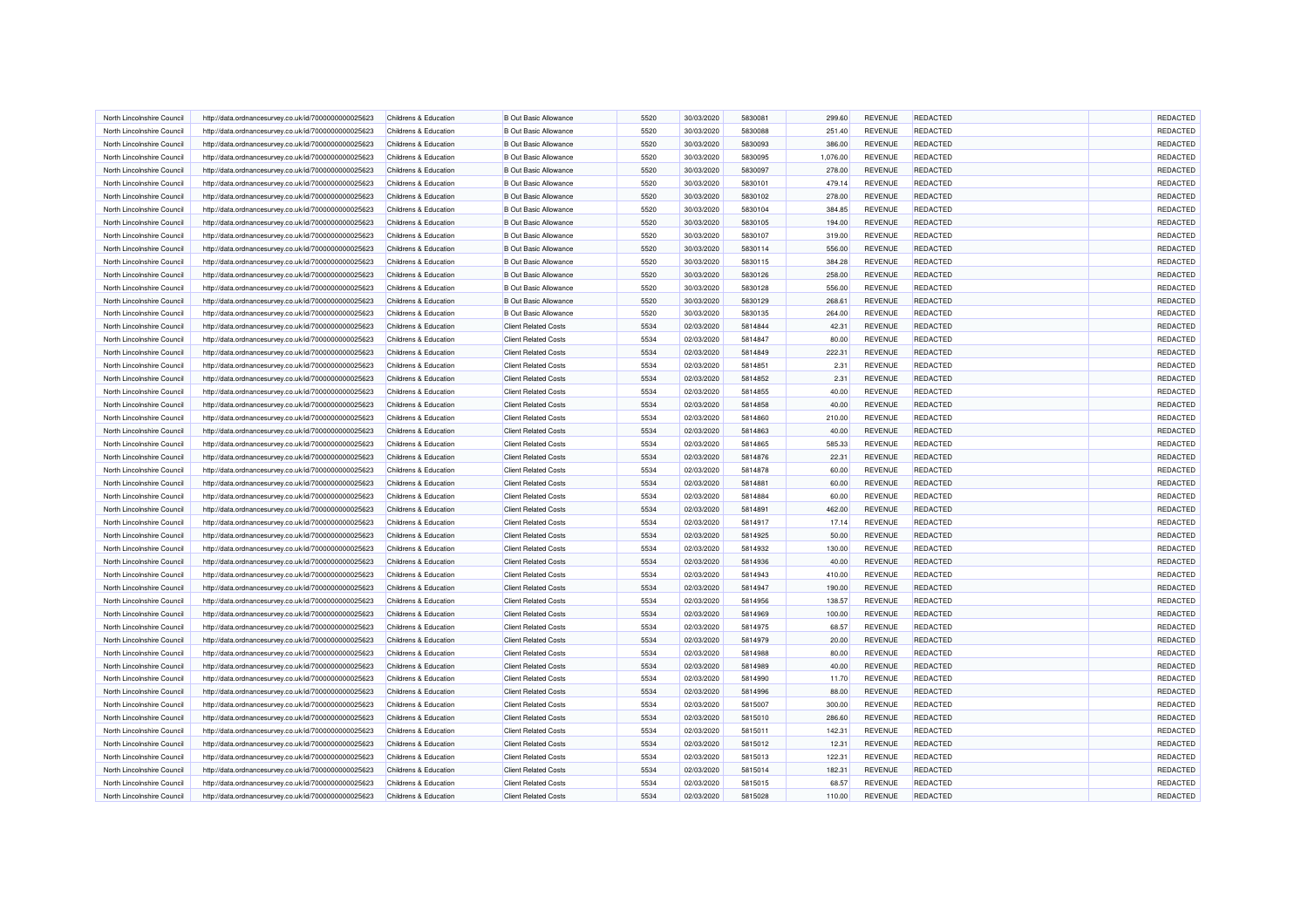| | | | | | | | | | | | |
|---|---|---|---|---|---|---|---|---|---|---|---|
| North Lincolnshire Council | http://data.ordnancesurvey.co.uk/id/7000000000025623 | Childrens & Education | B Out Basic Allowance | 5520 | 30/03/2020 | 5830081 | 299.60 | REVENUE | REDACTED | | REDACTED |
| North Lincolnshire Council | http://data.ordnancesurvey.co.uk/id/7000000000025623 | Childrens & Education | B Out Basic Allowance | 5520 | 30/03/2020 | 5830088 | 251.40 | REVENUE | REDACTED | | REDACTED |
| North Lincolnshire Council | http://data.ordnancesurvey.co.uk/id/7000000000025623 | Childrens & Education | B Out Basic Allowance | 5520 | 30/03/2020 | 5830093 | 386.00 | REVENUE | REDACTED | | REDACTED |
| North Lincolnshire Council | http://data.ordnancesurvey.co.uk/id/7000000000025623 | Childrens & Education | B Out Basic Allowance | 5520 | 30/03/2020 | 5830095 | 1,076.00 | REVENUE | REDACTED | | REDACTED |
| North Lincolnshire Council | http://data.ordnancesurvey.co.uk/id/7000000000025623 | Childrens & Education | B Out Basic Allowance | 5520 | 30/03/2020 | 5830097 | 278.00 | REVENUE | REDACTED | | REDACTED |
| North Lincolnshire Council | http://data.ordnancesurvey.co.uk/id/7000000000025623 | Childrens & Education | B Out Basic Allowance | 5520 | 30/03/2020 | 5830101 | 479.14 | REVENUE | REDACTED | | REDACTED |
| North Lincolnshire Council | http://data.ordnancesurvey.co.uk/id/7000000000025623 | Childrens & Education | B Out Basic Allowance | 5520 | 30/03/2020 | 5830102 | 278.00 | REVENUE | REDACTED | | REDACTED |
| North Lincolnshire Council | http://data.ordnancesurvey.co.uk/id/7000000000025623 | Childrens & Education | B Out Basic Allowance | 5520 | 30/03/2020 | 5830104 | 384.85 | REVENUE | REDACTED | | REDACTED |
| North Lincolnshire Council | http://data.ordnancesurvey.co.uk/id/7000000000025623 | Childrens & Education | B Out Basic Allowance | 5520 | 30/03/2020 | 5830105 | 194.00 | REVENUE | REDACTED | | REDACTED |
| North Lincolnshire Council | http://data.ordnancesurvey.co.uk/id/7000000000025623 | Childrens & Education | B Out Basic Allowance | 5520 | 30/03/2020 | 5830107 | 319.00 | REVENUE | REDACTED | | REDACTED |
| North Lincolnshire Council | http://data.ordnancesurvey.co.uk/id/7000000000025623 | Childrens & Education | B Out Basic Allowance | 5520 | 30/03/2020 | 5830114 | 556.00 | REVENUE | REDACTED | | REDACTED |
| North Lincolnshire Council | http://data.ordnancesurvey.co.uk/id/7000000000025623 | Childrens & Education | B Out Basic Allowance | 5520 | 30/03/2020 | 5830115 | 384.28 | REVENUE | REDACTED | | REDACTED |
| North Lincolnshire Council | http://data.ordnancesurvey.co.uk/id/7000000000025623 | Childrens & Education | B Out Basic Allowance | 5520 | 30/03/2020 | 5830126 | 258.00 | REVENUE | REDACTED | | REDACTED |
| North Lincolnshire Council | http://data.ordnancesurvey.co.uk/id/7000000000025623 | Childrens & Education | B Out Basic Allowance | 5520 | 30/03/2020 | 5830128 | 556.00 | REVENUE | REDACTED | | REDACTED |
| North Lincolnshire Council | http://data.ordnancesurvey.co.uk/id/7000000000025623 | Childrens & Education | B Out Basic Allowance | 5520 | 30/03/2020 | 5830129 | 268.61 | REVENUE | REDACTED | | REDACTED |
| North Lincolnshire Council | http://data.ordnancesurvey.co.uk/id/7000000000025623 | Childrens & Education | B Out Basic Allowance | 5520 | 30/03/2020 | 5830135 | 264.00 | REVENUE | REDACTED | | REDACTED |
| North Lincolnshire Council | http://data.ordnancesurvey.co.uk/id/7000000000025623 | Childrens & Education | Client Related Costs | 5534 | 02/03/2020 | 5814844 | 42.31 | REVENUE | REDACTED | | REDACTED |
| North Lincolnshire Council | http://data.ordnancesurvey.co.uk/id/7000000000025623 | Childrens & Education | Client Related Costs | 5534 | 02/03/2020 | 5814847 | 80.00 | REVENUE | REDACTED | | REDACTED |
| North Lincolnshire Council | http://data.ordnancesurvey.co.uk/id/7000000000025623 | Childrens & Education | Client Related Costs | 5534 | 02/03/2020 | 5814849 | 222.31 | REVENUE | REDACTED | | REDACTED |
| North Lincolnshire Council | http://data.ordnancesurvey.co.uk/id/7000000000025623 | Childrens & Education | Client Related Costs | 5534 | 02/03/2020 | 5814851 | 2.31 | REVENUE | REDACTED | | REDACTED |
| North Lincolnshire Council | http://data.ordnancesurvey.co.uk/id/7000000000025623 | Childrens & Education | Client Related Costs | 5534 | 02/03/2020 | 5814852 | 2.31 | REVENUE | REDACTED | | REDACTED |
| North Lincolnshire Council | http://data.ordnancesurvey.co.uk/id/7000000000025623 | Childrens & Education | Client Related Costs | 5534 | 02/03/2020 | 5814855 | 40.00 | REVENUE | REDACTED | | REDACTED |
| North Lincolnshire Council | http://data.ordnancesurvey.co.uk/id/7000000000025623 | Childrens & Education | Client Related Costs | 5534 | 02/03/2020 | 5814858 | 40.00 | REVENUE | REDACTED | | REDACTED |
| North Lincolnshire Council | http://data.ordnancesurvey.co.uk/id/7000000000025623 | Childrens & Education | Client Related Costs | 5534 | 02/03/2020 | 5814860 | 210.00 | REVENUE | REDACTED | | REDACTED |
| North Lincolnshire Council | http://data.ordnancesurvey.co.uk/id/7000000000025623 | Childrens & Education | Client Related Costs | 5534 | 02/03/2020 | 5814863 | 40.00 | REVENUE | REDACTED | | REDACTED |
| North Lincolnshire Council | http://data.ordnancesurvey.co.uk/id/7000000000025623 | Childrens & Education | Client Related Costs | 5534 | 02/03/2020 | 5814865 | 585.33 | REVENUE | REDACTED | | REDACTED |
| North Lincolnshire Council | http://data.ordnancesurvey.co.uk/id/7000000000025623 | Childrens & Education | Client Related Costs | 5534 | 02/03/2020 | 5814876 | 22.31 | REVENUE | REDACTED | | REDACTED |
| North Lincolnshire Council | http://data.ordnancesurvey.co.uk/id/7000000000025623 | Childrens & Education | Client Related Costs | 5534 | 02/03/2020 | 5814878 | 60.00 | REVENUE | REDACTED | | REDACTED |
| North Lincolnshire Council | http://data.ordnancesurvey.co.uk/id/7000000000025623 | Childrens & Education | Client Related Costs | 5534 | 02/03/2020 | 5814881 | 60.00 | REVENUE | REDACTED | | REDACTED |
| North Lincolnshire Council | http://data.ordnancesurvey.co.uk/id/7000000000025623 | Childrens & Education | Client Related Costs | 5534 | 02/03/2020 | 5814884 | 60.00 | REVENUE | REDACTED | | REDACTED |
| North Lincolnshire Council | http://data.ordnancesurvey.co.uk/id/7000000000025623 | Childrens & Education | Client Related Costs | 5534 | 02/03/2020 | 5814891 | 462.00 | REVENUE | REDACTED | | REDACTED |
| North Lincolnshire Council | http://data.ordnancesurvey.co.uk/id/7000000000025623 | Childrens & Education | Client Related Costs | 5534 | 02/03/2020 | 5814917 | 17.14 | REVENUE | REDACTED | | REDACTED |
| North Lincolnshire Council | http://data.ordnancesurvey.co.uk/id/7000000000025623 | Childrens & Education | Client Related Costs | 5534 | 02/03/2020 | 5814925 | 50.00 | REVENUE | REDACTED | | REDACTED |
| North Lincolnshire Council | http://data.ordnancesurvey.co.uk/id/7000000000025623 | Childrens & Education | Client Related Costs | 5534 | 02/03/2020 | 5814932 | 130.00 | REVENUE | REDACTED | | REDACTED |
| North Lincolnshire Council | http://data.ordnancesurvey.co.uk/id/7000000000025623 | Childrens & Education | Client Related Costs | 5534 | 02/03/2020 | 5814936 | 40.00 | REVENUE | REDACTED | | REDACTED |
| North Lincolnshire Council | http://data.ordnancesurvey.co.uk/id/7000000000025623 | Childrens & Education | Client Related Costs | 5534 | 02/03/2020 | 5814943 | 410.00 | REVENUE | REDACTED | | REDACTED |
| North Lincolnshire Council | http://data.ordnancesurvey.co.uk/id/7000000000025623 | Childrens & Education | Client Related Costs | 5534 | 02/03/2020 | 5814947 | 190.00 | REVENUE | REDACTED | | REDACTED |
| North Lincolnshire Council | http://data.ordnancesurvey.co.uk/id/7000000000025623 | Childrens & Education | Client Related Costs | 5534 | 02/03/2020 | 5814956 | 138.57 | REVENUE | REDACTED | | REDACTED |
| North Lincolnshire Council | http://data.ordnancesurvey.co.uk/id/7000000000025623 | Childrens & Education | Client Related Costs | 5534 | 02/03/2020 | 5814969 | 100.00 | REVENUE | REDACTED | | REDACTED |
| North Lincolnshire Council | http://data.ordnancesurvey.co.uk/id/7000000000025623 | Childrens & Education | Client Related Costs | 5534 | 02/03/2020 | 5814975 | 68.57 | REVENUE | REDACTED | | REDACTED |
| North Lincolnshire Council | http://data.ordnancesurvey.co.uk/id/7000000000025623 | Childrens & Education | Client Related Costs | 5534 | 02/03/2020 | 5814979 | 20.00 | REVENUE | REDACTED | | REDACTED |
| North Lincolnshire Council | http://data.ordnancesurvey.co.uk/id/7000000000025623 | Childrens & Education | Client Related Costs | 5534 | 02/03/2020 | 5814988 | 80.00 | REVENUE | REDACTED | | REDACTED |
| North Lincolnshire Council | http://data.ordnancesurvey.co.uk/id/7000000000025623 | Childrens & Education | Client Related Costs | 5534 | 02/03/2020 | 5814989 | 40.00 | REVENUE | REDACTED | | REDACTED |
| North Lincolnshire Council | http://data.ordnancesurvey.co.uk/id/7000000000025623 | Childrens & Education | Client Related Costs | 5534 | 02/03/2020 | 5814990 | 11.70 | REVENUE | REDACTED | | REDACTED |
| North Lincolnshire Council | http://data.ordnancesurvey.co.uk/id/7000000000025623 | Childrens & Education | Client Related Costs | 5534 | 02/03/2020 | 5814996 | 88.00 | REVENUE | REDACTED | | REDACTED |
| North Lincolnshire Council | http://data.ordnancesurvey.co.uk/id/7000000000025623 | Childrens & Education | Client Related Costs | 5534 | 02/03/2020 | 5815007 | 300.00 | REVENUE | REDACTED | | REDACTED |
| North Lincolnshire Council | http://data.ordnancesurvey.co.uk/id/7000000000025623 | Childrens & Education | Client Related Costs | 5534 | 02/03/2020 | 5815010 | 286.60 | REVENUE | REDACTED | | REDACTED |
| North Lincolnshire Council | http://data.ordnancesurvey.co.uk/id/7000000000025623 | Childrens & Education | Client Related Costs | 5534 | 02/03/2020 | 5815011 | 142.31 | REVENUE | REDACTED | | REDACTED |
| North Lincolnshire Council | http://data.ordnancesurvey.co.uk/id/7000000000025623 | Childrens & Education | Client Related Costs | 5534 | 02/03/2020 | 5815012 | 12.31 | REVENUE | REDACTED | | REDACTED |
| North Lincolnshire Council | http://data.ordnancesurvey.co.uk/id/7000000000025623 | Childrens & Education | Client Related Costs | 5534 | 02/03/2020 | 5815013 | 122.31 | REVENUE | REDACTED | | REDACTED |
| North Lincolnshire Council | http://data.ordnancesurvey.co.uk/id/7000000000025623 | Childrens & Education | Client Related Costs | 5534 | 02/03/2020 | 5815014 | 182.31 | REVENUE | REDACTED | | REDACTED |
| North Lincolnshire Council | http://data.ordnancesurvey.co.uk/id/7000000000025623 | Childrens & Education | Client Related Costs | 5534 | 02/03/2020 | 5815015 | 68.57 | REVENUE | REDACTED | | REDACTED |
| North Lincolnshire Council | http://data.ordnancesurvey.co.uk/id/7000000000025623 | Childrens & Education | Client Related Costs | 5534 | 02/03/2020 | 5815028 | 110.00 | REVENUE | REDACTED | | REDACTED |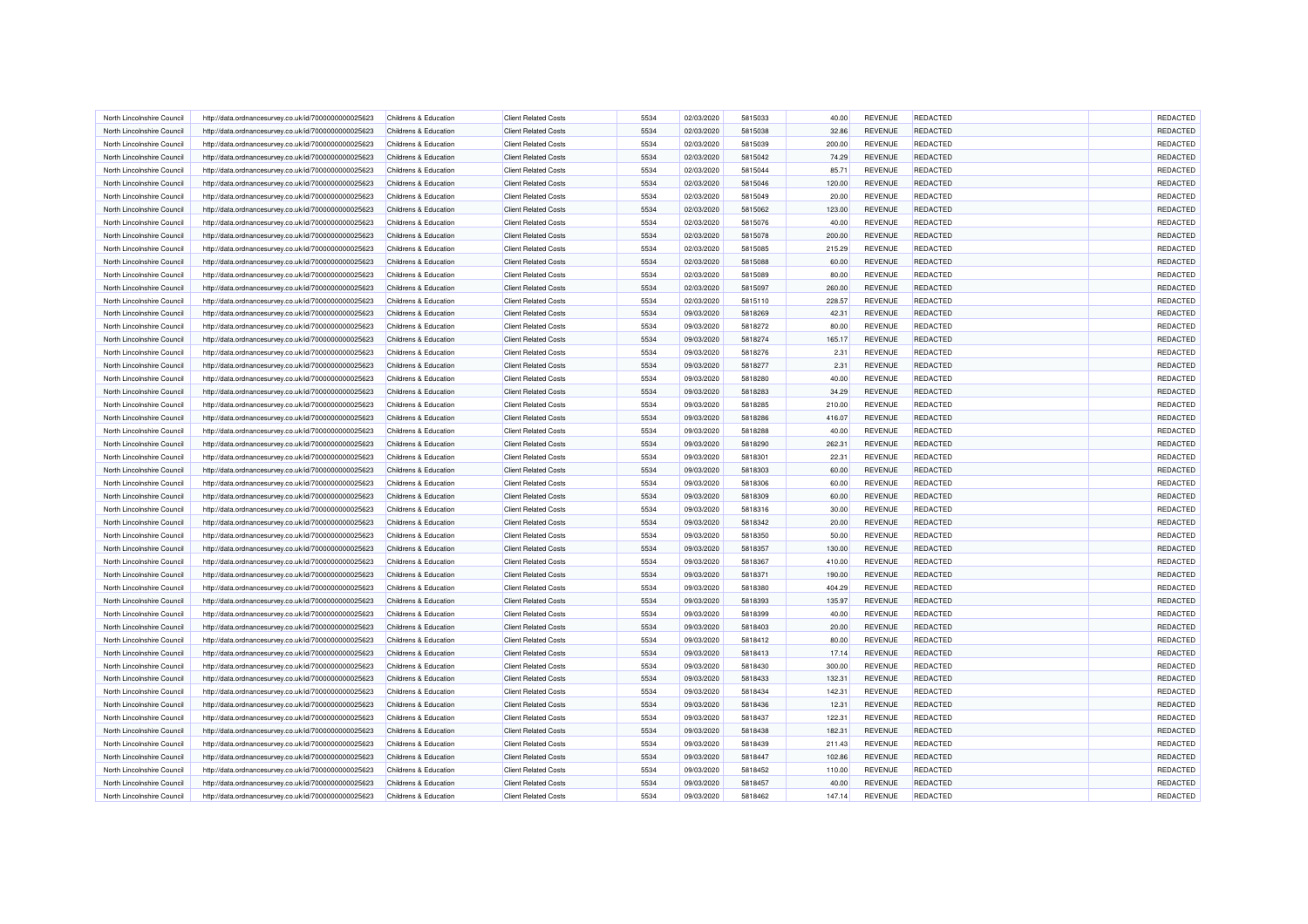| | | | | | | | | | | | |
|---|---|---|---|---|---|---|---|---|---|---|---|
| North Lincolnshire Council | http://data.ordnancesurvey.co.uk/id/7000000000025623 | Childrens & Education | Client Related Costs | 5534 | 02/03/2020 | 5815033 | 40.00 | REVENUE | REDACTED | | REDACTED |
| North Lincolnshire Council | http://data.ordnancesurvey.co.uk/id/7000000000025623 | Childrens & Education | Client Related Costs | 5534 | 02/03/2020 | 5815038 | 32.86 | REVENUE | REDACTED | | REDACTED |
| North Lincolnshire Council | http://data.ordnancesurvey.co.uk/id/7000000000025623 | Childrens & Education | Client Related Costs | 5534 | 02/03/2020 | 5815039 | 200.00 | REVENUE | REDACTED | | REDACTED |
| North Lincolnshire Council | http://data.ordnancesurvey.co.uk/id/7000000000025623 | Childrens & Education | Client Related Costs | 5534 | 02/03/2020 | 5815042 | 74.29 | REVENUE | REDACTED | | REDACTED |
| North Lincolnshire Council | http://data.ordnancesurvey.co.uk/id/7000000000025623 | Childrens & Education | Client Related Costs | 5534 | 02/03/2020 | 5815044 | 85.71 | REVENUE | REDACTED | | REDACTED |
| North Lincolnshire Council | http://data.ordnancesurvey.co.uk/id/7000000000025623 | Childrens & Education | Client Related Costs | 5534 | 02/03/2020 | 5815046 | 120.00 | REVENUE | REDACTED | | REDACTED |
| North Lincolnshire Council | http://data.ordnancesurvey.co.uk/id/7000000000025623 | Childrens & Education | Client Related Costs | 5534 | 02/03/2020 | 5815049 | 20.00 | REVENUE | REDACTED | | REDACTED |
| North Lincolnshire Council | http://data.ordnancesurvey.co.uk/id/7000000000025623 | Childrens & Education | Client Related Costs | 5534 | 02/03/2020 | 5815062 | 123.00 | REVENUE | REDACTED | | REDACTED |
| North Lincolnshire Council | http://data.ordnancesurvey.co.uk/id/7000000000025623 | Childrens & Education | Client Related Costs | 5534 | 02/03/2020 | 5815076 | 40.00 | REVENUE | REDACTED | | REDACTED |
| North Lincolnshire Council | http://data.ordnancesurvey.co.uk/id/7000000000025623 | Childrens & Education | Client Related Costs | 5534 | 02/03/2020 | 5815078 | 200.00 | REVENUE | REDACTED | | REDACTED |
| North Lincolnshire Council | http://data.ordnancesurvey.co.uk/id/7000000000025623 | Childrens & Education | Client Related Costs | 5534 | 02/03/2020 | 5815085 | 215.29 | REVENUE | REDACTED | | REDACTED |
| North Lincolnshire Council | http://data.ordnancesurvey.co.uk/id/7000000000025623 | Childrens & Education | Client Related Costs | 5534 | 02/03/2020 | 5815088 | 60.00 | REVENUE | REDACTED | | REDACTED |
| North Lincolnshire Council | http://data.ordnancesurvey.co.uk/id/7000000000025623 | Childrens & Education | Client Related Costs | 5534 | 02/03/2020 | 5815089 | 80.00 | REVENUE | REDACTED | | REDACTED |
| North Lincolnshire Council | http://data.ordnancesurvey.co.uk/id/7000000000025623 | Childrens & Education | Client Related Costs | 5534 | 02/03/2020 | 5815097 | 260.00 | REVENUE | REDACTED | | REDACTED |
| North Lincolnshire Council | http://data.ordnancesurvey.co.uk/id/7000000000025623 | Childrens & Education | Client Related Costs | 5534 | 02/03/2020 | 5815110 | 228.57 | REVENUE | REDACTED | | REDACTED |
| North Lincolnshire Council | http://data.ordnancesurvey.co.uk/id/7000000000025623 | Childrens & Education | Client Related Costs | 5534 | 09/03/2020 | 5818269 | 42.31 | REVENUE | REDACTED | | REDACTED |
| North Lincolnshire Council | http://data.ordnancesurvey.co.uk/id/7000000000025623 | Childrens & Education | Client Related Costs | 5534 | 09/03/2020 | 5818272 | 80.00 | REVENUE | REDACTED | | REDACTED |
| North Lincolnshire Council | http://data.ordnancesurvey.co.uk/id/7000000000025623 | Childrens & Education | Client Related Costs | 5534 | 09/03/2020 | 5818274 | 165.17 | REVENUE | REDACTED | | REDACTED |
| North Lincolnshire Council | http://data.ordnancesurvey.co.uk/id/7000000000025623 | Childrens & Education | Client Related Costs | 5534 | 09/03/2020 | 5818276 | 2.31 | REVENUE | REDACTED | | REDACTED |
| North Lincolnshire Council | http://data.ordnancesurvey.co.uk/id/7000000000025623 | Childrens & Education | Client Related Costs | 5534 | 09/03/2020 | 5818277 | 2.31 | REVENUE | REDACTED | | REDACTED |
| North Lincolnshire Council | http://data.ordnancesurvey.co.uk/id/7000000000025623 | Childrens & Education | Client Related Costs | 5534 | 09/03/2020 | 5818280 | 40.00 | REVENUE | REDACTED | | REDACTED |
| North Lincolnshire Council | http://data.ordnancesurvey.co.uk/id/7000000000025623 | Childrens & Education | Client Related Costs | 5534 | 09/03/2020 | 5818283 | 34.29 | REVENUE | REDACTED | | REDACTED |
| North Lincolnshire Council | http://data.ordnancesurvey.co.uk/id/7000000000025623 | Childrens & Education | Client Related Costs | 5534 | 09/03/2020 | 5818285 | 210.00 | REVENUE | REDACTED | | REDACTED |
| North Lincolnshire Council | http://data.ordnancesurvey.co.uk/id/7000000000025623 | Childrens & Education | Client Related Costs | 5534 | 09/03/2020 | 5818286 | 416.07 | REVENUE | REDACTED | | REDACTED |
| North Lincolnshire Council | http://data.ordnancesurvey.co.uk/id/7000000000025623 | Childrens & Education | Client Related Costs | 5534 | 09/03/2020 | 5818288 | 40.00 | REVENUE | REDACTED | | REDACTED |
| North Lincolnshire Council | http://data.ordnancesurvey.co.uk/id/7000000000025623 | Childrens & Education | Client Related Costs | 5534 | 09/03/2020 | 5818290 | 262.31 | REVENUE | REDACTED | | REDACTED |
| North Lincolnshire Council | http://data.ordnancesurvey.co.uk/id/7000000000025623 | Childrens & Education | Client Related Costs | 5534 | 09/03/2020 | 5818301 | 22.31 | REVENUE | REDACTED | | REDACTED |
| North Lincolnshire Council | http://data.ordnancesurvey.co.uk/id/7000000000025623 | Childrens & Education | Client Related Costs | 5534 | 09/03/2020 | 5818303 | 60.00 | REVENUE | REDACTED | | REDACTED |
| North Lincolnshire Council | http://data.ordnancesurvey.co.uk/id/7000000000025623 | Childrens & Education | Client Related Costs | 5534 | 09/03/2020 | 5818306 | 60.00 | REVENUE | REDACTED | | REDACTED |
| North Lincolnshire Council | http://data.ordnancesurvey.co.uk/id/7000000000025623 | Childrens & Education | Client Related Costs | 5534 | 09/03/2020 | 5818309 | 60.00 | REVENUE | REDACTED | | REDACTED |
| North Lincolnshire Council | http://data.ordnancesurvey.co.uk/id/7000000000025623 | Childrens & Education | Client Related Costs | 5534 | 09/03/2020 | 5818316 | 30.00 | REVENUE | REDACTED | | REDACTED |
| North Lincolnshire Council | http://data.ordnancesurvey.co.uk/id/7000000000025623 | Childrens & Education | Client Related Costs | 5534 | 09/03/2020 | 5818342 | 20.00 | REVENUE | REDACTED | | REDACTED |
| North Lincolnshire Council | http://data.ordnancesurvey.co.uk/id/7000000000025623 | Childrens & Education | Client Related Costs | 5534 | 09/03/2020 | 5818350 | 50.00 | REVENUE | REDACTED | | REDACTED |
| North Lincolnshire Council | http://data.ordnancesurvey.co.uk/id/7000000000025623 | Childrens & Education | Client Related Costs | 5534 | 09/03/2020 | 5818357 | 130.00 | REVENUE | REDACTED | | REDACTED |
| North Lincolnshire Council | http://data.ordnancesurvey.co.uk/id/7000000000025623 | Childrens & Education | Client Related Costs | 5534 | 09/03/2020 | 5818367 | 410.00 | REVENUE | REDACTED | | REDACTED |
| North Lincolnshire Council | http://data.ordnancesurvey.co.uk/id/7000000000025623 | Childrens & Education | Client Related Costs | 5534 | 09/03/2020 | 5818371 | 190.00 | REVENUE | REDACTED | | REDACTED |
| North Lincolnshire Council | http://data.ordnancesurvey.co.uk/id/7000000000025623 | Childrens & Education | Client Related Costs | 5534 | 09/03/2020 | 5818380 | 404.29 | REVENUE | REDACTED | | REDACTED |
| North Lincolnshire Council | http://data.ordnancesurvey.co.uk/id/7000000000025623 | Childrens & Education | Client Related Costs | 5534 | 09/03/2020 | 5818393 | 135.97 | REVENUE | REDACTED | | REDACTED |
| North Lincolnshire Council | http://data.ordnancesurvey.co.uk/id/7000000000025623 | Childrens & Education | Client Related Costs | 5534 | 09/03/2020 | 5818399 | 40.00 | REVENUE | REDACTED | | REDACTED |
| North Lincolnshire Council | http://data.ordnancesurvey.co.uk/id/7000000000025623 | Childrens & Education | Client Related Costs | 5534 | 09/03/2020 | 5818403 | 20.00 | REVENUE | REDACTED | | REDACTED |
| North Lincolnshire Council | http://data.ordnancesurvey.co.uk/id/7000000000025623 | Childrens & Education | Client Related Costs | 5534 | 09/03/2020 | 5818412 | 80.00 | REVENUE | REDACTED | | REDACTED |
| North Lincolnshire Council | http://data.ordnancesurvey.co.uk/id/7000000000025623 | Childrens & Education | Client Related Costs | 5534 | 09/03/2020 | 5818413 | 17.14 | REVENUE | REDACTED | | REDACTED |
| North Lincolnshire Council | http://data.ordnancesurvey.co.uk/id/7000000000025623 | Childrens & Education | Client Related Costs | 5534 | 09/03/2020 | 5818430 | 300.00 | REVENUE | REDACTED | | REDACTED |
| North Lincolnshire Council | http://data.ordnancesurvey.co.uk/id/7000000000025623 | Childrens & Education | Client Related Costs | 5534 | 09/03/2020 | 5818433 | 132.31 | REVENUE | REDACTED | | REDACTED |
| North Lincolnshire Council | http://data.ordnancesurvey.co.uk/id/7000000000025623 | Childrens & Education | Client Related Costs | 5534 | 09/03/2020 | 5818434 | 142.31 | REVENUE | REDACTED | | REDACTED |
| North Lincolnshire Council | http://data.ordnancesurvey.co.uk/id/7000000000025623 | Childrens & Education | Client Related Costs | 5534 | 09/03/2020 | 5818436 | 12.31 | REVENUE | REDACTED | | REDACTED |
| North Lincolnshire Council | http://data.ordnancesurvey.co.uk/id/7000000000025623 | Childrens & Education | Client Related Costs | 5534 | 09/03/2020 | 5818437 | 122.31 | REVENUE | REDACTED | | REDACTED |
| North Lincolnshire Council | http://data.ordnancesurvey.co.uk/id/7000000000025623 | Childrens & Education | Client Related Costs | 5534 | 09/03/2020 | 5818438 | 182.31 | REVENUE | REDACTED | | REDACTED |
| North Lincolnshire Council | http://data.ordnancesurvey.co.uk/id/7000000000025623 | Childrens & Education | Client Related Costs | 5534 | 09/03/2020 | 5818439 | 211.43 | REVENUE | REDACTED | | REDACTED |
| North Lincolnshire Council | http://data.ordnancesurvey.co.uk/id/7000000000025623 | Childrens & Education | Client Related Costs | 5534 | 09/03/2020 | 5818447 | 102.86 | REVENUE | REDACTED | | REDACTED |
| North Lincolnshire Council | http://data.ordnancesurvey.co.uk/id/7000000000025623 | Childrens & Education | Client Related Costs | 5534 | 09/03/2020 | 5818452 | 110.00 | REVENUE | REDACTED | | REDACTED |
| North Lincolnshire Council | http://data.ordnancesurvey.co.uk/id/7000000000025623 | Childrens & Education | Client Related Costs | 5534 | 09/03/2020 | 5818457 | 40.00 | REVENUE | REDACTED | | REDACTED |
| North Lincolnshire Council | http://data.ordnancesurvey.co.uk/id/7000000000025623 | Childrens & Education | Client Related Costs | 5534 | 09/03/2020 | 5818462 | 147.14 | REVENUE | REDACTED | | REDACTED |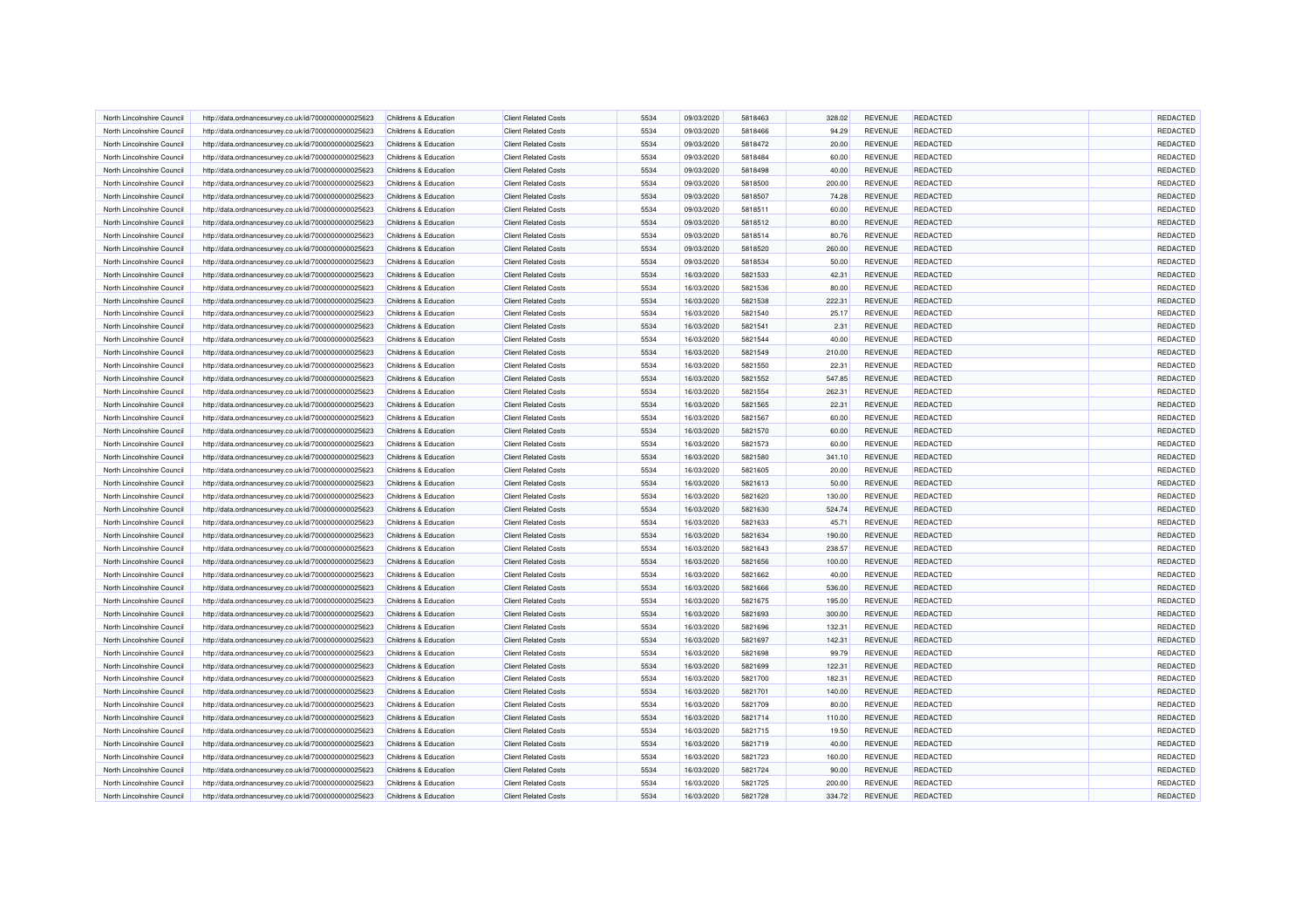| | | | | | | | | | | | | |
|---|---|---|---|---|---|---|---|---|---|---|---|---|
| North Lincolnshire Council | http://data.ordnancesurvey.co.uk/id/7000000000025623 | Childrens & Education | Client Related Costs | 5534 | 09/03/2020 | 5818463 | 328.02 | REVENUE | REDACTED | | REDACTED |
| North Lincolnshire Council | http://data.ordnancesurvey.co.uk/id/7000000000025623 | Childrens & Education | Client Related Costs | 5534 | 09/03/2020 | 5818466 | 94.29 | REVENUE | REDACTED | | REDACTED |
| North Lincolnshire Council | http://data.ordnancesurvey.co.uk/id/7000000000025623 | Childrens & Education | Client Related Costs | 5534 | 09/03/2020 | 5818472 | 20.00 | REVENUE | REDACTED | | REDACTED |
| North Lincolnshire Council | http://data.ordnancesurvey.co.uk/id/7000000000025623 | Childrens & Education | Client Related Costs | 5534 | 09/03/2020 | 5818484 | 60.00 | REVENUE | REDACTED | | REDACTED |
| North Lincolnshire Council | http://data.ordnancesurvey.co.uk/id/7000000000025623 | Childrens & Education | Client Related Costs | 5534 | 09/03/2020 | 5818498 | 40.00 | REVENUE | REDACTED | | REDACTED |
| North Lincolnshire Council | http://data.ordnancesurvey.co.uk/id/7000000000025623 | Childrens & Education | Client Related Costs | 5534 | 09/03/2020 | 5818500 | 200.00 | REVENUE | REDACTED | | REDACTED |
| North Lincolnshire Council | http://data.ordnancesurvey.co.uk/id/7000000000025623 | Childrens & Education | Client Related Costs | 5534 | 09/03/2020 | 5818507 | 74.28 | REVENUE | REDACTED | | REDACTED |
| North Lincolnshire Council | http://data.ordnancesurvey.co.uk/id/7000000000025623 | Childrens & Education | Client Related Costs | 5534 | 09/03/2020 | 5818511 | 60.00 | REVENUE | REDACTED | | REDACTED |
| North Lincolnshire Council | http://data.ordnancesurvey.co.uk/id/7000000000025623 | Childrens & Education | Client Related Costs | 5534 | 09/03/2020 | 5818512 | 80.00 | REVENUE | REDACTED | | REDACTED |
| North Lincolnshire Council | http://data.ordnancesurvey.co.uk/id/7000000000025623 | Childrens & Education | Client Related Costs | 5534 | 09/03/2020 | 5818514 | 80.76 | REVENUE | REDACTED | | REDACTED |
| North Lincolnshire Council | http://data.ordnancesurvey.co.uk/id/7000000000025623 | Childrens & Education | Client Related Costs | 5534 | 09/03/2020 | 5818520 | 260.00 | REVENUE | REDACTED | | REDACTED |
| North Lincolnshire Council | http://data.ordnancesurvey.co.uk/id/7000000000025623 | Childrens & Education | Client Related Costs | 5534 | 09/03/2020 | 5818534 | 50.00 | REVENUE | REDACTED | | REDACTED |
| North Lincolnshire Council | http://data.ordnancesurvey.co.uk/id/7000000000025623 | Childrens & Education | Client Related Costs | 5534 | 16/03/2020 | 5821533 | 42.31 | REVENUE | REDACTED | | REDACTED |
| North Lincolnshire Council | http://data.ordnancesurvey.co.uk/id/7000000000025623 | Childrens & Education | Client Related Costs | 5534 | 16/03/2020 | 5821536 | 80.00 | REVENUE | REDACTED | | REDACTED |
| North Lincolnshire Council | http://data.ordnancesurvey.co.uk/id/7000000000025623 | Childrens & Education | Client Related Costs | 5534 | 16/03/2020 | 5821538 | 222.31 | REVENUE | REDACTED | | REDACTED |
| North Lincolnshire Council | http://data.ordnancesurvey.co.uk/id/7000000000025623 | Childrens & Education | Client Related Costs | 5534 | 16/03/2020 | 5821540 | 25.17 | REVENUE | REDACTED | | REDACTED |
| North Lincolnshire Council | http://data.ordnancesurvey.co.uk/id/7000000000025623 | Childrens & Education | Client Related Costs | 5534 | 16/03/2020 | 5821541 | 2.31 | REVENUE | REDACTED | | REDACTED |
| North Lincolnshire Council | http://data.ordnancesurvey.co.uk/id/7000000000025623 | Childrens & Education | Client Related Costs | 5534 | 16/03/2020 | 5821544 | 40.00 | REVENUE | REDACTED | | REDACTED |
| North Lincolnshire Council | http://data.ordnancesurvey.co.uk/id/7000000000025623 | Childrens & Education | Client Related Costs | 5534 | 16/03/2020 | 5821549 | 210.00 | REVENUE | REDACTED | | REDACTED |
| North Lincolnshire Council | http://data.ordnancesurvey.co.uk/id/7000000000025623 | Childrens & Education | Client Related Costs | 5534 | 16/03/2020 | 5821550 | 22.31 | REVENUE | REDACTED | | REDACTED |
| North Lincolnshire Council | http://data.ordnancesurvey.co.uk/id/7000000000025623 | Childrens & Education | Client Related Costs | 5534 | 16/03/2020 | 5821552 | 547.85 | REVENUE | REDACTED | | REDACTED |
| North Lincolnshire Council | http://data.ordnancesurvey.co.uk/id/7000000000025623 | Childrens & Education | Client Related Costs | 5534 | 16/03/2020 | 5821554 | 262.31 | REVENUE | REDACTED | | REDACTED |
| North Lincolnshire Council | http://data.ordnancesurvey.co.uk/id/7000000000025623 | Childrens & Education | Client Related Costs | 5534 | 16/03/2020 | 5821565 | 22.31 | REVENUE | REDACTED | | REDACTED |
| North Lincolnshire Council | http://data.ordnancesurvey.co.uk/id/7000000000025623 | Childrens & Education | Client Related Costs | 5534 | 16/03/2020 | 5821567 | 60.00 | REVENUE | REDACTED | | REDACTED |
| North Lincolnshire Council | http://data.ordnancesurvey.co.uk/id/7000000000025623 | Childrens & Education | Client Related Costs | 5534 | 16/03/2020 | 5821570 | 60.00 | REVENUE | REDACTED | | REDACTED |
| North Lincolnshire Council | http://data.ordnancesurvey.co.uk/id/7000000000025623 | Childrens & Education | Client Related Costs | 5534 | 16/03/2020 | 5821573 | 60.00 | REVENUE | REDACTED | | REDACTED |
| North Lincolnshire Council | http://data.ordnancesurvey.co.uk/id/7000000000025623 | Childrens & Education | Client Related Costs | 5534 | 16/03/2020 | 5821580 | 341.10 | REVENUE | REDACTED | | REDACTED |
| North Lincolnshire Council | http://data.ordnancesurvey.co.uk/id/7000000000025623 | Childrens & Education | Client Related Costs | 5534 | 16/03/2020 | 5821605 | 20.00 | REVENUE | REDACTED | | REDACTED |
| North Lincolnshire Council | http://data.ordnancesurvey.co.uk/id/7000000000025623 | Childrens & Education | Client Related Costs | 5534 | 16/03/2020 | 5821613 | 50.00 | REVENUE | REDACTED | | REDACTED |
| North Lincolnshire Council | http://data.ordnancesurvey.co.uk/id/7000000000025623 | Childrens & Education | Client Related Costs | 5534 | 16/03/2020 | 5821620 | 130.00 | REVENUE | REDACTED | | REDACTED |
| North Lincolnshire Council | http://data.ordnancesurvey.co.uk/id/7000000000025623 | Childrens & Education | Client Related Costs | 5534 | 16/03/2020 | 5821630 | 524.74 | REVENUE | REDACTED | | REDACTED |
| North Lincolnshire Council | http://data.ordnancesurvey.co.uk/id/7000000000025623 | Childrens & Education | Client Related Costs | 5534 | 16/03/2020 | 5821633 | 45.71 | REVENUE | REDACTED | | REDACTED |
| North Lincolnshire Council | http://data.ordnancesurvey.co.uk/id/7000000000025623 | Childrens & Education | Client Related Costs | 5534 | 16/03/2020 | 5821634 | 190.00 | REVENUE | REDACTED | | REDACTED |
| North Lincolnshire Council | http://data.ordnancesurvey.co.uk/id/7000000000025623 | Childrens & Education | Client Related Costs | 5534 | 16/03/2020 | 5821643 | 238.57 | REVENUE | REDACTED | | REDACTED |
| North Lincolnshire Council | http://data.ordnancesurvey.co.uk/id/7000000000025623 | Childrens & Education | Client Related Costs | 5534 | 16/03/2020 | 5821656 | 100.00 | REVENUE | REDACTED | | REDACTED |
| North Lincolnshire Council | http://data.ordnancesurvey.co.uk/id/7000000000025623 | Childrens & Education | Client Related Costs | 5534 | 16/03/2020 | 5821662 | 40.00 | REVENUE | REDACTED | | REDACTED |
| North Lincolnshire Council | http://data.ordnancesurvey.co.uk/id/7000000000025623 | Childrens & Education | Client Related Costs | 5534 | 16/03/2020 | 5821666 | 536.00 | REVENUE | REDACTED | | REDACTED |
| North Lincolnshire Council | http://data.ordnancesurvey.co.uk/id/7000000000025623 | Childrens & Education | Client Related Costs | 5534 | 16/03/2020 | 5821675 | 195.00 | REVENUE | REDACTED | | REDACTED |
| North Lincolnshire Council | http://data.ordnancesurvey.co.uk/id/7000000000025623 | Childrens & Education | Client Related Costs | 5534 | 16/03/2020 | 5821693 | 300.00 | REVENUE | REDACTED | | REDACTED |
| North Lincolnshire Council | http://data.ordnancesurvey.co.uk/id/7000000000025623 | Childrens & Education | Client Related Costs | 5534 | 16/03/2020 | 5821696 | 132.31 | REVENUE | REDACTED | | REDACTED |
| North Lincolnshire Council | http://data.ordnancesurvey.co.uk/id/7000000000025623 | Childrens & Education | Client Related Costs | 5534 | 16/03/2020 | 5821697 | 142.31 | REVENUE | REDACTED | | REDACTED |
| North Lincolnshire Council | http://data.ordnancesurvey.co.uk/id/7000000000025623 | Childrens & Education | Client Related Costs | 5534 | 16/03/2020 | 5821698 | 99.79 | REVENUE | REDACTED | | REDACTED |
| North Lincolnshire Council | http://data.ordnancesurvey.co.uk/id/7000000000025623 | Childrens & Education | Client Related Costs | 5534 | 16/03/2020 | 5821699 | 122.31 | REVENUE | REDACTED | | REDACTED |
| North Lincolnshire Council | http://data.ordnancesurvey.co.uk/id/7000000000025623 | Childrens & Education | Client Related Costs | 5534 | 16/03/2020 | 5821700 | 182.31 | REVENUE | REDACTED | | REDACTED |
| North Lincolnshire Council | http://data.ordnancesurvey.co.uk/id/7000000000025623 | Childrens & Education | Client Related Costs | 5534 | 16/03/2020 | 5821701 | 140.00 | REVENUE | REDACTED | | REDACTED |
| North Lincolnshire Council | http://data.ordnancesurvey.co.uk/id/7000000000025623 | Childrens & Education | Client Related Costs | 5534 | 16/03/2020 | 5821709 | 80.00 | REVENUE | REDACTED | | REDACTED |
| North Lincolnshire Council | http://data.ordnancesurvey.co.uk/id/7000000000025623 | Childrens & Education | Client Related Costs | 5534 | 16/03/2020 | 5821714 | 110.00 | REVENUE | REDACTED | | REDACTED |
| North Lincolnshire Council | http://data.ordnancesurvey.co.uk/id/7000000000025623 | Childrens & Education | Client Related Costs | 5534 | 16/03/2020 | 5821715 | 19.50 | REVENUE | REDACTED | | REDACTED |
| North Lincolnshire Council | http://data.ordnancesurvey.co.uk/id/7000000000025623 | Childrens & Education | Client Related Costs | 5534 | 16/03/2020 | 5821719 | 40.00 | REVENUE | REDACTED | | REDACTED |
| North Lincolnshire Council | http://data.ordnancesurvey.co.uk/id/7000000000025623 | Childrens & Education | Client Related Costs | 5534 | 16/03/2020 | 5821723 | 160.00 | REVENUE | REDACTED | | REDACTED |
| North Lincolnshire Council | http://data.ordnancesurvey.co.uk/id/7000000000025623 | Childrens & Education | Client Related Costs | 5534 | 16/03/2020 | 5821724 | 90.00 | REVENUE | REDACTED | | REDACTED |
| North Lincolnshire Council | http://data.ordnancesurvey.co.uk/id/7000000000025623 | Childrens & Education | Client Related Costs | 5534 | 16/03/2020 | 5821725 | 200.00 | REVENUE | REDACTED | | REDACTED |
| North Lincolnshire Council | http://data.ordnancesurvey.co.uk/id/7000000000025623 | Childrens & Education | Client Related Costs | 5534 | 16/03/2020 | 5821728 | 334.72 | REVENUE | REDACTED | | REDACTED |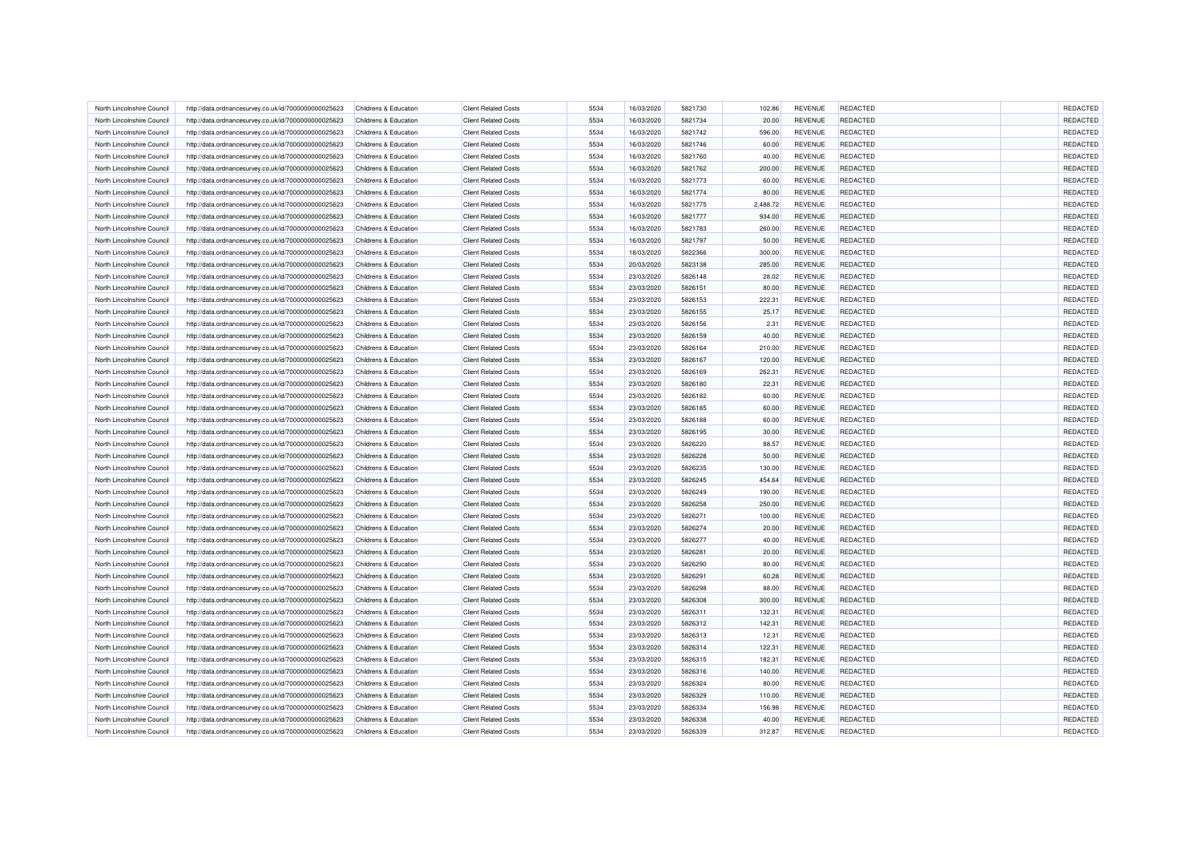| | | | | | | | | | | | |
|---|---|---|---|---|---|---|---|---|---|---|---|
| North Lincolnshire Council | http://data.ordnancesurvey.co.uk/id/7000000000025623 | Childrens & Education | Client Related Costs | 5534 | 16/03/2020 | 5821730 | 102.86 | REVENUE | REDACTED | | REDACTED |
| North Lincolnshire Council | http://data.ordnancesurvey.co.uk/id/7000000000025623 | Childrens & Education | Client Related Costs | 5534 | 16/03/2020 | 5821734 | 20.00 | REVENUE | REDACTED | | REDACTED |
| North Lincolnshire Council | http://data.ordnancesurvey.co.uk/id/7000000000025623 | Childrens & Education | Client Related Costs | 5534 | 16/03/2020 | 5821742 | 596.00 | REVENUE | REDACTED | | REDACTED |
| North Lincolnshire Council | http://data.ordnancesurvey.co.uk/id/7000000000025623 | Childrens & Education | Client Related Costs | 5534 | 16/03/2020 | 5821746 | 60.00 | REVENUE | REDACTED | | REDACTED |
| North Lincolnshire Council | http://data.ordnancesurvey.co.uk/id/7000000000025623 | Childrens & Education | Client Related Costs | 5534 | 16/03/2020 | 5821760 | 40.00 | REVENUE | REDACTED | | REDACTED |
| North Lincolnshire Council | http://data.ordnancesurvey.co.uk/id/7000000000025623 | Childrens & Education | Client Related Costs | 5534 | 16/03/2020 | 5821762 | 200.00 | REVENUE | REDACTED | | REDACTED |
| North Lincolnshire Council | http://data.ordnancesurvey.co.uk/id/7000000000025623 | Childrens & Education | Client Related Costs | 5534 | 16/03/2020 | 5821773 | 60.00 | REVENUE | REDACTED | | REDACTED |
| North Lincolnshire Council | http://data.ordnancesurvey.co.uk/id/7000000000025623 | Childrens & Education | Client Related Costs | 5534 | 16/03/2020 | 5821774 | 80.00 | REVENUE | REDACTED | | REDACTED |
| North Lincolnshire Council | http://data.ordnancesurvey.co.uk/id/7000000000025623 | Childrens & Education | Client Related Costs | 5534 | 16/03/2020 | 5821775 | 2,488.72 | REVENUE | REDACTED | | REDACTED |
| North Lincolnshire Council | http://data.ordnancesurvey.co.uk/id/7000000000025623 | Childrens & Education | Client Related Costs | 5534 | 16/03/2020 | 5821777 | 934.00 | REVENUE | REDACTED | | REDACTED |
| North Lincolnshire Council | http://data.ordnancesurvey.co.uk/id/7000000000025623 | Childrens & Education | Client Related Costs | 5534 | 16/03/2020 | 5821783 | 260.00 | REVENUE | REDACTED | | REDACTED |
| North Lincolnshire Council | http://data.ordnancesurvey.co.uk/id/7000000000025623 | Childrens & Education | Client Related Costs | 5534 | 16/03/2020 | 5821797 | 50.00 | REVENUE | REDACTED | | REDACTED |
| North Lincolnshire Council | http://data.ordnancesurvey.co.uk/id/7000000000025623 | Childrens & Education | Client Related Costs | 5534 | 18/03/2020 | 5822366 | 300.00 | REVENUE | REDACTED | | REDACTED |
| North Lincolnshire Council | http://data.ordnancesurvey.co.uk/id/7000000000025623 | Childrens & Education | Client Related Costs | 5534 | 20/03/2020 | 5823138 | 285.00 | REVENUE | REDACTED | | REDACTED |
| North Lincolnshire Council | http://data.ordnancesurvey.co.uk/id/7000000000025623 | Childrens & Education | Client Related Costs | 5534 | 23/03/2020 | 5826148 | 28.02 | REVENUE | REDACTED | | REDACTED |
| North Lincolnshire Council | http://data.ordnancesurvey.co.uk/id/7000000000025623 | Childrens & Education | Client Related Costs | 5534 | 23/03/2020 | 5826151 | 80.00 | REVENUE | REDACTED | | REDACTED |
| North Lincolnshire Council | http://data.ordnancesurvey.co.uk/id/7000000000025623 | Childrens & Education | Client Related Costs | 5534 | 23/03/2020 | 5826153 | 222.31 | REVENUE | REDACTED | | REDACTED |
| North Lincolnshire Council | http://data.ordnancesurvey.co.uk/id/7000000000025623 | Childrens & Education | Client Related Costs | 5534 | 23/03/2020 | 5826155 | 25.17 | REVENUE | REDACTED | | REDACTED |
| North Lincolnshire Council | http://data.ordnancesurvey.co.uk/id/7000000000025623 | Childrens & Education | Client Related Costs | 5534 | 23/03/2020 | 5826156 | 2.31 | REVENUE | REDACTED | | REDACTED |
| North Lincolnshire Council | http://data.ordnancesurvey.co.uk/id/7000000000025623 | Childrens & Education | Client Related Costs | 5534 | 23/03/2020 | 5826159 | 40.00 | REVENUE | REDACTED | | REDACTED |
| North Lincolnshire Council | http://data.ordnancesurvey.co.uk/id/7000000000025623 | Childrens & Education | Client Related Costs | 5534 | 23/03/2020 | 5826164 | 210.00 | REVENUE | REDACTED | | REDACTED |
| North Lincolnshire Council | http://data.ordnancesurvey.co.uk/id/7000000000025623 | Childrens & Education | Client Related Costs | 5534 | 23/03/2020 | 5826167 | 120.00 | REVENUE | REDACTED | | REDACTED |
| North Lincolnshire Council | http://data.ordnancesurvey.co.uk/id/7000000000025623 | Childrens & Education | Client Related Costs | 5534 | 23/03/2020 | 5826169 | 262.31 | REVENUE | REDACTED | | REDACTED |
| North Lincolnshire Council | http://data.ordnancesurvey.co.uk/id/7000000000025623 | Childrens & Education | Client Related Costs | 5534 | 23/03/2020 | 5826180 | 22.31 | REVENUE | REDACTED | | REDACTED |
| North Lincolnshire Council | http://data.ordnancesurvey.co.uk/id/7000000000025623 | Childrens & Education | Client Related Costs | 5534 | 23/03/2020 | 5826182 | 60.00 | REVENUE | REDACTED | | REDACTED |
| North Lincolnshire Council | http://data.ordnancesurvey.co.uk/id/7000000000025623 | Childrens & Education | Client Related Costs | 5534 | 23/03/2020 | 5826185 | 60.00 | REVENUE | REDACTED | | REDACTED |
| North Lincolnshire Council | http://data.ordnancesurvey.co.uk/id/7000000000025623 | Childrens & Education | Client Related Costs | 5534 | 23/03/2020 | 5826188 | 60.00 | REVENUE | REDACTED | | REDACTED |
| North Lincolnshire Council | http://data.ordnancesurvey.co.uk/id/7000000000025623 | Childrens & Education | Client Related Costs | 5534 | 23/03/2020 | 5826195 | 30.00 | REVENUE | REDACTED | | REDACTED |
| North Lincolnshire Council | http://data.ordnancesurvey.co.uk/id/7000000000025623 | Childrens & Education | Client Related Costs | 5534 | 23/03/2020 | 5826220 | 88.57 | REVENUE | REDACTED | | REDACTED |
| North Lincolnshire Council | http://data.ordnancesurvey.co.uk/id/7000000000025623 | Childrens & Education | Client Related Costs | 5534 | 23/03/2020 | 5826228 | 50.00 | REVENUE | REDACTED | | REDACTED |
| North Lincolnshire Council | http://data.ordnancesurvey.co.uk/id/7000000000025623 | Childrens & Education | Client Related Costs | 5534 | 23/03/2020 | 5826235 | 130.00 | REVENUE | REDACTED | | REDACTED |
| North Lincolnshire Council | http://data.ordnancesurvey.co.uk/id/7000000000025623 | Childrens & Education | Client Related Costs | 5534 | 23/03/2020 | 5826245 | 454.64 | REVENUE | REDACTED | | REDACTED |
| North Lincolnshire Council | http://data.ordnancesurvey.co.uk/id/7000000000025623 | Childrens & Education | Client Related Costs | 5534 | 23/03/2020 | 5826249 | 190.00 | REVENUE | REDACTED | | REDACTED |
| North Lincolnshire Council | http://data.ordnancesurvey.co.uk/id/7000000000025623 | Childrens & Education | Client Related Costs | 5534 | 23/03/2020 | 5826258 | 250.00 | REVENUE | REDACTED | | REDACTED |
| North Lincolnshire Council | http://data.ordnancesurvey.co.uk/id/7000000000025623 | Childrens & Education | Client Related Costs | 5534 | 23/03/2020 | 5826271 | 100.00 | REVENUE | REDACTED | | REDACTED |
| North Lincolnshire Council | http://data.ordnancesurvey.co.uk/id/7000000000025623 | Childrens & Education | Client Related Costs | 5534 | 23/03/2020 | 5826274 | 20.00 | REVENUE | REDACTED | | REDACTED |
| North Lincolnshire Council | http://data.ordnancesurvey.co.uk/id/7000000000025623 | Childrens & Education | Client Related Costs | 5534 | 23/03/2020 | 5826277 | 40.00 | REVENUE | REDACTED | | REDACTED |
| North Lincolnshire Council | http://data.ordnancesurvey.co.uk/id/7000000000025623 | Childrens & Education | Client Related Costs | 5534 | 23/03/2020 | 5826281 | 20.00 | REVENUE | REDACTED | | REDACTED |
| North Lincolnshire Council | http://data.ordnancesurvey.co.uk/id/7000000000025623 | Childrens & Education | Client Related Costs | 5534 | 23/03/2020 | 5826290 | 80.00 | REVENUE | REDACTED | | REDACTED |
| North Lincolnshire Council | http://data.ordnancesurvey.co.uk/id/7000000000025623 | Childrens & Education | Client Related Costs | 5534 | 23/03/2020 | 5826291 | 60.28 | REVENUE | REDACTED | | REDACTED |
| North Lincolnshire Council | http://data.ordnancesurvey.co.uk/id/7000000000025623 | Childrens & Education | Client Related Costs | 5534 | 23/03/2020 | 5826298 | 88.00 | REVENUE | REDACTED | | REDACTED |
| North Lincolnshire Council | http://data.ordnancesurvey.co.uk/id/7000000000025623 | Childrens & Education | Client Related Costs | 5534 | 23/03/2020 | 5826308 | 300.00 | REVENUE | REDACTED | | REDACTED |
| North Lincolnshire Council | http://data.ordnancesurvey.co.uk/id/7000000000025623 | Childrens & Education | Client Related Costs | 5534 | 23/03/2020 | 5826311 | 132.31 | REVENUE | REDACTED | | REDACTED |
| North Lincolnshire Council | http://data.ordnancesurvey.co.uk/id/7000000000025623 | Childrens & Education | Client Related Costs | 5534 | 23/03/2020 | 5826312 | 142.31 | REVENUE | REDACTED | | REDACTED |
| North Lincolnshire Council | http://data.ordnancesurvey.co.uk/id/7000000000025623 | Childrens & Education | Client Related Costs | 5534 | 23/03/2020 | 5826313 | 12.31 | REVENUE | REDACTED | | REDACTED |
| North Lincolnshire Council | http://data.ordnancesurvey.co.uk/id/7000000000025623 | Childrens & Education | Client Related Costs | 5534 | 23/03/2020 | 5826314 | 122.31 | REVENUE | REDACTED | | REDACTED |
| North Lincolnshire Council | http://data.ordnancesurvey.co.uk/id/7000000000025623 | Childrens & Education | Client Related Costs | 5534 | 23/03/2020 | 5826315 | 182.31 | REVENUE | REDACTED | | REDACTED |
| North Lincolnshire Council | http://data.ordnancesurvey.co.uk/id/7000000000025623 | Childrens & Education | Client Related Costs | 5534 | 23/03/2020 | 5826316 | 140.00 | REVENUE | REDACTED | | REDACTED |
| North Lincolnshire Council | http://data.ordnancesurvey.co.uk/id/7000000000025623 | Childrens & Education | Client Related Costs | 5534 | 23/03/2020 | 5826324 | 80.00 | REVENUE | REDACTED | | REDACTED |
| North Lincolnshire Council | http://data.ordnancesurvey.co.uk/id/7000000000025623 | Childrens & Education | Client Related Costs | 5534 | 23/03/2020 | 5826329 | 110.00 | REVENUE | REDACTED | | REDACTED |
| North Lincolnshire Council | http://data.ordnancesurvey.co.uk/id/7000000000025623 | Childrens & Education | Client Related Costs | 5534 | 23/03/2020 | 5826334 | 156.98 | REVENUE | REDACTED | | REDACTED |
| North Lincolnshire Council | http://data.ordnancesurvey.co.uk/id/7000000000025623 | Childrens & Education | Client Related Costs | 5534 | 23/03/2020 | 5826338 | 40.00 | REVENUE | REDACTED | | REDACTED |
| North Lincolnshire Council | http://data.ordnancesurvey.co.uk/id/7000000000025623 | Childrens & Education | Client Related Costs | 5534 | 23/03/2020 | 5826339 | 312.87 | REVENUE | REDACTED | | REDACTED |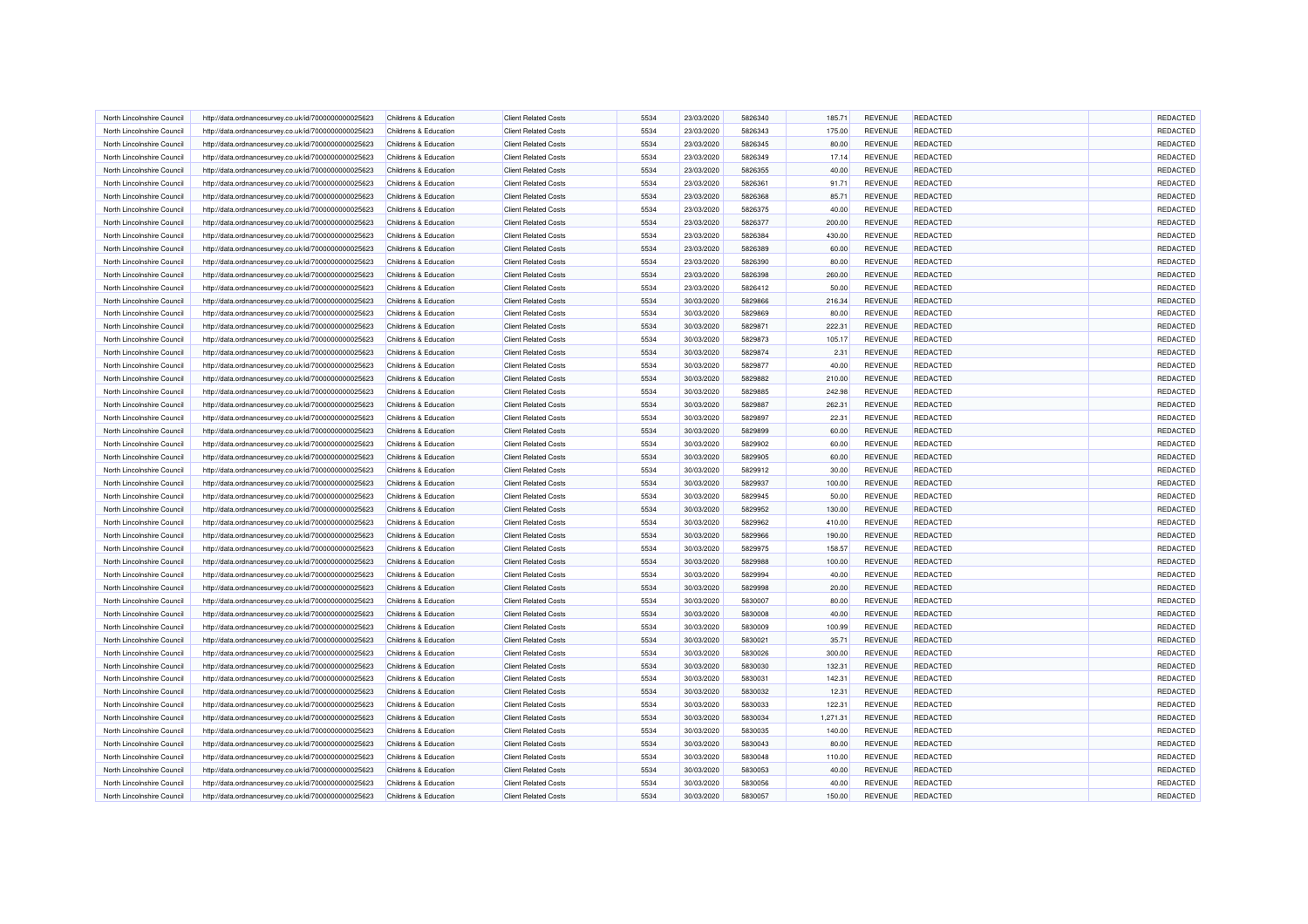| | | | | | | | | | | | |
|---|---|---|---|---|---|---|---|---|---|---|---|
| North Lincolnshire Council | http://data.ordnancesurvey.co.uk/id/7000000000025623 | Childrens & Education | Client Related Costs | 5534 | 23/03/2020 | 5826340 | 185.71 | REVENUE | REDACTED | | REDACTED |
| North Lincolnshire Council | http://data.ordnancesurvey.co.uk/id/7000000000025623 | Childrens & Education | Client Related Costs | 5534 | 23/03/2020 | 5826343 | 175.00 | REVENUE | REDACTED | | REDACTED |
| North Lincolnshire Council | http://data.ordnancesurvey.co.uk/id/7000000000025623 | Childrens & Education | Client Related Costs | 5534 | 23/03/2020 | 5826345 | 80.00 | REVENUE | REDACTED | | REDACTED |
| North Lincolnshire Council | http://data.ordnancesurvey.co.uk/id/7000000000025623 | Childrens & Education | Client Related Costs | 5534 | 23/03/2020 | 5826349 | 17.14 | REVENUE | REDACTED | | REDACTED |
| North Lincolnshire Council | http://data.ordnancesurvey.co.uk/id/7000000000025623 | Childrens & Education | Client Related Costs | 5534 | 23/03/2020 | 5826355 | 40.00 | REVENUE | REDACTED | | REDACTED |
| North Lincolnshire Council | http://data.ordnancesurvey.co.uk/id/7000000000025623 | Childrens & Education | Client Related Costs | 5534 | 23/03/2020 | 5826361 | 91.71 | REVENUE | REDACTED | | REDACTED |
| North Lincolnshire Council | http://data.ordnancesurvey.co.uk/id/7000000000025623 | Childrens & Education | Client Related Costs | 5534 | 23/03/2020 | 5826368 | 85.71 | REVENUE | REDACTED | | REDACTED |
| North Lincolnshire Council | http://data.ordnancesurvey.co.uk/id/7000000000025623 | Childrens & Education | Client Related Costs | 5534 | 23/03/2020 | 5826375 | 40.00 | REVENUE | REDACTED | | REDACTED |
| North Lincolnshire Council | http://data.ordnancesurvey.co.uk/id/7000000000025623 | Childrens & Education | Client Related Costs | 5534 | 23/03/2020 | 5826377 | 200.00 | REVENUE | REDACTED | | REDACTED |
| North Lincolnshire Council | http://data.ordnancesurvey.co.uk/id/7000000000025623 | Childrens & Education | Client Related Costs | 5534 | 23/03/2020 | 5826384 | 430.00 | REVENUE | REDACTED | | REDACTED |
| North Lincolnshire Council | http://data.ordnancesurvey.co.uk/id/7000000000025623 | Childrens & Education | Client Related Costs | 5534 | 23/03/2020 | 5826389 | 60.00 | REVENUE | REDACTED | | REDACTED |
| North Lincolnshire Council | http://data.ordnancesurvey.co.uk/id/7000000000025623 | Childrens & Education | Client Related Costs | 5534 | 23/03/2020 | 5826390 | 80.00 | REVENUE | REDACTED | | REDACTED |
| North Lincolnshire Council | http://data.ordnancesurvey.co.uk/id/7000000000025623 | Childrens & Education | Client Related Costs | 5534 | 23/03/2020 | 5826398 | 260.00 | REVENUE | REDACTED | | REDACTED |
| North Lincolnshire Council | http://data.ordnancesurvey.co.uk/id/7000000000025623 | Childrens & Education | Client Related Costs | 5534 | 23/03/2020 | 5826412 | 50.00 | REVENUE | REDACTED | | REDACTED |
| North Lincolnshire Council | http://data.ordnancesurvey.co.uk/id/7000000000025623 | Childrens & Education | Client Related Costs | 5534 | 30/03/2020 | 5829866 | 216.34 | REVENUE | REDACTED | | REDACTED |
| North Lincolnshire Council | http://data.ordnancesurvey.co.uk/id/7000000000025623 | Childrens & Education | Client Related Costs | 5534 | 30/03/2020 | 5829869 | 80.00 | REVENUE | REDACTED | | REDACTED |
| North Lincolnshire Council | http://data.ordnancesurvey.co.uk/id/7000000000025623 | Childrens & Education | Client Related Costs | 5534 | 30/03/2020 | 5829871 | 222.31 | REVENUE | REDACTED | | REDACTED |
| North Lincolnshire Council | http://data.ordnancesurvey.co.uk/id/7000000000025623 | Childrens & Education | Client Related Costs | 5534 | 30/03/2020 | 5829873 | 105.17 | REVENUE | REDACTED | | REDACTED |
| North Lincolnshire Council | http://data.ordnancesurvey.co.uk/id/7000000000025623 | Childrens & Education | Client Related Costs | 5534 | 30/03/2020 | 5829874 | 2.31 | REVENUE | REDACTED | | REDACTED |
| North Lincolnshire Council | http://data.ordnancesurvey.co.uk/id/7000000000025623 | Childrens & Education | Client Related Costs | 5534 | 30/03/2020 | 5829877 | 40.00 | REVENUE | REDACTED | | REDACTED |
| North Lincolnshire Council | http://data.ordnancesurvey.co.uk/id/7000000000025623 | Childrens & Education | Client Related Costs | 5534 | 30/03/2020 | 5829882 | 210.00 | REVENUE | REDACTED | | REDACTED |
| North Lincolnshire Council | http://data.ordnancesurvey.co.uk/id/7000000000025623 | Childrens & Education | Client Related Costs | 5534 | 30/03/2020 | 5829885 | 242.98 | REVENUE | REDACTED | | REDACTED |
| North Lincolnshire Council | http://data.ordnancesurvey.co.uk/id/7000000000025623 | Childrens & Education | Client Related Costs | 5534 | 30/03/2020 | 5829887 | 262.31 | REVENUE | REDACTED | | REDACTED |
| North Lincolnshire Council | http://data.ordnancesurvey.co.uk/id/7000000000025623 | Childrens & Education | Client Related Costs | 5534 | 30/03/2020 | 5829897 | 22.31 | REVENUE | REDACTED | | REDACTED |
| North Lincolnshire Council | http://data.ordnancesurvey.co.uk/id/7000000000025623 | Childrens & Education | Client Related Costs | 5534 | 30/03/2020 | 5829899 | 60.00 | REVENUE | REDACTED | | REDACTED |
| North Lincolnshire Council | http://data.ordnancesurvey.co.uk/id/7000000000025623 | Childrens & Education | Client Related Costs | 5534 | 30/03/2020 | 5829902 | 60.00 | REVENUE | REDACTED | | REDACTED |
| North Lincolnshire Council | http://data.ordnancesurvey.co.uk/id/7000000000025623 | Childrens & Education | Client Related Costs | 5534 | 30/03/2020 | 5829905 | 60.00 | REVENUE | REDACTED | | REDACTED |
| North Lincolnshire Council | http://data.ordnancesurvey.co.uk/id/7000000000025623 | Childrens & Education | Client Related Costs | 5534 | 30/03/2020 | 5829912 | 30.00 | REVENUE | REDACTED | | REDACTED |
| North Lincolnshire Council | http://data.ordnancesurvey.co.uk/id/7000000000025623 | Childrens & Education | Client Related Costs | 5534 | 30/03/2020 | 5829937 | 100.00 | REVENUE | REDACTED | | REDACTED |
| North Lincolnshire Council | http://data.ordnancesurvey.co.uk/id/7000000000025623 | Childrens & Education | Client Related Costs | 5534 | 30/03/2020 | 5829945 | 50.00 | REVENUE | REDACTED | | REDACTED |
| North Lincolnshire Council | http://data.ordnancesurvey.co.uk/id/7000000000025623 | Childrens & Education | Client Related Costs | 5534 | 30/03/2020 | 5829952 | 130.00 | REVENUE | REDACTED | | REDACTED |
| North Lincolnshire Council | http://data.ordnancesurvey.co.uk/id/7000000000025623 | Childrens & Education | Client Related Costs | 5534 | 30/03/2020 | 5829962 | 410.00 | REVENUE | REDACTED | | REDACTED |
| North Lincolnshire Council | http://data.ordnancesurvey.co.uk/id/7000000000025623 | Childrens & Education | Client Related Costs | 5534 | 30/03/2020 | 5829966 | 190.00 | REVENUE | REDACTED | | REDACTED |
| North Lincolnshire Council | http://data.ordnancesurvey.co.uk/id/7000000000025623 | Childrens & Education | Client Related Costs | 5534 | 30/03/2020 | 5829975 | 158.57 | REVENUE | REDACTED | | REDACTED |
| North Lincolnshire Council | http://data.ordnancesurvey.co.uk/id/7000000000025623 | Childrens & Education | Client Related Costs | 5534 | 30/03/2020 | 5829988 | 100.00 | REVENUE | REDACTED | | REDACTED |
| North Lincolnshire Council | http://data.ordnancesurvey.co.uk/id/7000000000025623 | Childrens & Education | Client Related Costs | 5534 | 30/03/2020 | 5829994 | 40.00 | REVENUE | REDACTED | | REDACTED |
| North Lincolnshire Council | http://data.ordnancesurvey.co.uk/id/7000000000025623 | Childrens & Education | Client Related Costs | 5534 | 30/03/2020 | 5829998 | 20.00 | REVENUE | REDACTED | | REDACTED |
| North Lincolnshire Council | http://data.ordnancesurvey.co.uk/id/7000000000025623 | Childrens & Education | Client Related Costs | 5534 | 30/03/2020 | 5830007 | 80.00 | REVENUE | REDACTED | | REDACTED |
| North Lincolnshire Council | http://data.ordnancesurvey.co.uk/id/7000000000025623 | Childrens & Education | Client Related Costs | 5534 | 30/03/2020 | 5830008 | 40.00 | REVENUE | REDACTED | | REDACTED |
| North Lincolnshire Council | http://data.ordnancesurvey.co.uk/id/7000000000025623 | Childrens & Education | Client Related Costs | 5534 | 30/03/2020 | 5830009 | 100.99 | REVENUE | REDACTED | | REDACTED |
| North Lincolnshire Council | http://data.ordnancesurvey.co.uk/id/7000000000025623 | Childrens & Education | Client Related Costs | 5534 | 30/03/2020 | 5830021 | 35.71 | REVENUE | REDACTED | | REDACTED |
| North Lincolnshire Council | http://data.ordnancesurvey.co.uk/id/7000000000025623 | Childrens & Education | Client Related Costs | 5534 | 30/03/2020 | 5830026 | 300.00 | REVENUE | REDACTED | | REDACTED |
| North Lincolnshire Council | http://data.ordnancesurvey.co.uk/id/7000000000025623 | Childrens & Education | Client Related Costs | 5534 | 30/03/2020 | 5830030 | 132.31 | REVENUE | REDACTED | | REDACTED |
| North Lincolnshire Council | http://data.ordnancesurvey.co.uk/id/7000000000025623 | Childrens & Education | Client Related Costs | 5534 | 30/03/2020 | 5830031 | 142.31 | REVENUE | REDACTED | | REDACTED |
| North Lincolnshire Council | http://data.ordnancesurvey.co.uk/id/7000000000025623 | Childrens & Education | Client Related Costs | 5534 | 30/03/2020 | 5830032 | 12.31 | REVENUE | REDACTED | | REDACTED |
| North Lincolnshire Council | http://data.ordnancesurvey.co.uk/id/7000000000025623 | Childrens & Education | Client Related Costs | 5534 | 30/03/2020 | 5830033 | 122.31 | REVENUE | REDACTED | | REDACTED |
| North Lincolnshire Council | http://data.ordnancesurvey.co.uk/id/7000000000025623 | Childrens & Education | Client Related Costs | 5534 | 30/03/2020 | 5830034 | 1,271.31 | REVENUE | REDACTED | | REDACTED |
| North Lincolnshire Council | http://data.ordnancesurvey.co.uk/id/7000000000025623 | Childrens & Education | Client Related Costs | 5534 | 30/03/2020 | 5830035 | 140.00 | REVENUE | REDACTED | | REDACTED |
| North Lincolnshire Council | http://data.ordnancesurvey.co.uk/id/7000000000025623 | Childrens & Education | Client Related Costs | 5534 | 30/03/2020 | 5830043 | 80.00 | REVENUE | REDACTED | | REDACTED |
| North Lincolnshire Council | http://data.ordnancesurvey.co.uk/id/7000000000025623 | Childrens & Education | Client Related Costs | 5534 | 30/03/2020 | 5830048 | 110.00 | REVENUE | REDACTED | | REDACTED |
| North Lincolnshire Council | http://data.ordnancesurvey.co.uk/id/7000000000025623 | Childrens & Education | Client Related Costs | 5534 | 30/03/2020 | 5830053 | 40.00 | REVENUE | REDACTED | | REDACTED |
| North Lincolnshire Council | http://data.ordnancesurvey.co.uk/id/7000000000025623 | Childrens & Education | Client Related Costs | 5534 | 30/03/2020 | 5830056 | 40.00 | REVENUE | REDACTED | | REDACTED |
| North Lincolnshire Council | http://data.ordnancesurvey.co.uk/id/7000000000025623 | Childrens & Education | Client Related Costs | 5534 | 30/03/2020 | 5830057 | 150.00 | REVENUE | REDACTED | | REDACTED |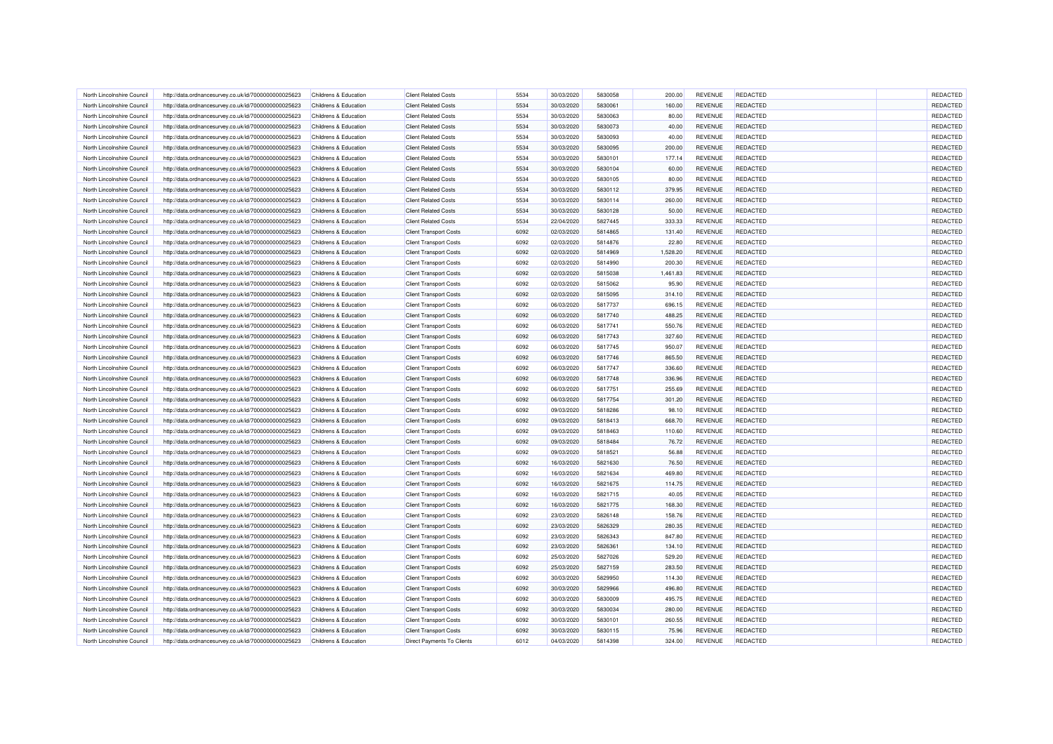| | | | | | | | | | | | |
|---|---|---|---|---|---|---|---|---|---|---|---|
| North Lincolnshire Council | http://data.ordnancesurvey.co.uk/id/7000000000025623 | Childrens & Education | Client Related Costs | 5534 | 30/03/2020 | 5830058 | 200.00 | REVENUE | REDACTED | | REDACTED |
| North Lincolnshire Council | http://data.ordnancesurvey.co.uk/id/7000000000025623 | Childrens & Education | Client Related Costs | 5534 | 30/03/2020 | 5830061 | 160.00 | REVENUE | REDACTED | | REDACTED |
| North Lincolnshire Council | http://data.ordnancesurvey.co.uk/id/7000000000025623 | Childrens & Education | Client Related Costs | 5534 | 30/03/2020 | 5830063 | 80.00 | REVENUE | REDACTED | | REDACTED |
| North Lincolnshire Council | http://data.ordnancesurvey.co.uk/id/7000000000025623 | Childrens & Education | Client Related Costs | 5534 | 30/03/2020 | 5830073 | 40.00 | REVENUE | REDACTED | | REDACTED |
| North Lincolnshire Council | http://data.ordnancesurvey.co.uk/id/7000000000025623 | Childrens & Education | Client Related Costs | 5534 | 30/03/2020 | 5830093 | 40.00 | REVENUE | REDACTED | | REDACTED |
| North Lincolnshire Council | http://data.ordnancesurvey.co.uk/id/7000000000025623 | Childrens & Education | Client Related Costs | 5534 | 30/03/2020 | 5830095 | 200.00 | REVENUE | REDACTED | | REDACTED |
| North Lincolnshire Council | http://data.ordnancesurvey.co.uk/id/7000000000025623 | Childrens & Education | Client Related Costs | 5534 | 30/03/2020 | 5830101 | 177.14 | REVENUE | REDACTED | | REDACTED |
| North Lincolnshire Council | http://data.ordnancesurvey.co.uk/id/7000000000025623 | Childrens & Education | Client Related Costs | 5534 | 30/03/2020 | 5830104 | 60.00 | REVENUE | REDACTED | | REDACTED |
| North Lincolnshire Council | http://data.ordnancesurvey.co.uk/id/7000000000025623 | Childrens & Education | Client Related Costs | 5534 | 30/03/2020 | 5830105 | 80.00 | REVENUE | REDACTED | | REDACTED |
| North Lincolnshire Council | http://data.ordnancesurvey.co.uk/id/7000000000025623 | Childrens & Education | Client Related Costs | 5534 | 30/03/2020 | 5830112 | 379.95 | REVENUE | REDACTED | | REDACTED |
| North Lincolnshire Council | http://data.ordnancesurvey.co.uk/id/7000000000025623 | Childrens & Education | Client Related Costs | 5534 | 30/03/2020 | 5830114 | 260.00 | REVENUE | REDACTED | | REDACTED |
| North Lincolnshire Council | http://data.ordnancesurvey.co.uk/id/7000000000025623 | Childrens & Education | Client Related Costs | 5534 | 30/03/2020 | 5830128 | 50.00 | REVENUE | REDACTED | | REDACTED |
| North Lincolnshire Council | http://data.ordnancesurvey.co.uk/id/7000000000025623 | Childrens & Education | Client Related Costs | 5534 | 22/04/2020 | 5827445 | 333.33 | REVENUE | REDACTED | | REDACTED |
| North Lincolnshire Council | http://data.ordnancesurvey.co.uk/id/7000000000025623 | Childrens & Education | Client Transport Costs | 6092 | 02/03/2020 | 5814865 | 131.40 | REVENUE | REDACTED | | REDACTED |
| North Lincolnshire Council | http://data.ordnancesurvey.co.uk/id/7000000000025623 | Childrens & Education | Client Transport Costs | 6092 | 02/03/2020 | 5814876 | 22.80 | REVENUE | REDACTED | | REDACTED |
| North Lincolnshire Council | http://data.ordnancesurvey.co.uk/id/7000000000025623 | Childrens & Education | Client Transport Costs | 6092 | 02/03/2020 | 5814969 | 1,528.20 | REVENUE | REDACTED | | REDACTED |
| North Lincolnshire Council | http://data.ordnancesurvey.co.uk/id/7000000000025623 | Childrens & Education | Client Transport Costs | 6092 | 02/03/2020 | 5814990 | 200.30 | REVENUE | REDACTED | | REDACTED |
| North Lincolnshire Council | http://data.ordnancesurvey.co.uk/id/7000000000025623 | Childrens & Education | Client Transport Costs | 6092 | 02/03/2020 | 5815038 | 1,461.83 | REVENUE | REDACTED | | REDACTED |
| North Lincolnshire Council | http://data.ordnancesurvey.co.uk/id/7000000000025623 | Childrens & Education | Client Transport Costs | 6092 | 02/03/2020 | 5815062 | 95.90 | REVENUE | REDACTED | | REDACTED |
| North Lincolnshire Council | http://data.ordnancesurvey.co.uk/id/7000000000025623 | Childrens & Education | Client Transport Costs | 6092 | 02/03/2020 | 5815095 | 314.10 | REVENUE | REDACTED | | REDACTED |
| North Lincolnshire Council | http://data.ordnancesurvey.co.uk/id/7000000000025623 | Childrens & Education | Client Transport Costs | 6092 | 06/03/2020 | 5817737 | 696.15 | REVENUE | REDACTED | | REDACTED |
| North Lincolnshire Council | http://data.ordnancesurvey.co.uk/id/7000000000025623 | Childrens & Education | Client Transport Costs | 6092 | 06/03/2020 | 5817740 | 488.25 | REVENUE | REDACTED | | REDACTED |
| North Lincolnshire Council | http://data.ordnancesurvey.co.uk/id/7000000000025623 | Childrens & Education | Client Transport Costs | 6092 | 06/03/2020 | 5817741 | 550.76 | REVENUE | REDACTED | | REDACTED |
| North Lincolnshire Council | http://data.ordnancesurvey.co.uk/id/7000000000025623 | Childrens & Education | Client Transport Costs | 6092 | 06/03/2020 | 5817743 | 327.60 | REVENUE | REDACTED | | REDACTED |
| North Lincolnshire Council | http://data.ordnancesurvey.co.uk/id/7000000000025623 | Childrens & Education | Client Transport Costs | 6092 | 06/03/2020 | 5817745 | 950.07 | REVENUE | REDACTED | | REDACTED |
| North Lincolnshire Council | http://data.ordnancesurvey.co.uk/id/7000000000025623 | Childrens & Education | Client Transport Costs | 6092 | 06/03/2020 | 5817746 | 865.50 | REVENUE | REDACTED | | REDACTED |
| North Lincolnshire Council | http://data.ordnancesurvey.co.uk/id/7000000000025623 | Childrens & Education | Client Transport Costs | 6092 | 06/03/2020 | 5817747 | 336.60 | REVENUE | REDACTED | | REDACTED |
| North Lincolnshire Council | http://data.ordnancesurvey.co.uk/id/7000000000025623 | Childrens & Education | Client Transport Costs | 6092 | 06/03/2020 | 5817748 | 336.96 | REVENUE | REDACTED | | REDACTED |
| North Lincolnshire Council | http://data.ordnancesurvey.co.uk/id/7000000000025623 | Childrens & Education | Client Transport Costs | 6092 | 06/03/2020 | 5817751 | 255.69 | REVENUE | REDACTED | | REDACTED |
| North Lincolnshire Council | http://data.ordnancesurvey.co.uk/id/7000000000025623 | Childrens & Education | Client Transport Costs | 6092 | 06/03/2020 | 5817754 | 301.20 | REVENUE | REDACTED | | REDACTED |
| North Lincolnshire Council | http://data.ordnancesurvey.co.uk/id/7000000000025623 | Childrens & Education | Client Transport Costs | 6092 | 09/03/2020 | 5818286 | 98.10 | REVENUE | REDACTED | | REDACTED |
| North Lincolnshire Council | http://data.ordnancesurvey.co.uk/id/7000000000025623 | Childrens & Education | Client Transport Costs | 6092 | 09/03/2020 | 5818413 | 668.70 | REVENUE | REDACTED | | REDACTED |
| North Lincolnshire Council | http://data.ordnancesurvey.co.uk/id/7000000000025623 | Childrens & Education | Client Transport Costs | 6092 | 09/03/2020 | 5818463 | 110.60 | REVENUE | REDACTED | | REDACTED |
| North Lincolnshire Council | http://data.ordnancesurvey.co.uk/id/7000000000025623 | Childrens & Education | Client Transport Costs | 6092 | 09/03/2020 | 5818484 | 76.72 | REVENUE | REDACTED | | REDACTED |
| North Lincolnshire Council | http://data.ordnancesurvey.co.uk/id/7000000000025623 | Childrens & Education | Client Transport Costs | 6092 | 09/03/2020 | 5818521 | 56.88 | REVENUE | REDACTED | | REDACTED |
| North Lincolnshire Council | http://data.ordnancesurvey.co.uk/id/7000000000025623 | Childrens & Education | Client Transport Costs | 6092 | 16/03/2020 | 5821630 | 76.50 | REVENUE | REDACTED | | REDACTED |
| North Lincolnshire Council | http://data.ordnancesurvey.co.uk/id/7000000000025623 | Childrens & Education | Client Transport Costs | 6092 | 16/03/2020 | 5821634 | 469.80 | REVENUE | REDACTED | | REDACTED |
| North Lincolnshire Council | http://data.ordnancesurvey.co.uk/id/7000000000025623 | Childrens & Education | Client Transport Costs | 6092 | 16/03/2020 | 5821675 | 114.75 | REVENUE | REDACTED | | REDACTED |
| North Lincolnshire Council | http://data.ordnancesurvey.co.uk/id/7000000000025623 | Childrens & Education | Client Transport Costs | 6092 | 16/03/2020 | 5821715 | 40.05 | REVENUE | REDACTED | | REDACTED |
| North Lincolnshire Council | http://data.ordnancesurvey.co.uk/id/7000000000025623 | Childrens & Education | Client Transport Costs | 6092 | 16/03/2020 | 5821775 | 168.30 | REVENUE | REDACTED | | REDACTED |
| North Lincolnshire Council | http://data.ordnancesurvey.co.uk/id/7000000000025623 | Childrens & Education | Client Transport Costs | 6092 | 23/03/2020 | 5826148 | 158.76 | REVENUE | REDACTED | | REDACTED |
| North Lincolnshire Council | http://data.ordnancesurvey.co.uk/id/7000000000025623 | Childrens & Education | Client Transport Costs | 6092 | 23/03/2020 | 5826329 | 280.35 | REVENUE | REDACTED | | REDACTED |
| North Lincolnshire Council | http://data.ordnancesurvey.co.uk/id/7000000000025623 | Childrens & Education | Client Transport Costs | 6092 | 23/03/2020 | 5826343 | 847.80 | REVENUE | REDACTED | | REDACTED |
| North Lincolnshire Council | http://data.ordnancesurvey.co.uk/id/7000000000025623 | Childrens & Education | Client Transport Costs | 6092 | 23/03/2020 | 5826361 | 134.10 | REVENUE | REDACTED | | REDACTED |
| North Lincolnshire Council | http://data.ordnancesurvey.co.uk/id/7000000000025623 | Childrens & Education | Client Transport Costs | 6092 | 25/03/2020 | 5827026 | 529.20 | REVENUE | REDACTED | | REDACTED |
| North Lincolnshire Council | http://data.ordnancesurvey.co.uk/id/7000000000025623 | Childrens & Education | Client Transport Costs | 6092 | 25/03/2020 | 5827159 | 283.50 | REVENUE | REDACTED | | REDACTED |
| North Lincolnshire Council | http://data.ordnancesurvey.co.uk/id/7000000000025623 | Childrens & Education | Client Transport Costs | 6092 | 30/03/2020 | 5829950 | 114.30 | REVENUE | REDACTED | | REDACTED |
| North Lincolnshire Council | http://data.ordnancesurvey.co.uk/id/7000000000025623 | Childrens & Education | Client Transport Costs | 6092 | 30/03/2020 | 5829966 | 496.80 | REVENUE | REDACTED | | REDACTED |
| North Lincolnshire Council | http://data.ordnancesurvey.co.uk/id/7000000000025623 | Childrens & Education | Client Transport Costs | 6092 | 30/03/2020 | 5830009 | 495.75 | REVENUE | REDACTED | | REDACTED |
| North Lincolnshire Council | http://data.ordnancesurvey.co.uk/id/7000000000025623 | Childrens & Education | Client Transport Costs | 6092 | 30/03/2020 | 5830034 | 280.00 | REVENUE | REDACTED | | REDACTED |
| North Lincolnshire Council | http://data.ordnancesurvey.co.uk/id/7000000000025623 | Childrens & Education | Client Transport Costs | 6092 | 30/03/2020 | 5830101 | 260.55 | REVENUE | REDACTED | | REDACTED |
| North Lincolnshire Council | http://data.ordnancesurvey.co.uk/id/7000000000025623 | Childrens & Education | Client Transport Costs | 6092 | 30/03/2020 | 5830115 | 75.96 | REVENUE | REDACTED | | REDACTED |
| North Lincolnshire Council | http://data.ordnancesurvey.co.uk/id/7000000000025623 | Childrens & Education | Direct Payments To Clients | 6012 | 04/03/2020 | 5814398 | 324.00 | REVENUE | REDACTED | | REDACTED |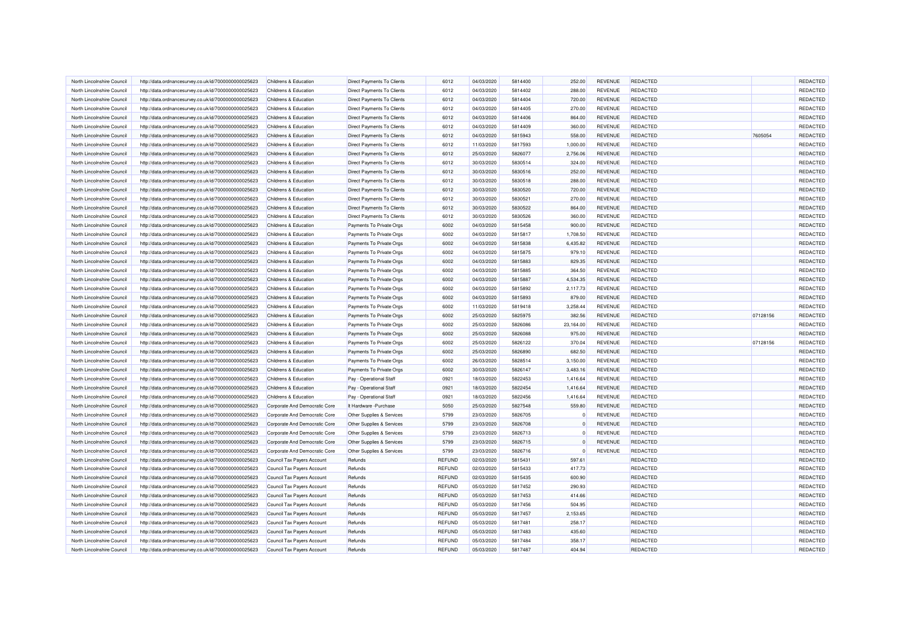| | | | | | | | | | | | |
|---|---|---|---|---|---|---|---|---|---|---|---|
| North Lincolnshire Council | http://data.ordnancesurvey.co.uk/id/7000000000025623 | Childrens & Education | Direct Payments To Clients | 6012 | 04/03/2020 | 5814400 | 252.00 | REVENUE | REDACTED | | REDACTED |
| North Lincolnshire Council | http://data.ordnancesurvey.co.uk/id/7000000000025623 | Childrens & Education | Direct Payments To Clients | 6012 | 04/03/2020 | 5814402 | 288.00 | REVENUE | REDACTED | | REDACTED |
| North Lincolnshire Council | http://data.ordnancesurvey.co.uk/id/7000000000025623 | Childrens & Education | Direct Payments To Clients | 6012 | 04/03/2020 | 5814404 | 720.00 | REVENUE | REDACTED | | REDACTED |
| North Lincolnshire Council | http://data.ordnancesurvey.co.uk/id/7000000000025623 | Childrens & Education | Direct Payments To Clients | 6012 | 04/03/2020 | 5814405 | 270.00 | REVENUE | REDACTED | | REDACTED |
| North Lincolnshire Council | http://data.ordnancesurvey.co.uk/id/7000000000025623 | Childrens & Education | Direct Payments To Clients | 6012 | 04/03/2020 | 5814406 | 864.00 | REVENUE | REDACTED | | REDACTED |
| North Lincolnshire Council | http://data.ordnancesurvey.co.uk/id/7000000000025623 | Childrens & Education | Direct Payments To Clients | 6012 | 04/03/2020 | 5814409 | 360.00 | REVENUE | REDACTED | | REDACTED |
| North Lincolnshire Council | http://data.ordnancesurvey.co.uk/id/7000000000025623 | Childrens & Education | Direct Payments To Clients | 6012 | 04/03/2020 | 5815943 | 558.00 | REVENUE | REDACTED | 7605054 | REDACTED |
| North Lincolnshire Council | http://data.ordnancesurvey.co.uk/id/7000000000025623 | Childrens & Education | Direct Payments To Clients | 6012 | 11/03/2020 | 5817593 | 1,000.00 | REVENUE | REDACTED | | REDACTED |
| North Lincolnshire Council | http://data.ordnancesurvey.co.uk/id/7000000000025623 | Childrens & Education | Direct Payments To Clients | 6012 | 25/03/2020 | 5826077 | 2,756.06 | REVENUE | REDACTED | | REDACTED |
| North Lincolnshire Council | http://data.ordnancesurvey.co.uk/id/7000000000025623 | Childrens & Education | Direct Payments To Clients | 6012 | 30/03/2020 | 5830514 | 324.00 | REVENUE | REDACTED | | REDACTED |
| North Lincolnshire Council | http://data.ordnancesurvey.co.uk/id/7000000000025623 | Childrens & Education | Direct Payments To Clients | 6012 | 30/03/2020 | 5830516 | 252.00 | REVENUE | REDACTED | | REDACTED |
| North Lincolnshire Council | http://data.ordnancesurvey.co.uk/id/7000000000025623 | Childrens & Education | Direct Payments To Clients | 6012 | 30/03/2020 | 5830518 | 288.00 | REVENUE | REDACTED | | REDACTED |
| North Lincolnshire Council | http://data.ordnancesurvey.co.uk/id/7000000000025623 | Childrens & Education | Direct Payments To Clients | 6012 | 30/03/2020 | 5830520 | 720.00 | REVENUE | REDACTED | | REDACTED |
| North Lincolnshire Council | http://data.ordnancesurvey.co.uk/id/7000000000025623 | Childrens & Education | Direct Payments To Clients | 6012 | 30/03/2020 | 5830521 | 270.00 | REVENUE | REDACTED | | REDACTED |
| North Lincolnshire Council | http://data.ordnancesurvey.co.uk/id/7000000000025623 | Childrens & Education | Direct Payments To Clients | 6012 | 30/03/2020 | 5830522 | 864.00 | REVENUE | REDACTED | | REDACTED |
| North Lincolnshire Council | http://data.ordnancesurvey.co.uk/id/7000000000025623 | Childrens & Education | Direct Payments To Clients | 6012 | 30/03/2020 | 5830526 | 360.00 | REVENUE | REDACTED | | REDACTED |
| North Lincolnshire Council | http://data.ordnancesurvey.co.uk/id/7000000000025623 | Childrens & Education | Payments To Private Orgs | 6002 | 04/03/2020 | 5815458 | 900.00 | REVENUE | REDACTED | | REDACTED |
| North Lincolnshire Council | http://data.ordnancesurvey.co.uk/id/7000000000025623 | Childrens & Education | Payments To Private Orgs | 6002 | 04/03/2020 | 5815817 | 1,708.50 | REVENUE | REDACTED | | REDACTED |
| North Lincolnshire Council | http://data.ordnancesurvey.co.uk/id/7000000000025623 | Childrens & Education | Payments To Private Orgs | 6002 | 04/03/2020 | 5815838 | 6,435.82 | REVENUE | REDACTED | | REDACTED |
| North Lincolnshire Council | http://data.ordnancesurvey.co.uk/id/7000000000025623 | Childrens & Education | Payments To Private Orgs | 6002 | 04/03/2020 | 5815875 | 979.10 | REVENUE | REDACTED | | REDACTED |
| North Lincolnshire Council | http://data.ordnancesurvey.co.uk/id/7000000000025623 | Childrens & Education | Payments To Private Orgs | 6002 | 04/03/2020 | 5815883 | 829.35 | REVENUE | REDACTED | | REDACTED |
| North Lincolnshire Council | http://data.ordnancesurvey.co.uk/id/7000000000025623 | Childrens & Education | Payments To Private Orgs | 6002 | 04/03/2020 | 5815885 | 364.50 | REVENUE | REDACTED | | REDACTED |
| North Lincolnshire Council | http://data.ordnancesurvey.co.uk/id/7000000000025623 | Childrens & Education | Payments To Private Orgs | 6002 | 04/03/2020 | 5815887 | 4,534.35 | REVENUE | REDACTED | | REDACTED |
| North Lincolnshire Council | http://data.ordnancesurvey.co.uk/id/7000000000025623 | Childrens & Education | Payments To Private Orgs | 6002 | 04/03/2020 | 5815892 | 2,117.73 | REVENUE | REDACTED | | REDACTED |
| North Lincolnshire Council | http://data.ordnancesurvey.co.uk/id/7000000000025623 | Childrens & Education | Payments To Private Orgs | 6002 | 04/03/2020 | 5815893 | 879.00 | REVENUE | REDACTED | | REDACTED |
| North Lincolnshire Council | http://data.ordnancesurvey.co.uk/id/7000000000025623 | Childrens & Education | Payments To Private Orgs | 6002 | 11/03/2020 | 5819418 | 3,258.44 | REVENUE | REDACTED | | REDACTED |
| North Lincolnshire Council | http://data.ordnancesurvey.co.uk/id/7000000000025623 | Childrens & Education | Payments To Private Orgs | 6002 | 25/03/2020 | 5825975 | 382.56 | REVENUE | REDACTED | 07128156 | REDACTED |
| North Lincolnshire Council | http://data.ordnancesurvey.co.uk/id/7000000000025623 | Childrens & Education | Payments To Private Orgs | 6002 | 25/03/2020 | 5826086 | 23,164.00 | REVENUE | REDACTED | | REDACTED |
| North Lincolnshire Council | http://data.ordnancesurvey.co.uk/id/7000000000025623 | Childrens & Education | Payments To Private Orgs | 6002 | 25/03/2020 | 5826088 | 975.00 | REVENUE | REDACTED | | REDACTED |
| North Lincolnshire Council | http://data.ordnancesurvey.co.uk/id/7000000000025623 | Childrens & Education | Payments To Private Orgs | 6002 | 25/03/2020 | 5826122 | 370.04 | REVENUE | REDACTED | 07128156 | REDACTED |
| North Lincolnshire Council | http://data.ordnancesurvey.co.uk/id/7000000000025623 | Childrens & Education | Payments To Private Orgs | 6002 | 25/03/2020 | 5826890 | 682.50 | REVENUE | REDACTED | | REDACTED |
| North Lincolnshire Council | http://data.ordnancesurvey.co.uk/id/7000000000025623 | Childrens & Education | Payments To Private Orgs | 6002 | 26/03/2020 | 5828514 | 3,150.00 | REVENUE | REDACTED | | REDACTED |
| North Lincolnshire Council | http://data.ordnancesurvey.co.uk/id/7000000000025623 | Childrens & Education | Payments To Private Orgs | 6002 | 30/03/2020 | 5826147 | 3,483.16 | REVENUE | REDACTED | | REDACTED |
| North Lincolnshire Council | http://data.ordnancesurvey.co.uk/id/7000000000025623 | Childrens & Education | Pay - Operational Staff | 0921 | 18/03/2020 | 5822453 | 1,416.64 | REVENUE | REDACTED | | REDACTED |
| North Lincolnshire Council | http://data.ordnancesurvey.co.uk/id/7000000000025623 | Childrens & Education | Pay - Operational Staff | 0921 | 18/03/2020 | 5822454 | 1,416.64 | REVENUE | REDACTED | | REDACTED |
| North Lincolnshire Council | http://data.ordnancesurvey.co.uk/id/7000000000025623 | Childrens & Education | Pay - Operational Staff | 0921 | 18/03/2020 | 5822456 | 1,416.64 | REVENUE | REDACTED | | REDACTED |
| North Lincolnshire Council | http://data.ordnancesurvey.co.uk/id/7000000000025623 | Corporate And Democratic Core | It Hardware -Purchase | 5050 | 25/03/2020 | 5827548 | 559.80 | REVENUE | REDACTED | | REDACTED |
| North Lincolnshire Council | http://data.ordnancesurvey.co.uk/id/7000000000025623 | Corporate And Democratic Core | Other Supplies & Services | 5799 | 23/03/2020 | 5826705 | 0 | REVENUE | REDACTED | | REDACTED |
| North Lincolnshire Council | http://data.ordnancesurvey.co.uk/id/7000000000025623 | Corporate And Democratic Core | Other Supplies & Services | 5799 | 23/03/2020 | 5826708 | 0 | REVENUE | REDACTED | | REDACTED |
| North Lincolnshire Council | http://data.ordnancesurvey.co.uk/id/7000000000025623 | Corporate And Democratic Core | Other Supplies & Services | 5799 | 23/03/2020 | 5826713 | 0 | REVENUE | REDACTED | | REDACTED |
| North Lincolnshire Council | http://data.ordnancesurvey.co.uk/id/7000000000025623 | Corporate And Democratic Core | Other Supplies & Services | 5799 | 23/03/2020 | 5826715 | 0 | REVENUE | REDACTED | | REDACTED |
| North Lincolnshire Council | http://data.ordnancesurvey.co.uk/id/7000000000025623 | Corporate And Democratic Core | Other Supplies & Services | 5799 | 23/03/2020 | 5826716 | 0 | REVENUE | REDACTED | | REDACTED |
| North Lincolnshire Council | http://data.ordnancesurvey.co.uk/id/7000000000025623 | Council Tax Payers Account | Refunds | REFUND | 02/03/2020 | 5815431 | 597.61 | | REDACTED | | REDACTED |
| North Lincolnshire Council | http://data.ordnancesurvey.co.uk/id/7000000000025623 | Council Tax Payers Account | Refunds | REFUND | 02/03/2020 | 5815433 | 417.73 | | REDACTED | | REDACTED |
| North Lincolnshire Council | http://data.ordnancesurvey.co.uk/id/7000000000025623 | Council Tax Payers Account | Refunds | REFUND | 02/03/2020 | 5815435 | 600.90 | | REDACTED | | REDACTED |
| North Lincolnshire Council | http://data.ordnancesurvey.co.uk/id/7000000000025623 | Council Tax Payers Account | Refunds | REFUND | 05/03/2020 | 5817452 | 290.93 | | REDACTED | | REDACTED |
| North Lincolnshire Council | http://data.ordnancesurvey.co.uk/id/7000000000025623 | Council Tax Payers Account | Refunds | REFUND | 05/03/2020 | 5817453 | 414.66 | | REDACTED | | REDACTED |
| North Lincolnshire Council | http://data.ordnancesurvey.co.uk/id/7000000000025623 | Council Tax Payers Account | Refunds | REFUND | 05/03/2020 | 5817456 | 504.95 | | REDACTED | | REDACTED |
| North Lincolnshire Council | http://data.ordnancesurvey.co.uk/id/7000000000025623 | Council Tax Payers Account | Refunds | REFUND | 05/03/2020 | 5817457 | 2,153.65 | | REDACTED | | REDACTED |
| North Lincolnshire Council | http://data.ordnancesurvey.co.uk/id/7000000000025623 | Council Tax Payers Account | Refunds | REFUND | 05/03/2020 | 5817481 | 258.17 | | REDACTED | | REDACTED |
| North Lincolnshire Council | http://data.ordnancesurvey.co.uk/id/7000000000025623 | Council Tax Payers Account | Refunds | REFUND | 05/03/2020 | 5817483 | 435.60 | | REDACTED | | REDACTED |
| North Lincolnshire Council | http://data.ordnancesurvey.co.uk/id/7000000000025623 | Council Tax Payers Account | Refunds | REFUND | 05/03/2020 | 5817484 | 358.17 | | REDACTED | | REDACTED |
| North Lincolnshire Council | http://data.ordnancesurvey.co.uk/id/7000000000025623 | Council Tax Payers Account | Refunds | REFUND | 05/03/2020 | 5817487 | 404.94 | | REDACTED | | REDACTED |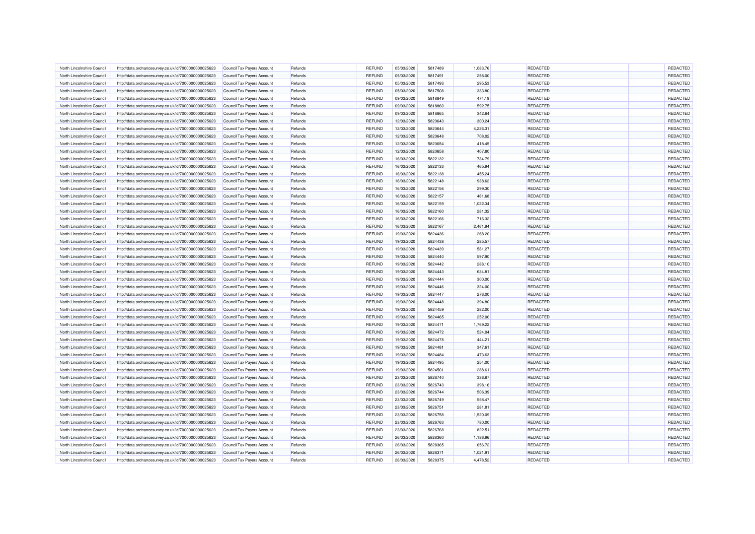| | | | | | | | | | | |
|---|---|---|---|---|---|---|---|---|---|---|
| North Lincolnshire Council | http://data.ordnancesurvey.co.uk/id/7000000000025623 | Council Tax Payers Account | Refunds | REFUND | 05/03/2020 | 5817489 | 1,083.76 | REDACTED | | REDACTED |
| North Lincolnshire Council | http://data.ordnancesurvey.co.uk/id/7000000000025623 | Council Tax Payers Account | Refunds | REFUND | 05/03/2020 | 5817491 | 258.00 | REDACTED | | REDACTED |
| North Lincolnshire Council | http://data.ordnancesurvey.co.uk/id/7000000000025623 | Council Tax Payers Account | Refunds | REFUND | 05/03/2020 | 5817493 | 295.53 | REDACTED | | REDACTED |
| North Lincolnshire Council | http://data.ordnancesurvey.co.uk/id/7000000000025623 | Council Tax Payers Account | Refunds | REFUND | 05/03/2020 | 5817508 | 333.80 | REDACTED | | REDACTED |
| North Lincolnshire Council | http://data.ordnancesurvey.co.uk/id/7000000000025623 | Council Tax Payers Account | Refunds | REFUND | 09/03/2020 | 5818849 | 474.19 | REDACTED | | REDACTED |
| North Lincolnshire Council | http://data.ordnancesurvey.co.uk/id/7000000000025623 | Council Tax Payers Account | Refunds | REFUND | 09/03/2020 | 5818860 | 592.75 | REDACTED | | REDACTED |
| North Lincolnshire Council | http://data.ordnancesurvey.co.uk/id/7000000000025623 | Council Tax Payers Account | Refunds | REFUND | 09/03/2020 | 5818865 | 342.84 | REDACTED | | REDACTED |
| North Lincolnshire Council | http://data.ordnancesurvey.co.uk/id/7000000000025623 | Council Tax Payers Account | Refunds | REFUND | 12/03/2020 | 5820643 | 300.24 | REDACTED | | REDACTED |
| North Lincolnshire Council | http://data.ordnancesurvey.co.uk/id/7000000000025623 | Council Tax Payers Account | Refunds | REFUND | 12/03/2020 | 5820644 | 4,226.31 | REDACTED | | REDACTED |
| North Lincolnshire Council | http://data.ordnancesurvey.co.uk/id/7000000000025623 | Council Tax Payers Account | Refunds | REFUND | 12/03/2020 | 5820648 | 708.02 | REDACTED | | REDACTED |
| North Lincolnshire Council | http://data.ordnancesurvey.co.uk/id/7000000000025623 | Council Tax Payers Account | Refunds | REFUND | 12/03/2020 | 5820654 | 418.45 | REDACTED | | REDACTED |
| North Lincolnshire Council | http://data.ordnancesurvey.co.uk/id/7000000000025623 | Council Tax Payers Account | Refunds | REFUND | 12/03/2020 | 5820658 | 407.80 | REDACTED | | REDACTED |
| North Lincolnshire Council | http://data.ordnancesurvey.co.uk/id/7000000000025623 | Council Tax Payers Account | Refunds | REFUND | 16/03/2020 | 5822132 | 734.79 | REDACTED | | REDACTED |
| North Lincolnshire Council | http://data.ordnancesurvey.co.uk/id/7000000000025623 | Council Tax Payers Account | Refunds | REFUND | 16/03/2020 | 5822133 | 465.94 | REDACTED | | REDACTED |
| North Lincolnshire Council | http://data.ordnancesurvey.co.uk/id/7000000000025623 | Council Tax Payers Account | Refunds | REFUND | 16/03/2020 | 5822138 | 455.24 | REDACTED | | REDACTED |
| North Lincolnshire Council | http://data.ordnancesurvey.co.uk/id/7000000000025623 | Council Tax Payers Account | Refunds | REFUND | 16/03/2020 | 5822148 | 938.62 | REDACTED | | REDACTED |
| North Lincolnshire Council | http://data.ordnancesurvey.co.uk/id/7000000000025623 | Council Tax Payers Account | Refunds | REFUND | 16/03/2020 | 5822156 | 299.30 | REDACTED | | REDACTED |
| North Lincolnshire Council | http://data.ordnancesurvey.co.uk/id/7000000000025623 | Council Tax Payers Account | Refunds | REFUND | 16/03/2020 | 5822157 | 461.68 | REDACTED | | REDACTED |
| North Lincolnshire Council | http://data.ordnancesurvey.co.uk/id/7000000000025623 | Council Tax Payers Account | Refunds | REFUND | 16/03/2020 | 5822159 | 1,022.34 | REDACTED | | REDACTED |
| North Lincolnshire Council | http://data.ordnancesurvey.co.uk/id/7000000000025623 | Council Tax Payers Account | Refunds | REFUND | 16/03/2020 | 5822160 | 281.32 | REDACTED | | REDACTED |
| North Lincolnshire Council | http://data.ordnancesurvey.co.uk/id/7000000000025623 | Council Tax Payers Account | Refunds | REFUND | 16/03/2020 | 5822166 | 716.32 | REDACTED | | REDACTED |
| North Lincolnshire Council | http://data.ordnancesurvey.co.uk/id/7000000000025623 | Council Tax Payers Account | Refunds | REFUND | 16/03/2020 | 5822167 | 2,461.94 | REDACTED | | REDACTED |
| North Lincolnshire Council | http://data.ordnancesurvey.co.uk/id/7000000000025623 | Council Tax Payers Account | Refunds | REFUND | 19/03/2020 | 5824436 | 268.20 | REDACTED | | REDACTED |
| North Lincolnshire Council | http://data.ordnancesurvey.co.uk/id/7000000000025623 | Council Tax Payers Account | Refunds | REFUND | 19/03/2020 | 5824438 | 285.57 | REDACTED | | REDACTED |
| North Lincolnshire Council | http://data.ordnancesurvey.co.uk/id/7000000000025623 | Council Tax Payers Account | Refunds | REFUND | 19/03/2020 | 5824439 | 581.27 | REDACTED | | REDACTED |
| North Lincolnshire Council | http://data.ordnancesurvey.co.uk/id/7000000000025623 | Council Tax Payers Account | Refunds | REFUND | 19/03/2020 | 5824440 | 597.90 | REDACTED | | REDACTED |
| North Lincolnshire Council | http://data.ordnancesurvey.co.uk/id/7000000000025623 | Council Tax Payers Account | Refunds | REFUND | 19/03/2020 | 5824442 | 288.10 | REDACTED | | REDACTED |
| North Lincolnshire Council | http://data.ordnancesurvey.co.uk/id/7000000000025623 | Council Tax Payers Account | Refunds | REFUND | 19/03/2020 | 5824443 | 634.81 | REDACTED | | REDACTED |
| North Lincolnshire Council | http://data.ordnancesurvey.co.uk/id/7000000000025623 | Council Tax Payers Account | Refunds | REFUND | 19/03/2020 | 5824444 | 300.00 | REDACTED | | REDACTED |
| North Lincolnshire Council | http://data.ordnancesurvey.co.uk/id/7000000000025623 | Council Tax Payers Account | Refunds | REFUND | 19/03/2020 | 5824446 | 324.00 | REDACTED | | REDACTED |
| North Lincolnshire Council | http://data.ordnancesurvey.co.uk/id/7000000000025623 | Council Tax Payers Account | Refunds | REFUND | 19/03/2020 | 5824447 | 276.00 | REDACTED | | REDACTED |
| North Lincolnshire Council | http://data.ordnancesurvey.co.uk/id/7000000000025623 | Council Tax Payers Account | Refunds | REFUND | 19/03/2020 | 5824448 | 394.80 | REDACTED | | REDACTED |
| North Lincolnshire Council | http://data.ordnancesurvey.co.uk/id/7000000000025623 | Council Tax Payers Account | Refunds | REFUND | 19/03/2020 | 5824459 | 282.00 | REDACTED | | REDACTED |
| North Lincolnshire Council | http://data.ordnancesurvey.co.uk/id/7000000000025623 | Council Tax Payers Account | Refunds | REFUND | 19/03/2020 | 5824465 | 252.00 | REDACTED | | REDACTED |
| North Lincolnshire Council | http://data.ordnancesurvey.co.uk/id/7000000000025623 | Council Tax Payers Account | Refunds | REFUND | 19/03/2020 | 5824471 | 1,769.22 | REDACTED | | REDACTED |
| North Lincolnshire Council | http://data.ordnancesurvey.co.uk/id/7000000000025623 | Council Tax Payers Account | Refunds | REFUND | 19/03/2020 | 5824472 | 524.04 | REDACTED | | REDACTED |
| North Lincolnshire Council | http://data.ordnancesurvey.co.uk/id/7000000000025623 | Council Tax Payers Account | Refunds | REFUND | 19/03/2020 | 5824478 | 444.21 | REDACTED | | REDACTED |
| North Lincolnshire Council | http://data.ordnancesurvey.co.uk/id/7000000000025623 | Council Tax Payers Account | Refunds | REFUND | 19/03/2020 | 5824481 | 347.61 | REDACTED | | REDACTED |
| North Lincolnshire Council | http://data.ordnancesurvey.co.uk/id/7000000000025623 | Council Tax Payers Account | Refunds | REFUND | 19/03/2020 | 5824484 | 473.63 | REDACTED | | REDACTED |
| North Lincolnshire Council | http://data.ordnancesurvey.co.uk/id/7000000000025623 | Council Tax Payers Account | Refunds | REFUND | 19/03/2020 | 5824495 | 254.00 | REDACTED | | REDACTED |
| North Lincolnshire Council | http://data.ordnancesurvey.co.uk/id/7000000000025623 | Council Tax Payers Account | Refunds | REFUND | 19/03/2020 | 5824501 | 288.61 | REDACTED | | REDACTED |
| North Lincolnshire Council | http://data.ordnancesurvey.co.uk/id/7000000000025623 | Council Tax Payers Account | Refunds | REFUND | 23/03/2020 | 5826740 | 336.87 | REDACTED | | REDACTED |
| North Lincolnshire Council | http://data.ordnancesurvey.co.uk/id/7000000000025623 | Council Tax Payers Account | Refunds | REFUND | 23/03/2020 | 5826743 | 398.16 | REDACTED | | REDACTED |
| North Lincolnshire Council | http://data.ordnancesurvey.co.uk/id/7000000000025623 | Council Tax Payers Account | Refunds | REFUND | 23/03/2020 | 5826744 | 506.39 | REDACTED | | REDACTED |
| North Lincolnshire Council | http://data.ordnancesurvey.co.uk/id/7000000000025623 | Council Tax Payers Account | Refunds | REFUND | 23/03/2020 | 5826749 | 558.47 | REDACTED | | REDACTED |
| North Lincolnshire Council | http://data.ordnancesurvey.co.uk/id/7000000000025623 | Council Tax Payers Account | Refunds | REFUND | 23/03/2020 | 5826751 | 281.81 | REDACTED | | REDACTED |
| North Lincolnshire Council | http://data.ordnancesurvey.co.uk/id/7000000000025623 | Council Tax Payers Account | Refunds | REFUND | 23/03/2020 | 5826758 | 1,520.09 | REDACTED | | REDACTED |
| North Lincolnshire Council | http://data.ordnancesurvey.co.uk/id/7000000000025623 | Council Tax Payers Account | Refunds | REFUND | 23/03/2020 | 5826763 | 780.00 | REDACTED | | REDACTED |
| North Lincolnshire Council | http://data.ordnancesurvey.co.uk/id/7000000000025623 | Council Tax Payers Account | Refunds | REFUND | 23/03/2020 | 5826768 | 822.51 | REDACTED | | REDACTED |
| North Lincolnshire Council | http://data.ordnancesurvey.co.uk/id/7000000000025623 | Council Tax Payers Account | Refunds | REFUND | 26/03/2020 | 5828360 | 1,186.96 | REDACTED | | REDACTED |
| North Lincolnshire Council | http://data.ordnancesurvey.co.uk/id/7000000000025623 | Council Tax Payers Account | Refunds | REFUND | 26/03/2020 | 5828365 | 656.72 | REDACTED | | REDACTED |
| North Lincolnshire Council | http://data.ordnancesurvey.co.uk/id/7000000000025623 | Council Tax Payers Account | Refunds | REFUND | 26/03/2020 | 5828371 | 1,021.91 | REDACTED | | REDACTED |
| North Lincolnshire Council | http://data.ordnancesurvey.co.uk/id/7000000000025623 | Council Tax Payers Account | Refunds | REFUND | 26/03/2020 | 5828375 | 4,478.52 | REDACTED | | REDACTED |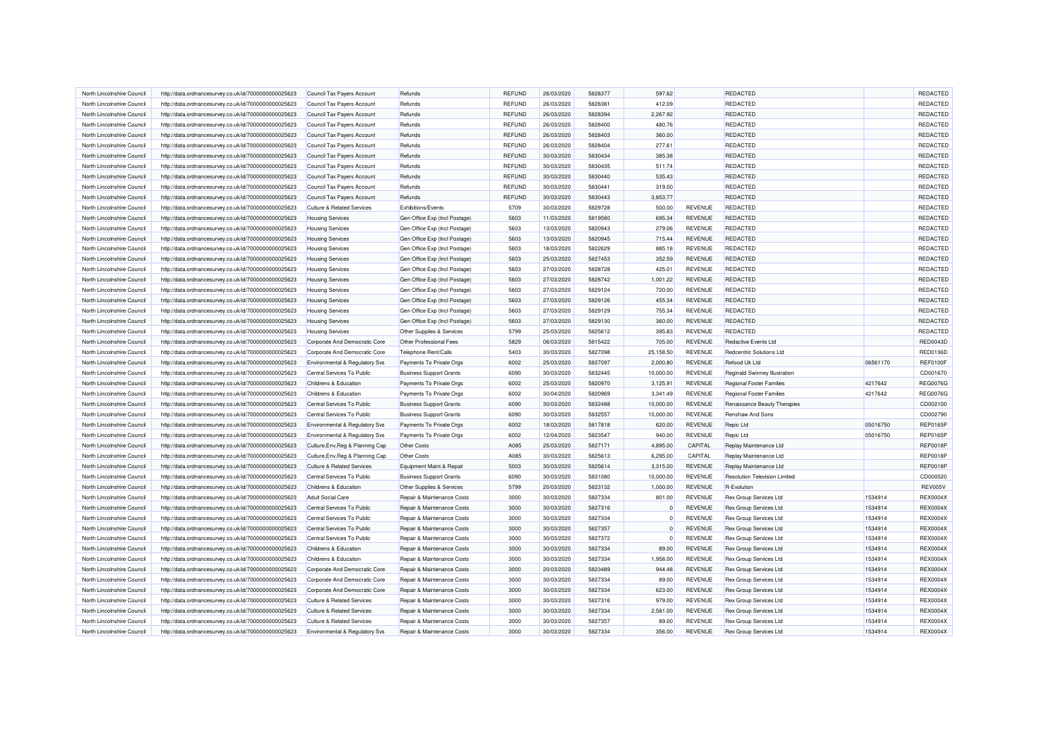| | | | | | | | | | | | |
|---|---|---|---|---|---|---|---|---|---|---|---|
| North Lincolnshire Council | http://data.ordnancesurvey.co.uk/id/7000000000025623 | Council Tax Payers Account | Refunds | REFUND | 26/03/2020 | 5828377 | 597.62 | | REDACTED | | REDACTED |
| North Lincolnshire Council | http://data.ordnancesurvey.co.uk/id/7000000000025623 | Council Tax Payers Account | Refunds | REFUND | 26/03/2020 | 5828381 | 412.09 | | REDACTED | | REDACTED |
| North Lincolnshire Council | http://data.ordnancesurvey.co.uk/id/7000000000025623 | Council Tax Payers Account | Refunds | REFUND | 26/03/2020 | 5828394 | 2,267.92 | | REDACTED | | REDACTED |
| North Lincolnshire Council | http://data.ordnancesurvey.co.uk/id/7000000000025623 | Council Tax Payers Account | Refunds | REFUND | 26/03/2020 | 5828400 | 480.76 | | REDACTED | | REDACTED |
| North Lincolnshire Council | http://data.ordnancesurvey.co.uk/id/7000000000025623 | Council Tax Payers Account | Refunds | REFUND | 26/03/2020 | 5828403 | 360.00 | | REDACTED | | REDACTED |
| North Lincolnshire Council | http://data.ordnancesurvey.co.uk/id/7000000000025623 | Council Tax Payers Account | Refunds | REFUND | 26/03/2020 | 5828404 | 277.61 | | REDACTED | | REDACTED |
| North Lincolnshire Council | http://data.ordnancesurvey.co.uk/id/7000000000025623 | Council Tax Payers Account | Refunds | REFUND | 30/03/2020 | 5830434 | 385.38 | | REDACTED | | REDACTED |
| North Lincolnshire Council | http://data.ordnancesurvey.co.uk/id/7000000000025623 | Council Tax Payers Account | Refunds | REFUND | 30/03/2020 | 5830435 | 511.74 | | REDACTED | | REDACTED |
| North Lincolnshire Council | http://data.ordnancesurvey.co.uk/id/7000000000025623 | Council Tax Payers Account | Refunds | REFUND | 30/03/2020 | 5830440 | 535.43 | | REDACTED | | REDACTED |
| North Lincolnshire Council | http://data.ordnancesurvey.co.uk/id/7000000000025623 | Council Tax Payers Account | Refunds | REFUND | 30/03/2020 | 5830441 | 319.00 | | REDACTED | | REDACTED |
| North Lincolnshire Council | http://data.ordnancesurvey.co.uk/id/7000000000025623 | Council Tax Payers Account | Refunds | REFUND | 30/03/2020 | 5830443 | 3,853.77 | | REDACTED | | REDACTED |
| North Lincolnshire Council | http://data.ordnancesurvey.co.uk/id/7000000000025623 | Culture & Related Services | Exhibitions/Events | 5709 | 30/03/2020 | 5829728 | 500.00 | REVENUE | REDACTED | | REDACTED |
| North Lincolnshire Council | http://data.ordnancesurvey.co.uk/id/7000000000025623 | Housing Services | Gen Office Exp (Incl Postage) | 5603 | 11/03/2020 | 5819580 | 695.34 | REVENUE | REDACTED | | REDACTED |
| North Lincolnshire Council | http://data.ordnancesurvey.co.uk/id/7000000000025623 | Housing Services | Gen Office Exp (Incl Postage) | 5603 | 13/03/2020 | 5820943 | 279.06 | REVENUE | REDACTED | | REDACTED |
| North Lincolnshire Council | http://data.ordnancesurvey.co.uk/id/7000000000025623 | Housing Services | Gen Office Exp (Incl Postage) | 5603 | 13/03/2020 | 5820945 | 715.44 | REVENUE | REDACTED | | REDACTED |
| North Lincolnshire Council | http://data.ordnancesurvey.co.uk/id/7000000000025623 | Housing Services | Gen Office Exp (Incl Postage) | 5603 | 18/03/2020 | 5822629 | 885.18 | REVENUE | REDACTED | | REDACTED |
| North Lincolnshire Council | http://data.ordnancesurvey.co.uk/id/7000000000025623 | Housing Services | Gen Office Exp (Incl Postage) | 5603 | 25/03/2020 | 5827453 | 352.59 | REVENUE | REDACTED | | REDACTED |
| North Lincolnshire Council | http://data.ordnancesurvey.co.uk/id/7000000000025623 | Housing Services | Gen Office Exp (Incl Postage) | 5603 | 27/03/2020 | 5828728 | 425.01 | REVENUE | REDACTED | | REDACTED |
| North Lincolnshire Council | http://data.ordnancesurvey.co.uk/id/7000000000025623 | Housing Services | Gen Office Exp (Incl Postage) | 5603 | 27/03/2020 | 5828742 | 1,001.22 | REVENUE | REDACTED | | REDACTED |
| North Lincolnshire Council | http://data.ordnancesurvey.co.uk/id/7000000000025623 | Housing Services | Gen Office Exp (Incl Postage) | 5603 | 27/03/2020 | 5829124 | 720.00 | REVENUE | REDACTED | | REDACTED |
| North Lincolnshire Council | http://data.ordnancesurvey.co.uk/id/7000000000025623 | Housing Services | Gen Office Exp (Incl Postage) | 5603 | 27/03/2020 | 5829126 | 455.34 | REVENUE | REDACTED | | REDACTED |
| North Lincolnshire Council | http://data.ordnancesurvey.co.uk/id/7000000000025623 | Housing Services | Gen Office Exp (Incl Postage) | 5603 | 27/03/2020 | 5829129 | 755.34 | REVENUE | REDACTED | | REDACTED |
| North Lincolnshire Council | http://data.ordnancesurvey.co.uk/id/7000000000025623 | Housing Services | Gen Office Exp (Incl Postage) | 5603 | 27/03/2020 | 5829130 | 360.00 | REVENUE | REDACTED | | REDACTED |
| North Lincolnshire Council | http://data.ordnancesurvey.co.uk/id/7000000000025623 | Housing Services | Other Supplies & Services | 5799 | 25/03/2020 | 5825612 | 395.83 | REVENUE | REDACTED | | REDACTED |
| North Lincolnshire Council | http://data.ordnancesurvey.co.uk/id/7000000000025623 | Corporate And Democratic Core | Other Professional Fees | 5829 | 06/03/2020 | 5815422 | 705.00 | REVENUE | Redactive Events Ltd | | RED0043D |
| North Lincolnshire Council | http://data.ordnancesurvey.co.uk/id/7000000000025623 | Corporate And Democratic Core | Telephone Rent/Calls | 5403 | 30/03/2020 | 5827098 | 25,158.50 | REVENUE | Redcentric Solutions Ltd | | RED0136D |
| North Lincolnshire Council | http://data.ordnancesurvey.co.uk/id/7000000000025623 | Environmental & Regulatory Svs | Payments To Private Orgs | 6002 | 25/03/2020 | 5827097 | 2,000.80 | REVENUE | Refood Uk Ltd | 06561170 | REF0100F |
| North Lincolnshire Council | http://data.ordnancesurvey.co.uk/id/7000000000025623 | Central Services To Public | Business Support Grants | 6090 | 30/03/2020 | 5832445 | 10,000.00 | REVENUE | Reginald Swinney Illustration | | CD001670 |
| North Lincolnshire Council | http://data.ordnancesurvey.co.uk/id/7000000000025623 | Childrens & Education | Payments To Private Orgs | 6002 | 25/03/2020 | 5820970 | 3,125.91 | REVENUE | Regional Foster Families | 4217642 | REG0076G |
| North Lincolnshire Council | http://data.ordnancesurvey.co.uk/id/7000000000025623 | Childrens & Education | Payments To Private Orgs | 6002 | 30/04/2020 | 5820969 | 3,341.49 | REVENUE | Regional Foster Families | 4217642 | REG0076G |
| North Lincolnshire Council | http://data.ordnancesurvey.co.uk/id/7000000000025623 | Central Services To Public | Business Support Grants | 6090 | 30/03/2020 | 5832488 | 10,000.00 | REVENUE | Renaissance Beauty Therapies | | CD002100 |
| North Lincolnshire Council | http://data.ordnancesurvey.co.uk/id/7000000000025623 | Central Services To Public | Business Support Grants | 6090 | 30/03/2020 | 5832557 | 10,000.00 | REVENUE | Renshaw And Sons | | CD002790 |
| North Lincolnshire Council | http://data.ordnancesurvey.co.uk/id/7000000000025623 | Environmental & Regulatory Svs | Payments To Private Orgs | 6002 | 18/03/2020 | 5817818 | 620.00 | REVENUE | Repic Ltd | 05016750 | REP0165P |
| North Lincolnshire Council | http://data.ordnancesurvey.co.uk/id/7000000000025623 | Environmental & Regulatory Svs | Payments To Private Orgs | 6002 | 12/04/2020 | 5823547 | 940.00 | REVENUE | Repic Ltd | 05016750 | REP0165P |
| North Lincolnshire Council | http://data.ordnancesurvey.co.uk/id/7000000000025623 | Culture,Env,Reg & Planning Cap | Other Costs | A085 | 25/03/2020 | 5827171 | 4,895.00 | CAPITAL | Replay Maintenance Ltd | | REP0018P |
| North Lincolnshire Council | http://data.ordnancesurvey.co.uk/id/7000000000025623 | Culture,Env,Reg & Planning Cap | Other Costs | A085 | 30/03/2020 | 5825613 | 6,295.00 | CAPITAL | Replay Maintenance Ltd | | REP0018P |
| North Lincolnshire Council | http://data.ordnancesurvey.co.uk/id/7000000000025623 | Culture & Related Services | Equipment Maint.& Repair | 5003 | 30/03/2020 | 5825614 | 3,315.00 | REVENUE | Replay Maintenance Ltd | | REP0018P |
| North Lincolnshire Council | http://data.ordnancesurvey.co.uk/id/7000000000025623 | Central Services To Public | Business Support Grants | 6090 | 30/03/2020 | 5831080 | 10,000.00 | REVENUE | Resolution Television Limited | | CD000520 |
| North Lincolnshire Council | http://data.ordnancesurvey.co.uk/id/7000000000025623 | Childrens & Education | Other Supplies & Services | 5799 | 20/03/2020 | 5823132 | 1,000.00 | REVENUE | R-Evolution | | REV005V |
| North Lincolnshire Council | http://data.ordnancesurvey.co.uk/id/7000000000025623 | Adult Social Care | Repair & Maintenance Costs | 3000 | 30/03/2020 | 5827334 | 801.00 | REVENUE | Rex Group Services Ltd | 1534914 | REX0004X |
| North Lincolnshire Council | http://data.ordnancesurvey.co.uk/id/7000000000025623 | Central Services To Public | Repair & Maintenance Costs | 3000 | 30/03/2020 | 5827316 | 0 | REVENUE | Rex Group Services Ltd | 1534914 | REX0004X |
| North Lincolnshire Council | http://data.ordnancesurvey.co.uk/id/7000000000025623 | Central Services To Public | Repair & Maintenance Costs | 3000 | 30/03/2020 | 5827334 | 0 | REVENUE | Rex Group Services Ltd | 1534914 | REX0004X |
| North Lincolnshire Council | http://data.ordnancesurvey.co.uk/id/7000000000025623 | Central Services To Public | Repair & Maintenance Costs | 3000 | 30/03/2020 | 5827357 | 0 | REVENUE | Rex Group Services Ltd | 1534914 | REX0004X |
| North Lincolnshire Council | http://data.ordnancesurvey.co.uk/id/7000000000025623 | Central Services To Public | Repair & Maintenance Costs | 3000 | 30/03/2020 | 5827372 | 0 | REVENUE | Rex Group Services Ltd | 1534914 | REX0004X |
| North Lincolnshire Council | http://data.ordnancesurvey.co.uk/id/7000000000025623 | Childrens & Education | Repair & Maintenance Costs | 3000 | 30/03/2020 | 5827334 | 89.00 | REVENUE | Rex Group Services Ltd | 1534914 | REX0004X |
| North Lincolnshire Council | http://data.ordnancesurvey.co.uk/id/7000000000025623 | Childrens & Education | Repair & Maintenance Costs | 3000 | 30/03/2020 | 5827334 | 1,958.00 | REVENUE | Rex Group Services Ltd | 1534914 | REX0004X |
| North Lincolnshire Council | http://data.ordnancesurvey.co.uk/id/7000000000025623 | Corporate And Democratic Core | Repair & Maintenance Costs | 3000 | 20/03/2020 | 5823489 | 944.48 | REVENUE | Rex Group Services Ltd | 1534914 | REX0004X |
| North Lincolnshire Council | http://data.ordnancesurvey.co.uk/id/7000000000025623 | Corporate And Democratic Core | Repair & Maintenance Costs | 3000 | 30/03/2020 | 5827334 | 89.00 | REVENUE | Rex Group Services Ltd | 1534914 | REX0004X |
| North Lincolnshire Council | http://data.ordnancesurvey.co.uk/id/7000000000025623 | Corporate And Democratic Core | Repair & Maintenance Costs | 3000 | 30/03/2020 | 5827334 | 623.00 | REVENUE | Rex Group Services Ltd | 1534914 | REX0004X |
| North Lincolnshire Council | http://data.ordnancesurvey.co.uk/id/7000000000025623 | Culture & Related Services | Repair & Maintenance Costs | 3000 | 30/03/2020 | 5827316 | 979.00 | REVENUE | Rex Group Services Ltd | 1534914 | REX0004X |
| North Lincolnshire Council | http://data.ordnancesurvey.co.uk/id/7000000000025623 | Culture & Related Services | Repair & Maintenance Costs | 3000 | 30/03/2020 | 5827334 | 2,581.00 | REVENUE | Rex Group Services Ltd | 1534914 | REX0004X |
| North Lincolnshire Council | http://data.ordnancesurvey.co.uk/id/7000000000025623 | Culture & Related Services | Repair & Maintenance Costs | 3000 | 30/03/2020 | 5827357 | 89.00 | REVENUE | Rex Group Services Ltd | 1534914 | REX0004X |
| North Lincolnshire Council | http://data.ordnancesurvey.co.uk/id/7000000000025623 | Environmental & Regulatory Svs | Repair & Maintenance Costs | 3000 | 30/03/2020 | 5827334 | 356.00 | REVENUE | Rex Group Services Ltd | 1534914 | REX0004X |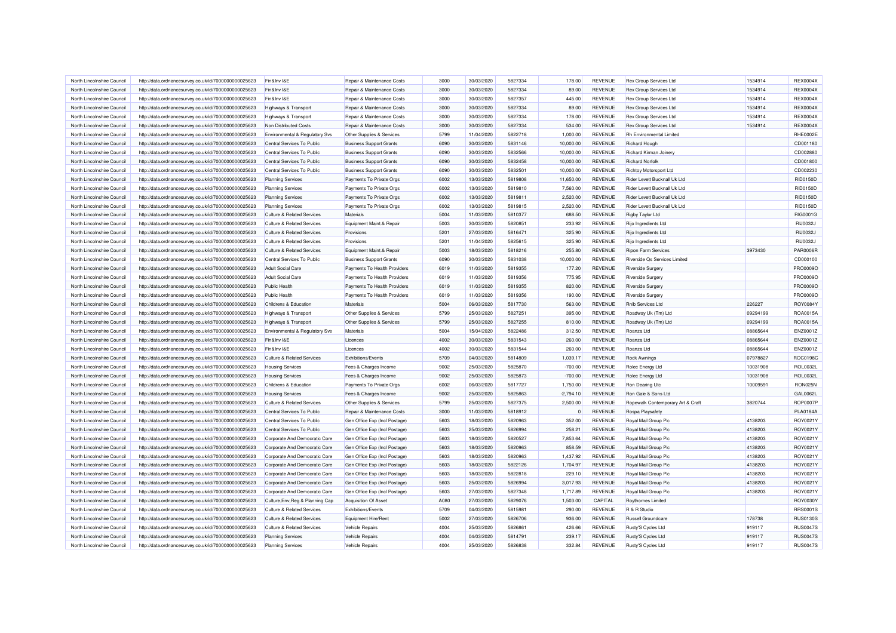| | | | | | | | | | | | |
|---|---|---|---|---|---|---|---|---|---|---|---|
| North Lincolnshire Council | http://data.ordnancesurvey.co.uk/id/7000000000025623 | Fin&Inv I&E | Repair & Maintenance Costs | 3000 | 30/03/2020 | 5827334 | 178.00 | REVENUE | Rex Group Services Ltd | 1534914 | REX0004X |
| North Lincolnshire Council | http://data.ordnancesurvey.co.uk/id/7000000000025623 | Fin&Inv I&E | Repair & Maintenance Costs | 3000 | 30/03/2020 | 5827334 | 89.00 | REVENUE | Rex Group Services Ltd | 1534914 | REX0004X |
| North Lincolnshire Council | http://data.ordnancesurvey.co.uk/id/7000000000025623 | Fin&Inv I&E | Repair & Maintenance Costs | 3000 | 30/03/2020 | 5827357 | 445.00 | REVENUE | Rex Group Services Ltd | 1534914 | REX0004X |
| North Lincolnshire Council | http://data.ordnancesurvey.co.uk/id/7000000000025623 | Highways & Transport | Repair & Maintenance Costs | 3000 | 30/03/2020 | 5827334 | 89.00 | REVENUE | Rex Group Services Ltd | 1534914 | REX0004X |
| North Lincolnshire Council | http://data.ordnancesurvey.co.uk/id/7000000000025623 | Highways & Transport | Repair & Maintenance Costs | 3000 | 30/03/2020 | 5827334 | 178.00 | REVENUE | Rex Group Services Ltd | 1534914 | REX0004X |
| North Lincolnshire Council | http://data.ordnancesurvey.co.uk/id/7000000000025623 | Non Distributed Costs | Repair & Maintenance Costs | 3000 | 30/03/2020 | 5827334 | 534.00 | REVENUE | Rex Group Services Ltd | 1534914 | REX0004X |
| North Lincolnshire Council | http://data.ordnancesurvey.co.uk/id/7000000000025623 | Environmental & Regulatory Svs | Other Supplies & Services | 5799 | 11/04/2020 | 5822718 | 1,000.00 | REVENUE | Rh Environmental Limited | | RHE0002E |
| North Lincolnshire Council | http://data.ordnancesurvey.co.uk/id/7000000000025623 | Central Services To Public | Business Support Grants | 6090 | 30/03/2020 | 5831146 | 10,000.00 | REVENUE | Richard Hough | | CD001180 |
| North Lincolnshire Council | http://data.ordnancesurvey.co.uk/id/7000000000025623 | Central Services To Public | Business Support Grants | 6090 | 30/03/2020 | 5832566 | 10,000.00 | REVENUE | Richard Kirman Joinery | | CD002880 |
| North Lincolnshire Council | http://data.ordnancesurvey.co.uk/id/7000000000025623 | Central Services To Public | Business Support Grants | 6090 | 30/03/2020 | 5832458 | 10,000.00 | REVENUE | Richard Norfolk | | CD001800 |
| North Lincolnshire Council | http://data.ordnancesurvey.co.uk/id/7000000000025623 | Central Services To Public | Business Support Grants | 6090 | 30/03/2020 | 5832501 | 10,000.00 | REVENUE | Richtoy Motorsport Ltd | | CD002230 |
| North Lincolnshire Council | http://data.ordnancesurvey.co.uk/id/7000000000025623 | Planning Services | Payments To Private Orgs | 6002 | 13/03/2020 | 5819808 | 11,650.00 | REVENUE | Rider Levett Bucknall Uk Ltd | | RID0150D |
| North Lincolnshire Council | http://data.ordnancesurvey.co.uk/id/7000000000025623 | Planning Services | Payments To Private Orgs | 6002 | 13/03/2020 | 5819810 | 7,560.00 | REVENUE | Rider Levett Bucknall Uk Ltd | | RID0150D |
| North Lincolnshire Council | http://data.ordnancesurvey.co.uk/id/7000000000025623 | Planning Services | Payments To Private Orgs | 6002 | 13/03/2020 | 5819811 | 2,520.00 | REVENUE | Rider Levett Bucknall Uk Ltd | | RID0150D |
| North Lincolnshire Council | http://data.ordnancesurvey.co.uk/id/7000000000025623 | Planning Services | Payments To Private Orgs | 6002 | 13/03/2020 | 5819815 | 2,520.00 | REVENUE | Rider Levett Bucknall Uk Ltd | | RID0150D |
| North Lincolnshire Council | http://data.ordnancesurvey.co.uk/id/7000000000025623 | Culture & Related Services | Materials | 5004 | 11/03/2020 | 5810377 | 688.50 | REVENUE | Rigby Taylor Ltd | | RIG0001G |
| North Lincolnshire Council | http://data.ordnancesurvey.co.uk/id/7000000000025623 | Culture & Related Services | Equipment Maint.& Repair | 5003 | 30/03/2020 | 5820851 | 233.92 | REVENUE | Rijo Ingredients Ltd | | RIJ0032J |
| North Lincolnshire Council | http://data.ordnancesurvey.co.uk/id/7000000000025623 | Culture & Related Services | Provisions | 5201 | 27/03/2020 | 5816471 | 325.90 | REVENUE | Rijo Ingredients Ltd | | RIJ0032J |
| North Lincolnshire Council | http://data.ordnancesurvey.co.uk/id/7000000000025623 | Culture & Related Services | Provisions | 5201 | 11/04/2020 | 5825615 | 325.90 | REVENUE | Rijo Ingredients Ltd | | RIJ0032J |
| North Lincolnshire Council | http://data.ordnancesurvey.co.uk/id/7000000000025623 | Culture & Related Services | Equipment Maint.& Repair | 5003 | 18/03/2020 | 5818216 | 255.80 | REVENUE | Ripon Farm Services | 3973430 | PAR0006R |
| North Lincolnshire Council | http://data.ordnancesurvey.co.uk/id/7000000000025623 | Central Services To Public | Business Support Grants | 6090 | 30/03/2020 | 5831038 | 10,000.00 | REVENUE | Riverside Qs Services Limited | | CD000100 |
| North Lincolnshire Council | http://data.ordnancesurvey.co.uk/id/7000000000025623 | Adult Social Care | Payments To Health Providers | 6019 | 11/03/2020 | 5819355 | 177.20 | REVENUE | Riverside Surgery | | PRO0009O |
| North Lincolnshire Council | http://data.ordnancesurvey.co.uk/id/7000000000025623 | Adult Social Care | Payments To Health Providers | 6019 | 11/03/2020 | 5819356 | 775.95 | REVENUE | Riverside Surgery | | PRO0009O |
| North Lincolnshire Council | http://data.ordnancesurvey.co.uk/id/7000000000025623 | Public Health | Payments To Health Providers | 6019 | 11/03/2020 | 5819355 | 820.00 | REVENUE | Riverside Surgery | | PRO0009O |
| North Lincolnshire Council | http://data.ordnancesurvey.co.uk/id/7000000000025623 | Public Health | Payments To Health Providers | 6019 | 11/03/2020 | 5819356 | 190.00 | REVENUE | Riverside Surgery | | PRO0009O |
| North Lincolnshire Council | http://data.ordnancesurvey.co.uk/id/7000000000025623 | Childrens & Education | Materials | 5004 | 06/03/2020 | 5817730 | 563.00 | REVENUE | Rnib Services Ltd | 226227 | ROY0084Y |
| North Lincolnshire Council | http://data.ordnancesurvey.co.uk/id/7000000000025623 | Highways & Transport | Other Supplies & Services | 5799 | 25/03/2020 | 5827251 | 395.00 | REVENUE | Roadway Uk (Tm) Ltd | 09294199 | ROA0015A |
| North Lincolnshire Council | http://data.ordnancesurvey.co.uk/id/7000000000025623 | Highways & Transport | Other Supplies & Services | 5799 | 25/03/2020 | 5827255 | 810.00 | REVENUE | Roadway Uk (Tm) Ltd | 09294199 | ROA0015A |
| North Lincolnshire Council | http://data.ordnancesurvey.co.uk/id/7000000000025623 | Environmental & Regulatory Svs | Materials | 5004 | 15/04/2020 | 5822486 | 312.50 | REVENUE | Roanza Ltd | 08865644 | ENZ0001Z |
| North Lincolnshire Council | http://data.ordnancesurvey.co.uk/id/7000000000025623 | Fin&Inv I&E | Licences | 4002 | 30/03/2020 | 5831543 | 260.00 | REVENUE | Roanza Ltd | 08865644 | ENZ0001Z |
| North Lincolnshire Council | http://data.ordnancesurvey.co.uk/id/7000000000025623 | Fin&Inv I&E | Licences | 4002 | 30/03/2020 | 5831544 | 260.00 | REVENUE | Roanza Ltd | 08865644 | ENZ0001Z |
| North Lincolnshire Council | http://data.ordnancesurvey.co.uk/id/7000000000025623 | Culture & Related Services | Exhibitions/Events | 5709 | 04/03/2020 | 5814809 | 1,039.17 | REVENUE | Rock Awnings | 07978827 | ROC0198C |
| North Lincolnshire Council | http://data.ordnancesurvey.co.uk/id/7000000000025623 | Housing Services | Fees & Charges Income | 9002 | 25/03/2020 | 5825870 | -700.00 | REVENUE | Rolec Energy Ltd | 10031908 | ROL0032L |
| North Lincolnshire Council | http://data.ordnancesurvey.co.uk/id/7000000000025623 | Housing Services | Fees & Charges Income | 9002 | 25/03/2020 | 5825873 | -700.00 | REVENUE | Rolec Energy Ltd | 10031908 | ROL0032L |
| North Lincolnshire Council | http://data.ordnancesurvey.co.uk/id/7000000000025623 | Childrens & Education | Payments To Private Orgs | 6002 | 06/03/2020 | 5817727 | 1,750.00 | REVENUE | Ron Dearing Utc | 10009591 | RON025N |
| North Lincolnshire Council | http://data.ordnancesurvey.co.uk/id/7000000000025623 | Housing Services | Fees & Charges Income | 9002 | 25/03/2020 | 5825863 | -2,794.10 | REVENUE | Ron Gale & Sons Ltd | | GAL0062L |
| North Lincolnshire Council | http://data.ordnancesurvey.co.uk/id/7000000000025623 | Culture & Related Services | Other Supplies & Services | 5799 | 25/03/2020 | 5827375 | 2,500.00 | REVENUE | Ropewalk Contemporary Art & Craft | 3820744 | ROP0007P |
| North Lincolnshire Council | http://data.ordnancesurvey.co.uk/id/7000000000025623 | Central Services To Public | Repair & Maintenance Costs | 3000 | 11/03/2020 | 5818912 | 0 | REVENUE | Rospa Playsafety | | PLA0184A |
| North Lincolnshire Council | http://data.ordnancesurvey.co.uk/id/7000000000025623 | Central Services To Public | Gen Office Exp (Incl Postage) | 5603 | 18/03/2020 | 5820963 | 352.00 | REVENUE | Royal Mail Group Plc | 4138203 | ROY0021Y |
| North Lincolnshire Council | http://data.ordnancesurvey.co.uk/id/7000000000025623 | Central Services To Public | Gen Office Exp (Incl Postage) | 5603 | 25/03/2020 | 5826994 | 258.21 | REVENUE | Royal Mail Group Plc | 4138203 | ROY0021Y |
| North Lincolnshire Council | http://data.ordnancesurvey.co.uk/id/7000000000025623 | Corporate And Democratic Core | Gen Office Exp (Incl Postage) | 5603 | 18/03/2020 | 5820527 | 7,853.64 | REVENUE | Royal Mail Group Plc | 4138203 | ROY0021Y |
| North Lincolnshire Council | http://data.ordnancesurvey.co.uk/id/7000000000025623 | Corporate And Democratic Core | Gen Office Exp (Incl Postage) | 5603 | 18/03/2020 | 5820963 | 858.59 | REVENUE | Royal Mail Group Plc | 4138203 | ROY0021Y |
| North Lincolnshire Council | http://data.ordnancesurvey.co.uk/id/7000000000025623 | Corporate And Democratic Core | Gen Office Exp (Incl Postage) | 5603 | 18/03/2020 | 5820963 | 1,437.92 | REVENUE | Royal Mail Group Plc | 4138203 | ROY0021Y |
| North Lincolnshire Council | http://data.ordnancesurvey.co.uk/id/7000000000025623 | Corporate And Democratic Core | Gen Office Exp (Incl Postage) | 5603 | 18/03/2020 | 5822126 | 1,704.97 | REVENUE | Royal Mail Group Plc | 4138203 | ROY0021Y |
| North Lincolnshire Council | http://data.ordnancesurvey.co.uk/id/7000000000025623 | Corporate And Democratic Core | Gen Office Exp (Incl Postage) | 5603 | 18/03/2020 | 5822818 | 229.10 | REVENUE | Royal Mail Group Plc | 4138203 | ROY0021Y |
| North Lincolnshire Council | http://data.ordnancesurvey.co.uk/id/7000000000025623 | Corporate And Democratic Core | Gen Office Exp (Incl Postage) | 5603 | 25/03/2020 | 5826994 | 3,017.93 | REVENUE | Royal Mail Group Plc | 4138203 | ROY0021Y |
| North Lincolnshire Council | http://data.ordnancesurvey.co.uk/id/7000000000025623 | Corporate And Democratic Core | Gen Office Exp (Incl Postage) | 5603 | 27/03/2020 | 5827348 | 1,717.89 | REVENUE | Royal Mail Group Plc | 4138203 | ROY0021Y |
| North Lincolnshire Council | http://data.ordnancesurvey.co.uk/id/7000000000025623 | Culture,Env,Reg & Planning Cap | Acquisition Of Asset | A080 | 27/03/2020 | 5829076 | 1,503.00 | CAPITAL | Roythornes Limited | | ROY0030Y |
| North Lincolnshire Council | http://data.ordnancesurvey.co.uk/id/7000000000025623 | Culture & Related Services | Exhibitions/Events | 5709 | 04/03/2020 | 5815981 | 290.00 | REVENUE | R & R Studio | | RRS0001S |
| North Lincolnshire Council | http://data.ordnancesurvey.co.uk/id/7000000000025623 | Culture & Related Services | Equipment Hire/Rent | 5002 | 27/03/2020 | 5826706 | 936.00 | REVENUE | Russell Groundcare | 178738 | RUS0130S |
| North Lincolnshire Council | http://data.ordnancesurvey.co.uk/id/7000000000025623 | Culture & Related Services | Vehicle Repairs | 4004 | 25/03/2020 | 5826861 | 426.66 | REVENUE | Rusty'S Cycles Ltd | 919117 | RUS0047S |
| North Lincolnshire Council | http://data.ordnancesurvey.co.uk/id/7000000000025623 | Planning Services | Vehicle Repairs | 4004 | 04/03/2020 | 5814791 | 239.17 | REVENUE | Rusty'S Cycles Ltd | 919117 | RUS0047S |
| North Lincolnshire Council | http://data.ordnancesurvey.co.uk/id/7000000000025623 | Planning Services | Vehicle Repairs | 4004 | 25/03/2020 | 5826838 | 332.84 | REVENUE | Rusty'S Cycles Ltd | 919117 | RUS0047S |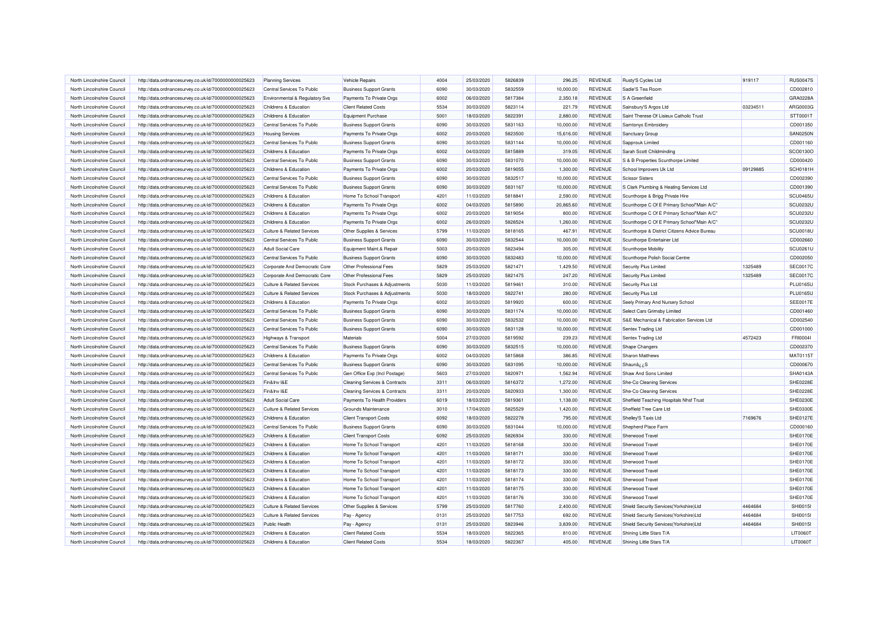| | | | | | | | | | | | |
|---|---|---|---|---|---|---|---|---|---|---|---|
| North Lincolnshire Council | http://data.ordnancesurvey.co.uk/id/7000000000025623 | Planning Services | Vehicle Repairs | 4004 | 25/03/2020 | 5826839 | 296.25 | REVENUE | Rusty'S Cycles Ltd | 919117 | RUS0047S |
| North Lincolnshire Council | http://data.ordnancesurvey.co.uk/id/7000000000025623 | Central Services To Public | Business Support Grants | 6090 | 30/03/2020 | 5832559 | 10,000.00 | REVENUE | Sadie'S Tea Room | | CD002810 |
| North Lincolnshire Council | http://data.ordnancesurvey.co.uk/id/7000000000025623 | Environmental & Regulatory Svs | Payments To Private Orgs | 6002 | 06/03/2020 | 5817384 | 2,350.18 | REVENUE | S A Greenfield | | GRA0228A |
| North Lincolnshire Council | http://data.ordnancesurvey.co.uk/id/7000000000025623 | Childrens & Education | Client Related Costs | 5534 | 30/03/2020 | 5823114 | 221.79 | REVENUE | Sainsbury'S Argos Ltd | 03234511 | ARG0003G |
| North Lincolnshire Council | http://data.ordnancesurvey.co.uk/id/7000000000025623 | Childrens & Education | Equipment Purchase | 5001 | 18/03/2020 | 5822391 | 2,880.00 | REVENUE | Saint Therese Of Lisieux Catholic Trust | | STT0001T |
| North Lincolnshire Council | http://data.ordnancesurvey.co.uk/id/7000000000025623 | Central Services To Public | Business Support Grants | 6090 | 30/03/2020 | 5831163 | 10,000.00 | REVENUE | Samtonys Embroidery | | CD001350 |
| North Lincolnshire Council | http://data.ordnancesurvey.co.uk/id/7000000000025623 | Housing Services | Payments To Private Orgs | 6002 | 20/03/2020 | 5823500 | 15,616.00 | REVENUE | Sanctuary Group | | SAN0250N |
| North Lincolnshire Council | http://data.ordnancesurvey.co.uk/id/7000000000025623 | Central Services To Public | Business Support Grants | 6090 | 30/03/2020 | 5831144 | 10,000.00 | REVENUE | Sapprouk Limited | | CD001160 |
| North Lincolnshire Council | http://data.ordnancesurvey.co.uk/id/7000000000025623 | Childrens & Education | Payments To Private Orgs | 6002 | 04/03/2020 | 5815889 | 319.05 | REVENUE | Sarah Scott Childminding | | SCO0130O |
| North Lincolnshire Council | http://data.ordnancesurvey.co.uk/id/7000000000025623 | Central Services To Public | Business Support Grants | 6090 | 30/03/2020 | 5831070 | 10,000.00 | REVENUE | S & B Properties Scunthorpe Limited | | CD000420 |
| North Lincolnshire Council | http://data.ordnancesurvey.co.uk/id/7000000000025623 | Childrens & Education | Payments To Private Orgs | 6002 | 20/03/2020 | 5819055 | 1,300.00 | REVENUE | School Improvers Uk Ltd | 09129885 | SCH0181H |
| North Lincolnshire Council | http://data.ordnancesurvey.co.uk/id/7000000000025623 | Central Services To Public | Business Support Grants | 6090 | 30/03/2020 | 5832517 | 10,000.00 | REVENUE | Scissor Sisters | | CD002390 |
| North Lincolnshire Council | http://data.ordnancesurvey.co.uk/id/7000000000025623 | Central Services To Public | Business Support Grants | 6090 | 30/03/2020 | 5831167 | 10,000.00 | REVENUE | S Clark Plumbing & Heating Services Ltd | | CD001390 |
| North Lincolnshire Council | http://data.ordnancesurvey.co.uk/id/7000000000025623 | Childrens & Education | Home To School Transport | 4201 | 11/03/2020 | 5818841 | 2,590.00 | REVENUE | Scunthorpe & Brigg Private Hire | | SCU0465U |
| North Lincolnshire Council | http://data.ordnancesurvey.co.uk/id/7000000000025623 | Childrens & Education | Payments To Private Orgs | 6002 | 04/03/2020 | 5815890 | 20,865.60 | REVENUE | Scunthorpe C Of E Primary School"Main A/C" | | SCU0232U |
| North Lincolnshire Council | http://data.ordnancesurvey.co.uk/id/7000000000025623 | Childrens & Education | Payments To Private Orgs | 6002 | 20/03/2020 | 5819054 | 800.00 | REVENUE | Scunthorpe C Of E Primary School"Main A/C" | | SCU0232U |
| North Lincolnshire Council | http://data.ordnancesurvey.co.uk/id/7000000000025623 | Childrens & Education | Payments To Private Orgs | 6002 | 26/03/2020 | 5828524 | 1,260.00 | REVENUE | Scunthorpe C Of E Primary School"Main A/C" | | SCU0232U |
| North Lincolnshire Council | http://data.ordnancesurvey.co.uk/id/7000000000025623 | Culture & Related Services | Other Supplies & Services | 5799 | 11/03/2020 | 5818165 | 467.91 | REVENUE | Scunthorpe & District Citizens Advice Bureau | | SCU0018U |
| North Lincolnshire Council | http://data.ordnancesurvey.co.uk/id/7000000000025623 | Central Services To Public | Business Support Grants | 6090 | 30/03/2020 | 5832544 | 10,000.00 | REVENUE | Scunthorpe Entertainer Ltd | | CD002660 |
| North Lincolnshire Council | http://data.ordnancesurvey.co.uk/id/7000000000025623 | Adult Social Care | Equipment Maint.& Repair | 5003 | 20/03/2020 | 5823494 | 305.00 | REVENUE | Scunthorpe Mobility | | SCU0261U |
| North Lincolnshire Council | http://data.ordnancesurvey.co.uk/id/7000000000025623 | Central Services To Public | Business Support Grants | 6090 | 30/03/2020 | 5832483 | 10,000.00 | REVENUE | Scunthorpe Polish Social Centre | | CD002050 |
| North Lincolnshire Council | http://data.ordnancesurvey.co.uk/id/7000000000025623 | Corporate And Democratic Core | Other Professional Fees | 5829 | 25/03/2020 | 5821471 | 1,429.50 | REVENUE | Security Plus Limited | 1325489 | SEC0017C |
| North Lincolnshire Council | http://data.ordnancesurvey.co.uk/id/7000000000025623 | Corporate And Democratic Core | Other Professional Fees | 5829 | 25/03/2020 | 5821475 | 247.20 | REVENUE | Security Plus Limited | 1325489 | SEC0017C |
| North Lincolnshire Council | http://data.ordnancesurvey.co.uk/id/7000000000025623 | Culture & Related Services | Stock Purchases & Adjustments | 5030 | 11/03/2020 | 5819461 | 310.00 | REVENUE | Security Plus Ltd | | PLU0165U |
| North Lincolnshire Council | http://data.ordnancesurvey.co.uk/id/7000000000025623 | Culture & Related Services | Stock Purchases & Adjustments | 5030 | 18/03/2020 | 5822741 | 280.00 | REVENUE | Security Plus Ltd | | PLU0165U |
| North Lincolnshire Council | http://data.ordnancesurvey.co.uk/id/7000000000025623 | Childrens & Education | Payments To Private Orgs | 6002 | 30/03/2020 | 5819920 | 600.00 | REVENUE | Seely Primary And Nursery School | | SEE0017E |
| North Lincolnshire Council | http://data.ordnancesurvey.co.uk/id/7000000000025623 | Central Services To Public | Business Support Grants | 6090 | 30/03/2020 | 5831174 | 10,000.00 | REVENUE | Select Cars Grimsby Limited | | CD001460 |
| North Lincolnshire Council | http://data.ordnancesurvey.co.uk/id/7000000000025623 | Central Services To Public | Business Support Grants | 6090 | 30/03/2020 | 5832532 | 10,000.00 | REVENUE | S&E Mechanical & Fabrication Services Ltd | | CD002540 |
| North Lincolnshire Council | http://data.ordnancesurvey.co.uk/id/7000000000025623 | Central Services To Public | Business Support Grants | 6090 | 30/03/2020 | 5831128 | 10,000.00 | REVENUE | Sentex Trading Ltd | | CD001000 |
| North Lincolnshire Council | http://data.ordnancesurvey.co.uk/id/7000000000025623 | Highways & Transport | Materials | 5004 | 27/03/2020 | 5819592 | 239.23 | REVENUE | Sentex Trading Ltd | 4572423 | FRI0004I |
| North Lincolnshire Council | http://data.ordnancesurvey.co.uk/id/7000000000025623 | Central Services To Public | Business Support Grants | 6090 | 30/03/2020 | 5832515 | 10,000.00 | REVENUE | Shape Changers | | CD002370 |
| North Lincolnshire Council | http://data.ordnancesurvey.co.uk/id/7000000000025623 | Childrens & Education | Payments To Private Orgs | 6002 | 04/03/2020 | 5815868 | 386.85 | REVENUE | Sharon Matthews | | MAT0115T |
| North Lincolnshire Council | http://data.ordnancesurvey.co.uk/id/7000000000025623 | Central Services To Public | Business Support Grants | 6090 | 30/03/2020 | 5831095 | 10,000.00 | REVENUE | Shaunâ¿¿S | | CD000670 |
| North Lincolnshire Council | http://data.ordnancesurvey.co.uk/id/7000000000025623 | Central Services To Public | Gen Office Exp (Incl Postage) | 5603 | 27/03/2020 | 5820971 | 1,562.94 | REVENUE | Shaw And Sons Limited | | SHA0143A |
| North Lincolnshire Council | http://data.ordnancesurvey.co.uk/id/7000000000025623 | Fin&Inv I&E | Cleaning Services & Contracts | 3311 | 06/03/2020 | 5816372 | 1,272.00 | REVENUE | She-Co Cleaning Services | | SHE0228E |
| North Lincolnshire Council | http://data.ordnancesurvey.co.uk/id/7000000000025623 | Fin&Inv I&E | Cleaning Services & Contracts | 3311 | 20/03/2020 | 5820933 | 1,300.00 | REVENUE | She-Co Cleaning Services | | SHE0228E |
| North Lincolnshire Council | http://data.ordnancesurvey.co.uk/id/7000000000025623 | Adult Social Care | Payments To Health Providers | 6019 | 18/03/2020 | 5819361 | 1,138.00 | REVENUE | Sheffield Teaching Hospitals Nhsf Trust | | SHE0230E |
| North Lincolnshire Council | http://data.ordnancesurvey.co.uk/id/7000000000025623 | Culture & Related Services | Grounds Maintenance | 3010 | 17/04/2020 | 5825529 | 1,420.00 | REVENUE | Sheffield Tree Care Ltd | | SHE0330E |
| North Lincolnshire Council | http://data.ordnancesurvey.co.uk/id/7000000000025623 | Childrens & Education | Client Transport Costs | 6092 | 18/03/2020 | 5822278 | 795.00 | REVENUE | Shelley'S Taxis Ltd | 7169676 | SHE0127E |
| North Lincolnshire Council | http://data.ordnancesurvey.co.uk/id/7000000000025623 | Central Services To Public | Business Support Grants | 6090 | 30/03/2020 | 5831044 | 10,000.00 | REVENUE | Shepherd Place Farm | | CD000160 |
| North Lincolnshire Council | http://data.ordnancesurvey.co.uk/id/7000000000025623 | Childrens & Education | Client Transport Costs | 6092 | 25/03/2020 | 5826934 | 330.00 | REVENUE | Sherwood Travel | | SHE0170E |
| North Lincolnshire Council | http://data.ordnancesurvey.co.uk/id/7000000000025623 | Childrens & Education | Home To School Transport | 4201 | 11/03/2020 | 5818168 | 330.00 | REVENUE | Sherwood Travel | | SHE0170E |
| North Lincolnshire Council | http://data.ordnancesurvey.co.uk/id/7000000000025623 | Childrens & Education | Home To School Transport | 4201 | 11/03/2020 | 5818171 | 330.00 | REVENUE | Sherwood Travel | | SHE0170E |
| North Lincolnshire Council | http://data.ordnancesurvey.co.uk/id/7000000000025623 | Childrens & Education | Home To School Transport | 4201 | 11/03/2020 | 5818172 | 330.00 | REVENUE | Sherwood Travel | | SHE0170E |
| North Lincolnshire Council | http://data.ordnancesurvey.co.uk/id/7000000000025623 | Childrens & Education | Home To School Transport | 4201 | 11/03/2020 | 5818173 | 330.00 | REVENUE | Sherwood Travel | | SHE0170E |
| North Lincolnshire Council | http://data.ordnancesurvey.co.uk/id/7000000000025623 | Childrens & Education | Home To School Transport | 4201 | 11/03/2020 | 5818174 | 330.00 | REVENUE | Sherwood Travel | | SHE0170E |
| North Lincolnshire Council | http://data.ordnancesurvey.co.uk/id/7000000000025623 | Childrens & Education | Home To School Transport | 4201 | 11/03/2020 | 5818175 | 330.00 | REVENUE | Sherwood Travel | | SHE0170E |
| North Lincolnshire Council | http://data.ordnancesurvey.co.uk/id/7000000000025623 | Childrens & Education | Home To School Transport | 4201 | 11/03/2020 | 5818176 | 330.00 | REVENUE | Sherwood Travel | | SHE0170E |
| North Lincolnshire Council | http://data.ordnancesurvey.co.uk/id/7000000000025623 | Culture & Related Services | Other Supplies & Services | 5799 | 25/03/2020 | 5817760 | 2,400.00 | REVENUE | Shield Security Services(Yorkshire)Ltd | 4464684 | SHI0015I |
| North Lincolnshire Council | http://data.ordnancesurvey.co.uk/id/7000000000025623 | Culture & Related Services | Pay - Agency | 0131 | 25/03/2020 | 5817753 | 692.00 | REVENUE | Shield Security Services(Yorkshire)Ltd | 4464684 | SHI0015I |
| North Lincolnshire Council | http://data.ordnancesurvey.co.uk/id/7000000000025623 | Public Health | Pay - Agency | 0131 | 25/03/2020 | 5823946 | 3,839.00 | REVENUE | Shield Security Services(Yorkshire)Ltd | 4464684 | SHI0015I |
| North Lincolnshire Council | http://data.ordnancesurvey.co.uk/id/7000000000025623 | Childrens & Education | Client Related Costs | 5534 | 18/03/2020 | 5822365 | 810.00 | REVENUE | Shining Little Stars T/A | | LIT0060T |
| North Lincolnshire Council | http://data.ordnancesurvey.co.uk/id/7000000000025623 | Childrens & Education | Client Related Costs | 5534 | 18/03/2020 | 5822367 | 405.00 | REVENUE | Shining Little Stars T/A | | LIT0060T |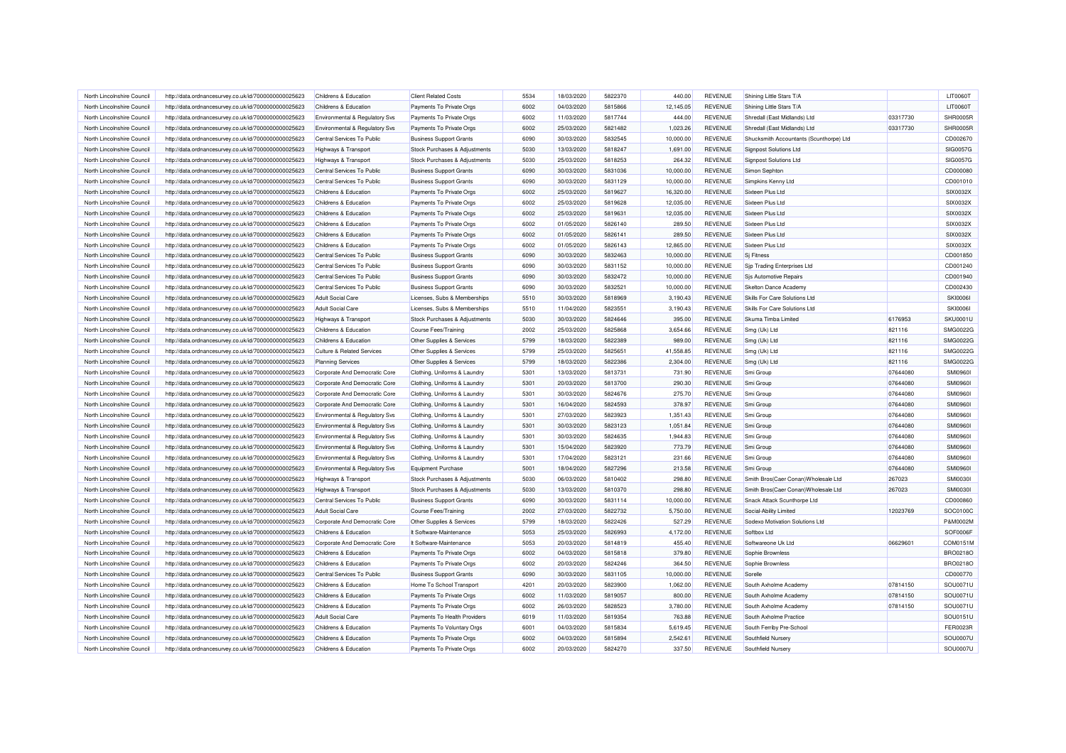| | | | | | | | | | | | | |
|---|---|---|---|---|---|---|---|---|---|---|---|---|
| North Lincolnshire Council | http://data.ordnancesurvey.co.uk/id/7000000000025623 | Childrens & Education | Client Related Costs | 5534 | 18/03/2020 | 5822370 | 440.00 | REVENUE | Shining Little Stars T/A | | LIT0060T |
| North Lincolnshire Council | http://data.ordnancesurvey.co.uk/id/7000000000025623 | Childrens & Education | Payments To Private Orgs | 6002 | 04/03/2020 | 5815866 | 12,145.05 | REVENUE | Shining Little Stars T/A | | LIT0060T |
| North Lincolnshire Council | http://data.ordnancesurvey.co.uk/id/7000000000025623 | Environmental & Regulatory Svs | Payments To Private Orgs | 6002 | 11/03/2020 | 5817744 | 444.00 | REVENUE | Shredall (East Midlands) Ltd | 03317730 | SHR0005R |
| North Lincolnshire Council | http://data.ordnancesurvey.co.uk/id/7000000000025623 | Environmental & Regulatory Svs | Payments To Private Orgs | 6002 | 25/03/2020 | 5821482 | 1,023.26 | REVENUE | Shredall (East Midlands) Ltd | 03317730 | SHR0005R |
| North Lincolnshire Council | http://data.ordnancesurvey.co.uk/id/7000000000025623 | Central Services To Public | Business Support Grants | 6090 | 30/03/2020 | 5832545 | 10,000.00 | REVENUE | Shucksmith Accountants (Scunthorpe) Ltd | | CD002670 |
| North Lincolnshire Council | http://data.ordnancesurvey.co.uk/id/7000000000025623 | Highways & Transport | Stock Purchases & Adjustments | 5030 | 13/03/2020 | 5818247 | 1,691.00 | REVENUE | Signpost Solutions Ltd | | SIG0057G |
| North Lincolnshire Council | http://data.ordnancesurvey.co.uk/id/7000000000025623 | Highways & Transport | Stock Purchases & Adjustments | 5030 | 25/03/2020 | 5818253 | 264.32 | REVENUE | Signpost Solutions Ltd | | SIG0057G |
| North Lincolnshire Council | http://data.ordnancesurvey.co.uk/id/7000000000025623 | Central Services To Public | Business Support Grants | 6090 | 30/03/2020 | 5831036 | 10,000.00 | REVENUE | Simon Sephton | | CD000080 |
| North Lincolnshire Council | http://data.ordnancesurvey.co.uk/id/7000000000025623 | Central Services To Public | Business Support Grants | 6090 | 30/03/2020 | 5831129 | 10,000.00 | REVENUE | Simpkins Kenny Ltd | | CD001010 |
| North Lincolnshire Council | http://data.ordnancesurvey.co.uk/id/7000000000025623 | Childrens & Education | Payments To Private Orgs | 6002 | 25/03/2020 | 5819627 | 16,320.00 | REVENUE | Sixteen Plus Ltd | | SIX0032X |
| North Lincolnshire Council | http://data.ordnancesurvey.co.uk/id/7000000000025623 | Childrens & Education | Payments To Private Orgs | 6002 | 25/03/2020 | 5819628 | 12,035.00 | REVENUE | Sixteen Plus Ltd | | SIX0032X |
| North Lincolnshire Council | http://data.ordnancesurvey.co.uk/id/7000000000025623 | Childrens & Education | Payments To Private Orgs | 6002 | 25/03/2020 | 5819631 | 12,035.00 | REVENUE | Sixteen Plus Ltd | | SIX0032X |
| North Lincolnshire Council | http://data.ordnancesurvey.co.uk/id/7000000000025623 | Childrens & Education | Payments To Private Orgs | 6002 | 01/05/2020 | 5826140 | 289.50 | REVENUE | Sixteen Plus Ltd | | SIX0032X |
| North Lincolnshire Council | http://data.ordnancesurvey.co.uk/id/7000000000025623 | Childrens & Education | Payments To Private Orgs | 6002 | 01/05/2020 | 5826141 | 289.50 | REVENUE | Sixteen Plus Ltd | | SIX0032X |
| North Lincolnshire Council | http://data.ordnancesurvey.co.uk/id/7000000000025623 | Childrens & Education | Payments To Private Orgs | 6002 | 01/05/2020 | 5826143 | 12,865.00 | REVENUE | Sixteen Plus Ltd | | SIX0032X |
| North Lincolnshire Council | http://data.ordnancesurvey.co.uk/id/7000000000025623 | Central Services To Public | Business Support Grants | 6090 | 30/03/2020 | 5832463 | 10,000.00 | REVENUE | Sj Fitness | | CD001850 |
| North Lincolnshire Council | http://data.ordnancesurvey.co.uk/id/7000000000025623 | Central Services To Public | Business Support Grants | 6090 | 30/03/2020 | 5831152 | 10,000.00 | REVENUE | Sjp Trading Enterprises Ltd | | CD001240 |
| North Lincolnshire Council | http://data.ordnancesurvey.co.uk/id/7000000000025623 | Central Services To Public | Business Support Grants | 6090 | 30/03/2020 | 5832472 | 10,000.00 | REVENUE | Sjs Automotive Repairs | | CD001940 |
| North Lincolnshire Council | http://data.ordnancesurvey.co.uk/id/7000000000025623 | Central Services To Public | Business Support Grants | 6090 | 30/03/2020 | 5832521 | 10,000.00 | REVENUE | Skelton Dance Academy | | CD002430 |
| North Lincolnshire Council | http://data.ordnancesurvey.co.uk/id/7000000000025623 | Adult Social Care | Licenses, Subs & Memberships | 5510 | 30/03/2020 | 5818969 | 3,190.43 | REVENUE | Skills For Care Solutions Ltd | | SKI0006I |
| North Lincolnshire Council | http://data.ordnancesurvey.co.uk/id/7000000000025623 | Adult Social Care | Licenses, Subs & Memberships | 5510 | 11/04/2020 | 5823551 | 3,190.43 | REVENUE | Skills For Care Solutions Ltd | | SKI0006I |
| North Lincolnshire Council | http://data.ordnancesurvey.co.uk/id/7000000000025623 | Highways & Transport | Stock Purchases & Adjustments | 5030 | 30/03/2020 | 5824646 | 395.00 | REVENUE | Skuma Timba Limited | 6176953 | SKU0001U |
| North Lincolnshire Council | http://data.ordnancesurvey.co.uk/id/7000000000025623 | Childrens & Education | Course Fees/Training | 2002 | 25/03/2020 | 5825868 | 3,654.66 | REVENUE | Smg (Uk) Ltd | 821116 | SMG0022G |
| North Lincolnshire Council | http://data.ordnancesurvey.co.uk/id/7000000000025623 | Childrens & Education | Other Supplies & Services | 5799 | 18/03/2020 | 5822389 | 989.00 | REVENUE | Smg (Uk) Ltd | 821116 | SMG0022G |
| North Lincolnshire Council | http://data.ordnancesurvey.co.uk/id/7000000000025623 | Culture & Related Services | Other Supplies & Services | 5799 | 25/03/2020 | 5825651 | 41,558.85 | REVENUE | Smg (Uk) Ltd | 821116 | SMG0022G |
| North Lincolnshire Council | http://data.ordnancesurvey.co.uk/id/7000000000025623 | Planning Services | Other Supplies & Services | 5799 | 18/03/2020 | 5822386 | 2,304.00 | REVENUE | Smg (Uk) Ltd | 821116 | SMG0022G |
| North Lincolnshire Council | http://data.ordnancesurvey.co.uk/id/7000000000025623 | Corporate And Democratic Core | Clothing, Uniforms & Laundry | 5301 | 13/03/2020 | 5813731 | 731.90 | REVENUE | Smi Group | 07644080 | SMI0960I |
| North Lincolnshire Council | http://data.ordnancesurvey.co.uk/id/7000000000025623 | Corporate And Democratic Core | Clothing, Uniforms & Laundry | 5301 | 20/03/2020 | 5813700 | 290.30 | REVENUE | Smi Group | 07644080 | SMI0960I |
| North Lincolnshire Council | http://data.ordnancesurvey.co.uk/id/7000000000025623 | Corporate And Democratic Core | Clothing, Uniforms & Laundry | 5301 | 30/03/2020 | 5824676 | 275.70 | REVENUE | Smi Group | 07644080 | SMI0960I |
| North Lincolnshire Council | http://data.ordnancesurvey.co.uk/id/7000000000025623 | Corporate And Democratic Core | Clothing, Uniforms & Laundry | 5301 | 16/04/2020 | 5824593 | 378.97 | REVENUE | Smi Group | 07644080 | SMI0960I |
| North Lincolnshire Council | http://data.ordnancesurvey.co.uk/id/7000000000025623 | Environmental & Regulatory Svs | Clothing, Uniforms & Laundry | 5301 | 27/03/2020 | 5823923 | 1,351.43 | REVENUE | Smi Group | 07644080 | SMI0960I |
| North Lincolnshire Council | http://data.ordnancesurvey.co.uk/id/7000000000025623 | Environmental & Regulatory Svs | Clothing, Uniforms & Laundry | 5301 | 30/03/2020 | 5823123 | 1,051.84 | REVENUE | Smi Group | 07644080 | SMI0960I |
| North Lincolnshire Council | http://data.ordnancesurvey.co.uk/id/7000000000025623 | Environmental & Regulatory Svs | Clothing, Uniforms & Laundry | 5301 | 30/03/2020 | 5824635 | 1,944.83 | REVENUE | Smi Group | 07644080 | SMI0960I |
| North Lincolnshire Council | http://data.ordnancesurvey.co.uk/id/7000000000025623 | Environmental & Regulatory Svs | Clothing, Uniforms & Laundry | 5301 | 15/04/2020 | 5823920 | 773.79 | REVENUE | Smi Group | 07644080 | SMI0960I |
| North Lincolnshire Council | http://data.ordnancesurvey.co.uk/id/7000000000025623 | Environmental & Regulatory Svs | Clothing, Uniforms & Laundry | 5301 | 17/04/2020 | 5823121 | 231.66 | REVENUE | Smi Group | 07644080 | SMI0960I |
| North Lincolnshire Council | http://data.ordnancesurvey.co.uk/id/7000000000025623 | Environmental & Regulatory Svs | Equipment Purchase | 5001 | 18/04/2020 | 5827296 | 213.58 | REVENUE | Smi Group | 07644080 | SMI0960I |
| North Lincolnshire Council | http://data.ordnancesurvey.co.uk/id/7000000000025623 | Highways & Transport | Stock Purchases & Adjustments | 5030 | 06/03/2020 | 5810402 | 298.80 | REVENUE | Smith Bros(Caer Conan)Wholesale Ltd | 267023 | SMI0030I |
| North Lincolnshire Council | http://data.ordnancesurvey.co.uk/id/7000000000025623 | Highways & Transport | Stock Purchases & Adjustments | 5030 | 13/03/2020 | 5810370 | 298.80 | REVENUE | Smith Bros(Caer Conan)Wholesale Ltd | 267023 | SMI0030I |
| North Lincolnshire Council | http://data.ordnancesurvey.co.uk/id/7000000000025623 | Central Services To Public | Business Support Grants | 6090 | 30/03/2020 | 5831114 | 10,000.00 | REVENUE | Snack Attack Scunthorpe Ltd | | CD000860 |
| North Lincolnshire Council | http://data.ordnancesurvey.co.uk/id/7000000000025623 | Adult Social Care | Course Fees/Training | 2002 | 27/03/2020 | 5822732 | 5,750.00 | REVENUE | Social-Ability Limited | 12023769 | SOC0100C |
| North Lincolnshire Council | http://data.ordnancesurvey.co.uk/id/7000000000025623 | Corporate And Democratic Core | Other Supplies & Services | 5799 | 18/03/2020 | 5822426 | 527.29 | REVENUE | Sodexo Motivation Solutions Ltd | | P&M0002M |
| North Lincolnshire Council | http://data.ordnancesurvey.co.uk/id/7000000000025623 | Childrens & Education | It Software-Maintenance | 5053 | 25/03/2020 | 5826993 | 4,172.00 | REVENUE | Softbox Ltd | | SOF0006F |
| North Lincolnshire Council | http://data.ordnancesurvey.co.uk/id/7000000000025623 | Corporate And Democratic Core | It Software-Maintenance | 5053 | 20/03/2020 | 5814819 | 455.40 | REVENUE | Softwareone Uk Ltd | 06629601 | COM0151M |
| North Lincolnshire Council | http://data.ordnancesurvey.co.uk/id/7000000000025623 | Childrens & Education | Payments To Private Orgs | 6002 | 04/03/2020 | 5815818 | 379.80 | REVENUE | Sophie Brownless | | BRO0218O |
| North Lincolnshire Council | http://data.ordnancesurvey.co.uk/id/7000000000025623 | Childrens & Education | Payments To Private Orgs | 6002 | 20/03/2020 | 5824246 | 364.50 | REVENUE | Sophie Brownless | | BRO0218O |
| North Lincolnshire Council | http://data.ordnancesurvey.co.uk/id/7000000000025623 | Central Services To Public | Business Support Grants | 6090 | 30/03/2020 | 5831105 | 10,000.00 | REVENUE | Sorelle | | CD000770 |
| North Lincolnshire Council | http://data.ordnancesurvey.co.uk/id/7000000000025623 | Childrens & Education | Home To School Transport | 4201 | 20/03/2020 | 5823900 | 1,062.00 | REVENUE | South Axholme Academy | 07814150 | SOU0071U |
| North Lincolnshire Council | http://data.ordnancesurvey.co.uk/id/7000000000025623 | Childrens & Education | Payments To Private Orgs | 6002 | 11/03/2020 | 5819057 | 800.00 | REVENUE | South Axholme Academy | 07814150 | SOU0071U |
| North Lincolnshire Council | http://data.ordnancesurvey.co.uk/id/7000000000025623 | Childrens & Education | Payments To Private Orgs | 6002 | 26/03/2020 | 5828523 | 3,780.00 | REVENUE | South Axholme Academy | 07814150 | SOU0071U |
| North Lincolnshire Council | http://data.ordnancesurvey.co.uk/id/7000000000025623 | Adult Social Care | Payments To Health Providers | 6019 | 11/03/2020 | 5819354 | 763.88 | REVENUE | South Axholme Practice | | SOU0151U |
| North Lincolnshire Council | http://data.ordnancesurvey.co.uk/id/7000000000025623 | Childrens & Education | Payments To Voluntary Orgs | 6001 | 04/03/2020 | 5815834 | 5,619.45 | REVENUE | South Ferriby Pre-School | | FER0023R |
| North Lincolnshire Council | http://data.ordnancesurvey.co.uk/id/7000000000025623 | Childrens & Education | Payments To Private Orgs | 6002 | 04/03/2020 | 5815894 | 2,542.61 | REVENUE | Southfield Nursery | | SOU0007U |
| North Lincolnshire Council | http://data.ordnancesurvey.co.uk/id/7000000000025623 | Childrens & Education | Payments To Private Orgs | 6002 | 20/03/2020 | 5824270 | 337.50 | REVENUE | Southfield Nursery | | SOU0007U |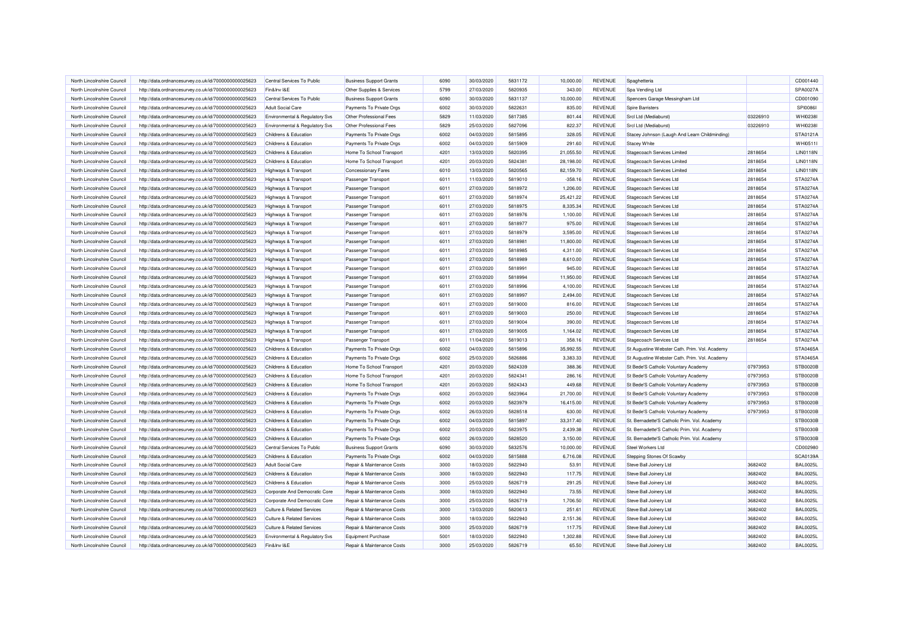| | | | | | | | | | | | | |
|---|---|---|---|---|---|---|---|---|---|---|---|---|
| North Lincolnshire Council | http://data.ordnancesurvey.co.uk/id/7000000000025623 | Central Services To Public | Business Support Grants | 6090 | 30/03/2020 | 5831172 | 10,000.00 | REVENUE | Spaghetteria | | CD001440 |
| North Lincolnshire Council | http://data.ordnancesurvey.co.uk/id/7000000000025623 | Fin&Inv I&E | Other Supplies & Services | 5799 | 27/03/2020 | 5820935 | 343.00 | REVENUE | Spa Vending Ltd | | SPA0027A |
| North Lincolnshire Council | http://data.ordnancesurvey.co.uk/id/7000000000025623 | Central Services To Public | Business Support Grants | 6090 | 30/03/2020 | 5831137 | 10,000.00 | REVENUE | Spencers Garage Messingham Ltd | | CD001090 |
| North Lincolnshire Council | http://data.ordnancesurvey.co.uk/id/7000000000025623 | Adult Social Care | Payments To Private Orgs | 6002 | 30/03/2020 | 5822631 | 835.00 | REVENUE | Spire Barristers | | SPI0086I |
| North Lincolnshire Council | http://data.ordnancesurvey.co.uk/id/7000000000025623 | Environmental & Regulatory Svs | Other Professional Fees | 5829 | 11/03/2020 | 5817385 | 801.44 | REVENUE | Srcl Ltd (Mediaburst) | 03226910 | WHI0238I |
| North Lincolnshire Council | http://data.ordnancesurvey.co.uk/id/7000000000025623 | Environmental & Regulatory Svs | Other Professional Fees | 5829 | 25/03/2020 | 5827096 | 822.37 | REVENUE | Srcl Ltd (Mediaburst) | 03226910 | WHI0238I |
| North Lincolnshire Council | http://data.ordnancesurvey.co.uk/id/7000000000025623 | Childrens & Education | Payments To Private Orgs | 6002 | 04/03/2020 | 5815895 | 328.05 | REVENUE | Stacey Johnson (Laugh And Learn Childminding) | | STA0121A |
| North Lincolnshire Council | http://data.ordnancesurvey.co.uk/id/7000000000025623 | Childrens & Education | Payments To Private Orgs | 6002 | 04/03/2020 | 5815909 | 291.60 | REVENUE | Stacey White | | WHI0511I |
| North Lincolnshire Council | http://data.ordnancesurvey.co.uk/id/7000000000025623 | Childrens & Education | Home To School Transport | 4201 | 13/03/2020 | 5820395 | 21,055.50 | REVENUE | Stagecoach Services Limited | 2818654 | LIN0118N |
| North Lincolnshire Council | http://data.ordnancesurvey.co.uk/id/7000000000025623 | Childrens & Education | Home To School Transport | 4201 | 20/03/2020 | 5824381 | 28,198.00 | REVENUE | Stagecoach Services Limited | 2818654 | LIN0118N |
| North Lincolnshire Council | http://data.ordnancesurvey.co.uk/id/7000000000025623 | Highways & Transport | Concessionary Fares | 6010 | 13/03/2020 | 5820565 | 82,159.70 | REVENUE | Stagecoach Services Limited | 2818654 | LIN0118N |
| North Lincolnshire Council | http://data.ordnancesurvey.co.uk/id/7000000000025623 | Highways & Transport | Passenger Transport | 6011 | 11/03/2020 | 5819010 | -358.16 | REVENUE | Stagecoach Services Ltd | 2818654 | STA0274A |
| North Lincolnshire Council | http://data.ordnancesurvey.co.uk/id/7000000000025623 | Highways & Transport | Passenger Transport | 6011 | 27/03/2020 | 5818972 | 1,206.00 | REVENUE | Stagecoach Services Ltd | 2818654 | STA0274A |
| North Lincolnshire Council | http://data.ordnancesurvey.co.uk/id/7000000000025623 | Highways & Transport | Passenger Transport | 6011 | 27/03/2020 | 5818974 | 25,421.22 | REVENUE | Stagecoach Services Ltd | 2818654 | STA0274A |
| North Lincolnshire Council | http://data.ordnancesurvey.co.uk/id/7000000000025623 | Highways & Transport | Passenger Transport | 6011 | 27/03/2020 | 5818975 | 8,335.34 | REVENUE | Stagecoach Services Ltd | 2818654 | STA0274A |
| North Lincolnshire Council | http://data.ordnancesurvey.co.uk/id/7000000000025623 | Highways & Transport | Passenger Transport | 6011 | 27/03/2020 | 5818976 | 1,100.00 | REVENUE | Stagecoach Services Ltd | 2818654 | STA0274A |
| North Lincolnshire Council | http://data.ordnancesurvey.co.uk/id/7000000000025623 | Highways & Transport | Passenger Transport | 6011 | 27/03/2020 | 5818977 | 975.00 | REVENUE | Stagecoach Services Ltd | 2818654 | STA0274A |
| North Lincolnshire Council | http://data.ordnancesurvey.co.uk/id/7000000000025623 | Highways & Transport | Passenger Transport | 6011 | 27/03/2020 | 5818979 | 3,595.00 | REVENUE | Stagecoach Services Ltd | 2818654 | STA0274A |
| North Lincolnshire Council | http://data.ordnancesurvey.co.uk/id/7000000000025623 | Highways & Transport | Passenger Transport | 6011 | 27/03/2020 | 5818981 | 11,800.00 | REVENUE | Stagecoach Services Ltd | 2818654 | STA0274A |
| North Lincolnshire Council | http://data.ordnancesurvey.co.uk/id/7000000000025623 | Highways & Transport | Passenger Transport | 6011 | 27/03/2020 | 5818985 | 4,311.00 | REVENUE | Stagecoach Services Ltd | 2818654 | STA0274A |
| North Lincolnshire Council | http://data.ordnancesurvey.co.uk/id/7000000000025623 | Highways & Transport | Passenger Transport | 6011 | 27/03/2020 | 5818989 | 8,610.00 | REVENUE | Stagecoach Services Ltd | 2818654 | STA0274A |
| North Lincolnshire Council | http://data.ordnancesurvey.co.uk/id/7000000000025623 | Highways & Transport | Passenger Transport | 6011 | 27/03/2020 | 5818991 | 945.00 | REVENUE | Stagecoach Services Ltd | 2818654 | STA0274A |
| North Lincolnshire Council | http://data.ordnancesurvey.co.uk/id/7000000000025623 | Highways & Transport | Passenger Transport | 6011 | 27/03/2020 | 5818994 | 11,950.00 | REVENUE | Stagecoach Services Ltd | 2818654 | STA0274A |
| North Lincolnshire Council | http://data.ordnancesurvey.co.uk/id/7000000000025623 | Highways & Transport | Passenger Transport | 6011 | 27/03/2020 | 5818996 | 4,100.00 | REVENUE | Stagecoach Services Ltd | 2818654 | STA0274A |
| North Lincolnshire Council | http://data.ordnancesurvey.co.uk/id/7000000000025623 | Highways & Transport | Passenger Transport | 6011 | 27/03/2020 | 5818997 | 2,494.00 | REVENUE | Stagecoach Services Ltd | 2818654 | STA0274A |
| North Lincolnshire Council | http://data.ordnancesurvey.co.uk/id/7000000000025623 | Highways & Transport | Passenger Transport | 6011 | 27/03/2020 | 5819000 | 816.00 | REVENUE | Stagecoach Services Ltd | 2818654 | STA0274A |
| North Lincolnshire Council | http://data.ordnancesurvey.co.uk/id/7000000000025623 | Highways & Transport | Passenger Transport | 6011 | 27/03/2020 | 5819003 | 250.00 | REVENUE | Stagecoach Services Ltd | 2818654 | STA0274A |
| North Lincolnshire Council | http://data.ordnancesurvey.co.uk/id/7000000000025623 | Highways & Transport | Passenger Transport | 6011 | 27/03/2020 | 5819004 | 390.00 | REVENUE | Stagecoach Services Ltd | 2818654 | STA0274A |
| North Lincolnshire Council | http://data.ordnancesurvey.co.uk/id/7000000000025623 | Highways & Transport | Passenger Transport | 6011 | 27/03/2020 | 5819005 | 1,164.02 | REVENUE | Stagecoach Services Ltd | 2818654 | STA0274A |
| North Lincolnshire Council | http://data.ordnancesurvey.co.uk/id/7000000000025623 | Highways & Transport | Passenger Transport | 6011 | 11/04/2020 | 5819013 | 358.16 | REVENUE | Stagecoach Services Ltd | 2818654 | STA0274A |
| North Lincolnshire Council | http://data.ordnancesurvey.co.uk/id/7000000000025623 | Childrens & Education | Payments To Private Orgs | 6002 | 04/03/2020 | 5815896 | 35,992.55 | REVENUE | St Augustine Webster Cath. Prim. Vol. Academy | | STA0465A |
| North Lincolnshire Council | http://data.ordnancesurvey.co.uk/id/7000000000025623 | Childrens & Education | Payments To Private Orgs | 6002 | 25/03/2020 | 5826886 | 3,383.33 | REVENUE | St Augustine Webster Cath. Prim. Vol. Academy | | STA0465A |
| North Lincolnshire Council | http://data.ordnancesurvey.co.uk/id/7000000000025623 | Childrens & Education | Home To School Transport | 4201 | 20/03/2020 | 5824339 | 388.36 | REVENUE | St Bede'S Catholic Voluntary Academy | 07973953 | STB0020B |
| North Lincolnshire Council | http://data.ordnancesurvey.co.uk/id/7000000000025623 | Childrens & Education | Home To School Transport | 4201 | 20/03/2020 | 5824341 | 286.16 | REVENUE | St Bede'S Catholic Voluntary Academy | 07973953 | STB0020B |
| North Lincolnshire Council | http://data.ordnancesurvey.co.uk/id/7000000000025623 | Childrens & Education | Home To School Transport | 4201 | 20/03/2020 | 5824343 | 449.68 | REVENUE | St Bede'S Catholic Voluntary Academy | 07973953 | STB0020B |
| North Lincolnshire Council | http://data.ordnancesurvey.co.uk/id/7000000000025623 | Childrens & Education | Payments To Private Orgs | 6002 | 20/03/2020 | 5823964 | 21,700.00 | REVENUE | St Bede'S Catholic Voluntary Academy | 07973953 | STB0020B |
| North Lincolnshire Council | http://data.ordnancesurvey.co.uk/id/7000000000025623 | Childrens & Education | Payments To Private Orgs | 6002 | 20/03/2020 | 5823979 | 16,415.00 | REVENUE | St Bede'S Catholic Voluntary Academy | 07973953 | STB0020B |
| North Lincolnshire Council | http://data.ordnancesurvey.co.uk/id/7000000000025623 | Childrens & Education | Payments To Private Orgs | 6002 | 26/03/2020 | 5828518 | 630.00 | REVENUE | St Bede'S Catholic Voluntary Academy | 07973953 | STB0020B |
| North Lincolnshire Council | http://data.ordnancesurvey.co.uk/id/7000000000025623 | Childrens & Education | Payments To Private Orgs | 6002 | 04/03/2020 | 5815897 | 33,317.40 | REVENUE | St. Bernadette'S Catholic Prim. Vol. Academy | | STB0030B |
| North Lincolnshire Council | http://data.ordnancesurvey.co.uk/id/7000000000025623 | Childrens & Education | Payments To Private Orgs | 6002 | 20/03/2020 | 5823975 | 2,439.38 | REVENUE | St. Bernadette'S Catholic Prim. Vol. Academy | | STB0030B |
| North Lincolnshire Council | http://data.ordnancesurvey.co.uk/id/7000000000025623 | Childrens & Education | Payments To Private Orgs | 6002 | 26/03/2020 | 5828520 | 3,150.00 | REVENUE | St. Bernadette'S Catholic Prim. Vol. Academy | | STB0030B |
| North Lincolnshire Council | http://data.ordnancesurvey.co.uk/id/7000000000025623 | Central Services To Public | Business Support Grants | 6090 | 30/03/2020 | 5832576 | 10,000.00 | REVENUE | Steel Workers Ltd | | CD002980 |
| North Lincolnshire Council | http://data.ordnancesurvey.co.uk/id/7000000000025623 | Childrens & Education | Payments To Private Orgs | 6002 | 04/03/2020 | 5815888 | 6,716.08 | REVENUE | Stepping Stones Of Scawby | | SCA0139A |
| North Lincolnshire Council | http://data.ordnancesurvey.co.uk/id/7000000000025623 | Adult Social Care | Repair & Maintenance Costs | 3000 | 18/03/2020 | 5822940 | 53.91 | REVENUE | Steve Ball Joinery Ltd | 3682402 | BAL0025L |
| North Lincolnshire Council | http://data.ordnancesurvey.co.uk/id/7000000000025623 | Childrens & Education | Repair & Maintenance Costs | 3000 | 18/03/2020 | 5822940 | 117.75 | REVENUE | Steve Ball Joinery Ltd | 3682402 | BAL0025L |
| North Lincolnshire Council | http://data.ordnancesurvey.co.uk/id/7000000000025623 | Childrens & Education | Repair & Maintenance Costs | 3000 | 25/03/2020 | 5826719 | 291.25 | REVENUE | Steve Ball Joinery Ltd | 3682402 | BAL0025L |
| North Lincolnshire Council | http://data.ordnancesurvey.co.uk/id/7000000000025623 | Corporate And Democratic Core | Repair & Maintenance Costs | 3000 | 18/03/2020 | 5822940 | 73.55 | REVENUE | Steve Ball Joinery Ltd | 3682402 | BAL0025L |
| North Lincolnshire Council | http://data.ordnancesurvey.co.uk/id/7000000000025623 | Corporate And Democratic Core | Repair & Maintenance Costs | 3000 | 25/03/2020 | 5826719 | 1,706.50 | REVENUE | Steve Ball Joinery Ltd | 3682402 | BAL0025L |
| North Lincolnshire Council | http://data.ordnancesurvey.co.uk/id/7000000000025623 | Culture & Related Services | Repair & Maintenance Costs | 3000 | 13/03/2020 | 5820613 | 251.61 | REVENUE | Steve Ball Joinery Ltd | 3682402 | BAL0025L |
| North Lincolnshire Council | http://data.ordnancesurvey.co.uk/id/7000000000025623 | Culture & Related Services | Repair & Maintenance Costs | 3000 | 18/03/2020 | 5822940 | 2,151.36 | REVENUE | Steve Ball Joinery Ltd | 3682402 | BAL0025L |
| North Lincolnshire Council | http://data.ordnancesurvey.co.uk/id/7000000000025623 | Culture & Related Services | Repair & Maintenance Costs | 3000 | 25/03/2020 | 5826719 | 117.75 | REVENUE | Steve Ball Joinery Ltd | 3682402 | BAL0025L |
| North Lincolnshire Council | http://data.ordnancesurvey.co.uk/id/7000000000025623 | Environmental & Regulatory Svs | Equipment Purchase | 5001 | 18/03/2020 | 5822940 | 1,302.88 | REVENUE | Steve Ball Joinery Ltd | 3682402 | BAL0025L |
| North Lincolnshire Council | http://data.ordnancesurvey.co.uk/id/7000000000025623 | Fin&Inv I&E | Repair & Maintenance Costs | 3000 | 25/03/2020 | 5826719 | 65.50 | REVENUE | Steve Ball Joinery Ltd | 3682402 | BAL0025L |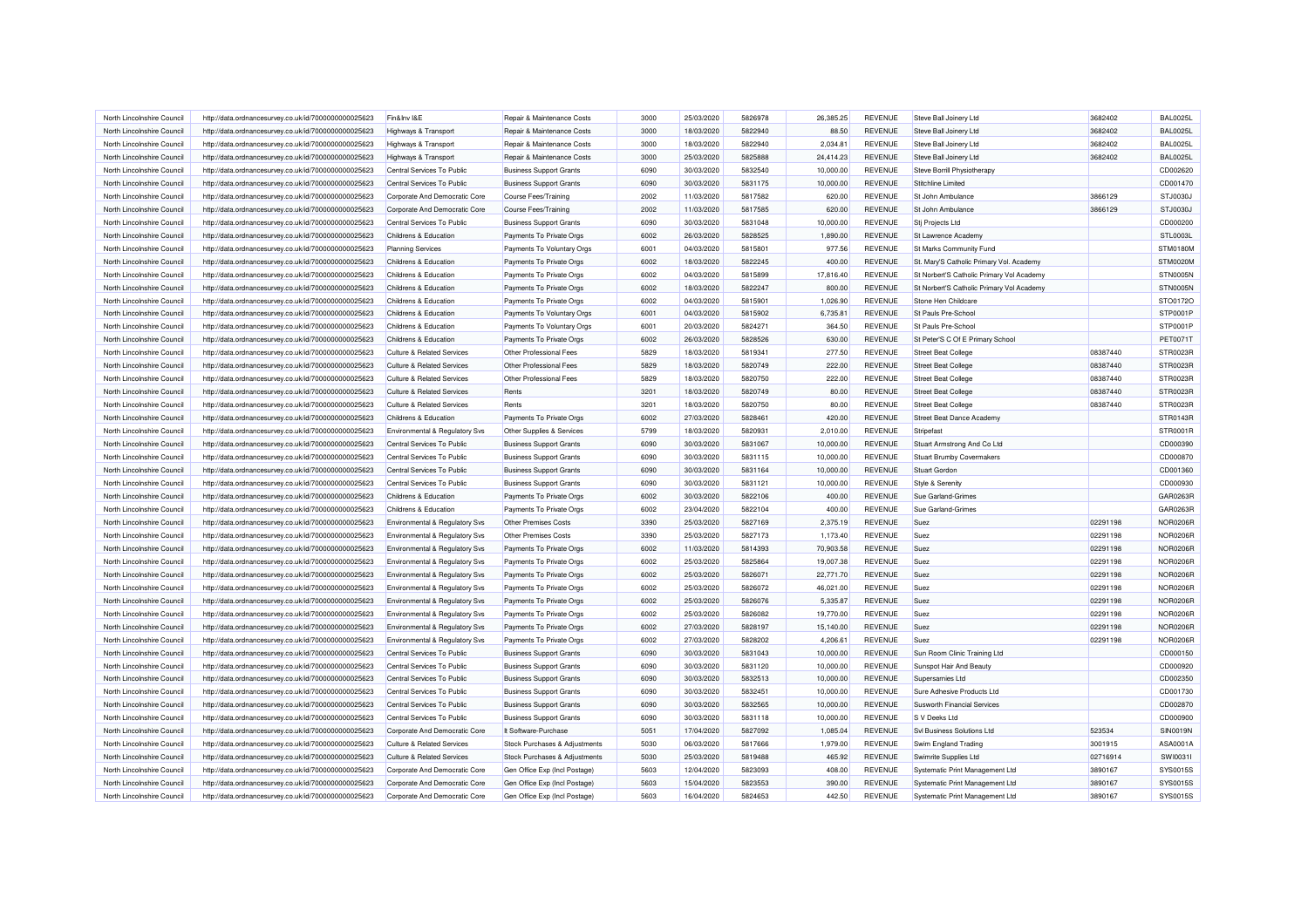| | | | | | | | | | | | | |
|---|---|---|---|---|---|---|---|---|---|---|---|---|
| North Lincolnshire Council | http://data.ordnancesurvey.co.uk/id/7000000000025623 | Fin&Inv I&E | Repair & Maintenance Costs | 3000 | 25/03/2020 | 5826978 | 26,385.25 | REVENUE | Steve Ball Joinery Ltd | 3682402 | BAL0025L |
| North Lincolnshire Council | http://data.ordnancesurvey.co.uk/id/7000000000025623 | Highways & Transport | Repair & Maintenance Costs | 3000 | 18/03/2020 | 5822940 | 88.50 | REVENUE | Steve Ball Joinery Ltd | 3682402 | BAL0025L |
| North Lincolnshire Council | http://data.ordnancesurvey.co.uk/id/7000000000025623 | Highways & Transport | Repair & Maintenance Costs | 3000 | 18/03/2020 | 5822940 | 2,034.81 | REVENUE | Steve Ball Joinery Ltd | 3682402 | BAL0025L |
| North Lincolnshire Council | http://data.ordnancesurvey.co.uk/id/7000000000025623 | Highways & Transport | Repair & Maintenance Costs | 3000 | 25/03/2020 | 5825888 | 24,414.23 | REVENUE | Steve Ball Joinery Ltd | 3682402 | BAL0025L |
| North Lincolnshire Council | http://data.ordnancesurvey.co.uk/id/7000000000025623 | Central Services To Public | Business Support Grants | 6090 | 30/03/2020 | 5832540 | 10,000.00 | REVENUE | Steve Borrill Physiotherapy | | CD002620 |
| North Lincolnshire Council | http://data.ordnancesurvey.co.uk/id/7000000000025623 | Central Services To Public | Business Support Grants | 6090 | 30/03/2020 | 5831175 | 10,000.00 | REVENUE | Stitchline Limited | | CD001470 |
| North Lincolnshire Council | http://data.ordnancesurvey.co.uk/id/7000000000025623 | Corporate And Democratic Core | Course Fees/Training | 2002 | 11/03/2020 | 5817582 | 620.00 | REVENUE | St John Ambulance | 3866129 | STJ0030J |
| North Lincolnshire Council | http://data.ordnancesurvey.co.uk/id/7000000000025623 | Corporate And Democratic Core | Course Fees/Training | 2002 | 11/03/2020 | 5817585 | 620.00 | REVENUE | St John Ambulance | 3866129 | STJ0030J |
| North Lincolnshire Council | http://data.ordnancesurvey.co.uk/id/7000000000025623 | Central Services To Public | Business Support Grants | 6090 | 30/03/2020 | 5831048 | 10,000.00 | REVENUE | Stj Projects Ltd | | CD000200 |
| North Lincolnshire Council | http://data.ordnancesurvey.co.uk/id/7000000000025623 | Childrens & Education | Payments To Private Orgs | 6002 | 26/03/2020 | 5828525 | 1,890.00 | REVENUE | St Lawrence Academy | | STL0003L |
| North Lincolnshire Council | http://data.ordnancesurvey.co.uk/id/7000000000025623 | Planning Services | Payments To Voluntary Orgs | 6001 | 04/03/2020 | 5815801 | 977.56 | REVENUE | St Marks Community Fund | | STM0180M |
| North Lincolnshire Council | http://data.ordnancesurvey.co.uk/id/7000000000025623 | Childrens & Education | Payments To Private Orgs | 6002 | 18/03/2020 | 5822245 | 400.00 | REVENUE | St. Mary'S Catholic Primary Vol. Academy | | STM0020M |
| North Lincolnshire Council | http://data.ordnancesurvey.co.uk/id/7000000000025623 | Childrens & Education | Payments To Private Orgs | 6002 | 04/03/2020 | 5815899 | 17,816.40 | REVENUE | St Norbert'S Catholic Primary Vol Academy | | STN0005N |
| North Lincolnshire Council | http://data.ordnancesurvey.co.uk/id/7000000000025623 | Childrens & Education | Payments To Private Orgs | 6002 | 18/03/2020 | 5822247 | 800.00 | REVENUE | St Norbert'S Catholic Primary Vol Academy | | STN0005N |
| North Lincolnshire Council | http://data.ordnancesurvey.co.uk/id/7000000000025623 | Childrens & Education | Payments To Private Orgs | 6002 | 04/03/2020 | 5815901 | 1,026.90 | REVENUE | Stone Hen Childcare | | STO0172O |
| North Lincolnshire Council | http://data.ordnancesurvey.co.uk/id/7000000000025623 | Childrens & Education | Payments To Voluntary Orgs | 6001 | 04/03/2020 | 5815902 | 6,735.81 | REVENUE | St Pauls Pre-School | | STP0001P |
| North Lincolnshire Council | http://data.ordnancesurvey.co.uk/id/7000000000025623 | Childrens & Education | Payments To Voluntary Orgs | 6001 | 20/03/2020 | 5824271 | 364.50 | REVENUE | St Pauls Pre-School | | STP0001P |
| North Lincolnshire Council | http://data.ordnancesurvey.co.uk/id/7000000000025623 | Childrens & Education | Payments To Private Orgs | 6002 | 26/03/2020 | 5828526 | 630.00 | REVENUE | St Peter'S C Of E Primary School | | PET0071T |
| North Lincolnshire Council | http://data.ordnancesurvey.co.uk/id/7000000000025623 | Culture & Related Services | Other Professional Fees | 5829 | 18/03/2020 | 5819341 | 277.50 | REVENUE | Street Beat College | 08387440 | STR0023R |
| North Lincolnshire Council | http://data.ordnancesurvey.co.uk/id/7000000000025623 | Culture & Related Services | Other Professional Fees | 5829 | 18/03/2020 | 5820749 | 222.00 | REVENUE | Street Beat College | 08387440 | STR0023R |
| North Lincolnshire Council | http://data.ordnancesurvey.co.uk/id/7000000000025623 | Culture & Related Services | Other Professional Fees | 5829 | 18/03/2020 | 5820750 | 222.00 | REVENUE | Street Beat College | 08387440 | STR0023R |
| North Lincolnshire Council | http://data.ordnancesurvey.co.uk/id/7000000000025623 | Culture & Related Services | Rents | 3201 | 18/03/2020 | 5820749 | 80.00 | REVENUE | Street Beat College | 08387440 | STR0023R |
| North Lincolnshire Council | http://data.ordnancesurvey.co.uk/id/7000000000025623 | Culture & Related Services | Rents | 3201 | 18/03/2020 | 5820750 | 80.00 | REVENUE | Street Beat College | 08387440 | STR0023R |
| North Lincolnshire Council | http://data.ordnancesurvey.co.uk/id/7000000000025623 | Childrens & Education | Payments To Private Orgs | 6002 | 27/03/2020 | 5828461 | 420.00 | REVENUE | Street Beat Dance Academy | | STR0143R |
| North Lincolnshire Council | http://data.ordnancesurvey.co.uk/id/7000000000025623 | Environmental & Regulatory Svs | Other Supplies & Services | 5799 | 18/03/2020 | 5820931 | 2,010.00 | REVENUE | Stripefast | | STR0001R |
| North Lincolnshire Council | http://data.ordnancesurvey.co.uk/id/7000000000025623 | Central Services To Public | Business Support Grants | 6090 | 30/03/2020 | 5831067 | 10,000.00 | REVENUE | Stuart Armstrong And Co Ltd | | CD000390 |
| North Lincolnshire Council | http://data.ordnancesurvey.co.uk/id/7000000000025623 | Central Services To Public | Business Support Grants | 6090 | 30/03/2020 | 5831115 | 10,000.00 | REVENUE | Stuart Brumby Covermakers | | CD000870 |
| North Lincolnshire Council | http://data.ordnancesurvey.co.uk/id/7000000000025623 | Central Services To Public | Business Support Grants | 6090 | 30/03/2020 | 5831164 | 10,000.00 | REVENUE | Stuart Gordon | | CD001360 |
| North Lincolnshire Council | http://data.ordnancesurvey.co.uk/id/7000000000025623 | Central Services To Public | Business Support Grants | 6090 | 30/03/2020 | 5831121 | 10,000.00 | REVENUE | Style & Serenity | | CD000930 |
| North Lincolnshire Council | http://data.ordnancesurvey.co.uk/id/7000000000025623 | Childrens & Education | Payments To Private Orgs | 6002 | 30/03/2020 | 5822106 | 400.00 | REVENUE | Sue Garland-Grimes | | GAR0263R |
| North Lincolnshire Council | http://data.ordnancesurvey.co.uk/id/7000000000025623 | Childrens & Education | Payments To Private Orgs | 6002 | 23/04/2020 | 5822104 | 400.00 | REVENUE | Sue Garland-Grimes | | GAR0263R |
| North Lincolnshire Council | http://data.ordnancesurvey.co.uk/id/7000000000025623 | Environmental & Regulatory Svs | Other Premises Costs | 3390 | 25/03/2020 | 5827169 | 2,375.19 | REVENUE | Suez | 02291198 | NOR0206R |
| North Lincolnshire Council | http://data.ordnancesurvey.co.uk/id/7000000000025623 | Environmental & Regulatory Svs | Other Premises Costs | 3390 | 25/03/2020 | 5827173 | 1,173.40 | REVENUE | Suez | 02291198 | NOR0206R |
| North Lincolnshire Council | http://data.ordnancesurvey.co.uk/id/7000000000025623 | Environmental & Regulatory Svs | Payments To Private Orgs | 6002 | 11/03/2020 | 5814393 | 70,903.58 | REVENUE | Suez | 02291198 | NOR0206R |
| North Lincolnshire Council | http://data.ordnancesurvey.co.uk/id/7000000000025623 | Environmental & Regulatory Svs | Payments To Private Orgs | 6002 | 25/03/2020 | 5825864 | 19,007.38 | REVENUE | Suez | 02291198 | NOR0206R |
| North Lincolnshire Council | http://data.ordnancesurvey.co.uk/id/7000000000025623 | Environmental & Regulatory Svs | Payments To Private Orgs | 6002 | 25/03/2020 | 5826071 | 22,771.70 | REVENUE | Suez | 02291198 | NOR0206R |
| North Lincolnshire Council | http://data.ordnancesurvey.co.uk/id/7000000000025623 | Environmental & Regulatory Svs | Payments To Private Orgs | 6002 | 25/03/2020 | 5826072 | 46,021.00 | REVENUE | Suez | 02291198 | NOR0206R |
| North Lincolnshire Council | http://data.ordnancesurvey.co.uk/id/7000000000025623 | Environmental & Regulatory Svs | Payments To Private Orgs | 6002 | 25/03/2020 | 5826076 | 5,335.87 | REVENUE | Suez | 02291198 | NOR0206R |
| North Lincolnshire Council | http://data.ordnancesurvey.co.uk/id/7000000000025623 | Environmental & Regulatory Svs | Payments To Private Orgs | 6002 | 25/03/2020 | 5826082 | 19,770.00 | REVENUE | Suez | 02291198 | NOR0206R |
| North Lincolnshire Council | http://data.ordnancesurvey.co.uk/id/7000000000025623 | Environmental & Regulatory Svs | Payments To Private Orgs | 6002 | 27/03/2020 | 5828197 | 15,140.00 | REVENUE | Suez | 02291198 | NOR0206R |
| North Lincolnshire Council | http://data.ordnancesurvey.co.uk/id/7000000000025623 | Environmental & Regulatory Svs | Payments To Private Orgs | 6002 | 27/03/2020 | 5828202 | 4,206.61 | REVENUE | Suez | 02291198 | NOR0206R |
| North Lincolnshire Council | http://data.ordnancesurvey.co.uk/id/7000000000025623 | Central Services To Public | Business Support Grants | 6090 | 30/03/2020 | 5831043 | 10,000.00 | REVENUE | Sun Room Clinic Training Ltd | | CD000150 |
| North Lincolnshire Council | http://data.ordnancesurvey.co.uk/id/7000000000025623 | Central Services To Public | Business Support Grants | 6090 | 30/03/2020 | 5831120 | 10,000.00 | REVENUE | Sunspot Hair And Beauty | | CD000920 |
| North Lincolnshire Council | http://data.ordnancesurvey.co.uk/id/7000000000025623 | Central Services To Public | Business Support Grants | 6090 | 30/03/2020 | 5832513 | 10,000.00 | REVENUE | Supersarnies Ltd | | CD002350 |
| North Lincolnshire Council | http://data.ordnancesurvey.co.uk/id/7000000000025623 | Central Services To Public | Business Support Grants | 6090 | 30/03/2020 | 5832451 | 10,000.00 | REVENUE | Sure Adhesive Products Ltd | | CD001730 |
| North Lincolnshire Council | http://data.ordnancesurvey.co.uk/id/7000000000025623 | Central Services To Public | Business Support Grants | 6090 | 30/03/2020 | 5832565 | 10,000.00 | REVENUE | Susworth Financial Services | | CD002870 |
| North Lincolnshire Council | http://data.ordnancesurvey.co.uk/id/7000000000025623 | Central Services To Public | Business Support Grants | 6090 | 30/03/2020 | 5831118 | 10,000.00 | REVENUE | S V Deeks Ltd | | CD000900 |
| North Lincolnshire Council | http://data.ordnancesurvey.co.uk/id/7000000000025623 | Corporate And Democratic Core | It Software-Purchase | 5051 | 17/04/2020 | 5827092 | 1,085.04 | REVENUE | Svl Business Solutions Ltd | 523534 | SIN0019N |
| North Lincolnshire Council | http://data.ordnancesurvey.co.uk/id/7000000000025623 | Culture & Related Services | Stock Purchases & Adjustments | 5030 | 06/03/2020 | 5817666 | 1,979.00 | REVENUE | Swim England Trading | 3001915 | ASA0001A |
| North Lincolnshire Council | http://data.ordnancesurvey.co.uk/id/7000000000025623 | Culture & Related Services | Stock Purchases & Adjustments | 5030 | 25/03/2020 | 5819488 | 465.92 | REVENUE | Swimrite Supplies Ltd | 02716914 | SWI0031I |
| North Lincolnshire Council | http://data.ordnancesurvey.co.uk/id/7000000000025623 | Corporate And Democratic Core | Gen Office Exp (Incl Postage) | 5603 | 12/04/2020 | 5823093 | 408.00 | REVENUE | Systematic Print Management Ltd | 3890167 | SYS0015S |
| North Lincolnshire Council | http://data.ordnancesurvey.co.uk/id/7000000000025623 | Corporate And Democratic Core | Gen Office Exp (Incl Postage) | 5603 | 15/04/2020 | 5823553 | 390.00 | REVENUE | Systematic Print Management Ltd | 3890167 | SYS0015S |
| North Lincolnshire Council | http://data.ordnancesurvey.co.uk/id/7000000000025623 | Corporate And Democratic Core | Gen Office Exp (Incl Postage) | 5603 | 16/04/2020 | 5824653 | 442.50 | REVENUE | Systematic Print Management Ltd | 3890167 | SYS0015S |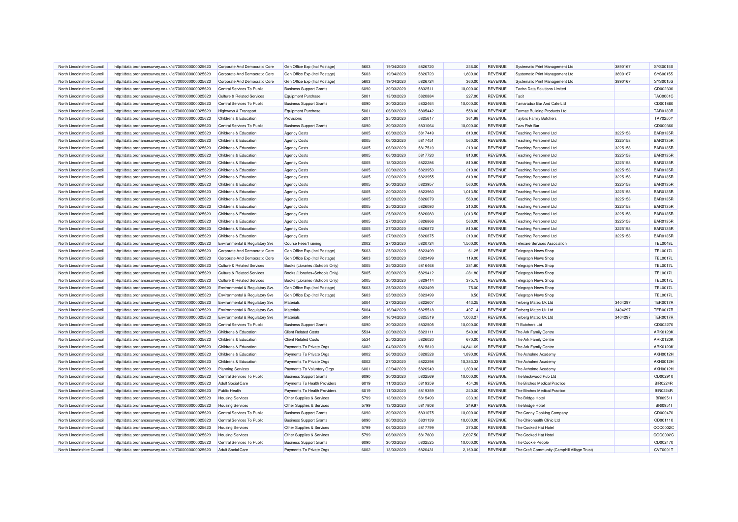| | | | | | | | | | | | | |
|---|---|---|---|---|---|---|---|---|---|---|---|---|
| North Lincolnshire Council | http://data.ordnancesurvey.co.uk/id/7000000000025623 | Corporate And Democratic Core | Gen Office Exp (Incl Postage) | 5603 | 19/04/2020 | 5826720 | 236.00 | REVENUE | Systematic Print Management Ltd | 3890167 | SYS0015S |
| North Lincolnshire Council | http://data.ordnancesurvey.co.uk/id/7000000000025623 | Corporate And Democratic Core | Gen Office Exp (Incl Postage) | 5603 | 19/04/2020 | 5826723 | 1,809.00 | REVENUE | Systematic Print Management Ltd | 3890167 | SYS0015S |
| North Lincolnshire Council | http://data.ordnancesurvey.co.uk/id/7000000000025623 | Corporate And Democratic Core | Gen Office Exp (Incl Postage) | 5603 | 19/04/2020 | 5826724 | 360.00 | REVENUE | Systematic Print Management Ltd | 3890167 | SYS0015S |
| North Lincolnshire Council | http://data.ordnancesurvey.co.uk/id/7000000000025623 | Central Services To Public | Business Support Grants | 6090 | 30/03/2020 | 5832511 | 10,000.00 | REVENUE | Tacho Data Solutions Limited | | CD002330 |
| North Lincolnshire Council | http://data.ordnancesurvey.co.uk/id/7000000000025623 | Culture & Related Services | Equipment Purchase | 5001 | 13/03/2020 | 5820884 | 227.00 | REVENUE | Tacit | | TAC0001C |
| North Lincolnshire Council | http://data.ordnancesurvey.co.uk/id/7000000000025623 | Central Services To Public | Business Support Grants | 6090 | 30/03/2020 | 5832464 | 10,000.00 | REVENUE | Tamaradox Bar And Cafe Ltd | | CD001860 |
| North Lincolnshire Council | http://data.ordnancesurvey.co.uk/id/7000000000025623 | Highways & Transport | Equipment Purchase | 5001 | 06/03/2020 | 5805442 | 558.00 | REVENUE | Tarmac Building Products Ltd | | TAR0130R |
| North Lincolnshire Council | http://data.ordnancesurvey.co.uk/id/7000000000025623 | Childrens & Education | Provisions | 5201 | 25/03/2020 | 5825617 | 361.98 | REVENUE | Taylors Family Butchers | | TAY0250Y |
| North Lincolnshire Council | http://data.ordnancesurvey.co.uk/id/7000000000025623 | Central Services To Public | Business Support Grants | 6090 | 30/03/2020 | 5831064 | 10,000.00 | REVENUE | Tazs Fish Bar | | CD000360 |
| North Lincolnshire Council | http://data.ordnancesurvey.co.uk/id/7000000000025623 | Childrens & Education | Agency Costs | 6005 | 06/03/2020 | 5817449 | 810.80 | REVENUE | Teaching Personnel Ltd | 3225158 | BAR0135R |
| North Lincolnshire Council | http://data.ordnancesurvey.co.uk/id/7000000000025623 | Childrens & Education | Agency Costs | 6005 | 06/03/2020 | 5817451 | 560.00 | REVENUE | Teaching Personnel Ltd | 3225158 | BAR0135R |
| North Lincolnshire Council | http://data.ordnancesurvey.co.uk/id/7000000000025623 | Childrens & Education | Agency Costs | 6005 | 06/03/2020 | 5817510 | 210.00 | REVENUE | Teaching Personnel Ltd | 3225158 | BAR0135R |
| North Lincolnshire Council | http://data.ordnancesurvey.co.uk/id/7000000000025623 | Childrens & Education | Agency Costs | 6005 | 06/03/2020 | 5817720 | 810.80 | REVENUE | Teaching Personnel Ltd | 3225158 | BAR0135R |
| North Lincolnshire Council | http://data.ordnancesurvey.co.uk/id/7000000000025623 | Childrens & Education | Agency Costs | 6005 | 18/03/2020 | 5822286 | 810.80 | REVENUE | Teaching Personnel Ltd | 3225158 | BAR0135R |
| North Lincolnshire Council | http://data.ordnancesurvey.co.uk/id/7000000000025623 | Childrens & Education | Agency Costs | 6005 | 20/03/2020 | 5823953 | 210.00 | REVENUE | Teaching Personnel Ltd | 3225158 | BAR0135R |
| North Lincolnshire Council | http://data.ordnancesurvey.co.uk/id/7000000000025623 | Childrens & Education | Agency Costs | 6005 | 20/03/2020 | 5823955 | 810.80 | REVENUE | Teaching Personnel Ltd | 3225158 | BAR0135R |
| North Lincolnshire Council | http://data.ordnancesurvey.co.uk/id/7000000000025623 | Childrens & Education | Agency Costs | 6005 | 20/03/2020 | 5823957 | 560.00 | REVENUE | Teaching Personnel Ltd | 3225158 | BAR0135R |
| North Lincolnshire Council | http://data.ordnancesurvey.co.uk/id/7000000000025623 | Childrens & Education | Agency Costs | 6005 | 20/03/2020 | 5823960 | 1,013.50 | REVENUE | Teaching Personnel Ltd | 3225158 | BAR0135R |
| North Lincolnshire Council | http://data.ordnancesurvey.co.uk/id/7000000000025623 | Childrens & Education | Agency Costs | 6005 | 25/03/2020 | 5826079 | 560.00 | REVENUE | Teaching Personnel Ltd | 3225158 | BAR0135R |
| North Lincolnshire Council | http://data.ordnancesurvey.co.uk/id/7000000000025623 | Childrens & Education | Agency Costs | 6005 | 25/03/2020 | 5826080 | 210.00 | REVENUE | Teaching Personnel Ltd | 3225158 | BAR0135R |
| North Lincolnshire Council | http://data.ordnancesurvey.co.uk/id/7000000000025623 | Childrens & Education | Agency Costs | 6005 | 25/03/2020 | 5826083 | 1,013.50 | REVENUE | Teaching Personnel Ltd | 3225158 | BAR0135R |
| North Lincolnshire Council | http://data.ordnancesurvey.co.uk/id/7000000000025623 | Childrens & Education | Agency Costs | 6005 | 27/03/2020 | 5826866 | 560.00 | REVENUE | Teaching Personnel Ltd | 3225158 | BAR0135R |
| North Lincolnshire Council | http://data.ordnancesurvey.co.uk/id/7000000000025623 | Childrens & Education | Agency Costs | 6005 | 27/03/2020 | 5826872 | 810.80 | REVENUE | Teaching Personnel Ltd | 3225158 | BAR0135R |
| North Lincolnshire Council | http://data.ordnancesurvey.co.uk/id/7000000000025623 | Childrens & Education | Agency Costs | 6005 | 27/03/2020 | 5826875 | 210.00 | REVENUE | Teaching Personnel Ltd | 3225158 | BAR0135R |
| North Lincolnshire Council | http://data.ordnancesurvey.co.uk/id/7000000000025623 | Environmental & Regulatory Svs | Course Fees/Training | 2002 | 27/03/2020 | 5820724 | 1,500.00 | REVENUE | Telecare Services Association | | TEL0048L |
| North Lincolnshire Council | http://data.ordnancesurvey.co.uk/id/7000000000025623 | Corporate And Democratic Core | Gen Office Exp (Incl Postage) | 5603 | 25/03/2020 | 5823499 | 61.25 | REVENUE | Telegraph News Shop | | TEL0017L |
| North Lincolnshire Council | http://data.ordnancesurvey.co.uk/id/7000000000025623 | Corporate And Democratic Core | Gen Office Exp (Incl Postage) | 5603 | 25/03/2020 | 5823499 | 119.00 | REVENUE | Telegraph News Shop | | TEL0017L |
| North Lincolnshire Council | http://data.ordnancesurvey.co.uk/id/7000000000025623 | Culture & Related Services | Books (Libraries+Schools Only) | 5005 | 25/03/2020 | 5816468 | 281.80 | REVENUE | Telegraph News Shop | | TEL0017L |
| North Lincolnshire Council | http://data.ordnancesurvey.co.uk/id/7000000000025623 | Culture & Related Services | Books (Libraries+Schools Only) | 5005 | 30/03/2020 | 5829412 | -281.80 | REVENUE | Telegraph News Shop | | TEL0017L |
| North Lincolnshire Council | http://data.ordnancesurvey.co.uk/id/7000000000025623 | Culture & Related Services | Books (Libraries+Schools Only) | 5005 | 30/03/2020 | 5829414 | 375.75 | REVENUE | Telegraph News Shop | | TEL0017L |
| North Lincolnshire Council | http://data.ordnancesurvey.co.uk/id/7000000000025623 | Environmental & Regulatory Svs | Gen Office Exp (Incl Postage) | 5603 | 25/03/2020 | 5823499 | 75.00 | REVENUE | Telegraph News Shop | | TEL0017L |
| North Lincolnshire Council | http://data.ordnancesurvey.co.uk/id/7000000000025623 | Environmental & Regulatory Svs | Gen Office Exp (Incl Postage) | 5603 | 25/03/2020 | 5823499 | 8.50 | REVENUE | Telegraph News Shop | | TEL0017L |
| North Lincolnshire Council | http://data.ordnancesurvey.co.uk/id/7000000000025623 | Environmental & Regulatory Svs | Materials | 5004 | 27/03/2020 | 5822607 | 443.25 | REVENUE | Terberg Matec Uk Ltd | 3404297 | TER0017R |
| North Lincolnshire Council | http://data.ordnancesurvey.co.uk/id/7000000000025623 | Environmental & Regulatory Svs | Materials | 5004 | 16/04/2020 | 5825518 | 497.14 | REVENUE | Terberg Matec Uk Ltd | 3404297 | TER0017R |
| North Lincolnshire Council | http://data.ordnancesurvey.co.uk/id/7000000000025623 | Environmental & Regulatory Svs | Materials | 5004 | 16/04/2020 | 5825519 | 1,003.27 | REVENUE | Terberg Matec Uk Ltd | 3404297 | TER0017R |
| North Lincolnshire Council | http://data.ordnancesurvey.co.uk/id/7000000000025623 | Central Services To Public | Business Support Grants | 6090 | 30/03/2020 | 5832505 | 10,000.00 | REVENUE | Tf Butchers Ltd | | CD002270 |
| North Lincolnshire Council | http://data.ordnancesurvey.co.uk/id/7000000000025623 | Childrens & Education | Client Related Costs | 5534 | 20/03/2020 | 5823111 | 540.00 | REVENUE | The Ark Family Centre | | ARK0120K |
| North Lincolnshire Council | http://data.ordnancesurvey.co.uk/id/7000000000025623 | Childrens & Education | Client Related Costs | 5534 | 25/03/2020 | 5826020 | 670.00 | REVENUE | The Ark Family Centre | | ARK0120K |
| North Lincolnshire Council | http://data.ordnancesurvey.co.uk/id/7000000000025623 | Childrens & Education | Payments To Private Orgs | 6002 | 04/03/2020 | 5815810 | 14,841.69 | REVENUE | The Ark Family Centre | | ARK0120K |
| North Lincolnshire Council | http://data.ordnancesurvey.co.uk/id/7000000000025623 | Childrens & Education | Payments To Private Orgs | 6002 | 26/03/2020 | 5828528 | 1,890.00 | REVENUE | The Axholme Academy | | AXH0012H |
| North Lincolnshire Council | http://data.ordnancesurvey.co.uk/id/7000000000025623 | Childrens & Education | Payments To Private Orgs | 6002 | 27/03/2020 | 5822298 | 10,383.33 | REVENUE | The Axholme Academy | | AXH0012H |
| North Lincolnshire Council | http://data.ordnancesurvey.co.uk/id/7000000000025623 | Planning Services | Payments To Voluntary Orgs | 6001 | 22/04/2020 | 5826949 | 1,300.00 | REVENUE | The Axholme Academy | | AXH0012H |
| North Lincolnshire Council | http://data.ordnancesurvey.co.uk/id/7000000000025623 | Central Services To Public | Business Support Grants | 6090 | 30/03/2020 | 5832569 | 10,000.00 | REVENUE | The Beckwood Pub Ltd | | CD002910 |
| North Lincolnshire Council | http://data.ordnancesurvey.co.uk/id/7000000000025623 | Adult Social Care | Payments To Health Providers | 6019 | 11/03/2020 | 5819359 | 454.38 | REVENUE | The Birches Medical Practice | | BIR0224R |
| North Lincolnshire Council | http://data.ordnancesurvey.co.uk/id/7000000000025623 | Public Health | Payments To Health Providers | 6019 | 11/03/2020 | 5819359 | 240.00 | REVENUE | The Birches Medical Practice | | BIR0224R |
| North Lincolnshire Council | http://data.ordnancesurvey.co.uk/id/7000000000025623 | Housing Services | Other Supplies & Services | 5799 | 13/03/2020 | 5815499 | 233.32 | REVENUE | The Bridge Hotel | | BRI0951I |
| North Lincolnshire Council | http://data.ordnancesurvey.co.uk/id/7000000000025623 | Housing Services | Other Supplies & Services | 5799 | 13/03/2020 | 5817808 | 249.97 | REVENUE | The Bridge Hotel | | BRI0951I |
| North Lincolnshire Council | http://data.ordnancesurvey.co.uk/id/7000000000025623 | Central Services To Public | Business Support Grants | 6090 | 30/03/2020 | 5831075 | 10,000.00 | REVENUE | The Canny Cooking Company | | CD000470 |
| North Lincolnshire Council | http://data.ordnancesurvey.co.uk/id/7000000000025623 | Central Services To Public | Business Support Grants | 6090 | 30/03/2020 | 5831139 | 10,000.00 | REVENUE | The Chirohealth Clinic Ltd | | CD001110 |
| North Lincolnshire Council | http://data.ordnancesurvey.co.uk/id/7000000000025623 | Housing Services | Other Supplies & Services | 5799 | 06/03/2020 | 5817799 | 270.00 | REVENUE | The Cocked Hat Hotel | | COC0002C |
| North Lincolnshire Council | http://data.ordnancesurvey.co.uk/id/7000000000025623 | Housing Services | Other Supplies & Services | 5799 | 06/03/2020 | 5817800 | 2,697.50 | REVENUE | The Cocked Hat Hotel | | COC0002C |
| North Lincolnshire Council | http://data.ordnancesurvey.co.uk/id/7000000000025623 | Central Services To Public | Business Support Grants | 6090 | 30/03/2020 | 5832525 | 10,000.00 | REVENUE | The Cookie People | | CD002470 |
| North Lincolnshire Council | http://data.ordnancesurvey.co.uk/id/7000000000025623 | Adult Social Care | Payments To Private Orgs | 6002 | 13/03/2020 | 5820431 | 2,160.00 | REVENUE | The Croft Community (Camphill Village Trust) | | CVT0001T |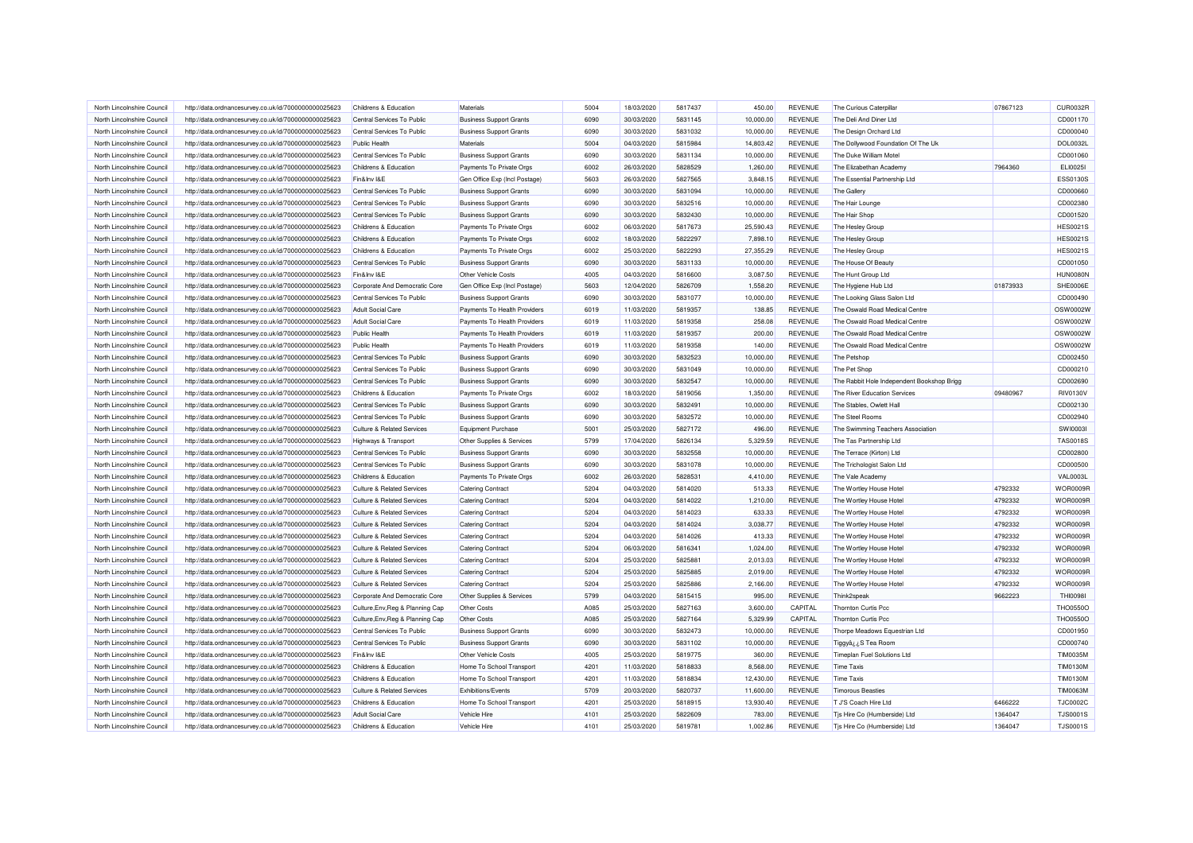| | | | | | | | | | | | | |
|---|---|---|---|---|---|---|---|---|---|---|---|---|
| North Lincolnshire Council | http://data.ordnancesurvey.co.uk/id/7000000000025623 | Childrens & Education | Materials | 5004 | 18/03/2020 | 5817437 | 450.00 | REVENUE | The Curious Caterpillar | 07867123 | CUR0032R |
| North Lincolnshire Council | http://data.ordnancesurvey.co.uk/id/7000000000025623 | Central Services To Public | Business Support Grants | 6090 | 30/03/2020 | 5831145 | 10,000.00 | REVENUE | The Deli And Diner Ltd | | CD001170 |
| North Lincolnshire Council | http://data.ordnancesurvey.co.uk/id/7000000000025623 | Central Services To Public | Business Support Grants | 6090 | 30/03/2020 | 5831032 | 10,000.00 | REVENUE | The Design Orchard Ltd | | CD000040 |
| North Lincolnshire Council | http://data.ordnancesurvey.co.uk/id/7000000000025623 | Public Health | Materials | 5004 | 04/03/2020 | 5815984 | 14,803.42 | REVENUE | The Dollywood Foundation Of The Uk | | DOL0032L |
| North Lincolnshire Council | http://data.ordnancesurvey.co.uk/id/7000000000025623 | Central Services To Public | Business Support Grants | 6090 | 30/03/2020 | 5831134 | 10,000.00 | REVENUE | The Duke William Motel | | CD001060 |
| North Lincolnshire Council | http://data.ordnancesurvey.co.uk/id/7000000000025623 | Childrens & Education | Payments To Private Orgs | 6002 | 26/03/2020 | 5828529 | 1,260.00 | REVENUE | The Elizabethan Academy | 7964360 | ELI0025I |
| North Lincolnshire Council | http://data.ordnancesurvey.co.uk/id/7000000000025623 | Fin&Inv I&E | Gen Office Exp (Incl Postage) | 5603 | 26/03/2020 | 5827565 | 3,848.15 | REVENUE | The Essential Partnership Ltd | | ESS0130S |
| North Lincolnshire Council | http://data.ordnancesurvey.co.uk/id/7000000000025623 | Central Services To Public | Business Support Grants | 6090 | 30/03/2020 | 5831094 | 10,000.00 | REVENUE | The Gallery | | CD000660 |
| North Lincolnshire Council | http://data.ordnancesurvey.co.uk/id/7000000000025623 | Central Services To Public | Business Support Grants | 6090 | 30/03/2020 | 5832516 | 10,000.00 | REVENUE | The Hair Lounge | | CD002380 |
| North Lincolnshire Council | http://data.ordnancesurvey.co.uk/id/7000000000025623 | Central Services To Public | Business Support Grants | 6090 | 30/03/2020 | 5832430 | 10,000.00 | REVENUE | The Hair Shop | | CD001520 |
| North Lincolnshire Council | http://data.ordnancesurvey.co.uk/id/7000000000025623 | Childrens & Education | Payments To Private Orgs | 6002 | 06/03/2020 | 5817673 | 25,590.43 | REVENUE | The Hesley Group | | HES0021S |
| North Lincolnshire Council | http://data.ordnancesurvey.co.uk/id/7000000000025623 | Childrens & Education | Payments To Private Orgs | 6002 | 18/03/2020 | 5822297 | 7,898.10 | REVENUE | The Hesley Group | | HES0021S |
| North Lincolnshire Council | http://data.ordnancesurvey.co.uk/id/7000000000025623 | Childrens & Education | Payments To Private Orgs | 6002 | 25/03/2020 | 5822293 | 27,355.29 | REVENUE | The Hesley Group | | HES0021S |
| North Lincolnshire Council | http://data.ordnancesurvey.co.uk/id/7000000000025623 | Central Services To Public | Business Support Grants | 6090 | 30/03/2020 | 5831133 | 10,000.00 | REVENUE | The House Of Beauty | | CD001050 |
| North Lincolnshire Council | http://data.ordnancesurvey.co.uk/id/7000000000025623 | Fin&Inv I&E | Other Vehicle Costs | 4005 | 04/03/2020 | 5816600 | 3,087.50 | REVENUE | The Hunt Group Ltd | | HUN0080N |
| North Lincolnshire Council | http://data.ordnancesurvey.co.uk/id/7000000000025623 | Corporate And Democratic Core | Gen Office Exp (Incl Postage) | 5603 | 12/04/2020 | 5826709 | 1,558.20 | REVENUE | The Hygiene Hub Ltd | 01873933 | SHE0006E |
| North Lincolnshire Council | http://data.ordnancesurvey.co.uk/id/7000000000025623 | Central Services To Public | Business Support Grants | 6090 | 30/03/2020 | 5831077 | 10,000.00 | REVENUE | The Looking Glass Salon Ltd | | CD000490 |
| North Lincolnshire Council | http://data.ordnancesurvey.co.uk/id/7000000000025623 | Adult Social Care | Payments To Health Providers | 6019 | 11/03/2020 | 5819357 | 138.85 | REVENUE | The Oswald Road Medical Centre | | OSW0002W |
| North Lincolnshire Council | http://data.ordnancesurvey.co.uk/id/7000000000025623 | Adult Social Care | Payments To Health Providers | 6019 | 11/03/2020 | 5819358 | 258.08 | REVENUE | The Oswald Road Medical Centre | | OSW0002W |
| North Lincolnshire Council | http://data.ordnancesurvey.co.uk/id/7000000000025623 | Public Health | Payments To Health Providers | 6019 | 11/03/2020 | 5819357 | 200.00 | REVENUE | The Oswald Road Medical Centre | | OSW0002W |
| North Lincolnshire Council | http://data.ordnancesurvey.co.uk/id/7000000000025623 | Public Health | Payments To Health Providers | 6019 | 11/03/2020 | 5819358 | 140.00 | REVENUE | The Oswald Road Medical Centre | | OSW0002W |
| North Lincolnshire Council | http://data.ordnancesurvey.co.uk/id/7000000000025623 | Central Services To Public | Business Support Grants | 6090 | 30/03/2020 | 5832523 | 10,000.00 | REVENUE | The Petshop | | CD002450 |
| North Lincolnshire Council | http://data.ordnancesurvey.co.uk/id/7000000000025623 | Central Services To Public | Business Support Grants | 6090 | 30/03/2020 | 5831049 | 10,000.00 | REVENUE | The Pet Shop | | CD000210 |
| North Lincolnshire Council | http://data.ordnancesurvey.co.uk/id/7000000000025623 | Central Services To Public | Business Support Grants | 6090 | 30/03/2020 | 5832547 | 10,000.00 | REVENUE | The Rabbit Hole Independent Bookshop Brigg | | CD002690 |
| North Lincolnshire Council | http://data.ordnancesurvey.co.uk/id/7000000000025623 | Childrens & Education | Payments To Private Orgs | 6002 | 18/03/2020 | 5819056 | 1,350.00 | REVENUE | The River Education Services | 09480967 | RIV0130V |
| North Lincolnshire Council | http://data.ordnancesurvey.co.uk/id/7000000000025623 | Central Services To Public | Business Support Grants | 6090 | 30/03/2020 | 5832491 | 10,000.00 | REVENUE | The Stables, Owlett Hall | | CD002130 |
| North Lincolnshire Council | http://data.ordnancesurvey.co.uk/id/7000000000025623 | Central Services To Public | Business Support Grants | 6090 | 30/03/2020 | 5832572 | 10,000.00 | REVENUE | The Steel Rooms | | CD002940 |
| North Lincolnshire Council | http://data.ordnancesurvey.co.uk/id/7000000000025623 | Culture & Related Services | Equipment Purchase | 5001 | 25/03/2020 | 5827172 | 496.00 | REVENUE | The Swimming Teachers Association | | SWI0003I |
| North Lincolnshire Council | http://data.ordnancesurvey.co.uk/id/7000000000025623 | Highways & Transport | Other Supplies & Services | 5799 | 17/04/2020 | 5826134 | 5,329.59 | REVENUE | The Tas Partnership Ltd | | TAS0018S |
| North Lincolnshire Council | http://data.ordnancesurvey.co.uk/id/7000000000025623 | Central Services To Public | Business Support Grants | 6090 | 30/03/2020 | 5832558 | 10,000.00 | REVENUE | The Terrace (Kirton) Ltd | | CD002800 |
| North Lincolnshire Council | http://data.ordnancesurvey.co.uk/id/7000000000025623 | Central Services To Public | Business Support Grants | 6090 | 30/03/2020 | 5831078 | 10,000.00 | REVENUE | The Trichologist Salon Ltd | | CD000500 |
| North Lincolnshire Council | http://data.ordnancesurvey.co.uk/id/7000000000025623 | Childrens & Education | Payments To Private Orgs | 6002 | 26/03/2020 | 5828531 | 4,410.00 | REVENUE | The Vale Academy | | VAL0003L |
| North Lincolnshire Council | http://data.ordnancesurvey.co.uk/id/7000000000025623 | Culture & Related Services | Catering Contract | 5204 | 04/03/2020 | 5814020 | 513.33 | REVENUE | The Wortley House Hotel | 4792332 | WOR0009R |
| North Lincolnshire Council | http://data.ordnancesurvey.co.uk/id/7000000000025623 | Culture & Related Services | Catering Contract | 5204 | 04/03/2020 | 5814022 | 1,210.00 | REVENUE | The Wortley House Hotel | 4792332 | WOR0009R |
| North Lincolnshire Council | http://data.ordnancesurvey.co.uk/id/7000000000025623 | Culture & Related Services | Catering Contract | 5204 | 04/03/2020 | 5814023 | 633.33 | REVENUE | The Wortley House Hotel | 4792332 | WOR0009R |
| North Lincolnshire Council | http://data.ordnancesurvey.co.uk/id/7000000000025623 | Culture & Related Services | Catering Contract | 5204 | 04/03/2020 | 5814024 | 3,038.77 | REVENUE | The Wortley House Hotel | 4792332 | WOR0009R |
| North Lincolnshire Council | http://data.ordnancesurvey.co.uk/id/7000000000025623 | Culture & Related Services | Catering Contract | 5204 | 04/03/2020 | 5814026 | 413.33 | REVENUE | The Wortley House Hotel | 4792332 | WOR0009R |
| North Lincolnshire Council | http://data.ordnancesurvey.co.uk/id/7000000000025623 | Culture & Related Services | Catering Contract | 5204 | 06/03/2020 | 5816341 | 1,024.00 | REVENUE | The Wortley House Hotel | 4792332 | WOR0009R |
| North Lincolnshire Council | http://data.ordnancesurvey.co.uk/id/7000000000025623 | Culture & Related Services | Catering Contract | 5204 | 25/03/2020 | 5825881 | 2,013.03 | REVENUE | The Wortley House Hotel | 4792332 | WOR0009R |
| North Lincolnshire Council | http://data.ordnancesurvey.co.uk/id/7000000000025623 | Culture & Related Services | Catering Contract | 5204 | 25/03/2020 | 5825885 | 2,019.00 | REVENUE | The Wortley House Hotel | 4792332 | WOR0009R |
| North Lincolnshire Council | http://data.ordnancesurvey.co.uk/id/7000000000025623 | Culture & Related Services | Catering Contract | 5204 | 25/03/2020 | 5825886 | 2,166.00 | REVENUE | The Wortley House Hotel | 4792332 | WOR0009R |
| North Lincolnshire Council | http://data.ordnancesurvey.co.uk/id/7000000000025623 | Corporate And Democratic Core | Other Supplies & Services | 5799 | 04/03/2020 | 5815415 | 995.00 | REVENUE | Think2speak | 9662223 | THI0098I |
| North Lincolnshire Council | http://data.ordnancesurvey.co.uk/id/7000000000025623 | Culture,Env,Reg & Planning Cap | Other Costs | A085 | 25/03/2020 | 5827163 | 3,600.00 | CAPITAL | Thornton Curtis Pcc | | THO0550O |
| North Lincolnshire Council | http://data.ordnancesurvey.co.uk/id/7000000000025623 | Culture,Env,Reg & Planning Cap | Other Costs | A085 | 25/03/2020 | 5827164 | 5,329.99 | CAPITAL | Thornton Curtis Pcc | | THO0550O |
| North Lincolnshire Council | http://data.ordnancesurvey.co.uk/id/7000000000025623 | Central Services To Public | Business Support Grants | 6090 | 30/03/2020 | 5832473 | 10,000.00 | REVENUE | Thorpe Meadows Equestrian Ltd | | CD001950 |
| North Lincolnshire Council | http://data.ordnancesurvey.co.uk/id/7000000000025623 | Central Services To Public | Business Support Grants | 6090 | 30/03/2020 | 5831102 | 10,000.00 | REVENUE | Tiggyâ¿¿S Tea Room | | CD000740 |
| North Lincolnshire Council | http://data.ordnancesurvey.co.uk/id/7000000000025623 | Fin&Inv I&E | Other Vehicle Costs | 4005 | 25/03/2020 | 5819775 | 360.00 | REVENUE | Timeplan Fuel Solutions Ltd | | TIM0035M |
| North Lincolnshire Council | http://data.ordnancesurvey.co.uk/id/7000000000025623 | Childrens & Education | Home To School Transport | 4201 | 11/03/2020 | 5818833 | 8,568.00 | REVENUE | Time Taxis | | TIM0130M |
| North Lincolnshire Council | http://data.ordnancesurvey.co.uk/id/7000000000025623 | Childrens & Education | Home To School Transport | 4201 | 11/03/2020 | 5818834 | 12,430.00 | REVENUE | Time Taxis | | TIM0130M |
| North Lincolnshire Council | http://data.ordnancesurvey.co.uk/id/7000000000025623 | Culture & Related Services | Exhibitions/Events | 5709 | 20/03/2020 | 5820737 | 11,600.00 | REVENUE | Timorous Beasties | | TIM0063M |
| North Lincolnshire Council | http://data.ordnancesurvey.co.uk/id/7000000000025623 | Childrens & Education | Home To School Transport | 4201 | 25/03/2020 | 5818915 | 13,930.40 | REVENUE | T J'S Coach Hire Ltd | 6466222 | TJC0002C |
| North Lincolnshire Council | http://data.ordnancesurvey.co.uk/id/7000000000025623 | Adult Social Care | Vehicle Hire | 4101 | 25/03/2020 | 5822609 | 783.00 | REVENUE | Tjs Hire Co (Humberside) Ltd | 1364047 | TJS0001S |
| North Lincolnshire Council | http://data.ordnancesurvey.co.uk/id/7000000000025623 | Childrens & Education | Vehicle Hire | 4101 | 25/03/2020 | 5819781 | 1,002.86 | REVENUE | Tjs Hire Co (Humberside) Ltd | 1364047 | TJS0001S |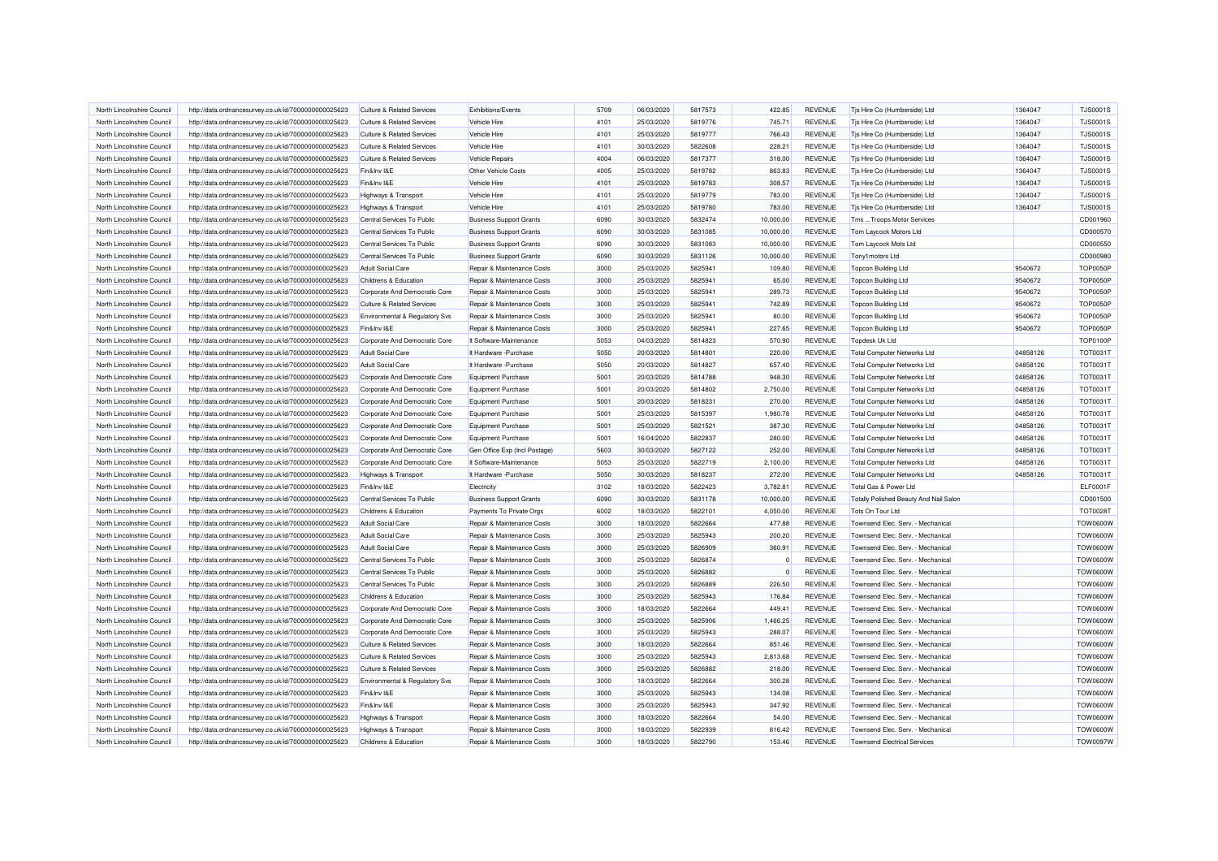| | | | | | | | | | | | | |
|---|---|---|---|---|---|---|---|---|---|---|---|---|
| North Lincolnshire Council | http://data.ordnancesurvey.co.uk/id/7000000000025623 | Culture & Related Services | Exhibitions/Events | 5709 | 06/03/2020 | 5817573 | 422.85 | REVENUE | Tjs Hire Co (Humberside) Ltd | 1364047 | TJS0001S |
| North Lincolnshire Council | http://data.ordnancesurvey.co.uk/id/7000000000025623 | Culture & Related Services | Vehicle Hire | 4101 | 25/03/2020 | 5819776 | 745.71 | REVENUE | Tjs Hire Co (Humberside) Ltd | 1364047 | TJS0001S |
| North Lincolnshire Council | http://data.ordnancesurvey.co.uk/id/7000000000025623 | Culture & Related Services | Vehicle Hire | 4101 | 25/03/2020 | 5819777 | 766.43 | REVENUE | Tjs Hire Co (Humberside) Ltd | 1364047 | TJS0001S |
| North Lincolnshire Council | http://data.ordnancesurvey.co.uk/id/7000000000025623 | Culture & Related Services | Vehicle Hire | 4101 | 30/03/2020 | 5822608 | 228.21 | REVENUE | Tjs Hire Co (Humberside) Ltd | 1364047 | TJS0001S |
| North Lincolnshire Council | http://data.ordnancesurvey.co.uk/id/7000000000025623 | Culture & Related Services | Vehicle Repairs | 4004 | 06/03/2020 | 5817377 | 318.00 | REVENUE | Tjs Hire Co (Humberside) Ltd | 1364047 | TJS0001S |
| North Lincolnshire Council | http://data.ordnancesurvey.co.uk/id/7000000000025623 | Fin&Inv I&E | Other Vehicle Costs | 4005 | 25/03/2020 | 5819782 | 863.83 | REVENUE | Tjs Hire Co (Humberside) Ltd | 1364047 | TJS0001S |
| North Lincolnshire Council | http://data.ordnancesurvey.co.uk/id/7000000000025623 | Fin&Inv I&E | Vehicle Hire | 4101 | 25/03/2020 | 5819783 | 308.57 | REVENUE | Tjs Hire Co (Humberside) Ltd | 1364047 | TJS0001S |
| North Lincolnshire Council | http://data.ordnancesurvey.co.uk/id/7000000000025623 | Highways & Transport | Vehicle Hire | 4101 | 25/03/2020 | 5819779 | 783.00 | REVENUE | Tjs Hire Co (Humberside) Ltd | 1364047 | TJS0001S |
| North Lincolnshire Council | http://data.ordnancesurvey.co.uk/id/7000000000025623 | Highways & Transport | Vehicle Hire | 4101 | 25/03/2020 | 5819780 | 783.00 | REVENUE | Tjs Hire Co (Humberside) Ltd | 1364047 | TJS0001S |
| North Lincolnshire Council | http://data.ordnancesurvey.co.uk/id/7000000000025623 | Central Services To Public | Business Support Grants | 6090 | 30/03/2020 | 5832474 | 10,000.00 | REVENUE | Tms ...Troops Motor Services | | CD001960 |
| North Lincolnshire Council | http://data.ordnancesurvey.co.uk/id/7000000000025623 | Central Services To Public | Business Support Grants | 6090 | 30/03/2020 | 5831085 | 10,000.00 | REVENUE | Tom Laycock Motors Ltd | | CD000570 |
| North Lincolnshire Council | http://data.ordnancesurvey.co.uk/id/7000000000025623 | Central Services To Public | Business Support Grants | 6090 | 30/03/2020 | 5831083 | 10,000.00 | REVENUE | Tom Laycock Mots Ltd | | CD000550 |
| North Lincolnshire Council | http://data.ordnancesurvey.co.uk/id/7000000000025623 | Central Services To Public | Business Support Grants | 6090 | 30/03/2020 | 5831126 | 10,000.00 | REVENUE | Tony1motors Ltd | | CD000980 |
| North Lincolnshire Council | http://data.ordnancesurvey.co.uk/id/7000000000025623 | Adult Social Care | Repair & Maintenance Costs | 3000 | 25/03/2020 | 5825941 | 109.80 | REVENUE | Topcon Building Ltd | 9540672 | TOP0050P |
| North Lincolnshire Council | http://data.ordnancesurvey.co.uk/id/7000000000025623 | Childrens & Education | Repair & Maintenance Costs | 3000 | 25/03/2020 | 5825941 | 65.00 | REVENUE | Topcon Building Ltd | 9540672 | TOP0050P |
| North Lincolnshire Council | http://data.ordnancesurvey.co.uk/id/7000000000025623 | Corporate And Democratic Core | Repair & Maintenance Costs | 3000 | 25/03/2020 | 5825941 | 289.73 | REVENUE | Topcon Building Ltd | 9540672 | TOP0050P |
| North Lincolnshire Council | http://data.ordnancesurvey.co.uk/id/7000000000025623 | Culture & Related Services | Repair & Maintenance Costs | 3000 | 25/03/2020 | 5825941 | 742.89 | REVENUE | Topcon Building Ltd | 9540672 | TOP0050P |
| North Lincolnshire Council | http://data.ordnancesurvey.co.uk/id/7000000000025623 | Environmental & Regulatory Svs | Repair & Maintenance Costs | 3000 | 25/03/2020 | 5825941 | 80.00 | REVENUE | Topcon Building Ltd | 9540672 | TOP0050P |
| North Lincolnshire Council | http://data.ordnancesurvey.co.uk/id/7000000000025623 | Fin&Inv I&E | Repair & Maintenance Costs | 3000 | 25/03/2020 | 5825941 | 227.65 | REVENUE | Topcon Building Ltd | 9540672 | TOP0050P |
| North Lincolnshire Council | http://data.ordnancesurvey.co.uk/id/7000000000025623 | Corporate And Democratic Core | It Software-Maintenance | 5053 | 04/03/2020 | 5814823 | 570.90 | REVENUE | Topdesk Uk Ltd | | TOP0100P |
| North Lincolnshire Council | http://data.ordnancesurvey.co.uk/id/7000000000025623 | Adult Social Care | It Hardware -Purchase | 5050 | 20/03/2020 | 5814801 | 220.00 | REVENUE | Total Computer Networks Ltd | 04858126 | TOT0031T |
| North Lincolnshire Council | http://data.ordnancesurvey.co.uk/id/7000000000025623 | Adult Social Care | It Hardware -Purchase | 5050 | 20/03/2020 | 5814827 | 657.40 | REVENUE | Total Computer Networks Ltd | 04858126 | TOT0031T |
| North Lincolnshire Council | http://data.ordnancesurvey.co.uk/id/7000000000025623 | Corporate And Democratic Core | Equipment Purchase | 5001 | 20/03/2020 | 5814788 | 948.30 | REVENUE | Total Computer Networks Ltd | 04858126 | TOT0031T |
| North Lincolnshire Council | http://data.ordnancesurvey.co.uk/id/7000000000025623 | Corporate And Democratic Core | Equipment Purchase | 5001 | 20/03/2020 | 5814802 | 2,750.00 | REVENUE | Total Computer Networks Ltd | 04858126 | TOT0031T |
| North Lincolnshire Council | http://data.ordnancesurvey.co.uk/id/7000000000025623 | Corporate And Democratic Core | Equipment Purchase | 5001 | 20/03/2020 | 5818231 | 270.00 | REVENUE | Total Computer Networks Ltd | 04858126 | TOT0031T |
| North Lincolnshire Council | http://data.ordnancesurvey.co.uk/id/7000000000025623 | Corporate And Democratic Core | Equipment Purchase | 5001 | 25/03/2020 | 5815397 | 1,980.78 | REVENUE | Total Computer Networks Ltd | 04858126 | TOT0031T |
| North Lincolnshire Council | http://data.ordnancesurvey.co.uk/id/7000000000025623 | Corporate And Democratic Core | Equipment Purchase | 5001 | 25/03/2020 | 5821521 | 387.30 | REVENUE | Total Computer Networks Ltd | 04858126 | TOT0031T |
| North Lincolnshire Council | http://data.ordnancesurvey.co.uk/id/7000000000025623 | Corporate And Democratic Core | Equipment Purchase | 5001 | 16/04/2020 | 5822837 | 280.00 | REVENUE | Total Computer Networks Ltd | 04858126 | TOT0031T |
| North Lincolnshire Council | http://data.ordnancesurvey.co.uk/id/7000000000025623 | Corporate And Democratic Core | Gen Office Exp (Incl Postage) | 5603 | 30/03/2020 | 5827122 | 252.00 | REVENUE | Total Computer Networks Ltd | 04858126 | TOT0031T |
| North Lincolnshire Council | http://data.ordnancesurvey.co.uk/id/7000000000025623 | Corporate And Democratic Core | It Software-Maintenance | 5053 | 25/03/2020 | 5822719 | 2,100.00 | REVENUE | Total Computer Networks Ltd | 04858126 | TOT0031T |
| North Lincolnshire Council | http://data.ordnancesurvey.co.uk/id/7000000000025623 | Highways & Transport | It Hardware -Purchase | 5050 | 30/03/2020 | 5818237 | 272.00 | REVENUE | Total Computer Networks Ltd | 04858126 | TOT0031T |
| North Lincolnshire Council | http://data.ordnancesurvey.co.uk/id/7000000000025623 | Fin&Inv I&E | Electricity | 3102 | 18/03/2020 | 5822423 | 3,782.81 | REVENUE | Total Gas & Power Ltd | | ELF0001F |
| North Lincolnshire Council | http://data.ordnancesurvey.co.uk/id/7000000000025623 | Central Services To Public | Business Support Grants | 6090 | 30/03/2020 | 5831178 | 10,000.00 | REVENUE | Totally Polished Beauty And Nail Salon | | CD001500 |
| North Lincolnshire Council | http://data.ordnancesurvey.co.uk/id/7000000000025623 | Childrens & Education | Payments To Private Orgs | 6002 | 18/03/2020 | 5822101 | 4,050.00 | REVENUE | Tots On Tour Ltd | | TOT0028T |
| North Lincolnshire Council | http://data.ordnancesurvey.co.uk/id/7000000000025623 | Adult Social Care | Repair & Maintenance Costs | 3000 | 18/03/2020 | 5822664 | 477.88 | REVENUE | Townsend Elec. Serv. - Mechanical | | TOW0600W |
| North Lincolnshire Council | http://data.ordnancesurvey.co.uk/id/7000000000025623 | Adult Social Care | Repair & Maintenance Costs | 3000 | 25/03/2020 | 5825943 | 200.20 | REVENUE | Townsend Elec. Serv. - Mechanical | | TOW0600W |
| North Lincolnshire Council | http://data.ordnancesurvey.co.uk/id/7000000000025623 | Adult Social Care | Repair & Maintenance Costs | 3000 | 25/03/2020 | 5826909 | 360.91 | REVENUE | Townsend Elec. Serv. - Mechanical | | TOW0600W |
| North Lincolnshire Council | http://data.ordnancesurvey.co.uk/id/7000000000025623 | Central Services To Public | Repair & Maintenance Costs | 3000 | 25/03/2020 | 5826874 | 0 | REVENUE | Townsend Elec. Serv. - Mechanical | | TOW0600W |
| North Lincolnshire Council | http://data.ordnancesurvey.co.uk/id/7000000000025623 | Central Services To Public | Repair & Maintenance Costs | 3000 | 25/03/2020 | 5826882 | 0 | REVENUE | Townsend Elec. Serv. - Mechanical | | TOW0600W |
| North Lincolnshire Council | http://data.ordnancesurvey.co.uk/id/7000000000025623 | Central Services To Public | Repair & Maintenance Costs | 3000 | 25/03/2020 | 5826889 | 226.50 | REVENUE | Townsend Elec. Serv. - Mechanical | | TOW0600W |
| North Lincolnshire Council | http://data.ordnancesurvey.co.uk/id/7000000000025623 | Childrens & Education | Repair & Maintenance Costs | 3000 | 25/03/2020 | 5825943 | 176.84 | REVENUE | Townsend Elec. Serv. - Mechanical | | TOW0600W |
| North Lincolnshire Council | http://data.ordnancesurvey.co.uk/id/7000000000025623 | Corporate And Democratic Core | Repair & Maintenance Costs | 3000 | 18/03/2020 | 5822664 | 449.41 | REVENUE | Townsend Elec. Serv. - Mechanical | | TOW0600W |
| North Lincolnshire Council | http://data.ordnancesurvey.co.uk/id/7000000000025623 | Corporate And Democratic Core | Repair & Maintenance Costs | 3000 | 25/03/2020 | 5825906 | 1,466.25 | REVENUE | Townsend Elec. Serv. - Mechanical | | TOW0600W |
| North Lincolnshire Council | http://data.ordnancesurvey.co.uk/id/7000000000025623 | Corporate And Democratic Core | Repair & Maintenance Costs | 3000 | 25/03/2020 | 5825943 | 288.07 | REVENUE | Townsend Elec. Serv. - Mechanical | | TOW0600W |
| North Lincolnshire Council | http://data.ordnancesurvey.co.uk/id/7000000000025623 | Culture & Related Services | Repair & Maintenance Costs | 3000 | 18/03/2020 | 5822664 | 851.46 | REVENUE | Townsend Elec. Serv. - Mechanical | | TOW0600W |
| North Lincolnshire Council | http://data.ordnancesurvey.co.uk/id/7000000000025623 | Culture & Related Services | Repair & Maintenance Costs | 3000 | 25/03/2020 | 5825943 | 2,813.68 | REVENUE | Townsend Elec. Serv. - Mechanical | | TOW0600W |
| North Lincolnshire Council | http://data.ordnancesurvey.co.uk/id/7000000000025623 | Culture & Related Services | Repair & Maintenance Costs | 3000 | 25/03/2020 | 5826882 | 218.00 | REVENUE | Townsend Elec. Serv. - Mechanical | | TOW0600W |
| North Lincolnshire Council | http://data.ordnancesurvey.co.uk/id/7000000000025623 | Environmental & Regulatory Svs | Repair & Maintenance Costs | 3000 | 18/03/2020 | 5822664 | 300.28 | REVENUE | Townsend Elec. Serv. - Mechanical | | TOW0600W |
| North Lincolnshire Council | http://data.ordnancesurvey.co.uk/id/7000000000025623 | Fin&Inv I&E | Repair & Maintenance Costs | 3000 | 25/03/2020 | 5825943 | 134.08 | REVENUE | Townsend Elec. Serv. - Mechanical | | TOW0600W |
| North Lincolnshire Council | http://data.ordnancesurvey.co.uk/id/7000000000025623 | Fin&Inv I&E | Repair & Maintenance Costs | 3000 | 25/03/2020 | 5825943 | 347.92 | REVENUE | Townsend Elec. Serv. - Mechanical | | TOW0600W |
| North Lincolnshire Council | http://data.ordnancesurvey.co.uk/id/7000000000025623 | Highways & Transport | Repair & Maintenance Costs | 3000 | 18/03/2020 | 5822664 | 54.00 | REVENUE | Townsend Elec. Serv. - Mechanical | | TOW0600W |
| North Lincolnshire Council | http://data.ordnancesurvey.co.uk/id/7000000000025623 | Highways & Transport | Repair & Maintenance Costs | 3000 | 18/03/2020 | 5822939 | 816.42 | REVENUE | Townsend Elec. Serv. - Mechanical | | TOW0600W |
| North Lincolnshire Council | http://data.ordnancesurvey.co.uk/id/7000000000025623 | Childrens & Education | Repair & Maintenance Costs | 3000 | 18/03/2020 | 5822790 | 153.46 | REVENUE | Townsend Electrical Services | | TOW0097W |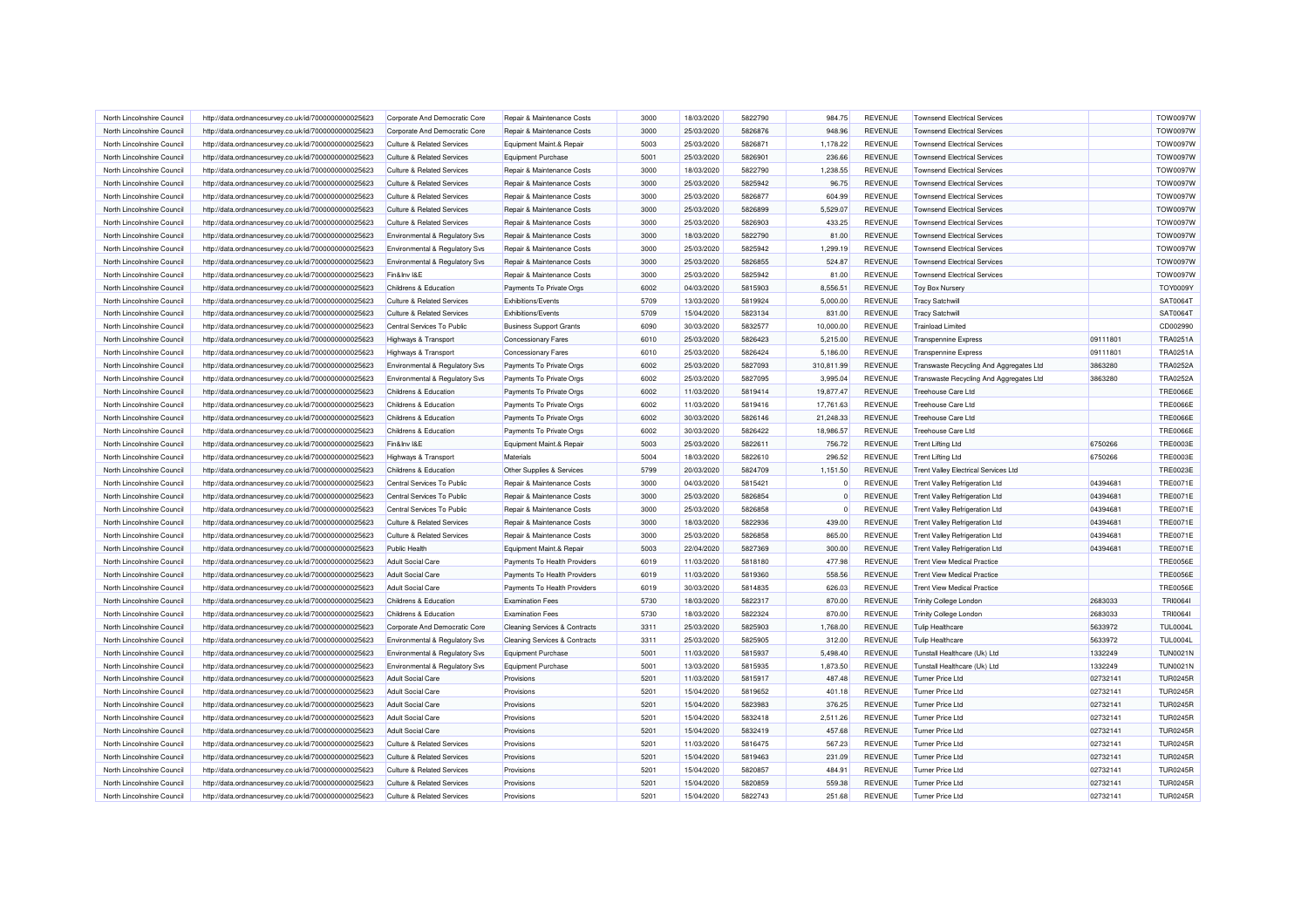| | | | | | | | | | | | |
|---|---|---|---|---|---|---|---|---|---|---|---|
| North Lincolnshire Council | http://data.ordnancesurvey.co.uk/id/7000000000025623 | Corporate And Democratic Core | Repair & Maintenance Costs | 3000 | 18/03/2020 | 5822790 | 984.75 | REVENUE | Townsend Electrical Services | | TOW0097W |
| North Lincolnshire Council | http://data.ordnancesurvey.co.uk/id/7000000000025623 | Corporate And Democratic Core | Repair & Maintenance Costs | 3000 | 25/03/2020 | 5826876 | 948.96 | REVENUE | Townsend Electrical Services | | TOW0097W |
| North Lincolnshire Council | http://data.ordnancesurvey.co.uk/id/7000000000025623 | Culture & Related Services | Equipment Maint.& Repair | 5003 | 25/03/2020 | 5826871 | 1,178.22 | REVENUE | Townsend Electrical Services | | TOW0097W |
| North Lincolnshire Council | http://data.ordnancesurvey.co.uk/id/7000000000025623 | Culture & Related Services | Equipment Purchase | 5001 | 25/03/2020 | 5826901 | 236.66 | REVENUE | Townsend Electrical Services | | TOW0097W |
| North Lincolnshire Council | http://data.ordnancesurvey.co.uk/id/7000000000025623 | Culture & Related Services | Repair & Maintenance Costs | 3000 | 18/03/2020 | 5822790 | 1,238.55 | REVENUE | Townsend Electrical Services | | TOW0097W |
| North Lincolnshire Council | http://data.ordnancesurvey.co.uk/id/7000000000025623 | Culture & Related Services | Repair & Maintenance Costs | 3000 | 25/03/2020 | 5825942 | 96.75 | REVENUE | Townsend Electrical Services | | TOW0097W |
| North Lincolnshire Council | http://data.ordnancesurvey.co.uk/id/7000000000025623 | Culture & Related Services | Repair & Maintenance Costs | 3000 | 25/03/2020 | 5826877 | 604.99 | REVENUE | Townsend Electrical Services | | TOW0097W |
| North Lincolnshire Council | http://data.ordnancesurvey.co.uk/id/7000000000025623 | Culture & Related Services | Repair & Maintenance Costs | 3000 | 25/03/2020 | 5826899 | 5,529.07 | REVENUE | Townsend Electrical Services | | TOW0097W |
| North Lincolnshire Council | http://data.ordnancesurvey.co.uk/id/7000000000025623 | Culture & Related Services | Repair & Maintenance Costs | 3000 | 25/03/2020 | 5826903 | 433.25 | REVENUE | Townsend Electrical Services | | TOW0097W |
| North Lincolnshire Council | http://data.ordnancesurvey.co.uk/id/7000000000025623 | Environmental & Regulatory Svs | Repair & Maintenance Costs | 3000 | 18/03/2020 | 5822790 | 81.00 | REVENUE | Townsend Electrical Services | | TOW0097W |
| North Lincolnshire Council | http://data.ordnancesurvey.co.uk/id/7000000000025623 | Environmental & Regulatory Svs | Repair & Maintenance Costs | 3000 | 25/03/2020 | 5825942 | 1,299.19 | REVENUE | Townsend Electrical Services | | TOW0097W |
| North Lincolnshire Council | http://data.ordnancesurvey.co.uk/id/7000000000025623 | Environmental & Regulatory Svs | Repair & Maintenance Costs | 3000 | 25/03/2020 | 5826855 | 524.87 | REVENUE | Townsend Electrical Services | | TOW0097W |
| North Lincolnshire Council | http://data.ordnancesurvey.co.uk/id/7000000000025623 | Fin&Inv I&E | Repair & Maintenance Costs | 3000 | 25/03/2020 | 5825942 | 81.00 | REVENUE | Townsend Electrical Services | | TOW0097W |
| North Lincolnshire Council | http://data.ordnancesurvey.co.uk/id/7000000000025623 | Childrens & Education | Payments To Private Orgs | 6002 | 04/03/2020 | 5815903 | 8,556.51 | REVENUE | Toy Box Nursery | | TOY0009Y |
| North Lincolnshire Council | http://data.ordnancesurvey.co.uk/id/7000000000025623 | Culture & Related Services | Exhibitions/Events | 5709 | 13/03/2020 | 5819924 | 5,000.00 | REVENUE | Tracy Satchwill | | SAT0064T |
| North Lincolnshire Council | http://data.ordnancesurvey.co.uk/id/7000000000025623 | Culture & Related Services | Exhibitions/Events | 5709 | 15/04/2020 | 5823134 | 831.00 | REVENUE | Tracy Satchwill | | SAT0064T |
| North Lincolnshire Council | http://data.ordnancesurvey.co.uk/id/7000000000025623 | Central Services To Public | Business Support Grants | 6090 | 30/03/2020 | 5832577 | 10,000.00 | REVENUE | Trainload Limited | | CD002990 |
| North Lincolnshire Council | http://data.ordnancesurvey.co.uk/id/7000000000025623 | Highways & Transport | Concessionary Fares | 6010 | 25/03/2020 | 5826423 | 5,215.00 | REVENUE | Transpennine Express | 09111801 | TRA0251A |
| North Lincolnshire Council | http://data.ordnancesurvey.co.uk/id/7000000000025623 | Highways & Transport | Concessionary Fares | 6010 | 25/03/2020 | 5826424 | 5,186.00 | REVENUE | Transpennine Express | 09111801 | TRA0251A |
| North Lincolnshire Council | http://data.ordnancesurvey.co.uk/id/7000000000025623 | Environmental & Regulatory Svs | Payments To Private Orgs | 6002 | 25/03/2020 | 5827093 | 310,811.99 | REVENUE | Transwaste Recycling And Aggregates Ltd | 3863280 | TRA0252A |
| North Lincolnshire Council | http://data.ordnancesurvey.co.uk/id/7000000000025623 | Environmental & Regulatory Svs | Payments To Private Orgs | 6002 | 25/03/2020 | 5827095 | 3,995.04 | REVENUE | Transwaste Recycling And Aggregates Ltd | 3863280 | TRA0252A |
| North Lincolnshire Council | http://data.ordnancesurvey.co.uk/id/7000000000025623 | Childrens & Education | Payments To Private Orgs | 6002 | 11/03/2020 | 5819414 | 19,877.47 | REVENUE | Treehouse Care Ltd | | TRE0066E |
| North Lincolnshire Council | http://data.ordnancesurvey.co.uk/id/7000000000025623 | Childrens & Education | Payments To Private Orgs | 6002 | 11/03/2020 | 5819416 | 17,761.63 | REVENUE | Treehouse Care Ltd | | TRE0066E |
| North Lincolnshire Council | http://data.ordnancesurvey.co.uk/id/7000000000025623 | Childrens & Education | Payments To Private Orgs | 6002 | 30/03/2020 | 5826146 | 21,248.33 | REVENUE | Treehouse Care Ltd | | TRE0066E |
| North Lincolnshire Council | http://data.ordnancesurvey.co.uk/id/7000000000025623 | Childrens & Education | Payments To Private Orgs | 6002 | 30/03/2020 | 5826422 | 18,986.57 | REVENUE | Treehouse Care Ltd | | TRE0066E |
| North Lincolnshire Council | http://data.ordnancesurvey.co.uk/id/7000000000025623 | Fin&Inv I&E | Equipment Maint.& Repair | 5003 | 25/03/2020 | 5822611 | 756.72 | REVENUE | Trent Lifting Ltd | 6750266 | TRE0003E |
| North Lincolnshire Council | http://data.ordnancesurvey.co.uk/id/7000000000025623 | Highways & Transport | Materials | 5004 | 18/03/2020 | 5822610 | 296.52 | REVENUE | Trent Lifting Ltd | 6750266 | TRE0003E |
| North Lincolnshire Council | http://data.ordnancesurvey.co.uk/id/7000000000025623 | Childrens & Education | Other Supplies & Services | 5799 | 20/03/2020 | 5824709 | 1,151.50 | REVENUE | Trent Valley Electrical Services Ltd | | TRE0023E |
| North Lincolnshire Council | http://data.ordnancesurvey.co.uk/id/7000000000025623 | Central Services To Public | Repair & Maintenance Costs | 3000 | 04/03/2020 | 5815421 | 0 | REVENUE | Trent Valley Refrigeration Ltd | 04394681 | TRE0071E |
| North Lincolnshire Council | http://data.ordnancesurvey.co.uk/id/7000000000025623 | Central Services To Public | Repair & Maintenance Costs | 3000 | 25/03/2020 | 5826854 | 0 | REVENUE | Trent Valley Refrigeration Ltd | 04394681 | TRE0071E |
| North Lincolnshire Council | http://data.ordnancesurvey.co.uk/id/7000000000025623 | Central Services To Public | Repair & Maintenance Costs | 3000 | 25/03/2020 | 5826858 | 0 | REVENUE | Trent Valley Refrigeration Ltd | 04394681 | TRE0071E |
| North Lincolnshire Council | http://data.ordnancesurvey.co.uk/id/7000000000025623 | Culture & Related Services | Repair & Maintenance Costs | 3000 | 18/03/2020 | 5822936 | 439.00 | REVENUE | Trent Valley Refrigeration Ltd | 04394681 | TRE0071E |
| North Lincolnshire Council | http://data.ordnancesurvey.co.uk/id/7000000000025623 | Culture & Related Services | Repair & Maintenance Costs | 3000 | 25/03/2020 | 5826858 | 865.00 | REVENUE | Trent Valley Refrigeration Ltd | 04394681 | TRE0071E |
| North Lincolnshire Council | http://data.ordnancesurvey.co.uk/id/7000000000025623 | Public Health | Equipment Maint.& Repair | 5003 | 22/04/2020 | 5827369 | 300.00 | REVENUE | Trent Valley Refrigeration Ltd | 04394681 | TRE0071E |
| North Lincolnshire Council | http://data.ordnancesurvey.co.uk/id/7000000000025623 | Adult Social Care | Payments To Health Providers | 6019 | 11/03/2020 | 5818180 | 477.98 | REVENUE | Trent View Medical Practice | | TRE0056E |
| North Lincolnshire Council | http://data.ordnancesurvey.co.uk/id/7000000000025623 | Adult Social Care | Payments To Health Providers | 6019 | 11/03/2020 | 5819360 | 558.56 | REVENUE | Trent View Medical Practice | | TRE0056E |
| North Lincolnshire Council | http://data.ordnancesurvey.co.uk/id/7000000000025623 | Adult Social Care | Payments To Health Providers | 6019 | 30/03/2020 | 5814835 | 626.03 | REVENUE | Trent View Medical Practice | | TRE0056E |
| North Lincolnshire Council | http://data.ordnancesurvey.co.uk/id/7000000000025623 | Childrens & Education | Examination Fees | 5730 | 18/03/2020 | 5822317 | 870.00 | REVENUE | Trinity College London | 2683033 | TRI0064I |
| North Lincolnshire Council | http://data.ordnancesurvey.co.uk/id/7000000000025623 | Childrens & Education | Examination Fees | 5730 | 18/03/2020 | 5822324 | 870.00 | REVENUE | Trinity College London | 2683033 | TRI0064I |
| North Lincolnshire Council | http://data.ordnancesurvey.co.uk/id/7000000000025623 | Corporate And Democratic Core | Cleaning Services & Contracts | 3311 | 25/03/2020 | 5825903 | 1,768.00 | REVENUE | Tulip Healthcare | 5633972 | TUL0004L |
| North Lincolnshire Council | http://data.ordnancesurvey.co.uk/id/7000000000025623 | Environmental & Regulatory Svs | Cleaning Services & Contracts | 3311 | 25/03/2020 | 5825905 | 312.00 | REVENUE | Tulip Healthcare | 5633972 | TUL0004L |
| North Lincolnshire Council | http://data.ordnancesurvey.co.uk/id/7000000000025623 | Environmental & Regulatory Svs | Equipment Purchase | 5001 | 11/03/2020 | 5815937 | 5,498.40 | REVENUE | Tunstall Healthcare (Uk) Ltd | 1332249 | TUN0021N |
| North Lincolnshire Council | http://data.ordnancesurvey.co.uk/id/7000000000025623 | Environmental & Regulatory Svs | Equipment Purchase | 5001 | 13/03/2020 | 5815935 | 1,873.50 | REVENUE | Tunstall Healthcare (Uk) Ltd | 1332249 | TUN0021N |
| North Lincolnshire Council | http://data.ordnancesurvey.co.uk/id/7000000000025623 | Adult Social Care | Provisions | 5201 | 11/03/2020 | 5815917 | 487.48 | REVENUE | Turner Price Ltd | 02732141 | TUR0245R |
| North Lincolnshire Council | http://data.ordnancesurvey.co.uk/id/7000000000025623 | Adult Social Care | Provisions | 5201 | 15/04/2020 | 5819652 | 401.18 | REVENUE | Turner Price Ltd | 02732141 | TUR0245R |
| North Lincolnshire Council | http://data.ordnancesurvey.co.uk/id/7000000000025623 | Adult Social Care | Provisions | 5201 | 15/04/2020 | 5823983 | 376.25 | REVENUE | Turner Price Ltd | 02732141 | TUR0245R |
| North Lincolnshire Council | http://data.ordnancesurvey.co.uk/id/7000000000025623 | Adult Social Care | Provisions | 5201 | 15/04/2020 | 5832418 | 2,511.26 | REVENUE | Turner Price Ltd | 02732141 | TUR0245R |
| North Lincolnshire Council | http://data.ordnancesurvey.co.uk/id/7000000000025623 | Adult Social Care | Provisions | 5201 | 15/04/2020 | 5832419 | 457.68 | REVENUE | Turner Price Ltd | 02732141 | TUR0245R |
| North Lincolnshire Council | http://data.ordnancesurvey.co.uk/id/7000000000025623 | Culture & Related Services | Provisions | 5201 | 11/03/2020 | 5816475 | 567.23 | REVENUE | Turner Price Ltd | 02732141 | TUR0245R |
| North Lincolnshire Council | http://data.ordnancesurvey.co.uk/id/7000000000025623 | Culture & Related Services | Provisions | 5201 | 15/04/2020 | 5819463 | 231.09 | REVENUE | Turner Price Ltd | 02732141 | TUR0245R |
| North Lincolnshire Council | http://data.ordnancesurvey.co.uk/id/7000000000025623 | Culture & Related Services | Provisions | 5201 | 15/04/2020 | 5820857 | 484.91 | REVENUE | Turner Price Ltd | 02732141 | TUR0245R |
| North Lincolnshire Council | http://data.ordnancesurvey.co.uk/id/7000000000025623 | Culture & Related Services | Provisions | 5201 | 15/04/2020 | 5820859 | 559.38 | REVENUE | Turner Price Ltd | 02732141 | TUR0245R |
| North Lincolnshire Council | http://data.ordnancesurvey.co.uk/id/7000000000025623 | Culture & Related Services | Provisions | 5201 | 15/04/2020 | 5822743 | 251.68 | REVENUE | Turner Price Ltd | 02732141 | TUR0245R |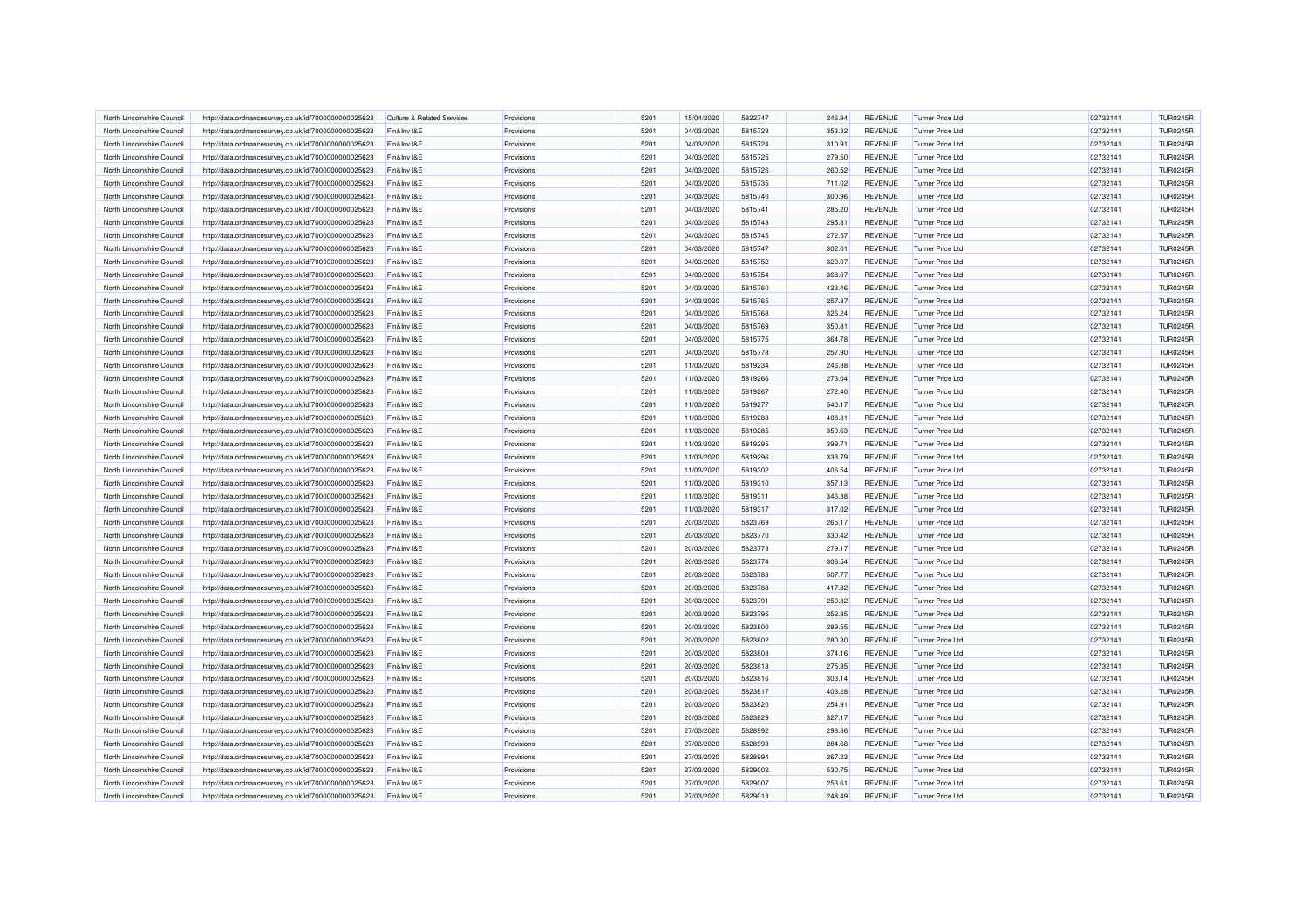| | | | | | | | | | | | |
|---|---|---|---|---|---|---|---|---|---|---|---|
| North Lincolnshire Council | http://data.ordnancesurvey.co.uk/id/7000000000025623 | Culture & Related Services | Provisions | 5201 | 15/04/2020 | 5822747 | 246.94 | REVENUE | Turner Price Ltd | 02732141 | TUR0245R |
| North Lincolnshire Council | http://data.ordnancesurvey.co.uk/id/7000000000025623 | Fin&Inv I&E | Provisions | 5201 | 04/03/2020 | 5815723 | 353.32 | REVENUE | Turner Price Ltd | 02732141 | TUR0245R |
| North Lincolnshire Council | http://data.ordnancesurvey.co.uk/id/7000000000025623 | Fin&Inv I&E | Provisions | 5201 | 04/03/2020 | 5815724 | 310.91 | REVENUE | Turner Price Ltd | 02732141 | TUR0245R |
| North Lincolnshire Council | http://data.ordnancesurvey.co.uk/id/7000000000025623 | Fin&Inv I&E | Provisions | 5201 | 04/03/2020 | 5815725 | 279.50 | REVENUE | Turner Price Ltd | 02732141 | TUR0245R |
| North Lincolnshire Council | http://data.ordnancesurvey.co.uk/id/7000000000025623 | Fin&Inv I&E | Provisions | 5201 | 04/03/2020 | 5815726 | 260.52 | REVENUE | Turner Price Ltd | 02732141 | TUR0245R |
| North Lincolnshire Council | http://data.ordnancesurvey.co.uk/id/7000000000025623 | Fin&Inv I&E | Provisions | 5201 | 04/03/2020 | 5815735 | 711.02 | REVENUE | Turner Price Ltd | 02732141 | TUR0245R |
| North Lincolnshire Council | http://data.ordnancesurvey.co.uk/id/7000000000025623 | Fin&Inv I&E | Provisions | 5201 | 04/03/2020 | 5815740 | 300.96 | REVENUE | Turner Price Ltd | 02732141 | TUR0245R |
| North Lincolnshire Council | http://data.ordnancesurvey.co.uk/id/7000000000025623 | Fin&Inv I&E | Provisions | 5201 | 04/03/2020 | 5815741 | 285.20 | REVENUE | Turner Price Ltd | 02732141 | TUR0245R |
| North Lincolnshire Council | http://data.ordnancesurvey.co.uk/id/7000000000025623 | Fin&Inv I&E | Provisions | 5201 | 04/03/2020 | 5815743 | 295.81 | REVENUE | Turner Price Ltd | 02732141 | TUR0245R |
| North Lincolnshire Council | http://data.ordnancesurvey.co.uk/id/7000000000025623 | Fin&Inv I&E | Provisions | 5201 | 04/03/2020 | 5815745 | 272.57 | REVENUE | Turner Price Ltd | 02732141 | TUR0245R |
| North Lincolnshire Council | http://data.ordnancesurvey.co.uk/id/7000000000025623 | Fin&Inv I&E | Provisions | 5201 | 04/03/2020 | 5815747 | 302.01 | REVENUE | Turner Price Ltd | 02732141 | TUR0245R |
| North Lincolnshire Council | http://data.ordnancesurvey.co.uk/id/7000000000025623 | Fin&Inv I&E | Provisions | 5201 | 04/03/2020 | 5815752 | 320.07 | REVENUE | Turner Price Ltd | 02732141 | TUR0245R |
| North Lincolnshire Council | http://data.ordnancesurvey.co.uk/id/7000000000025623 | Fin&Inv I&E | Provisions | 5201 | 04/03/2020 | 5815754 | 368.07 | REVENUE | Turner Price Ltd | 02732141 | TUR0245R |
| North Lincolnshire Council | http://data.ordnancesurvey.co.uk/id/7000000000025623 | Fin&Inv I&E | Provisions | 5201 | 04/03/2020 | 5815760 | 423.46 | REVENUE | Turner Price Ltd | 02732141 | TUR0245R |
| North Lincolnshire Council | http://data.ordnancesurvey.co.uk/id/7000000000025623 | Fin&Inv I&E | Provisions | 5201 | 04/03/2020 | 5815765 | 257.37 | REVENUE | Turner Price Ltd | 02732141 | TUR0245R |
| North Lincolnshire Council | http://data.ordnancesurvey.co.uk/id/7000000000025623 | Fin&Inv I&E | Provisions | 5201 | 04/03/2020 | 5815768 | 326.24 | REVENUE | Turner Price Ltd | 02732141 | TUR0245R |
| North Lincolnshire Council | http://data.ordnancesurvey.co.uk/id/7000000000025623 | Fin&Inv I&E | Provisions | 5201 | 04/03/2020 | 5815769 | 350.81 | REVENUE | Turner Price Ltd | 02732141 | TUR0245R |
| North Lincolnshire Council | http://data.ordnancesurvey.co.uk/id/7000000000025623 | Fin&Inv I&E | Provisions | 5201 | 04/03/2020 | 5815775 | 364.78 | REVENUE | Turner Price Ltd | 02732141 | TUR0245R |
| North Lincolnshire Council | http://data.ordnancesurvey.co.uk/id/7000000000025623 | Fin&Inv I&E | Provisions | 5201 | 04/03/2020 | 5815778 | 257.90 | REVENUE | Turner Price Ltd | 02732141 | TUR0245R |
| North Lincolnshire Council | http://data.ordnancesurvey.co.uk/id/7000000000025623 | Fin&Inv I&E | Provisions | 5201 | 11/03/2020 | 5819234 | 246.38 | REVENUE | Turner Price Ltd | 02732141 | TUR0245R |
| North Lincolnshire Council | http://data.ordnancesurvey.co.uk/id/7000000000025623 | Fin&Inv I&E | Provisions | 5201 | 11/03/2020 | 5819266 | 273.04 | REVENUE | Turner Price Ltd | 02732141 | TUR0245R |
| North Lincolnshire Council | http://data.ordnancesurvey.co.uk/id/7000000000025623 | Fin&Inv I&E | Provisions | 5201 | 11/03/2020 | 5819267 | 272.40 | REVENUE | Turner Price Ltd | 02732141 | TUR0245R |
| North Lincolnshire Council | http://data.ordnancesurvey.co.uk/id/7000000000025623 | Fin&Inv I&E | Provisions | 5201 | 11/03/2020 | 5819277 | 540.17 | REVENUE | Turner Price Ltd | 02732141 | TUR0245R |
| North Lincolnshire Council | http://data.ordnancesurvey.co.uk/id/7000000000025623 | Fin&Inv I&E | Provisions | 5201 | 11/03/2020 | 5819283 | 408.81 | REVENUE | Turner Price Ltd | 02732141 | TUR0245R |
| North Lincolnshire Council | http://data.ordnancesurvey.co.uk/id/7000000000025623 | Fin&Inv I&E | Provisions | 5201 | 11/03/2020 | 5819285 | 350.63 | REVENUE | Turner Price Ltd | 02732141 | TUR0245R |
| North Lincolnshire Council | http://data.ordnancesurvey.co.uk/id/7000000000025623 | Fin&Inv I&E | Provisions | 5201 | 11/03/2020 | 5819295 | 399.71 | REVENUE | Turner Price Ltd | 02732141 | TUR0245R |
| North Lincolnshire Council | http://data.ordnancesurvey.co.uk/id/7000000000025623 | Fin&Inv I&E | Provisions | 5201 | 11/03/2020 | 5819296 | 333.79 | REVENUE | Turner Price Ltd | 02732141 | TUR0245R |
| North Lincolnshire Council | http://data.ordnancesurvey.co.uk/id/7000000000025623 | Fin&Inv I&E | Provisions | 5201 | 11/03/2020 | 5819302 | 406.54 | REVENUE | Turner Price Ltd | 02732141 | TUR0245R |
| North Lincolnshire Council | http://data.ordnancesurvey.co.uk/id/7000000000025623 | Fin&Inv I&E | Provisions | 5201 | 11/03/2020 | 5819310 | 357.13 | REVENUE | Turner Price Ltd | 02732141 | TUR0245R |
| North Lincolnshire Council | http://data.ordnancesurvey.co.uk/id/7000000000025623 | Fin&Inv I&E | Provisions | 5201 | 11/03/2020 | 5819311 | 346.38 | REVENUE | Turner Price Ltd | 02732141 | TUR0245R |
| North Lincolnshire Council | http://data.ordnancesurvey.co.uk/id/7000000000025623 | Fin&Inv I&E | Provisions | 5201 | 11/03/2020 | 5819317 | 317.02 | REVENUE | Turner Price Ltd | 02732141 | TUR0245R |
| North Lincolnshire Council | http://data.ordnancesurvey.co.uk/id/7000000000025623 | Fin&Inv I&E | Provisions | 5201 | 20/03/2020 | 5823769 | 265.17 | REVENUE | Turner Price Ltd | 02732141 | TUR0245R |
| North Lincolnshire Council | http://data.ordnancesurvey.co.uk/id/7000000000025623 | Fin&Inv I&E | Provisions | 5201 | 20/03/2020 | 5823770 | 330.42 | REVENUE | Turner Price Ltd | 02732141 | TUR0245R |
| North Lincolnshire Council | http://data.ordnancesurvey.co.uk/id/7000000000025623 | Fin&Inv I&E | Provisions | 5201 | 20/03/2020 | 5823773 | 279.17 | REVENUE | Turner Price Ltd | 02732141 | TUR0245R |
| North Lincolnshire Council | http://data.ordnancesurvey.co.uk/id/7000000000025623 | Fin&Inv I&E | Provisions | 5201 | 20/03/2020 | 5823774 | 306.54 | REVENUE | Turner Price Ltd | 02732141 | TUR0245R |
| North Lincolnshire Council | http://data.ordnancesurvey.co.uk/id/7000000000025623 | Fin&Inv I&E | Provisions | 5201 | 20/03/2020 | 5823783 | 507.77 | REVENUE | Turner Price Ltd | 02732141 | TUR0245R |
| North Lincolnshire Council | http://data.ordnancesurvey.co.uk/id/7000000000025623 | Fin&Inv I&E | Provisions | 5201 | 20/03/2020 | 5823788 | 417.82 | REVENUE | Turner Price Ltd | 02732141 | TUR0245R |
| North Lincolnshire Council | http://data.ordnancesurvey.co.uk/id/7000000000025623 | Fin&Inv I&E | Provisions | 5201 | 20/03/2020 | 5823791 | 250.82 | REVENUE | Turner Price Ltd | 02732141 | TUR0245R |
| North Lincolnshire Council | http://data.ordnancesurvey.co.uk/id/7000000000025623 | Fin&Inv I&E | Provisions | 5201 | 20/03/2020 | 5823795 | 252.85 | REVENUE | Turner Price Ltd | 02732141 | TUR0245R |
| North Lincolnshire Council | http://data.ordnancesurvey.co.uk/id/7000000000025623 | Fin&Inv I&E | Provisions | 5201 | 20/03/2020 | 5823800 | 289.55 | REVENUE | Turner Price Ltd | 02732141 | TUR0245R |
| North Lincolnshire Council | http://data.ordnancesurvey.co.uk/id/7000000000025623 | Fin&Inv I&E | Provisions | 5201 | 20/03/2020 | 5823802 | 280.30 | REVENUE | Turner Price Ltd | 02732141 | TUR0245R |
| North Lincolnshire Council | http://data.ordnancesurvey.co.uk/id/7000000000025623 | Fin&Inv I&E | Provisions | 5201 | 20/03/2020 | 5823808 | 374.16 | REVENUE | Turner Price Ltd | 02732141 | TUR0245R |
| North Lincolnshire Council | http://data.ordnancesurvey.co.uk/id/7000000000025623 | Fin&Inv I&E | Provisions | 5201 | 20/03/2020 | 5823813 | 275.35 | REVENUE | Turner Price Ltd | 02732141 | TUR0245R |
| North Lincolnshire Council | http://data.ordnancesurvey.co.uk/id/7000000000025623 | Fin&Inv I&E | Provisions | 5201 | 20/03/2020 | 5823816 | 303.14 | REVENUE | Turner Price Ltd | 02732141 | TUR0245R |
| North Lincolnshire Council | http://data.ordnancesurvey.co.uk/id/7000000000025623 | Fin&Inv I&E | Provisions | 5201 | 20/03/2020 | 5823817 | 403.28 | REVENUE | Turner Price Ltd | 02732141 | TUR0245R |
| North Lincolnshire Council | http://data.ordnancesurvey.co.uk/id/7000000000025623 | Fin&Inv I&E | Provisions | 5201 | 20/03/2020 | 5823820 | 254.91 | REVENUE | Turner Price Ltd | 02732141 | TUR0245R |
| North Lincolnshire Council | http://data.ordnancesurvey.co.uk/id/7000000000025623 | Fin&Inv I&E | Provisions | 5201 | 20/03/2020 | 5823829 | 327.17 | REVENUE | Turner Price Ltd | 02732141 | TUR0245R |
| North Lincolnshire Council | http://data.ordnancesurvey.co.uk/id/7000000000025623 | Fin&Inv I&E | Provisions | 5201 | 27/03/2020 | 5828992 | 298.36 | REVENUE | Turner Price Ltd | 02732141 | TUR0245R |
| North Lincolnshire Council | http://data.ordnancesurvey.co.uk/id/7000000000025623 | Fin&Inv I&E | Provisions | 5201 | 27/03/2020 | 5828993 | 284.68 | REVENUE | Turner Price Ltd | 02732141 | TUR0245R |
| North Lincolnshire Council | http://data.ordnancesurvey.co.uk/id/7000000000025623 | Fin&Inv I&E | Provisions | 5201 | 27/03/2020 | 5828994 | 267.23 | REVENUE | Turner Price Ltd | 02732141 | TUR0245R |
| North Lincolnshire Council | http://data.ordnancesurvey.co.uk/id/7000000000025623 | Fin&Inv I&E | Provisions | 5201 | 27/03/2020 | 5829002 | 530.75 | REVENUE | Turner Price Ltd | 02732141 | TUR0245R |
| North Lincolnshire Council | http://data.ordnancesurvey.co.uk/id/7000000000025623 | Fin&Inv I&E | Provisions | 5201 | 27/03/2020 | 5829007 | 253.61 | REVENUE | Turner Price Ltd | 02732141 | TUR0245R |
| North Lincolnshire Council | http://data.ordnancesurvey.co.uk/id/7000000000025623 | Fin&Inv I&E | Provisions | 5201 | 27/03/2020 | 5829013 | 248.49 | REVENUE | Turner Price Ltd | 02732141 | TUR0245R |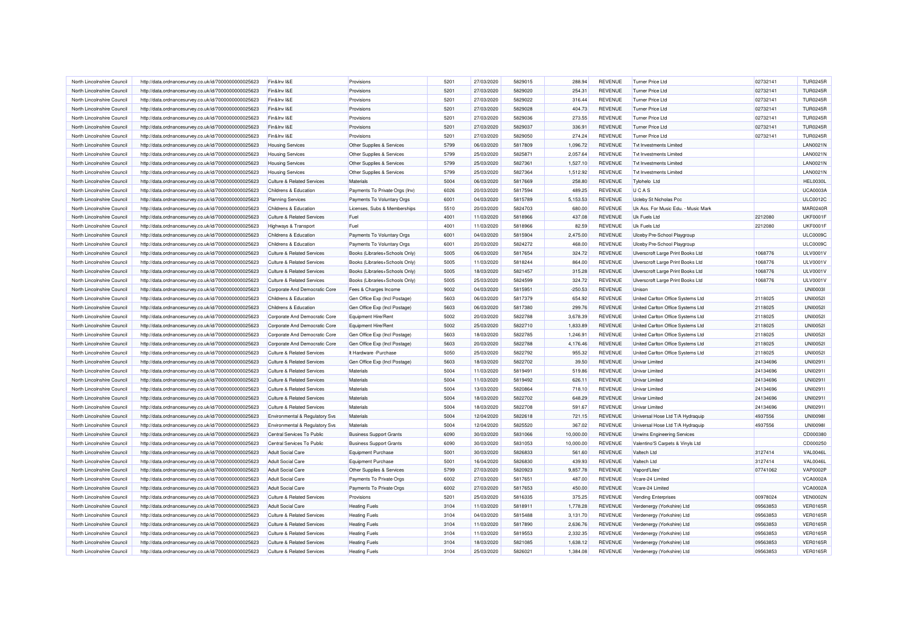| | | | | | | | | | | | | |
|---|---|---|---|---|---|---|---|---|---|---|---|---|
| North Lincolnshire Council | http://data.ordnancesurvey.co.uk/id/7000000000025623 | Fin&Inv I&E | Provisions | 5201 | 27/03/2020 | 5829015 | 288.94 | REVENUE | Turner Price Ltd | 02732141 | TUR0245R |
| North Lincolnshire Council | http://data.ordnancesurvey.co.uk/id/7000000000025623 | Fin&Inv I&E | Provisions | 5201 | 27/03/2020 | 5829020 | 254.31 | REVENUE | Turner Price Ltd | 02732141 | TUR0245R |
| North Lincolnshire Council | http://data.ordnancesurvey.co.uk/id/7000000000025623 | Fin&Inv I&E | Provisions | 5201 | 27/03/2020 | 5829022 | 316.44 | REVENUE | Turner Price Ltd | 02732141 | TUR0245R |
| North Lincolnshire Council | http://data.ordnancesurvey.co.uk/id/7000000000025623 | Fin&Inv I&E | Provisions | 5201 | 27/03/2020 | 5829028 | 404.73 | REVENUE | Turner Price Ltd | 02732141 | TUR0245R |
| North Lincolnshire Council | http://data.ordnancesurvey.co.uk/id/7000000000025623 | Fin&Inv I&E | Provisions | 5201 | 27/03/2020 | 5829036 | 273.55 | REVENUE | Turner Price Ltd | 02732141 | TUR0245R |
| North Lincolnshire Council | http://data.ordnancesurvey.co.uk/id/7000000000025623 | Fin&Inv I&E | Provisions | 5201 | 27/03/2020 | 5829037 | 336.91 | REVENUE | Turner Price Ltd | 02732141 | TUR0245R |
| North Lincolnshire Council | http://data.ordnancesurvey.co.uk/id/7000000000025623 | Fin&Inv I&E | Provisions | 5201 | 27/03/2020 | 5829050 | 274.24 | REVENUE | Turner Price Ltd | 02732141 | TUR0245R |
| North Lincolnshire Council | http://data.ordnancesurvey.co.uk/id/7000000000025623 | Housing Services | Other Supplies & Services | 5799 | 06/03/2020 | 5817809 | 1,096.72 | REVENUE | Tvt Investments Limited | | LAN0021N |
| North Lincolnshire Council | http://data.ordnancesurvey.co.uk/id/7000000000025623 | Housing Services | Other Supplies & Services | 5799 | 25/03/2020 | 5825871 | 2,057.64 | REVENUE | Tvt Investments Limited | | LAN0021N |
| North Lincolnshire Council | http://data.ordnancesurvey.co.uk/id/7000000000025623 | Housing Services | Other Supplies & Services | 5799 | 25/03/2020 | 5827361 | 1,527.10 | REVENUE | Tvt Investments Limited | | LAN0021N |
| North Lincolnshire Council | http://data.ordnancesurvey.co.uk/id/7000000000025623 | Housing Services | Other Supplies & Services | 5799 | 25/03/2020 | 5827364 | 1,512.92 | REVENUE | Tvt Investments Limited | | LAN0021N |
| North Lincolnshire Council | http://data.ordnancesurvey.co.uk/id/7000000000025623 | Culture & Related Services | Materials | 5004 | 06/03/2020 | 5817669 | 258.80 | REVENUE | Tylohelo Ltd | | HEL0030L |
| North Lincolnshire Council | http://data.ordnancesurvey.co.uk/id/7000000000025623 | Childrens & Education | Payments To Private Orgs (Inv) | 6026 | 20/03/2020 | 5817594 | 489.25 | REVENUE | U C A S | | UCA0003A |
| North Lincolnshire Council | http://data.ordnancesurvey.co.uk/id/7000000000025623 | Planning Services | Payments To Voluntary Orgs | 6001 | 04/03/2020 | 5815789 | 5,153.53 | REVENUE | Ucleby St Nicholas Pcc | | ULC0012C |
| North Lincolnshire Council | http://data.ordnancesurvey.co.uk/id/7000000000025623 | Childrens & Education | Licenses, Subs & Memberships | 5510 | 20/03/2020 | 5824703 | 680.00 | REVENUE | Uk Ass. For Music Edu. - Music Mark | | MAR0240R |
| North Lincolnshire Council | http://data.ordnancesurvey.co.uk/id/7000000000025623 | Culture & Related Services | Fuel | 4001 | 11/03/2020 | 5818966 | 437.08 | REVENUE | Uk Fuels Ltd | 2212080 | UKF0001F |
| North Lincolnshire Council | http://data.ordnancesurvey.co.uk/id/7000000000025623 | Highways & Transport | Fuel | 4001 | 11/03/2020 | 5818966 | 82.59 | REVENUE | Uk Fuels Ltd | 2212080 | UKF0001F |
| North Lincolnshire Council | http://data.ordnancesurvey.co.uk/id/7000000000025623 | Childrens & Education | Payments To Voluntary Orgs | 6001 | 04/03/2020 | 5815904 | 2,475.00 | REVENUE | Ulceby Pre-School Playgroup | | ULC0009C |
| North Lincolnshire Council | http://data.ordnancesurvey.co.uk/id/7000000000025623 | Childrens & Education | Payments To Voluntary Orgs | 6001 | 20/03/2020 | 5824272 | 468.00 | REVENUE | Ulceby Pre-School Playgroup | | ULC0009C |
| North Lincolnshire Council | http://data.ordnancesurvey.co.uk/id/7000000000025623 | Culture & Related Services | Books (Libraries+Schools Only) | 5005 | 06/03/2020 | 5817654 | 324.72 | REVENUE | Ulverscroft Large Print Books Ltd | 1068776 | ULV0001V |
| North Lincolnshire Council | http://data.ordnancesurvey.co.uk/id/7000000000025623 | Culture & Related Services | Books (Libraries+Schools Only) | 5005 | 11/03/2020 | 5818244 | 864.00 | REVENUE | Ulverscroft Large Print Books Ltd | 1068776 | ULV0001V |
| North Lincolnshire Council | http://data.ordnancesurvey.co.uk/id/7000000000025623 | Culture & Related Services | Books (Libraries+Schools Only) | 5005 | 18/03/2020 | 5821457 | 315.28 | REVENUE | Ulverscroft Large Print Books Ltd | 1068776 | ULV0001V |
| North Lincolnshire Council | http://data.ordnancesurvey.co.uk/id/7000000000025623 | Culture & Related Services | Books (Libraries+Schools Only) | 5005 | 25/03/2020 | 5824599 | 324.72 | REVENUE | Ulverscroft Large Print Books Ltd | 1068776 | ULV0001V |
| North Lincolnshire Council | http://data.ordnancesurvey.co.uk/id/7000000000025623 | Corporate And Democratic Core | Fees & Charges Income | 9002 | 04/03/2020 | 5815951 | -250.53 | REVENUE | Unison | | UNI0003I |
| North Lincolnshire Council | http://data.ordnancesurvey.co.uk/id/7000000000025623 | Childrens & Education | Gen Office Exp (Incl Postage) | 5603 | 06/03/2020 | 5817379 | 654.92 | REVENUE | United Carlton Office Systems Ltd | 2118025 | UNI0052I |
| North Lincolnshire Council | http://data.ordnancesurvey.co.uk/id/7000000000025623 | Childrens & Education | Gen Office Exp (Incl Postage) | 5603 | 06/03/2020 | 5817380 | 299.76 | REVENUE | United Carlton Office Systems Ltd | 2118025 | UNI0052I |
| North Lincolnshire Council | http://data.ordnancesurvey.co.uk/id/7000000000025623 | Corporate And Democratic Core | Equipment Hire/Rent | 5002 | 20/03/2020 | 5822788 | 3,678.39 | REVENUE | United Carlton Office Systems Ltd | 2118025 | UNI0052I |
| North Lincolnshire Council | http://data.ordnancesurvey.co.uk/id/7000000000025623 | Corporate And Democratic Core | Equipment Hire/Rent | 5002 | 25/03/2020 | 5822710 | 1,833.89 | REVENUE | United Carlton Office Systems Ltd | 2118025 | UNI0052I |
| North Lincolnshire Council | http://data.ordnancesurvey.co.uk/id/7000000000025623 | Corporate And Democratic Core | Gen Office Exp (Incl Postage) | 5603 | 18/03/2020 | 5822785 | 1,246.91 | REVENUE | United Carlton Office Systems Ltd | 2118025 | UNI0052I |
| North Lincolnshire Council | http://data.ordnancesurvey.co.uk/id/7000000000025623 | Corporate And Democratic Core | Gen Office Exp (Incl Postage) | 5603 | 20/03/2020 | 5822788 | 4,176.46 | REVENUE | United Carlton Office Systems Ltd | 2118025 | UNI0052I |
| North Lincolnshire Council | http://data.ordnancesurvey.co.uk/id/7000000000025623 | Culture & Related Services | It Hardware -Purchase | 5050 | 25/03/2020 | 5822792 | 955.32 | REVENUE | United Carlton Office Systems Ltd | 2118025 | UNI0052I |
| North Lincolnshire Council | http://data.ordnancesurvey.co.uk/id/7000000000025623 | Culture & Related Services | Gen Office Exp (Incl Postage) | 5603 | 18/03/2020 | 5822702 | 39.50 | REVENUE | Univar Limited | 24134696 | UNI0291I |
| North Lincolnshire Council | http://data.ordnancesurvey.co.uk/id/7000000000025623 | Culture & Related Services | Materials | 5004 | 11/03/2020 | 5819491 | 519.86 | REVENUE | Univar Limited | 24134696 | UNI0291I |
| North Lincolnshire Council | http://data.ordnancesurvey.co.uk/id/7000000000025623 | Culture & Related Services | Materials | 5004 | 11/03/2020 | 5819492 | 626.11 | REVENUE | Univar Limited | 24134696 | UNI0291I |
| North Lincolnshire Council | http://data.ordnancesurvey.co.uk/id/7000000000025623 | Culture & Related Services | Materials | 5004 | 13/03/2020 | 5820864 | 718.10 | REVENUE | Univar Limited | 24134696 | UNI0291I |
| North Lincolnshire Council | http://data.ordnancesurvey.co.uk/id/7000000000025623 | Culture & Related Services | Materials | 5004 | 18/03/2020 | 5822702 | 648.29 | REVENUE | Univar Limited | 24134696 | UNI0291I |
| North Lincolnshire Council | http://data.ordnancesurvey.co.uk/id/7000000000025623 | Culture & Related Services | Materials | 5004 | 18/03/2020 | 5822708 | 591.67 | REVENUE | Univar Limited | 24134696 | UNI0291I |
| North Lincolnshire Council | http://data.ordnancesurvey.co.uk/id/7000000000025623 | Environmental & Regulatory Svs | Materials | 5004 | 12/04/2020 | 5822618 | 721.15 | REVENUE | Universal Hose Ltd T/A Hydraquip | 4937556 | UNI0098I |
| North Lincolnshire Council | http://data.ordnancesurvey.co.uk/id/7000000000025623 | Environmental & Regulatory Svs | Materials | 5004 | 12/04/2020 | 5825520 | 367.02 | REVENUE | Universal Hose Ltd T/A Hydraquip | 4937556 | UNI0098I |
| North Lincolnshire Council | http://data.ordnancesurvey.co.uk/id/7000000000025623 | Central Services To Public | Business Support Grants | 6090 | 30/03/2020 | 5831066 | 10,000.00 | REVENUE | Unwins Engineering Services | | CD000380 |
| North Lincolnshire Council | http://data.ordnancesurvey.co.uk/id/7000000000025623 | Central Services To Public | Business Support Grants | 6090 | 30/03/2020 | 5831053 | 10,000.00 | REVENUE | Valentino'S Carpets & Vinyls Ltd | | CD000250 |
| North Lincolnshire Council | http://data.ordnancesurvey.co.uk/id/7000000000025623 | Adult Social Care | Equipment Purchase | 5001 | 30/03/2020 | 5826833 | 561.60 | REVENUE | Valtech Ltd | 3127414 | VAL0046L |
| North Lincolnshire Council | http://data.ordnancesurvey.co.uk/id/7000000000025623 | Adult Social Care | Equipment Purchase | 5001 | 16/04/2020 | 5826830 | 439.93 | REVENUE | Valtech Ltd | 3127414 | VAL0046L |
| North Lincolnshire Council | http://data.ordnancesurvey.co.uk/id/7000000000025623 | Adult Social Care | Other Supplies & Services | 5799 | 27/03/2020 | 5820923 | 9,857.78 | REVENUE | Vapord'Lites' | 07741062 | VAP0002P |
| North Lincolnshire Council | http://data.ordnancesurvey.co.uk/id/7000000000025623 | Adult Social Care | Payments To Private Orgs | 6002 | 27/03/2020 | 5817651 | 487.00 | REVENUE | Vcare-24 Limited | | VCA0002A |
| North Lincolnshire Council | http://data.ordnancesurvey.co.uk/id/7000000000025623 | Adult Social Care | Payments To Private Orgs | 6002 | 27/03/2020 | 5817653 | 450.00 | REVENUE | Vcare-24 Limited | | VCA0002A |
| North Lincolnshire Council | http://data.ordnancesurvey.co.uk/id/7000000000025623 | Culture & Related Services | Provisions | 5201 | 25/03/2020 | 5816335 | 375.25 | REVENUE | Vending Enterprises | 00978024 | VEN0002N |
| North Lincolnshire Council | http://data.ordnancesurvey.co.uk/id/7000000000025623 | Adult Social Care | Heating Fuels | 3104 | 11/03/2020 | 5818911 | 1,778.28 | REVENUE | Verdenergy (Yorkshire) Ltd | 09563853 | VER0165R |
| North Lincolnshire Council | http://data.ordnancesurvey.co.uk/id/7000000000025623 | Culture & Related Services | Heating Fuels | 3104 | 04/03/2020 | 5815488 | 3,131.70 | REVENUE | Verdenergy (Yorkshire) Ltd | 09563853 | VER0165R |
| North Lincolnshire Council | http://data.ordnancesurvey.co.uk/id/7000000000025623 | Culture & Related Services | Heating Fuels | 3104 | 11/03/2020 | 5817890 | 2,636.76 | REVENUE | Verdenergy (Yorkshire) Ltd | 09563853 | VER0165R |
| North Lincolnshire Council | http://data.ordnancesurvey.co.uk/id/7000000000025623 | Culture & Related Services | Heating Fuels | 3104 | 11/03/2020 | 5819553 | 2,332.35 | REVENUE | Verdenergy (Yorkshire) Ltd | 09563853 | VER0165R |
| North Lincolnshire Council | http://data.ordnancesurvey.co.uk/id/7000000000025623 | Culture & Related Services | Heating Fuels | 3104 | 18/03/2020 | 5821085 | 1,638.12 | REVENUE | Verdenergy (Yorkshire) Ltd | 09563853 | VER0165R |
| North Lincolnshire Council | http://data.ordnancesurvey.co.uk/id/7000000000025623 | Culture & Related Services | Heating Fuels | 3104 | 25/03/2020 | 5826021 | 1,384.08 | REVENUE | Verdenergy (Yorkshire) Ltd | 09563853 | VER0165R |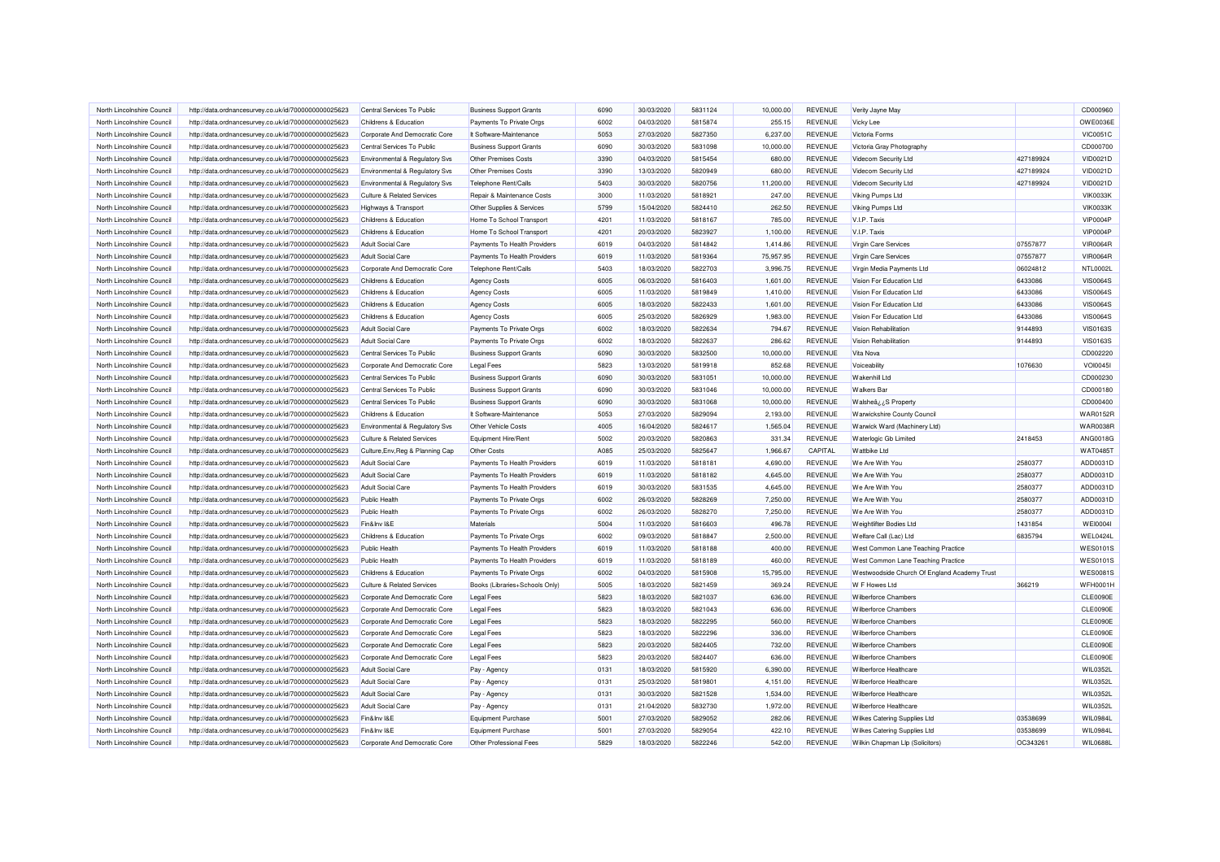| | | | | | | | | | | | | |
|---|---|---|---|---|---|---|---|---|---|---|---|---|
| North Lincolnshire Council | http://data.ordnancesurvey.co.uk/id/7000000000025623 | Central Services To Public | Business Support Grants | 6090 | 30/03/2020 | 5831124 | 10,000.00 | REVENUE | Verity Jayne May | | CD000960 |
| North Lincolnshire Council | http://data.ordnancesurvey.co.uk/id/7000000000025623 | Childrens & Education | Payments To Private Orgs | 6002 | 04/03/2020 | 5815874 | 255.15 | REVENUE | Vicky Lee | | OWE0036E |
| North Lincolnshire Council | http://data.ordnancesurvey.co.uk/id/7000000000025623 | Corporate And Democratic Core | It Software-Maintenance | 5053 | 27/03/2020 | 5827350 | 6,237.00 | REVENUE | Victoria Forms | | VIC0051C |
| North Lincolnshire Council | http://data.ordnancesurvey.co.uk/id/7000000000025623 | Central Services To Public | Business Support Grants | 6090 | 30/03/2020 | 5831098 | 10,000.00 | REVENUE | Victoria Gray Photography | | CD000700 |
| North Lincolnshire Council | http://data.ordnancesurvey.co.uk/id/7000000000025623 | Environmental & Regulatory Svs | Other Premises Costs | 3390 | 04/03/2020 | 5815454 | 680.00 | REVENUE | Videcom Security Ltd | 427189924 | VID0021D |
| North Lincolnshire Council | http://data.ordnancesurvey.co.uk/id/7000000000025623 | Environmental & Regulatory Svs | Other Premises Costs | 3390 | 13/03/2020 | 5820949 | 680.00 | REVENUE | Videcom Security Ltd | 427189924 | VID0021D |
| North Lincolnshire Council | http://data.ordnancesurvey.co.uk/id/7000000000025623 | Environmental & Regulatory Svs | Telephone Rent/Calls | 5403 | 30/03/2020 | 5820756 | 11,200.00 | REVENUE | Videcom Security Ltd | 427189924 | VID0021D |
| North Lincolnshire Council | http://data.ordnancesurvey.co.uk/id/7000000000025623 | Culture & Related Services | Repair & Maintenance Costs | 3000 | 11/03/2020 | 5818921 | 247.00 | REVENUE | Viking Pumps Ltd | | VIK0033K |
| North Lincolnshire Council | http://data.ordnancesurvey.co.uk/id/7000000000025623 | Highways & Transport | Other Supplies & Services | 5799 | 15/04/2020 | 5824410 | 262.50 | REVENUE | Viking Pumps Ltd | | VIK0033K |
| North Lincolnshire Council | http://data.ordnancesurvey.co.uk/id/7000000000025623 | Childrens & Education | Home To School Transport | 4201 | 11/03/2020 | 5818167 | 785.00 | REVENUE | V.I.P. Taxis | | VIP0004P |
| North Lincolnshire Council | http://data.ordnancesurvey.co.uk/id/7000000000025623 | Childrens & Education | Home To School Transport | 4201 | 20/03/2020 | 5823927 | 1,100.00 | REVENUE | V.I.P. Taxis | | VIP0004P |
| North Lincolnshire Council | http://data.ordnancesurvey.co.uk/id/7000000000025623 | Adult Social Care | Payments To Health Providers | 6019 | 04/03/2020 | 5814842 | 1,414.86 | REVENUE | Virgin Care Services | 07557877 | VIR0064R |
| North Lincolnshire Council | http://data.ordnancesurvey.co.uk/id/7000000000025623 | Adult Social Care | Payments To Health Providers | 6019 | 11/03/2020 | 5819364 | 75,957.95 | REVENUE | Virgin Care Services | 07557877 | VIR0064R |
| North Lincolnshire Council | http://data.ordnancesurvey.co.uk/id/7000000000025623 | Corporate And Democratic Core | Telephone Rent/Calls | 5403 | 18/03/2020 | 5822703 | 3,996.75 | REVENUE | Virgin Media Payments Ltd | 06024812 | NTL0002L |
| North Lincolnshire Council | http://data.ordnancesurvey.co.uk/id/7000000000025623 | Childrens & Education | Agency Costs | 6005 | 06/03/2020 | 5816403 | 1,601.00 | REVENUE | Vision For Education Ltd | 6433086 | VIS0064S |
| North Lincolnshire Council | http://data.ordnancesurvey.co.uk/id/7000000000025623 | Childrens & Education | Agency Costs | 6005 | 11/03/2020 | 5819849 | 1,410.00 | REVENUE | Vision For Education Ltd | 6433086 | VIS0064S |
| North Lincolnshire Council | http://data.ordnancesurvey.co.uk/id/7000000000025623 | Childrens & Education | Agency Costs | 6005 | 18/03/2020 | 5822433 | 1,601.00 | REVENUE | Vision For Education Ltd | 6433086 | VIS0064S |
| North Lincolnshire Council | http://data.ordnancesurvey.co.uk/id/7000000000025623 | Childrens & Education | Agency Costs | 6005 | 25/03/2020 | 5826929 | 1,983.00 | REVENUE | Vision For Education Ltd | 6433086 | VIS0064S |
| North Lincolnshire Council | http://data.ordnancesurvey.co.uk/id/7000000000025623 | Adult Social Care | Payments To Private Orgs | 6002 | 18/03/2020 | 5822634 | 794.67 | REVENUE | Vision Rehabilitation | 9144893 | VIS0163S |
| North Lincolnshire Council | http://data.ordnancesurvey.co.uk/id/7000000000025623 | Adult Social Care | Payments To Private Orgs | 6002 | 18/03/2020 | 5822637 | 286.62 | REVENUE | Vision Rehabilitation | 9144893 | VIS0163S |
| North Lincolnshire Council | http://data.ordnancesurvey.co.uk/id/7000000000025623 | Central Services To Public | Business Support Grants | 6090 | 30/03/2020 | 5832500 | 10,000.00 | REVENUE | Vita Nova | | CD002220 |
| North Lincolnshire Council | http://data.ordnancesurvey.co.uk/id/7000000000025623 | Corporate And Democratic Core | Legal Fees | 5823 | 13/03/2020 | 5819918 | 852.68 | REVENUE | Voiceability | 1076630 | VOI0045I |
| North Lincolnshire Council | http://data.ordnancesurvey.co.uk/id/7000000000025623 | Central Services To Public | Business Support Grants | 6090 | 30/03/2020 | 5831051 | 10,000.00 | REVENUE | Wakenhill Ltd | | CD000230 |
| North Lincolnshire Council | http://data.ordnancesurvey.co.uk/id/7000000000025623 | Central Services To Public | Business Support Grants | 6090 | 30/03/2020 | 5831046 | 10,000.00 | REVENUE | Walkers Bar | | CD000180 |
| North Lincolnshire Council | http://data.ordnancesurvey.co.uk/id/7000000000025623 | Central Services To Public | Business Support Grants | 6090 | 30/03/2020 | 5831068 | 10,000.00 | REVENUE | Walsheâ¿¿S Property | | CD000400 |
| North Lincolnshire Council | http://data.ordnancesurvey.co.uk/id/7000000000025623 | Childrens & Education | It Software-Maintenance | 5053 | 27/03/2020 | 5829094 | 2,193.00 | REVENUE | Warwickshire County Council | | WAR0152R |
| North Lincolnshire Council | http://data.ordnancesurvey.co.uk/id/7000000000025623 | Environmental & Regulatory Svs | Other Vehicle Costs | 4005 | 16/04/2020 | 5824617 | 1,565.04 | REVENUE | Warwick Ward (Machinery Ltd) | | WAR0038R |
| North Lincolnshire Council | http://data.ordnancesurvey.co.uk/id/7000000000025623 | Culture & Related Services | Equipment Hire/Rent | 5002 | 20/03/2020 | 5820863 | 331.34 | REVENUE | Waterlogic Gb Limited | 2418453 | ANG0018G |
| North Lincolnshire Council | http://data.ordnancesurvey.co.uk/id/7000000000025623 | Culture,Env,Reg & Planning Cap | Other Costs | A085 | 25/03/2020 | 5825647 | 1,966.67 | CAPITAL | Wattbike Ltd | | WAT0485T |
| North Lincolnshire Council | http://data.ordnancesurvey.co.uk/id/7000000000025623 | Adult Social Care | Payments To Health Providers | 6019 | 11/03/2020 | 5818181 | 4,690.00 | REVENUE | We Are With You | 2580377 | ADD0031D |
| North Lincolnshire Council | http://data.ordnancesurvey.co.uk/id/7000000000025623 | Adult Social Care | Payments To Health Providers | 6019 | 11/03/2020 | 5818182 | 4,645.00 | REVENUE | We Are With You | 2580377 | ADD0031D |
| North Lincolnshire Council | http://data.ordnancesurvey.co.uk/id/7000000000025623 | Adult Social Care | Payments To Health Providers | 6019 | 30/03/2020 | 5831535 | 4,645.00 | REVENUE | We Are With You | 2580377 | ADD0031D |
| North Lincolnshire Council | http://data.ordnancesurvey.co.uk/id/7000000000025623 | Public Health | Payments To Private Orgs | 6002 | 26/03/2020 | 5828269 | 7,250.00 | REVENUE | We Are With You | 2580377 | ADD0031D |
| North Lincolnshire Council | http://data.ordnancesurvey.co.uk/id/7000000000025623 | Public Health | Payments To Private Orgs | 6002 | 26/03/2020 | 5828270 | 7,250.00 | REVENUE | We Are With You | 2580377 | ADD0031D |
| North Lincolnshire Council | http://data.ordnancesurvey.co.uk/id/7000000000025623 | Fin&Inv I&E | Materials | 5004 | 11/03/2020 | 5816603 | 496.78 | REVENUE | Weightlifter Bodies Ltd | 1431854 | WEI0004I |
| North Lincolnshire Council | http://data.ordnancesurvey.co.uk/id/7000000000025623 | Childrens & Education | Payments To Private Orgs | 6002 | 09/03/2020 | 5818847 | 2,500.00 | REVENUE | Welfare Call (Lac) Ltd | 6835794 | WEL0424L |
| North Lincolnshire Council | http://data.ordnancesurvey.co.uk/id/7000000000025623 | Public Health | Payments To Health Providers | 6019 | 11/03/2020 | 5818188 | 400.00 | REVENUE | West Common Lane Teaching Practice | | WES0101S |
| North Lincolnshire Council | http://data.ordnancesurvey.co.uk/id/7000000000025623 | Public Health | Payments To Health Providers | 6019 | 11/03/2020 | 5818189 | 460.00 | REVENUE | West Common Lane Teaching Practice | | WES0101S |
| North Lincolnshire Council | http://data.ordnancesurvey.co.uk/id/7000000000025623 | Childrens & Education | Payments To Private Orgs | 6002 | 04/03/2020 | 5815908 | 15,795.00 | REVENUE | Westwoodside Church Of England Academy Trust | | WES0081S |
| North Lincolnshire Council | http://data.ordnancesurvey.co.uk/id/7000000000025623 | Culture & Related Services | Books (Libraries+Schools Only) | 5005 | 18/03/2020 | 5821459 | 369.24 | REVENUE | W F Howes Ltd | 366219 | WFH0001H |
| North Lincolnshire Council | http://data.ordnancesurvey.co.uk/id/7000000000025623 | Corporate And Democratic Core | Legal Fees | 5823 | 18/03/2020 | 5821037 | 636.00 | REVENUE | Wilberforce Chambers | | CLE0090E |
| North Lincolnshire Council | http://data.ordnancesurvey.co.uk/id/7000000000025623 | Corporate And Democratic Core | Legal Fees | 5823 | 18/03/2020 | 5821043 | 636.00 | REVENUE | Wilberforce Chambers | | CLE0090E |
| North Lincolnshire Council | http://data.ordnancesurvey.co.uk/id/7000000000025623 | Corporate And Democratic Core | Legal Fees | 5823 | 18/03/2020 | 5822295 | 560.00 | REVENUE | Wilberforce Chambers | | CLE0090E |
| North Lincolnshire Council | http://data.ordnancesurvey.co.uk/id/7000000000025623 | Corporate And Democratic Core | Legal Fees | 5823 | 18/03/2020 | 5822296 | 336.00 | REVENUE | Wilberforce Chambers | | CLE0090E |
| North Lincolnshire Council | http://data.ordnancesurvey.co.uk/id/7000000000025623 | Corporate And Democratic Core | Legal Fees | 5823 | 20/03/2020 | 5824405 | 732.00 | REVENUE | Wilberforce Chambers | | CLE0090E |
| North Lincolnshire Council | http://data.ordnancesurvey.co.uk/id/7000000000025623 | Corporate And Democratic Core | Legal Fees | 5823 | 20/03/2020 | 5824407 | 636.00 | REVENUE | Wilberforce Chambers | | CLE0090E |
| North Lincolnshire Council | http://data.ordnancesurvey.co.uk/id/7000000000025623 | Adult Social Care | Pay - Agency | 0131 | 18/03/2020 | 5815920 | 6,390.00 | REVENUE | Wilberforce Healthcare | | WIL0352L |
| North Lincolnshire Council | http://data.ordnancesurvey.co.uk/id/7000000000025623 | Adult Social Care | Pay - Agency | 0131 | 25/03/2020 | 5819801 | 4,151.00 | REVENUE | Wilberforce Healthcare | | WIL0352L |
| North Lincolnshire Council | http://data.ordnancesurvey.co.uk/id/7000000000025623 | Adult Social Care | Pay - Agency | 0131 | 30/03/2020 | 5821528 | 1,534.00 | REVENUE | Wilberforce Healthcare | | WIL0352L |
| North Lincolnshire Council | http://data.ordnancesurvey.co.uk/id/7000000000025623 | Adult Social Care | Pay - Agency | 0131 | 21/04/2020 | 5832730 | 1,972.00 | REVENUE | Wilberforce Healthcare | | WIL0352L |
| North Lincolnshire Council | http://data.ordnancesurvey.co.uk/id/7000000000025623 | Fin&Inv I&E | Equipment Purchase | 5001 | 27/03/2020 | 5829052 | 282.06 | REVENUE | Wilkes Catering Supplies Ltd | 03538699 | WIL0984L |
| North Lincolnshire Council | http://data.ordnancesurvey.co.uk/id/7000000000025623 | Fin&Inv I&E | Equipment Purchase | 5001 | 27/03/2020 | 5829054 | 422.10 | REVENUE | Wilkes Catering Supplies Ltd | 03538699 | WIL0984L |
| North Lincolnshire Council | http://data.ordnancesurvey.co.uk/id/7000000000025623 | Corporate And Democratic Core | Other Professional Fees | 5829 | 18/03/2020 | 5822246 | 542.00 | REVENUE | Wilkin Chapman Llp (Solicitors) | OC343261 | WIL0688L |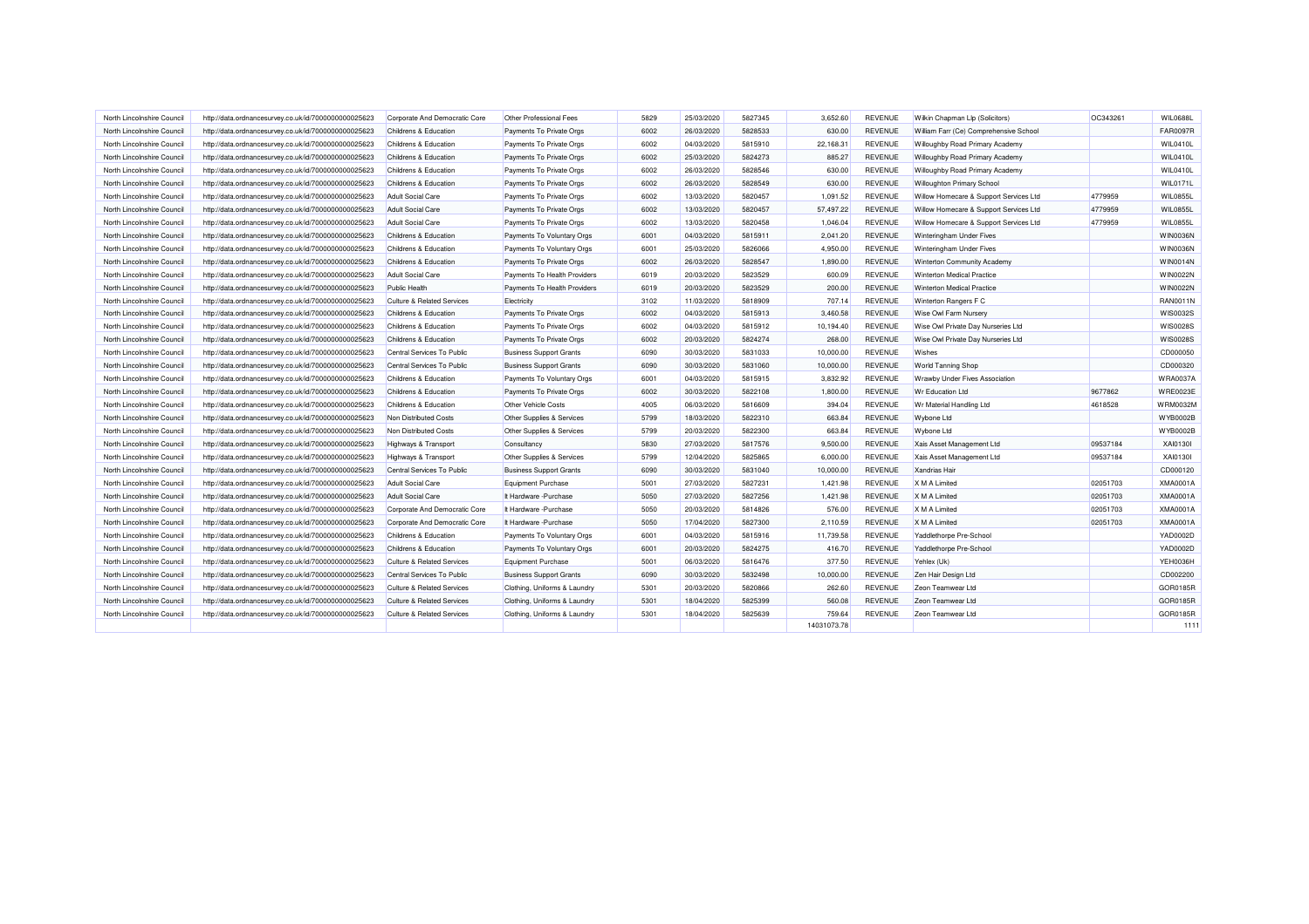| | | | | | | | | | | | | |
|---|---|---|---|---|---|---|---|---|---|---|---|---|
| North Lincolnshire Council | http://data.ordnancesurvey.co.uk/id/7000000000025623 | Corporate And Democratic Core | Other Professional Fees | 5829 | 25/03/2020 | 5827345 | 3,652.60 | REVENUE | Wilkin Chapman Llp (Solicitors) | OC343261 | WIL0688L |
| North Lincolnshire Council | http://data.ordnancesurvey.co.uk/id/7000000000025623 | Childrens & Education | Payments To Private Orgs | 6002 | 26/03/2020 | 5828533 | 630.00 | REVENUE | William Farr (Ce) Comprehensive School | | FAR0097R |
| North Lincolnshire Council | http://data.ordnancesurvey.co.uk/id/7000000000025623 | Childrens & Education | Payments To Private Orgs | 6002 | 04/03/2020 | 5815910 | 22,168.31 | REVENUE | Willoughby Road Primary Academy | | WIL0410L |
| North Lincolnshire Council | http://data.ordnancesurvey.co.uk/id/7000000000025623 | Childrens & Education | Payments To Private Orgs | 6002 | 25/03/2020 | 5824273 | 885.27 | REVENUE | Willoughby Road Primary Academy | | WIL0410L |
| North Lincolnshire Council | http://data.ordnancesurvey.co.uk/id/7000000000025623 | Childrens & Education | Payments To Private Orgs | 6002 | 26/03/2020 | 5828546 | 630.00 | REVENUE | Willoughby Road Primary Academy | | WIL0410L |
| North Lincolnshire Council | http://data.ordnancesurvey.co.uk/id/7000000000025623 | Childrens & Education | Payments To Private Orgs | 6002 | 26/03/2020 | 5828549 | 630.00 | REVENUE | Willoughton Primary School | | WIL0171L |
| North Lincolnshire Council | http://data.ordnancesurvey.co.uk/id/7000000000025623 | Adult Social Care | Payments To Private Orgs | 6002 | 13/03/2020 | 5820457 | 1,091.52 | REVENUE | Willow Homecare & Support Services Ltd | 4779959 | WIL0855L |
| North Lincolnshire Council | http://data.ordnancesurvey.co.uk/id/7000000000025623 | Adult Social Care | Payments To Private Orgs | 6002 | 13/03/2020 | 5820457 | 57,497.22 | REVENUE | Willow Homecare & Support Services Ltd | 4779959 | WIL0855L |
| North Lincolnshire Council | http://data.ordnancesurvey.co.uk/id/7000000000025623 | Adult Social Care | Payments To Private Orgs | 6002 | 13/03/2020 | 5820458 | 1,046.04 | REVENUE | Willow Homecare & Support Services Ltd | 4779959 | WIL0855L |
| North Lincolnshire Council | http://data.ordnancesurvey.co.uk/id/7000000000025623 | Childrens & Education | Payments To Voluntary Orgs | 6001 | 04/03/2020 | 5815911 | 2,041.20 | REVENUE | Winteringham Under Fives | | WIN0036N |
| North Lincolnshire Council | http://data.ordnancesurvey.co.uk/id/7000000000025623 | Childrens & Education | Payments To Voluntary Orgs | 6001 | 25/03/2020 | 5826066 | 4,950.00 | REVENUE | Winteringham Under Fives | | WIN0036N |
| North Lincolnshire Council | http://data.ordnancesurvey.co.uk/id/7000000000025623 | Childrens & Education | Payments To Private Orgs | 6002 | 26/03/2020 | 5828547 | 1,890.00 | REVENUE | Winterton Community Academy | | WIN0014N |
| North Lincolnshire Council | http://data.ordnancesurvey.co.uk/id/7000000000025623 | Adult Social Care | Payments To Health Providers | 6019 | 20/03/2020 | 5823529 | 600.09 | REVENUE | Winterton Medical Practice | | WIN0022N |
| North Lincolnshire Council | http://data.ordnancesurvey.co.uk/id/7000000000025623 | Public Health | Payments To Health Providers | 6019 | 20/03/2020 | 5823529 | 200.00 | REVENUE | Winterton Medical Practice | | WIN0022N |
| North Lincolnshire Council | http://data.ordnancesurvey.co.uk/id/7000000000025623 | Culture & Related Services | Electricity | 3102 | 11/03/2020 | 5818909 | 707.14 | REVENUE | Winterton Rangers F C | | RAN0011N |
| North Lincolnshire Council | http://data.ordnancesurvey.co.uk/id/7000000000025623 | Childrens & Education | Payments To Private Orgs | 6002 | 04/03/2020 | 5815913 | 3,460.58 | REVENUE | Wise Owl Farm Nursery | | WIS0032S |
| North Lincolnshire Council | http://data.ordnancesurvey.co.uk/id/7000000000025623 | Childrens & Education | Payments To Private Orgs | 6002 | 04/03/2020 | 5815912 | 10,194.40 | REVENUE | Wise Owl Private Day Nurseries Ltd | | WIS0028S |
| North Lincolnshire Council | http://data.ordnancesurvey.co.uk/id/7000000000025623 | Childrens & Education | Payments To Private Orgs | 6002 | 20/03/2020 | 5824274 | 268.00 | REVENUE | Wise Owl Private Day Nurseries Ltd | | WIS0028S |
| North Lincolnshire Council | http://data.ordnancesurvey.co.uk/id/7000000000025623 | Central Services To Public | Business Support Grants | 6090 | 30/03/2020 | 5831033 | 10,000.00 | REVENUE | Wishes | | CD000050 |
| North Lincolnshire Council | http://data.ordnancesurvey.co.uk/id/7000000000025623 | Central Services To Public | Business Support Grants | 6090 | 30/03/2020 | 5831060 | 10,000.00 | REVENUE | World Tanning Shop | | CD000320 |
| North Lincolnshire Council | http://data.ordnancesurvey.co.uk/id/7000000000025623 | Childrens & Education | Payments To Voluntary Orgs | 6001 | 04/03/2020 | 5815915 | 3,832.92 | REVENUE | Wrawby Under Fives Association | | WRA0037A |
| North Lincolnshire Council | http://data.ordnancesurvey.co.uk/id/7000000000025623 | Childrens & Education | Payments To Private Orgs | 6002 | 30/03/2020 | 5822108 | 1,800.00 | REVENUE | Wr Education Ltd | 9677862 | WRE0023E |
| North Lincolnshire Council | http://data.ordnancesurvey.co.uk/id/7000000000025623 | Childrens & Education | Other Vehicle Costs | 4005 | 06/03/2020 | 5816609 | 394.04 | REVENUE | Wr Material Handling Ltd | 4618528 | WRM0032M |
| North Lincolnshire Council | http://data.ordnancesurvey.co.uk/id/7000000000025623 | Non Distributed Costs | Other Supplies & Services | 5799 | 18/03/2020 | 5822310 | 663.84 | REVENUE | Wybone Ltd | | WYB0002B |
| North Lincolnshire Council | http://data.ordnancesurvey.co.uk/id/7000000000025623 | Non Distributed Costs | Other Supplies & Services | 5799 | 20/03/2020 | 5822300 | 663.84 | REVENUE | Wybone Ltd | | WYB0002B |
| North Lincolnshire Council | http://data.ordnancesurvey.co.uk/id/7000000000025623 | Highways & Transport | Consultancy | 5830 | 27/03/2020 | 5817576 | 9,500.00 | REVENUE | Xais Asset Management Ltd | 09537184 | XAI0130I |
| North Lincolnshire Council | http://data.ordnancesurvey.co.uk/id/7000000000025623 | Highways & Transport | Other Supplies & Services | 5799 | 12/04/2020 | 5825865 | 6,000.00 | REVENUE | Xais Asset Management Ltd | 09537184 | XAI0130I |
| North Lincolnshire Council | http://data.ordnancesurvey.co.uk/id/7000000000025623 | Central Services To Public | Business Support Grants | 6090 | 30/03/2020 | 5831040 | 10,000.00 | REVENUE | Xandrias Hair | | CD000120 |
| North Lincolnshire Council | http://data.ordnancesurvey.co.uk/id/7000000000025623 | Adult Social Care | Equipment Purchase | 5001 | 27/03/2020 | 5827231 | 1,421.98 | REVENUE | X M A Limited | 02051703 | XMA0001A |
| North Lincolnshire Council | http://data.ordnancesurvey.co.uk/id/7000000000025623 | Adult Social Care | It Hardware -Purchase | 5050 | 27/03/2020 | 5827256 | 1,421.98 | REVENUE | X M A Limited | 02051703 | XMA0001A |
| North Lincolnshire Council | http://data.ordnancesurvey.co.uk/id/7000000000025623 | Corporate And Democratic Core | It Hardware -Purchase | 5050 | 20/03/2020 | 5814826 | 576.00 | REVENUE | X M A Limited | 02051703 | XMA0001A |
| North Lincolnshire Council | http://data.ordnancesurvey.co.uk/id/7000000000025623 | Corporate And Democratic Core | It Hardware -Purchase | 5050 | 17/04/2020 | 5827300 | 2,110.59 | REVENUE | X M A Limited | 02051703 | XMA0001A |
| North Lincolnshire Council | http://data.ordnancesurvey.co.uk/id/7000000000025623 | Childrens & Education | Payments To Voluntary Orgs | 6001 | 04/03/2020 | 5815916 | 11,739.58 | REVENUE | Yaddlethorpe Pre-School | | YAD0002D |
| North Lincolnshire Council | http://data.ordnancesurvey.co.uk/id/7000000000025623 | Childrens & Education | Payments To Voluntary Orgs | 6001 | 20/03/2020 | 5824275 | 416.70 | REVENUE | Yaddlethorpe Pre-School | | YAD0002D |
| North Lincolnshire Council | http://data.ordnancesurvey.co.uk/id/7000000000025623 | Culture & Related Services | Equipment Purchase | 5001 | 06/03/2020 | 5816476 | 377.50 | REVENUE | Yehlex (Uk) | | YEH0036H |
| North Lincolnshire Council | http://data.ordnancesurvey.co.uk/id/7000000000025623 | Central Services To Public | Business Support Grants | 6090 | 30/03/2020 | 5832498 | 10,000.00 | REVENUE | Zen Hair Design Ltd | | CD002200 |
| North Lincolnshire Council | http://data.ordnancesurvey.co.uk/id/7000000000025623 | Culture & Related Services | Clothing, Uniforms & Laundry | 5301 | 20/03/2020 | 5820866 | 262.60 | REVENUE | Zeon Teamwear Ltd | | GOR0185R |
| North Lincolnshire Council | http://data.ordnancesurvey.co.uk/id/7000000000025623 | Culture & Related Services | Clothing, Uniforms & Laundry | 5301 | 18/04/2020 | 5825399 | 560.08 | REVENUE | Zeon Teamwear Ltd | | GOR0185R |
| North Lincolnshire Council | http://data.ordnancesurvey.co.uk/id/7000000000025623 | Culture & Related Services | Clothing, Uniforms & Laundry | 5301 | 18/04/2020 | 5825639 | 759.64 | REVENUE | Zeon Teamwear Ltd | | GOR0185R |
| | | | | | | | 14031073.78 | | | | 1111 |